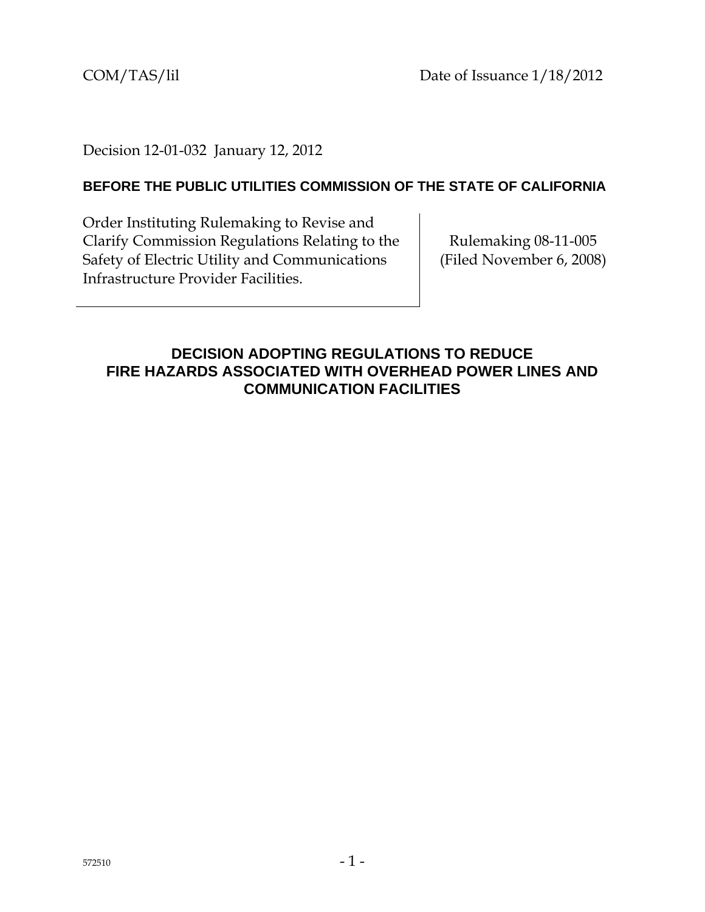COM/TAS/lil Date of Issuance 1/18/2012

Decision 12-01-032 January 12, 2012

**BEFORE THE PUBLIC UTILITIES COMMISSION OF THE STATE OF CALIFORNIA**

| Order Instituting Rulemaking to Revise and Clarify Commission Regulations Relating to the Safety of Electric Utility and Communications Infrastructure Provider Facilities. | Rulemaking 08-11-005 (Filed November 6, 2008) |
|---|---|

# DECISION ADOPTING REGULATIONS TO REDUCE FIRE HAZARDS ASSOCIATED WITH OVERHEAD POWER LINES AND COMMUNICATION FACILITIES

572510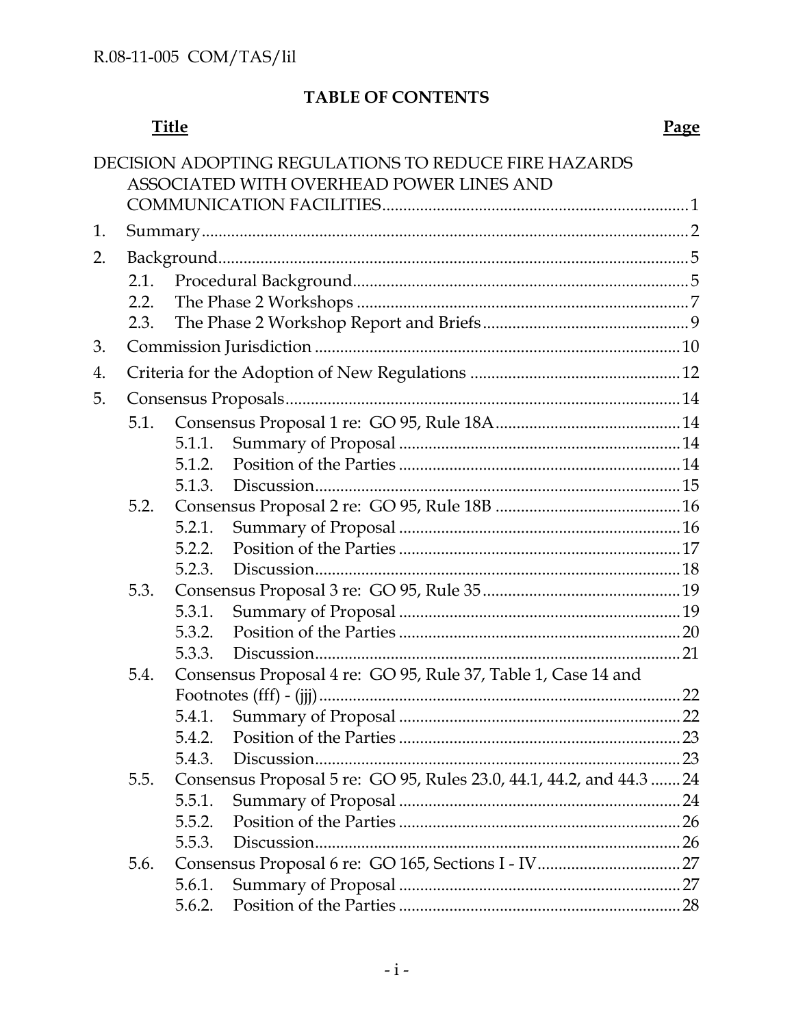## TABLE OF CONTENTS

| Title | Page |
|---|---|
| DECISION ADOPTING REGULATIONS TO REDUCE FIRE HAZARDS ASSOCIATED WITH OVERHEAD POWER LINES AND COMMUNICATION FACILITIES | 1 |
| 1. Summary | 2 |
| 2. Background | 5 |
| 2.1. Procedural Background | 5 |
| 2.2. The Phase 2 Workshops | 7 |
| 2.3. The Phase 2 Workshop Report and Briefs | 9 |
| 3. Commission Jurisdiction | 10 |
| 4. Criteria for the Adoption of New Regulations | 12 |
| 5. Consensus Proposals | 14 |
| 5.1. Consensus Proposal 1 re: GO 95, Rule 18A | 14 |
| 5.1.1. Summary of Proposal | 14 |
| 5.1.2. Position of the Parties | 14 |
| 5.1.3. Discussion | 15 |
| 5.2. Consensus Proposal 2 re: GO 95, Rule 18B | 16 |
| 5.2.1. Summary of Proposal | 16 |
| 5.2.2. Position of the Parties | 17 |
| 5.2.3. Discussion | 18 |
| 5.3. Consensus Proposal 3 re: GO 95, Rule 35 | 19 |
| 5.3.1. Summary of Proposal | 19 |
| 5.3.2. Position of the Parties | 20 |
| 5.3.3. Discussion | 21 |
| 5.4. Consensus Proposal 4 re: GO 95, Rule 37, Table 1, Case 14 and Footnotes (fff) - (jjj) | 22 |
| 5.4.1. Summary of Proposal | 22 |
| 5.4.2. Position of the Parties | 23 |
| 5.4.3. Discussion | 23 |
| 5.5. Consensus Proposal 5 re: GO 95, Rules 23.0, 44.1, 44.2, and 44.3 | 24 |
| 5.5.1. Summary of Proposal | 24 |
| 5.5.2. Position of the Parties | 26 |
| 5.5.3. Discussion | 26 |
| 5.6. Consensus Proposal 6 re: GO 165, Sections I - IV | 27 |
| 5.6.1. Summary of Proposal | 27 |
| 5.6.2. Position of the Parties | 28 |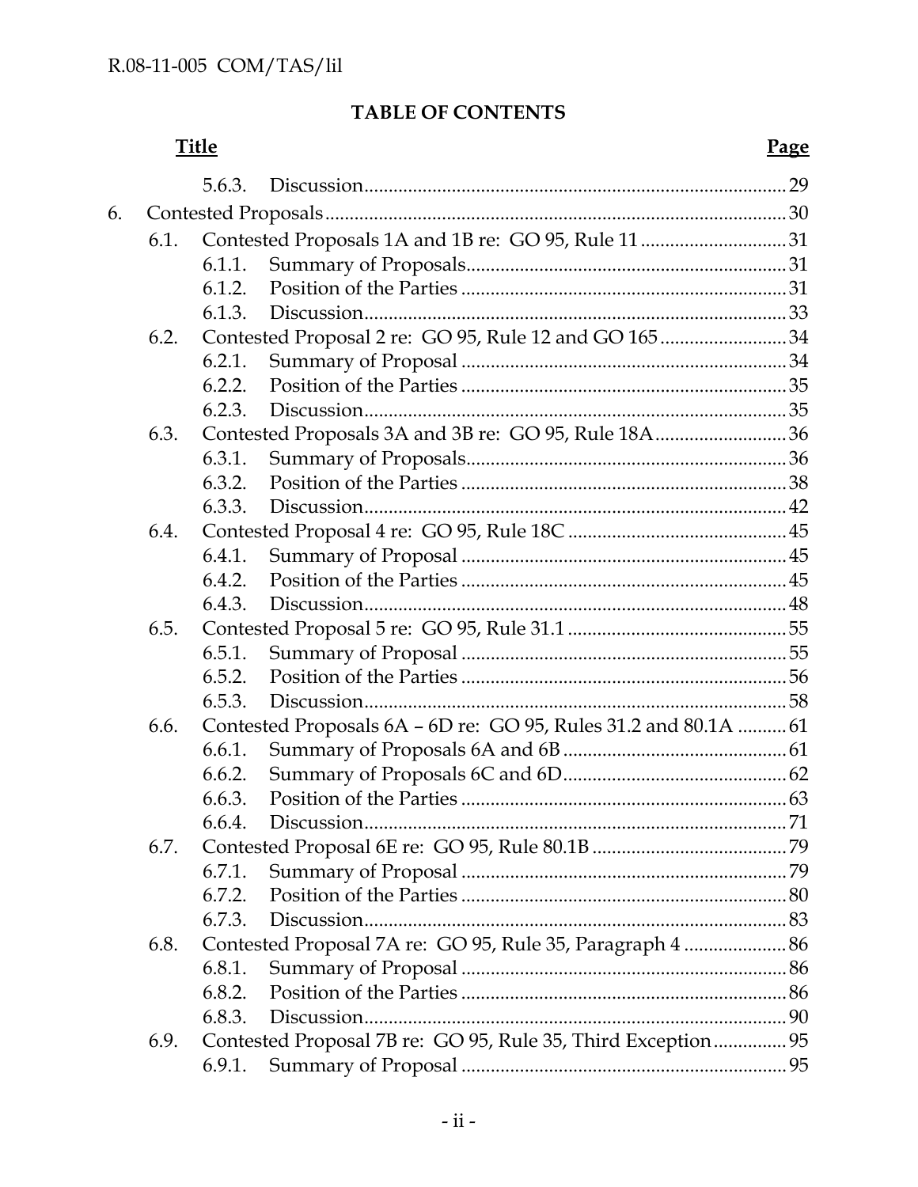**TABLE OF CONTENTS**

| Title | | | Page |
|---|---|---|---|
| | 5.6.3. | Discussion | 29 |
| 6. | Contested Proposals | | 30 |
| | 6.1. | Contested Proposals 1A and 1B re: GO 95, Rule 11 | 31 |
| | 6.1.1. | Summary of Proposals | 31 |
| | 6.1.2. | Position of the Parties | 31 |
| | 6.1.3. | Discussion | 33 |
| | 6.2. | Contested Proposal 2 re: GO 95, Rule 12 and GO 165 | 34 |
| | 6.2.1. | Summary of Proposal | 34 |
| | 6.2.2. | Position of the Parties | 35 |
| | 6.2.3. | Discussion | 35 |
| | 6.3. | Contested Proposals 3A and 3B re: GO 95, Rule 18A | 36 |
| | 6.3.1. | Summary of Proposals | 36 |
| | 6.3.2. | Position of the Parties | 38 |
| | 6.3.3. | Discussion | 42 |
| | 6.4. | Contested Proposal 4 re: GO 95, Rule 18C | 45 |
| | 6.4.1. | Summary of Proposal | 45 |
| | 6.4.2. | Position of the Parties | 45 |
| | 6.4.3. | Discussion | 48 |
| | 6.5. | Contested Proposal 5 re: GO 95, Rule 31.1 | 55 |
| | 6.5.1. | Summary of Proposal | 55 |
| | 6.5.2. | Position of the Parties | 56 |
| | 6.5.3. | Discussion | 58 |
| | 6.6. | Contested Proposals 6A – 6D re: GO 95, Rules 31.2 and 80.1A | 61 |
| | 6.6.1. | Summary of Proposals 6A and 6B | 61 |
| | 6.6.2. | Summary of Proposals 6C and 6D | 62 |
| | 6.6.3. | Position of the Parties | 63 |
| | 6.6.4. | Discussion | 71 |
| | 6.7. | Contested Proposal 6E re: GO 95, Rule 80.1B | 79 |
| | 6.7.1. | Summary of Proposal | 79 |
| | 6.7.2. | Position of the Parties | 80 |
| | 6.7.3. | Discussion | 83 |
| | 6.8. | Contested Proposal 7A re: GO 95, Rule 35, Paragraph 4 | 86 |
| | 6.8.1. | Summary of Proposal | 86 |
| | 6.8.2. | Position of the Parties | 86 |
| | 6.8.3. | Discussion | 90 |
| | 6.9. | Contested Proposal 7B re: GO 95, Rule 35, Third Exception | 95 |
| | 6.9.1. | Summary of Proposal | 95 |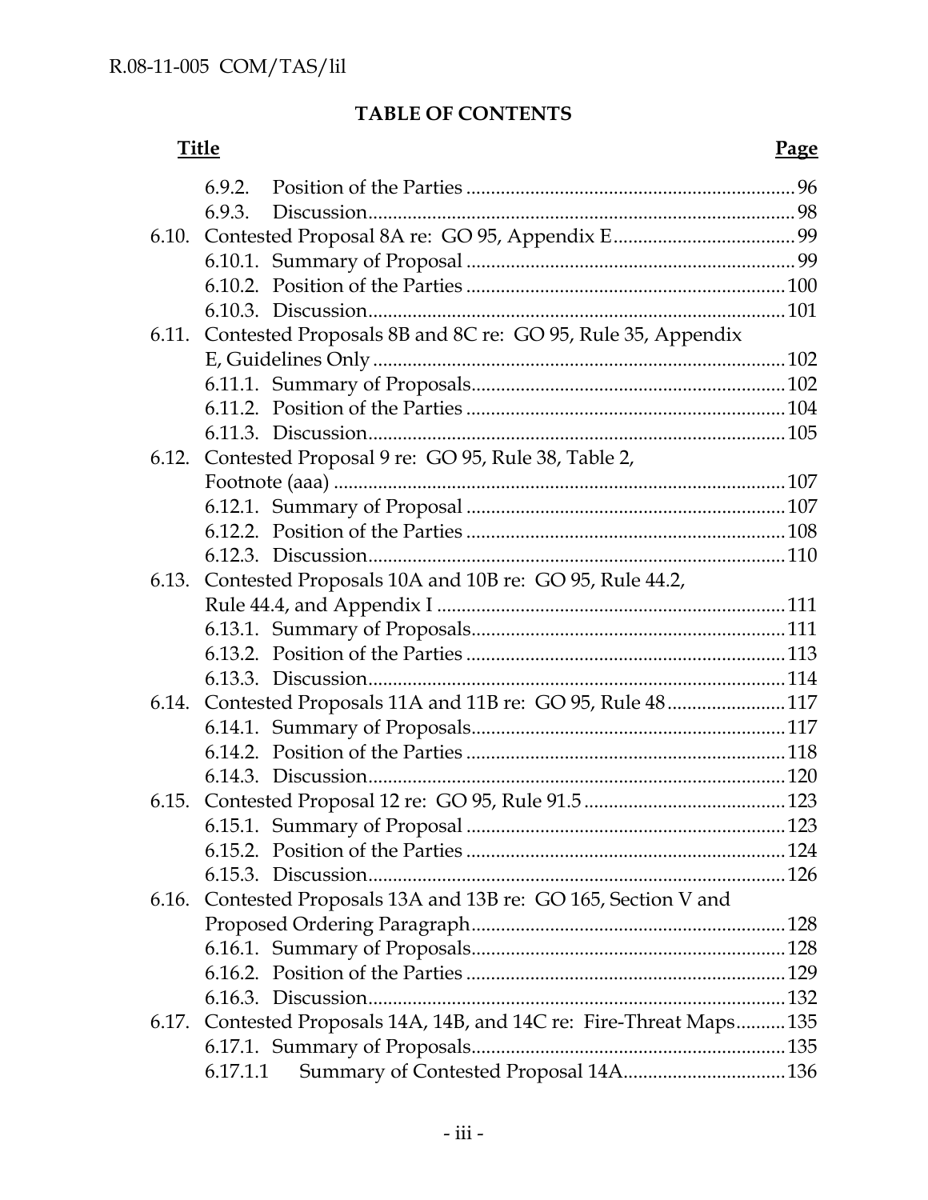## TABLE OF CONTENTS

| Title | Page |
|---|---|
| 6.9.2. Position of the Parties | 96 |
| 6.9.3. Discussion | 98 |
| 6.10. Contested Proposal 8A re: GO 95, Appendix E | 99 |
| 6.10.1. Summary of Proposal | 99 |
| 6.10.2. Position of the Parties | 100 |
| 6.10.3. Discussion | 101 |
| 6.11. Contested Proposals 8B and 8C re: GO 95, Rule 35, Appendix E, Guidelines Only | 102 |
| 6.11.1. Summary of Proposals | 102 |
| 6.11.2. Position of the Parties | 104 |
| 6.11.3. Discussion | 105 |
| 6.12. Contested Proposal 9 re: GO 95, Rule 38, Table 2, Footnote (aaa) | 107 |
| 6.12.1. Summary of Proposal | 107 |
| 6.12.2. Position of the Parties | 108 |
| 6.12.3. Discussion | 110 |
| 6.13. Contested Proposals 10A and 10B re: GO 95, Rule 44.2, Rule 44.4, and Appendix I | 111 |
| 6.13.1. Summary of Proposals | 111 |
| 6.13.2. Position of the Parties | 113 |
| 6.13.3. Discussion | 114 |
| 6.14. Contested Proposals 11A and 11B re: GO 95, Rule 48 | 117 |
| 6.14.1. Summary of Proposals | 117 |
| 6.14.2. Position of the Parties | 118 |
| 6.14.3. Discussion | 120 |
| 6.15. Contested Proposal 12 re: GO 95, Rule 91.5 | 123 |
| 6.15.1. Summary of Proposal | 123 |
| 6.15.2. Position of the Parties | 124 |
| 6.15.3. Discussion | 126 |
| 6.16. Contested Proposals 13A and 13B re: GO 165, Section V and Proposed Ordering Paragraph | 128 |
| 6.16.1. Summary of Proposals | 128 |
| 6.16.2. Position of the Parties | 129 |
| 6.16.3. Discussion | 132 |
| 6.17. Contested Proposals 14A, 14B, and 14C re: Fire-Threat Maps | 135 |
| 6.17.1. Summary of Proposals | 135 |
| 6.17.1.1 Summary of Contested Proposal 14A | 136 |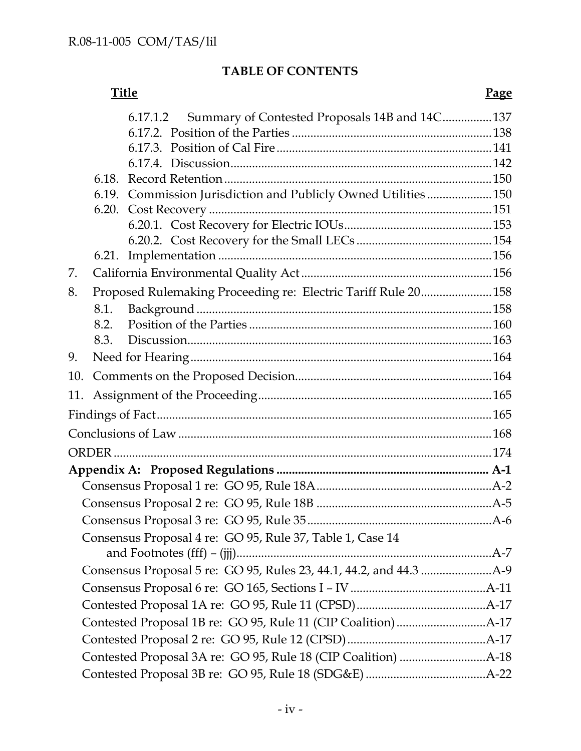## TABLE OF CONTENTS

| Title | Page |
|---|---|
| 6.17.1.2 Summary of Contested Proposals 14B and 14C | 137 |
| 6.17.2. Position of the Parties | 138 |
| 6.17.3. Position of Cal Fire | 141 |
| 6.17.4. Discussion | 142 |
| 6.18. Record Retention | 150 |
| 6.19. Commission Jurisdiction and Publicly Owned Utilities | 150 |
| 6.20. Cost Recovery | 151 |
| 6.20.1. Cost Recovery for Electric IOUs | 153 |
| 6.20.2. Cost Recovery for the Small LECs | 154 |
| 6.21. Implementation | 156 |
| 7. California Environmental Quality Act | 156 |
| 8. Proposed Rulemaking Proceeding re: Electric Tariff Rule 20 | 158 |
| 8.1. Background | 158 |
| 8.2. Position of the Parties | 160 |
| 8.3. Discussion | 163 |
| 9. Need for Hearing | 164 |
| 10. Comments on the Proposed Decision | 164 |
| 11. Assignment of the Proceeding | 165 |
| Findings of Fact | 165 |
| Conclusions of Law | 168 |
| ORDER | 174 |
| **Appendix A: Proposed Regulations** | **A-1** |
| Consensus Proposal 1 re: GO 95, Rule 18A | A-2 |
| Consensus Proposal 2 re: GO 95, Rule 18B | A-5 |
| Consensus Proposal 3 re: GO 95, Rule 35 | A-6 |
| Consensus Proposal 4 re: GO 95, Rule 37, Table 1, Case 14 and Footnotes (fff) – (jjj) | A-7 |
| Consensus Proposal 5 re: GO 95, Rules 23, 44.1, 44.2, and 44.3 | A-9 |
| Consensus Proposal 6 re: GO 165, Sections I – IV | A-11 |
| Contested Proposal 1A re: GO 95, Rule 11 (CPSD) | A-17 |
| Contested Proposal 1B re: GO 95, Rule 11 (CIP Coalition) | A-17 |
| Contested Proposal 2 re: GO 95, Rule 12 (CPSD) | A-17 |
| Contested Proposal 3A re: GO 95, Rule 18 (CIP Coalition) | A-18 |
| Contested Proposal 3B re: GO 95, Rule 18 (SDG&E) | A-22 |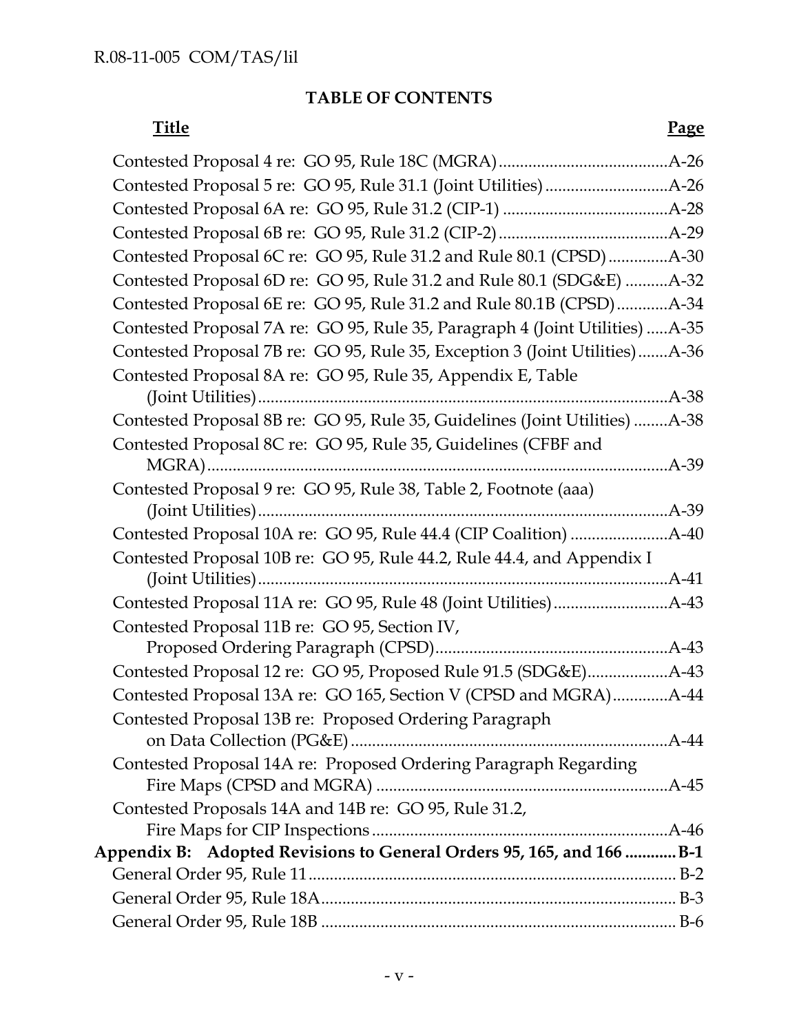**TABLE OF CONTENTS**

| Title | Page |
|---|---|
| Contested Proposal 4 re: GO 95, Rule 18C (MGRA) | A-26 |
| Contested Proposal 5 re: GO 95, Rule 31.1 (Joint Utilities) | A-26 |
| Contested Proposal 6A re: GO 95, Rule 31.2 (CIP-1) | A-28 |
| Contested Proposal 6B re: GO 95, Rule 31.2 (CIP-2) | A-29 |
| Contested Proposal 6C re: GO 95, Rule 31.2 and Rule 80.1 (CPSD) | A-30 |
| Contested Proposal 6D re: GO 95, Rule 31.2 and Rule 80.1 (SDG&E) | A-32 |
| Contested Proposal 6E re: GO 95, Rule 31.2 and Rule 80.1B (CPSD) | A-34 |
| Contested Proposal 7A re: GO 95, Rule 35, Paragraph 4 (Joint Utilities) | A-35 |
| Contested Proposal 7B re: GO 95, Rule 35, Exception 3 (Joint Utilities) | A-36 |
| Contested Proposal 8A re: GO 95, Rule 35, Appendix E, Table (Joint Utilities) | A-38 |
| Contested Proposal 8B re: GO 95, Rule 35, Guidelines (Joint Utilities) | A-38 |
| Contested Proposal 8C re: GO 95, Rule 35, Guidelines (CFBF and MGRA) | A-39 |
| Contested Proposal 9 re: GO 95, Rule 38, Table 2, Footnote (aaa) (Joint Utilities) | A-39 |
| Contested Proposal 10A re: GO 95, Rule 44.4 (CIP Coalition) | A-40 |
| Contested Proposal 10B re: GO 95, Rule 44.2, Rule 44.4, and Appendix I (Joint Utilities) | A-41 |
| Contested Proposal 11A re: GO 95, Rule 48 (Joint Utilities) | A-43 |
| Contested Proposal 11B re: GO 95, Section IV, Proposed Ordering Paragraph (CPSD) | A-43 |
| Contested Proposal 12 re: GO 95, Proposed Rule 91.5 (SDG&E) | A-43 |
| Contested Proposal 13A re: GO 165, Section V (CPSD and MGRA) | A-44 |
| Contested Proposal 13B re: Proposed Ordering Paragraph on Data Collection (PG&E) | A-44 |
| Contested Proposal 14A re: Proposed Ordering Paragraph Regarding Fire Maps (CPSD and MGRA) | A-45 |
| Contested Proposals 14A and 14B re: GO 95, Rule 31.2, Fire Maps for CIP Inspections | A-46 |
| **Appendix B: Adopted Revisions to General Orders 95, 165, and 166** | **B-1** |
| General Order 95, Rule 11 | B-2 |
| General Order 95, Rule 18A | B-3 |
| General Order 95, Rule 18B | B-6 |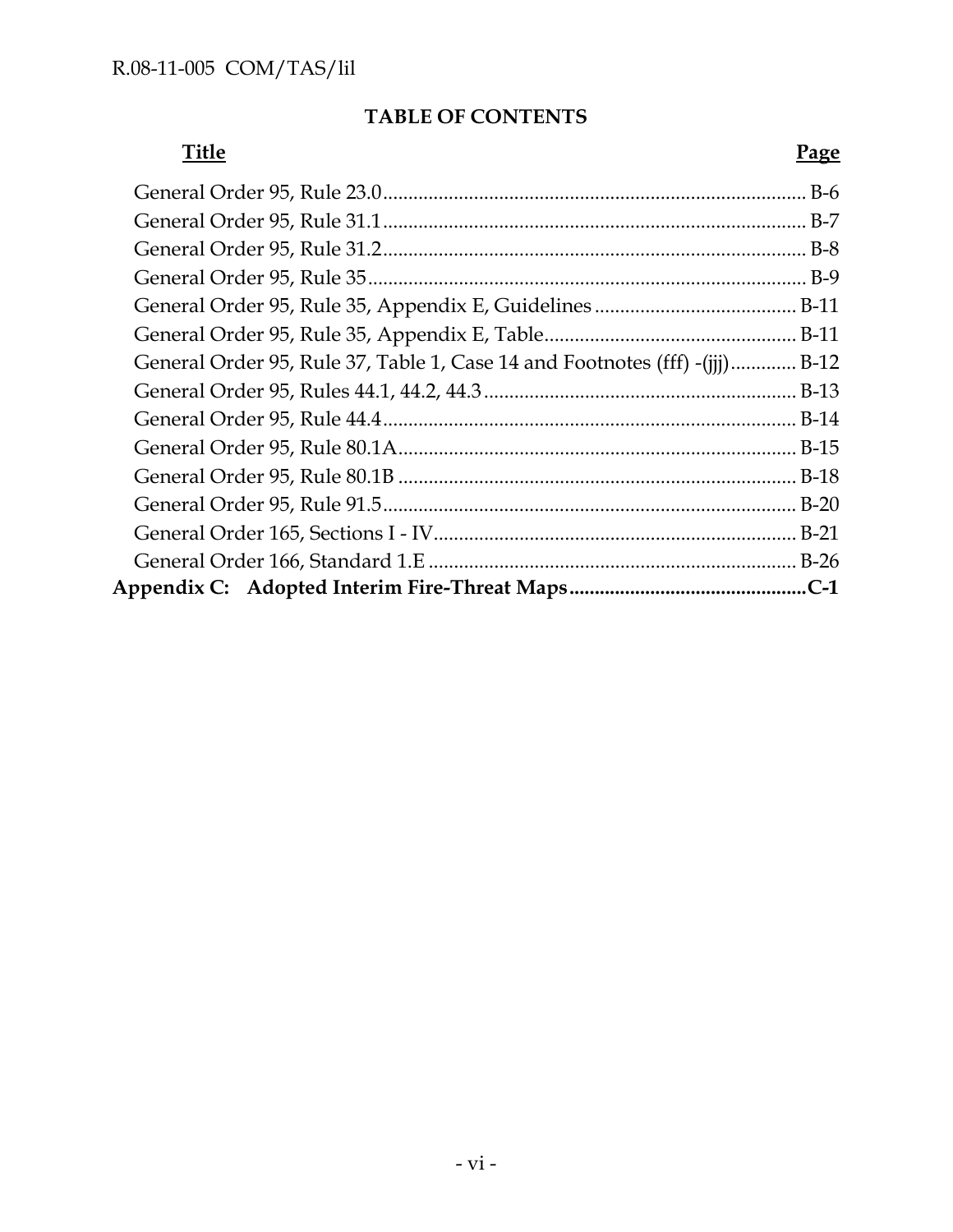## TABLE OF CONTENTS

| Title | Page |
|---|---|
| General Order 95, Rule 23.0 | B-6 |
| General Order 95, Rule 31.1 | B-7 |
| General Order 95, Rule 31.2 | B-8 |
| General Order 95, Rule 35 | B-9 |
| General Order 95, Rule 35, Appendix E, Guidelines | B-11 |
| General Order 95, Rule 35, Appendix E, Table | B-11 |
| General Order 95, Rule 37, Table 1, Case 14 and Footnotes (fff) -(jjj) | B-12 |
| General Order 95, Rules 44.1, 44.2, 44.3 | B-13 |
| General Order 95, Rule 44.4 | B-14 |
| General Order 95, Rule 80.1A | B-15 |
| General Order 95, Rule 80.1B | B-18 |
| General Order 95, Rule 91.5 | B-20 |
| General Order 165, Sections I - IV | B-21 |
| General Order 166, Standard 1.E | B-26 |
| **Appendix C: Adopted Interim Fire-Threat Maps** | **C-1** |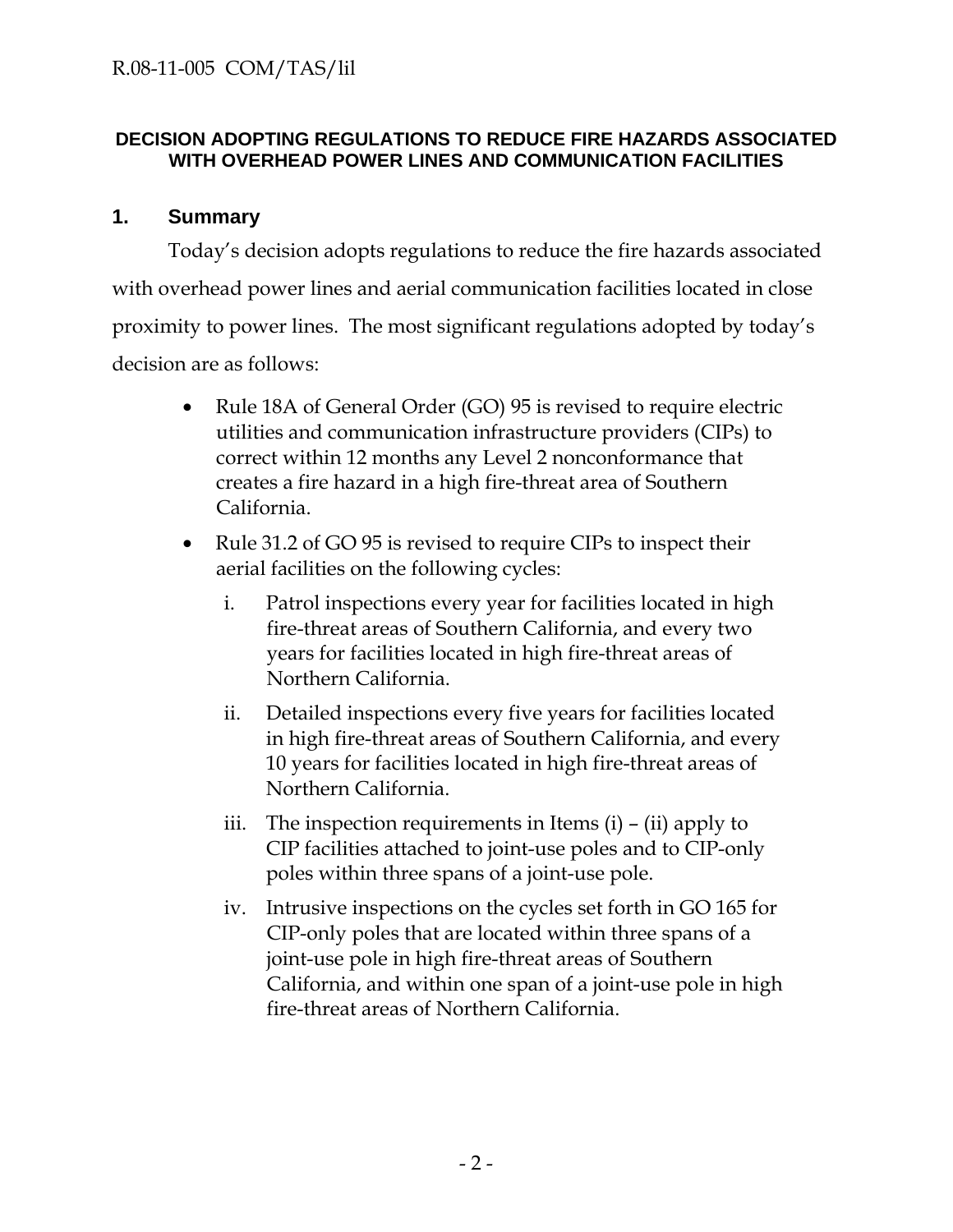## DECISION ADOPTING REGULATIONS TO REDUCE FIRE HAZARDS ASSOCIATED WITH OVERHEAD POWER LINES AND COMMUNICATION FACILITIES

### 1. Summary

Today's decision adopts regulations to reduce the fire hazards associated with overhead power lines and aerial communication facilities located in close proximity to power lines. The most significant regulations adopted by today's decision are as follows:

- Rule 18A of General Order (GO) 95 is revised to require electric utilities and communication infrastructure providers (CIPs) to correct within 12 months any Level 2 nonconformance that creates a fire hazard in a high fire-threat area of Southern California.
- Rule 31.2 of GO 95 is revised to require CIPs to inspect their aerial facilities on the following cycles:
  - i. Patrol inspections every year for facilities located in high fire-threat areas of Southern California, and every two years for facilities located in high fire-threat areas of Northern California.
  - ii. Detailed inspections every five years for facilities located in high fire-threat areas of Southern California, and every 10 years for facilities located in high fire-threat areas of Northern California.
  - iii. The inspection requirements in Items (i) – (ii) apply to CIP facilities attached to joint-use poles and to CIP-only poles within three spans of a joint-use pole.
  - iv. Intrusive inspections on the cycles set forth in GO 165 for CIP-only poles that are located within three spans of a joint-use pole in high fire-threat areas of Southern California, and within one span of a joint-use pole in high fire-threat areas of Northern California.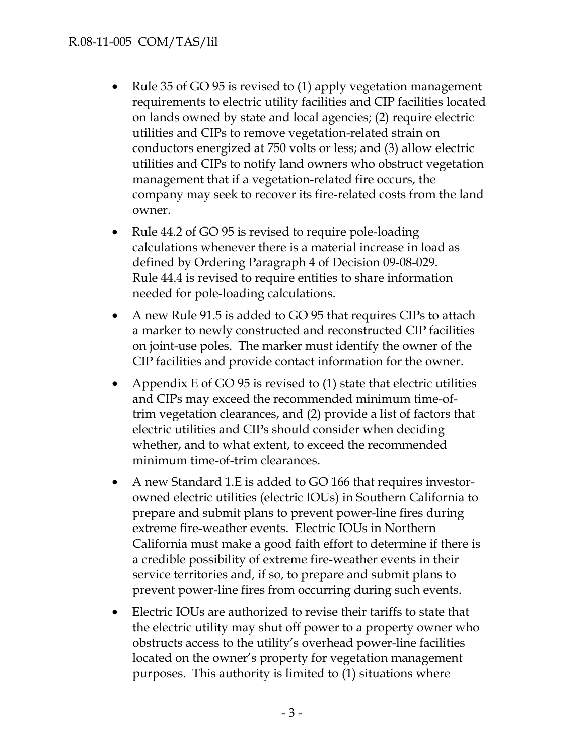- Rule 35 of GO 95 is revised to (1) apply vegetation management requirements to electric utility facilities and CIP facilities located on lands owned by state and local agencies; (2) require electric utilities and CIPs to remove vegetation-related strain on conductors energized at 750 volts or less; and (3) allow electric utilities and CIPs to notify land owners who obstruct vegetation management that if a vegetation-related fire occurs, the company may seek to recover its fire-related costs from the land owner.
- Rule 44.2 of GO 95 is revised to require pole-loading calculations whenever there is a material increase in load as defined by Ordering Paragraph 4 of Decision 09-08-029. Rule 44.4 is revised to require entities to share information needed for pole-loading calculations.
- A new Rule 91.5 is added to GO 95 that requires CIPs to attach a marker to newly constructed and reconstructed CIP facilities on joint-use poles. The marker must identify the owner of the CIP facilities and provide contact information for the owner.
- Appendix E of GO 95 is revised to (1) state that electric utilities and CIPs may exceed the recommended minimum time-of-trim vegetation clearances, and (2) provide a list of factors that electric utilities and CIPs should consider when deciding whether, and to what extent, to exceed the recommended minimum time-of-trim clearances.
- A new Standard 1.E is added to GO 166 that requires investor-owned electric utilities (electric IOUs) in Southern California to prepare and submit plans to prevent power-line fires during extreme fire-weather events. Electric IOUs in Northern California must make a good faith effort to determine if there is a credible possibility of extreme fire-weather events in their service territories and, if so, to prepare and submit plans to prevent power-line fires from occurring during such events.
- Electric IOUs are authorized to revise their tariffs to state that the electric utility may shut off power to a property owner who obstructs access to the utility's overhead power-line facilities located on the owner's property for vegetation management purposes. This authority is limited to (1) situations where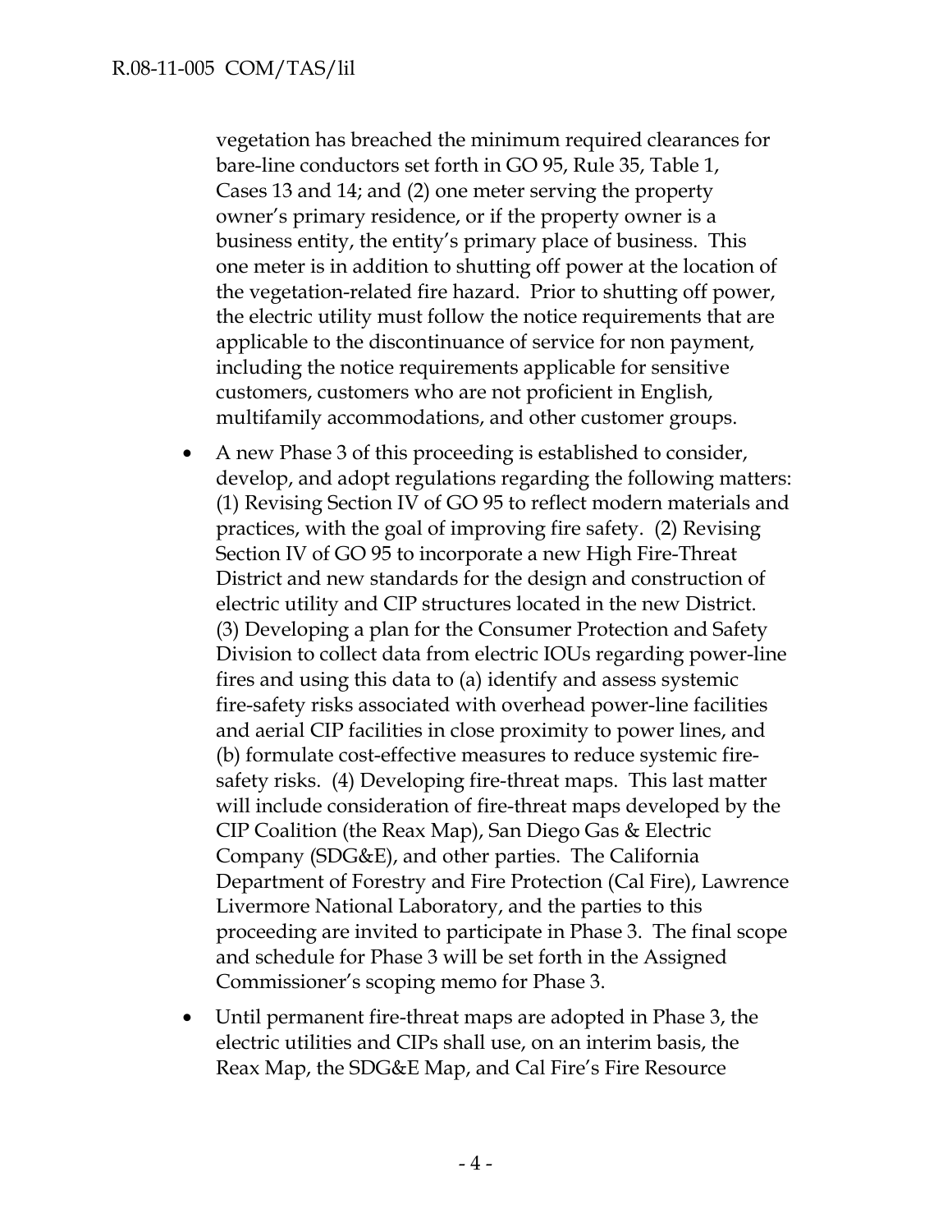vegetation has breached the minimum required clearances for bare-line conductors set forth in GO 95, Rule 35, Table 1, Cases 13 and 14; and (2) one meter serving the property owner's primary residence, or if the property owner is a business entity, the entity's primary place of business. This one meter is in addition to shutting off power at the location of the vegetation-related fire hazard. Prior to shutting off power, the electric utility must follow the notice requirements that are applicable to the discontinuance of service for non payment, including the notice requirements applicable for sensitive customers, customers who are not proficient in English, multifamily accommodations, and other customer groups.

- A new Phase 3 of this proceeding is established to consider, develop, and adopt regulations regarding the following matters: (1) Revising Section IV of GO 95 to reflect modern materials and practices, with the goal of improving fire safety. (2) Revising Section IV of GO 95 to incorporate a new High Fire-Threat District and new standards for the design and construction of electric utility and CIP structures located in the new District. (3) Developing a plan for the Consumer Protection and Safety Division to collect data from electric IOUs regarding power-line fires and using this data to (a) identify and assess systemic fire-safety risks associated with overhead power-line facilities and aerial CIP facilities in close proximity to power lines, and (b) formulate cost-effective measures to reduce systemic fire-safety risks. (4) Developing fire-threat maps. This last matter will include consideration of fire-threat maps developed by the CIP Coalition (the Reax Map), San Diego Gas & Electric Company (SDG&E), and other parties. The California Department of Forestry and Fire Protection (Cal Fire), Lawrence Livermore National Laboratory, and the parties to this proceeding are invited to participate in Phase 3. The final scope and schedule for Phase 3 will be set forth in the Assigned Commissioner's scoping memo for Phase 3.
- Until permanent fire-threat maps are adopted in Phase 3, the electric utilities and CIPs shall use, on an interim basis, the Reax Map, the SDG&E Map, and Cal Fire's Fire Resource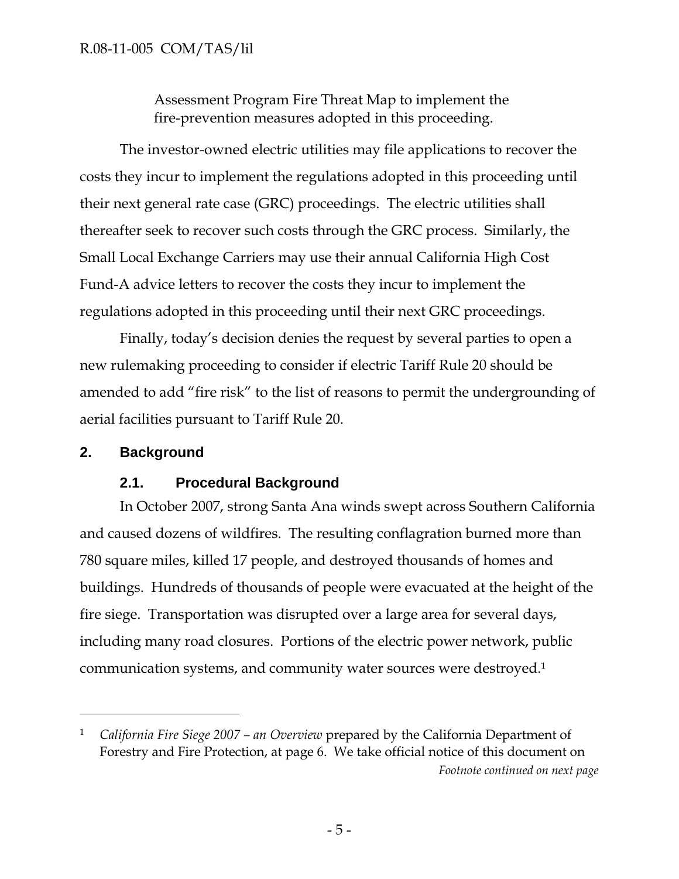Assessment Program Fire Threat Map to implement the fire-prevention measures adopted in this proceeding.

The investor-owned electric utilities may file applications to recover the costs they incur to implement the regulations adopted in this proceeding until their next general rate case (GRC) proceedings. The electric utilities shall thereafter seek to recover such costs through the GRC process. Similarly, the Small Local Exchange Carriers may use their annual California High Cost Fund-A advice letters to recover the costs they incur to implement the regulations adopted in this proceeding until their next GRC proceedings.

Finally, today's decision denies the request by several parties to open a new rulemaking proceeding to consider if electric Tariff Rule 20 should be amended to add "fire risk" to the list of reasons to permit the undergrounding of aerial facilities pursuant to Tariff Rule 20.

## 2. Background

### 2.1. Procedural Background

In October 2007, strong Santa Ana winds swept across Southern California and caused dozens of wildfires. The resulting conflagration burned more than 780 square miles, killed 17 people, and destroyed thousands of homes and buildings. Hundreds of thousands of people were evacuated at the height of the fire siege. Transportation was disrupted over a large area for several days, including many road closures. Portions of the electric power network, public communication systems, and community water sources were destroyed.[1]

---

[1] *California Fire Siege 2007 – an Overview* prepared by the California Department of Forestry and Fire Protection, at page 6. We take official notice of this document on

*Footnote continued on next page*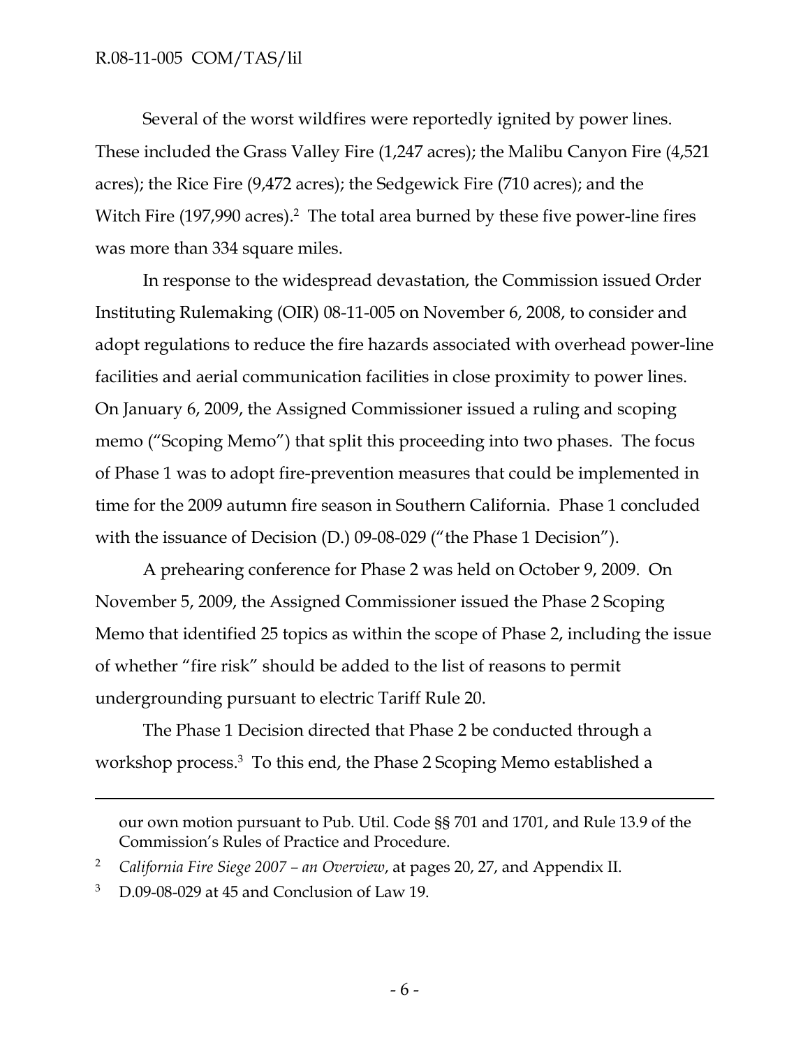Several of the worst wildfires were reportedly ignited by power lines. These included the Grass Valley Fire (1,247 acres); the Malibu Canyon Fire (4,521 acres); the Rice Fire (9,472 acres); the Sedgewick Fire (710 acres); and the Witch Fire (197,990 acres).[2] The total area burned by these five power-line fires was more than 334 square miles.

In response to the widespread devastation, the Commission issued Order Instituting Rulemaking (OIR) 08-11-005 on November 6, 2008, to consider and adopt regulations to reduce the fire hazards associated with overhead power-line facilities and aerial communication facilities in close proximity to power lines. On January 6, 2009, the Assigned Commissioner issued a ruling and scoping memo ("Scoping Memo") that split this proceeding into two phases. The focus of Phase 1 was to adopt fire-prevention measures that could be implemented in time for the 2009 autumn fire season in Southern California. Phase 1 concluded with the issuance of Decision (D.) 09-08-029 ("the Phase 1 Decision").

A prehearing conference for Phase 2 was held on October 9, 2009. On November 5, 2009, the Assigned Commissioner issued the Phase 2 Scoping Memo that identified 25 topics as within the scope of Phase 2, including the issue of whether "fire risk" should be added to the list of reasons to permit undergrounding pursuant to electric Tariff Rule 20.

The Phase 1 Decision directed that Phase 2 be conducted through a workshop process.[3] To this end, the Phase 2 Scoping Memo established a

---

our own motion pursuant to Pub. Util. Code §§ 701 and 1701, and Rule 13.9 of the Commission's Rules of Practice and Procedure.

[2] *California Fire Siege 2007 – an Overview*, at pages 20, 27, and Appendix II.

[3] D.09-08-029 at 45 and Conclusion of Law 19.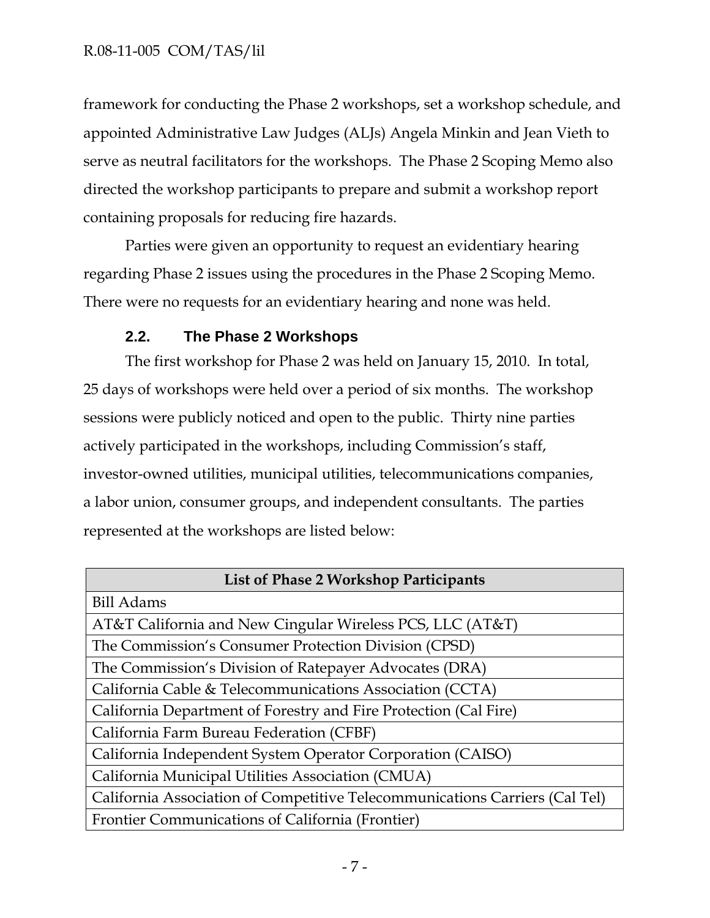framework for conducting the Phase 2 workshops, set a workshop schedule, and appointed Administrative Law Judges (ALJs) Angela Minkin and Jean Vieth to serve as neutral facilitators for the workshops. The Phase 2 Scoping Memo also directed the workshop participants to prepare and submit a workshop report containing proposals for reducing fire hazards.

Parties were given an opportunity to request an evidentiary hearing regarding Phase 2 issues using the procedures in the Phase 2 Scoping Memo. There were no requests for an evidentiary hearing and none was held.

### 2.2. The Phase 2 Workshops

The first workshop for Phase 2 was held on January 15, 2010. In total, 25 days of workshops were held over a period of six months. The workshop sessions were publicly noticed and open to the public. Thirty nine parties actively participated in the workshops, including Commission's staff, investor-owned utilities, municipal utilities, telecommunications companies, a labor union, consumer groups, and independent consultants. The parties represented at the workshops are listed below:

| List of Phase 2 Workshop Participants |
|---|
| Bill Adams |
| AT&T California and New Cingular Wireless PCS, LLC (AT&T) |
| The Commission's Consumer Protection Division (CPSD) |
| The Commission's Division of Ratepayer Advocates (DRA) |
| California Cable & Telecommunications Association (CCTA) |
| California Department of Forestry and Fire Protection (Cal Fire) |
| California Farm Bureau Federation (CFBF) |
| California Independent System Operator Corporation (CAISO) |
| California Municipal Utilities Association (CMUA) |
| California Association of Competitive Telecommunications Carriers (Cal Tel) |
| Frontier Communications of California (Frontier) |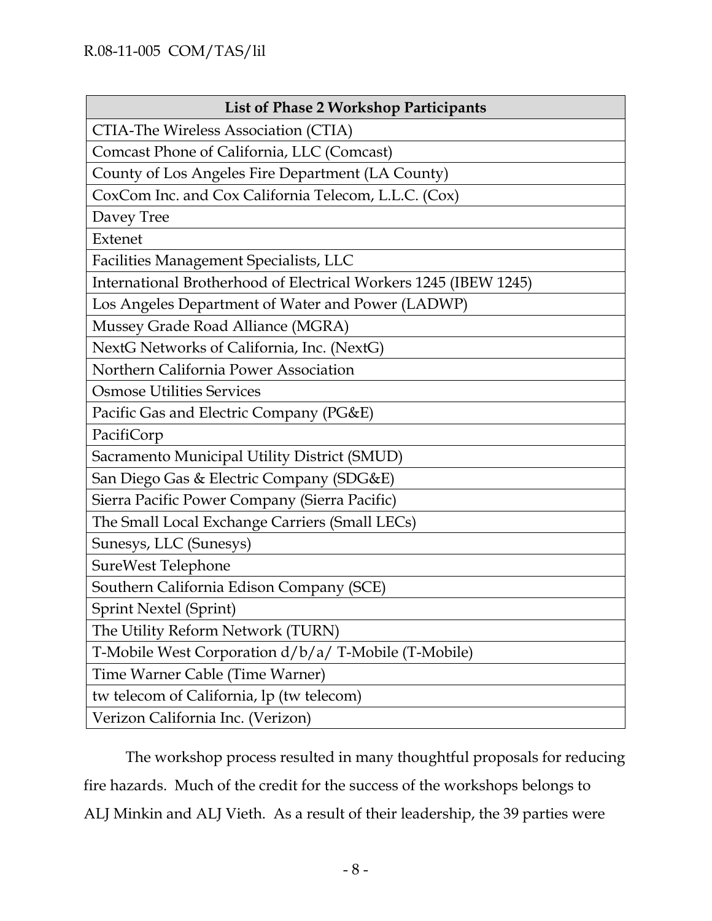| List of Phase 2 Workshop Participants |
|---|
| CTIA-The Wireless Association (CTIA) |
| Comcast Phone of California, LLC (Comcast) |
| County of Los Angeles Fire Department (LA County) |
| CoxCom Inc. and Cox California Telecom, L.L.C. (Cox) |
| Davey Tree |
| Extenet |
| Facilities Management Specialists, LLC |
| International Brotherhood of Electrical Workers 1245 (IBEW 1245) |
| Los Angeles Department of Water and Power (LADWP) |
| Mussey Grade Road Alliance (MGRA) |
| NextG Networks of California, Inc. (NextG) |
| Northern California Power Association |
| Osmose Utilities Services |
| Pacific Gas and Electric Company (PG&E) |
| PacifiCorp |
| Sacramento Municipal Utility District (SMUD) |
| San Diego Gas & Electric Company (SDG&E) |
| Sierra Pacific Power Company (Sierra Pacific) |
| The Small Local Exchange Carriers (Small LECs) |
| Sunesys, LLC (Sunesys) |
| SureWest Telephone |
| Southern California Edison Company (SCE) |
| Sprint Nextel (Sprint) |
| The Utility Reform Network (TURN) |
| T-Mobile West Corporation d/b/a/ T-Mobile (T-Mobile) |
| Time Warner Cable (Time Warner) |
| tw telecom of California, lp (tw telecom) |
| Verizon California Inc. (Verizon) |

The workshop process resulted in many thoughtful proposals for reducing fire hazards. Much of the credit for the success of the workshops belongs to ALJ Minkin and ALJ Vieth. As a result of their leadership, the 39 parties were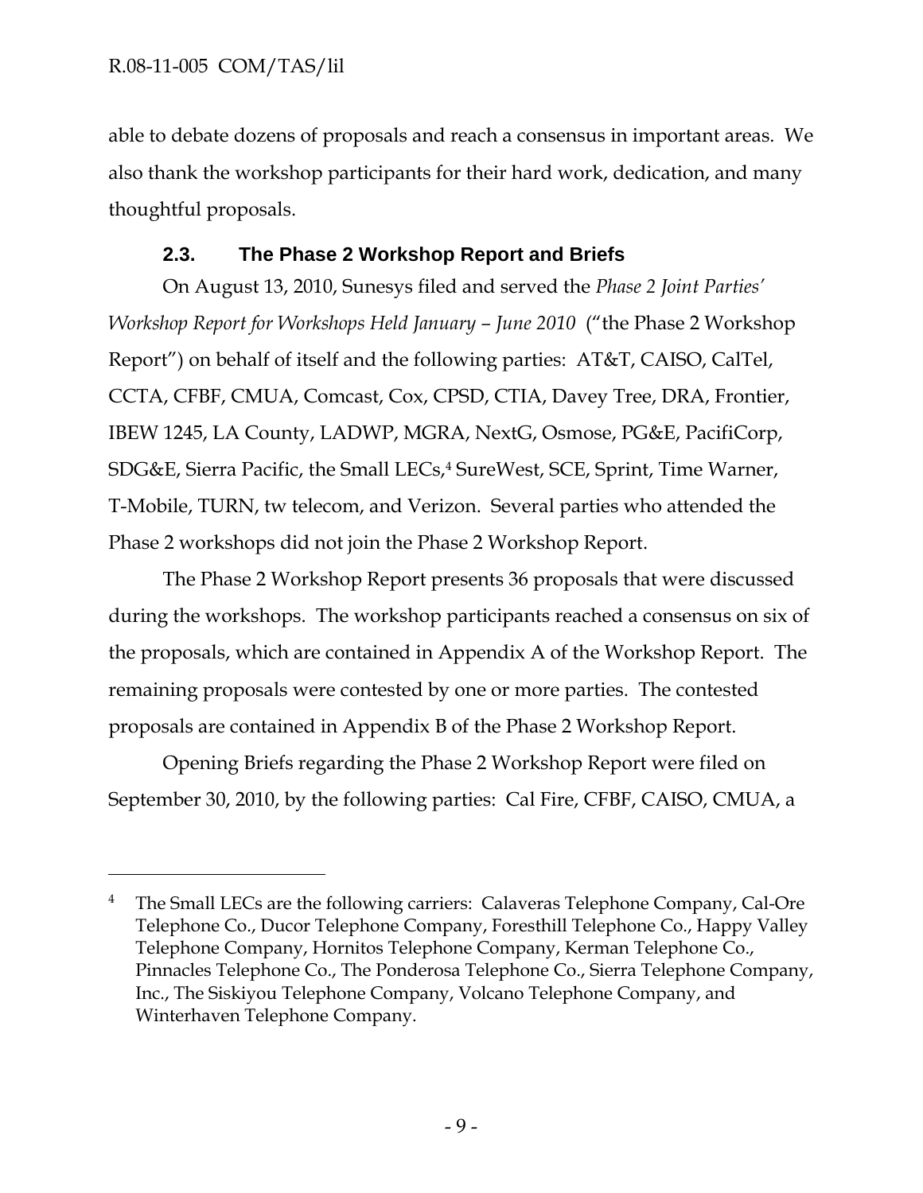able to debate dozens of proposals and reach a consensus in important areas. We also thank the workshop participants for their hard work, dedication, and many thoughtful proposals.

### 2.3. The Phase 2 Workshop Report and Briefs

On August 13, 2010, Sunesys filed and served the *Phase 2 Joint Parties' Workshop Report for Workshops Held January – June 2010* ("the Phase 2 Workshop Report") on behalf of itself and the following parties: AT&T, CAISO, CalTel, CCTA, CFBF, CMUA, Comcast, Cox, CPSD, CTIA, Davey Tree, DRA, Frontier, IBEW 1245, LA County, LADWP, MGRA, NextG, Osmose, PG&E, PacifiCorp, SDG&E, Sierra Pacific, the Small LECs,[4] SureWest, SCE, Sprint, Time Warner, T-Mobile, TURN, tw telecom, and Verizon. Several parties who attended the Phase 2 workshops did not join the Phase 2 Workshop Report.

The Phase 2 Workshop Report presents 36 proposals that were discussed during the workshops. The workshop participants reached a consensus on six of the proposals, which are contained in Appendix A of the Workshop Report. The remaining proposals were contested by one or more parties. The contested proposals are contained in Appendix B of the Phase 2 Workshop Report.

Opening Briefs regarding the Phase 2 Workshop Report were filed on September 30, 2010, by the following parties: Cal Fire, CFBF, CAISO, CMUA, a

---

[4] The Small LECs are the following carriers: Calaveras Telephone Company, Cal-Ore Telephone Co., Ducor Telephone Company, Foresthill Telephone Co., Happy Valley Telephone Company, Hornitos Telephone Company, Kerman Telephone Co., Pinnacles Telephone Co., The Ponderosa Telephone Co., Sierra Telephone Company, Inc., The Siskiyou Telephone Company, Volcano Telephone Company, and Winterhaven Telephone Company.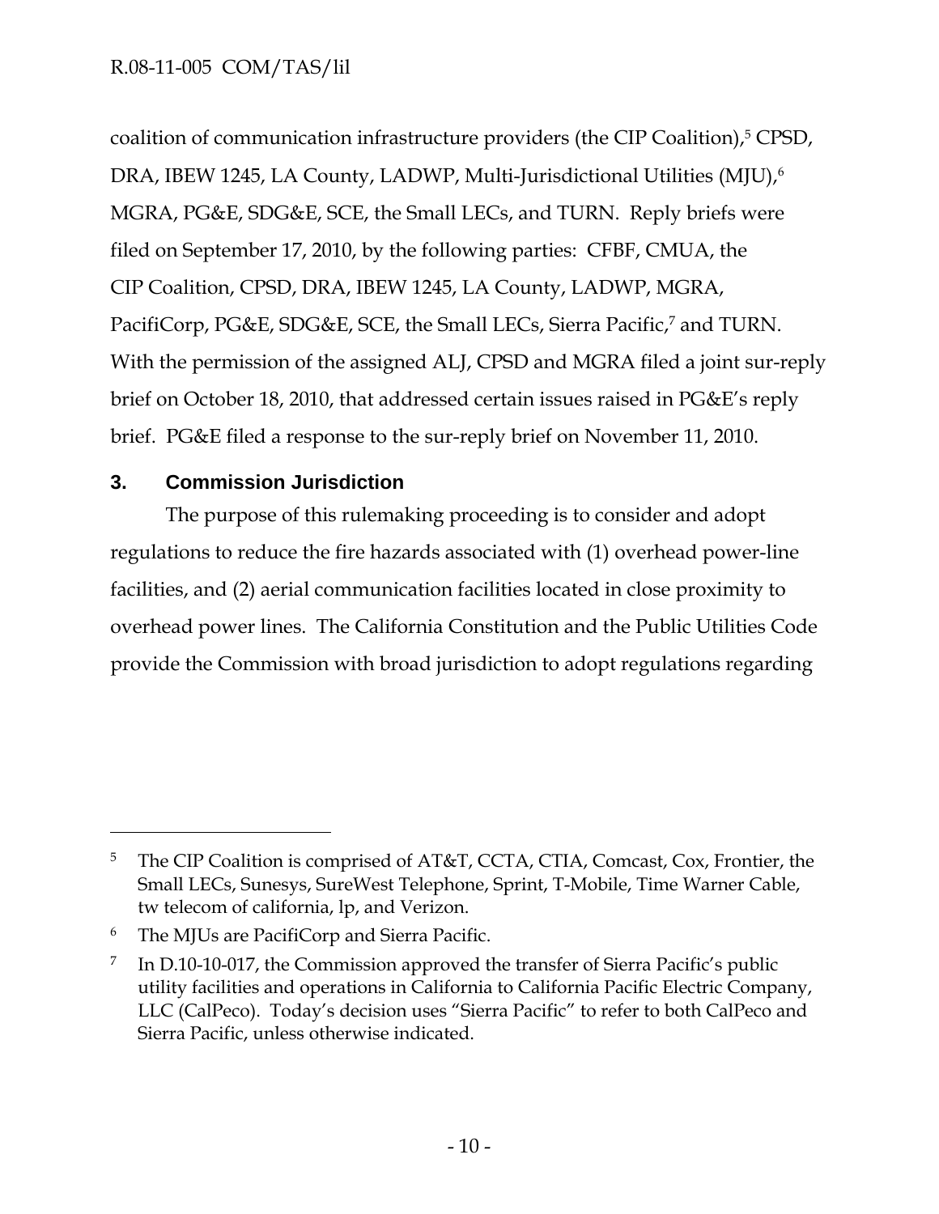coalition of communication infrastructure providers (the CIP Coalition),[5] CPSD, DRA, IBEW 1245, LA County, LADWP, Multi-Jurisdictional Utilities (MJU),[6] MGRA, PG&E, SDG&E, SCE, the Small LECs, and TURN. Reply briefs were filed on September 17, 2010, by the following parties: CFBF, CMUA, the CIP Coalition, CPSD, DRA, IBEW 1245, LA County, LADWP, MGRA, PacifiCorp, PG&E, SDG&E, SCE, the Small LECs, Sierra Pacific,[7] and TURN. With the permission of the assigned ALJ, CPSD and MGRA filed a joint sur-reply brief on October 18, 2010, that addressed certain issues raised in PG&E's reply brief. PG&E filed a response to the sur-reply brief on November 11, 2010.

## 3. Commission Jurisdiction

The purpose of this rulemaking proceeding is to consider and adopt regulations to reduce the fire hazards associated with (1) overhead power-line facilities, and (2) aerial communication facilities located in close proximity to overhead power lines. The California Constitution and the Public Utilities Code provide the Commission with broad jurisdiction to adopt regulations regarding

---

[5] The CIP Coalition is comprised of AT&T, CCTA, CTIA, Comcast, Cox, Frontier, the Small LECs, Sunesys, SureWest Telephone, Sprint, T-Mobile, Time Warner Cable, tw telecom of california, lp, and Verizon.

[6] The MJUs are PacifiCorp and Sierra Pacific.

[7] In D.10-10-017, the Commission approved the transfer of Sierra Pacific's public utility facilities and operations in California to California Pacific Electric Company, LLC (CalPeco). Today's decision uses "Sierra Pacific" to refer to both CalPeco and Sierra Pacific, unless otherwise indicated.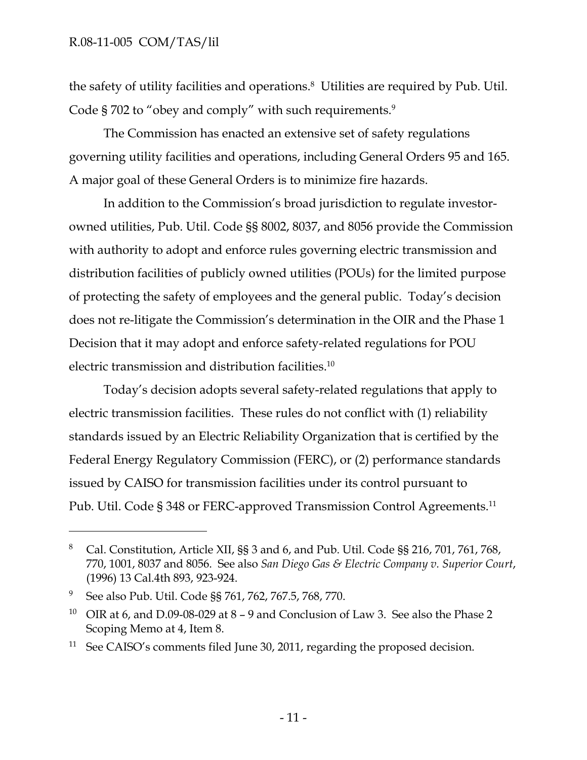the safety of utility facilities and operations.[8] Utilities are required by Pub. Util. Code § 702 to "obey and comply" with such requirements.[9]

The Commission has enacted an extensive set of safety regulations governing utility facilities and operations, including General Orders 95 and 165. A major goal of these General Orders is to minimize fire hazards.

In addition to the Commission's broad jurisdiction to regulate investor-owned utilities, Pub. Util. Code §§ 8002, 8037, and 8056 provide the Commission with authority to adopt and enforce rules governing electric transmission and distribution facilities of publicly owned utilities (POUs) for the limited purpose of protecting the safety of employees and the general public. Today's decision does not re-litigate the Commission's determination in the OIR and the Phase 1 Decision that it may adopt and enforce safety-related regulations for POU electric transmission and distribution facilities.[10]

Today's decision adopts several safety-related regulations that apply to electric transmission facilities. These rules do not conflict with (1) reliability standards issued by an Electric Reliability Organization that is certified by the Federal Energy Regulatory Commission (FERC), or (2) performance standards issued by CAISO for transmission facilities under its control pursuant to Pub. Util. Code § 348 or FERC-approved Transmission Control Agreements.[11]

---

[8] Cal. Constitution, Article XII, §§ 3 and 6, and Pub. Util. Code §§ 216, 701, 761, 768, 770, 1001, 8037 and 8056. See also *San Diego Gas & Electric Company v. Superior Court*, (1996) 13 Cal.4th 893, 923-924.

[9] See also Pub. Util. Code §§ 761, 762, 767.5, 768, 770.

[10] OIR at 6, and D.09-08-029 at 8 – 9 and Conclusion of Law 3. See also the Phase 2 Scoping Memo at 4, Item 8.

[11] See CAISO's comments filed June 30, 2011, regarding the proposed decision.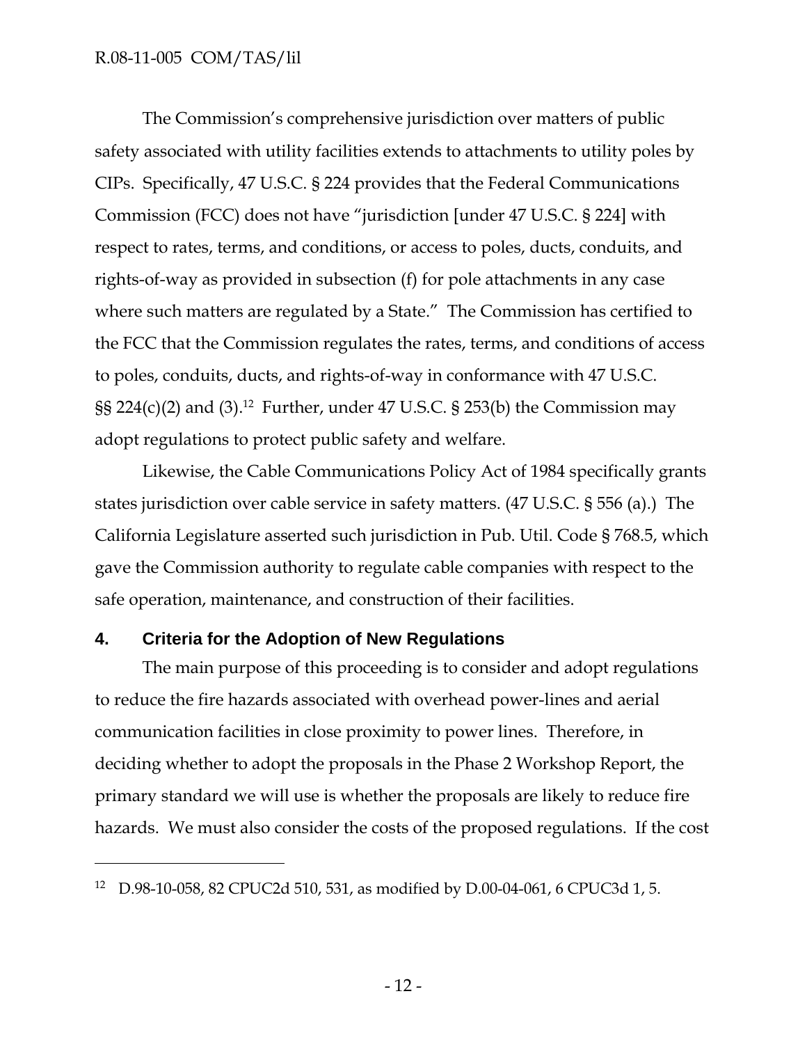The Commission's comprehensive jurisdiction over matters of public safety associated with utility facilities extends to attachments to utility poles by CIPs. Specifically, 47 U.S.C. § 224 provides that the Federal Communications Commission (FCC) does not have "jurisdiction [under 47 U.S.C. § 224] with respect to rates, terms, and conditions, or access to poles, ducts, conduits, and rights-of-way as provided in subsection (f) for pole attachments in any case where such matters are regulated by a State." The Commission has certified to the FCC that the Commission regulates the rates, terms, and conditions of access to poles, conduits, ducts, and rights-of-way in conformance with 47 U.S.C. §§ 224(c)(2) and (3).[12] Further, under 47 U.S.C. § 253(b) the Commission may adopt regulations to protect public safety and welfare.

Likewise, the Cable Communications Policy Act of 1984 specifically grants states jurisdiction over cable service in safety matters. (47 U.S.C. § 556 (a).) The California Legislature asserted such jurisdiction in Pub. Util. Code § 768.5, which gave the Commission authority to regulate cable companies with respect to the safe operation, maintenance, and construction of their facilities.

## 4. Criteria for the Adoption of New Regulations

The main purpose of this proceeding is to consider and adopt regulations to reduce the fire hazards associated with overhead power-lines and aerial communication facilities in close proximity to power lines. Therefore, in deciding whether to adopt the proposals in the Phase 2 Workshop Report, the primary standard we will use is whether the proposals are likely to reduce fire hazards. We must also consider the costs of the proposed regulations. If the cost

---

[12] D.98-10-058, 82 CPUC2d 510, 531, as modified by D.00-04-061, 6 CPUC3d 1, 5.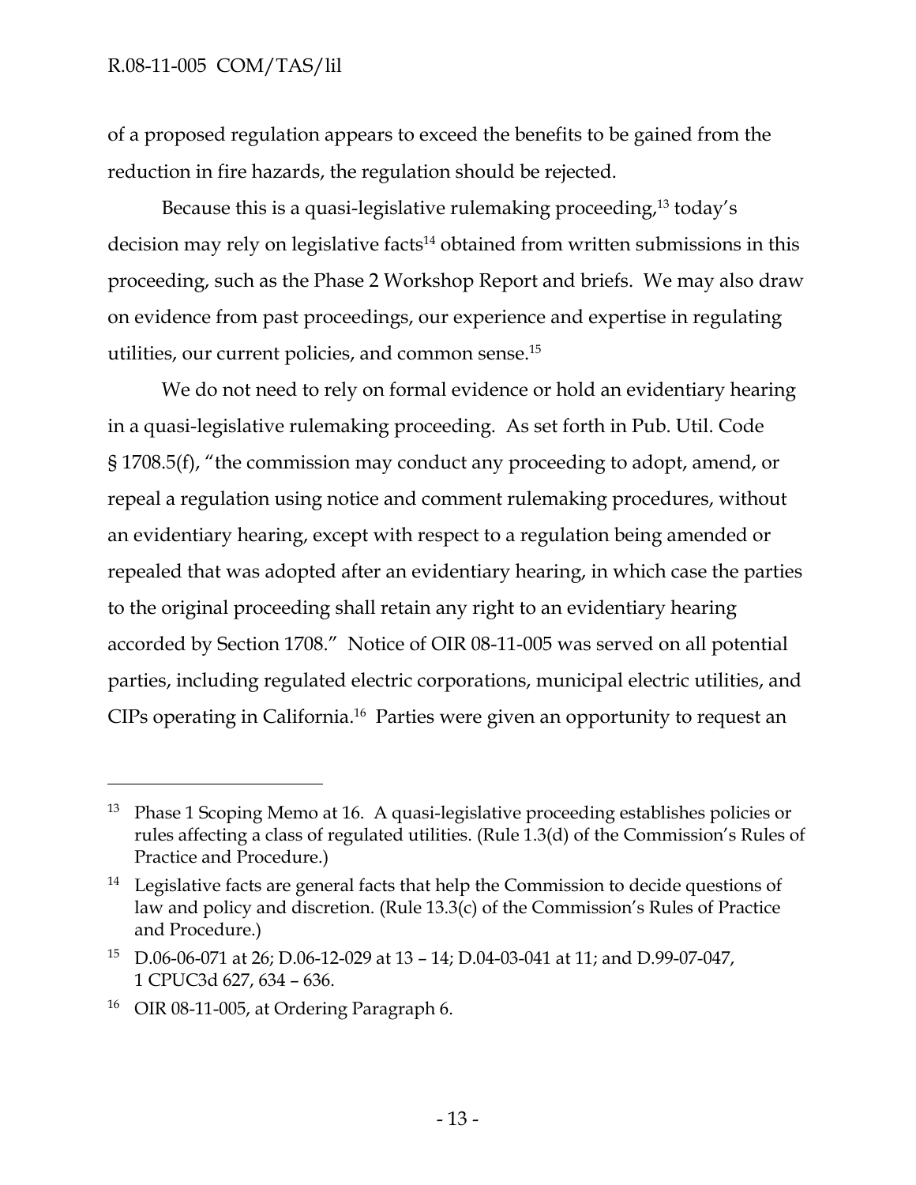of a proposed regulation appears to exceed the benefits to be gained from the reduction in fire hazards, the regulation should be rejected.

Because this is a quasi-legislative rulemaking proceeding,[13] today's decision may rely on legislative facts[14] obtained from written submissions in this proceeding, such as the Phase 2 Workshop Report and briefs. We may also draw on evidence from past proceedings, our experience and expertise in regulating utilities, our current policies, and common sense.[15]

We do not need to rely on formal evidence or hold an evidentiary hearing in a quasi-legislative rulemaking proceeding. As set forth in Pub. Util. Code § 1708.5(f), "the commission may conduct any proceeding to adopt, amend, or repeal a regulation using notice and comment rulemaking procedures, without an evidentiary hearing, except with respect to a regulation being amended or repealed that was adopted after an evidentiary hearing, in which case the parties to the original proceeding shall retain any right to an evidentiary hearing accorded by Section 1708." Notice of OIR 08-11-005 was served on all potential parties, including regulated electric corporations, municipal electric utilities, and CIPs operating in California.[16] Parties were given an opportunity to request an

---

[13] Phase 1 Scoping Memo at 16. A quasi-legislative proceeding establishes policies or rules affecting a class of regulated utilities. (Rule 1.3(d) of the Commission's Rules of Practice and Procedure.)

[14] Legislative facts are general facts that help the Commission to decide questions of law and policy and discretion. (Rule 13.3(c) of the Commission's Rules of Practice and Procedure.)

[15] D.06-06-071 at 26; D.06-12-029 at 13 – 14; D.04-03-041 at 11; and D.99-07-047, 1 CPUC3d 627, 634 – 636.

[16] OIR 08-11-005, at Ordering Paragraph 6.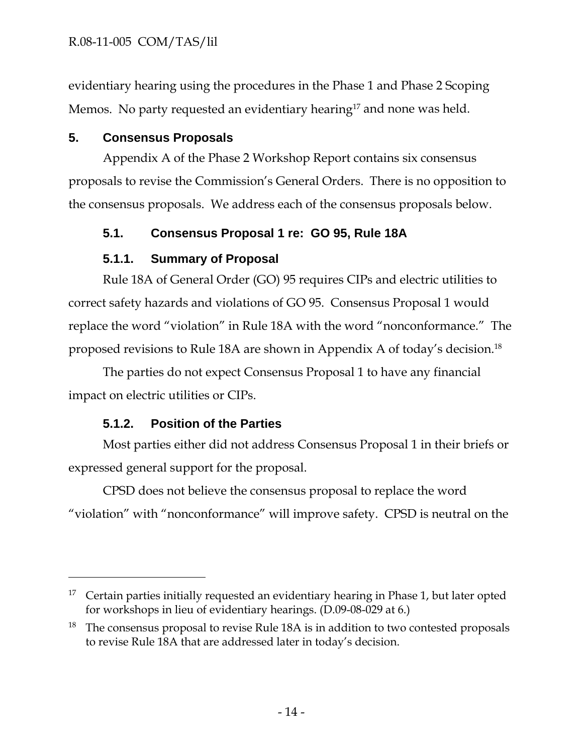evidentiary hearing using the procedures in the Phase 1 and Phase 2 Scoping Memos. No party requested an evidentiary hearing[17] and none was held.

## 5. Consensus Proposals

Appendix A of the Phase 2 Workshop Report contains six consensus proposals to revise the Commission's General Orders. There is no opposition to the consensus proposals. We address each of the consensus proposals below.

### 5.1. Consensus Proposal 1 re: GO 95, Rule 18A

#### 5.1.1. Summary of Proposal

Rule 18A of General Order (GO) 95 requires CIPs and electric utilities to correct safety hazards and violations of GO 95. Consensus Proposal 1 would replace the word "violation" in Rule 18A with the word "nonconformance." The proposed revisions to Rule 18A are shown in Appendix A of today's decision.[18]

The parties do not expect Consensus Proposal 1 to have any financial impact on electric utilities or CIPs.

#### 5.1.2. Position of the Parties

Most parties either did not address Consensus Proposal 1 in their briefs or expressed general support for the proposal.

CPSD does not believe the consensus proposal to replace the word "violation" with "nonconformance" will improve safety. CPSD is neutral on the

---

[17] Certain parties initially requested an evidentiary hearing in Phase 1, but later opted for workshops in lieu of evidentiary hearings. (D.09-08-029 at 6.)

[18] The consensus proposal to revise Rule 18A is in addition to two contested proposals to revise Rule 18A that are addressed later in today's decision.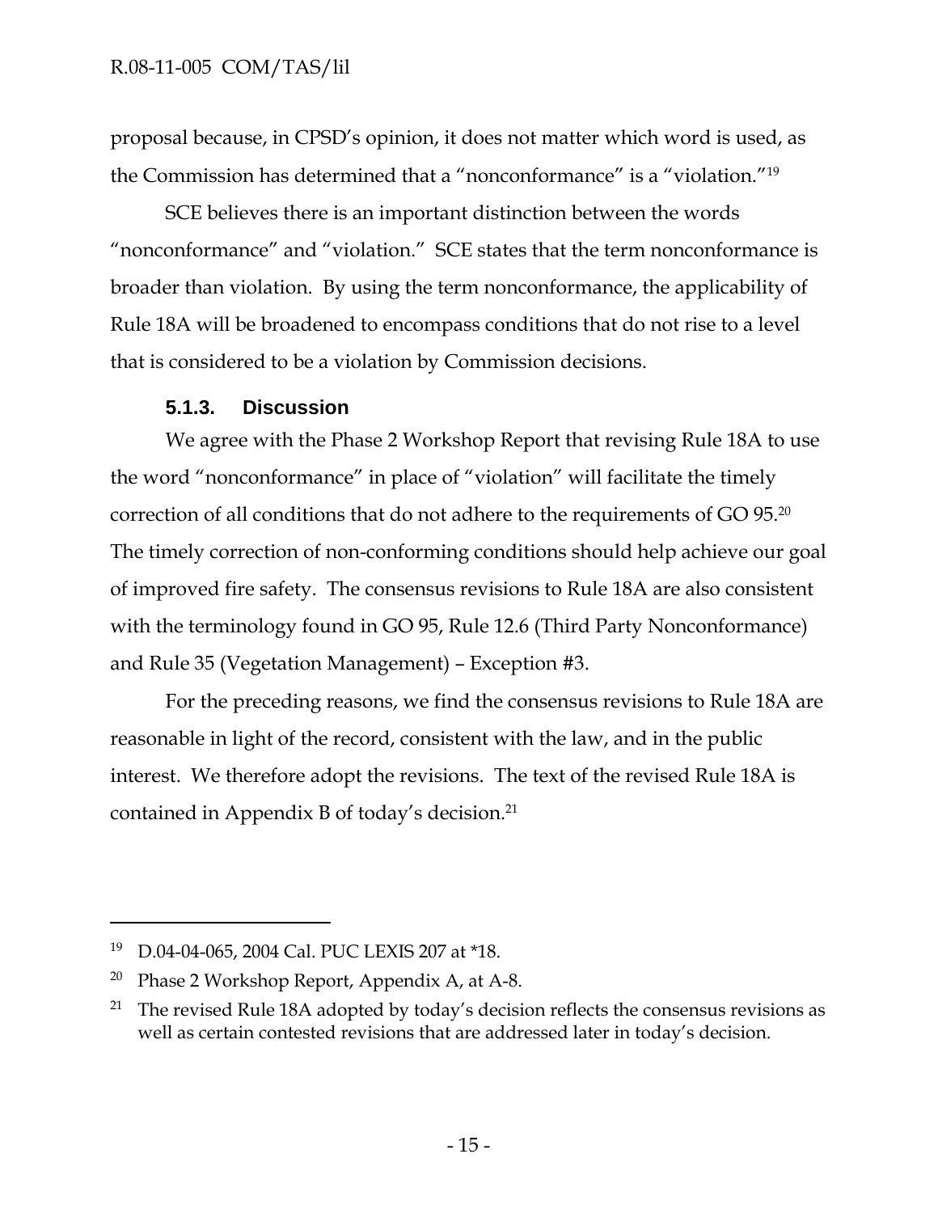proposal because, in CPSD's opinion, it does not matter which word is used, as the Commission has determined that a "nonconformance" is a "violation."[19]

SCE believes there is an important distinction between the words "nonconformance" and "violation." SCE states that the term nonconformance is broader than violation. By using the term nonconformance, the applicability of Rule 18A will be broadened to encompass conditions that do not rise to a level that is considered to be a violation by Commission decisions.

#### 5.1.3. Discussion

We agree with the Phase 2 Workshop Report that revising Rule 18A to use the word "nonconformance" in place of "violation" will facilitate the timely correction of all conditions that do not adhere to the requirements of GO 95.[20] The timely correction of non-conforming conditions should help achieve our goal of improved fire safety. The consensus revisions to Rule 18A are also consistent with the terminology found in GO 95, Rule 12.6 (Third Party Nonconformance) and Rule 35 (Vegetation Management) – Exception #3.

For the preceding reasons, we find the consensus revisions to Rule 18A are reasonable in light of the record, consistent with the law, and in the public interest. We therefore adopt the revisions. The text of the revised Rule 18A is contained in Appendix B of today's decision.[21]

---

[19] D.04-04-065, 2004 Cal. PUC LEXIS 207 at *18.

[20] Phase 2 Workshop Report, Appendix A, at A-8.

[21] The revised Rule 18A adopted by today's decision reflects the consensus revisions as well as certain contested revisions that are addressed later in today's decision.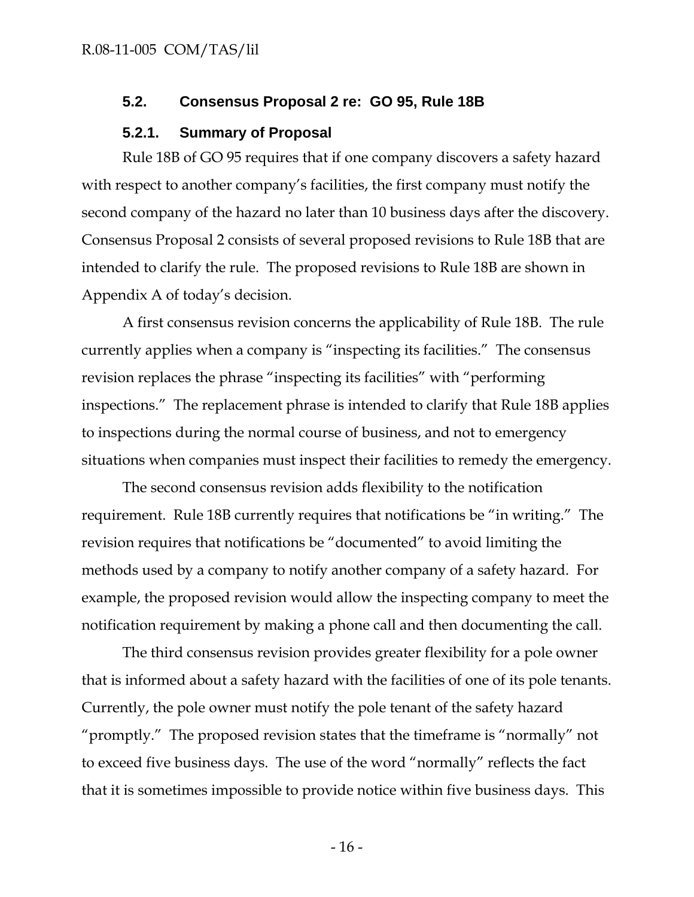### 5.2. Consensus Proposal 2 re: GO 95, Rule 18B

#### 5.2.1. Summary of Proposal

Rule 18B of GO 95 requires that if one company discovers a safety hazard with respect to another company's facilities, the first company must notify the second company of the hazard no later than 10 business days after the discovery. Consensus Proposal 2 consists of several proposed revisions to Rule 18B that are intended to clarify the rule. The proposed revisions to Rule 18B are shown in Appendix A of today's decision.

A first consensus revision concerns the applicability of Rule 18B. The rule currently applies when a company is "inspecting its facilities." The consensus revision replaces the phrase "inspecting its facilities" with "performing inspections." The replacement phrase is intended to clarify that Rule 18B applies to inspections during the normal course of business, and not to emergency situations when companies must inspect their facilities to remedy the emergency.

The second consensus revision adds flexibility to the notification requirement. Rule 18B currently requires that notifications be "in writing." The revision requires that notifications be "documented" to avoid limiting the methods used by a company to notify another company of a safety hazard. For example, the proposed revision would allow the inspecting company to meet the notification requirement by making a phone call and then documenting the call.

The third consensus revision provides greater flexibility for a pole owner that is informed about a safety hazard with the facilities of one of its pole tenants. Currently, the pole owner must notify the pole tenant of the safety hazard "promptly." The proposed revision states that the timeframe is "normally" not to exceed five business days. The use of the word "normally" reflects the fact that it is sometimes impossible to provide notice within five business days. This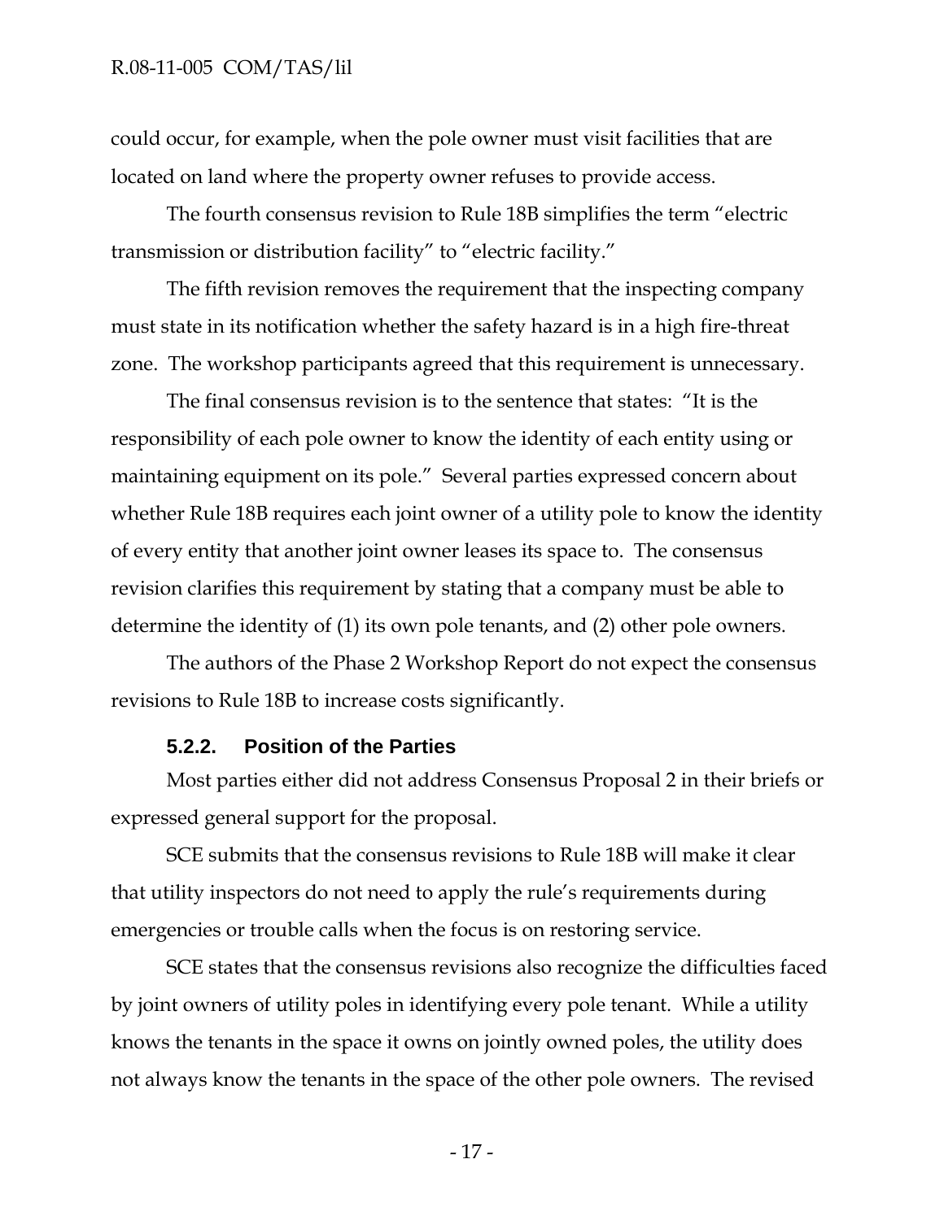could occur, for example, when the pole owner must visit facilities that are located on land where the property owner refuses to provide access.

The fourth consensus revision to Rule 18B simplifies the term "electric transmission or distribution facility" to "electric facility."

The fifth revision removes the requirement that the inspecting company must state in its notification whether the safety hazard is in a high fire-threat zone. The workshop participants agreed that this requirement is unnecessary.

The final consensus revision is to the sentence that states: "It is the responsibility of each pole owner to know the identity of each entity using or maintaining equipment on its pole." Several parties expressed concern about whether Rule 18B requires each joint owner of a utility pole to know the identity of every entity that another joint owner leases its space to. The consensus revision clarifies this requirement by stating that a company must be able to determine the identity of (1) its own pole tenants, and (2) other pole owners.

The authors of the Phase 2 Workshop Report do not expect the consensus revisions to Rule 18B to increase costs significantly.

### 5.2.2. Position of the Parties

Most parties either did not address Consensus Proposal 2 in their briefs or expressed general support for the proposal.

SCE submits that the consensus revisions to Rule 18B will make it clear that utility inspectors do not need to apply the rule's requirements during emergencies or trouble calls when the focus is on restoring service.

SCE states that the consensus revisions also recognize the difficulties faced by joint owners of utility poles in identifying every pole tenant. While a utility knows the tenants in the space it owns on jointly owned poles, the utility does not always know the tenants in the space of the other pole owners. The revised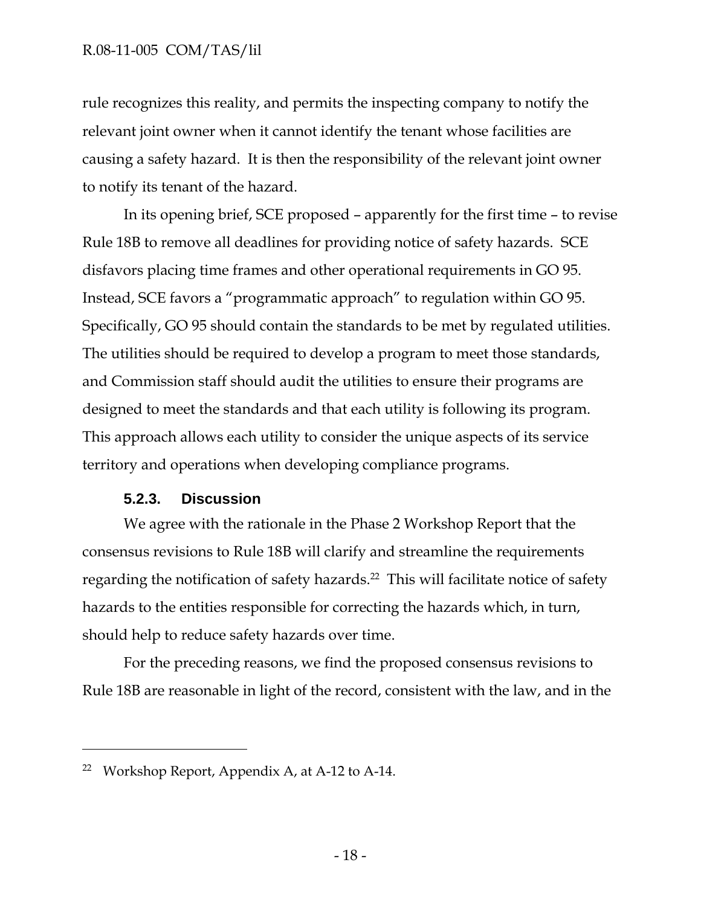rule recognizes this reality, and permits the inspecting company to notify the relevant joint owner when it cannot identify the tenant whose facilities are causing a safety hazard. It is then the responsibility of the relevant joint owner to notify its tenant of the hazard.

In its opening brief, SCE proposed – apparently for the first time – to revise Rule 18B to remove all deadlines for providing notice of safety hazards. SCE disfavors placing time frames and other operational requirements in GO 95. Instead, SCE favors a "programmatic approach" to regulation within GO 95. Specifically, GO 95 should contain the standards to be met by regulated utilities. The utilities should be required to develop a program to meet those standards, and Commission staff should audit the utilities to ensure their programs are designed to meet the standards and that each utility is following its program. This approach allows each utility to consider the unique aspects of its service territory and operations when developing compliance programs.

### 5.2.3. Discussion

We agree with the rationale in the Phase 2 Workshop Report that the consensus revisions to Rule 18B will clarify and streamline the requirements regarding the notification of safety hazards.[22] This will facilitate notice of safety hazards to the entities responsible for correcting the hazards which, in turn, should help to reduce safety hazards over time.

For the preceding reasons, we find the proposed consensus revisions to Rule 18B are reasonable in light of the record, consistent with the law, and in the

---

[22] Workshop Report, Appendix A, at A-12 to A-14.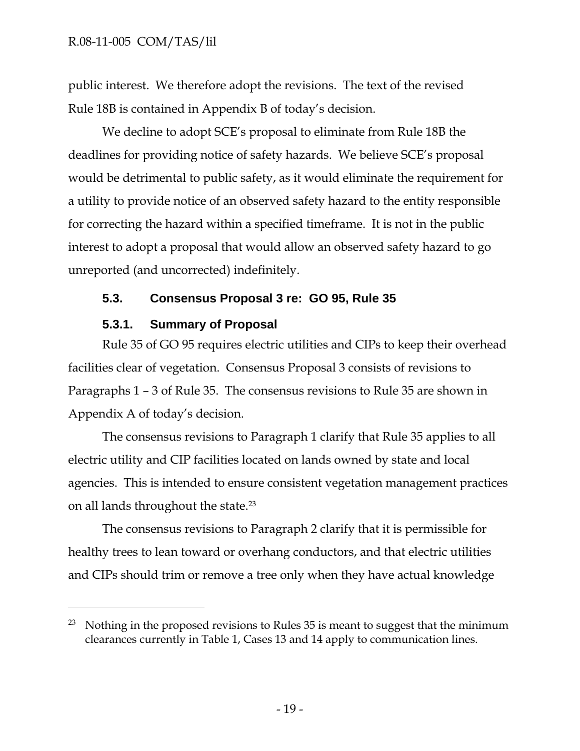public interest. We therefore adopt the revisions. The text of the revised Rule 18B is contained in Appendix B of today's decision.

We decline to adopt SCE's proposal to eliminate from Rule 18B the deadlines for providing notice of safety hazards. We believe SCE's proposal would be detrimental to public safety, as it would eliminate the requirement for a utility to provide notice of an observed safety hazard to the entity responsible for correcting the hazard within a specified timeframe. It is not in the public interest to adopt a proposal that would allow an observed safety hazard to go unreported (and uncorrected) indefinitely.

### 5.3. Consensus Proposal 3 re: GO 95, Rule 35

#### 5.3.1. Summary of Proposal

Rule 35 of GO 95 requires electric utilities and CIPs to keep their overhead facilities clear of vegetation. Consensus Proposal 3 consists of revisions to Paragraphs 1 – 3 of Rule 35. The consensus revisions to Rule 35 are shown in Appendix A of today's decision.

The consensus revisions to Paragraph 1 clarify that Rule 35 applies to all electric utility and CIP facilities located on lands owned by state and local agencies. This is intended to ensure consistent vegetation management practices on all lands throughout the state.[23]

The consensus revisions to Paragraph 2 clarify that it is permissible for healthy trees to lean toward or overhang conductors, and that electric utilities and CIPs should trim or remove a tree only when they have actual knowledge

---

[23] Nothing in the proposed revisions to Rules 35 is meant to suggest that the minimum clearances currently in Table 1, Cases 13 and 14 apply to communication lines.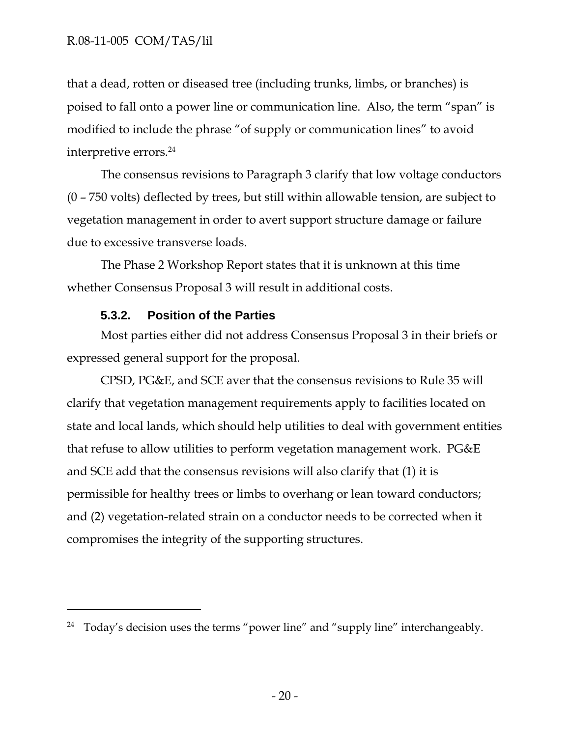that a dead, rotten or diseased tree (including trunks, limbs, or branches) is poised to fall onto a power line or communication line. Also, the term "span" is modified to include the phrase "of supply or communication lines" to avoid interpretive errors.[24]

The consensus revisions to Paragraph 3 clarify that low voltage conductors (0 – 750 volts) deflected by trees, but still within allowable tension, are subject to vegetation management in order to avert support structure damage or failure due to excessive transverse loads.

The Phase 2 Workshop Report states that it is unknown at this time whether Consensus Proposal 3 will result in additional costs.

### 5.3.2. Position of the Parties

Most parties either did not address Consensus Proposal 3 in their briefs or expressed general support for the proposal.

CPSD, PG&E, and SCE aver that the consensus revisions to Rule 35 will clarify that vegetation management requirements apply to facilities located on state and local lands, which should help utilities to deal with government entities that refuse to allow utilities to perform vegetation management work. PG&E and SCE add that the consensus revisions will also clarify that (1) it is permissible for healthy trees or limbs to overhang or lean toward conductors; and (2) vegetation-related strain on a conductor needs to be corrected when it compromises the integrity of the supporting structures.

---

[24] Today's decision uses the terms "power line" and "supply line" interchangeably.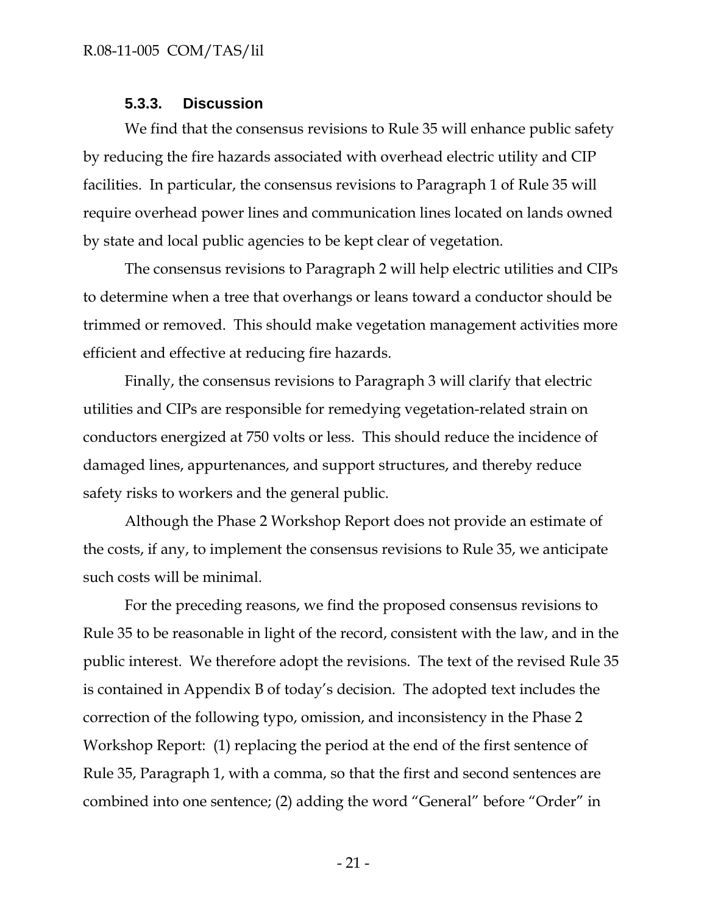#### 5.3.3. Discussion

We find that the consensus revisions to Rule 35 will enhance public safety by reducing the fire hazards associated with overhead electric utility and CIP facilities. In particular, the consensus revisions to Paragraph 1 of Rule 35 will require overhead power lines and communication lines located on lands owned by state and local public agencies to be kept clear of vegetation.

The consensus revisions to Paragraph 2 will help electric utilities and CIPs to determine when a tree that overhangs or leans toward a conductor should be trimmed or removed. This should make vegetation management activities more efficient and effective at reducing fire hazards.

Finally, the consensus revisions to Paragraph 3 will clarify that electric utilities and CIPs are responsible for remedying vegetation-related strain on conductors energized at 750 volts or less. This should reduce the incidence of damaged lines, appurtenances, and support structures, and thereby reduce safety risks to workers and the general public.

Although the Phase 2 Workshop Report does not provide an estimate of the costs, if any, to implement the consensus revisions to Rule 35, we anticipate such costs will be minimal.

For the preceding reasons, we find the proposed consensus revisions to Rule 35 to be reasonable in light of the record, consistent with the law, and in the public interest. We therefore adopt the revisions. The text of the revised Rule 35 is contained in Appendix B of today's decision. The adopted text includes the correction of the following typo, omission, and inconsistency in the Phase 2 Workshop Report: (1) replacing the period at the end of the first sentence of Rule 35, Paragraph 1, with a comma, so that the first and second sentences are combined into one sentence; (2) adding the word "General" before "Order" in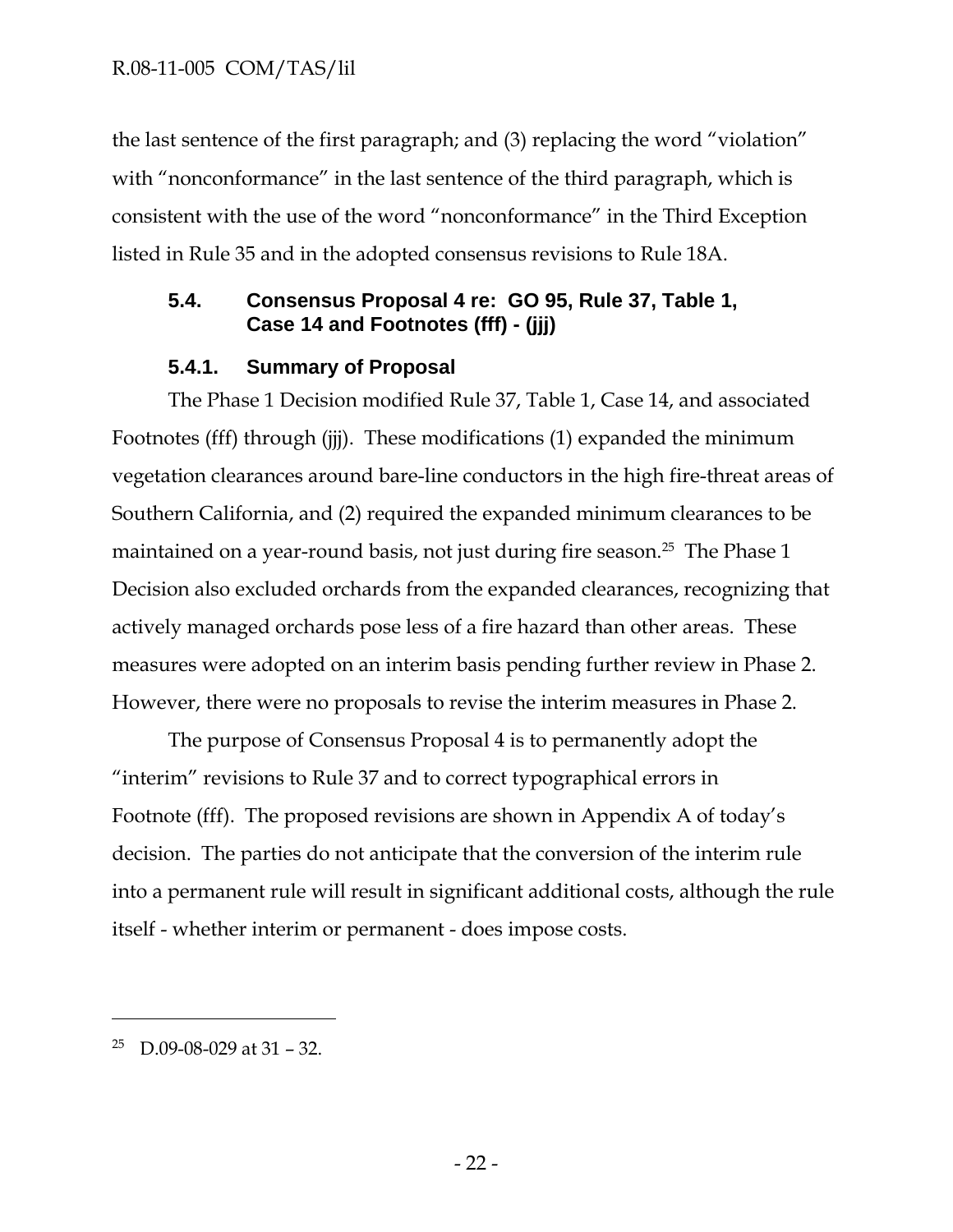the last sentence of the first paragraph; and (3) replacing the word "violation" with "nonconformance" in the last sentence of the third paragraph, which is consistent with the use of the word "nonconformance" in the Third Exception listed in Rule 35 and in the adopted consensus revisions to Rule 18A.

### 5.4. Consensus Proposal 4 re: GO 95, Rule 37, Table 1, Case 14 and Footnotes (fff) - (jjj)

#### 5.4.1. Summary of Proposal

The Phase 1 Decision modified Rule 37, Table 1, Case 14, and associated Footnotes (fff) through (jjj). These modifications (1) expanded the minimum vegetation clearances around bare-line conductors in the high fire-threat areas of Southern California, and (2) required the expanded minimum clearances to be maintained on a year-round basis, not just during fire season.[25] The Phase 1 Decision also excluded orchards from the expanded clearances, recognizing that actively managed orchards pose less of a fire hazard than other areas. These measures were adopted on an interim basis pending further review in Phase 2. However, there were no proposals to revise the interim measures in Phase 2.

The purpose of Consensus Proposal 4 is to permanently adopt the "interim" revisions to Rule 37 and to correct typographical errors in Footnote (fff). The proposed revisions are shown in Appendix A of today's decision. The parties do not anticipate that the conversion of the interim rule into a permanent rule will result in significant additional costs, although the rule itself - whether interim or permanent - does impose costs.

---

[25] D.09-08-029 at 31 – 32.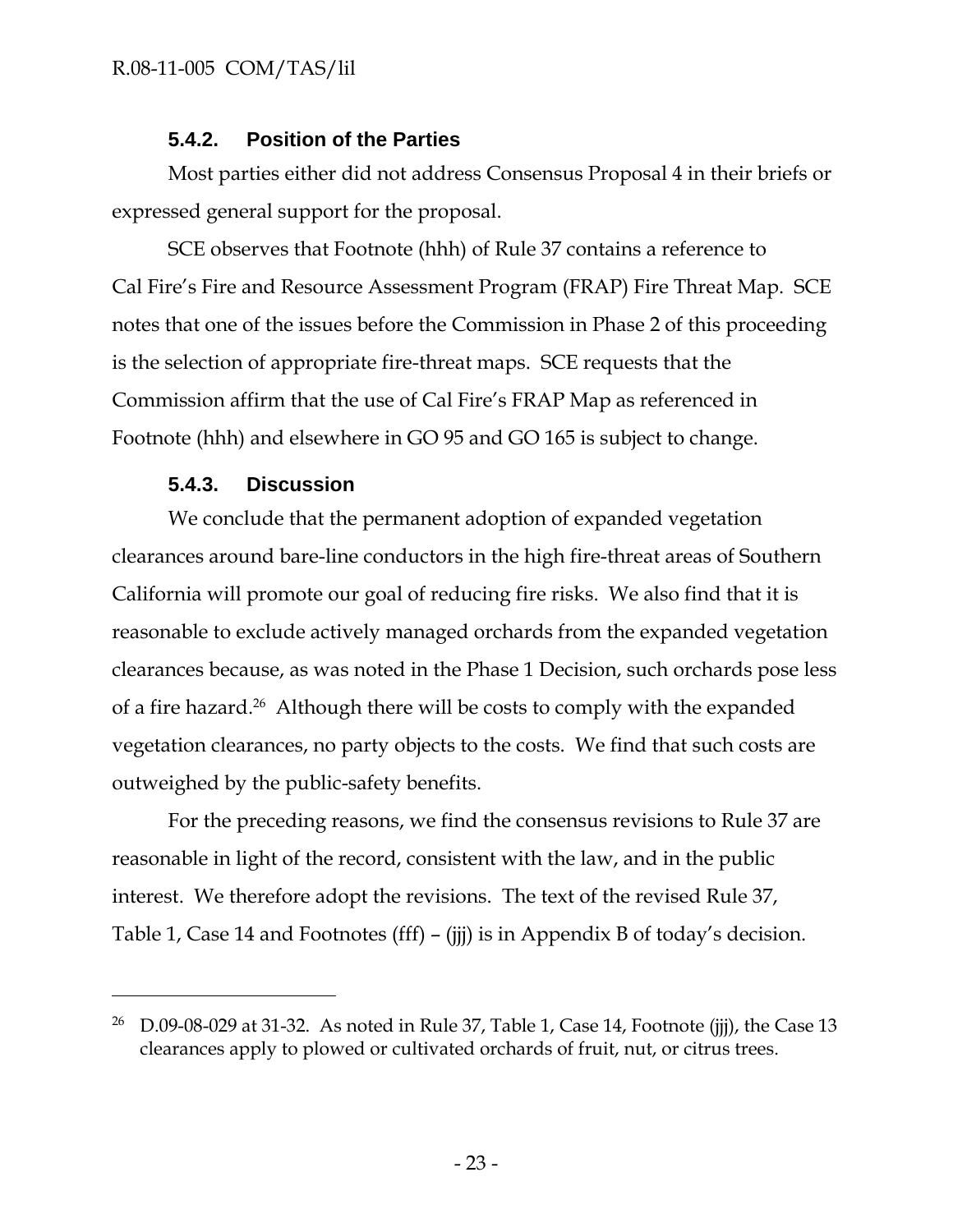#### 5.4.2. Position of the Parties

Most parties either did not address Consensus Proposal 4 in their briefs or expressed general support for the proposal.

SCE observes that Footnote (hhh) of Rule 37 contains a reference to Cal Fire's Fire and Resource Assessment Program (FRAP) Fire Threat Map. SCE notes that one of the issues before the Commission in Phase 2 of this proceeding is the selection of appropriate fire-threat maps. SCE requests that the Commission affirm that the use of Cal Fire's FRAP Map as referenced in Footnote (hhh) and elsewhere in GO 95 and GO 165 is subject to change.

#### 5.4.3. Discussion

We conclude that the permanent adoption of expanded vegetation clearances around bare-line conductors in the high fire-threat areas of Southern California will promote our goal of reducing fire risks. We also find that it is reasonable to exclude actively managed orchards from the expanded vegetation clearances because, as was noted in the Phase 1 Decision, such orchards pose less of a fire hazard.[26] Although there will be costs to comply with the expanded vegetation clearances, no party objects to the costs. We find that such costs are outweighed by the public-safety benefits.

For the preceding reasons, we find the consensus revisions to Rule 37 are reasonable in light of the record, consistent with the law, and in the public interest. We therefore adopt the revisions. The text of the revised Rule 37, Table 1, Case 14 and Footnotes (fff) – (jjj) is in Appendix B of today's decision.

---

[26] D.09-08-029 at 31-32. As noted in Rule 37, Table 1, Case 14, Footnote (jjj), the Case 13 clearances apply to plowed or cultivated orchards of fruit, nut, or citrus trees.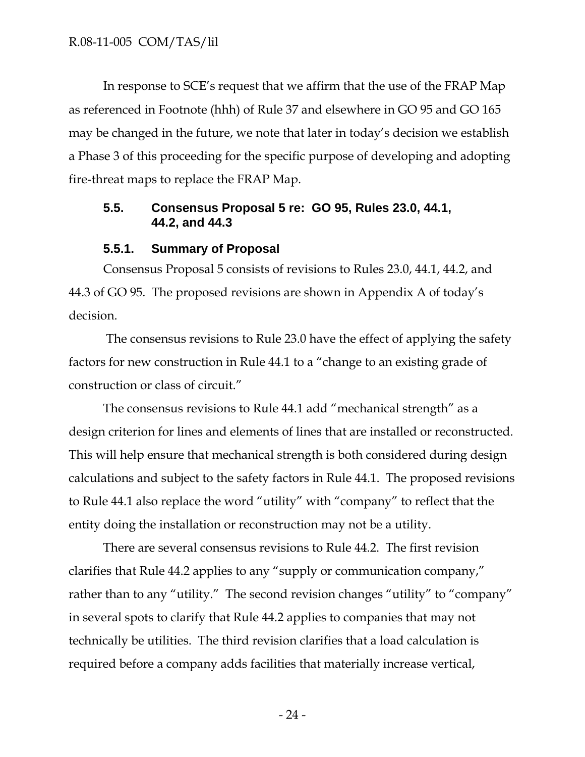In response to SCE's request that we affirm that the use of the FRAP Map as referenced in Footnote (hhh) of Rule 37 and elsewhere in GO 95 and GO 165 may be changed in the future, we note that later in today's decision we establish a Phase 3 of this proceeding for the specific purpose of developing and adopting fire-threat maps to replace the FRAP Map.

### 5.5. Consensus Proposal 5 re: GO 95, Rules 23.0, 44.1, 44.2, and 44.3

#### 5.5.1. Summary of Proposal

Consensus Proposal 5 consists of revisions to Rules 23.0, 44.1, 44.2, and 44.3 of GO 95. The proposed revisions are shown in Appendix A of today's decision.

The consensus revisions to Rule 23.0 have the effect of applying the safety factors for new construction in Rule 44.1 to a "change to an existing grade of construction or class of circuit."

The consensus revisions to Rule 44.1 add "mechanical strength" as a design criterion for lines and elements of lines that are installed or reconstructed. This will help ensure that mechanical strength is both considered during design calculations and subject to the safety factors in Rule 44.1. The proposed revisions to Rule 44.1 also replace the word "utility" with "company" to reflect that the entity doing the installation or reconstruction may not be a utility.

There are several consensus revisions to Rule 44.2. The first revision clarifies that Rule 44.2 applies to any "supply or communication company," rather than to any "utility." The second revision changes "utility" to "company" in several spots to clarify that Rule 44.2 applies to companies that may not technically be utilities. The third revision clarifies that a load calculation is required before a company adds facilities that materially increase vertical,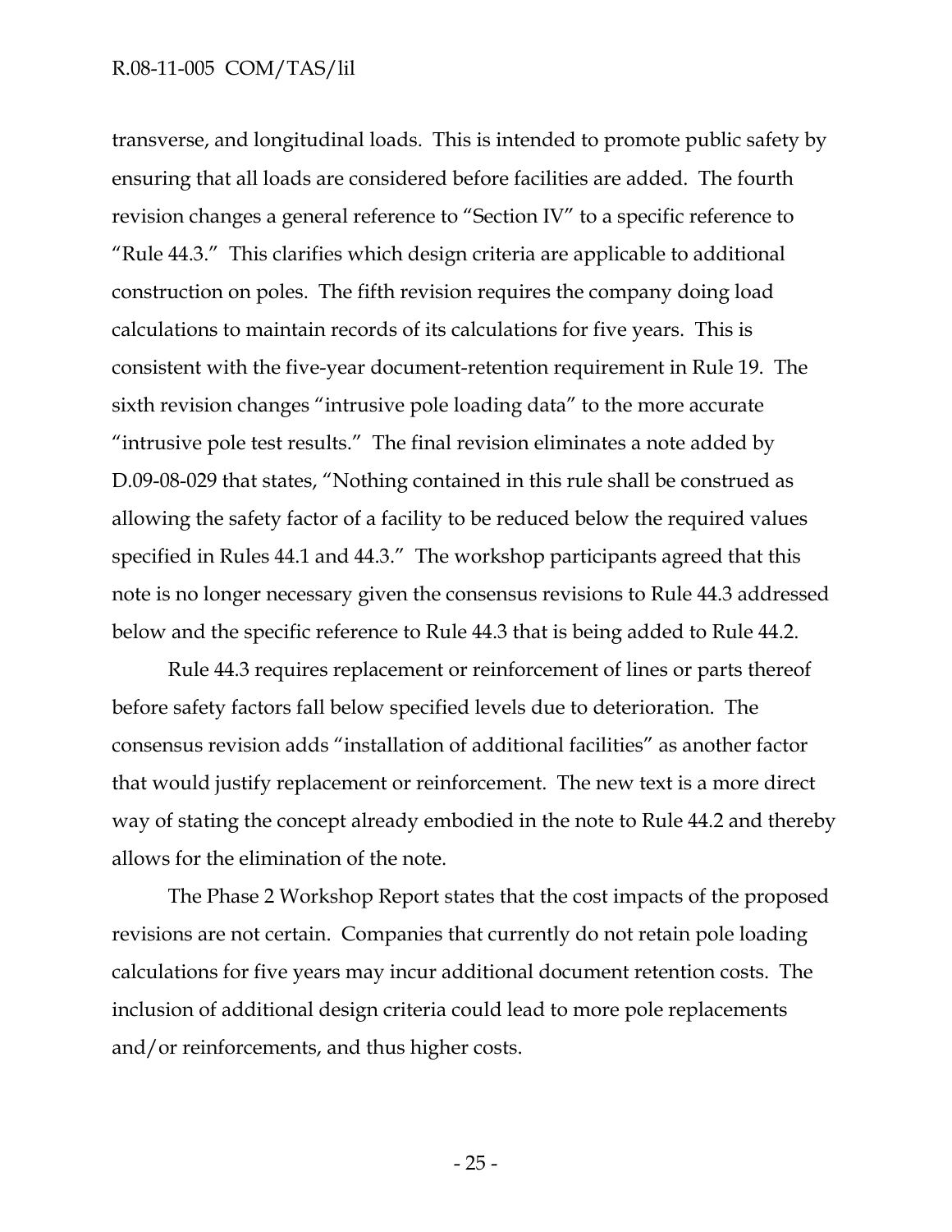transverse, and longitudinal loads. This is intended to promote public safety by ensuring that all loads are considered before facilities are added. The fourth revision changes a general reference to "Section IV" to a specific reference to "Rule 44.3." This clarifies which design criteria are applicable to additional construction on poles. The fifth revision requires the company doing load calculations to maintain records of its calculations for five years. This is consistent with the five-year document-retention requirement in Rule 19. The sixth revision changes "intrusive pole loading data" to the more accurate "intrusive pole test results." The final revision eliminates a note added by D.09-08-029 that states, "Nothing contained in this rule shall be construed as allowing the safety factor of a facility to be reduced below the required values specified in Rules 44.1 and 44.3." The workshop participants agreed that this note is no longer necessary given the consensus revisions to Rule 44.3 addressed below and the specific reference to Rule 44.3 that is being added to Rule 44.2.

Rule 44.3 requires replacement or reinforcement of lines or parts thereof before safety factors fall below specified levels due to deterioration. The consensus revision adds "installation of additional facilities" as another factor that would justify replacement or reinforcement. The new text is a more direct way of stating the concept already embodied in the note to Rule 44.2 and thereby allows for the elimination of the note.

The Phase 2 Workshop Report states that the cost impacts of the proposed revisions are not certain. Companies that currently do not retain pole loading calculations for five years may incur additional document retention costs. The inclusion of additional design criteria could lead to more pole replacements and/or reinforcements, and thus higher costs.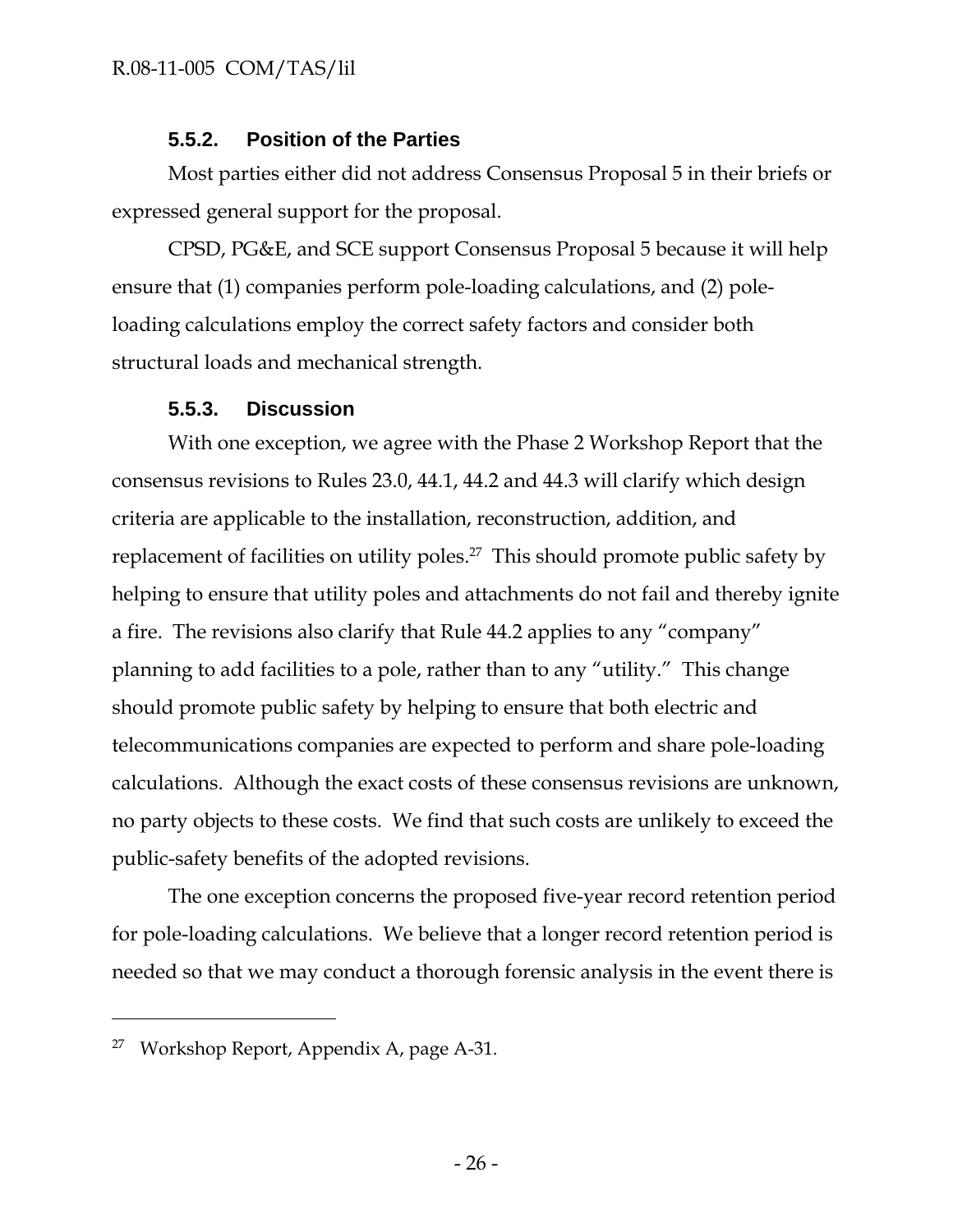### 5.5.2. Position of the Parties

Most parties either did not address Consensus Proposal 5 in their briefs or expressed general support for the proposal.

CPSD, PG&E, and SCE support Consensus Proposal 5 because it will help ensure that (1) companies perform pole-loading calculations, and (2) pole-loading calculations employ the correct safety factors and consider both structural loads and mechanical strength.

### 5.5.3. Discussion

With one exception, we agree with the Phase 2 Workshop Report that the consensus revisions to Rules 23.0, 44.1, 44.2 and 44.3 will clarify which design criteria are applicable to the installation, reconstruction, addition, and replacement of facilities on utility poles.[27] This should promote public safety by helping to ensure that utility poles and attachments do not fail and thereby ignite a fire. The revisions also clarify that Rule 44.2 applies to any "company" planning to add facilities to a pole, rather than to any "utility." This change should promote public safety by helping to ensure that both electric and telecommunications companies are expected to perform and share pole-loading calculations. Although the exact costs of these consensus revisions are unknown, no party objects to these costs. We find that such costs are unlikely to exceed the public-safety benefits of the adopted revisions.

The one exception concerns the proposed five-year record retention period for pole-loading calculations. We believe that a longer record retention period is needed so that we may conduct a thorough forensic analysis in the event there is

---

[27] Workshop Report, Appendix A, page A-31.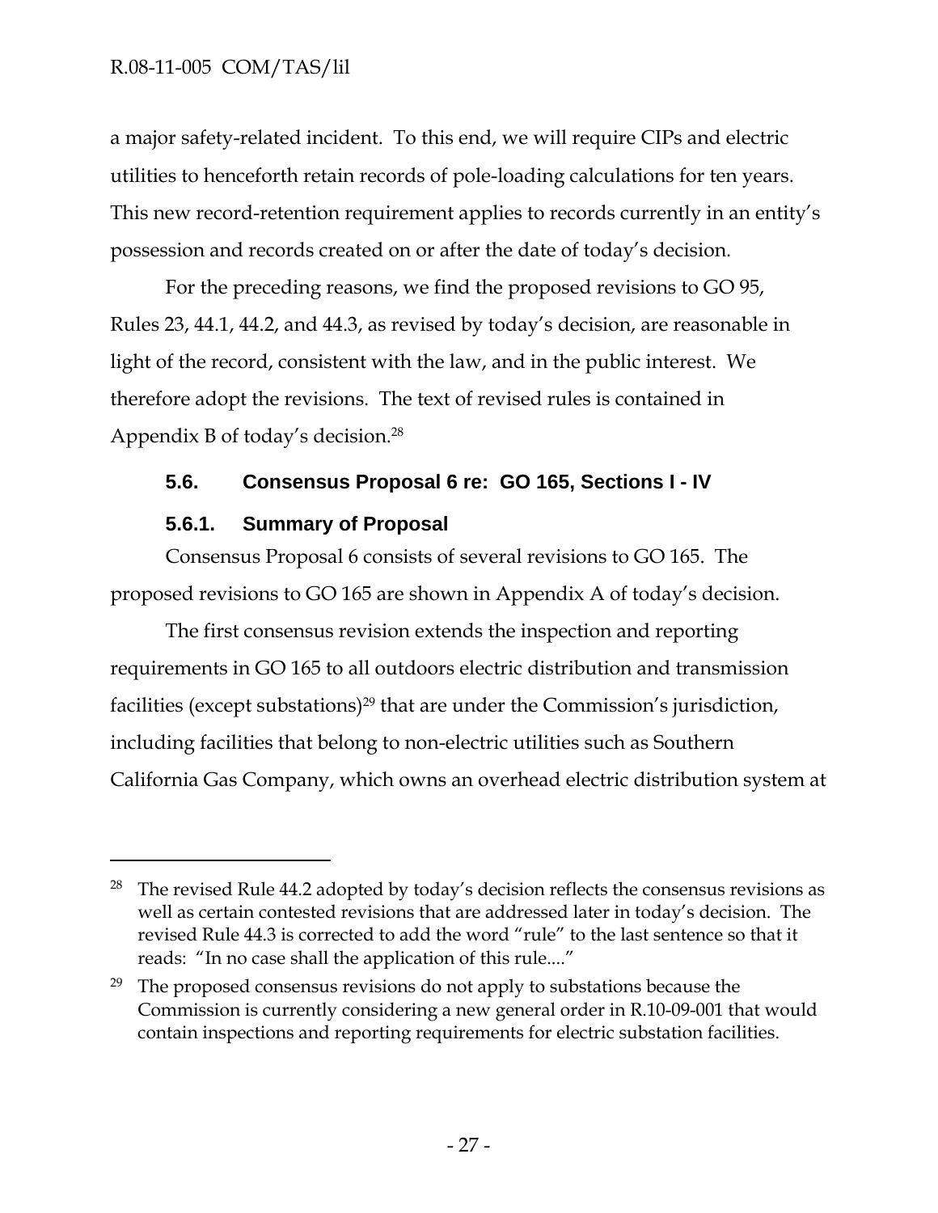a major safety-related incident. To this end, we will require CIPs and electric utilities to henceforth retain records of pole-loading calculations for ten years. This new record-retention requirement applies to records currently in an entity's possession and records created on or after the date of today's decision.

For the preceding reasons, we find the proposed revisions to GO 95, Rules 23, 44.1, 44.2, and 44.3, as revised by today's decision, are reasonable in light of the record, consistent with the law, and in the public interest. We therefore adopt the revisions. The text of revised rules is contained in Appendix B of today's decision.[28]

### 5.6. Consensus Proposal 6 re: GO 165, Sections I - IV

#### 5.6.1. Summary of Proposal

Consensus Proposal 6 consists of several revisions to GO 165. The proposed revisions to GO 165 are shown in Appendix A of today's decision.

The first consensus revision extends the inspection and reporting requirements in GO 165 to all outdoors electric distribution and transmission facilities (except substations)[29] that are under the Commission's jurisdiction, including facilities that belong to non-electric utilities such as Southern California Gas Company, which owns an overhead electric distribution system at

---

[28] The revised Rule 44.2 adopted by today's decision reflects the consensus revisions as well as certain contested revisions that are addressed later in today's decision. The revised Rule 44.3 is corrected to add the word "rule" to the last sentence so that it reads: "In no case shall the application of this rule...."

[29] The proposed consensus revisions do not apply to substations because the Commission is currently considering a new general order in R.10-09-001 that would contain inspections and reporting requirements for electric substation facilities.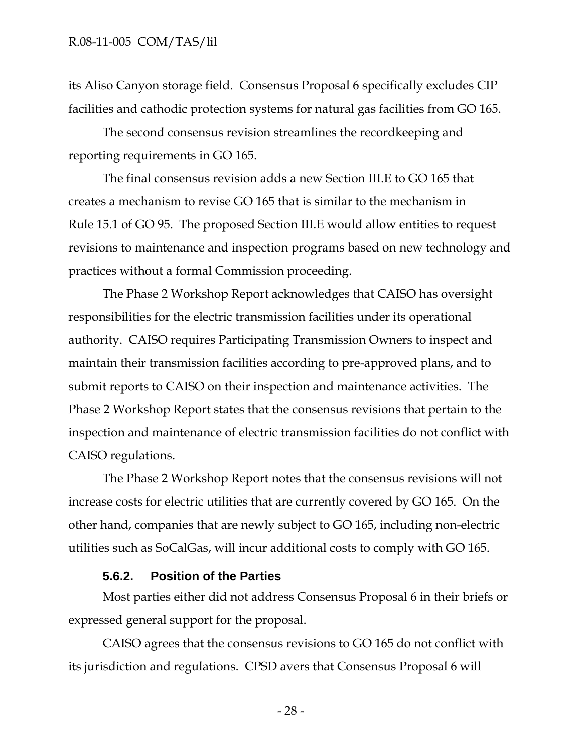its Aliso Canyon storage field. Consensus Proposal 6 specifically excludes CIP facilities and cathodic protection systems for natural gas facilities from GO 165.

The second consensus revision streamlines the recordkeeping and reporting requirements in GO 165.

The final consensus revision adds a new Section III.E to GO 165 that creates a mechanism to revise GO 165 that is similar to the mechanism in Rule 15.1 of GO 95. The proposed Section III.E would allow entities to request revisions to maintenance and inspection programs based on new technology and practices without a formal Commission proceeding.

The Phase 2 Workshop Report acknowledges that CAISO has oversight responsibilities for the electric transmission facilities under its operational authority. CAISO requires Participating Transmission Owners to inspect and maintain their transmission facilities according to pre-approved plans, and to submit reports to CAISO on their inspection and maintenance activities. The Phase 2 Workshop Report states that the consensus revisions that pertain to the inspection and maintenance of electric transmission facilities do not conflict with CAISO regulations.

The Phase 2 Workshop Report notes that the consensus revisions will not increase costs for electric utilities that are currently covered by GO 165. On the other hand, companies that are newly subject to GO 165, including non-electric utilities such as SoCalGas, will incur additional costs to comply with GO 165.

#### 5.6.2. Position of the Parties

Most parties either did not address Consensus Proposal 6 in their briefs or expressed general support for the proposal.

CAISO agrees that the consensus revisions to GO 165 do not conflict with its jurisdiction and regulations. CPSD avers that Consensus Proposal 6 will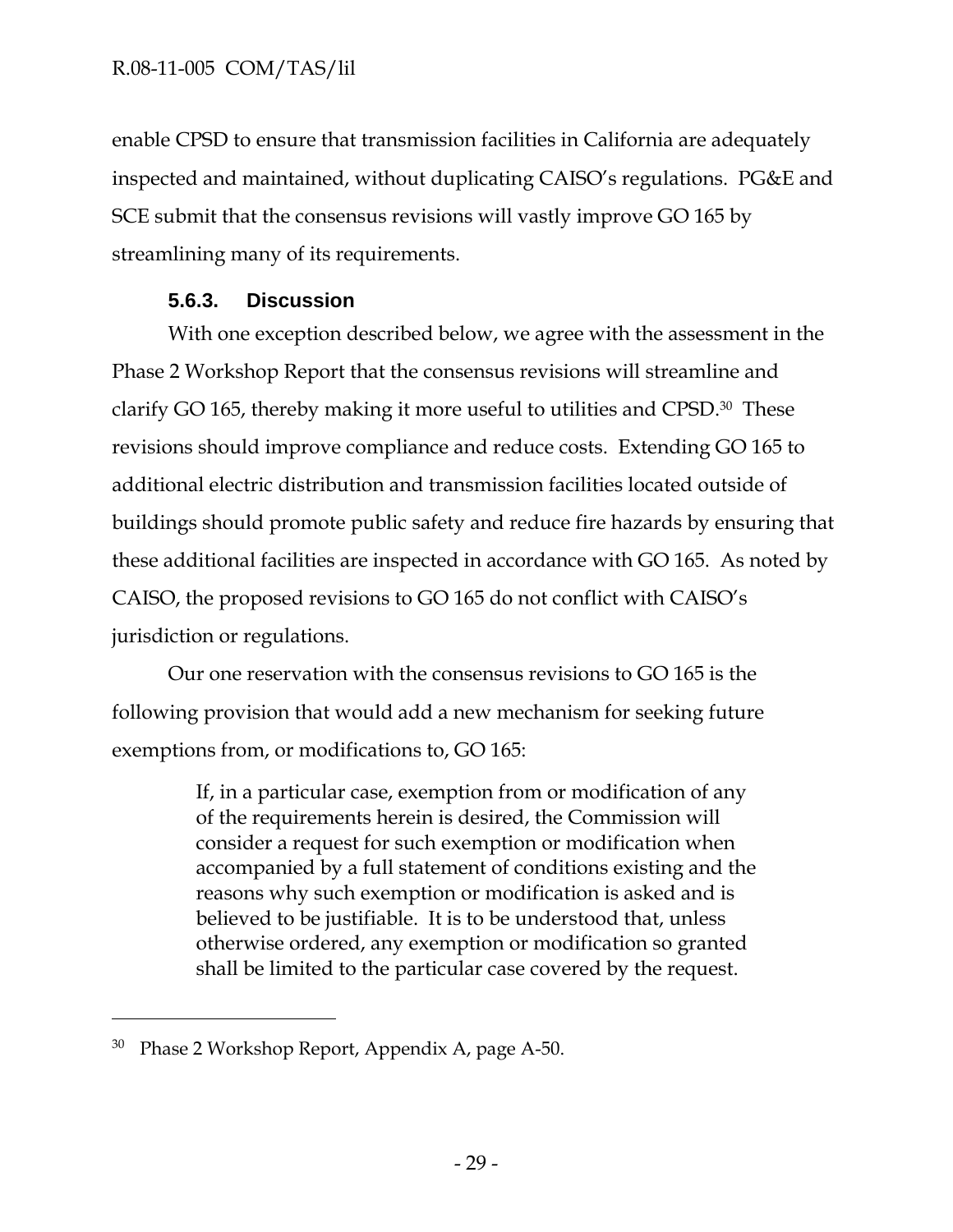enable CPSD to ensure that transmission facilities in California are adequately inspected and maintained, without duplicating CAISO's regulations. PG&E and SCE submit that the consensus revisions will vastly improve GO 165 by streamlining many of its requirements.

### 5.6.3. Discussion

With one exception described below, we agree with the assessment in the Phase 2 Workshop Report that the consensus revisions will streamline and clarify GO 165, thereby making it more useful to utilities and CPSD.[30] These revisions should improve compliance and reduce costs. Extending GO 165 to additional electric distribution and transmission facilities located outside of buildings should promote public safety and reduce fire hazards by ensuring that these additional facilities are inspected in accordance with GO 165. As noted by CAISO, the proposed revisions to GO 165 do not conflict with CAISO's jurisdiction or regulations.

Our one reservation with the consensus revisions to GO 165 is the following provision that would add a new mechanism for seeking future exemptions from, or modifications to, GO 165:

> If, in a particular case, exemption from or modification of any of the requirements herein is desired, the Commission will consider a request for such exemption or modification when accompanied by a full statement of conditions existing and the reasons why such exemption or modification is asked and is believed to be justifiable. It is to be understood that, unless otherwise ordered, any exemption or modification so granted shall be limited to the particular case covered by the request.

---

[30] Phase 2 Workshop Report, Appendix A, page A-50.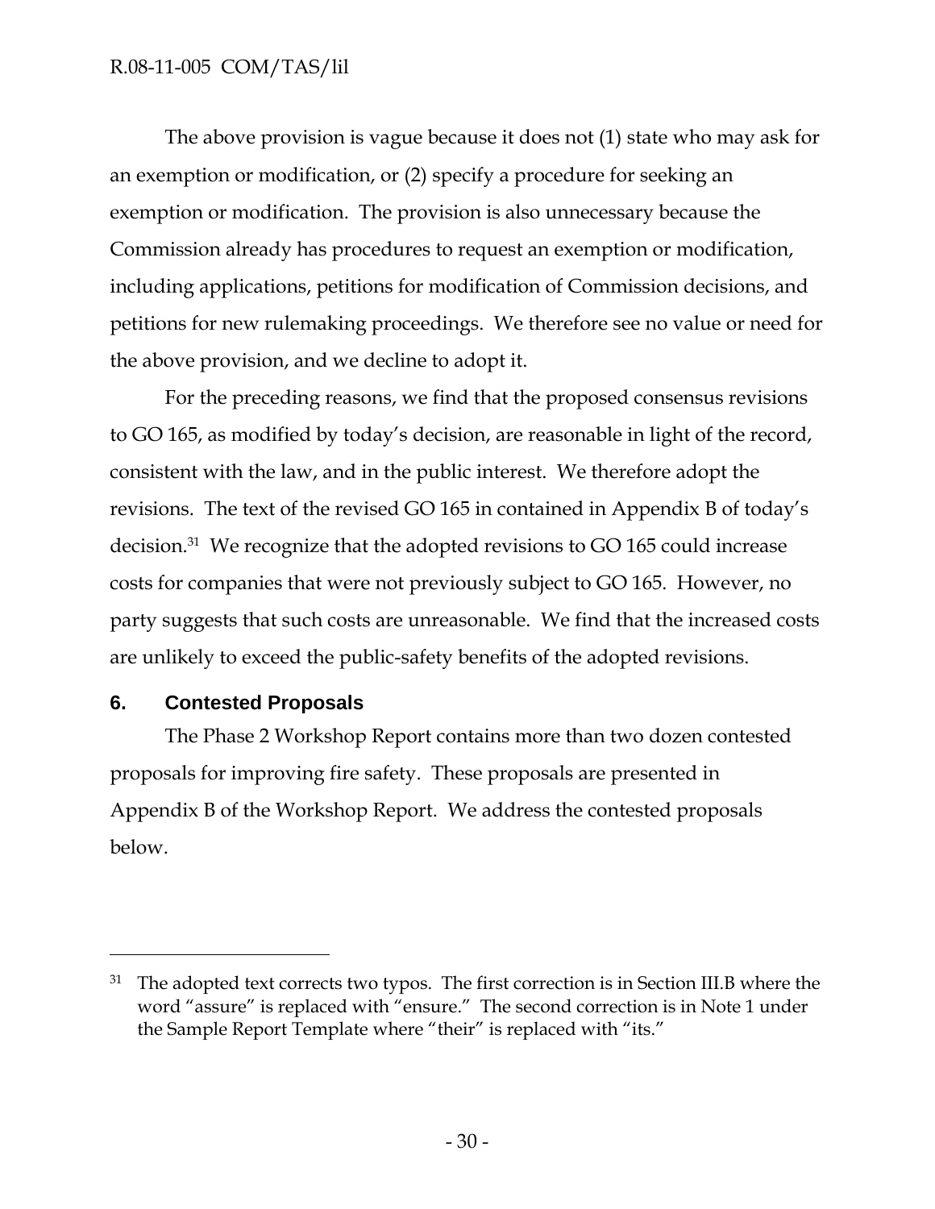The above provision is vague because it does not (1) state who may ask for an exemption or modification, or (2) specify a procedure for seeking an exemption or modification. The provision is also unnecessary because the Commission already has procedures to request an exemption or modification, including applications, petitions for modification of Commission decisions, and petitions for new rulemaking proceedings. We therefore see no value or need for the above provision, and we decline to adopt it.

For the preceding reasons, we find that the proposed consensus revisions to GO 165, as modified by today's decision, are reasonable in light of the record, consistent with the law, and in the public interest. We therefore adopt the revisions. The text of the revised GO 165 in contained in Appendix B of today's decision.[31] We recognize that the adopted revisions to GO 165 could increase costs for companies that were not previously subject to GO 165. However, no party suggests that such costs are unreasonable. We find that the increased costs are unlikely to exceed the public-safety benefits of the adopted revisions.

## 6. Contested Proposals

The Phase 2 Workshop Report contains more than two dozen contested proposals for improving fire safety. These proposals are presented in Appendix B of the Workshop Report. We address the contested proposals below.

---

[31] The adopted text corrects two typos. The first correction is in Section III.B where the word "assure" is replaced with "ensure." The second correction is in Note 1 under the Sample Report Template where "their" is replaced with "its."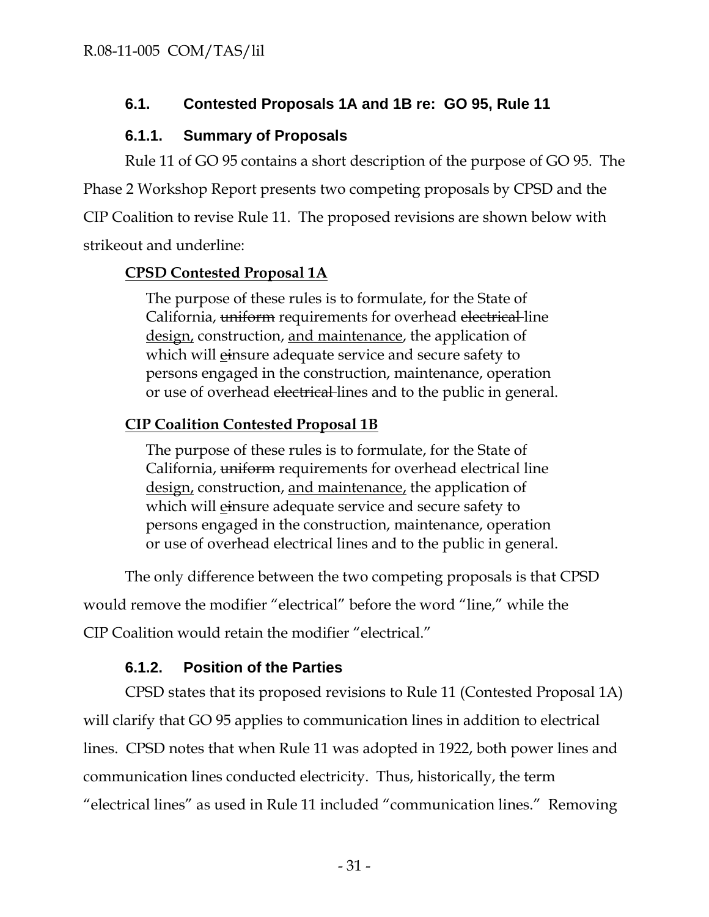### 6.1. Contested Proposals 1A and 1B re: GO 95, Rule 11

#### 6.1.1. Summary of Proposals

Rule 11 of GO 95 contains a short description of the purpose of GO 95. The Phase 2 Workshop Report presents two competing proposals by CPSD and the CIP Coalition to revise Rule 11. The proposed revisions are shown below with strikeout and underline:

<u>**CPSD Contested Proposal 1A**</u>

> The purpose of these rules is to formulate, for the State of California, ~~uniform~~ requirements for overhead ~~electrical~~ line <u>design,</u> construction, <u>and maintenance</u>, the application of which will <u>e</u>~~i~~nsure adequate service and secure safety to persons engaged in the construction, maintenance, operation or use of overhead ~~electrical~~ lines and to the public in general.

<u>**CIP Coalition Contested Proposal 1B**</u>

> The purpose of these rules is to formulate, for the State of California, ~~uniform~~ requirements for overhead electrical line <u>design,</u> construction, <u>and maintenance,</u> the application of which will <u>e</u>~~i~~nsure adequate service and secure safety to persons engaged in the construction, maintenance, operation or use of overhead electrical lines and to the public in general.

The only difference between the two competing proposals is that CPSD would remove the modifier "electrical" before the word "line," while the CIP Coalition would retain the modifier "electrical."

#### 6.1.2. Position of the Parties

CPSD states that its proposed revisions to Rule 11 (Contested Proposal 1A) will clarify that GO 95 applies to communication lines in addition to electrical lines. CPSD notes that when Rule 11 was adopted in 1922, both power lines and communication lines conducted electricity. Thus, historically, the term "electrical lines" as used in Rule 11 included "communication lines." Removing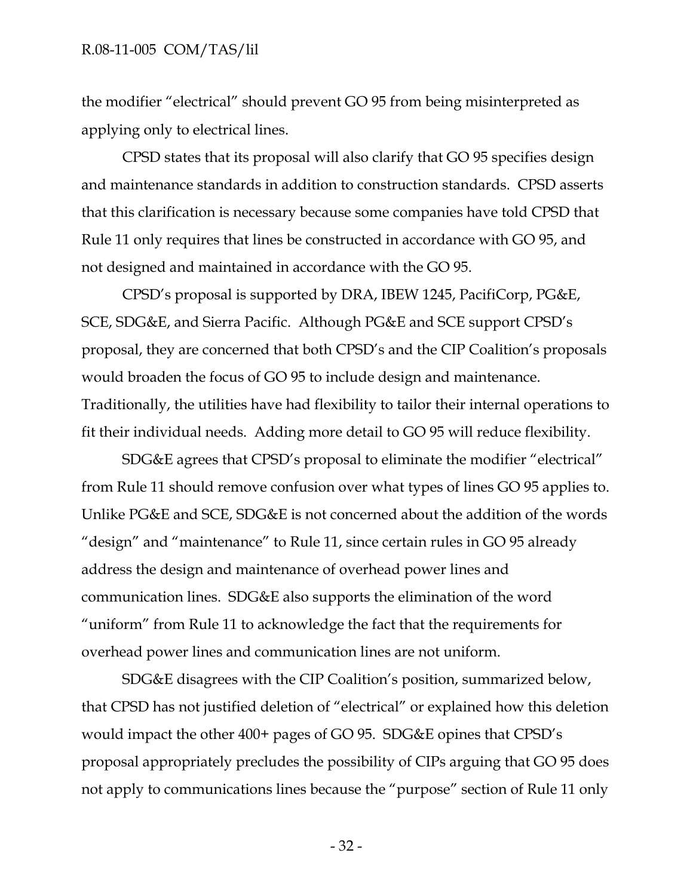the modifier "electrical" should prevent GO 95 from being misinterpreted as applying only to electrical lines.

CPSD states that its proposal will also clarify that GO 95 specifies design and maintenance standards in addition to construction standards. CPSD asserts that this clarification is necessary because some companies have told CPSD that Rule 11 only requires that lines be constructed in accordance with GO 95, and not designed and maintained in accordance with the GO 95.

CPSD's proposal is supported by DRA, IBEW 1245, PacifiCorp, PG&E, SCE, SDG&E, and Sierra Pacific. Although PG&E and SCE support CPSD's proposal, they are concerned that both CPSD's and the CIP Coalition's proposals would broaden the focus of GO 95 to include design and maintenance. Traditionally, the utilities have had flexibility to tailor their internal operations to fit their individual needs. Adding more detail to GO 95 will reduce flexibility.

SDG&E agrees that CPSD's proposal to eliminate the modifier "electrical" from Rule 11 should remove confusion over what types of lines GO 95 applies to. Unlike PG&E and SCE, SDG&E is not concerned about the addition of the words "design" and "maintenance" to Rule 11, since certain rules in GO 95 already address the design and maintenance of overhead power lines and communication lines. SDG&E also supports the elimination of the word "uniform" from Rule 11 to acknowledge the fact that the requirements for overhead power lines and communication lines are not uniform.

SDG&E disagrees with the CIP Coalition's position, summarized below, that CPSD has not justified deletion of "electrical" or explained how this deletion would impact the other 400+ pages of GO 95. SDG&E opines that CPSD's proposal appropriately precludes the possibility of CIPs arguing that GO 95 does not apply to communications lines because the "purpose" section of Rule 11 only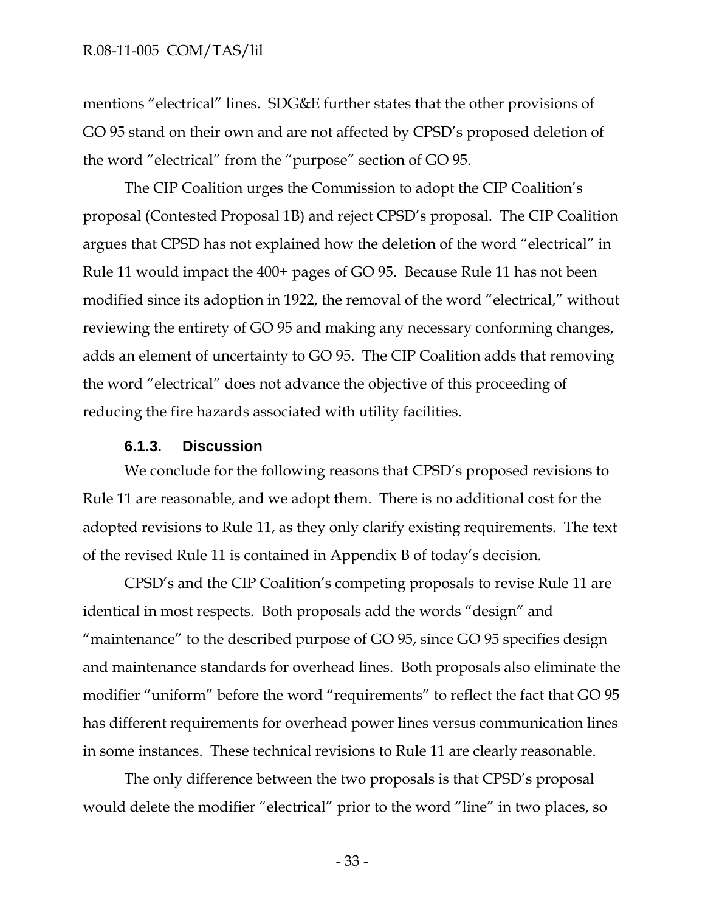mentions "electrical" lines. SDG&E further states that the other provisions of GO 95 stand on their own and are not affected by CPSD's proposed deletion of the word "electrical" from the "purpose" section of GO 95.

The CIP Coalition urges the Commission to adopt the CIP Coalition's proposal (Contested Proposal 1B) and reject CPSD's proposal. The CIP Coalition argues that CPSD has not explained how the deletion of the word "electrical" in Rule 11 would impact the 400+ pages of GO 95. Because Rule 11 has not been modified since its adoption in 1922, the removal of the word "electrical," without reviewing the entirety of GO 95 and making any necessary conforming changes, adds an element of uncertainty to GO 95. The CIP Coalition adds that removing the word "electrical" does not advance the objective of this proceeding of reducing the fire hazards associated with utility facilities.

#### 6.1.3. Discussion

We conclude for the following reasons that CPSD's proposed revisions to Rule 11 are reasonable, and we adopt them. There is no additional cost for the adopted revisions to Rule 11, as they only clarify existing requirements. The text of the revised Rule 11 is contained in Appendix B of today's decision.

CPSD's and the CIP Coalition's competing proposals to revise Rule 11 are identical in most respects. Both proposals add the words "design" and "maintenance" to the described purpose of GO 95, since GO 95 specifies design and maintenance standards for overhead lines. Both proposals also eliminate the modifier "uniform" before the word "requirements" to reflect the fact that GO 95 has different requirements for overhead power lines versus communication lines in some instances. These technical revisions to Rule 11 are clearly reasonable.

The only difference between the two proposals is that CPSD's proposal would delete the modifier "electrical" prior to the word "line" in two places, so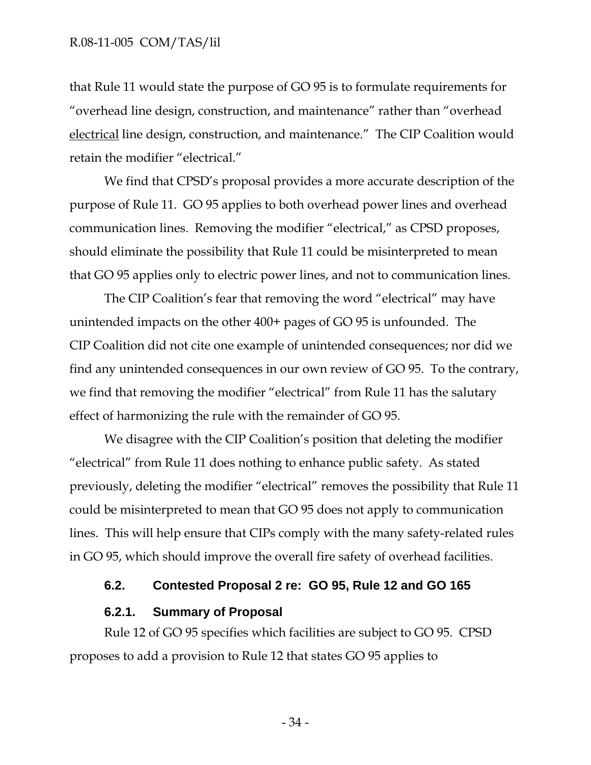that Rule 11 would state the purpose of GO 95 is to formulate requirements for "overhead line design, construction, and maintenance" rather than "overhead electrical line design, construction, and maintenance." The CIP Coalition would retain the modifier "electrical."

We find that CPSD's proposal provides a more accurate description of the purpose of Rule 11. GO 95 applies to both overhead power lines and overhead communication lines. Removing the modifier "electrical," as CPSD proposes, should eliminate the possibility that Rule 11 could be misinterpreted to mean that GO 95 applies only to electric power lines, and not to communication lines.

The CIP Coalition's fear that removing the word "electrical" may have unintended impacts on the other 400+ pages of GO 95 is unfounded. The CIP Coalition did not cite one example of unintended consequences; nor did we find any unintended consequences in our own review of GO 95. To the contrary, we find that removing the modifier "electrical" from Rule 11 has the salutary effect of harmonizing the rule with the remainder of GO 95.

We disagree with the CIP Coalition's position that deleting the modifier "electrical" from Rule 11 does nothing to enhance public safety. As stated previously, deleting the modifier "electrical" removes the possibility that Rule 11 could be misinterpreted to mean that GO 95 does not apply to communication lines. This will help ensure that CIPs comply with the many safety-related rules in GO 95, which should improve the overall fire safety of overhead facilities.

### 6.2. Contested Proposal 2 re: GO 95, Rule 12 and GO 165

#### 6.2.1. Summary of Proposal

Rule 12 of GO 95 specifies which facilities are subject to GO 95. CPSD proposes to add a provision to Rule 12 that states GO 95 applies to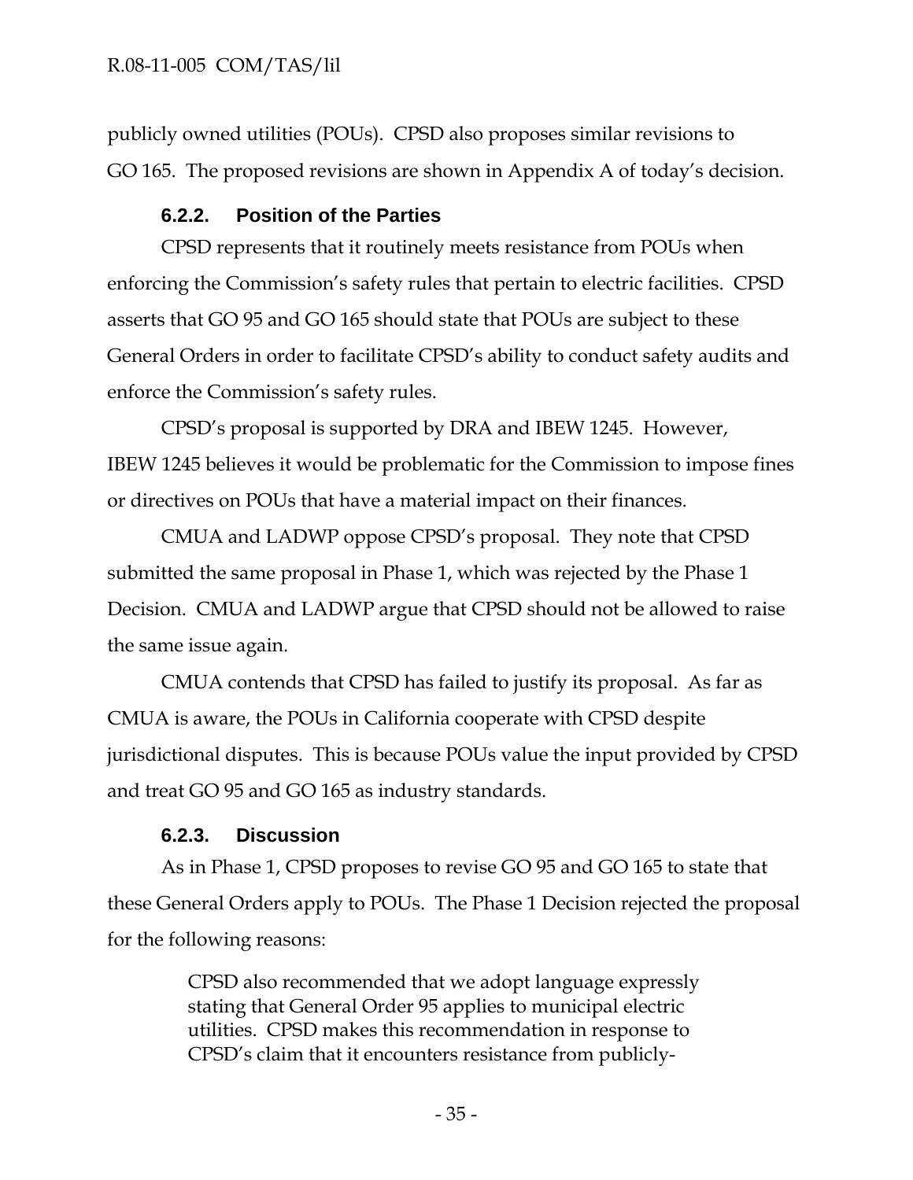publicly owned utilities (POUs). CPSD also proposes similar revisions to GO 165. The proposed revisions are shown in Appendix A of today's decision.

### 6.2.2. Position of the Parties

CPSD represents that it routinely meets resistance from POUs when enforcing the Commission's safety rules that pertain to electric facilities. CPSD asserts that GO 95 and GO 165 should state that POUs are subject to these General Orders in order to facilitate CPSD's ability to conduct safety audits and enforce the Commission's safety rules.

CPSD's proposal is supported by DRA and IBEW 1245. However, IBEW 1245 believes it would be problematic for the Commission to impose fines or directives on POUs that have a material impact on their finances.

CMUA and LADWP oppose CPSD's proposal. They note that CPSD submitted the same proposal in Phase 1, which was rejected by the Phase 1 Decision. CMUA and LADWP argue that CPSD should not be allowed to raise the same issue again.

CMUA contends that CPSD has failed to justify its proposal. As far as CMUA is aware, the POUs in California cooperate with CPSD despite jurisdictional disputes. This is because POUs value the input provided by CPSD and treat GO 95 and GO 165 as industry standards.

### 6.2.3. Discussion

As in Phase 1, CPSD proposes to revise GO 95 and GO 165 to state that these General Orders apply to POUs. The Phase 1 Decision rejected the proposal for the following reasons:

> CPSD also recommended that we adopt language expressly stating that General Order 95 applies to municipal electric utilities. CPSD makes this recommendation in response to CPSD's claim that it encounters resistance from publicly-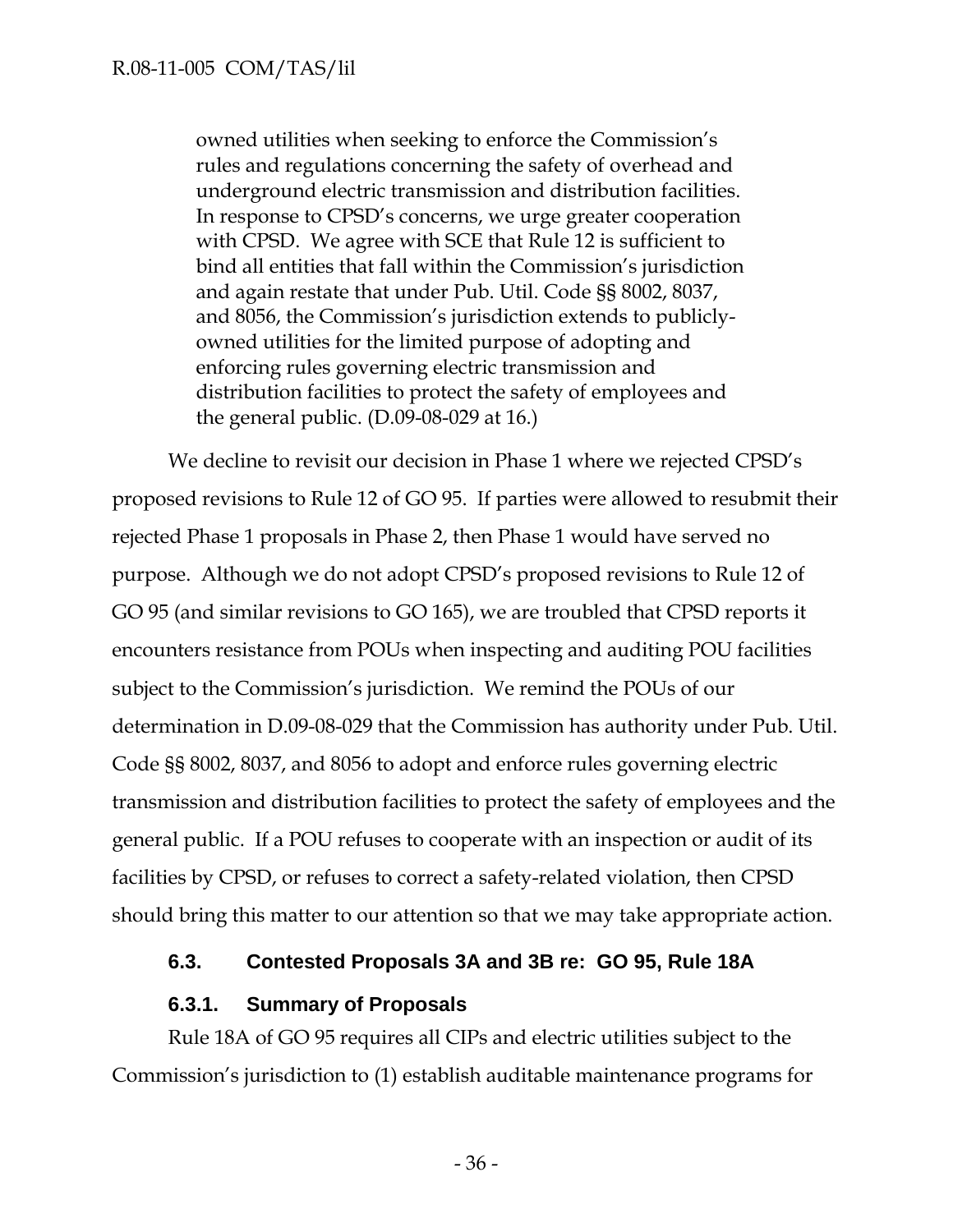> owned utilities when seeking to enforce the Commission's rules and regulations concerning the safety of overhead and underground electric transmission and distribution facilities. In response to CPSD's concerns, we urge greater cooperation with CPSD. We agree with SCE that Rule 12 is sufficient to bind all entities that fall within the Commission's jurisdiction and again restate that under Pub. Util. Code §§ 8002, 8037, and 8056, the Commission's jurisdiction extends to publicly-owned utilities for the limited purpose of adopting and enforcing rules governing electric transmission and distribution facilities to protect the safety of employees and the general public. (D.09-08-029 at 16.)

We decline to revisit our decision in Phase 1 where we rejected CPSD's proposed revisions to Rule 12 of GO 95. If parties were allowed to resubmit their rejected Phase 1 proposals in Phase 2, then Phase 1 would have served no purpose. Although we do not adopt CPSD's proposed revisions to Rule 12 of GO 95 (and similar revisions to GO 165), we are troubled that CPSD reports it encounters resistance from POUs when inspecting and auditing POU facilities subject to the Commission's jurisdiction. We remind the POUs of our determination in D.09-08-029 that the Commission has authority under Pub. Util. Code §§ 8002, 8037, and 8056 to adopt and enforce rules governing electric transmission and distribution facilities to protect the safety of employees and the general public. If a POU refuses to cooperate with an inspection or audit of its facilities by CPSD, or refuses to correct a safety-related violation, then CPSD should bring this matter to our attention so that we may take appropriate action.

### 6.3. Contested Proposals 3A and 3B re: GO 95, Rule 18A

#### 6.3.1. Summary of Proposals

Rule 18A of GO 95 requires all CIPs and electric utilities subject to the Commission's jurisdiction to (1) establish auditable maintenance programs for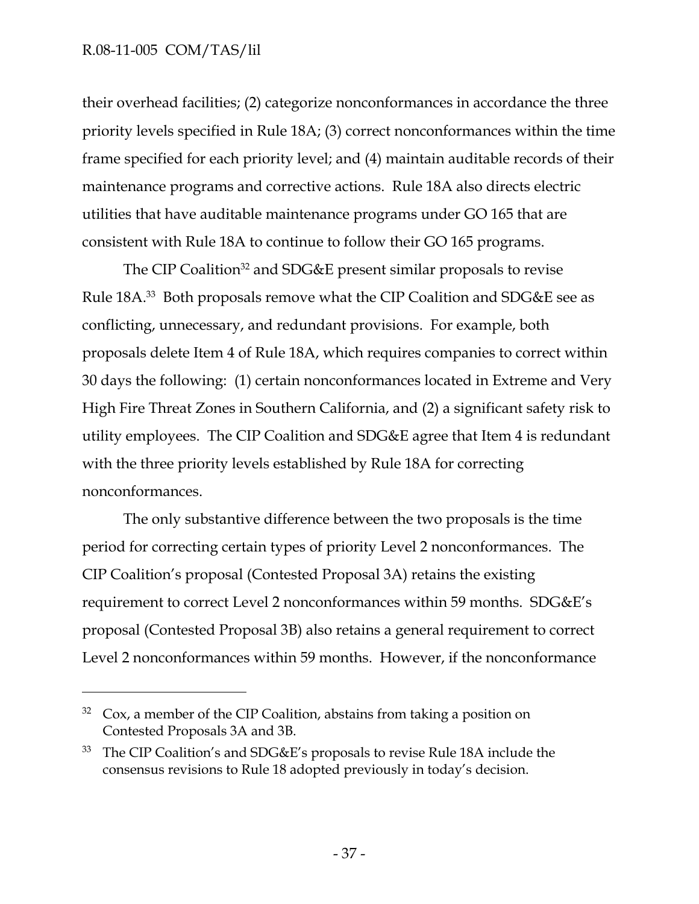their overhead facilities; (2) categorize nonconformances in accordance the three priority levels specified in Rule 18A; (3) correct nonconformances within the time frame specified for each priority level; and (4) maintain auditable records of their maintenance programs and corrective actions. Rule 18A also directs electric utilities that have auditable maintenance programs under GO 165 that are consistent with Rule 18A to continue to follow their GO 165 programs.

The CIP Coalition[32] and SDG&E present similar proposals to revise Rule 18A.[33] Both proposals remove what the CIP Coalition and SDG&E see as conflicting, unnecessary, and redundant provisions. For example, both proposals delete Item 4 of Rule 18A, which requires companies to correct within 30 days the following: (1) certain nonconformances located in Extreme and Very High Fire Threat Zones in Southern California, and (2) a significant safety risk to utility employees. The CIP Coalition and SDG&E agree that Item 4 is redundant with the three priority levels established by Rule 18A for correcting nonconformances.

The only substantive difference between the two proposals is the time period for correcting certain types of priority Level 2 nonconformances. The CIP Coalition's proposal (Contested Proposal 3A) retains the existing requirement to correct Level 2 nonconformances within 59 months. SDG&E's proposal (Contested Proposal 3B) also retains a general requirement to correct Level 2 nonconformances within 59 months. However, if the nonconformance

---

[32] Cox, a member of the CIP Coalition, abstains from taking a position on Contested Proposals 3A and 3B.

[33] The CIP Coalition's and SDG&E's proposals to revise Rule 18A include the consensus revisions to Rule 18 adopted previously in today's decision.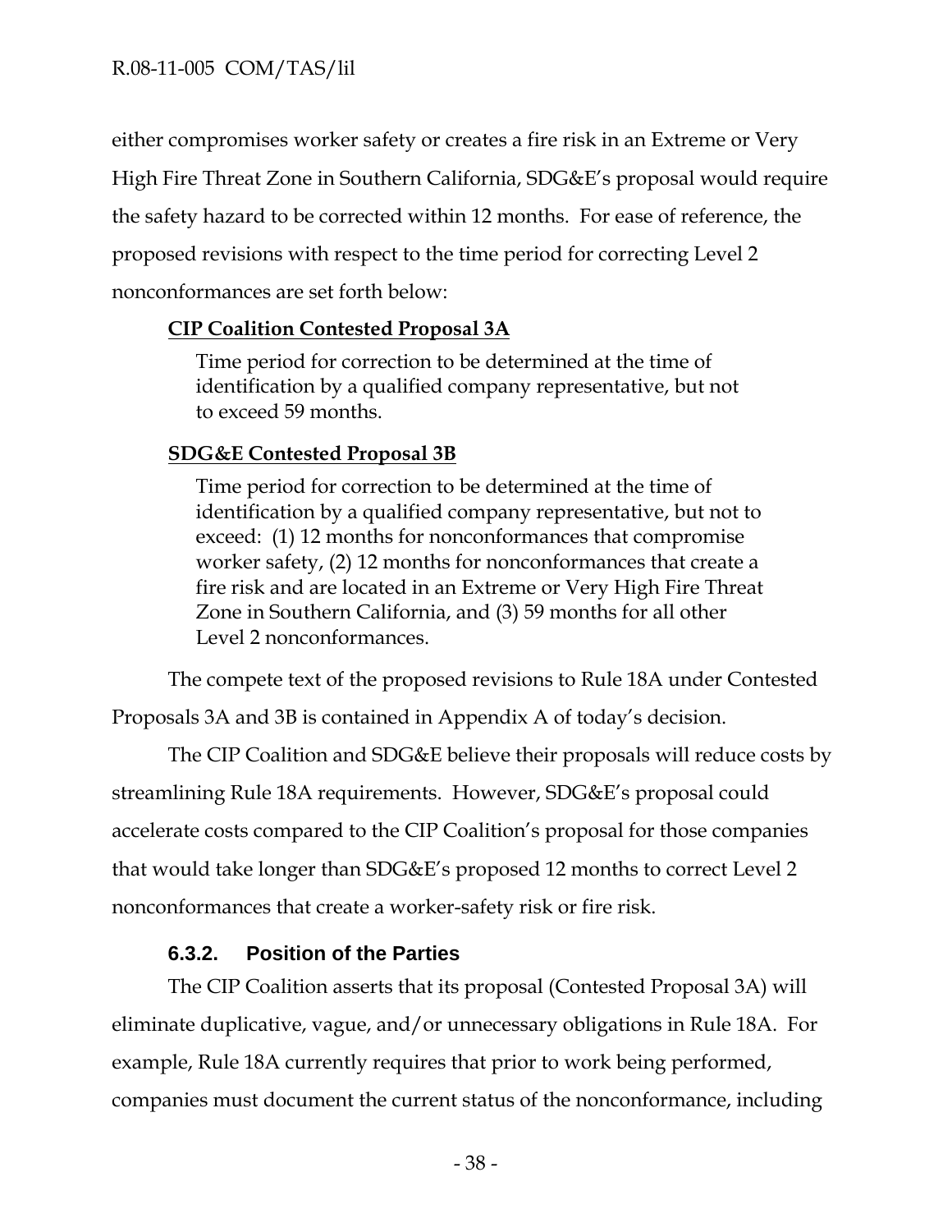either compromises worker safety or creates a fire risk in an Extreme or Very High Fire Threat Zone in Southern California, SDG&E's proposal would require the safety hazard to be corrected within 12 months. For ease of reference, the proposed revisions with respect to the time period for correcting Level 2 nonconformances are set forth below:

**CIP Coalition Contested Proposal 3A**

> Time period for correction to be determined at the time of identification by a qualified company representative, but not to exceed 59 months.

**SDG&E Contested Proposal 3B**

> Time period for correction to be determined at the time of identification by a qualified company representative, but not to exceed: (1) 12 months for nonconformances that compromise worker safety, (2) 12 months for nonconformances that create a fire risk and are located in an Extreme or Very High Fire Threat Zone in Southern California, and (3) 59 months for all other Level 2 nonconformances.

The compete text of the proposed revisions to Rule 18A under Contested Proposals 3A and 3B is contained in Appendix A of today's decision.

The CIP Coalition and SDG&E believe their proposals will reduce costs by streamlining Rule 18A requirements. However, SDG&E's proposal could accelerate costs compared to the CIP Coalition's proposal for those companies that would take longer than SDG&E's proposed 12 months to correct Level 2 nonconformances that create a worker-safety risk or fire risk.

### 6.3.2. Position of the Parties

The CIP Coalition asserts that its proposal (Contested Proposal 3A) will eliminate duplicative, vague, and/or unnecessary obligations in Rule 18A. For example, Rule 18A currently requires that prior to work being performed, companies must document the current status of the nonconformance, including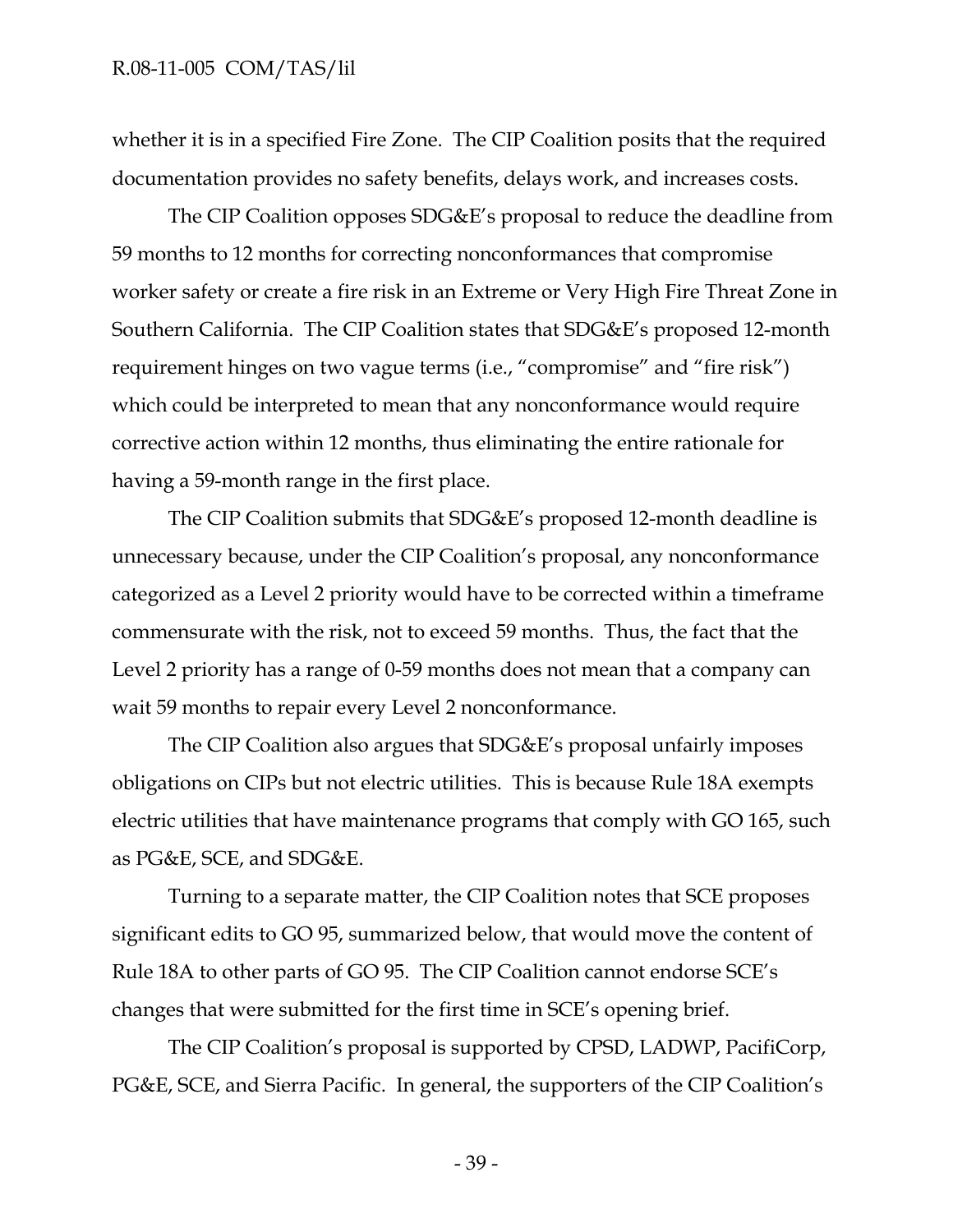whether it is in a specified Fire Zone. The CIP Coalition posits that the required documentation provides no safety benefits, delays work, and increases costs.

The CIP Coalition opposes SDG&E's proposal to reduce the deadline from 59 months to 12 months for correcting nonconformances that compromise worker safety or create a fire risk in an Extreme or Very High Fire Threat Zone in Southern California. The CIP Coalition states that SDG&E's proposed 12-month requirement hinges on two vague terms (i.e., "compromise" and "fire risk") which could be interpreted to mean that any nonconformance would require corrective action within 12 months, thus eliminating the entire rationale for having a 59-month range in the first place.

The CIP Coalition submits that SDG&E's proposed 12-month deadline is unnecessary because, under the CIP Coalition's proposal, any nonconformance categorized as a Level 2 priority would have to be corrected within a timeframe commensurate with the risk, not to exceed 59 months. Thus, the fact that the Level 2 priority has a range of 0-59 months does not mean that a company can wait 59 months to repair every Level 2 nonconformance.

The CIP Coalition also argues that SDG&E's proposal unfairly imposes obligations on CIPs but not electric utilities. This is because Rule 18A exempts electric utilities that have maintenance programs that comply with GO 165, such as PG&E, SCE, and SDG&E.

Turning to a separate matter, the CIP Coalition notes that SCE proposes significant edits to GO 95, summarized below, that would move the content of Rule 18A to other parts of GO 95. The CIP Coalition cannot endorse SCE's changes that were submitted for the first time in SCE's opening brief.

The CIP Coalition's proposal is supported by CPSD, LADWP, PacifiCorp, PG&E, SCE, and Sierra Pacific. In general, the supporters of the CIP Coalition's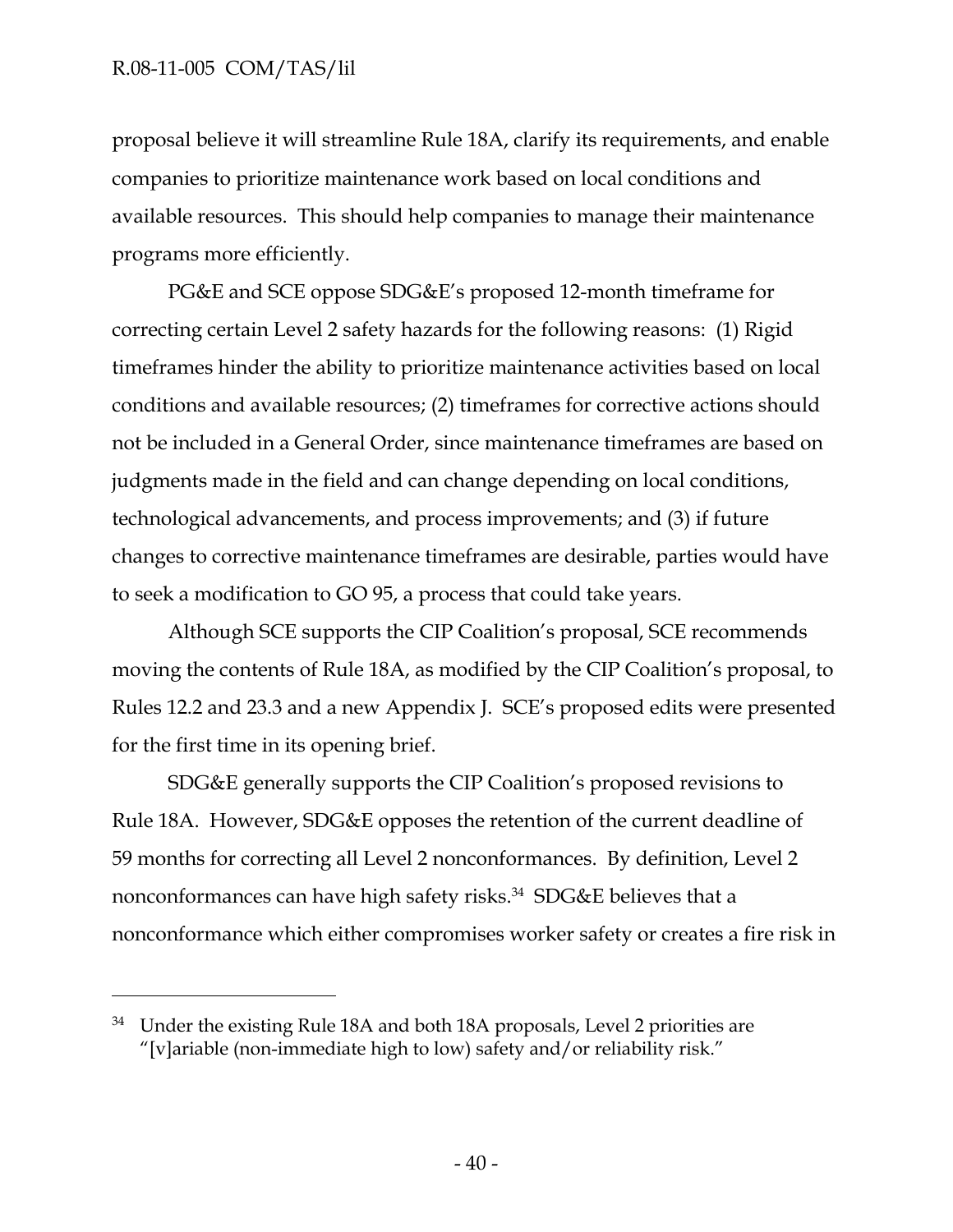proposal believe it will streamline Rule 18A, clarify its requirements, and enable companies to prioritize maintenance work based on local conditions and available resources. This should help companies to manage their maintenance programs more efficiently.

PG&E and SCE oppose SDG&E's proposed 12-month timeframe for correcting certain Level 2 safety hazards for the following reasons: (1) Rigid timeframes hinder the ability to prioritize maintenance activities based on local conditions and available resources; (2) timeframes for corrective actions should not be included in a General Order, since maintenance timeframes are based on judgments made in the field and can change depending on local conditions, technological advancements, and process improvements; and (3) if future changes to corrective maintenance timeframes are desirable, parties would have to seek a modification to GO 95, a process that could take years.

Although SCE supports the CIP Coalition's proposal, SCE recommends moving the contents of Rule 18A, as modified by the CIP Coalition's proposal, to Rules 12.2 and 23.3 and a new Appendix J. SCE's proposed edits were presented for the first time in its opening brief.

SDG&E generally supports the CIP Coalition's proposed revisions to Rule 18A. However, SDG&E opposes the retention of the current deadline of 59 months for correcting all Level 2 nonconformances. By definition, Level 2 nonconformances can have high safety risks.[34] SDG&E believes that a nonconformance which either compromises worker safety or creates a fire risk in

---

[34] Under the existing Rule 18A and both 18A proposals, Level 2 priorities are "[v]ariable (non-immediate high to low) safety and/or reliability risk."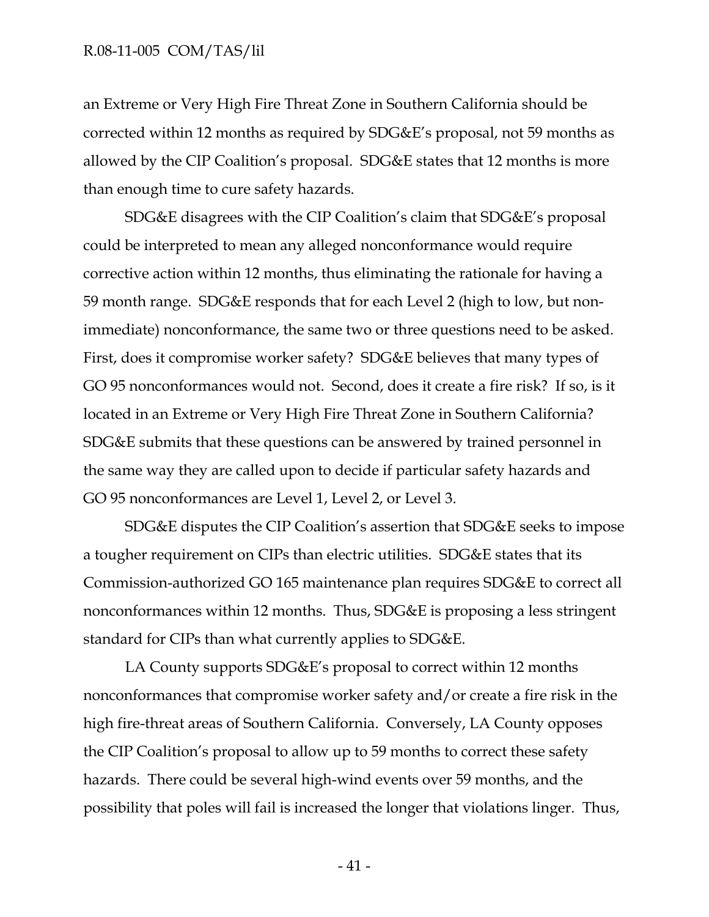an Extreme or Very High Fire Threat Zone in Southern California should be corrected within 12 months as required by SDG&E's proposal, not 59 months as allowed by the CIP Coalition's proposal. SDG&E states that 12 months is more than enough time to cure safety hazards.

SDG&E disagrees with the CIP Coalition's claim that SDG&E's proposal could be interpreted to mean any alleged nonconformance would require corrective action within 12 months, thus eliminating the rationale for having a 59 month range. SDG&E responds that for each Level 2 (high to low, but non-immediate) nonconformance, the same two or three questions need to be asked. First, does it compromise worker safety? SDG&E believes that many types of GO 95 nonconformances would not. Second, does it create a fire risk? If so, is it located in an Extreme or Very High Fire Threat Zone in Southern California? SDG&E submits that these questions can be answered by trained personnel in the same way they are called upon to decide if particular safety hazards and GO 95 nonconformances are Level 1, Level 2, or Level 3.

SDG&E disputes the CIP Coalition's assertion that SDG&E seeks to impose a tougher requirement on CIPs than electric utilities. SDG&E states that its Commission-authorized GO 165 maintenance plan requires SDG&E to correct all nonconformances within 12 months. Thus, SDG&E is proposing a less stringent standard for CIPs than what currently applies to SDG&E.

LA County supports SDG&E's proposal to correct within 12 months nonconformances that compromise worker safety and/or create a fire risk in the high fire-threat areas of Southern California. Conversely, LA County opposes the CIP Coalition's proposal to allow up to 59 months to correct these safety hazards. There could be several high-wind events over 59 months, and the possibility that poles will fail is increased the longer that violations linger. Thus,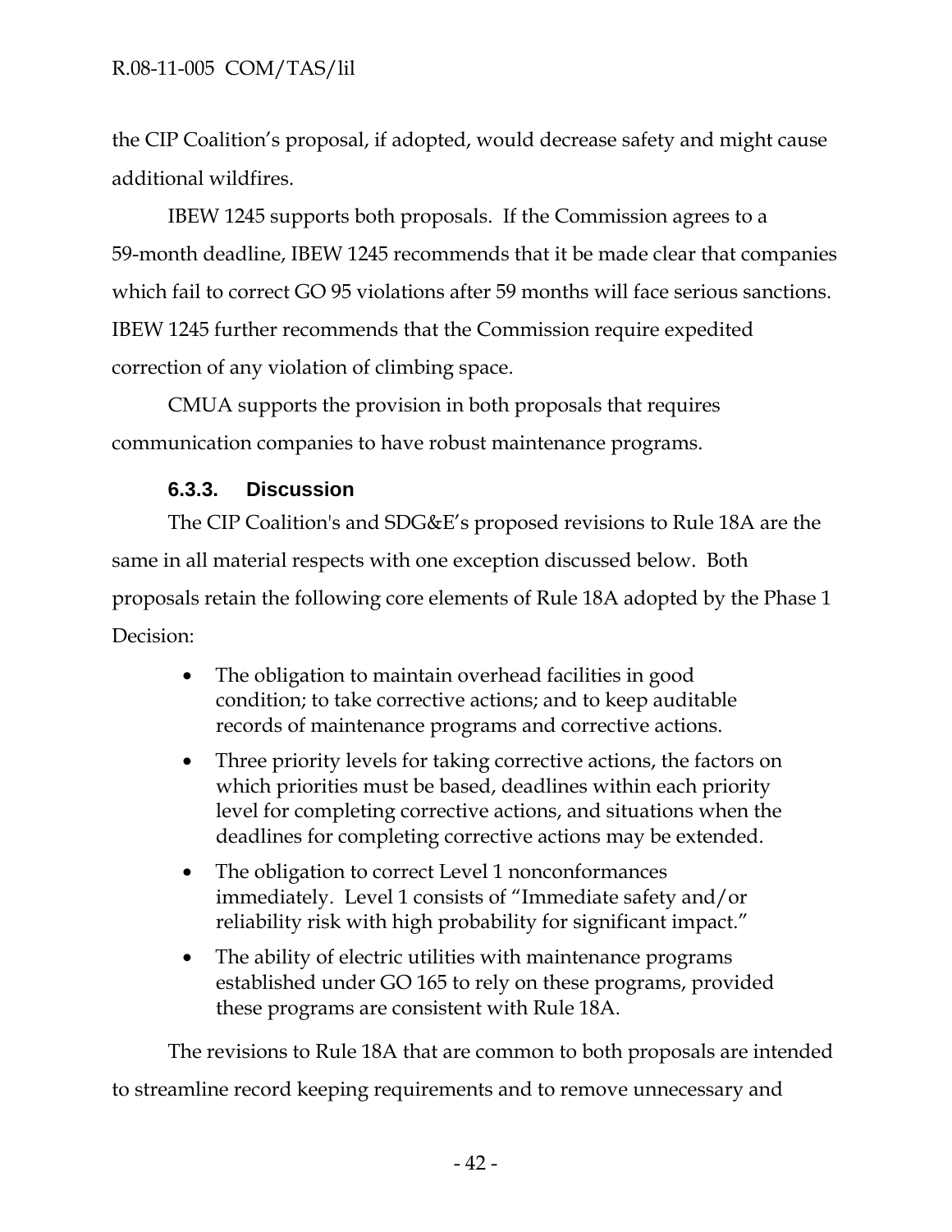the CIP Coalition's proposal, if adopted, would decrease safety and might cause additional wildfires.

IBEW 1245 supports both proposals. If the Commission agrees to a 59-month deadline, IBEW 1245 recommends that it be made clear that companies which fail to correct GO 95 violations after 59 months will face serious sanctions. IBEW 1245 further recommends that the Commission require expedited correction of any violation of climbing space.

CMUA supports the provision in both proposals that requires communication companies to have robust maintenance programs.

### 6.3.3. Discussion

The CIP Coalition's and SDG&E's proposed revisions to Rule 18A are the same in all material respects with one exception discussed below. Both proposals retain the following core elements of Rule 18A adopted by the Phase 1 Decision:

- The obligation to maintain overhead facilities in good condition; to take corrective actions; and to keep auditable records of maintenance programs and corrective actions.
- Three priority levels for taking corrective actions, the factors on which priorities must be based, deadlines within each priority level for completing corrective actions, and situations when the deadlines for completing corrective actions may be extended.
- The obligation to correct Level 1 nonconformances immediately. Level 1 consists of "Immediate safety and/or reliability risk with high probability for significant impact."
- The ability of electric utilities with maintenance programs established under GO 165 to rely on these programs, provided these programs are consistent with Rule 18A.

The revisions to Rule 18A that are common to both proposals are intended to streamline record keeping requirements and to remove unnecessary and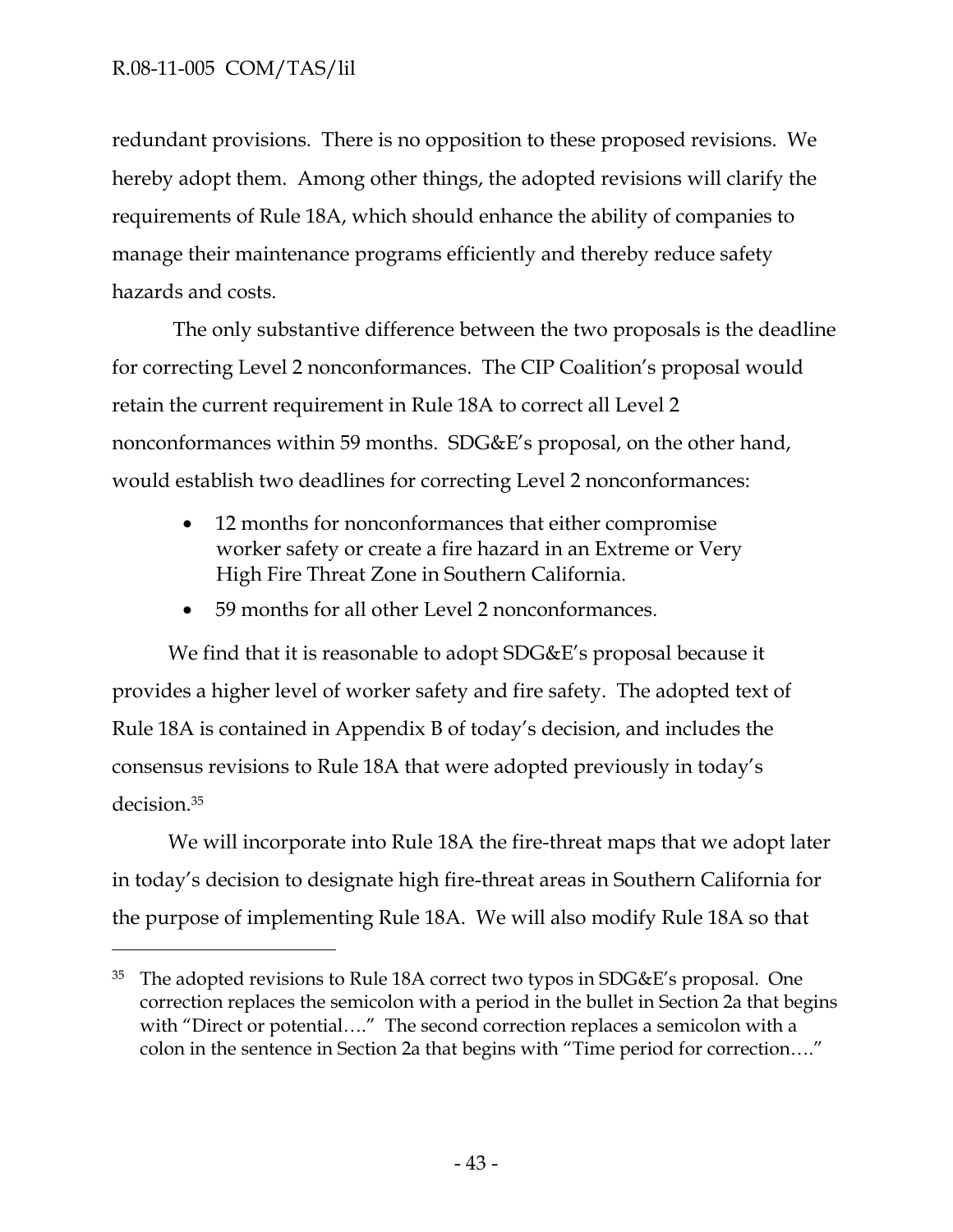redundant provisions. There is no opposition to these proposed revisions. We hereby adopt them. Among other things, the adopted revisions will clarify the requirements of Rule 18A, which should enhance the ability of companies to manage their maintenance programs efficiently and thereby reduce safety hazards and costs.

The only substantive difference between the two proposals is the deadline for correcting Level 2 nonconformances. The CIP Coalition's proposal would retain the current requirement in Rule 18A to correct all Level 2 nonconformances within 59 months. SDG&E's proposal, on the other hand, would establish two deadlines for correcting Level 2 nonconformances:

- 12 months for nonconformances that either compromise worker safety or create a fire hazard in an Extreme or Very High Fire Threat Zone in Southern California.
- 59 months for all other Level 2 nonconformances.

We find that it is reasonable to adopt SDG&E's proposal because it provides a higher level of worker safety and fire safety. The adopted text of Rule 18A is contained in Appendix B of today's decision, and includes the consensus revisions to Rule 18A that were adopted previously in today's decision.[35]

We will incorporate into Rule 18A the fire-threat maps that we adopt later in today's decision to designate high fire-threat areas in Southern California for the purpose of implementing Rule 18A. We will also modify Rule 18A so that

---

[35] The adopted revisions to Rule 18A correct two typos in SDG&E's proposal. One correction replaces the semicolon with a period in the bullet in Section 2a that begins with "Direct or potential…." The second correction replaces a semicolon with a colon in the sentence in Section 2a that begins with "Time period for correction…."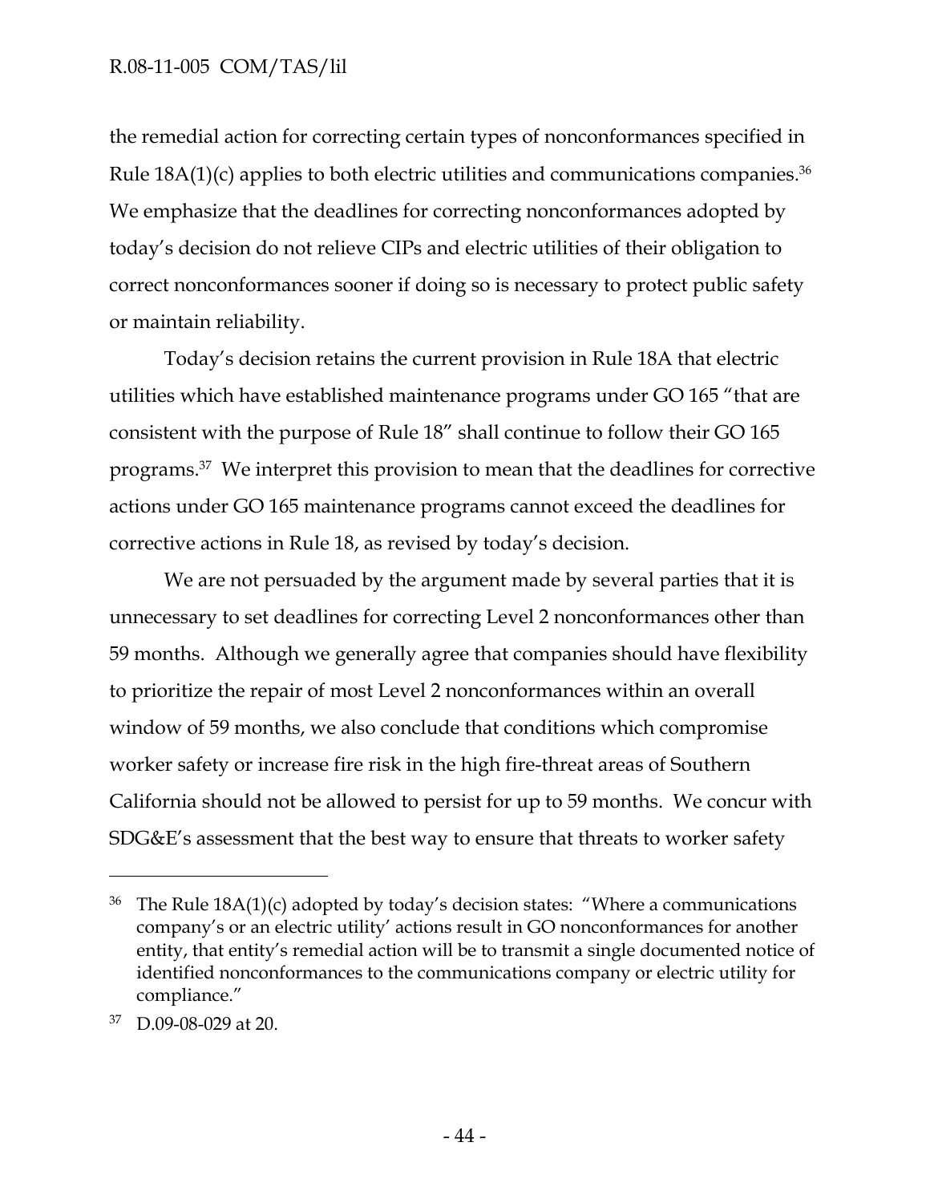the remedial action for correcting certain types of nonconformances specified in Rule 18A(1)(c) applies to both electric utilities and communications companies.[36] We emphasize that the deadlines for correcting nonconformances adopted by today's decision do not relieve CIPs and electric utilities of their obligation to correct nonconformances sooner if doing so is necessary to protect public safety or maintain reliability.

Today's decision retains the current provision in Rule 18A that electric utilities which have established maintenance programs under GO 165 "that are consistent with the purpose of Rule 18" shall continue to follow their GO 165 programs.[37] We interpret this provision to mean that the deadlines for corrective actions under GO 165 maintenance programs cannot exceed the deadlines for corrective actions in Rule 18, as revised by today's decision.

We are not persuaded by the argument made by several parties that it is unnecessary to set deadlines for correcting Level 2 nonconformances other than 59 months. Although we generally agree that companies should have flexibility to prioritize the repair of most Level 2 nonconformances within an overall window of 59 months, we also conclude that conditions which compromise worker safety or increase fire risk in the high fire-threat areas of Southern California should not be allowed to persist for up to 59 months. We concur with SDG&E's assessment that the best way to ensure that threats to worker safety

---

[36] The Rule 18A(1)(c) adopted by today's decision states: "Where a communications company's or an electric utility' actions result in GO nonconformances for another entity, that entity's remedial action will be to transmit a single documented notice of identified nonconformances to the communications company or electric utility for compliance."

[37] D.09-08-029 at 20.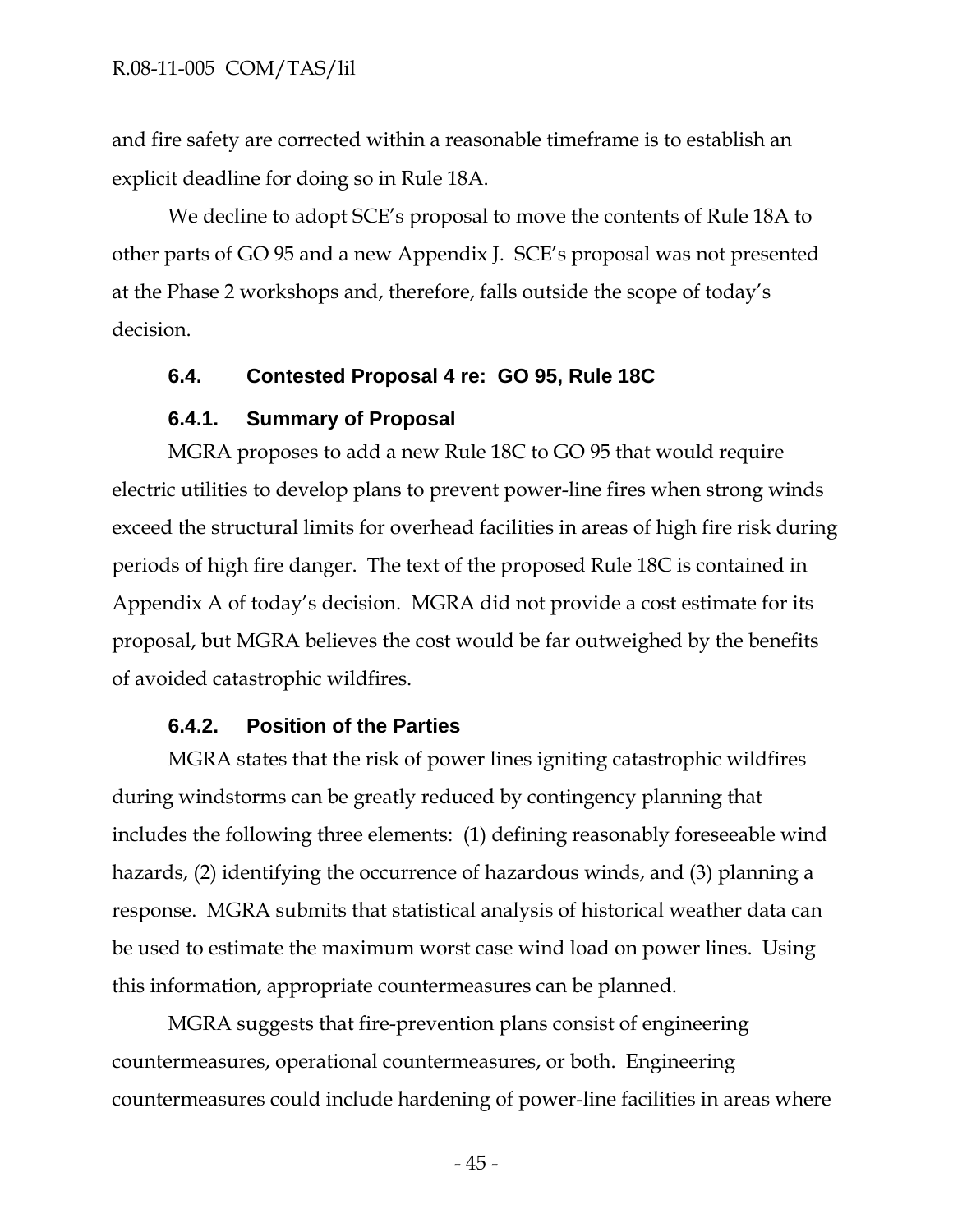and fire safety are corrected within a reasonable timeframe is to establish an explicit deadline for doing so in Rule 18A.

We decline to adopt SCE's proposal to move the contents of Rule 18A to other parts of GO 95 and a new Appendix J. SCE's proposal was not presented at the Phase 2 workshops and, therefore, falls outside the scope of today's decision.

### 6.4. Contested Proposal 4 re: GO 95, Rule 18C

#### 6.4.1. Summary of Proposal

MGRA proposes to add a new Rule 18C to GO 95 that would require electric utilities to develop plans to prevent power-line fires when strong winds exceed the structural limits for overhead facilities in areas of high fire risk during periods of high fire danger. The text of the proposed Rule 18C is contained in Appendix A of today's decision. MGRA did not provide a cost estimate for its proposal, but MGRA believes the cost would be far outweighed by the benefits of avoided catastrophic wildfires.

#### 6.4.2. Position of the Parties

MGRA states that the risk of power lines igniting catastrophic wildfires during windstorms can be greatly reduced by contingency planning that includes the following three elements: (1) defining reasonably foreseeable wind hazards, (2) identifying the occurrence of hazardous winds, and (3) planning a response. MGRA submits that statistical analysis of historical weather data can be used to estimate the maximum worst case wind load on power lines. Using this information, appropriate countermeasures can be planned.

MGRA suggests that fire-prevention plans consist of engineering countermeasures, operational countermeasures, or both. Engineering countermeasures could include hardening of power-line facilities in areas where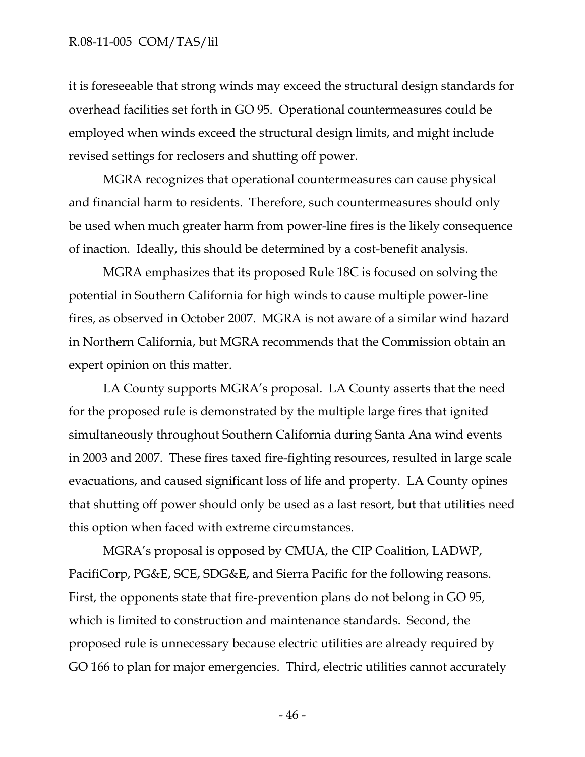it is foreseeable that strong winds may exceed the structural design standards for overhead facilities set forth in GO 95. Operational countermeasures could be employed when winds exceed the structural design limits, and might include revised settings for reclosers and shutting off power.

MGRA recognizes that operational countermeasures can cause physical and financial harm to residents. Therefore, such countermeasures should only be used when much greater harm from power-line fires is the likely consequence of inaction. Ideally, this should be determined by a cost-benefit analysis.

MGRA emphasizes that its proposed Rule 18C is focused on solving the potential in Southern California for high winds to cause multiple power-line fires, as observed in October 2007. MGRA is not aware of a similar wind hazard in Northern California, but MGRA recommends that the Commission obtain an expert opinion on this matter.

LA County supports MGRA's proposal. LA County asserts that the need for the proposed rule is demonstrated by the multiple large fires that ignited simultaneously throughout Southern California during Santa Ana wind events in 2003 and 2007. These fires taxed fire-fighting resources, resulted in large scale evacuations, and caused significant loss of life and property. LA County opines that shutting off power should only be used as a last resort, but that utilities need this option when faced with extreme circumstances.

MGRA's proposal is opposed by CMUA, the CIP Coalition, LADWP, PacifiCorp, PG&E, SCE, SDG&E, and Sierra Pacific for the following reasons. First, the opponents state that fire-prevention plans do not belong in GO 95, which is limited to construction and maintenance standards. Second, the proposed rule is unnecessary because electric utilities are already required by GO 166 to plan for major emergencies. Third, electric utilities cannot accurately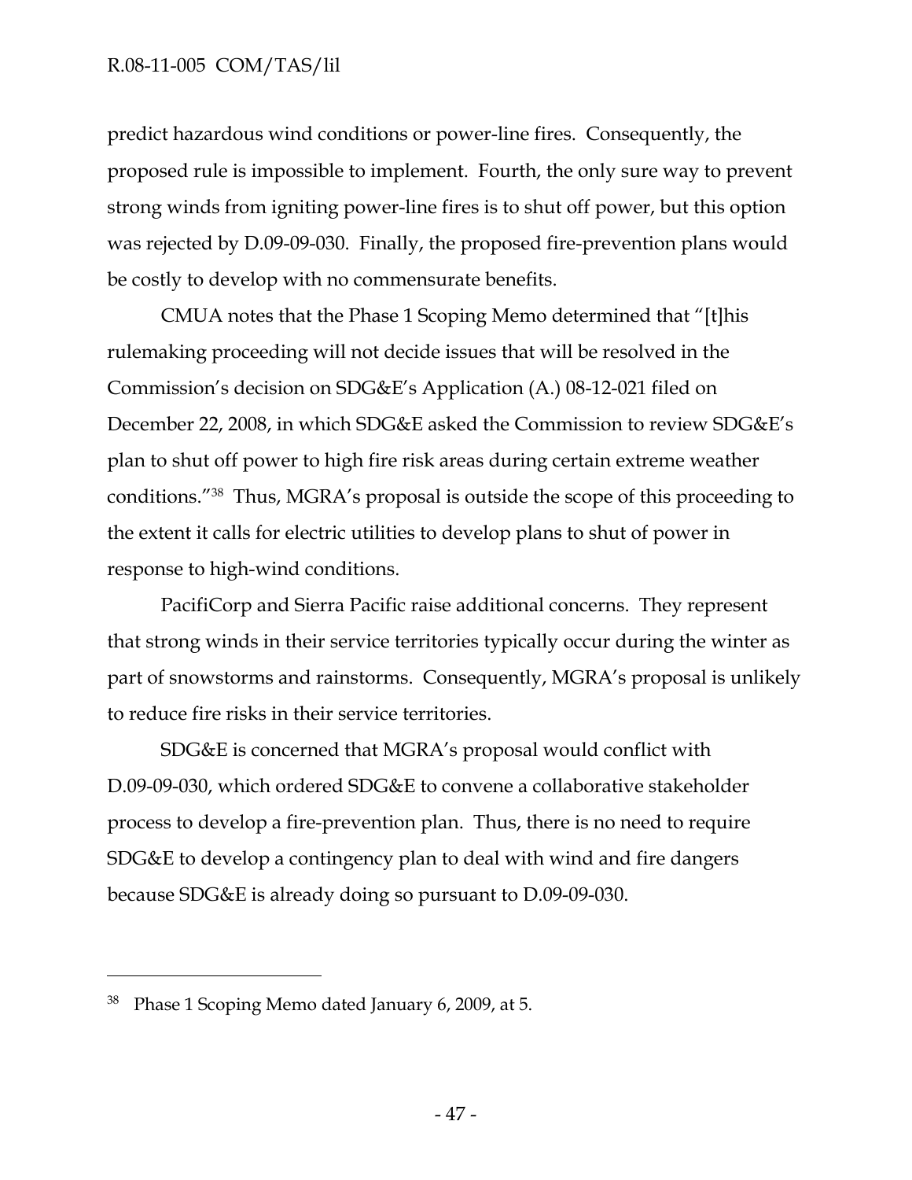predict hazardous wind conditions or power-line fires. Consequently, the proposed rule is impossible to implement. Fourth, the only sure way to prevent strong winds from igniting power-line fires is to shut off power, but this option was rejected by D.09-09-030. Finally, the proposed fire-prevention plans would be costly to develop with no commensurate benefits.

CMUA notes that the Phase 1 Scoping Memo determined that "[t]his rulemaking proceeding will not decide issues that will be resolved in the Commission's decision on SDG&E's Application (A.) 08-12-021 filed on December 22, 2008, in which SDG&E asked the Commission to review SDG&E's plan to shut off power to high fire risk areas during certain extreme weather conditions."[38] Thus, MGRA's proposal is outside the scope of this proceeding to the extent it calls for electric utilities to develop plans to shut of power in response to high-wind conditions.

PacifiCorp and Sierra Pacific raise additional concerns. They represent that strong winds in their service territories typically occur during the winter as part of snowstorms and rainstorms. Consequently, MGRA's proposal is unlikely to reduce fire risks in their service territories.

SDG&E is concerned that MGRA's proposal would conflict with D.09-09-030, which ordered SDG&E to convene a collaborative stakeholder process to develop a fire-prevention plan. Thus, there is no need to require SDG&E to develop a contingency plan to deal with wind and fire dangers because SDG&E is already doing so pursuant to D.09-09-030.

---

[38] Phase 1 Scoping Memo dated January 6, 2009, at 5.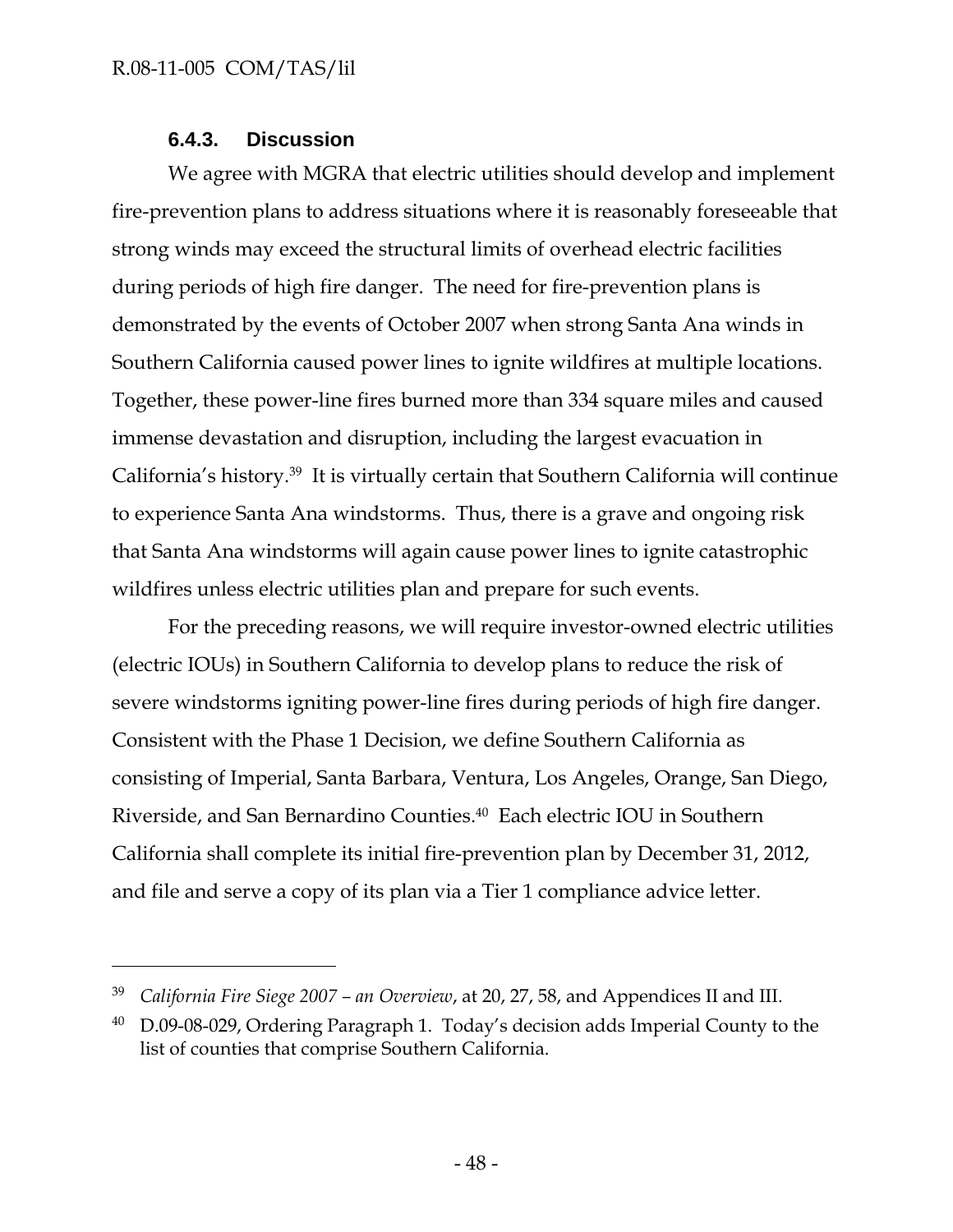### 6.4.3. Discussion

We agree with MGRA that electric utilities should develop and implement fire-prevention plans to address situations where it is reasonably foreseeable that strong winds may exceed the structural limits of overhead electric facilities during periods of high fire danger. The need for fire-prevention plans is demonstrated by the events of October 2007 when strong Santa Ana winds in Southern California caused power lines to ignite wildfires at multiple locations. Together, these power-line fires burned more than 334 square miles and caused immense devastation and disruption, including the largest evacuation in California's history.[39] It is virtually certain that Southern California will continue to experience Santa Ana windstorms. Thus, there is a grave and ongoing risk that Santa Ana windstorms will again cause power lines to ignite catastrophic wildfires unless electric utilities plan and prepare for such events.

For the preceding reasons, we will require investor-owned electric utilities (electric IOUs) in Southern California to develop plans to reduce the risk of severe windstorms igniting power-line fires during periods of high fire danger. Consistent with the Phase 1 Decision, we define Southern California as consisting of Imperial, Santa Barbara, Ventura, Los Angeles, Orange, San Diego, Riverside, and San Bernardino Counties.[40] Each electric IOU in Southern California shall complete its initial fire-prevention plan by December 31, 2012, and file and serve a copy of its plan via a Tier 1 compliance advice letter.

---

[39] *California Fire Siege 2007 – an Overview*, at 20, 27, 58, and Appendices II and III.

[40] D.09-08-029, Ordering Paragraph 1. Today's decision adds Imperial County to the list of counties that comprise Southern California.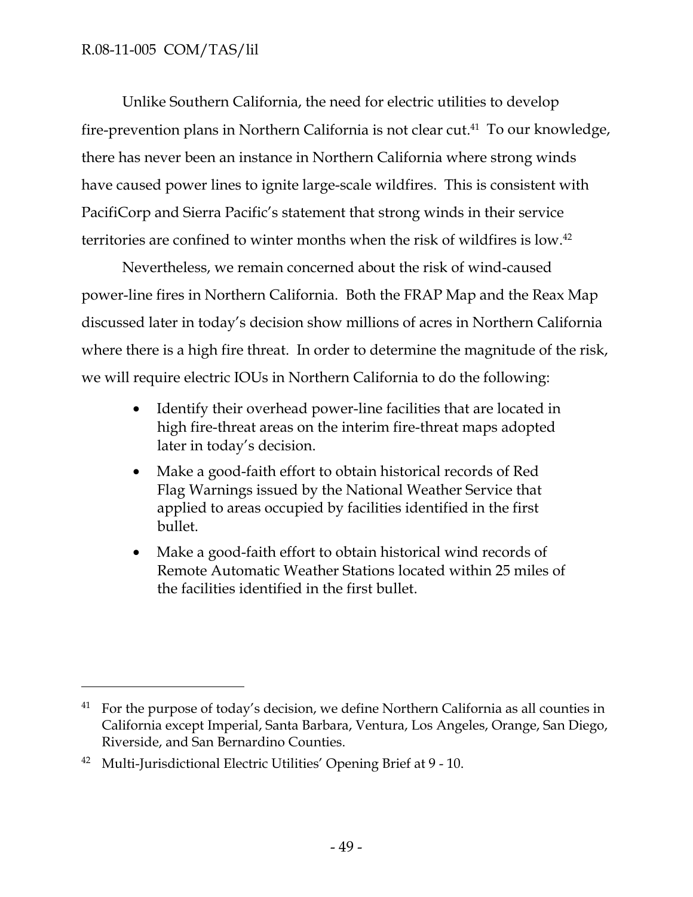Unlike Southern California, the need for electric utilities to develop fire-prevention plans in Northern California is not clear cut.[41] To our knowledge, there has never been an instance in Northern California where strong winds have caused power lines to ignite large-scale wildfires. This is consistent with PacifiCorp and Sierra Pacific's statement that strong winds in their service territories are confined to winter months when the risk of wildfires is low.[42]

Nevertheless, we remain concerned about the risk of wind-caused power-line fires in Northern California. Both the FRAP Map and the Reax Map discussed later in today's decision show millions of acres in Northern California where there is a high fire threat. In order to determine the magnitude of the risk, we will require electric IOUs in Northern California to do the following:

- Identify their overhead power-line facilities that are located in high fire-threat areas on the interim fire-threat maps adopted later in today's decision.
- Make a good-faith effort to obtain historical records of Red Flag Warnings issued by the National Weather Service that applied to areas occupied by facilities identified in the first bullet.
- Make a good-faith effort to obtain historical wind records of Remote Automatic Weather Stations located within 25 miles of the facilities identified in the first bullet.

---

[41] For the purpose of today's decision, we define Northern California as all counties in California except Imperial, Santa Barbara, Ventura, Los Angeles, Orange, San Diego, Riverside, and San Bernardino Counties.

[42] Multi-Jurisdictional Electric Utilities' Opening Brief at 9 - 10.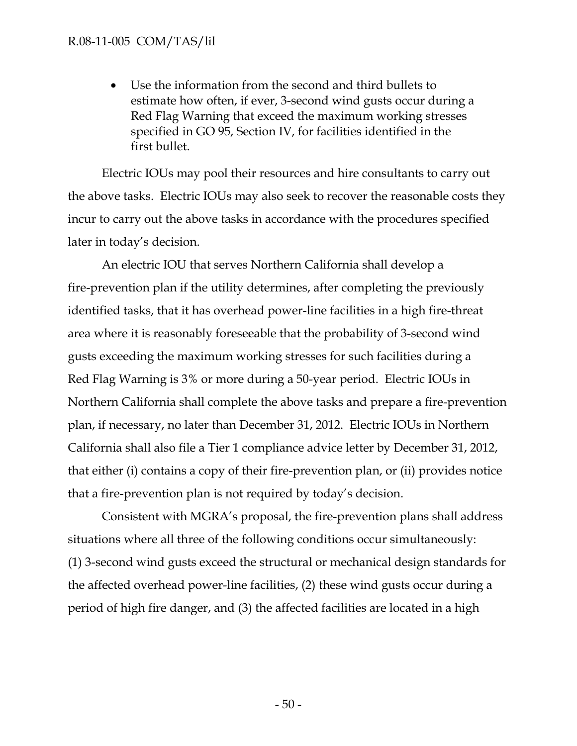- Use the information from the second and third bullets to estimate how often, if ever, 3-second wind gusts occur during a Red Flag Warning that exceed the maximum working stresses specified in GO 95, Section IV, for facilities identified in the first bullet.

Electric IOUs may pool their resources and hire consultants to carry out the above tasks. Electric IOUs may also seek to recover the reasonable costs they incur to carry out the above tasks in accordance with the procedures specified later in today's decision.

An electric IOU that serves Northern California shall develop a fire-prevention plan if the utility determines, after completing the previously identified tasks, that it has overhead power-line facilities in a high fire-threat area where it is reasonably foreseeable that the probability of 3-second wind gusts exceeding the maximum working stresses for such facilities during a Red Flag Warning is 3% or more during a 50-year period. Electric IOUs in Northern California shall complete the above tasks and prepare a fire-prevention plan, if necessary, no later than December 31, 2012. Electric IOUs in Northern California shall also file a Tier 1 compliance advice letter by December 31, 2012, that either (i) contains a copy of their fire-prevention plan, or (ii) provides notice that a fire-prevention plan is not required by today's decision.

Consistent with MGRA's proposal, the fire-prevention plans shall address situations where all three of the following conditions occur simultaneously: (1) 3-second wind gusts exceed the structural or mechanical design standards for the affected overhead power-line facilities, (2) these wind gusts occur during a period of high fire danger, and (3) the affected facilities are located in a high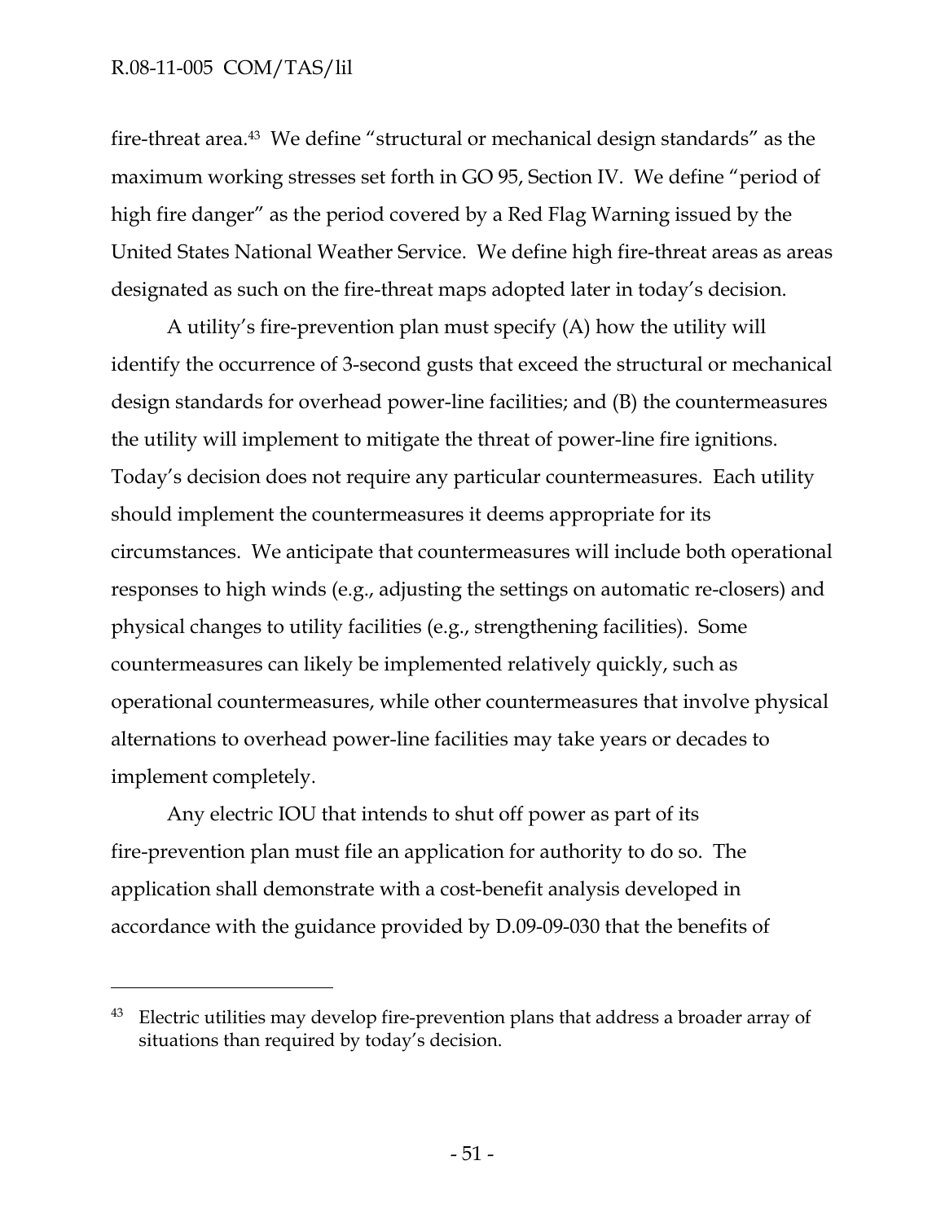fire-threat area.[43] We define "structural or mechanical design standards" as the maximum working stresses set forth in GO 95, Section IV. We define "period of high fire danger" as the period covered by a Red Flag Warning issued by the United States National Weather Service. We define high fire-threat areas as areas designated as such on the fire-threat maps adopted later in today's decision.

A utility's fire-prevention plan must specify (A) how the utility will identify the occurrence of 3-second gusts that exceed the structural or mechanical design standards for overhead power-line facilities; and (B) the countermeasures the utility will implement to mitigate the threat of power-line fire ignitions. Today's decision does not require any particular countermeasures. Each utility should implement the countermeasures it deems appropriate for its circumstances. We anticipate that countermeasures will include both operational responses to high winds (e.g., adjusting the settings on automatic re-closers) and physical changes to utility facilities (e.g., strengthening facilities). Some countermeasures can likely be implemented relatively quickly, such as operational countermeasures, while other countermeasures that involve physical alternations to overhead power-line facilities may take years or decades to implement completely.

Any electric IOU that intends to shut off power as part of its fire-prevention plan must file an application for authority to do so. The application shall demonstrate with a cost-benefit analysis developed in accordance with the guidance provided by D.09-09-030 that the benefits of

---

[43] Electric utilities may develop fire-prevention plans that address a broader array of situations than required by today's decision.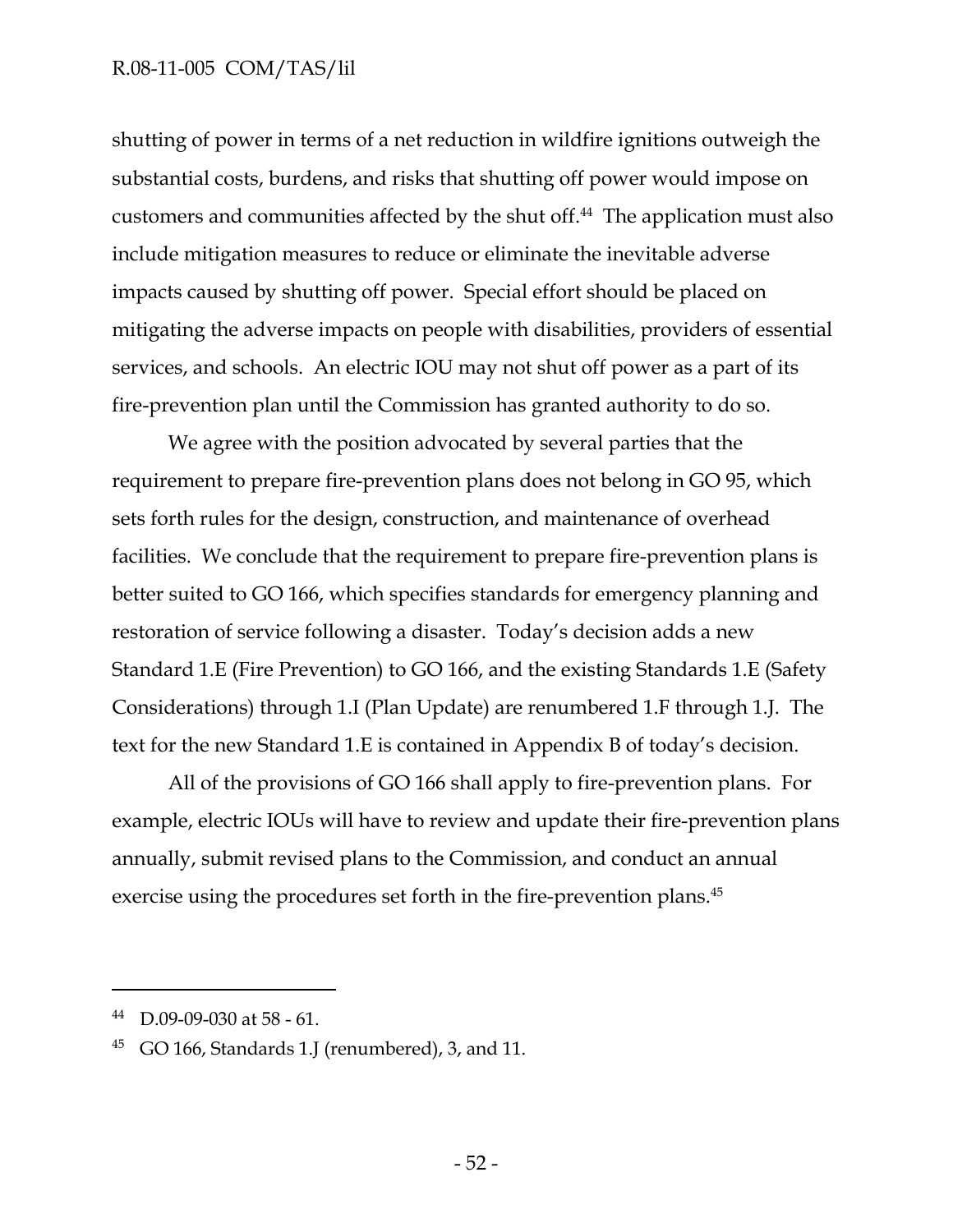shutting of power in terms of a net reduction in wildfire ignitions outweigh the substantial costs, burdens, and risks that shutting off power would impose on customers and communities affected by the shut off.[44] The application must also include mitigation measures to reduce or eliminate the inevitable adverse impacts caused by shutting off power. Special effort should be placed on mitigating the adverse impacts on people with disabilities, providers of essential services, and schools. An electric IOU may not shut off power as a part of its fire-prevention plan until the Commission has granted authority to do so.

We agree with the position advocated by several parties that the requirement to prepare fire-prevention plans does not belong in GO 95, which sets forth rules for the design, construction, and maintenance of overhead facilities. We conclude that the requirement to prepare fire-prevention plans is better suited to GO 166, which specifies standards for emergency planning and restoration of service following a disaster. Today's decision adds a new Standard 1.E (Fire Prevention) to GO 166, and the existing Standards 1.E (Safety Considerations) through 1.I (Plan Update) are renumbered 1.F through 1.J. The text for the new Standard 1.E is contained in Appendix B of today's decision.

All of the provisions of GO 166 shall apply to fire-prevention plans. For example, electric IOUs will have to review and update their fire-prevention plans annually, submit revised plans to the Commission, and conduct an annual exercise using the procedures set forth in the fire-prevention plans.[45]

---

[44] D.09-09-030 at 58 - 61.

[45] GO 166, Standards 1.J (renumbered), 3, and 11.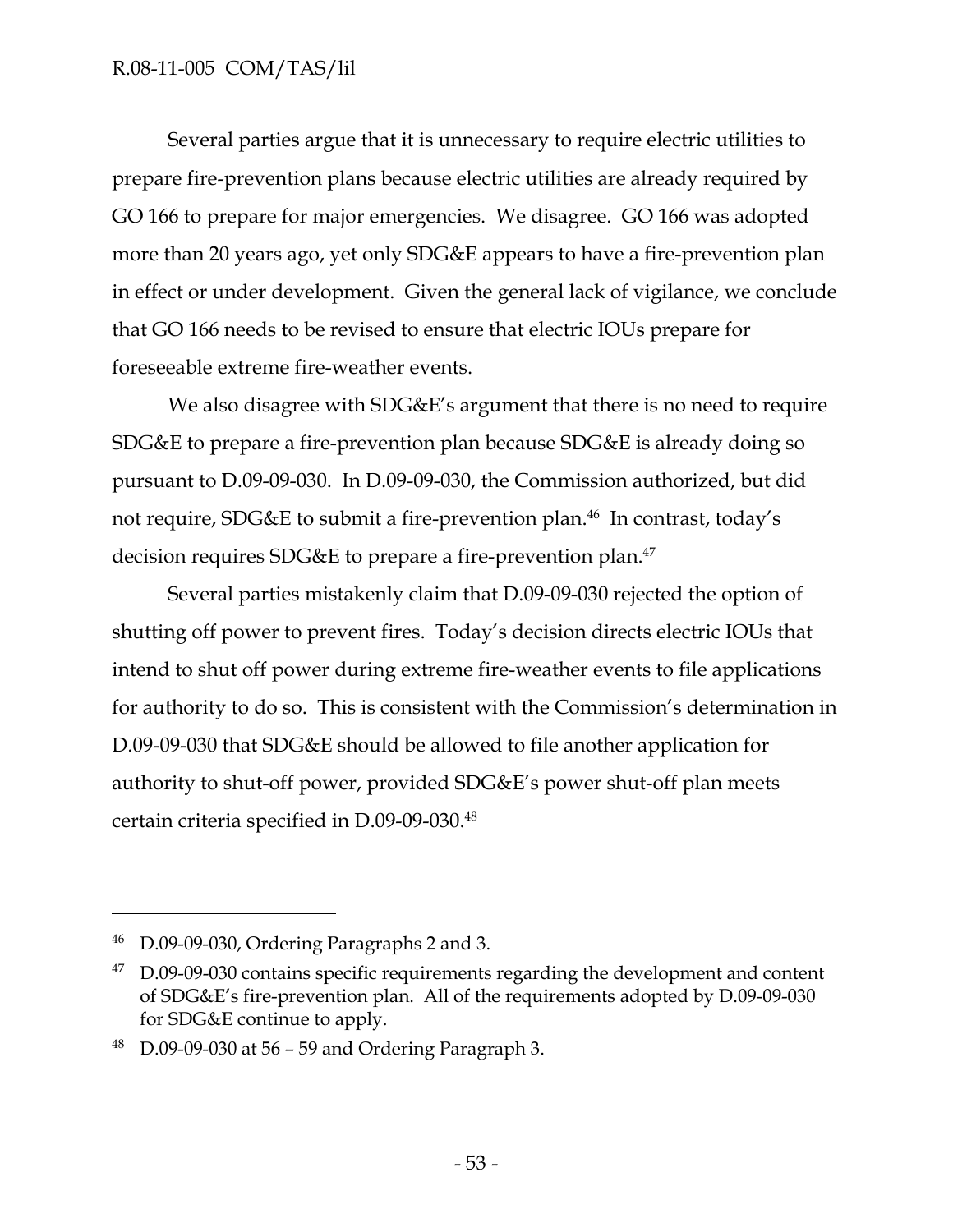Several parties argue that it is unnecessary to require electric utilities to prepare fire-prevention plans because electric utilities are already required by GO 166 to prepare for major emergencies. We disagree. GO 166 was adopted more than 20 years ago, yet only SDG&E appears to have a fire-prevention plan in effect or under development. Given the general lack of vigilance, we conclude that GO 166 needs to be revised to ensure that electric IOUs prepare for foreseeable extreme fire-weather events.

We also disagree with SDG&E's argument that there is no need to require SDG&E to prepare a fire-prevention plan because SDG&E is already doing so pursuant to D.09-09-030. In D.09-09-030, the Commission authorized, but did not require, SDG&E to submit a fire-prevention plan.[46] In contrast, today's decision requires SDG&E to prepare a fire-prevention plan.[47]

Several parties mistakenly claim that D.09-09-030 rejected the option of shutting off power to prevent fires. Today's decision directs electric IOUs that intend to shut off power during extreme fire-weather events to file applications for authority to do so. This is consistent with the Commission's determination in D.09-09-030 that SDG&E should be allowed to file another application for authority to shut-off power, provided SDG&E's power shut-off plan meets certain criteria specified in D.09-09-030.[48]

---

[46] D.09-09-030, Ordering Paragraphs 2 and 3.

[47] D.09-09-030 contains specific requirements regarding the development and content of SDG&E's fire-prevention plan. All of the requirements adopted by D.09-09-030 for SDG&E continue to apply.

[48] D.09-09-030 at 56 – 59 and Ordering Paragraph 3.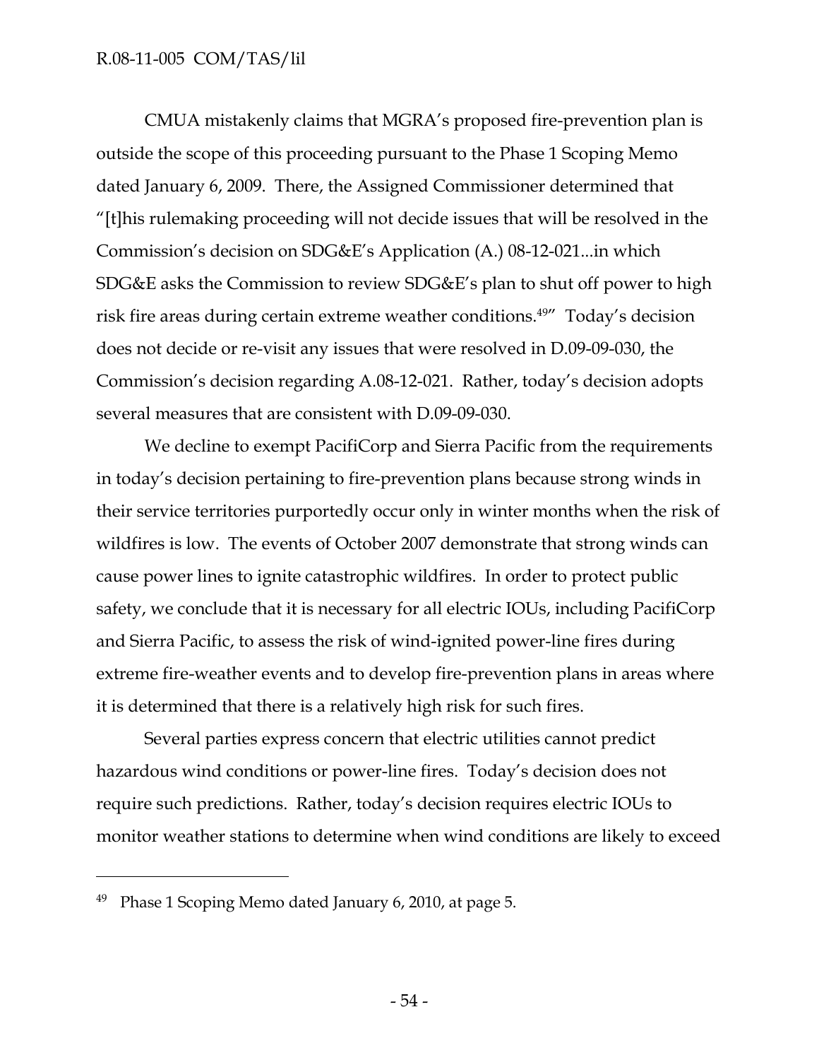CMUA mistakenly claims that MGRA's proposed fire-prevention plan is outside the scope of this proceeding pursuant to the Phase 1 Scoping Memo dated January 6, 2009. There, the Assigned Commissioner determined that "[t]his rulemaking proceeding will not decide issues that will be resolved in the Commission's decision on SDG&E's Application (A.) 08-12-021...in which SDG&E asks the Commission to review SDG&E's plan to shut off power to high risk fire areas during certain extreme weather conditions.[49]" Today's decision does not decide or re-visit any issues that were resolved in D.09-09-030, the Commission's decision regarding A.08-12-021. Rather, today's decision adopts several measures that are consistent with D.09-09-030.

We decline to exempt PacifiCorp and Sierra Pacific from the requirements in today's decision pertaining to fire-prevention plans because strong winds in their service territories purportedly occur only in winter months when the risk of wildfires is low. The events of October 2007 demonstrate that strong winds can cause power lines to ignite catastrophic wildfires. In order to protect public safety, we conclude that it is necessary for all electric IOUs, including PacifiCorp and Sierra Pacific, to assess the risk of wind-ignited power-line fires during extreme fire-weather events and to develop fire-prevention plans in areas where it is determined that there is a relatively high risk for such fires.

Several parties express concern that electric utilities cannot predict hazardous wind conditions or power-line fires. Today's decision does not require such predictions. Rather, today's decision requires electric IOUs to monitor weather stations to determine when wind conditions are likely to exceed

---

[49] Phase 1 Scoping Memo dated January 6, 2010, at page 5.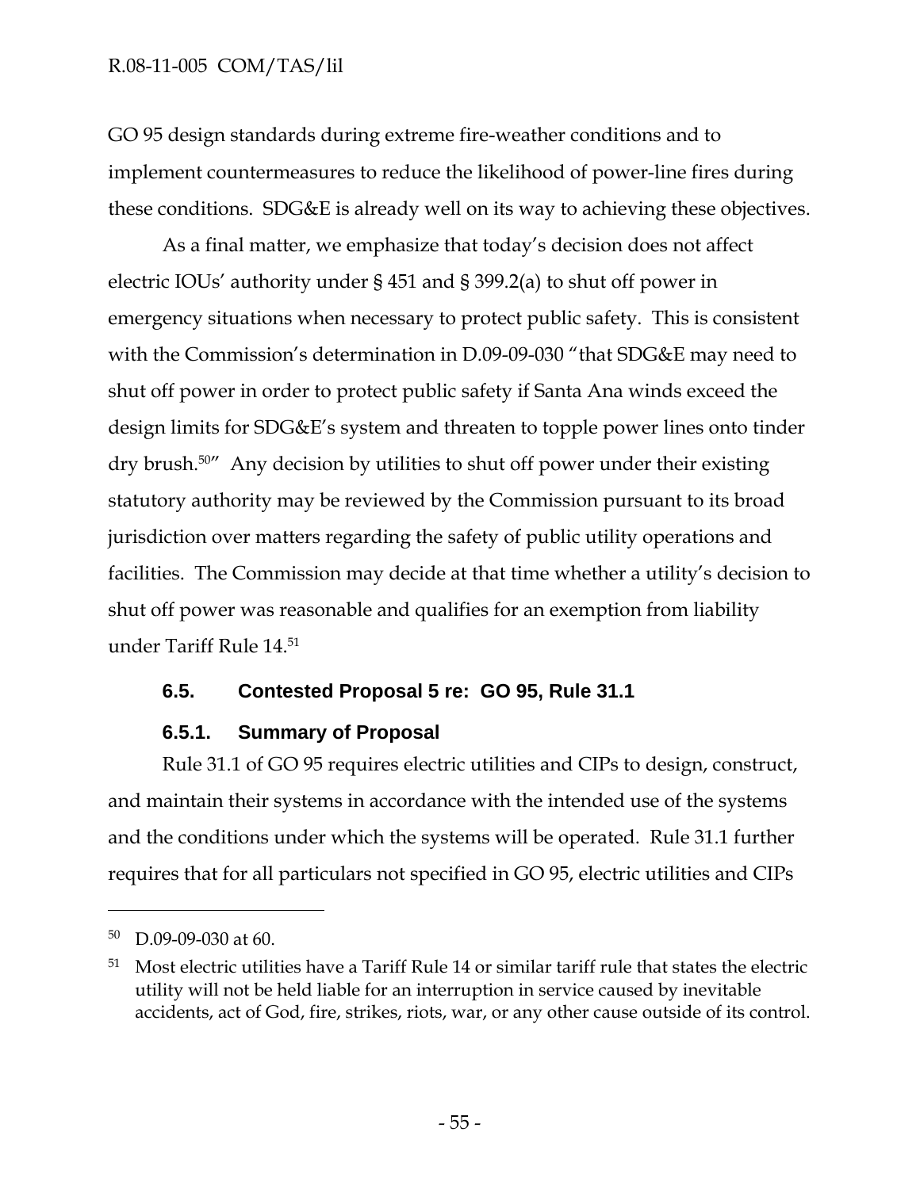GO 95 design standards during extreme fire-weather conditions and to implement countermeasures to reduce the likelihood of power-line fires during these conditions. SDG&E is already well on its way to achieving these objectives.

As a final matter, we emphasize that today's decision does not affect electric IOUs' authority under § 451 and § 399.2(a) to shut off power in emergency situations when necessary to protect public safety. This is consistent with the Commission's determination in D.09-09-030 "that SDG&E may need to shut off power in order to protect public safety if Santa Ana winds exceed the design limits for SDG&E's system and threaten to topple power lines onto tinder dry brush.[50]" Any decision by utilities to shut off power under their existing statutory authority may be reviewed by the Commission pursuant to its broad jurisdiction over matters regarding the safety of public utility operations and facilities. The Commission may decide at that time whether a utility's decision to shut off power was reasonable and qualifies for an exemption from liability under Tariff Rule 14.[51]

### 6.5. Contested Proposal 5 re: GO 95, Rule 31.1

#### 6.5.1. Summary of Proposal

Rule 31.1 of GO 95 requires electric utilities and CIPs to design, construct, and maintain their systems in accordance with the intended use of the systems and the conditions under which the systems will be operated. Rule 31.1 further requires that for all particulars not specified in GO 95, electric utilities and CIPs

---

[50] D.09-09-030 at 60.

[51] Most electric utilities have a Tariff Rule 14 or similar tariff rule that states the electric utility will not be held liable for an interruption in service caused by inevitable accidents, act of God, fire, strikes, riots, war, or any other cause outside of its control.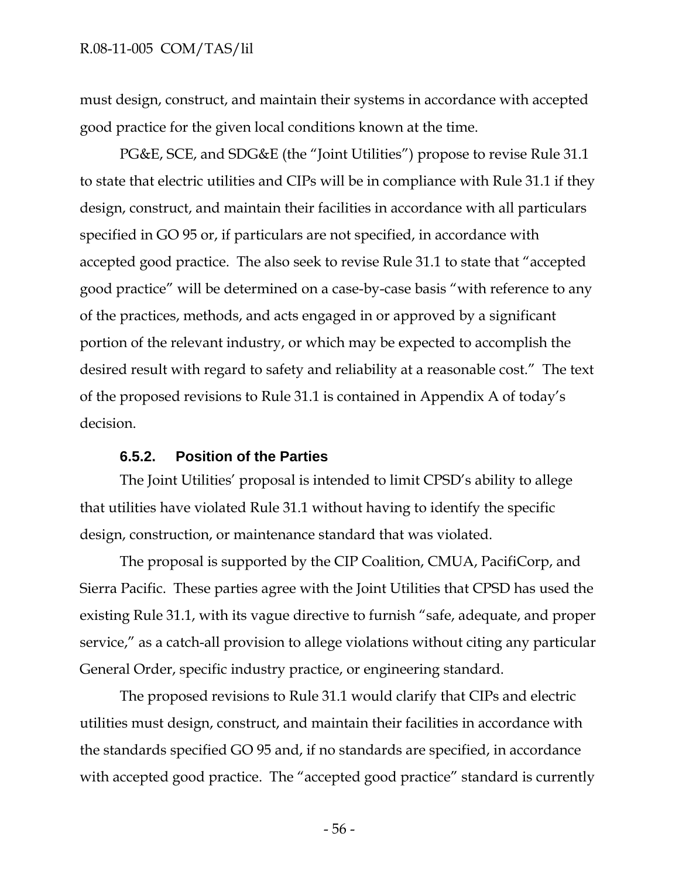must design, construct, and maintain their systems in accordance with accepted good practice for the given local conditions known at the time.

PG&E, SCE, and SDG&E (the "Joint Utilities") propose to revise Rule 31.1 to state that electric utilities and CIPs will be in compliance with Rule 31.1 if they design, construct, and maintain their facilities in accordance with all particulars specified in GO 95 or, if particulars are not specified, in accordance with accepted good practice. The also seek to revise Rule 31.1 to state that "accepted good practice" will be determined on a case-by-case basis "with reference to any of the practices, methods, and acts engaged in or approved by a significant portion of the relevant industry, or which may be expected to accomplish the desired result with regard to safety and reliability at a reasonable cost." The text of the proposed revisions to Rule 31.1 is contained in Appendix A of today's decision.

### 6.5.2. Position of the Parties

The Joint Utilities' proposal is intended to limit CPSD's ability to allege that utilities have violated Rule 31.1 without having to identify the specific design, construction, or maintenance standard that was violated.

The proposal is supported by the CIP Coalition, CMUA, PacifiCorp, and Sierra Pacific. These parties agree with the Joint Utilities that CPSD has used the existing Rule 31.1, with its vague directive to furnish "safe, adequate, and proper service," as a catch-all provision to allege violations without citing any particular General Order, specific industry practice, or engineering standard.

The proposed revisions to Rule 31.1 would clarify that CIPs and electric utilities must design, construct, and maintain their facilities in accordance with the standards specified GO 95 and, if no standards are specified, in accordance with accepted good practice. The "accepted good practice" standard is currently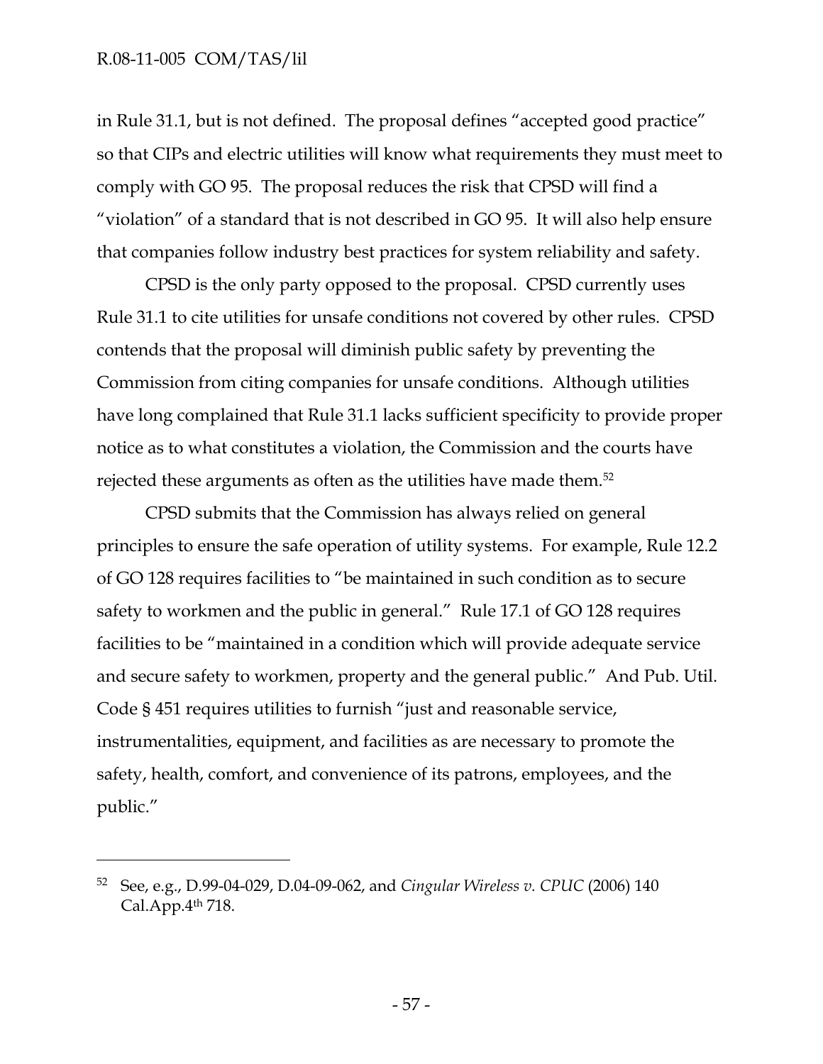in Rule 31.1, but is not defined. The proposal defines "accepted good practice" so that CIPs and electric utilities will know what requirements they must meet to comply with GO 95. The proposal reduces the risk that CPSD will find a "violation" of a standard that is not described in GO 95. It will also help ensure that companies follow industry best practices for system reliability and safety.

CPSD is the only party opposed to the proposal. CPSD currently uses Rule 31.1 to cite utilities for unsafe conditions not covered by other rules. CPSD contends that the proposal will diminish public safety by preventing the Commission from citing companies for unsafe conditions. Although utilities have long complained that Rule 31.1 lacks sufficient specificity to provide proper notice as to what constitutes a violation, the Commission and the courts have rejected these arguments as often as the utilities have made them.[52]

CPSD submits that the Commission has always relied on general principles to ensure the safe operation of utility systems. For example, Rule 12.2 of GO 128 requires facilities to "be maintained in such condition as to secure safety to workmen and the public in general." Rule 17.1 of GO 128 requires facilities to be "maintained in a condition which will provide adequate service and secure safety to workmen, property and the general public." And Pub. Util. Code § 451 requires utilities to furnish "just and reasonable service, instrumentalities, equipment, and facilities as are necessary to promote the safety, health, comfort, and convenience of its patrons, employees, and the public."

---

[52] See, e.g., D.99-04-029, D.04-09-062, and *Cingular Wireless v. CPUC* (2006) 140 Cal.App.4th 718.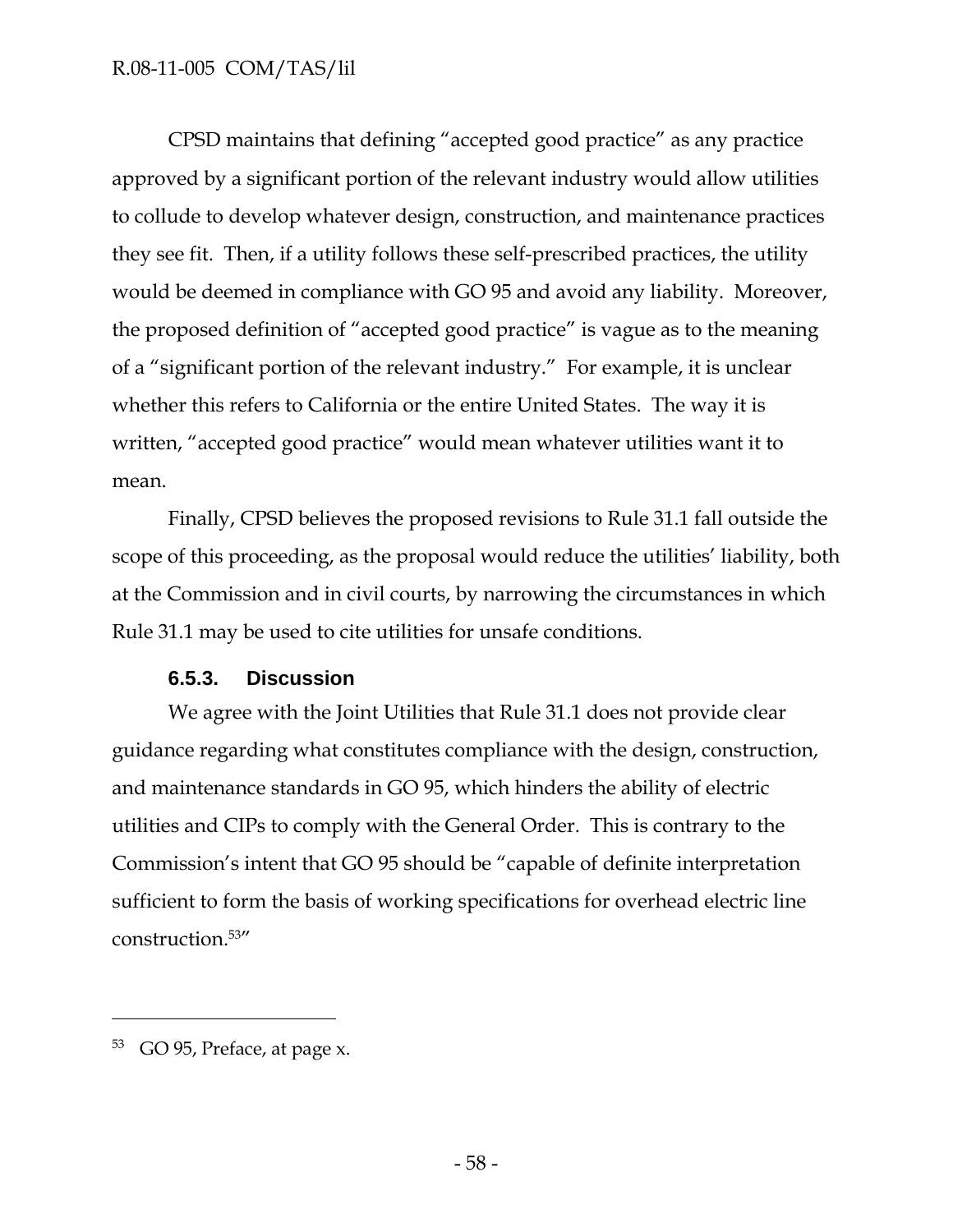CPSD maintains that defining "accepted good practice" as any practice approved by a significant portion of the relevant industry would allow utilities to collude to develop whatever design, construction, and maintenance practices they see fit. Then, if a utility follows these self-prescribed practices, the utility would be deemed in compliance with GO 95 and avoid any liability. Moreover, the proposed definition of "accepted good practice" is vague as to the meaning of a "significant portion of the relevant industry." For example, it is unclear whether this refers to California or the entire United States. The way it is written, "accepted good practice" would mean whatever utilities want it to mean.

Finally, CPSD believes the proposed revisions to Rule 31.1 fall outside the scope of this proceeding, as the proposal would reduce the utilities' liability, both at the Commission and in civil courts, by narrowing the circumstances in which Rule 31.1 may be used to cite utilities for unsafe conditions.

### 6.5.3. Discussion

We agree with the Joint Utilities that Rule 31.1 does not provide clear guidance regarding what constitutes compliance with the design, construction, and maintenance standards in GO 95, which hinders the ability of electric utilities and CIPs to comply with the General Order. This is contrary to the Commission's intent that GO 95 should be "capable of definite interpretation sufficient to form the basis of working specifications for overhead electric line construction.[53]"

---

[53] GO 95, Preface, at page x.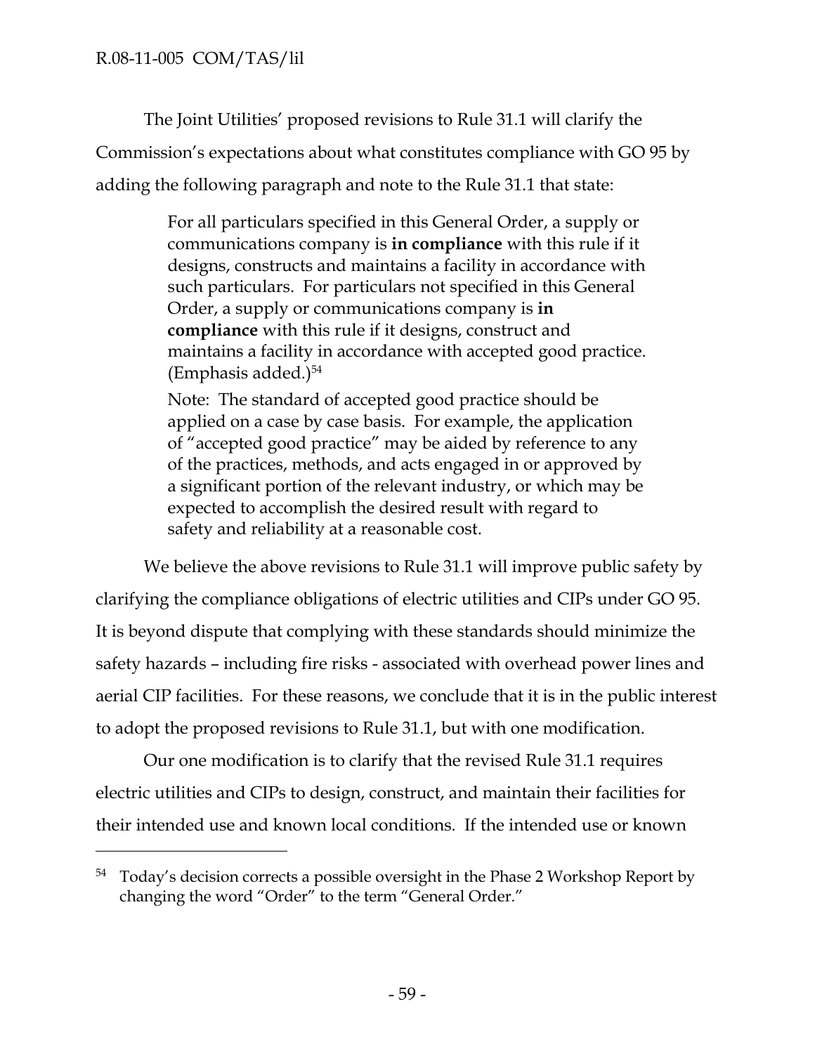The Joint Utilities' proposed revisions to Rule 31.1 will clarify the Commission's expectations about what constitutes compliance with GO 95 by adding the following paragraph and note to the Rule 31.1 that state:

> For all particulars specified in this General Order, a supply or communications company is **in compliance** with this rule if it designs, constructs and maintains a facility in accordance with such particulars. For particulars not specified in this General Order, a supply or communications company is **in compliance** with this rule if it designs, construct and maintains a facility in accordance with accepted good practice. (Emphasis added.)[54]
>
> Note: The standard of accepted good practice should be applied on a case by case basis. For example, the application of "accepted good practice" may be aided by reference to any of the practices, methods, and acts engaged in or approved by a significant portion of the relevant industry, or which may be expected to accomplish the desired result with regard to safety and reliability at a reasonable cost.

We believe the above revisions to Rule 31.1 will improve public safety by clarifying the compliance obligations of electric utilities and CIPs under GO 95. It is beyond dispute that complying with these standards should minimize the safety hazards – including fire risks - associated with overhead power lines and aerial CIP facilities. For these reasons, we conclude that it is in the public interest to adopt the proposed revisions to Rule 31.1, but with one modification.

Our one modification is to clarify that the revised Rule 31.1 requires electric utilities and CIPs to design, construct, and maintain their facilities for their intended use and known local conditions. If the intended use or known

---

[54] Today's decision corrects a possible oversight in the Phase 2 Workshop Report by changing the word "Order" to the term "General Order."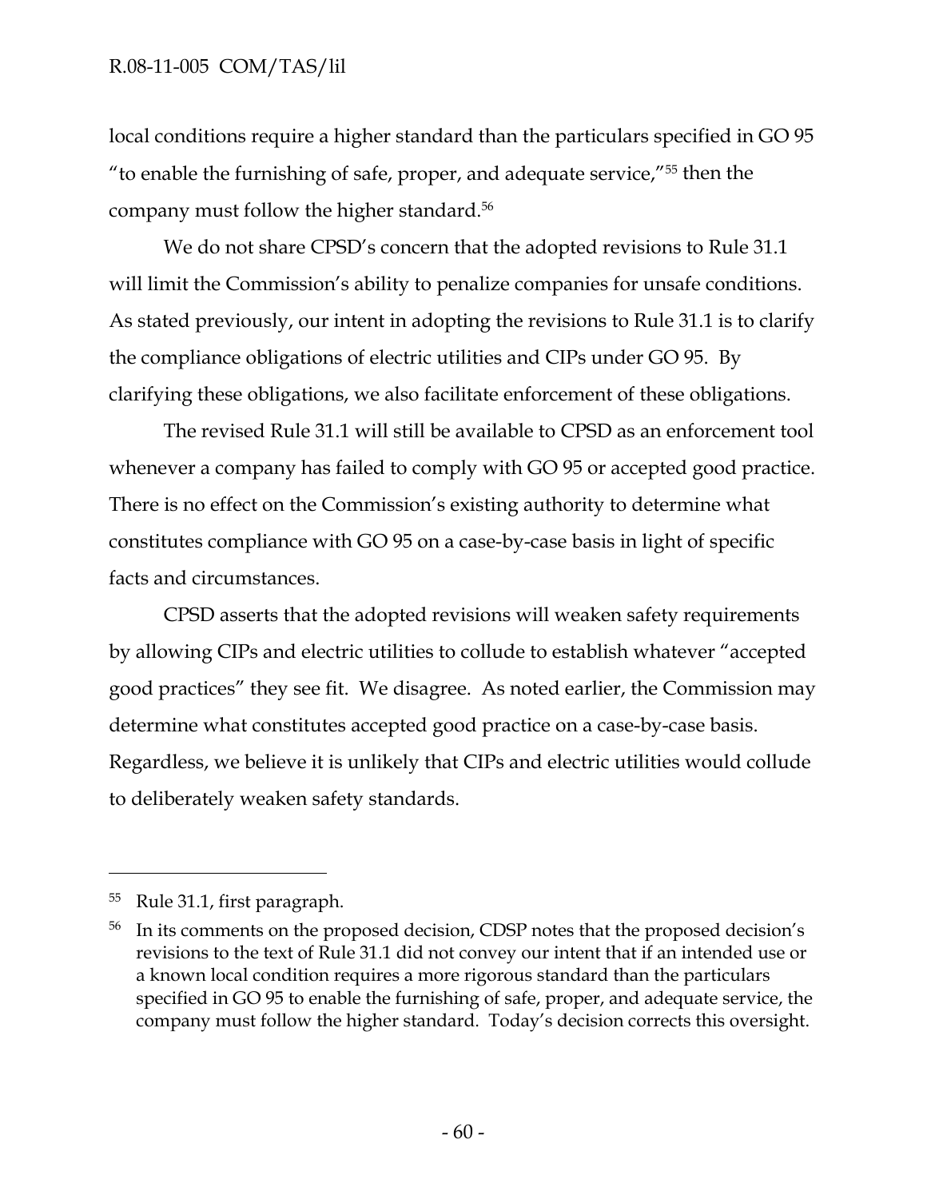local conditions require a higher standard than the particulars specified in GO 95 "to enable the furnishing of safe, proper, and adequate service,"[55] then the company must follow the higher standard.[56]

We do not share CPSD's concern that the adopted revisions to Rule 31.1 will limit the Commission's ability to penalize companies for unsafe conditions. As stated previously, our intent in adopting the revisions to Rule 31.1 is to clarify the compliance obligations of electric utilities and CIPs under GO 95. By clarifying these obligations, we also facilitate enforcement of these obligations.

The revised Rule 31.1 will still be available to CPSD as an enforcement tool whenever a company has failed to comply with GO 95 or accepted good practice. There is no effect on the Commission's existing authority to determine what constitutes compliance with GO 95 on a case-by-case basis in light of specific facts and circumstances.

CPSD asserts that the adopted revisions will weaken safety requirements by allowing CIPs and electric utilities to collude to establish whatever "accepted good practices" they see fit. We disagree. As noted earlier, the Commission may determine what constitutes accepted good practice on a case-by-case basis. Regardless, we believe it is unlikely that CIPs and electric utilities would collude to deliberately weaken safety standards.

---

[55] Rule 31.1, first paragraph.

[56] In its comments on the proposed decision, CDSP notes that the proposed decision's revisions to the text of Rule 31.1 did not convey our intent that if an intended use or a known local condition requires a more rigorous standard than the particulars specified in GO 95 to enable the furnishing of safe, proper, and adequate service, the company must follow the higher standard. Today's decision corrects this oversight.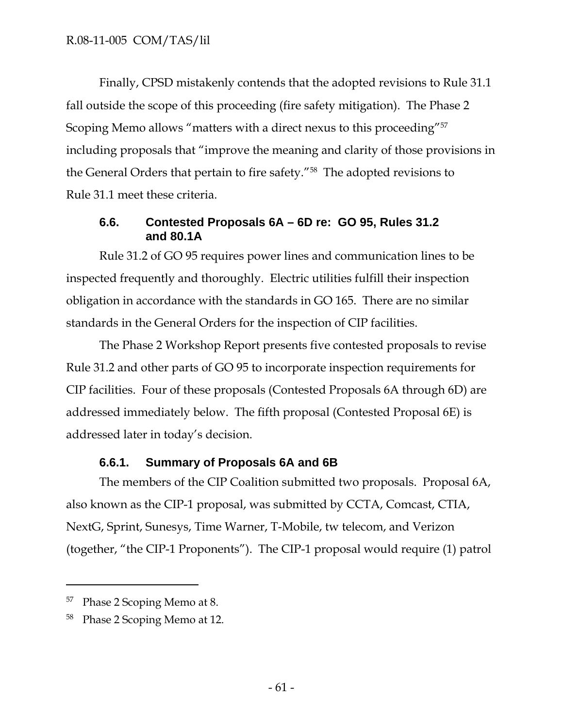Finally, CPSD mistakenly contends that the adopted revisions to Rule 31.1 fall outside the scope of this proceeding (fire safety mitigation). The Phase 2 Scoping Memo allows "matters with a direct nexus to this proceeding"[57] including proposals that "improve the meaning and clarity of those provisions in the General Orders that pertain to fire safety."[58] The adopted revisions to Rule 31.1 meet these criteria.

### 6.6. Contested Proposals 6A – 6D re: GO 95, Rules 31.2 and 80.1A

Rule 31.2 of GO 95 requires power lines and communication lines to be inspected frequently and thoroughly. Electric utilities fulfill their inspection obligation in accordance with the standards in GO 165. There are no similar standards in the General Orders for the inspection of CIP facilities.

The Phase 2 Workshop Report presents five contested proposals to revise Rule 31.2 and other parts of GO 95 to incorporate inspection requirements for CIP facilities. Four of these proposals (Contested Proposals 6A through 6D) are addressed immediately below. The fifth proposal (Contested Proposal 6E) is addressed later in today's decision.

#### 6.6.1. Summary of Proposals 6A and 6B

The members of the CIP Coalition submitted two proposals. Proposal 6A, also known as the CIP-1 proposal, was submitted by CCTA, Comcast, CTIA, NextG, Sprint, Sunesys, Time Warner, T-Mobile, tw telecom, and Verizon (together, "the CIP-1 Proponents"). The CIP-1 proposal would require (1) patrol

---

[57] Phase 2 Scoping Memo at 8.

[58] Phase 2 Scoping Memo at 12.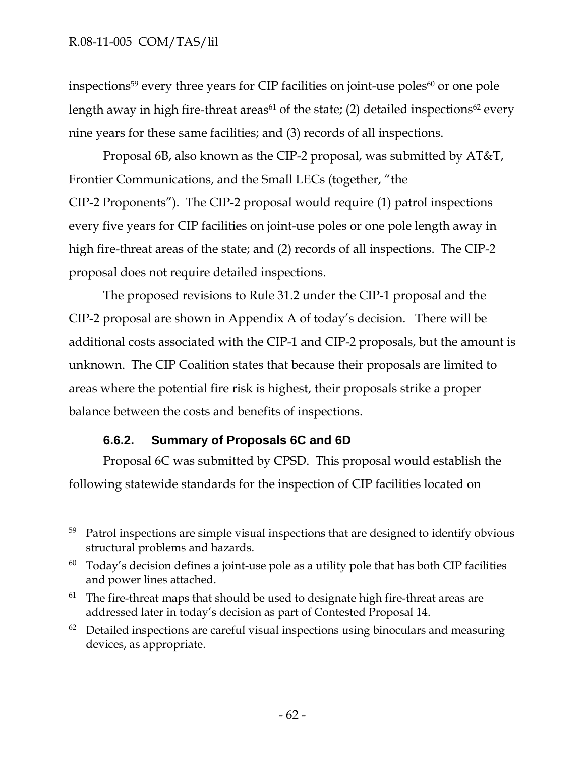inspections[59] every three years for CIP facilities on joint-use poles[60] or one pole length away in high fire-threat areas[61] of the state; (2) detailed inspections[62] every nine years for these same facilities; and (3) records of all inspections.

Proposal 6B, also known as the CIP-2 proposal, was submitted by AT&T, Frontier Communications, and the Small LECs (together, "the CIP-2 Proponents"). The CIP-2 proposal would require (1) patrol inspections every five years for CIP facilities on joint-use poles or one pole length away in high fire-threat areas of the state; and (2) records of all inspections. The CIP-2 proposal does not require detailed inspections.

The proposed revisions to Rule 31.2 under the CIP-1 proposal and the CIP-2 proposal are shown in Appendix A of today's decision. There will be additional costs associated with the CIP-1 and CIP-2 proposals, but the amount is unknown. The CIP Coalition states that because their proposals are limited to areas where the potential fire risk is highest, their proposals strike a proper balance between the costs and benefits of inspections.

### 6.6.2. Summary of Proposals 6C and 6D

Proposal 6C was submitted by CPSD. This proposal would establish the following statewide standards for the inspection of CIP facilities located on

---

[59] Patrol inspections are simple visual inspections that are designed to identify obvious structural problems and hazards.

[60] Today's decision defines a joint-use pole as a utility pole that has both CIP facilities and power lines attached.

[61] The fire-threat maps that should be used to designate high fire-threat areas are addressed later in today's decision as part of Contested Proposal 14.

[62] Detailed inspections are careful visual inspections using binoculars and measuring devices, as appropriate.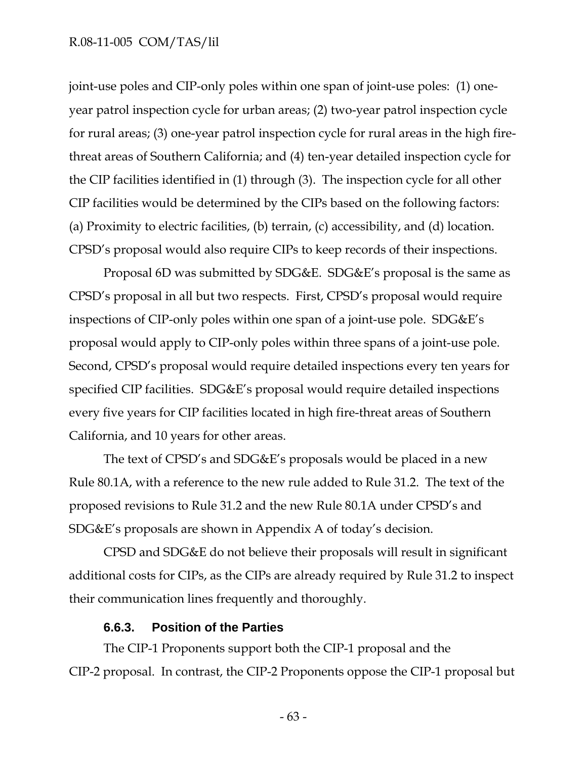joint-use poles and CIP-only poles within one span of joint-use poles: (1) one-year patrol inspection cycle for urban areas; (2) two-year patrol inspection cycle for rural areas; (3) one-year patrol inspection cycle for rural areas in the high fire-threat areas of Southern California; and (4) ten-year detailed inspection cycle for the CIP facilities identified in (1) through (3). The inspection cycle for all other CIP facilities would be determined by the CIPs based on the following factors: (a) Proximity to electric facilities, (b) terrain, (c) accessibility, and (d) location. CPSD's proposal would also require CIPs to keep records of their inspections.

Proposal 6D was submitted by SDG&E. SDG&E's proposal is the same as CPSD's proposal in all but two respects. First, CPSD's proposal would require inspections of CIP-only poles within one span of a joint-use pole. SDG&E's proposal would apply to CIP-only poles within three spans of a joint-use pole. Second, CPSD's proposal would require detailed inspections every ten years for specified CIP facilities. SDG&E's proposal would require detailed inspections every five years for CIP facilities located in high fire-threat areas of Southern California, and 10 years for other areas.

The text of CPSD's and SDG&E's proposals would be placed in a new Rule 80.1A, with a reference to the new rule added to Rule 31.2. The text of the proposed revisions to Rule 31.2 and the new Rule 80.1A under CPSD's and SDG&E's proposals are shown in Appendix A of today's decision.

CPSD and SDG&E do not believe their proposals will result in significant additional costs for CIPs, as the CIPs are already required by Rule 31.2 to inspect their communication lines frequently and thoroughly.

### 6.6.3. Position of the Parties

The CIP-1 Proponents support both the CIP-1 proposal and the CIP-2 proposal. In contrast, the CIP-2 Proponents oppose the CIP-1 proposal but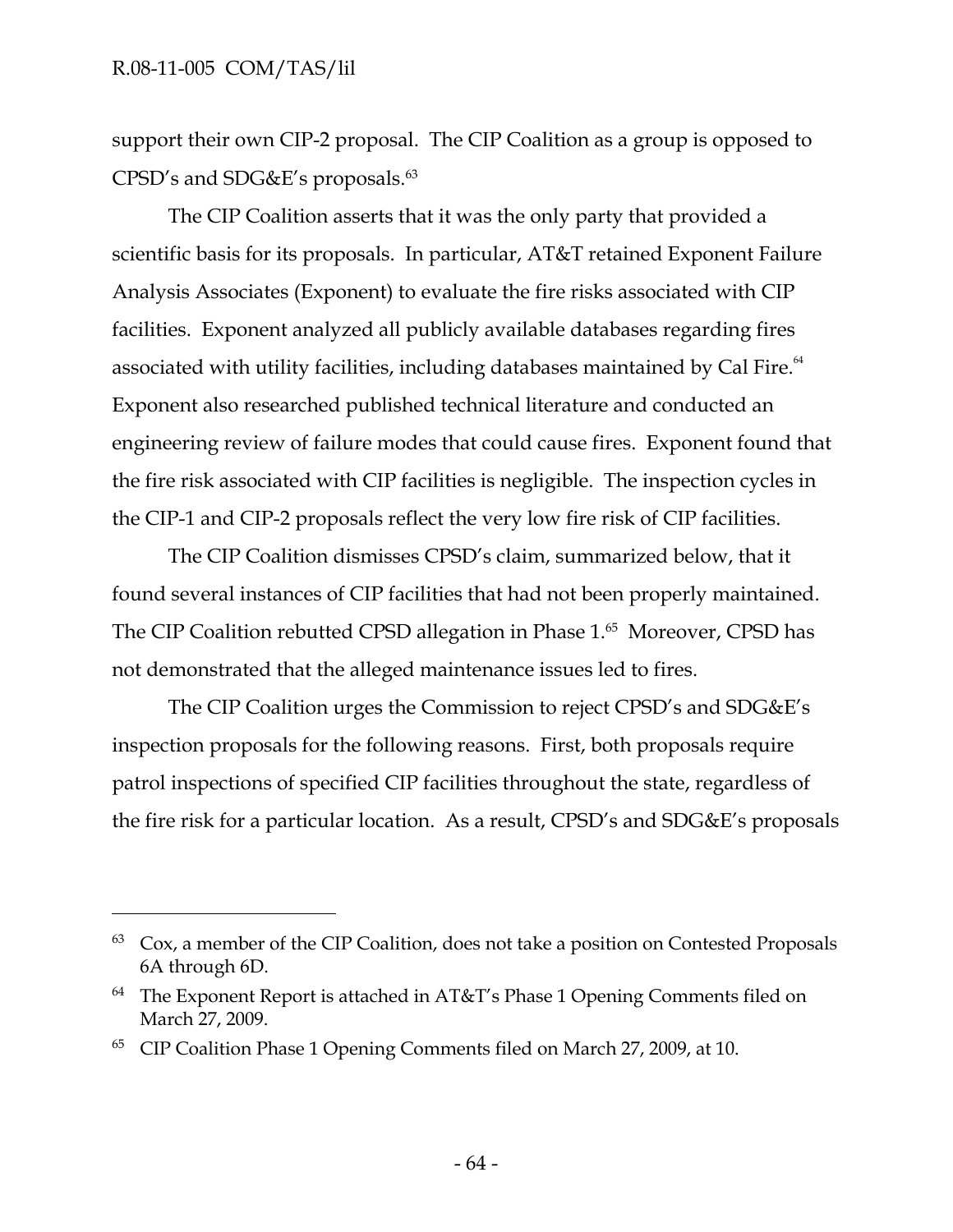support their own CIP-2 proposal. The CIP Coalition as a group is opposed to CPSD's and SDG&E's proposals.[63]

The CIP Coalition asserts that it was the only party that provided a scientific basis for its proposals. In particular, AT&T retained Exponent Failure Analysis Associates (Exponent) to evaluate the fire risks associated with CIP facilities. Exponent analyzed all publicly available databases regarding fires associated with utility facilities, including databases maintained by Cal Fire.[64] Exponent also researched published technical literature and conducted an engineering review of failure modes that could cause fires. Exponent found that the fire risk associated with CIP facilities is negligible. The inspection cycles in the CIP-1 and CIP-2 proposals reflect the very low fire risk of CIP facilities.

The CIP Coalition dismisses CPSD's claim, summarized below, that it found several instances of CIP facilities that had not been properly maintained. The CIP Coalition rebutted CPSD allegation in Phase 1.[65] Moreover, CPSD has not demonstrated that the alleged maintenance issues led to fires.

The CIP Coalition urges the Commission to reject CPSD's and SDG&E's inspection proposals for the following reasons. First, both proposals require patrol inspections of specified CIP facilities throughout the state, regardless of the fire risk for a particular location. As a result, CPSD's and SDG&E's proposals

---

[63] Cox, a member of the CIP Coalition, does not take a position on Contested Proposals 6A through 6D.

[64] The Exponent Report is attached in AT&T's Phase 1 Opening Comments filed on March 27, 2009.

[65] CIP Coalition Phase 1 Opening Comments filed on March 27, 2009, at 10.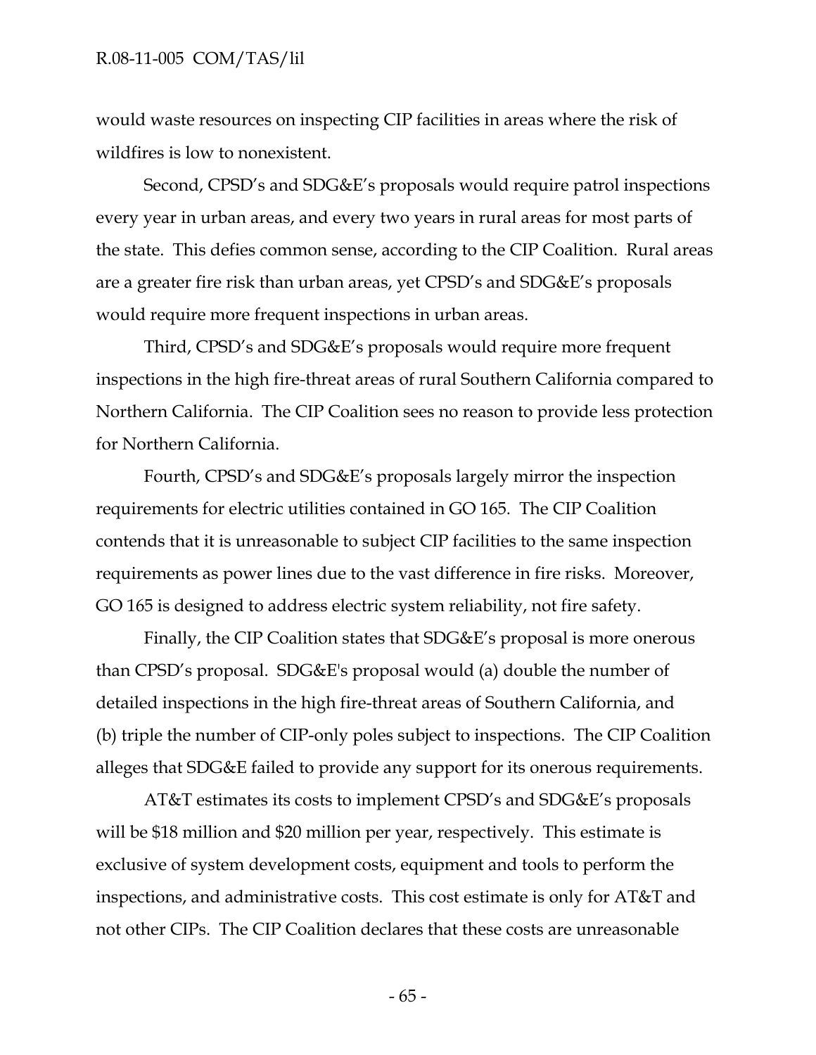would waste resources on inspecting CIP facilities in areas where the risk of wildfires is low to nonexistent.

Second, CPSD's and SDG&E's proposals would require patrol inspections every year in urban areas, and every two years in rural areas for most parts of the state. This defies common sense, according to the CIP Coalition. Rural areas are a greater fire risk than urban areas, yet CPSD's and SDG&E's proposals would require more frequent inspections in urban areas.

Third, CPSD's and SDG&E's proposals would require more frequent inspections in the high fire-threat areas of rural Southern California compared to Northern California. The CIP Coalition sees no reason to provide less protection for Northern California.

Fourth, CPSD's and SDG&E's proposals largely mirror the inspection requirements for electric utilities contained in GO 165. The CIP Coalition contends that it is unreasonable to subject CIP facilities to the same inspection requirements as power lines due to the vast difference in fire risks. Moreover, GO 165 is designed to address electric system reliability, not fire safety.

Finally, the CIP Coalition states that SDG&E's proposal is more onerous than CPSD's proposal. SDG&E's proposal would (a) double the number of detailed inspections in the high fire-threat areas of Southern California, and (b) triple the number of CIP-only poles subject to inspections. The CIP Coalition alleges that SDG&E failed to provide any support for its onerous requirements.

AT&T estimates its costs to implement CPSD's and SDG&E's proposals will be $18 million and $20 million per year, respectively. This estimate is exclusive of system development costs, equipment and tools to perform the inspections, and administrative costs. This cost estimate is only for AT&T and not other CIPs. The CIP Coalition declares that these costs are unreasonable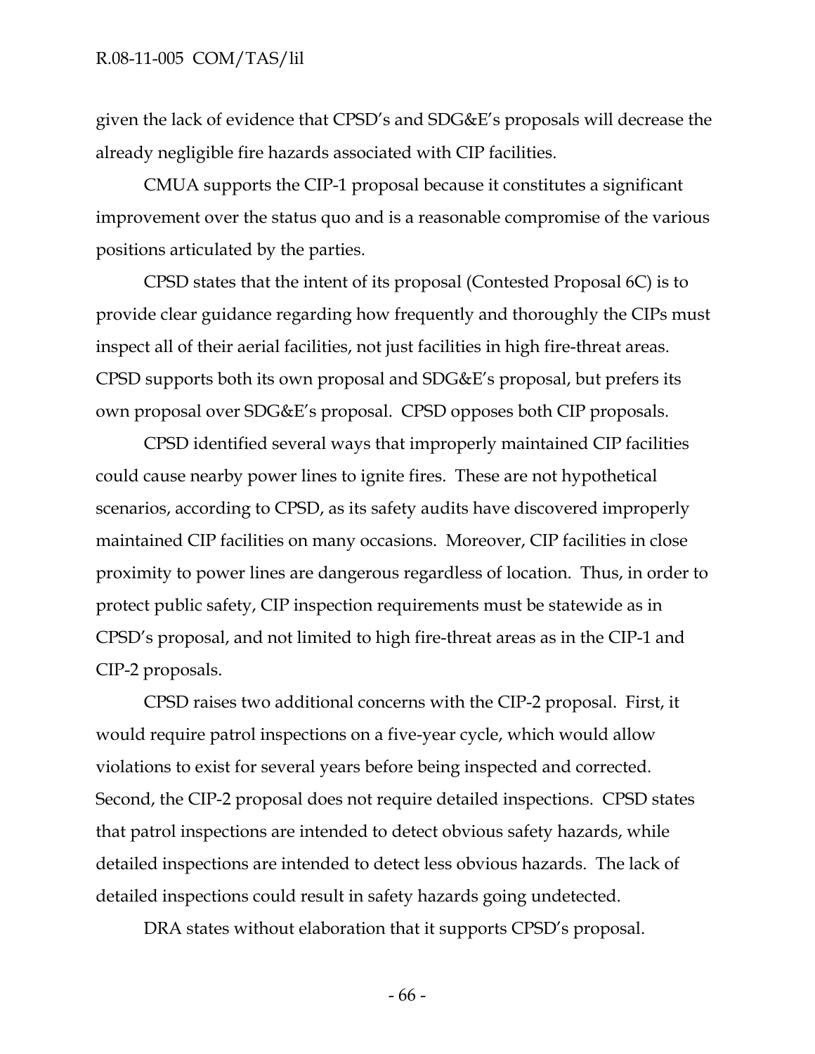given the lack of evidence that CPSD's and SDG&E's proposals will decrease the already negligible fire hazards associated with CIP facilities.

CMUA supports the CIP-1 proposal because it constitutes a significant improvement over the status quo and is a reasonable compromise of the various positions articulated by the parties.

CPSD states that the intent of its proposal (Contested Proposal 6C) is to provide clear guidance regarding how frequently and thoroughly the CIPs must inspect all of their aerial facilities, not just facilities in high fire-threat areas. CPSD supports both its own proposal and SDG&E's proposal, but prefers its own proposal over SDG&E's proposal. CPSD opposes both CIP proposals.

CPSD identified several ways that improperly maintained CIP facilities could cause nearby power lines to ignite fires. These are not hypothetical scenarios, according to CPSD, as its safety audits have discovered improperly maintained CIP facilities on many occasions. Moreover, CIP facilities in close proximity to power lines are dangerous regardless of location. Thus, in order to protect public safety, CIP inspection requirements must be statewide as in CPSD's proposal, and not limited to high fire-threat areas as in the CIP-1 and CIP-2 proposals.

CPSD raises two additional concerns with the CIP-2 proposal. First, it would require patrol inspections on a five-year cycle, which would allow violations to exist for several years before being inspected and corrected. Second, the CIP-2 proposal does not require detailed inspections. CPSD states that patrol inspections are intended to detect obvious safety hazards, while detailed inspections are intended to detect less obvious hazards. The lack of detailed inspections could result in safety hazards going undetected.

DRA states without elaboration that it supports CPSD's proposal.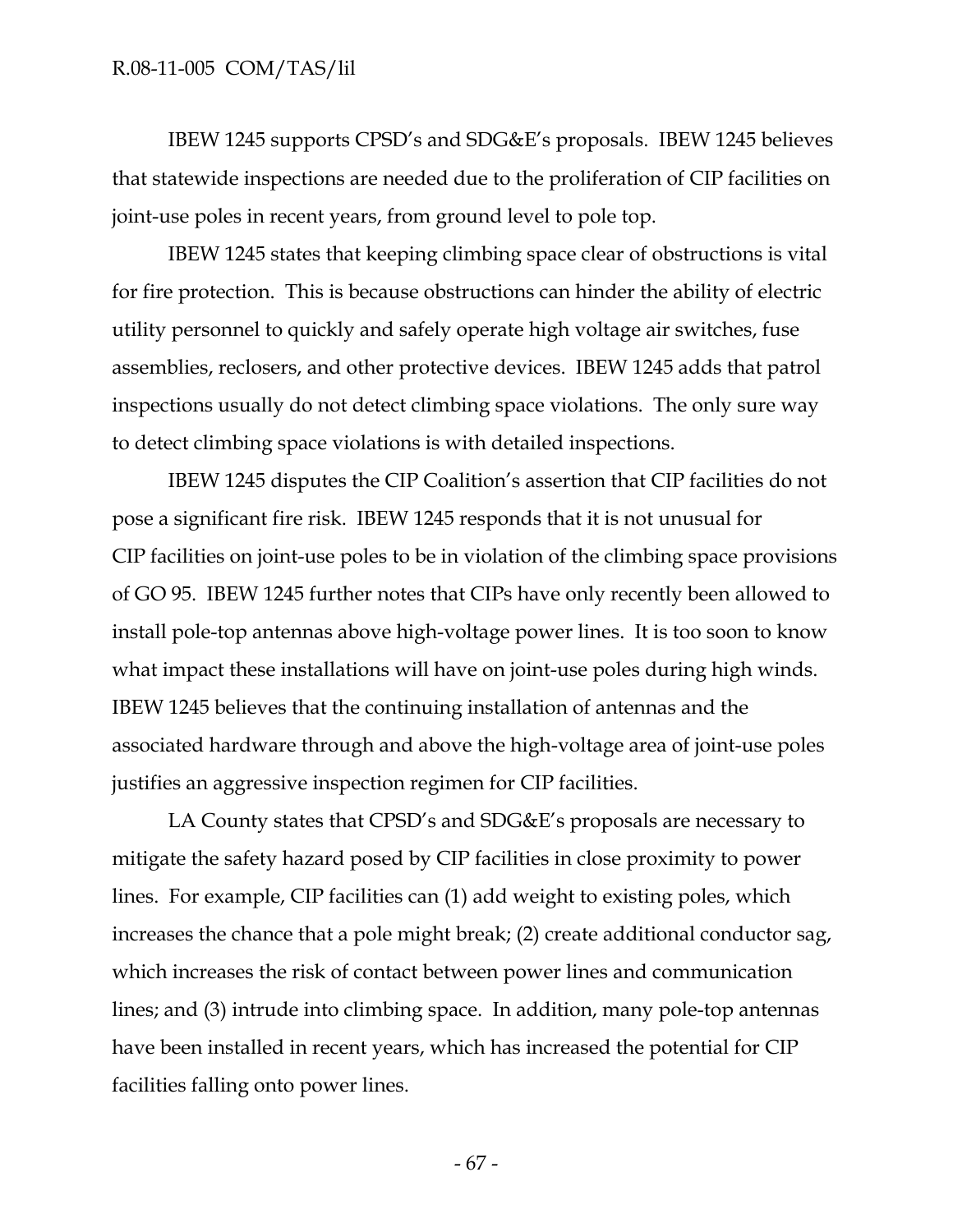IBEW 1245 supports CPSD's and SDG&E's proposals. IBEW 1245 believes that statewide inspections are needed due to the proliferation of CIP facilities on joint-use poles in recent years, from ground level to pole top.

IBEW 1245 states that keeping climbing space clear of obstructions is vital for fire protection. This is because obstructions can hinder the ability of electric utility personnel to quickly and safely operate high voltage air switches, fuse assemblies, reclosers, and other protective devices. IBEW 1245 adds that patrol inspections usually do not detect climbing space violations. The only sure way to detect climbing space violations is with detailed inspections.

IBEW 1245 disputes the CIP Coalition's assertion that CIP facilities do not pose a significant fire risk. IBEW 1245 responds that it is not unusual for CIP facilities on joint-use poles to be in violation of the climbing space provisions of GO 95. IBEW 1245 further notes that CIPs have only recently been allowed to install pole-top antennas above high-voltage power lines. It is too soon to know what impact these installations will have on joint-use poles during high winds. IBEW 1245 believes that the continuing installation of antennas and the associated hardware through and above the high-voltage area of joint-use poles justifies an aggressive inspection regimen for CIP facilities.

LA County states that CPSD's and SDG&E's proposals are necessary to mitigate the safety hazard posed by CIP facilities in close proximity to power lines. For example, CIP facilities can (1) add weight to existing poles, which increases the chance that a pole might break; (2) create additional conductor sag, which increases the risk of contact between power lines and communication lines; and (3) intrude into climbing space. In addition, many pole-top antennas have been installed in recent years, which has increased the potential for CIP facilities falling onto power lines.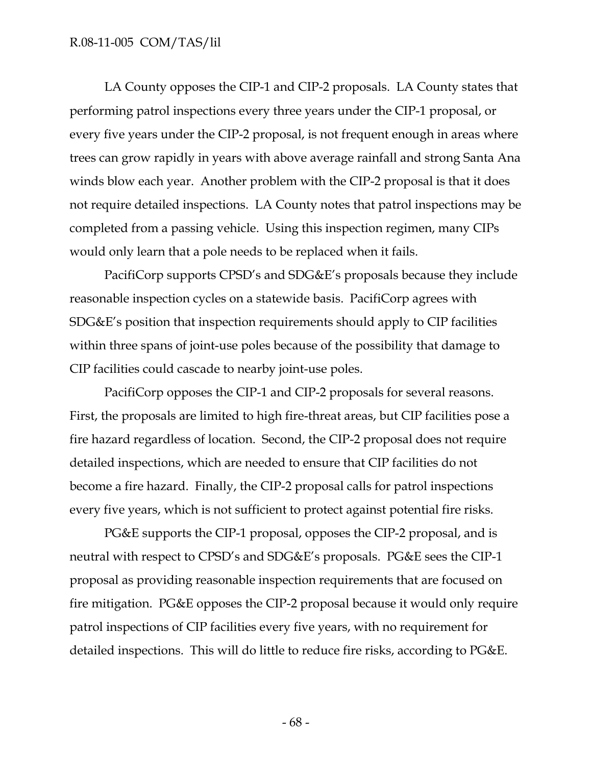LA County opposes the CIP-1 and CIP-2 proposals. LA County states that performing patrol inspections every three years under the CIP-1 proposal, or every five years under the CIP-2 proposal, is not frequent enough in areas where trees can grow rapidly in years with above average rainfall and strong Santa Ana winds blow each year. Another problem with the CIP-2 proposal is that it does not require detailed inspections. LA County notes that patrol inspections may be completed from a passing vehicle. Using this inspection regimen, many CIPs would only learn that a pole needs to be replaced when it fails.

PacifiCorp supports CPSD's and SDG&E's proposals because they include reasonable inspection cycles on a statewide basis. PacifiCorp agrees with SDG&E's position that inspection requirements should apply to CIP facilities within three spans of joint-use poles because of the possibility that damage to CIP facilities could cascade to nearby joint-use poles.

PacifiCorp opposes the CIP-1 and CIP-2 proposals for several reasons. First, the proposals are limited to high fire-threat areas, but CIP facilities pose a fire hazard regardless of location. Second, the CIP-2 proposal does not require detailed inspections, which are needed to ensure that CIP facilities do not become a fire hazard. Finally, the CIP-2 proposal calls for patrol inspections every five years, which is not sufficient to protect against potential fire risks.

PG&E supports the CIP-1 proposal, opposes the CIP-2 proposal, and is neutral with respect to CPSD's and SDG&E's proposals. PG&E sees the CIP-1 proposal as providing reasonable inspection requirements that are focused on fire mitigation. PG&E opposes the CIP-2 proposal because it would only require patrol inspections of CIP facilities every five years, with no requirement for detailed inspections. This will do little to reduce fire risks, according to PG&E.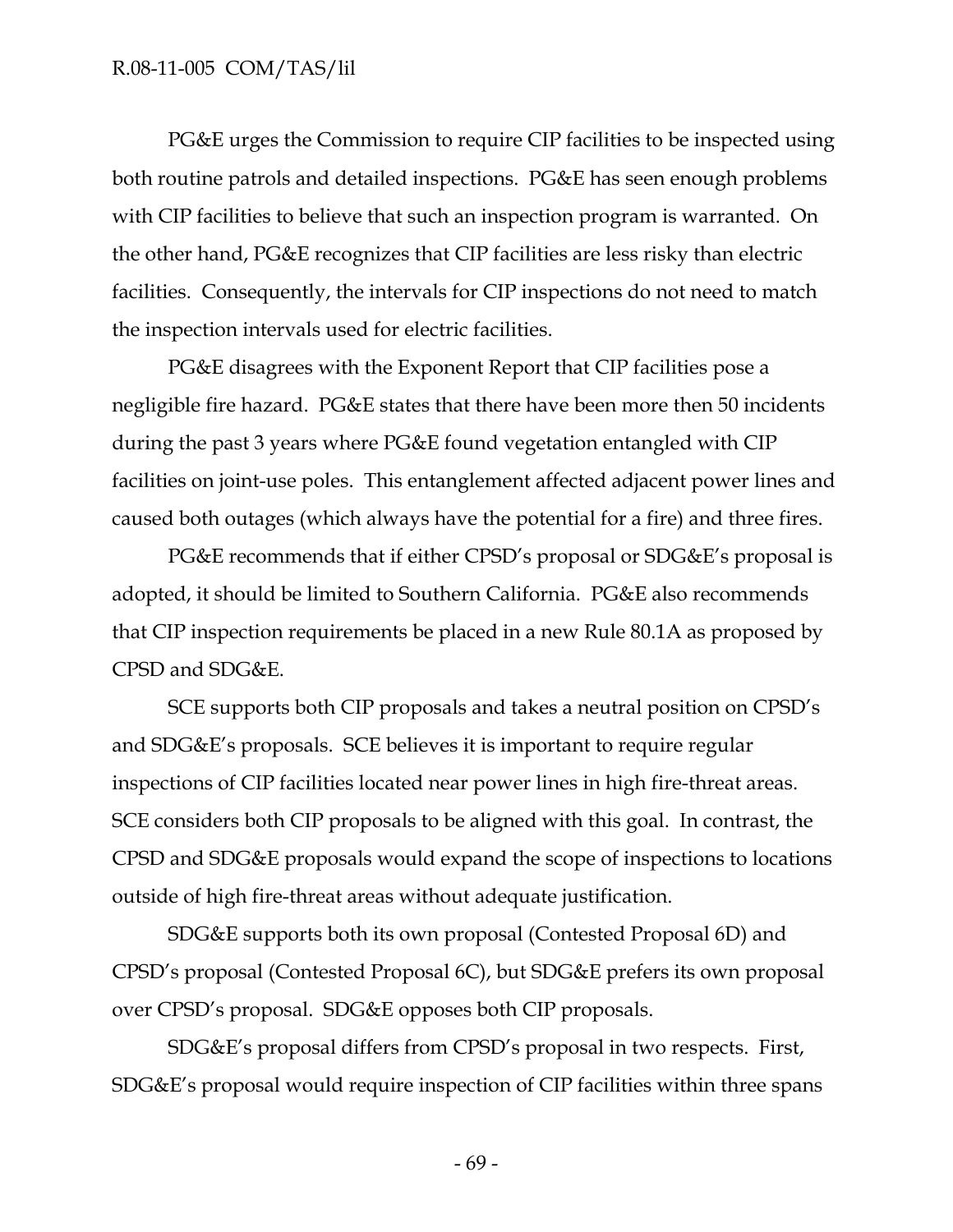PG&E urges the Commission to require CIP facilities to be inspected using both routine patrols and detailed inspections. PG&E has seen enough problems with CIP facilities to believe that such an inspection program is warranted. On the other hand, PG&E recognizes that CIP facilities are less risky than electric facilities. Consequently, the intervals for CIP inspections do not need to match the inspection intervals used for electric facilities.

PG&E disagrees with the Exponent Report that CIP facilities pose a negligible fire hazard. PG&E states that there have been more then 50 incidents during the past 3 years where PG&E found vegetation entangled with CIP facilities on joint-use poles. This entanglement affected adjacent power lines and caused both outages (which always have the potential for a fire) and three fires.

PG&E recommends that if either CPSD's proposal or SDG&E's proposal is adopted, it should be limited to Southern California. PG&E also recommends that CIP inspection requirements be placed in a new Rule 80.1A as proposed by CPSD and SDG&E.

SCE supports both CIP proposals and takes a neutral position on CPSD's and SDG&E's proposals. SCE believes it is important to require regular inspections of CIP facilities located near power lines in high fire-threat areas. SCE considers both CIP proposals to be aligned with this goal. In contrast, the CPSD and SDG&E proposals would expand the scope of inspections to locations outside of high fire-threat areas without adequate justification.

SDG&E supports both its own proposal (Contested Proposal 6D) and CPSD's proposal (Contested Proposal 6C), but SDG&E prefers its own proposal over CPSD's proposal. SDG&E opposes both CIP proposals.

SDG&E's proposal differs from CPSD's proposal in two respects. First, SDG&E's proposal would require inspection of CIP facilities within three spans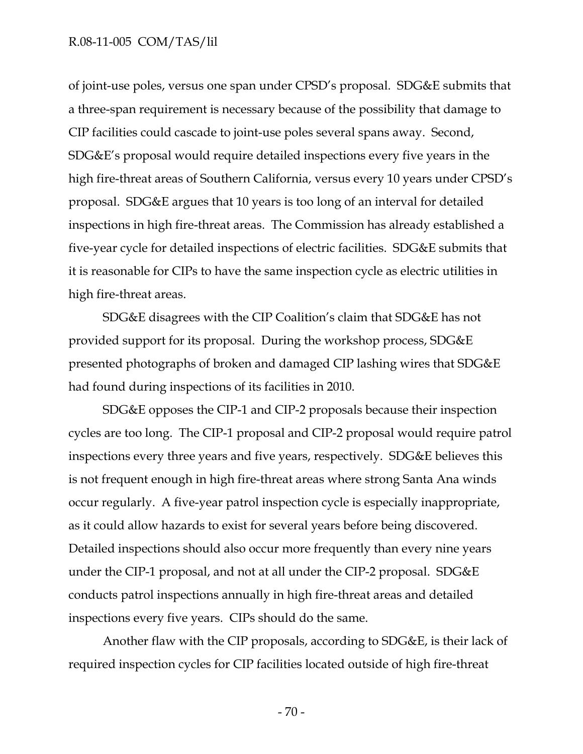of joint-use poles, versus one span under CPSD's proposal. SDG&E submits that a three-span requirement is necessary because of the possibility that damage to CIP facilities could cascade to joint-use poles several spans away. Second, SDG&E's proposal would require detailed inspections every five years in the high fire-threat areas of Southern California, versus every 10 years under CPSD's proposal. SDG&E argues that 10 years is too long of an interval for detailed inspections in high fire-threat areas. The Commission has already established a five-year cycle for detailed inspections of electric facilities. SDG&E submits that it is reasonable for CIPs to have the same inspection cycle as electric utilities in high fire-threat areas.

SDG&E disagrees with the CIP Coalition's claim that SDG&E has not provided support for its proposal. During the workshop process, SDG&E presented photographs of broken and damaged CIP lashing wires that SDG&E had found during inspections of its facilities in 2010.

SDG&E opposes the CIP-1 and CIP-2 proposals because their inspection cycles are too long. The CIP-1 proposal and CIP-2 proposal would require patrol inspections every three years and five years, respectively. SDG&E believes this is not frequent enough in high fire-threat areas where strong Santa Ana winds occur regularly. A five-year patrol inspection cycle is especially inappropriate, as it could allow hazards to exist for several years before being discovered. Detailed inspections should also occur more frequently than every nine years under the CIP-1 proposal, and not at all under the CIP-2 proposal. SDG&E conducts patrol inspections annually in high fire-threat areas and detailed inspections every five years. CIPs should do the same.

Another flaw with the CIP proposals, according to SDG&E, is their lack of required inspection cycles for CIP facilities located outside of high fire-threat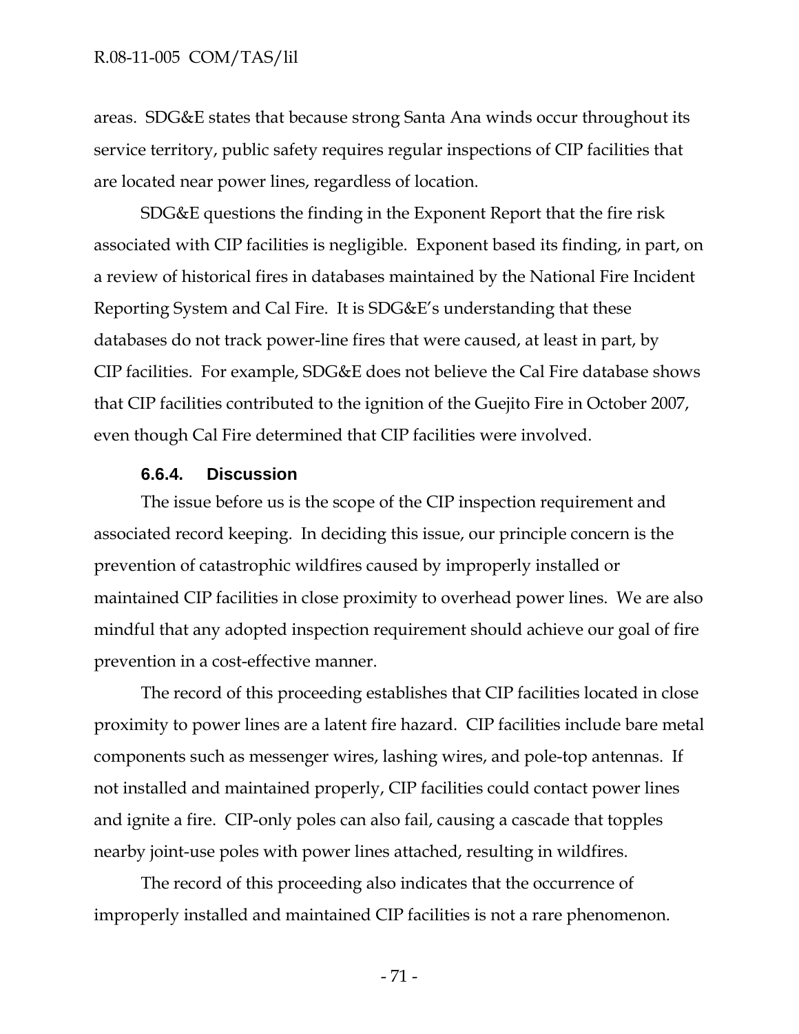areas. SDG&E states that because strong Santa Ana winds occur throughout its service territory, public safety requires regular inspections of CIP facilities that are located near power lines, regardless of location.

SDG&E questions the finding in the Exponent Report that the fire risk associated with CIP facilities is negligible. Exponent based its finding, in part, on a review of historical fires in databases maintained by the National Fire Incident Reporting System and Cal Fire. It is SDG&E's understanding that these databases do not track power-line fires that were caused, at least in part, by CIP facilities. For example, SDG&E does not believe the Cal Fire database shows that CIP facilities contributed to the ignition of the Guejito Fire in October 2007, even though Cal Fire determined that CIP facilities were involved.

#### 6.6.4. Discussion

The issue before us is the scope of the CIP inspection requirement and associated record keeping. In deciding this issue, our principle concern is the prevention of catastrophic wildfires caused by improperly installed or maintained CIP facilities in close proximity to overhead power lines. We are also mindful that any adopted inspection requirement should achieve our goal of fire prevention in a cost-effective manner.

The record of this proceeding establishes that CIP facilities located in close proximity to power lines are a latent fire hazard. CIP facilities include bare metal components such as messenger wires, lashing wires, and pole-top antennas. If not installed and maintained properly, CIP facilities could contact power lines and ignite a fire. CIP-only poles can also fail, causing a cascade that topples nearby joint-use poles with power lines attached, resulting in wildfires.

The record of this proceeding also indicates that the occurrence of improperly installed and maintained CIP facilities is not a rare phenomenon.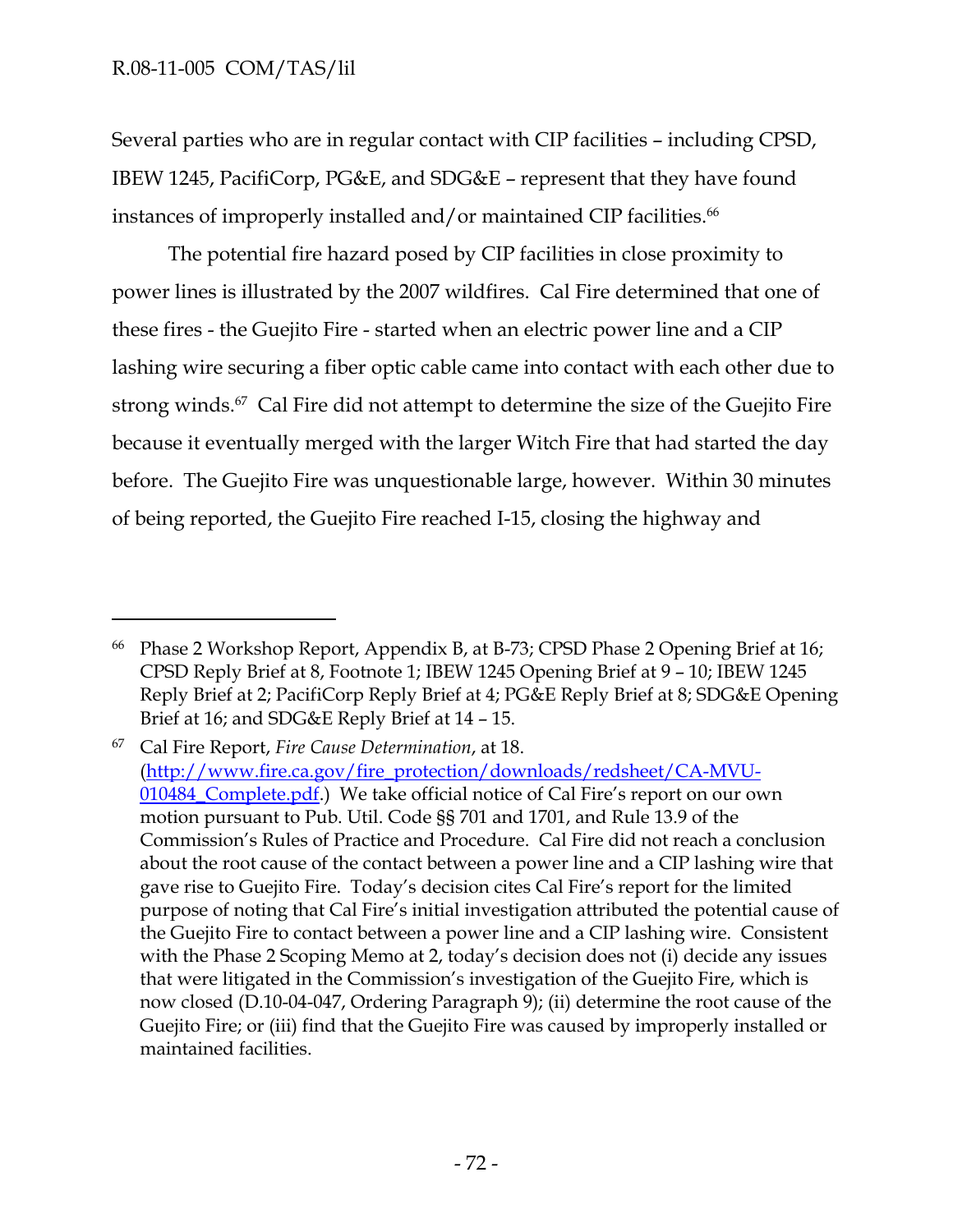Several parties who are in regular contact with CIP facilities – including CPSD, IBEW 1245, PacifiCorp, PG&E, and SDG&E – represent that they have found instances of improperly installed and/or maintained CIP facilities.[66]

The potential fire hazard posed by CIP facilities in close proximity to power lines is illustrated by the 2007 wildfires. Cal Fire determined that one of these fires - the Guejito Fire - started when an electric power line and a CIP lashing wire securing a fiber optic cable came into contact with each other due to strong winds.[67] Cal Fire did not attempt to determine the size of the Guejito Fire because it eventually merged with the larger Witch Fire that had started the day before. The Guejito Fire was unquestionable large, however. Within 30 minutes of being reported, the Guejito Fire reached I-15, closing the highway and

---

[66] Phase 2 Workshop Report, Appendix B, at B-73; CPSD Phase 2 Opening Brief at 16; CPSD Reply Brief at 8, Footnote 1; IBEW 1245 Opening Brief at 9 – 10; IBEW 1245 Reply Brief at 2; PacifiCorp Reply Brief at 4; PG&E Reply Brief at 8; SDG&E Opening Brief at 16; and SDG&E Reply Brief at 14 – 15.

[67] Cal Fire Report, *Fire Cause Determination*, at 18. (http://www.fire.ca.gov/fire_protection/downloads/redsheet/CA-MVU-010484_Complete.pdf.) We take official notice of Cal Fire's report on our own motion pursuant to Pub. Util. Code §§ 701 and 1701, and Rule 13.9 of the Commission's Rules of Practice and Procedure. Cal Fire did not reach a conclusion about the root cause of the contact between a power line and a CIP lashing wire that gave rise to Guejito Fire. Today's decision cites Cal Fire's report for the limited purpose of noting that Cal Fire's initial investigation attributed the potential cause of the Guejito Fire to contact between a power line and a CIP lashing wire. Consistent with the Phase 2 Scoping Memo at 2, today's decision does not (i) decide any issues that were litigated in the Commission's investigation of the Guejito Fire, which is now closed (D.10-04-047, Ordering Paragraph 9); (ii) determine the root cause of the Guejito Fire; or (iii) find that the Guejito Fire was caused by improperly installed or maintained facilities.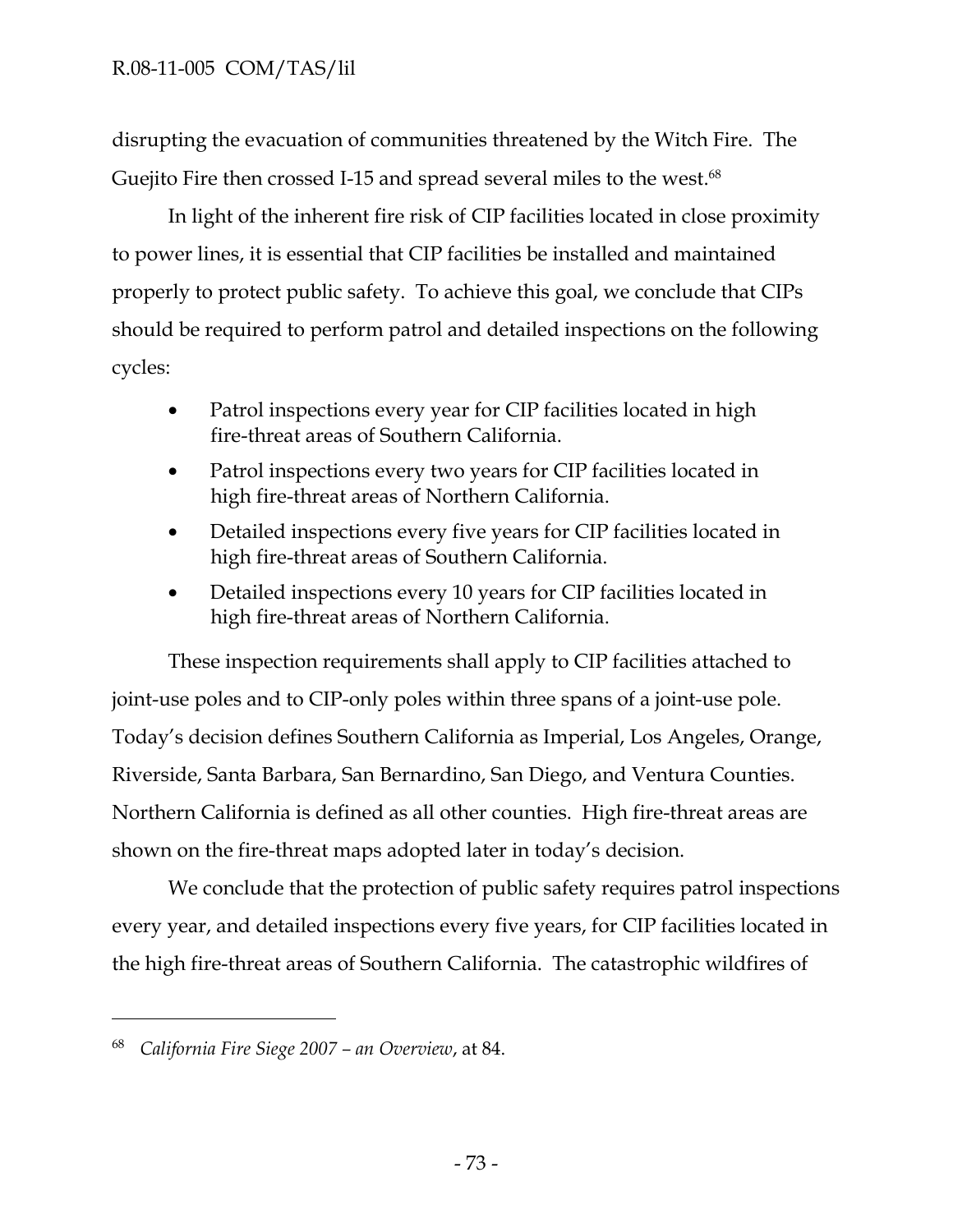disrupting the evacuation of communities threatened by the Witch Fire. The Guejito Fire then crossed I-15 and spread several miles to the west.[68]

In light of the inherent fire risk of CIP facilities located in close proximity to power lines, it is essential that CIP facilities be installed and maintained properly to protect public safety. To achieve this goal, we conclude that CIPs should be required to perform patrol and detailed inspections on the following cycles:

- Patrol inspections every year for CIP facilities located in high fire-threat areas of Southern California.
- Patrol inspections every two years for CIP facilities located in high fire-threat areas of Northern California.
- Detailed inspections every five years for CIP facilities located in high fire-threat areas of Southern California.
- Detailed inspections every 10 years for CIP facilities located in high fire-threat areas of Northern California.

These inspection requirements shall apply to CIP facilities attached to joint-use poles and to CIP-only poles within three spans of a joint-use pole. Today's decision defines Southern California as Imperial, Los Angeles, Orange, Riverside, Santa Barbara, San Bernardino, San Diego, and Ventura Counties. Northern California is defined as all other counties. High fire-threat areas are shown on the fire-threat maps adopted later in today's decision.

We conclude that the protection of public safety requires patrol inspections every year, and detailed inspections every five years, for CIP facilities located in the high fire-threat areas of Southern California. The catastrophic wildfires of

---

[68] *California Fire Siege 2007 – an Overview*, at 84.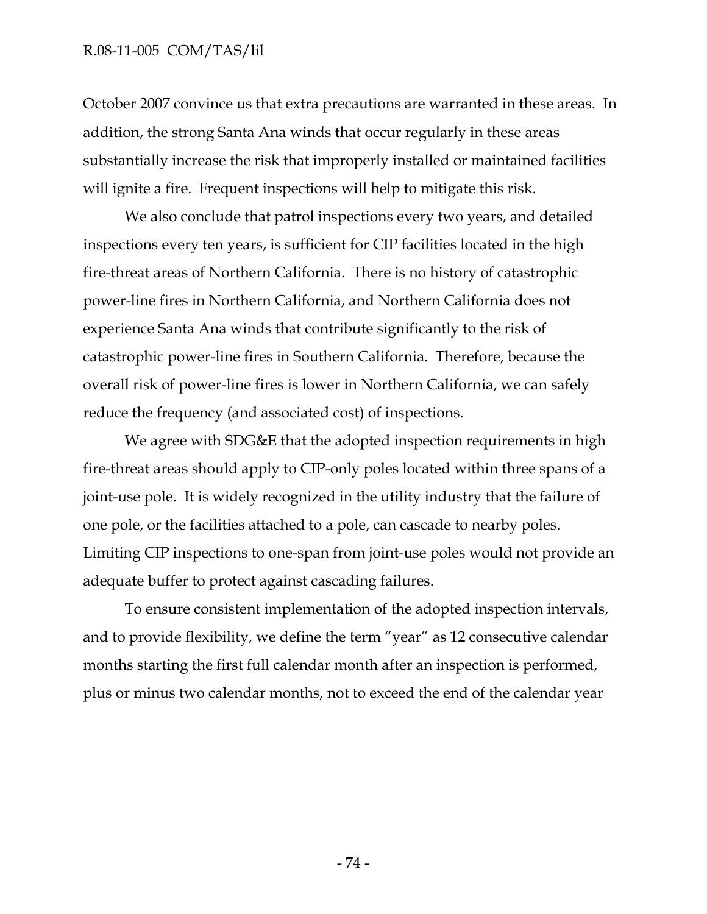October 2007 convince us that extra precautions are warranted in these areas. In addition, the strong Santa Ana winds that occur regularly in these areas substantially increase the risk that improperly installed or maintained facilities will ignite a fire. Frequent inspections will help to mitigate this risk.

We also conclude that patrol inspections every two years, and detailed inspections every ten years, is sufficient for CIP facilities located in the high fire-threat areas of Northern California. There is no history of catastrophic power-line fires in Northern California, and Northern California does not experience Santa Ana winds that contribute significantly to the risk of catastrophic power-line fires in Southern California. Therefore, because the overall risk of power-line fires is lower in Northern California, we can safely reduce the frequency (and associated cost) of inspections.

We agree with SDG&E that the adopted inspection requirements in high fire-threat areas should apply to CIP-only poles located within three spans of a joint-use pole. It is widely recognized in the utility industry that the failure of one pole, or the facilities attached to a pole, can cascade to nearby poles. Limiting CIP inspections to one-span from joint-use poles would not provide an adequate buffer to protect against cascading failures.

To ensure consistent implementation of the adopted inspection intervals, and to provide flexibility, we define the term "year" as 12 consecutive calendar months starting the first full calendar month after an inspection is performed, plus or minus two calendar months, not to exceed the end of the calendar year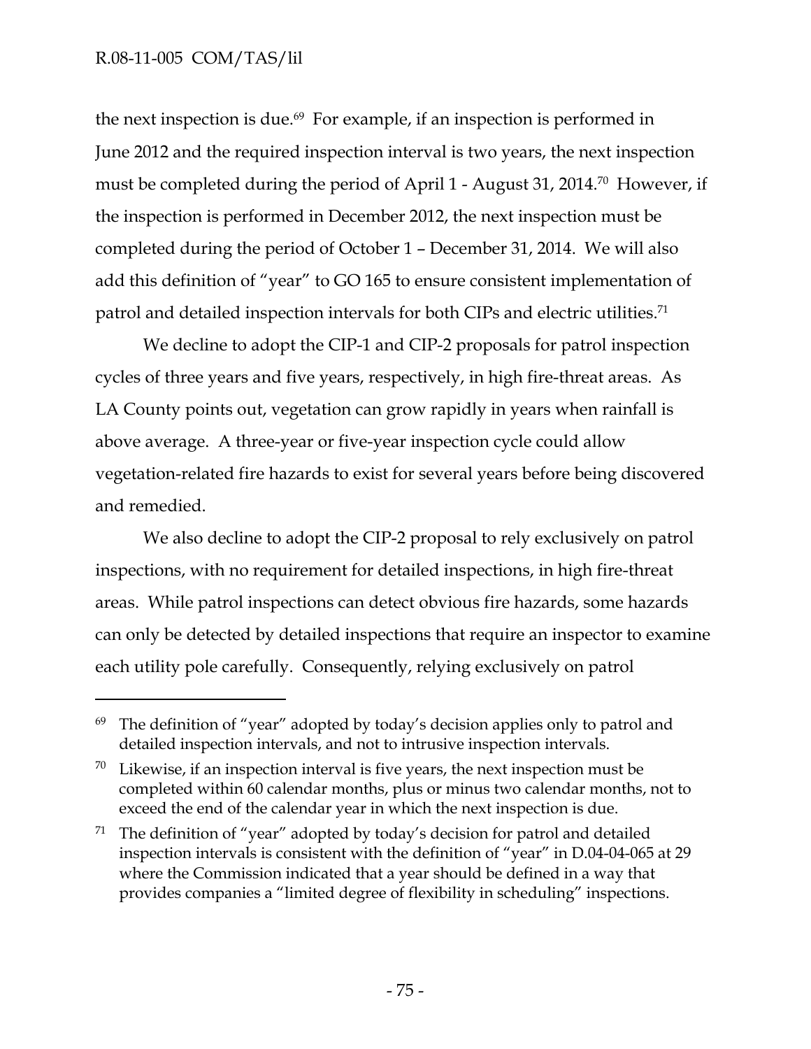the next inspection is due.[69] For example, if an inspection is performed in June 2012 and the required inspection interval is two years, the next inspection must be completed during the period of April 1 - August 31, 2014.[70] However, if the inspection is performed in December 2012, the next inspection must be completed during the period of October 1 – December 31, 2014. We will also add this definition of "year" to GO 165 to ensure consistent implementation of patrol and detailed inspection intervals for both CIPs and electric utilities.[71]

We decline to adopt the CIP-1 and CIP-2 proposals for patrol inspection cycles of three years and five years, respectively, in high fire-threat areas. As LA County points out, vegetation can grow rapidly in years when rainfall is above average. A three-year or five-year inspection cycle could allow vegetation-related fire hazards to exist for several years before being discovered and remedied.

We also decline to adopt the CIP-2 proposal to rely exclusively on patrol inspections, with no requirement for detailed inspections, in high fire-threat areas. While patrol inspections can detect obvious fire hazards, some hazards can only be detected by detailed inspections that require an inspector to examine each utility pole carefully. Consequently, relying exclusively on patrol

---

[69] The definition of "year" adopted by today's decision applies only to patrol and detailed inspection intervals, and not to intrusive inspection intervals.

[70] Likewise, if an inspection interval is five years, the next inspection must be completed within 60 calendar months, plus or minus two calendar months, not to exceed the end of the calendar year in which the next inspection is due.

[71] The definition of "year" adopted by today's decision for patrol and detailed inspection intervals is consistent with the definition of "year" in D.04-04-065 at 29 where the Commission indicated that a year should be defined in a way that provides companies a "limited degree of flexibility in scheduling" inspections.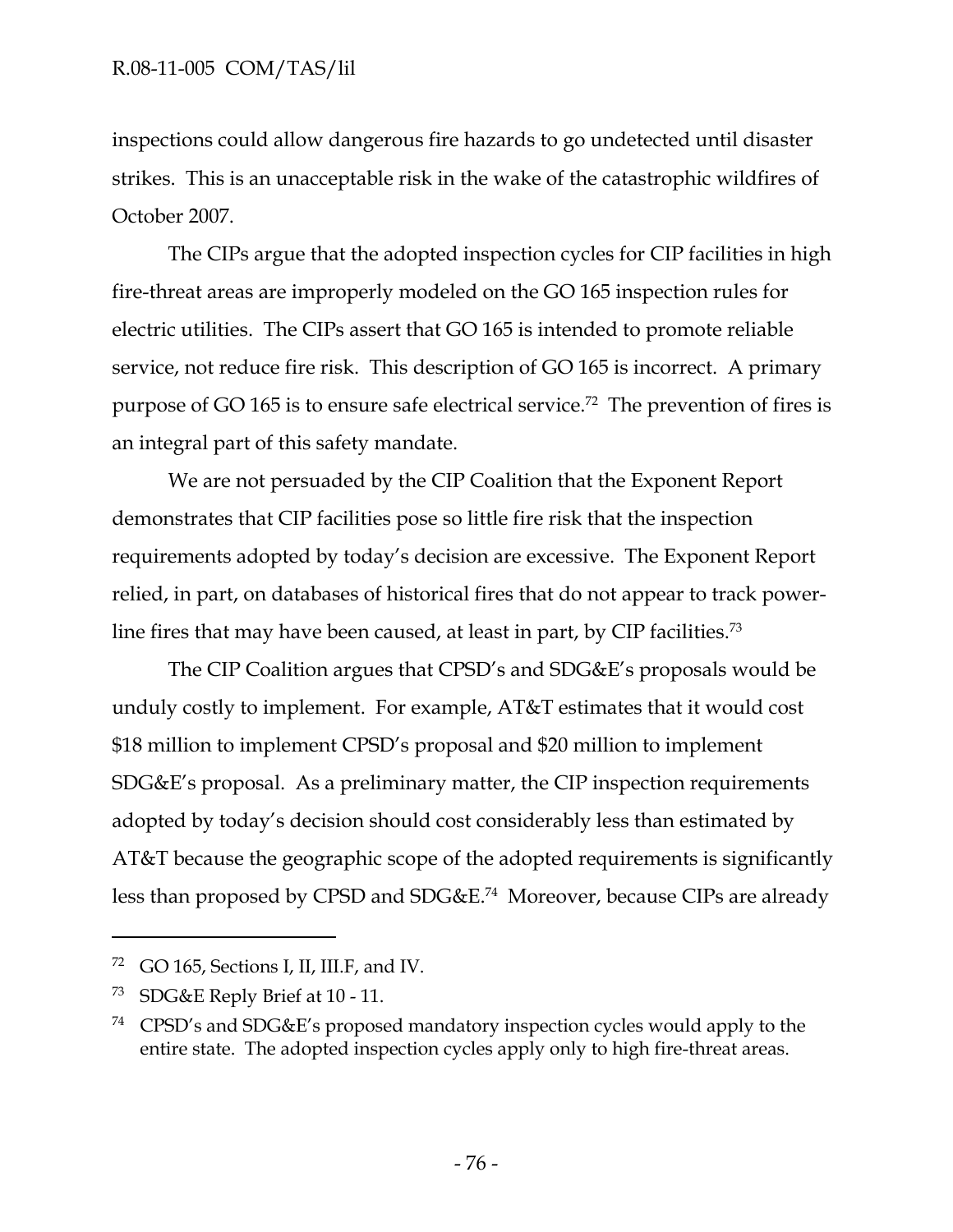inspections could allow dangerous fire hazards to go undetected until disaster strikes. This is an unacceptable risk in the wake of the catastrophic wildfires of October 2007.

The CIPs argue that the adopted inspection cycles for CIP facilities in high fire-threat areas are improperly modeled on the GO 165 inspection rules for electric utilities. The CIPs assert that GO 165 is intended to promote reliable service, not reduce fire risk. This description of GO 165 is incorrect. A primary purpose of GO 165 is to ensure safe electrical service.[72] The prevention of fires is an integral part of this safety mandate.

We are not persuaded by the CIP Coalition that the Exponent Report demonstrates that CIP facilities pose so little fire risk that the inspection requirements adopted by today's decision are excessive. The Exponent Report relied, in part, on databases of historical fires that do not appear to track power-line fires that may have been caused, at least in part, by CIP facilities.[73]

The CIP Coalition argues that CPSD's and SDG&E's proposals would be unduly costly to implement. For example, AT&T estimates that it would cost $18 million to implement CPSD's proposal and $20 million to implement SDG&E's proposal. As a preliminary matter, the CIP inspection requirements adopted by today's decision should cost considerably less than estimated by AT&T because the geographic scope of the adopted requirements is significantly less than proposed by CPSD and SDG&E.[74] Moreover, because CIPs are already

---

[72] GO 165, Sections I, II, III.F, and IV.

[73] SDG&E Reply Brief at 10 - 11.

[74] CPSD's and SDG&E's proposed mandatory inspection cycles would apply to the entire state. The adopted inspection cycles apply only to high fire-threat areas.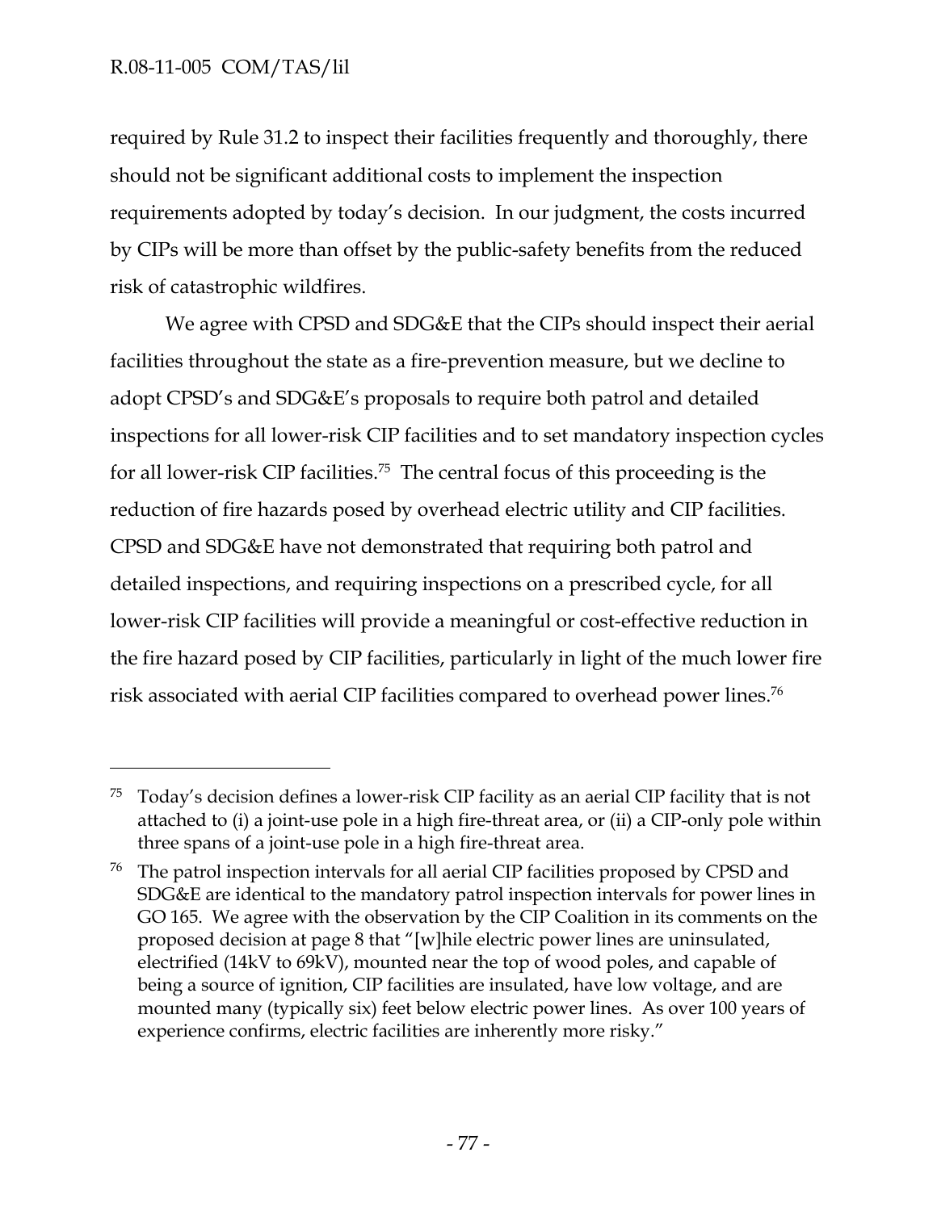required by Rule 31.2 to inspect their facilities frequently and thoroughly, there should not be significant additional costs to implement the inspection requirements adopted by today's decision. In our judgment, the costs incurred by CIPs will be more than offset by the public-safety benefits from the reduced risk of catastrophic wildfires.

We agree with CPSD and SDG&E that the CIPs should inspect their aerial facilities throughout the state as a fire-prevention measure, but we decline to adopt CPSD's and SDG&E's proposals to require both patrol and detailed inspections for all lower-risk CIP facilities and to set mandatory inspection cycles for all lower-risk CIP facilities.[75] The central focus of this proceeding is the reduction of fire hazards posed by overhead electric utility and CIP facilities. CPSD and SDG&E have not demonstrated that requiring both patrol and detailed inspections, and requiring inspections on a prescribed cycle, for all lower-risk CIP facilities will provide a meaningful or cost-effective reduction in the fire hazard posed by CIP facilities, particularly in light of the much lower fire risk associated with aerial CIP facilities compared to overhead power lines.[76]

---

[75] Today's decision defines a lower-risk CIP facility as an aerial CIP facility that is not attached to (i) a joint-use pole in a high fire-threat area, or (ii) a CIP-only pole within three spans of a joint-use pole in a high fire-threat area.

[76] The patrol inspection intervals for all aerial CIP facilities proposed by CPSD and SDG&E are identical to the mandatory patrol inspection intervals for power lines in GO 165. We agree with the observation by the CIP Coalition in its comments on the proposed decision at page 8 that "[w]hile electric power lines are uninsulated, electrified (14kV to 69kV), mounted near the top of wood poles, and capable of being a source of ignition, CIP facilities are insulated, have low voltage, and are mounted many (typically six) feet below electric power lines. As over 100 years of experience confirms, electric facilities are inherently more risky."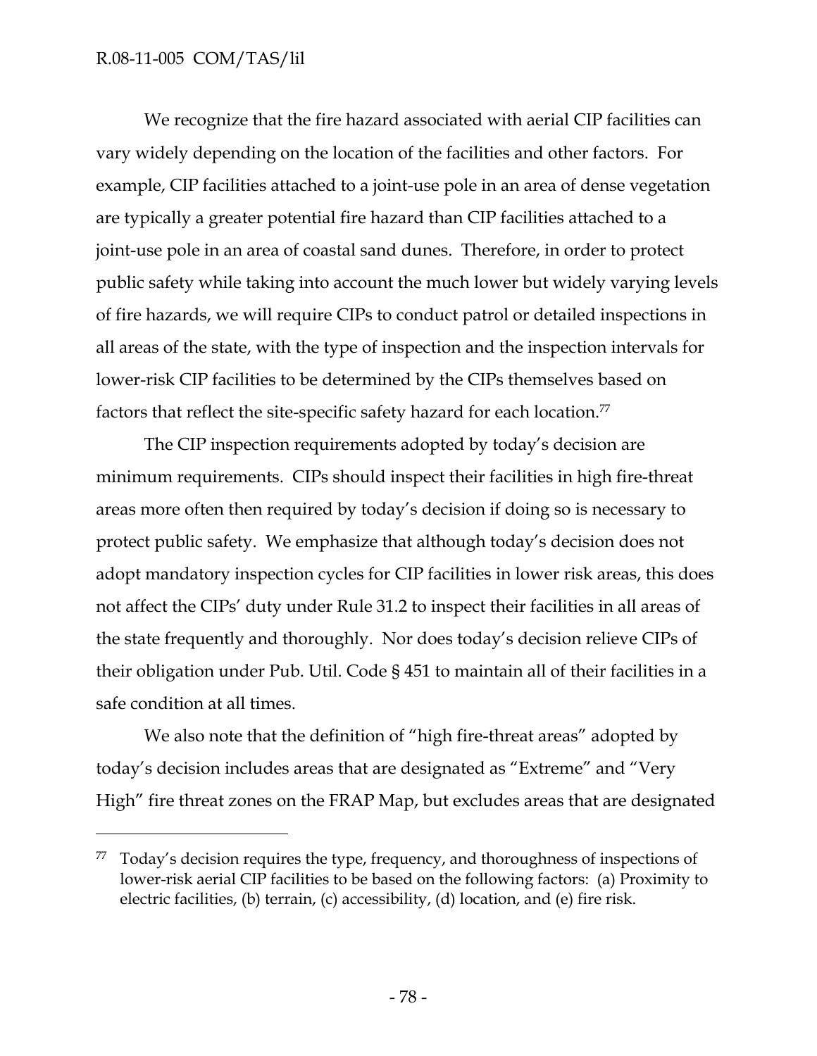We recognize that the fire hazard associated with aerial CIP facilities can vary widely depending on the location of the facilities and other factors. For example, CIP facilities attached to a joint-use pole in an area of dense vegetation are typically a greater potential fire hazard than CIP facilities attached to a joint-use pole in an area of coastal sand dunes. Therefore, in order to protect public safety while taking into account the much lower but widely varying levels of fire hazards, we will require CIPs to conduct patrol or detailed inspections in all areas of the state, with the type of inspection and the inspection intervals for lower-risk CIP facilities to be determined by the CIPs themselves based on factors that reflect the site-specific safety hazard for each location.[77]

The CIP inspection requirements adopted by today's decision are minimum requirements. CIPs should inspect their facilities in high fire-threat areas more often then required by today's decision if doing so is necessary to protect public safety. We emphasize that although today's decision does not adopt mandatory inspection cycles for CIP facilities in lower risk areas, this does not affect the CIPs' duty under Rule 31.2 to inspect their facilities in all areas of the state frequently and thoroughly. Nor does today's decision relieve CIPs of their obligation under Pub. Util. Code § 451 to maintain all of their facilities in a safe condition at all times.

We also note that the definition of "high fire-threat areas" adopted by today's decision includes areas that are designated as "Extreme" and "Very High" fire threat zones on the FRAP Map, but excludes areas that are designated

---

[77] Today's decision requires the type, frequency, and thoroughness of inspections of lower-risk aerial CIP facilities to be based on the following factors: (a) Proximity to electric facilities, (b) terrain, (c) accessibility, (d) location, and (e) fire risk.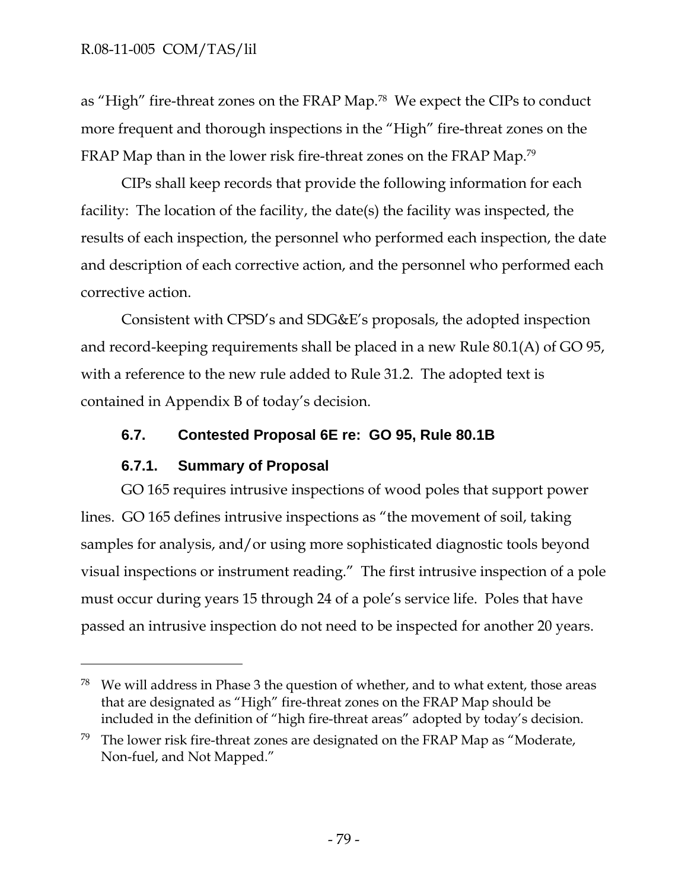as "High" fire-threat zones on the FRAP Map.[78] We expect the CIPs to conduct more frequent and thorough inspections in the "High" fire-threat zones on the FRAP Map than in the lower risk fire-threat zones on the FRAP Map.[79]

CIPs shall keep records that provide the following information for each facility: The location of the facility, the date(s) the facility was inspected, the results of each inspection, the personnel who performed each inspection, the date and description of each corrective action, and the personnel who performed each corrective action.

Consistent with CPSD's and SDG&E's proposals, the adopted inspection and record-keeping requirements shall be placed in a new Rule 80.1(A) of GO 95, with a reference to the new rule added to Rule 31.2. The adopted text is contained in Appendix B of today's decision.

### 6.7. Contested Proposal 6E re: GO 95, Rule 80.1B

#### 6.7.1. Summary of Proposal

GO 165 requires intrusive inspections of wood poles that support power lines. GO 165 defines intrusive inspections as "the movement of soil, taking samples for analysis, and/or using more sophisticated diagnostic tools beyond visual inspections or instrument reading." The first intrusive inspection of a pole must occur during years 15 through 24 of a pole's service life. Poles that have passed an intrusive inspection do not need to be inspected for another 20 years.

---

[78] We will address in Phase 3 the question of whether, and to what extent, those areas that are designated as "High" fire-threat zones on the FRAP Map should be included in the definition of "high fire-threat areas" adopted by today's decision.

[79] The lower risk fire-threat zones are designated on the FRAP Map as "Moderate, Non-fuel, and Not Mapped."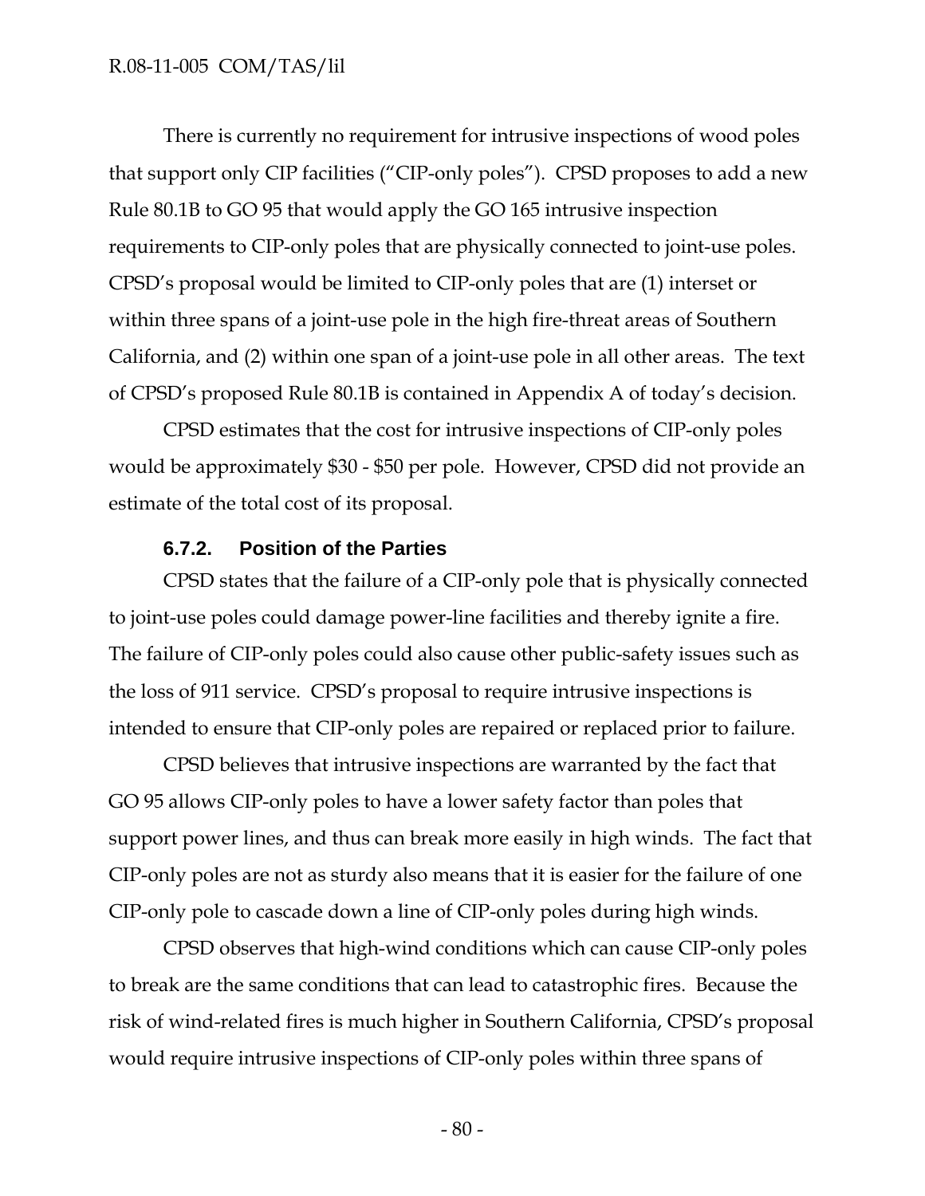There is currently no requirement for intrusive inspections of wood poles that support only CIP facilities ("CIP-only poles"). CPSD proposes to add a new Rule 80.1B to GO 95 that would apply the GO 165 intrusive inspection requirements to CIP-only poles that are physically connected to joint-use poles. CPSD's proposal would be limited to CIP-only poles that are (1) interset or within three spans of a joint-use pole in the high fire-threat areas of Southern California, and (2) within one span of a joint-use pole in all other areas. The text of CPSD's proposed Rule 80.1B is contained in Appendix A of today's decision.

CPSD estimates that the cost for intrusive inspections of CIP-only poles would be approximately \$30 - \$50 per pole. However, CPSD did not provide an estimate of the total cost of its proposal.

#### 6.7.2. Position of the Parties

CPSD states that the failure of a CIP-only pole that is physically connected to joint-use poles could damage power-line facilities and thereby ignite a fire. The failure of CIP-only poles could also cause other public-safety issues such as the loss of 911 service. CPSD's proposal to require intrusive inspections is intended to ensure that CIP-only poles are repaired or replaced prior to failure.

CPSD believes that intrusive inspections are warranted by the fact that GO 95 allows CIP-only poles to have a lower safety factor than poles that support power lines, and thus can break more easily in high winds. The fact that CIP-only poles are not as sturdy also means that it is easier for the failure of one CIP-only pole to cascade down a line of CIP-only poles during high winds.

CPSD observes that high-wind conditions which can cause CIP-only poles to break are the same conditions that can lead to catastrophic fires. Because the risk of wind-related fires is much higher in Southern California, CPSD's proposal would require intrusive inspections of CIP-only poles within three spans of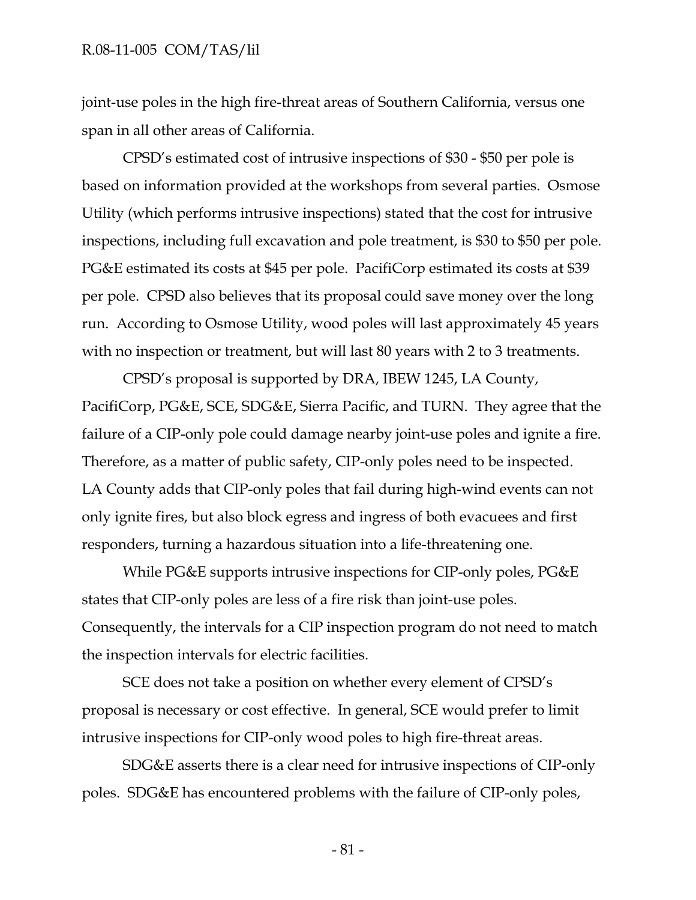joint-use poles in the high fire-threat areas of Southern California, versus one span in all other areas of California.

CPSD's estimated cost of intrusive inspections of $30 - $50 per pole is based on information provided at the workshops from several parties. Osmose Utility (which performs intrusive inspections) stated that the cost for intrusive inspections, including full excavation and pole treatment, is $30 to $50 per pole. PG&E estimated its costs at $45 per pole. PacifiCorp estimated its costs at $39 per pole. CPSD also believes that its proposal could save money over the long run. According to Osmose Utility, wood poles will last approximately 45 years with no inspection or treatment, but will last 80 years with 2 to 3 treatments.

CPSD's proposal is supported by DRA, IBEW 1245, LA County, PacifiCorp, PG&E, SCE, SDG&E, Sierra Pacific, and TURN. They agree that the failure of a CIP-only pole could damage nearby joint-use poles and ignite a fire. Therefore, as a matter of public safety, CIP-only poles need to be inspected. LA County adds that CIP-only poles that fail during high-wind events can not only ignite fires, but also block egress and ingress of both evacuees and first responders, turning a hazardous situation into a life-threatening one.

While PG&E supports intrusive inspections for CIP-only poles, PG&E states that CIP-only poles are less of a fire risk than joint-use poles. Consequently, the intervals for a CIP inspection program do not need to match the inspection intervals for electric facilities.

SCE does not take a position on whether every element of CPSD's proposal is necessary or cost effective. In general, SCE would prefer to limit intrusive inspections for CIP-only wood poles to high fire-threat areas.

SDG&E asserts there is a clear need for intrusive inspections of CIP-only poles. SDG&E has encountered problems with the failure of CIP-only poles,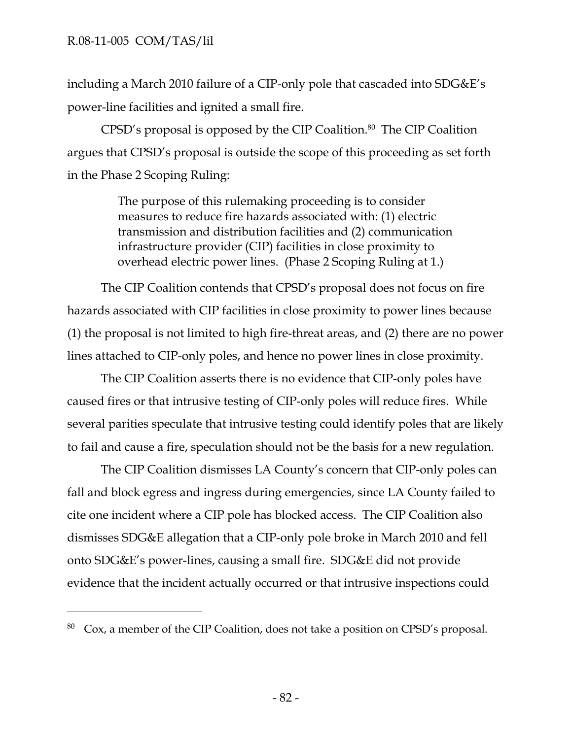including a March 2010 failure of a CIP-only pole that cascaded into SDG&E's power-line facilities and ignited a small fire.

CPSD's proposal is opposed by the CIP Coalition.[80] The CIP Coalition argues that CPSD's proposal is outside the scope of this proceeding as set forth in the Phase 2 Scoping Ruling:

> The purpose of this rulemaking proceeding is to consider measures to reduce fire hazards associated with: (1) electric transmission and distribution facilities and (2) communication infrastructure provider (CIP) facilities in close proximity to overhead electric power lines. (Phase 2 Scoping Ruling at 1.)

The CIP Coalition contends that CPSD's proposal does not focus on fire hazards associated with CIP facilities in close proximity to power lines because (1) the proposal is not limited to high fire-threat areas, and (2) there are no power lines attached to CIP-only poles, and hence no power lines in close proximity.

The CIP Coalition asserts there is no evidence that CIP-only poles have caused fires or that intrusive testing of CIP-only poles will reduce fires. While several parities speculate that intrusive testing could identify poles that are likely to fail and cause a fire, speculation should not be the basis for a new regulation.

The CIP Coalition dismisses LA County's concern that CIP-only poles can fall and block egress and ingress during emergencies, since LA County failed to cite one incident where a CIP pole has blocked access. The CIP Coalition also dismisses SDG&E allegation that a CIP-only pole broke in March 2010 and fell onto SDG&E's power-lines, causing a small fire. SDG&E did not provide evidence that the incident actually occurred or that intrusive inspections could

---

[80] Cox, a member of the CIP Coalition, does not take a position on CPSD's proposal.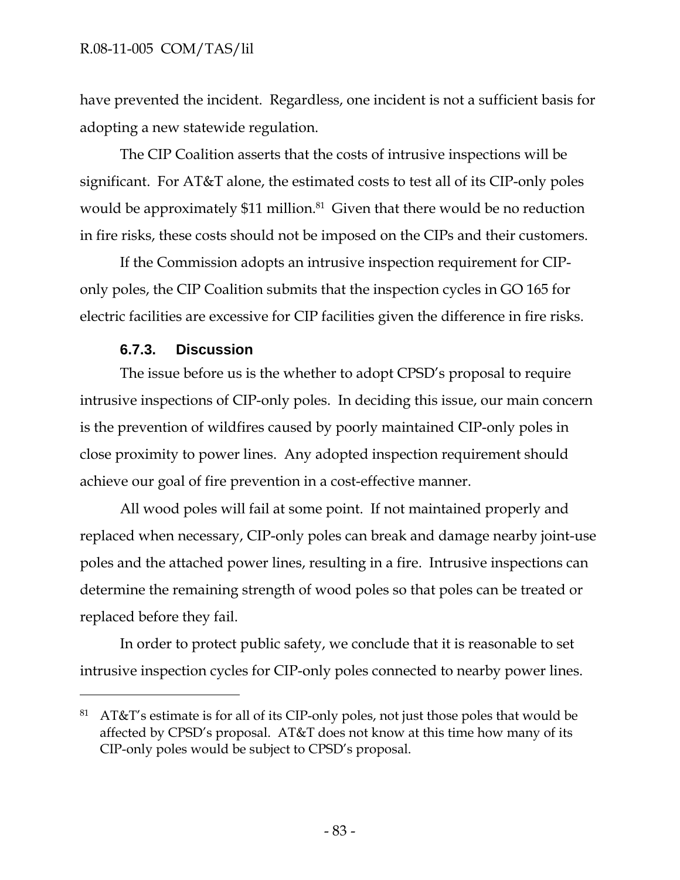have prevented the incident. Regardless, one incident is not a sufficient basis for adopting a new statewide regulation.

The CIP Coalition asserts that the costs of intrusive inspections will be significant. For AT&T alone, the estimated costs to test all of its CIP-only poles would be approximately $11 million.[81] Given that there would be no reduction in fire risks, these costs should not be imposed on the CIPs and their customers.

If the Commission adopts an intrusive inspection requirement for CIP-only poles, the CIP Coalition submits that the inspection cycles in GO 165 for electric facilities are excessive for CIP facilities given the difference in fire risks.

#### 6.7.3. Discussion

The issue before us is the whether to adopt CPSD's proposal to require intrusive inspections of CIP-only poles. In deciding this issue, our main concern is the prevention of wildfires caused by poorly maintained CIP-only poles in close proximity to power lines. Any adopted inspection requirement should achieve our goal of fire prevention in a cost-effective manner.

All wood poles will fail at some point. If not maintained properly and replaced when necessary, CIP-only poles can break and damage nearby joint-use poles and the attached power lines, resulting in a fire. Intrusive inspections can determine the remaining strength of wood poles so that poles can be treated or replaced before they fail.

In order to protect public safety, we conclude that it is reasonable to set intrusive inspection cycles for CIP-only poles connected to nearby power lines.

---

[81] AT&T's estimate is for all of its CIP-only poles, not just those poles that would be affected by CPSD's proposal. AT&T does not know at this time how many of its CIP-only poles would be subject to CPSD's proposal.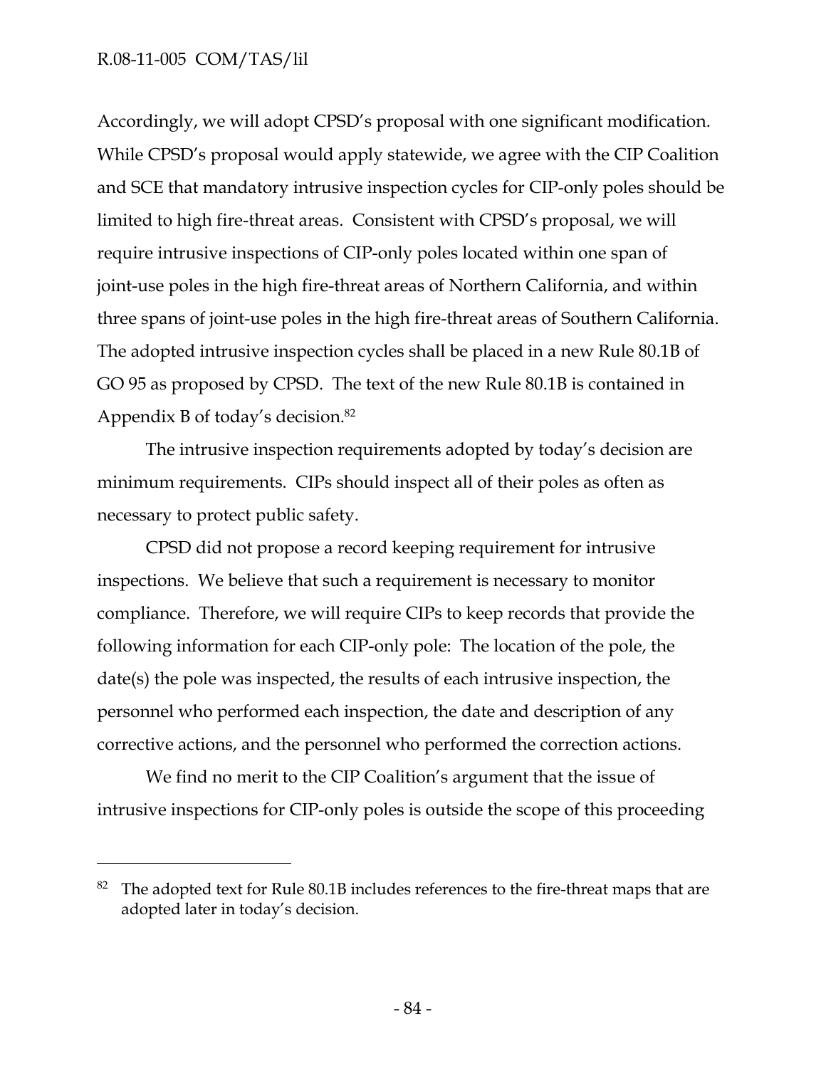Accordingly, we will adopt CPSD's proposal with one significant modification. While CPSD's proposal would apply statewide, we agree with the CIP Coalition and SCE that mandatory intrusive inspection cycles for CIP-only poles should be limited to high fire-threat areas. Consistent with CPSD's proposal, we will require intrusive inspections of CIP-only poles located within one span of joint-use poles in the high fire-threat areas of Northern California, and within three spans of joint-use poles in the high fire-threat areas of Southern California. The adopted intrusive inspection cycles shall be placed in a new Rule 80.1B of GO 95 as proposed by CPSD. The text of the new Rule 80.1B is contained in Appendix B of today's decision.[82]

The intrusive inspection requirements adopted by today's decision are minimum requirements. CIPs should inspect all of their poles as often as necessary to protect public safety.

CPSD did not propose a record keeping requirement for intrusive inspections. We believe that such a requirement is necessary to monitor compliance. Therefore, we will require CIPs to keep records that provide the following information for each CIP-only pole: The location of the pole, the date(s) the pole was inspected, the results of each intrusive inspection, the personnel who performed each inspection, the date and description of any corrective actions, and the personnel who performed the correction actions.

We find no merit to the CIP Coalition's argument that the issue of intrusive inspections for CIP-only poles is outside the scope of this proceeding

---

[82] The adopted text for Rule 80.1B includes references to the fire-threat maps that are adopted later in today's decision.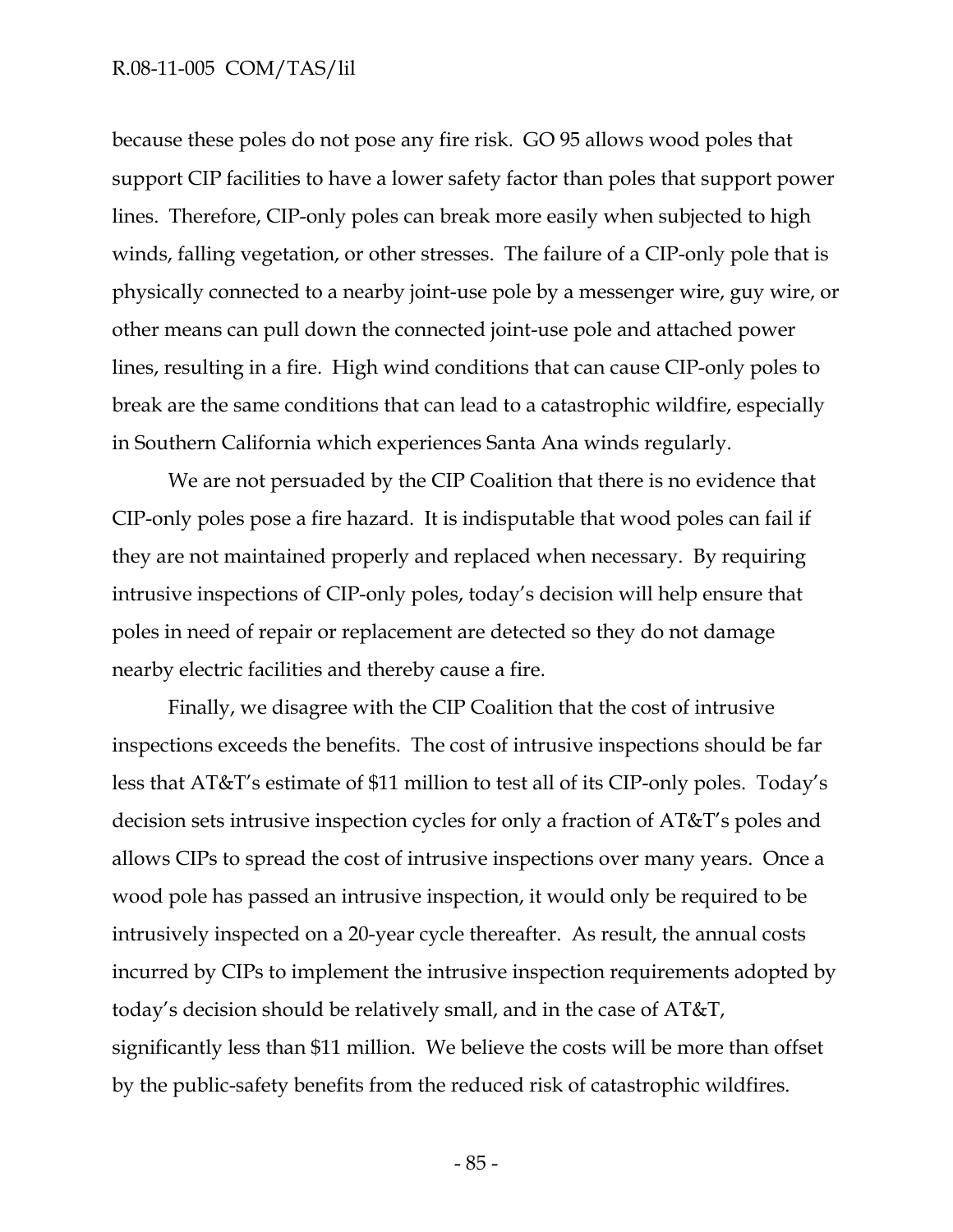because these poles do not pose any fire risk. GO 95 allows wood poles that support CIP facilities to have a lower safety factor than poles that support power lines. Therefore, CIP-only poles can break more easily when subjected to high winds, falling vegetation, or other stresses. The failure of a CIP-only pole that is physically connected to a nearby joint-use pole by a messenger wire, guy wire, or other means can pull down the connected joint-use pole and attached power lines, resulting in a fire. High wind conditions that can cause CIP-only poles to break are the same conditions that can lead to a catastrophic wildfire, especially in Southern California which experiences Santa Ana winds regularly.

We are not persuaded by the CIP Coalition that there is no evidence that CIP-only poles pose a fire hazard. It is indisputable that wood poles can fail if they are not maintained properly and replaced when necessary. By requiring intrusive inspections of CIP-only poles, today's decision will help ensure that poles in need of repair or replacement are detected so they do not damage nearby electric facilities and thereby cause a fire.

Finally, we disagree with the CIP Coalition that the cost of intrusive inspections exceeds the benefits. The cost of intrusive inspections should be far less that AT&T's estimate of $11 million to test all of its CIP-only poles. Today's decision sets intrusive inspection cycles for only a fraction of AT&T's poles and allows CIPs to spread the cost of intrusive inspections over many years. Once a wood pole has passed an intrusive inspection, it would only be required to be intrusively inspected on a 20-year cycle thereafter. As result, the annual costs incurred by CIPs to implement the intrusive inspection requirements adopted by today's decision should be relatively small, and in the case of AT&T, significantly less than $11 million. We believe the costs will be more than offset by the public-safety benefits from the reduced risk of catastrophic wildfires.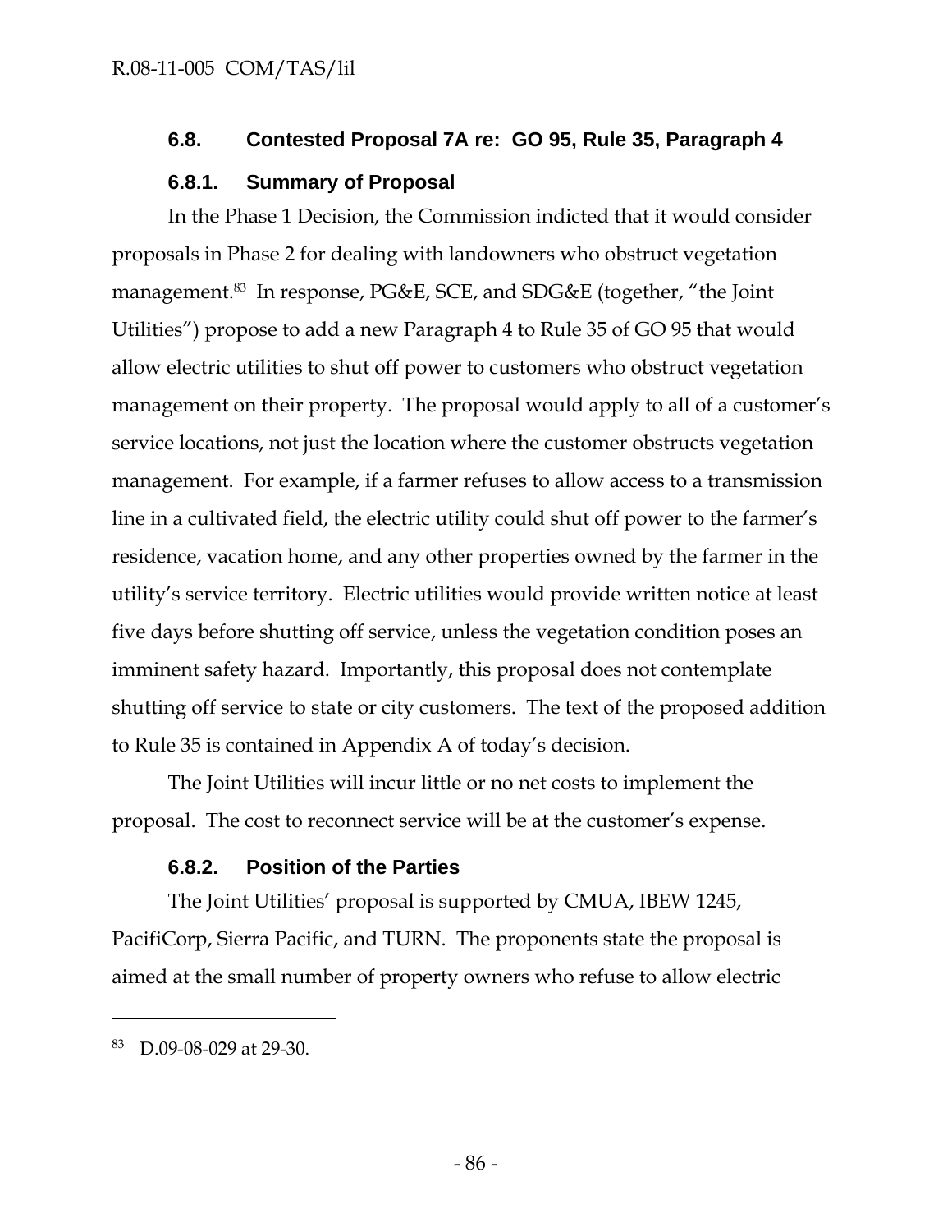### 6.8. Contested Proposal 7A re: GO 95, Rule 35, Paragraph 4

#### 6.8.1. Summary of Proposal

In the Phase 1 Decision, the Commission indicted that it would consider proposals in Phase 2 for dealing with landowners who obstruct vegetation management.[83] In response, PG&E, SCE, and SDG&E (together, "the Joint Utilities") propose to add a new Paragraph 4 to Rule 35 of GO 95 that would allow electric utilities to shut off power to customers who obstruct vegetation management on their property. The proposal would apply to all of a customer's service locations, not just the location where the customer obstructs vegetation management. For example, if a farmer refuses to allow access to a transmission line in a cultivated field, the electric utility could shut off power to the farmer's residence, vacation home, and any other properties owned by the farmer in the utility's service territory. Electric utilities would provide written notice at least five days before shutting off service, unless the vegetation condition poses an imminent safety hazard. Importantly, this proposal does not contemplate shutting off service to state or city customers. The text of the proposed addition to Rule 35 is contained in Appendix A of today's decision.

The Joint Utilities will incur little or no net costs to implement the proposal. The cost to reconnect service will be at the customer's expense.

#### 6.8.2. Position of the Parties

The Joint Utilities' proposal is supported by CMUA, IBEW 1245, PacifiCorp, Sierra Pacific, and TURN. The proponents state the proposal is aimed at the small number of property owners who refuse to allow electric

---

[83] D.09-08-029 at 29-30.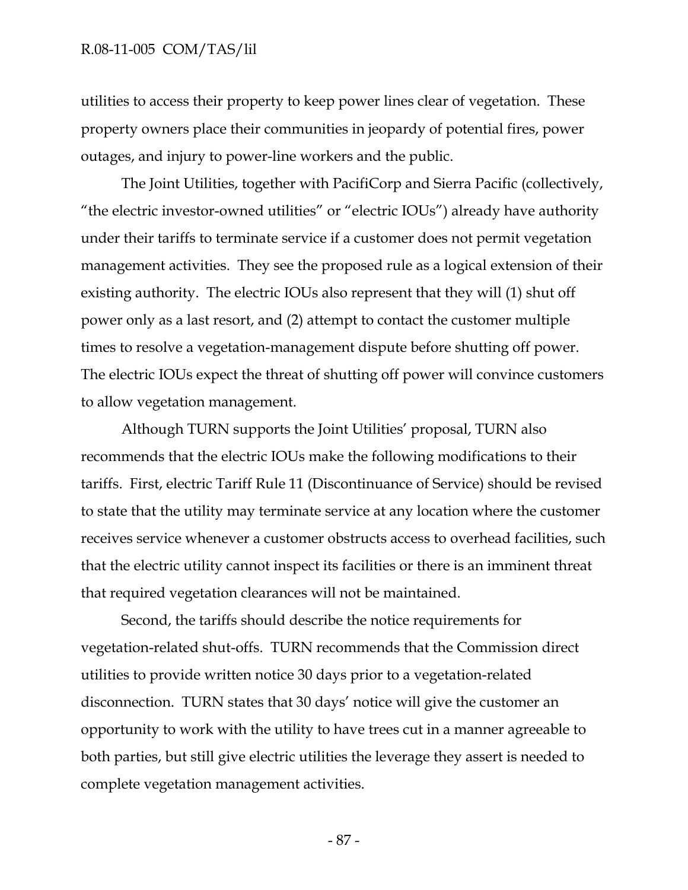utilities to access their property to keep power lines clear of vegetation. These property owners place their communities in jeopardy of potential fires, power outages, and injury to power-line workers and the public.

The Joint Utilities, together with PacifiCorp and Sierra Pacific (collectively, "the electric investor-owned utilities" or "electric IOUs") already have authority under their tariffs to terminate service if a customer does not permit vegetation management activities. They see the proposed rule as a logical extension of their existing authority. The electric IOUs also represent that they will (1) shut off power only as a last resort, and (2) attempt to contact the customer multiple times to resolve a vegetation-management dispute before shutting off power. The electric IOUs expect the threat of shutting off power will convince customers to allow vegetation management.

Although TURN supports the Joint Utilities' proposal, TURN also recommends that the electric IOUs make the following modifications to their tariffs. First, electric Tariff Rule 11 (Discontinuance of Service) should be revised to state that the utility may terminate service at any location where the customer receives service whenever a customer obstructs access to overhead facilities, such that the electric utility cannot inspect its facilities or there is an imminent threat that required vegetation clearances will not be maintained.

Second, the tariffs should describe the notice requirements for vegetation-related shut-offs. TURN recommends that the Commission direct utilities to provide written notice 30 days prior to a vegetation-related disconnection. TURN states that 30 days' notice will give the customer an opportunity to work with the utility to have trees cut in a manner agreeable to both parties, but still give electric utilities the leverage they assert is needed to complete vegetation management activities.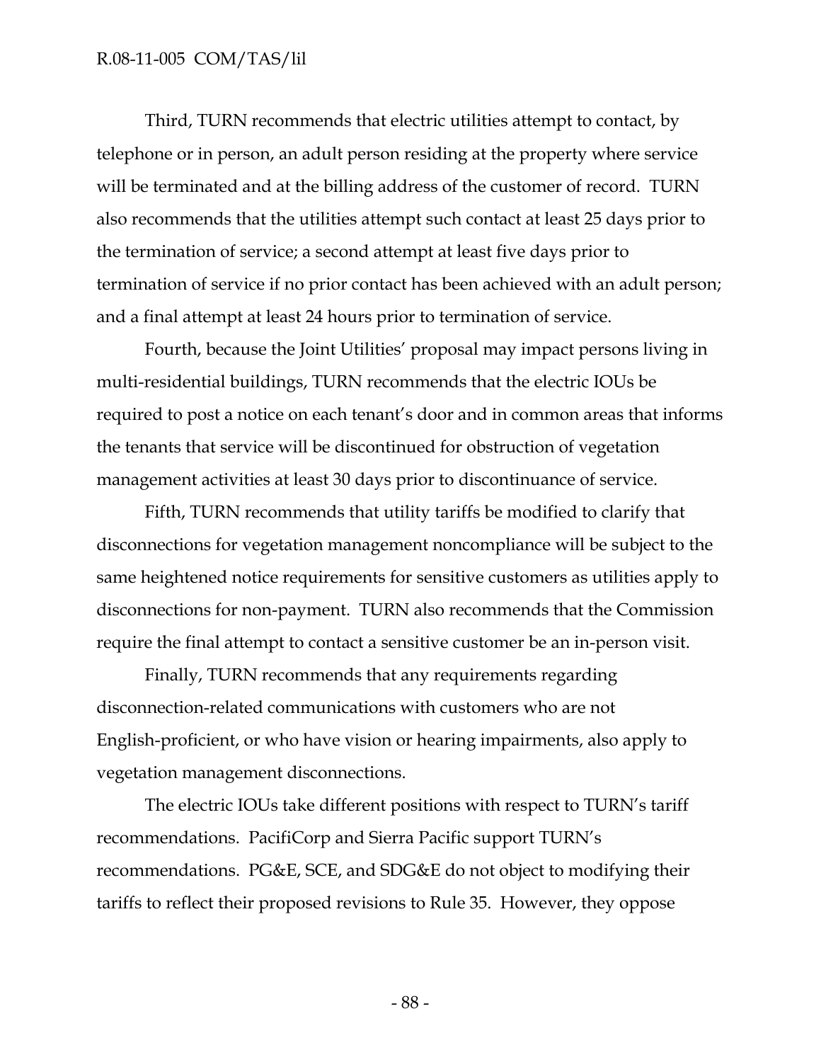Third, TURN recommends that electric utilities attempt to contact, by telephone or in person, an adult person residing at the property where service will be terminated and at the billing address of the customer of record. TURN also recommends that the utilities attempt such contact at least 25 days prior to the termination of service; a second attempt at least five days prior to termination of service if no prior contact has been achieved with an adult person; and a final attempt at least 24 hours prior to termination of service.

Fourth, because the Joint Utilities' proposal may impact persons living in multi-residential buildings, TURN recommends that the electric IOUs be required to post a notice on each tenant's door and in common areas that informs the tenants that service will be discontinued for obstruction of vegetation management activities at least 30 days prior to discontinuance of service.

Fifth, TURN recommends that utility tariffs be modified to clarify that disconnections for vegetation management noncompliance will be subject to the same heightened notice requirements for sensitive customers as utilities apply to disconnections for non-payment. TURN also recommends that the Commission require the final attempt to contact a sensitive customer be an in-person visit.

Finally, TURN recommends that any requirements regarding disconnection-related communications with customers who are not English-proficient, or who have vision or hearing impairments, also apply to vegetation management disconnections.

The electric IOUs take different positions with respect to TURN's tariff recommendations. PacifiCorp and Sierra Pacific support TURN's recommendations. PG&E, SCE, and SDG&E do not object to modifying their tariffs to reflect their proposed revisions to Rule 35. However, they oppose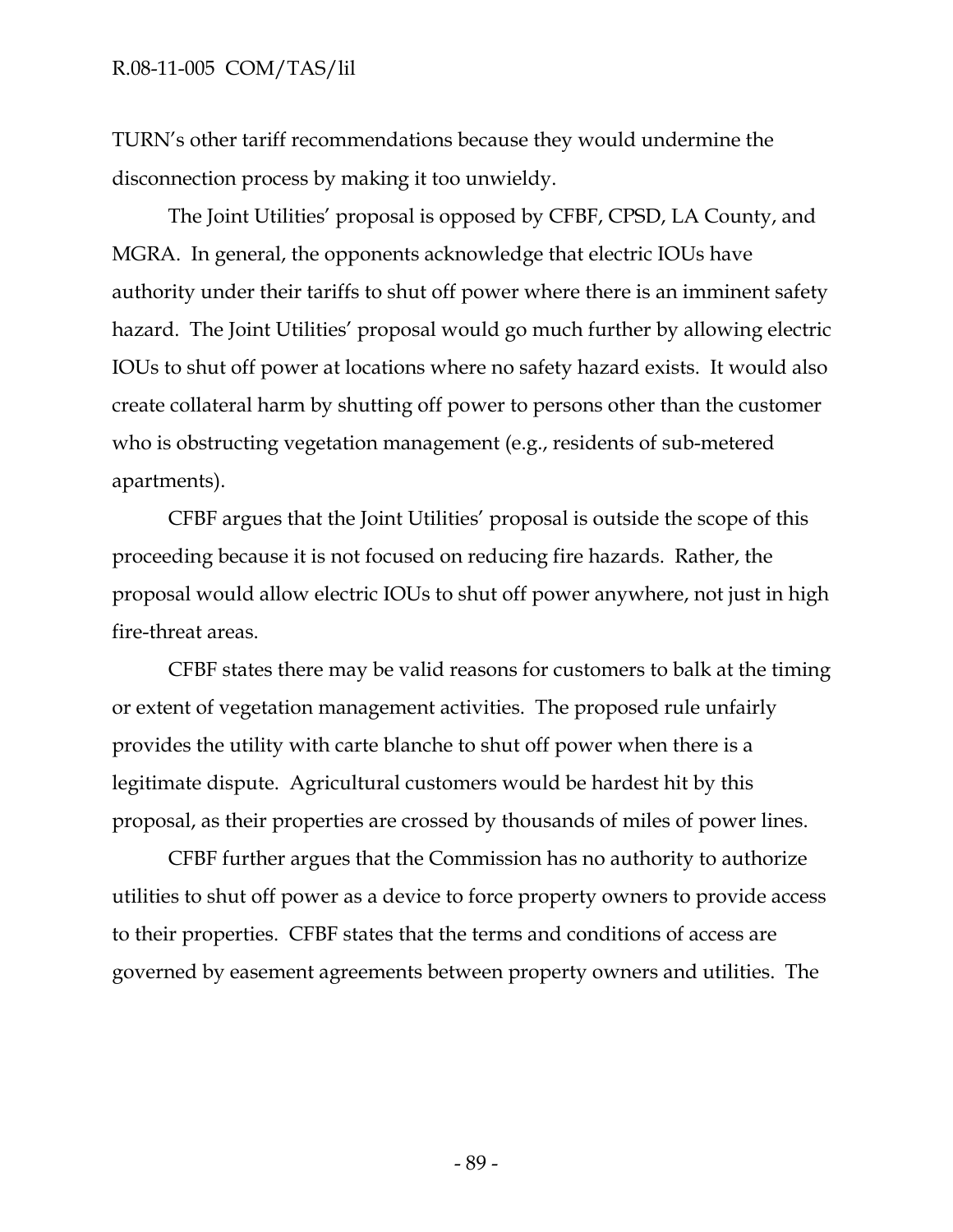TURN's other tariff recommendations because they would undermine the disconnection process by making it too unwieldy.

The Joint Utilities' proposal is opposed by CFBF, CPSD, LA County, and MGRA. In general, the opponents acknowledge that electric IOUs have authority under their tariffs to shut off power where there is an imminent safety hazard. The Joint Utilities' proposal would go much further by allowing electric IOUs to shut off power at locations where no safety hazard exists. It would also create collateral harm by shutting off power to persons other than the customer who is obstructing vegetation management (e.g., residents of sub-metered apartments).

CFBF argues that the Joint Utilities' proposal is outside the scope of this proceeding because it is not focused on reducing fire hazards. Rather, the proposal would allow electric IOUs to shut off power anywhere, not just in high fire-threat areas.

CFBF states there may be valid reasons for customers to balk at the timing or extent of vegetation management activities. The proposed rule unfairly provides the utility with carte blanche to shut off power when there is a legitimate dispute. Agricultural customers would be hardest hit by this proposal, as their properties are crossed by thousands of miles of power lines.

CFBF further argues that the Commission has no authority to authorize utilities to shut off power as a device to force property owners to provide access to their properties. CFBF states that the terms and conditions of access are governed by easement agreements between property owners and utilities. The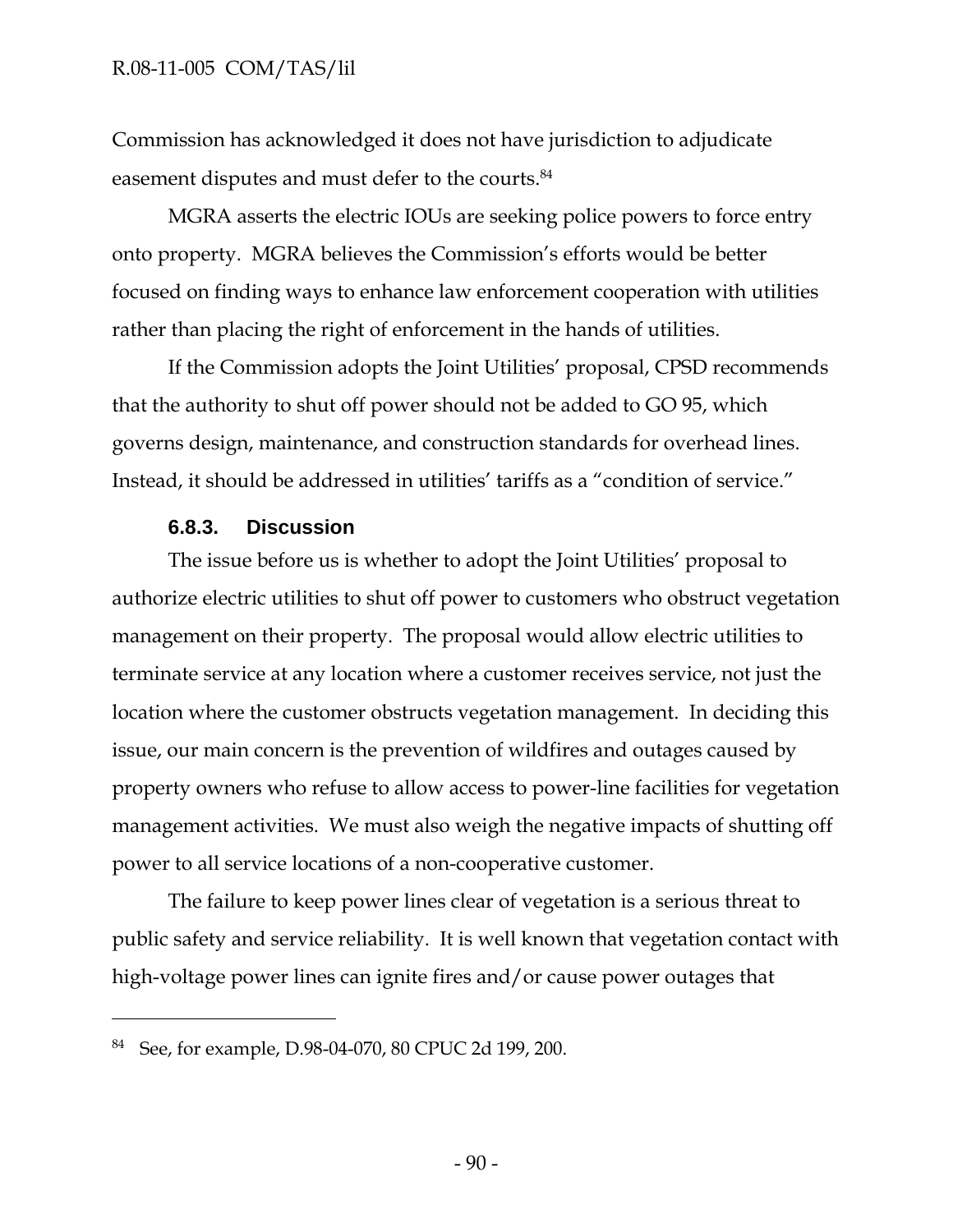Commission has acknowledged it does not have jurisdiction to adjudicate easement disputes and must defer to the courts.[84]

MGRA asserts the electric IOUs are seeking police powers to force entry onto property. MGRA believes the Commission's efforts would be better focused on finding ways to enhance law enforcement cooperation with utilities rather than placing the right of enforcement in the hands of utilities.

If the Commission adopts the Joint Utilities' proposal, CPSD recommends that the authority to shut off power should not be added to GO 95, which governs design, maintenance, and construction standards for overhead lines. Instead, it should be addressed in utilities' tariffs as a "condition of service."

#### 6.8.3. Discussion

The issue before us is whether to adopt the Joint Utilities' proposal to authorize electric utilities to shut off power to customers who obstruct vegetation management on their property. The proposal would allow electric utilities to terminate service at any location where a customer receives service, not just the location where the customer obstructs vegetation management. In deciding this issue, our main concern is the prevention of wildfires and outages caused by property owners who refuse to allow access to power-line facilities for vegetation management activities. We must also weigh the negative impacts of shutting off power to all service locations of a non-cooperative customer.

The failure to keep power lines clear of vegetation is a serious threat to public safety and service reliability. It is well known that vegetation contact with high-voltage power lines can ignite fires and/or cause power outages that

---

[84] See, for example, D.98-04-070, 80 CPUC 2d 199, 200.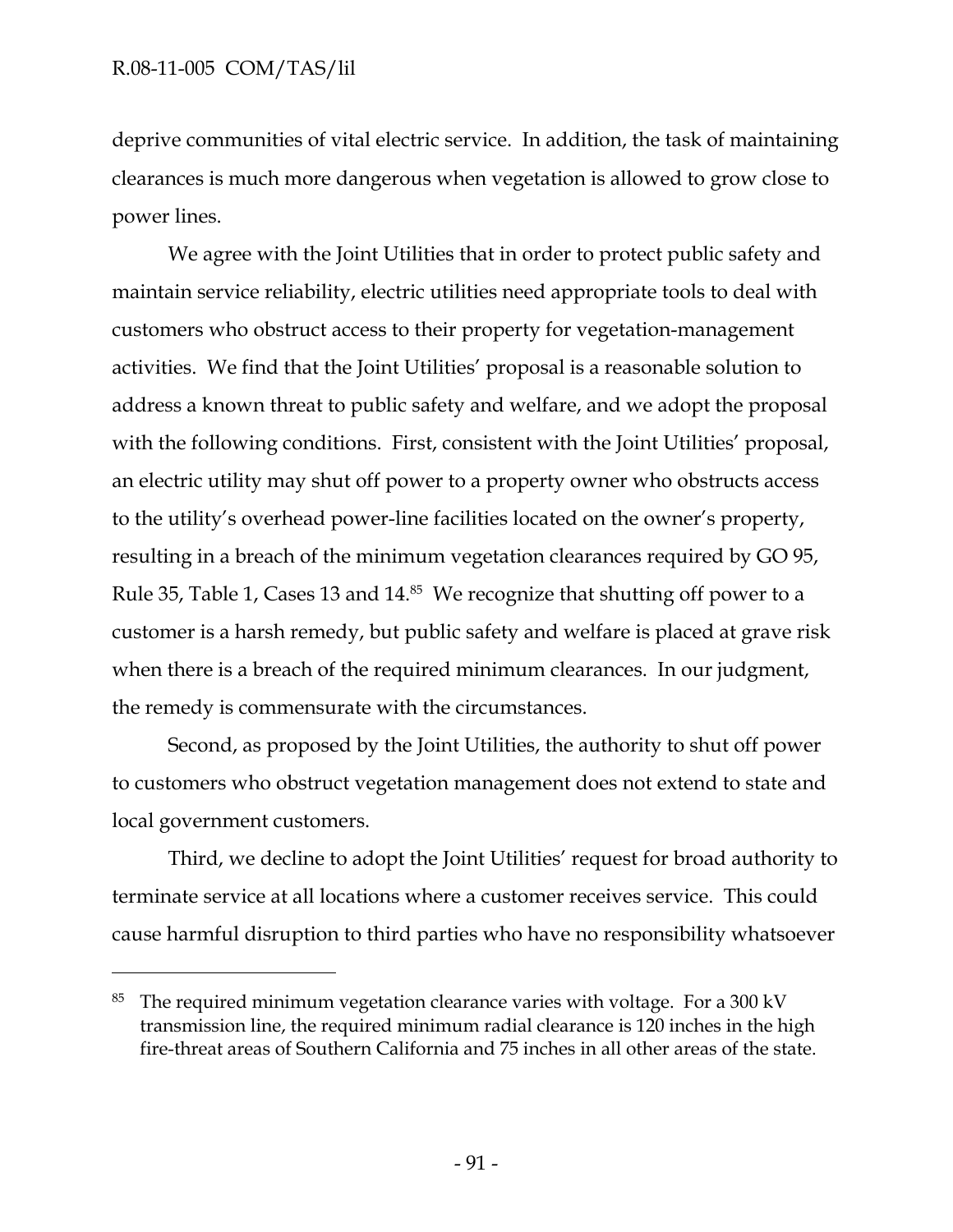deprive communities of vital electric service. In addition, the task of maintaining clearances is much more dangerous when vegetation is allowed to grow close to power lines.

We agree with the Joint Utilities that in order to protect public safety and maintain service reliability, electric utilities need appropriate tools to deal with customers who obstruct access to their property for vegetation-management activities. We find that the Joint Utilities' proposal is a reasonable solution to address a known threat to public safety and welfare, and we adopt the proposal with the following conditions. First, consistent with the Joint Utilities' proposal, an electric utility may shut off power to a property owner who obstructs access to the utility's overhead power-line facilities located on the owner's property, resulting in a breach of the minimum vegetation clearances required by GO 95, Rule 35, Table 1, Cases 13 and 14.[85] We recognize that shutting off power to a customer is a harsh remedy, but public safety and welfare is placed at grave risk when there is a breach of the required minimum clearances. In our judgment, the remedy is commensurate with the circumstances.

Second, as proposed by the Joint Utilities, the authority to shut off power to customers who obstruct vegetation management does not extend to state and local government customers.

Third, we decline to adopt the Joint Utilities' request for broad authority to terminate service at all locations where a customer receives service. This could cause harmful disruption to third parties who have no responsibility whatsoever

---

[85] The required minimum vegetation clearance varies with voltage. For a 300 kV transmission line, the required minimum radial clearance is 120 inches in the high fire-threat areas of Southern California and 75 inches in all other areas of the state.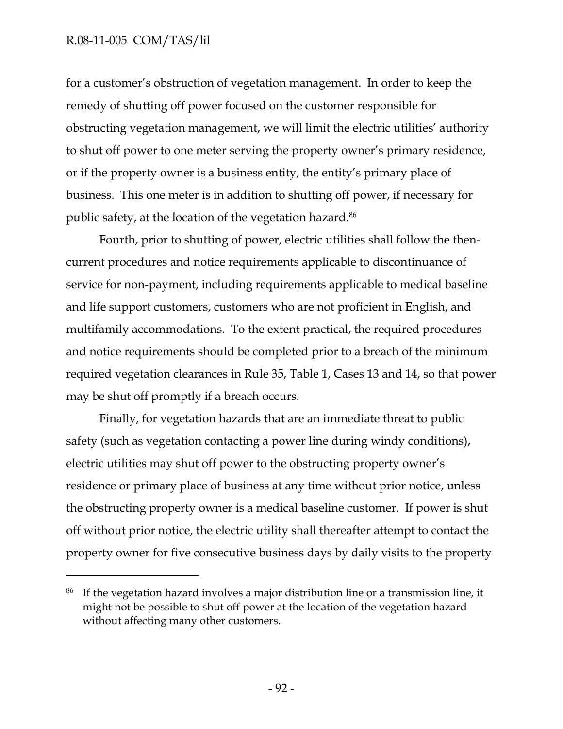for a customer's obstruction of vegetation management. In order to keep the remedy of shutting off power focused on the customer responsible for obstructing vegetation management, we will limit the electric utilities' authority to shut off power to one meter serving the property owner's primary residence, or if the property owner is a business entity, the entity's primary place of business. This one meter is in addition to shutting off power, if necessary for public safety, at the location of the vegetation hazard.[86]

Fourth, prior to shutting of power, electric utilities shall follow the then-current procedures and notice requirements applicable to discontinuance of service for non-payment, including requirements applicable to medical baseline and life support customers, customers who are not proficient in English, and multifamily accommodations. To the extent practical, the required procedures and notice requirements should be completed prior to a breach of the minimum required vegetation clearances in Rule 35, Table 1, Cases 13 and 14, so that power may be shut off promptly if a breach occurs.

Finally, for vegetation hazards that are an immediate threat to public safety (such as vegetation contacting a power line during windy conditions), electric utilities may shut off power to the obstructing property owner's residence or primary place of business at any time without prior notice, unless the obstructing property owner is a medical baseline customer. If power is shut off without prior notice, the electric utility shall thereafter attempt to contact the property owner for five consecutive business days by daily visits to the property

---

[86] If the vegetation hazard involves a major distribution line or a transmission line, it might not be possible to shut off power at the location of the vegetation hazard without affecting many other customers.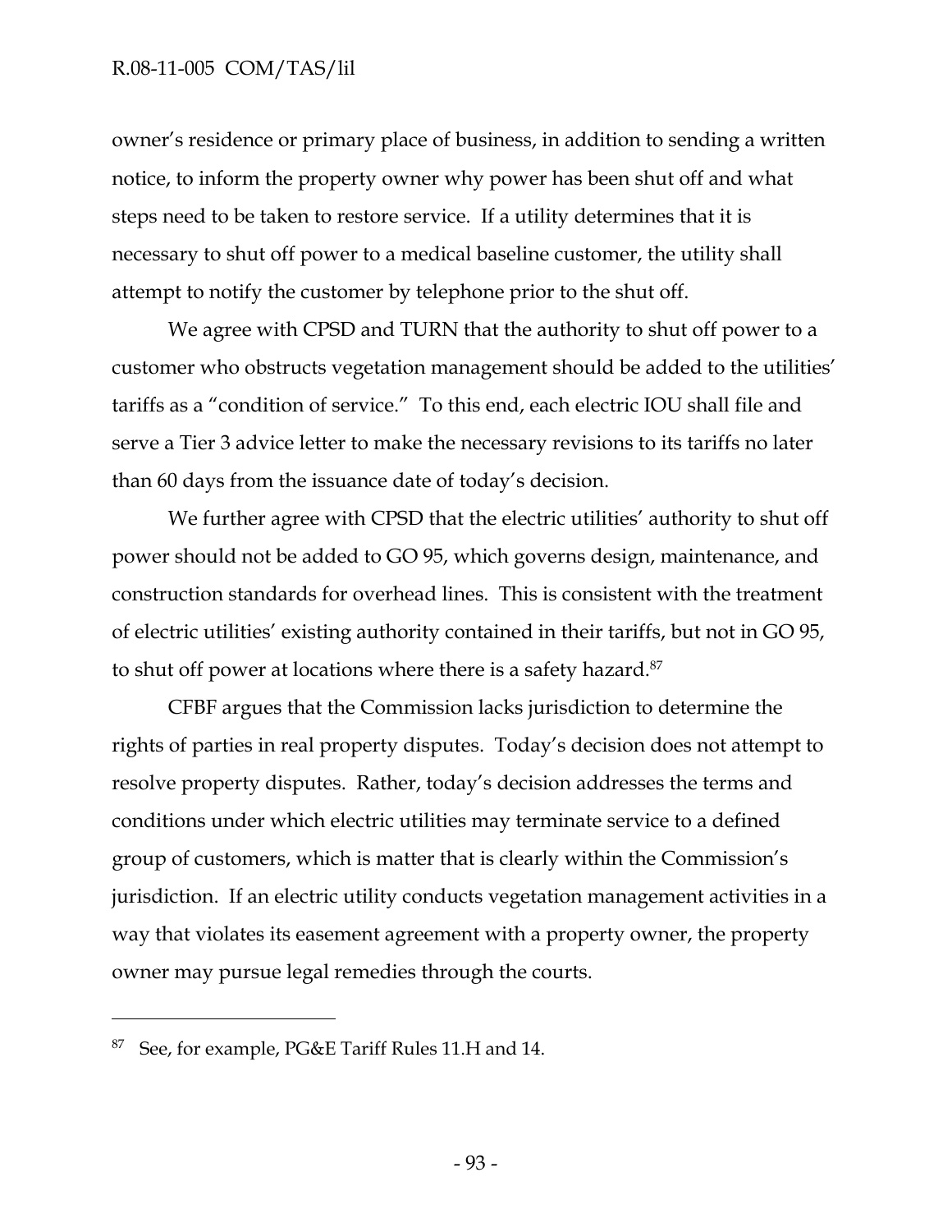owner's residence or primary place of business, in addition to sending a written notice, to inform the property owner why power has been shut off and what steps need to be taken to restore service. If a utility determines that it is necessary to shut off power to a medical baseline customer, the utility shall attempt to notify the customer by telephone prior to the shut off.

We agree with CPSD and TURN that the authority to shut off power to a customer who obstructs vegetation management should be added to the utilities' tariffs as a "condition of service." To this end, each electric IOU shall file and serve a Tier 3 advice letter to make the necessary revisions to its tariffs no later than 60 days from the issuance date of today's decision.

We further agree with CPSD that the electric utilities' authority to shut off power should not be added to GO 95, which governs design, maintenance, and construction standards for overhead lines. This is consistent with the treatment of electric utilities' existing authority contained in their tariffs, but not in GO 95, to shut off power at locations where there is a safety hazard.[87]

CFBF argues that the Commission lacks jurisdiction to determine the rights of parties in real property disputes. Today's decision does not attempt to resolve property disputes. Rather, today's decision addresses the terms and conditions under which electric utilities may terminate service to a defined group of customers, which is matter that is clearly within the Commission's jurisdiction. If an electric utility conducts vegetation management activities in a way that violates its easement agreement with a property owner, the property owner may pursue legal remedies through the courts.

---

[87] See, for example, PG&E Tariff Rules 11.H and 14.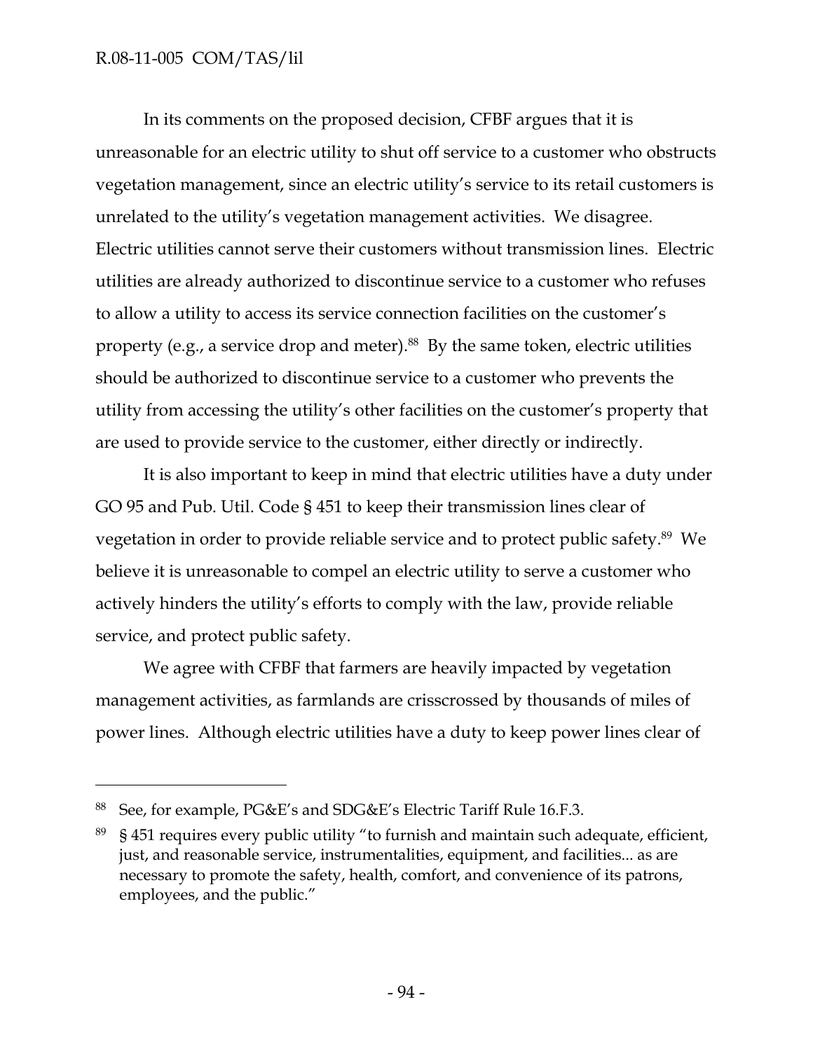In its comments on the proposed decision, CFBF argues that it is unreasonable for an electric utility to shut off service to a customer who obstructs vegetation management, since an electric utility's service to its retail customers is unrelated to the utility's vegetation management activities. We disagree. Electric utilities cannot serve their customers without transmission lines. Electric utilities are already authorized to discontinue service to a customer who refuses to allow a utility to access its service connection facilities on the customer's property (e.g., a service drop and meter).[88] By the same token, electric utilities should be authorized to discontinue service to a customer who prevents the utility from accessing the utility's other facilities on the customer's property that are used to provide service to the customer, either directly or indirectly.

It is also important to keep in mind that electric utilities have a duty under GO 95 and Pub. Util. Code § 451 to keep their transmission lines clear of vegetation in order to provide reliable service and to protect public safety.[89] We believe it is unreasonable to compel an electric utility to serve a customer who actively hinders the utility's efforts to comply with the law, provide reliable service, and protect public safety.

We agree with CFBF that farmers are heavily impacted by vegetation management activities, as farmlands are crisscrossed by thousands of miles of power lines. Although electric utilities have a duty to keep power lines clear of

---

[88] See, for example, PG&E's and SDG&E's Electric Tariff Rule 16.F.3.

[89] § 451 requires every public utility "to furnish and maintain such adequate, efficient, just, and reasonable service, instrumentalities, equipment, and facilities... as are necessary to promote the safety, health, comfort, and convenience of its patrons, employees, and the public."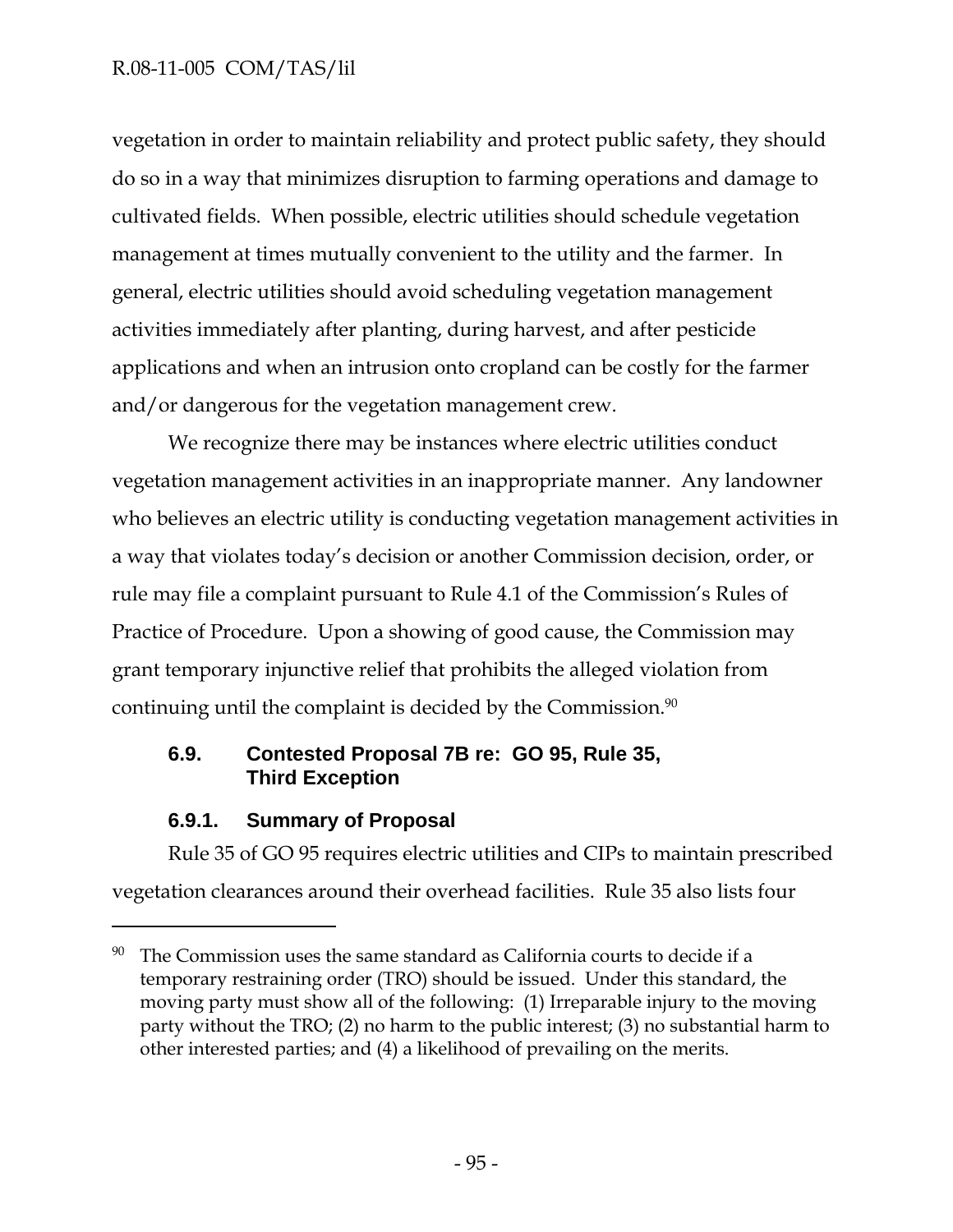vegetation in order to maintain reliability and protect public safety, they should do so in a way that minimizes disruption to farming operations and damage to cultivated fields. When possible, electric utilities should schedule vegetation management at times mutually convenient to the utility and the farmer. In general, electric utilities should avoid scheduling vegetation management activities immediately after planting, during harvest, and after pesticide applications and when an intrusion onto cropland can be costly for the farmer and/or dangerous for the vegetation management crew.

We recognize there may be instances where electric utilities conduct vegetation management activities in an inappropriate manner. Any landowner who believes an electric utility is conducting vegetation management activities in a way that violates today's decision or another Commission decision, order, or rule may file a complaint pursuant to Rule 4.1 of the Commission's Rules of Practice of Procedure. Upon a showing of good cause, the Commission may grant temporary injunctive relief that prohibits the alleged violation from continuing until the complaint is decided by the Commission.[90]

### 6.9. Contested Proposal 7B re: GO 95, Rule 35, Third Exception

#### 6.9.1. Summary of Proposal

Rule 35 of GO 95 requires electric utilities and CIPs to maintain prescribed vegetation clearances around their overhead facilities. Rule 35 also lists four

---

[90] The Commission uses the same standard as California courts to decide if a temporary restraining order (TRO) should be issued. Under this standard, the moving party must show all of the following: (1) Irreparable injury to the moving party without the TRO; (2) no harm to the public interest; (3) no substantial harm to other interested parties; and (4) a likelihood of prevailing on the merits.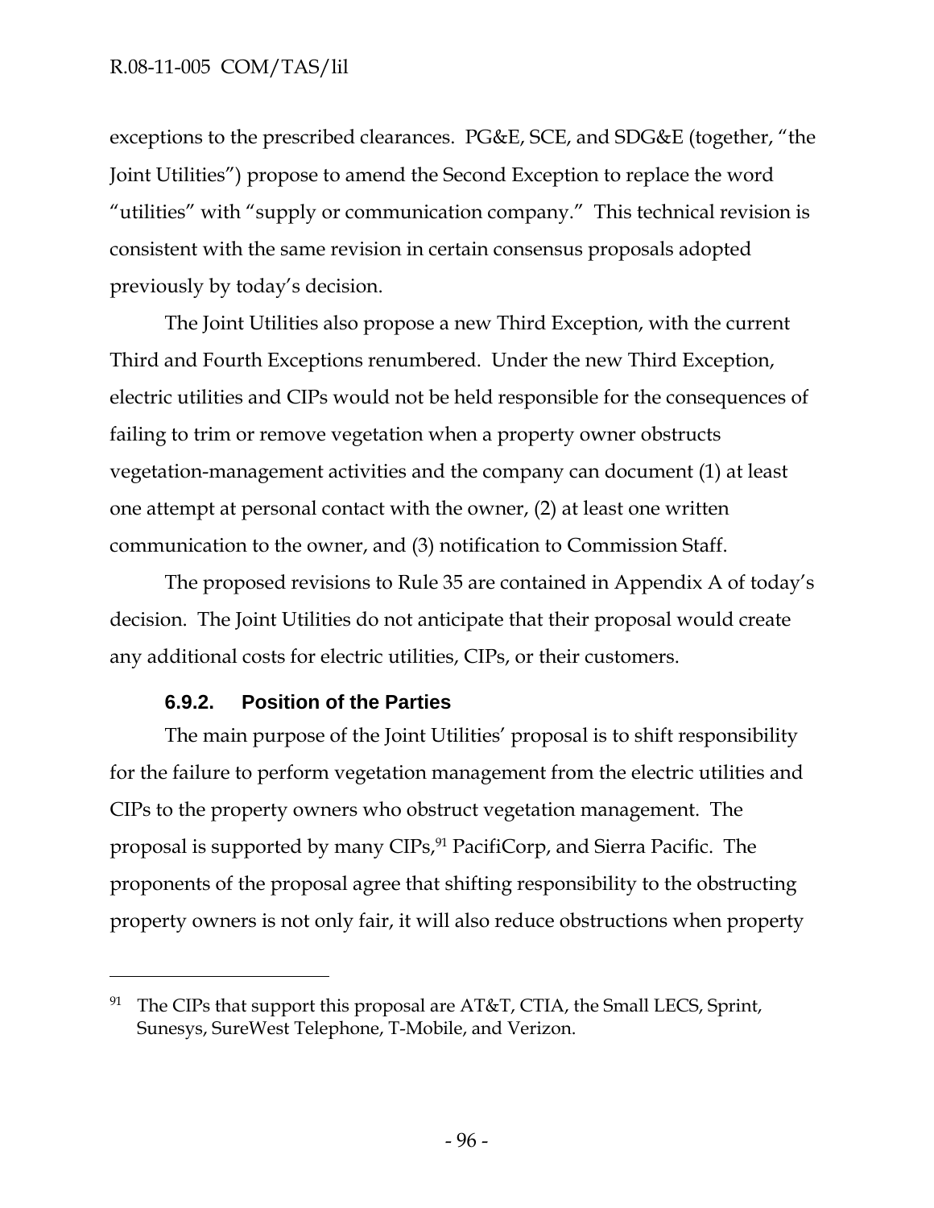exceptions to the prescribed clearances. PG&E, SCE, and SDG&E (together, "the Joint Utilities") propose to amend the Second Exception to replace the word "utilities" with "supply or communication company." This technical revision is consistent with the same revision in certain consensus proposals adopted previously by today's decision.

The Joint Utilities also propose a new Third Exception, with the current Third and Fourth Exceptions renumbered. Under the new Third Exception, electric utilities and CIPs would not be held responsible for the consequences of failing to trim or remove vegetation when a property owner obstructs vegetation-management activities and the company can document (1) at least one attempt at personal contact with the owner, (2) at least one written communication to the owner, and (3) notification to Commission Staff.

The proposed revisions to Rule 35 are contained in Appendix A of today's decision. The Joint Utilities do not anticipate that their proposal would create any additional costs for electric utilities, CIPs, or their customers.

#### 6.9.2. Position of the Parties

The main purpose of the Joint Utilities' proposal is to shift responsibility for the failure to perform vegetation management from the electric utilities and CIPs to the property owners who obstruct vegetation management. The proposal is supported by many CIPs,[91] PacifiCorp, and Sierra Pacific. The proponents of the proposal agree that shifting responsibility to the obstructing property owners is not only fair, it will also reduce obstructions when property

---

[91] The CIPs that support this proposal are AT&T, CTIA, the Small LECS, Sprint, Sunesys, SureWest Telephone, T-Mobile, and Verizon.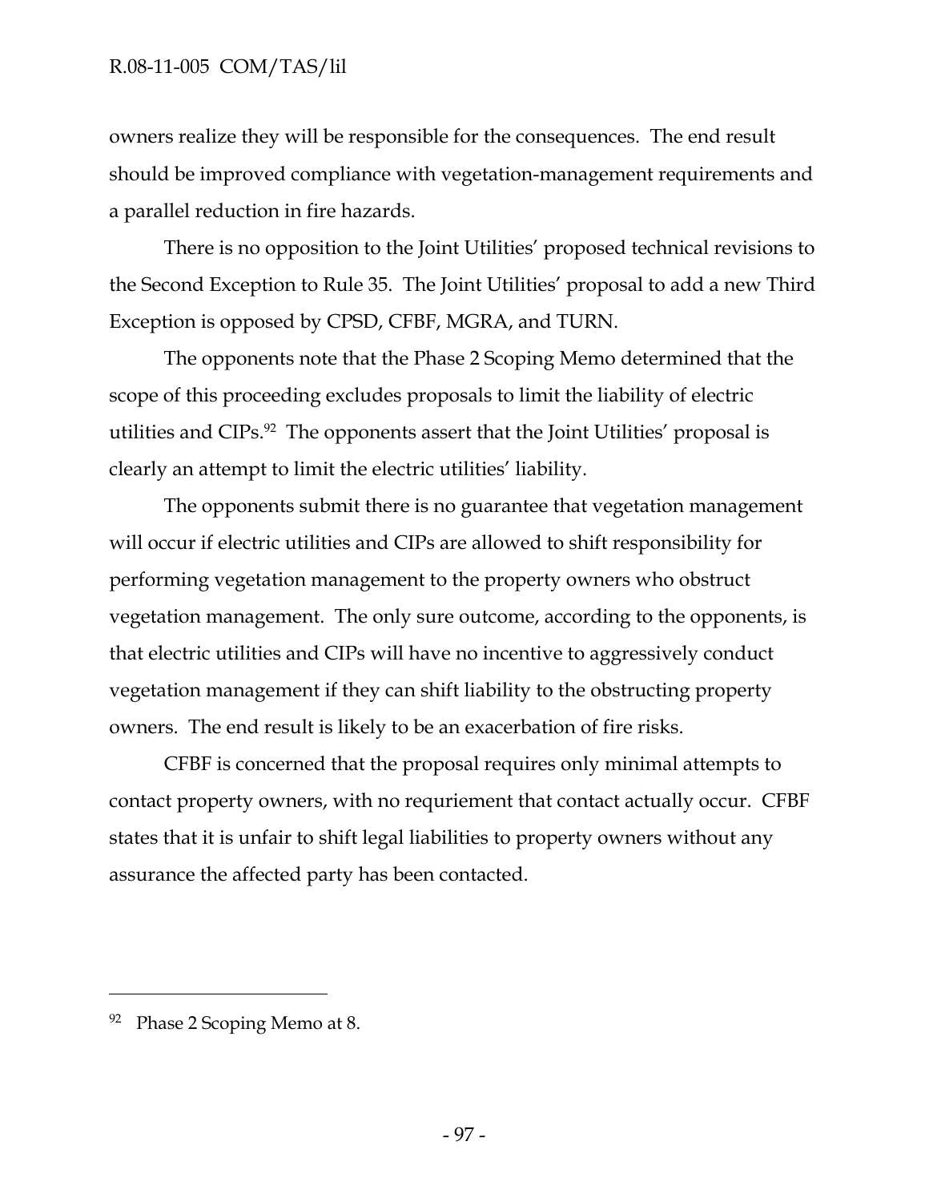owners realize they will be responsible for the consequences. The end result should be improved compliance with vegetation-management requirements and a parallel reduction in fire hazards.

There is no opposition to the Joint Utilities' proposed technical revisions to the Second Exception to Rule 35. The Joint Utilities' proposal to add a new Third Exception is opposed by CPSD, CFBF, MGRA, and TURN.

The opponents note that the Phase 2 Scoping Memo determined that the scope of this proceeding excludes proposals to limit the liability of electric utilities and CIPs.[92] The opponents assert that the Joint Utilities' proposal is clearly an attempt to limit the electric utilities' liability.

The opponents submit there is no guarantee that vegetation management will occur if electric utilities and CIPs are allowed to shift responsibility for performing vegetation management to the property owners who obstruct vegetation management. The only sure outcome, according to the opponents, is that electric utilities and CIPs will have no incentive to aggressively conduct vegetation management if they can shift liability to the obstructing property owners. The end result is likely to be an exacerbation of fire risks.

CFBF is concerned that the proposal requires only minimal attempts to contact property owners, with no requriement that contact actually occur. CFBF states that it is unfair to shift legal liabilities to property owners without any assurance the affected party has been contacted.

---

[92] Phase 2 Scoping Memo at 8.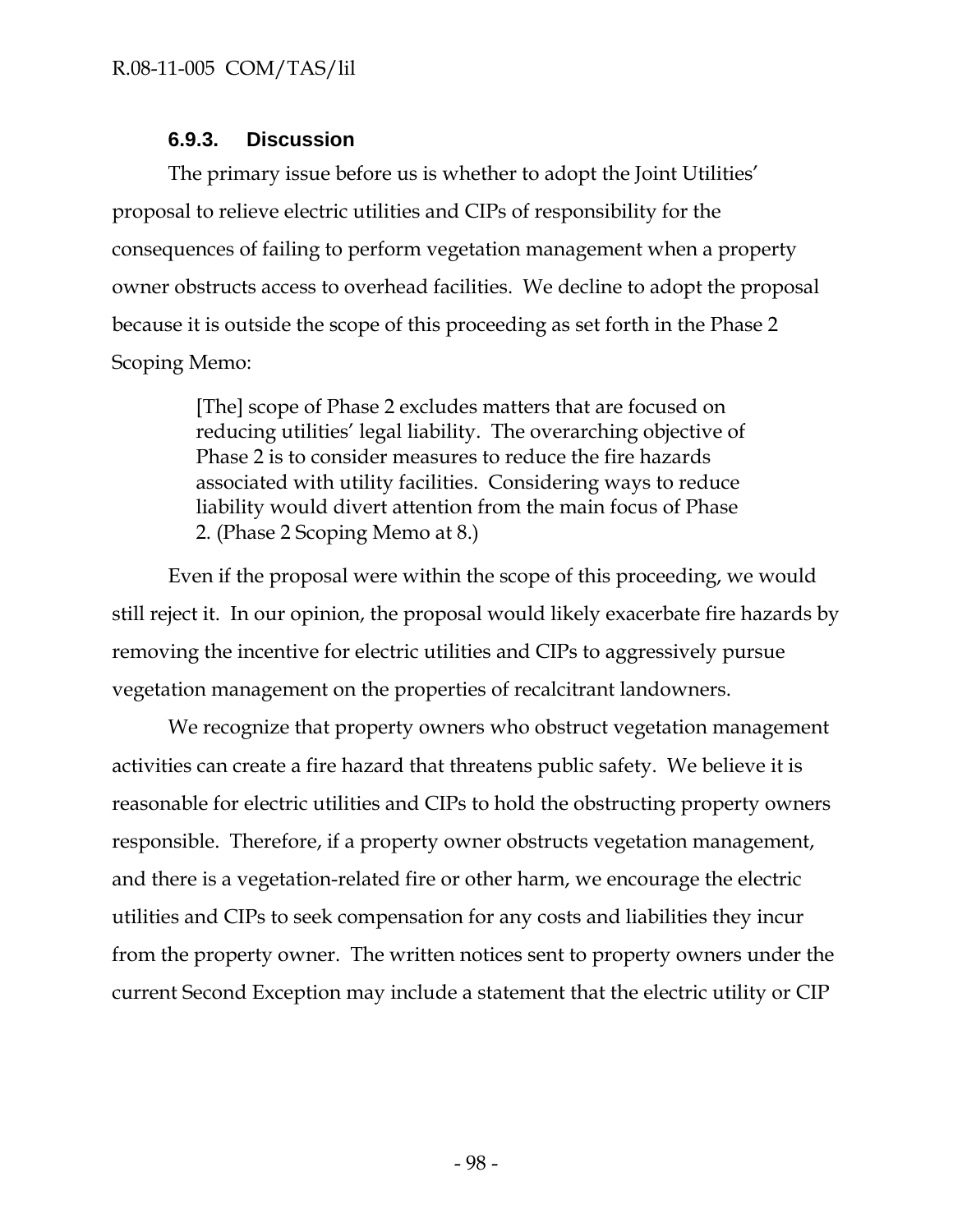#### 6.9.3. Discussion

The primary issue before us is whether to adopt the Joint Utilities' proposal to relieve electric utilities and CIPs of responsibility for the consequences of failing to perform vegetation management when a property owner obstructs access to overhead facilities. We decline to adopt the proposal because it is outside the scope of this proceeding as set forth in the Phase 2 Scoping Memo:

> [The] scope of Phase 2 excludes matters that are focused on reducing utilities' legal liability. The overarching objective of Phase 2 is to consider measures to reduce the fire hazards associated with utility facilities. Considering ways to reduce liability would divert attention from the main focus of Phase 2. (Phase 2 Scoping Memo at 8.)

Even if the proposal were within the scope of this proceeding, we would still reject it. In our opinion, the proposal would likely exacerbate fire hazards by removing the incentive for electric utilities and CIPs to aggressively pursue vegetation management on the properties of recalcitrant landowners.

We recognize that property owners who obstruct vegetation management activities can create a fire hazard that threatens public safety. We believe it is reasonable for electric utilities and CIPs to hold the obstructing property owners responsible. Therefore, if a property owner obstructs vegetation management, and there is a vegetation-related fire or other harm, we encourage the electric utilities and CIPs to seek compensation for any costs and liabilities they incur from the property owner. The written notices sent to property owners under the current Second Exception may include a statement that the electric utility or CIP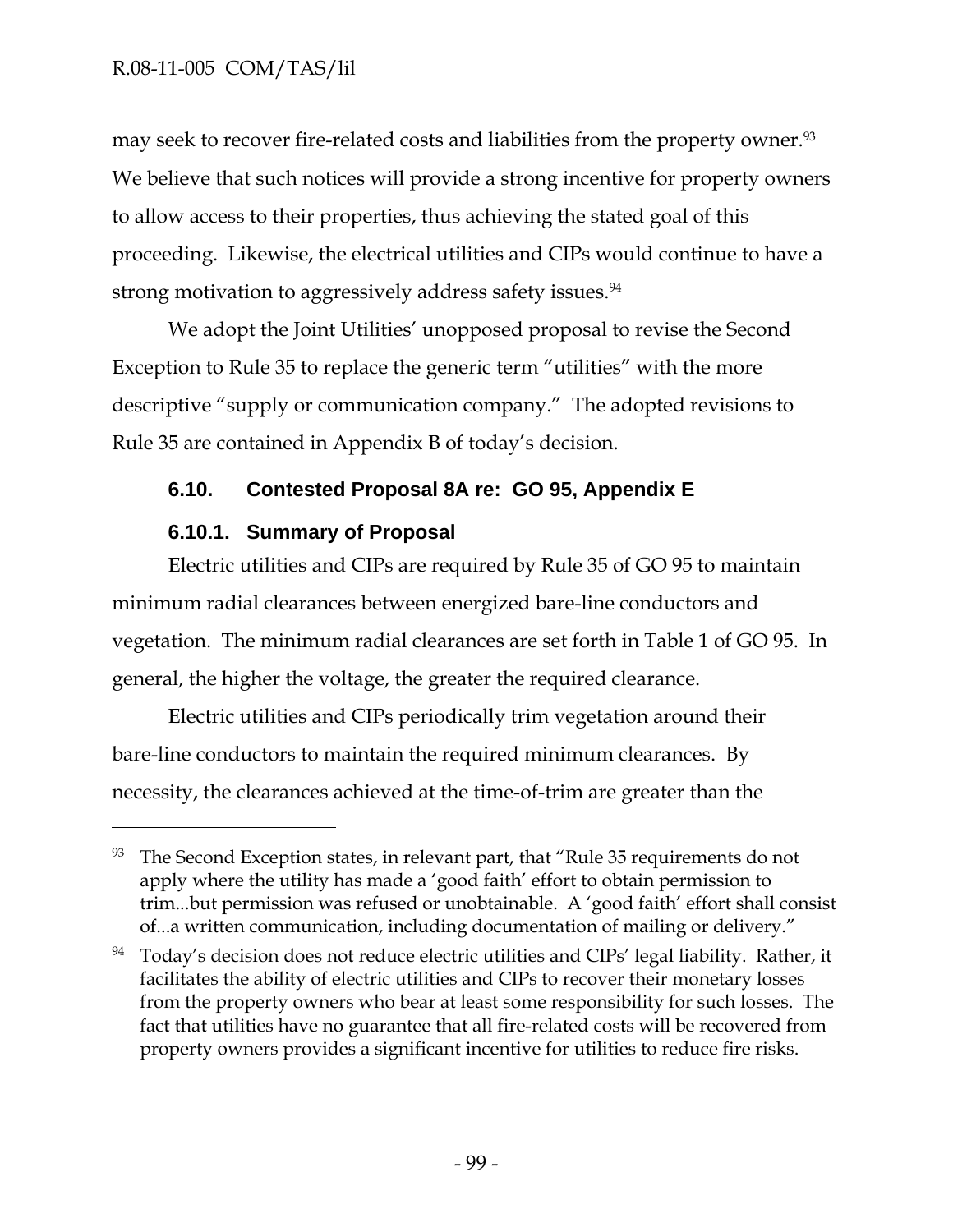may seek to recover fire-related costs and liabilities from the property owner.[93] We believe that such notices will provide a strong incentive for property owners to allow access to their properties, thus achieving the stated goal of this proceeding. Likewise, the electrical utilities and CIPs would continue to have a strong motivation to aggressively address safety issues.[94]

We adopt the Joint Utilities' unopposed proposal to revise the Second Exception to Rule 35 to replace the generic term "utilities" with the more descriptive "supply or communication company." The adopted revisions to Rule 35 are contained in Appendix B of today's decision.

### 6.10. Contested Proposal 8A re: GO 95, Appendix E

#### 6.10.1. Summary of Proposal

Electric utilities and CIPs are required by Rule 35 of GO 95 to maintain minimum radial clearances between energized bare-line conductors and vegetation. The minimum radial clearances are set forth in Table 1 of GO 95. In general, the higher the voltage, the greater the required clearance.

Electric utilities and CIPs periodically trim vegetation around their bare-line conductors to maintain the required minimum clearances. By necessity, the clearances achieved at the time-of-trim are greater than the

---

[93] The Second Exception states, in relevant part, that "Rule 35 requirements do not apply where the utility has made a 'good faith' effort to obtain permission to trim...but permission was refused or unobtainable. A 'good faith' effort shall consist of...a written communication, including documentation of mailing or delivery."

[94] Today's decision does not reduce electric utilities and CIPs' legal liability. Rather, it facilitates the ability of electric utilities and CIPs to recover their monetary losses from the property owners who bear at least some responsibility for such losses. The fact that utilities have no guarantee that all fire-related costs will be recovered from property owners provides a significant incentive for utilities to reduce fire risks.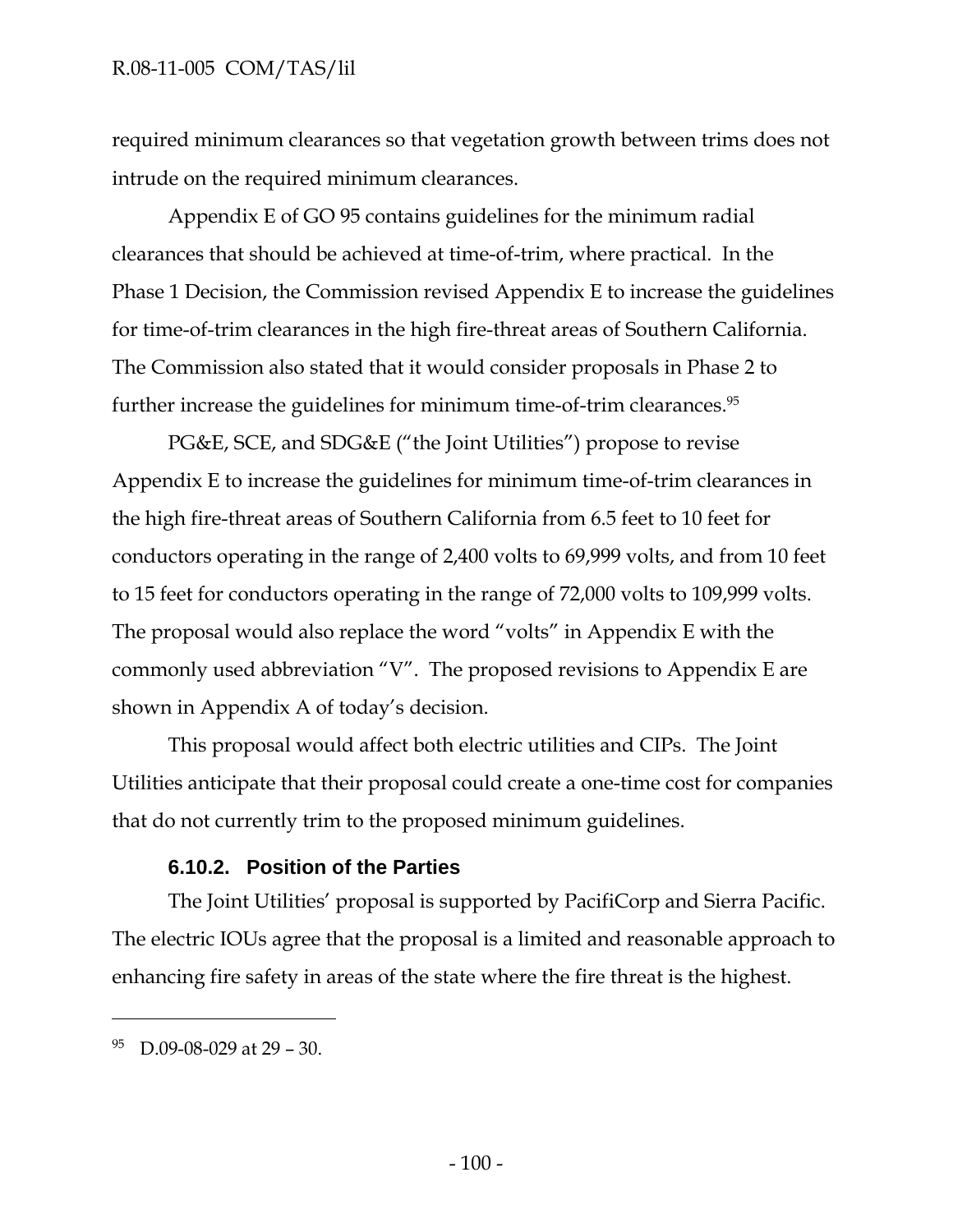required minimum clearances so that vegetation growth between trims does not intrude on the required minimum clearances.

Appendix E of GO 95 contains guidelines for the minimum radial clearances that should be achieved at time-of-trim, where practical. In the Phase 1 Decision, the Commission revised Appendix E to increase the guidelines for time-of-trim clearances in the high fire-threat areas of Southern California. The Commission also stated that it would consider proposals in Phase 2 to further increase the guidelines for minimum time-of-trim clearances.[95]

PG&E, SCE, and SDG&E ("the Joint Utilities") propose to revise Appendix E to increase the guidelines for minimum time-of-trim clearances in the high fire-threat areas of Southern California from 6.5 feet to 10 feet for conductors operating in the range of 2,400 volts to 69,999 volts, and from 10 feet to 15 feet for conductors operating in the range of 72,000 volts to 109,999 volts. The proposal would also replace the word "volts" in Appendix E with the commonly used abbreviation "V". The proposed revisions to Appendix E are shown in Appendix A of today's decision.

This proposal would affect both electric utilities and CIPs. The Joint Utilities anticipate that their proposal could create a one-time cost for companies that do not currently trim to the proposed minimum guidelines.

#### 6.10.2. Position of the Parties

The Joint Utilities' proposal is supported by PacifiCorp and Sierra Pacific. The electric IOUs agree that the proposal is a limited and reasonable approach to enhancing fire safety in areas of the state where the fire threat is the highest.

---

[95] D.09-08-029 at 29 – 30.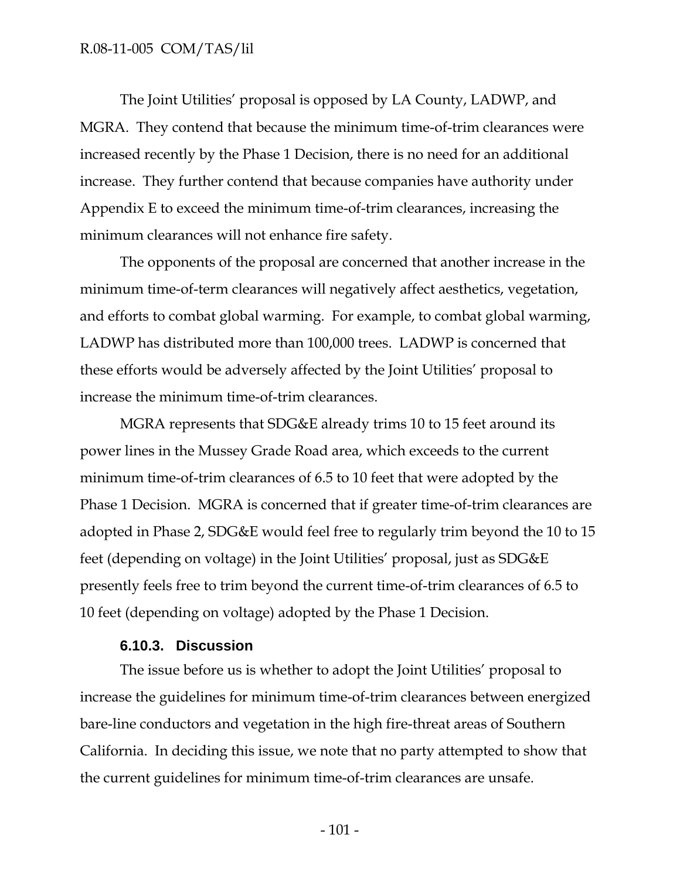The Joint Utilities' proposal is opposed by LA County, LADWP, and MGRA. They contend that because the minimum time-of-trim clearances were increased recently by the Phase 1 Decision, there is no need for an additional increase. They further contend that because companies have authority under Appendix E to exceed the minimum time-of-trim clearances, increasing the minimum clearances will not enhance fire safety.

The opponents of the proposal are concerned that another increase in the minimum time-of-term clearances will negatively affect aesthetics, vegetation, and efforts to combat global warming. For example, to combat global warming, LADWP has distributed more than 100,000 trees. LADWP is concerned that these efforts would be adversely affected by the Joint Utilities' proposal to increase the minimum time-of-trim clearances.

MGRA represents that SDG&E already trims 10 to 15 feet around its power lines in the Mussey Grade Road area, which exceeds to the current minimum time-of-trim clearances of 6.5 to 10 feet that were adopted by the Phase 1 Decision. MGRA is concerned that if greater time-of-trim clearances are adopted in Phase 2, SDG&E would feel free to regularly trim beyond the 10 to 15 feet (depending on voltage) in the Joint Utilities' proposal, just as SDG&E presently feels free to trim beyond the current time-of-trim clearances of 6.5 to 10 feet (depending on voltage) adopted by the Phase 1 Decision.

#### 6.10.3. Discussion

The issue before us is whether to adopt the Joint Utilities' proposal to increase the guidelines for minimum time-of-trim clearances between energized bare-line conductors and vegetation in the high fire-threat areas of Southern California. In deciding this issue, we note that no party attempted to show that the current guidelines for minimum time-of-trim clearances are unsafe.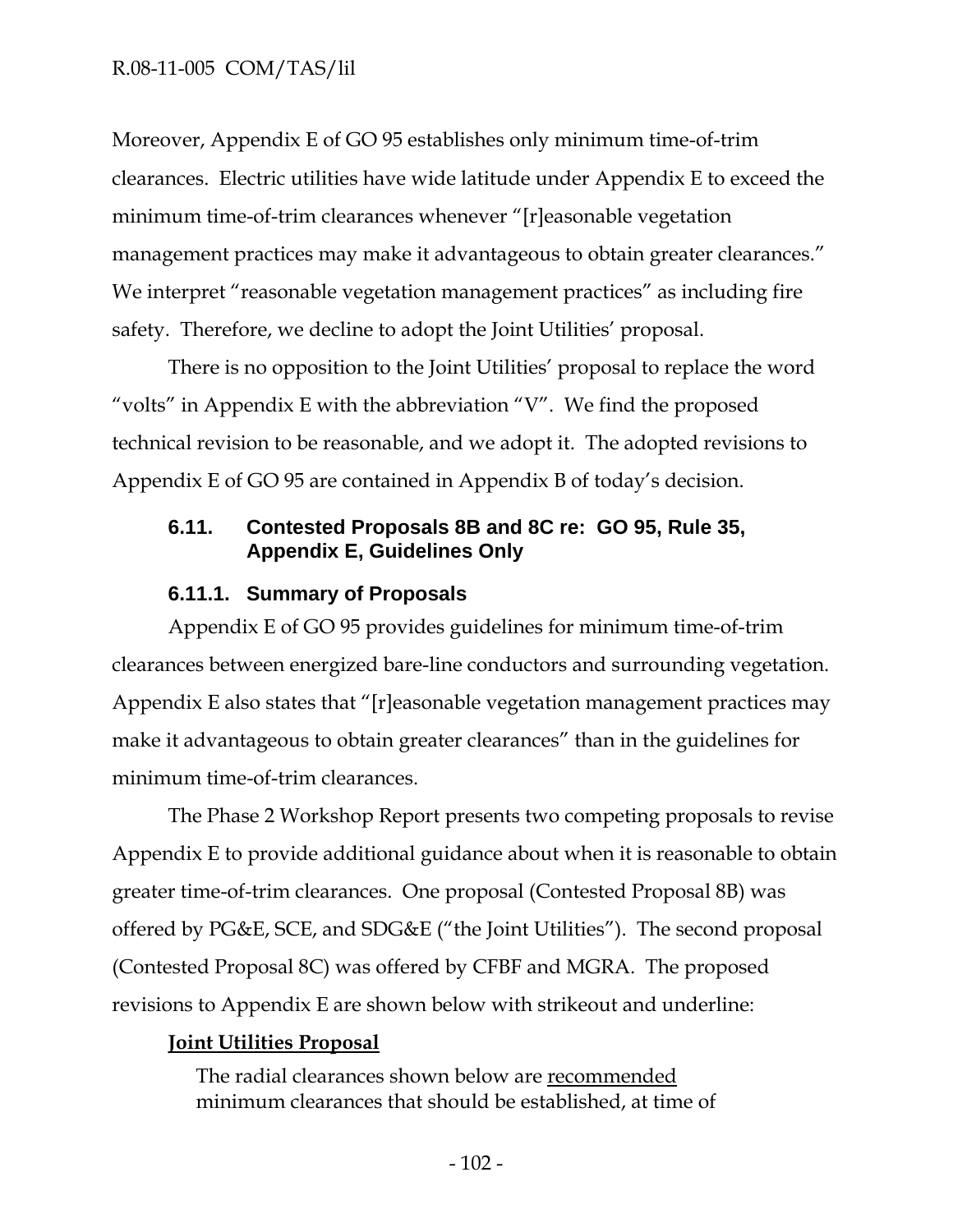Moreover, Appendix E of GO 95 establishes only minimum time-of-trim clearances. Electric utilities have wide latitude under Appendix E to exceed the minimum time-of-trim clearances whenever "[r]easonable vegetation management practices may make it advantageous to obtain greater clearances." We interpret "reasonable vegetation management practices" as including fire safety. Therefore, we decline to adopt the Joint Utilities' proposal.

There is no opposition to the Joint Utilities' proposal to replace the word "volts" in Appendix E with the abbreviation "V". We find the proposed technical revision to be reasonable, and we adopt it. The adopted revisions to Appendix E of GO 95 are contained in Appendix B of today's decision.

### 6.11. Contested Proposals 8B and 8C re: GO 95, Rule 35, Appendix E, Guidelines Only

#### 6.11.1. Summary of Proposals

Appendix E of GO 95 provides guidelines for minimum time-of-trim clearances between energized bare-line conductors and surrounding vegetation. Appendix E also states that "[r]easonable vegetation management practices may make it advantageous to obtain greater clearances" than in the guidelines for minimum time-of-trim clearances.

The Phase 2 Workshop Report presents two competing proposals to revise Appendix E to provide additional guidance about when it is reasonable to obtain greater time-of-trim clearances. One proposal (Contested Proposal 8B) was offered by PG&E, SCE, and SDG&E ("the Joint Utilities"). The second proposal (Contested Proposal 8C) was offered by CFBF and MGRA. The proposed revisions to Appendix E are shown below with strikeout and underline:

**Joint Utilities Proposal**

> The radial clearances shown below are <u>recommended</u> minimum clearances that should be established, at time of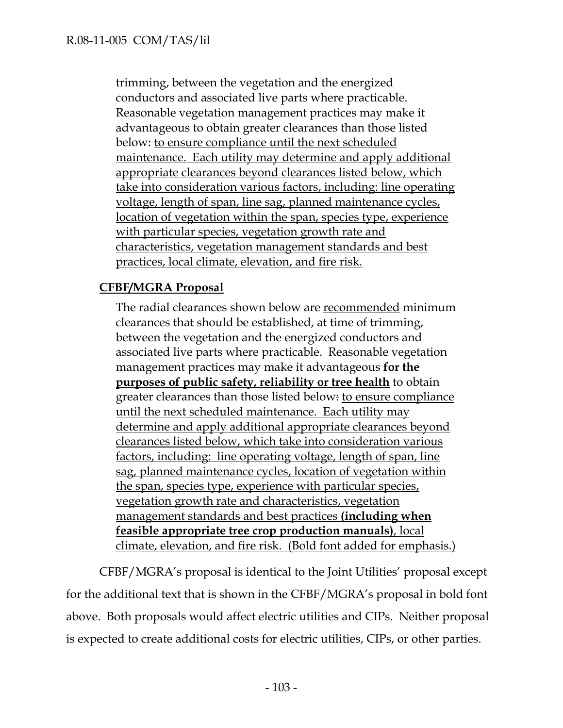trimming, between the vegetation and the energized conductors and associated live parts where practicable. Reasonable vegetation management practices may make it advantageous to obtain greater clearances than those listed below: to ensure compliance until the next scheduled maintenance. Each utility may determine and apply additional appropriate clearances beyond clearances listed below, which take into consideration various factors, including: line operating voltage, length of span, line sag, planned maintenance cycles, location of vegetation within the span, species type, experience with particular species, vegetation growth rate and characteristics, vegetation management standards and best practices, local climate, elevation, and fire risk.

**CFBF/MGRA Proposal**

The radial clearances shown below are recommended minimum clearances that should be established, at time of trimming, between the vegetation and the energized conductors and associated live parts where practicable. Reasonable vegetation management practices may make it advantageous **for the purposes of public safety, reliability or tree health** to obtain greater clearances than those listed below: to ensure compliance until the next scheduled maintenance. Each utility may determine and apply additional appropriate clearances beyond clearances listed below, which take into consideration various factors, including: line operating voltage, length of span, line sag, planned maintenance cycles, location of vegetation within the span, species type, experience with particular species, vegetation growth rate and characteristics, vegetation management standards and best practices **(including when feasible appropriate tree crop production manuals)**, local climate, elevation, and fire risk. (Bold font added for emphasis.)

CFBF/MGRA's proposal is identical to the Joint Utilities' proposal except for the additional text that is shown in the CFBF/MGRA's proposal in bold font above. Both proposals would affect electric utilities and CIPs. Neither proposal is expected to create additional costs for electric utilities, CIPs, or other parties.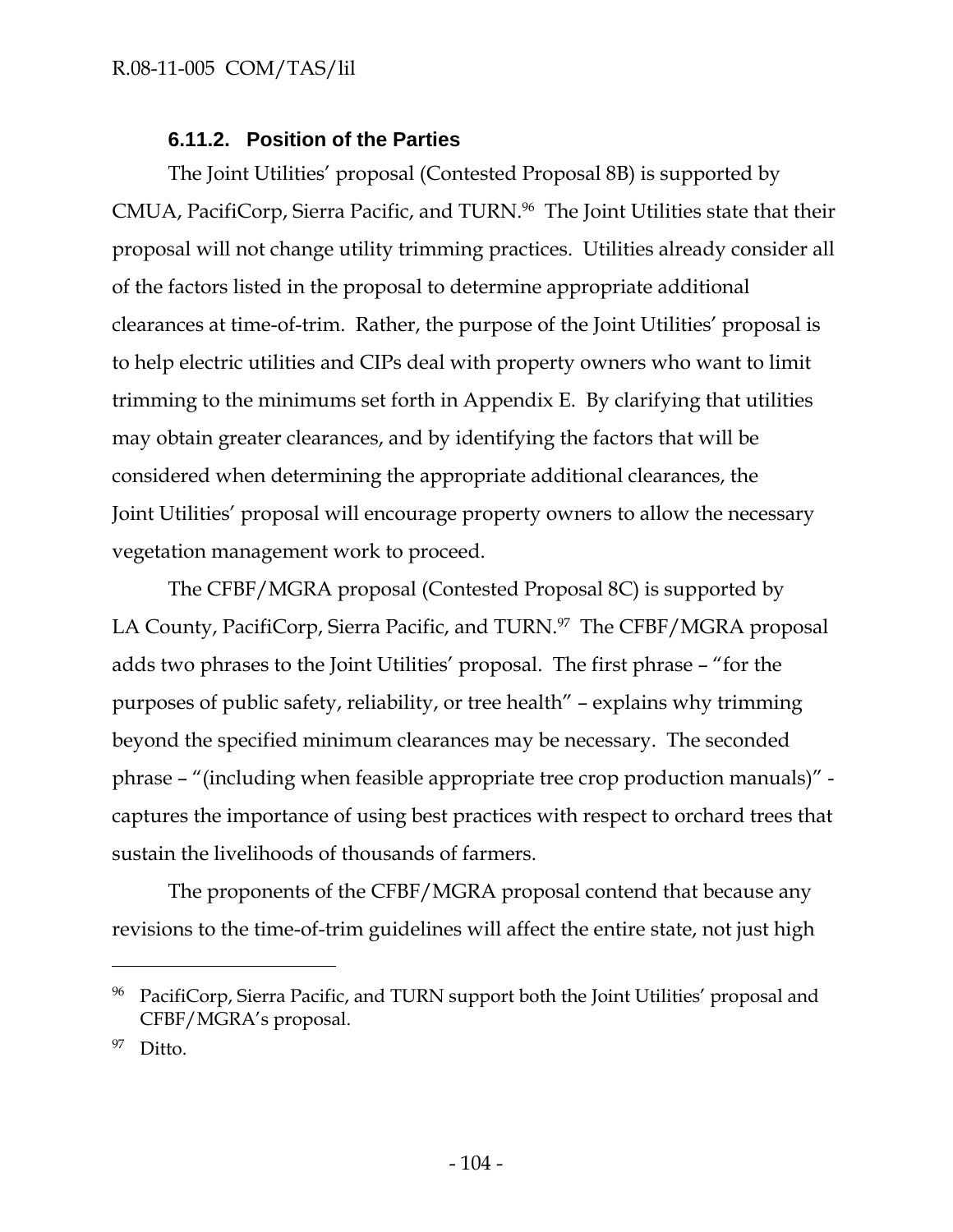#### 6.11.2. Position of the Parties

The Joint Utilities' proposal (Contested Proposal 8B) is supported by CMUA, PacifiCorp, Sierra Pacific, and TURN.[96] The Joint Utilities state that their proposal will not change utility trimming practices. Utilities already consider all of the factors listed in the proposal to determine appropriate additional clearances at time-of-trim. Rather, the purpose of the Joint Utilities' proposal is to help electric utilities and CIPs deal with property owners who want to limit trimming to the minimums set forth in Appendix E. By clarifying that utilities may obtain greater clearances, and by identifying the factors that will be considered when determining the appropriate additional clearances, the Joint Utilities' proposal will encourage property owners to allow the necessary vegetation management work to proceed.

The CFBF/MGRA proposal (Contested Proposal 8C) is supported by LA County, PacifiCorp, Sierra Pacific, and TURN.[97] The CFBF/MGRA proposal adds two phrases to the Joint Utilities' proposal. The first phrase – "for the purposes of public safety, reliability, or tree health" – explains why trimming beyond the specified minimum clearances may be necessary. The seconded phrase – "(including when feasible appropriate tree crop production manuals)" - captures the importance of using best practices with respect to orchard trees that sustain the livelihoods of thousands of farmers.

The proponents of the CFBF/MGRA proposal contend that because any revisions to the time-of-trim guidelines will affect the entire state, not just high

---

[96] PacifiCorp, Sierra Pacific, and TURN support both the Joint Utilities' proposal and CFBF/MGRA's proposal.

[97] Ditto.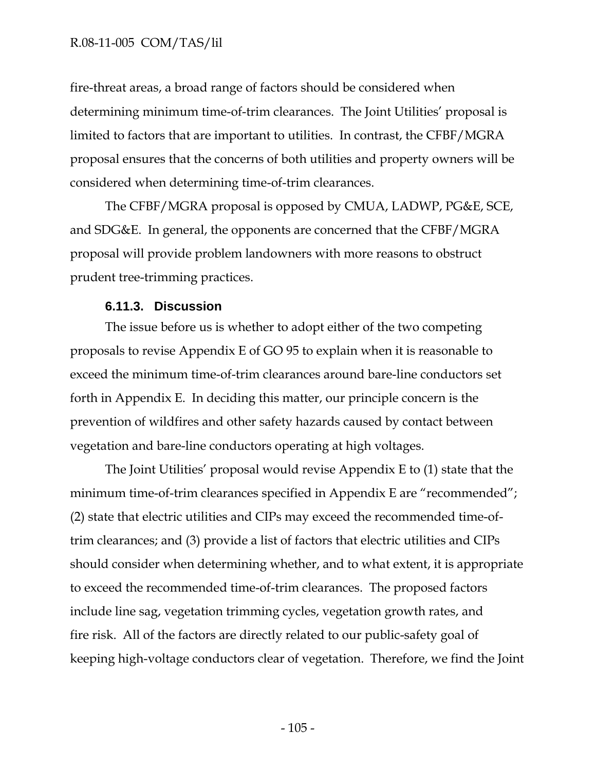fire-threat areas, a broad range of factors should be considered when determining minimum time-of-trim clearances. The Joint Utilities' proposal is limited to factors that are important to utilities. In contrast, the CFBF/MGRA proposal ensures that the concerns of both utilities and property owners will be considered when determining time-of-trim clearances.

The CFBF/MGRA proposal is opposed by CMUA, LADWP, PG&E, SCE, and SDG&E. In general, the opponents are concerned that the CFBF/MGRA proposal will provide problem landowners with more reasons to obstruct prudent tree-trimming practices.

#### 6.11.3. Discussion

The issue before us is whether to adopt either of the two competing proposals to revise Appendix E of GO 95 to explain when it is reasonable to exceed the minimum time-of-trim clearances around bare-line conductors set forth in Appendix E. In deciding this matter, our principle concern is the prevention of wildfires and other safety hazards caused by contact between vegetation and bare-line conductors operating at high voltages.

The Joint Utilities' proposal would revise Appendix E to (1) state that the minimum time-of-trim clearances specified in Appendix E are "recommended"; (2) state that electric utilities and CIPs may exceed the recommended time-of-trim clearances; and (3) provide a list of factors that electric utilities and CIPs should consider when determining whether, and to what extent, it is appropriate to exceed the recommended time-of-trim clearances. The proposed factors include line sag, vegetation trimming cycles, vegetation growth rates, and fire risk. All of the factors are directly related to our public-safety goal of keeping high-voltage conductors clear of vegetation. Therefore, we find the Joint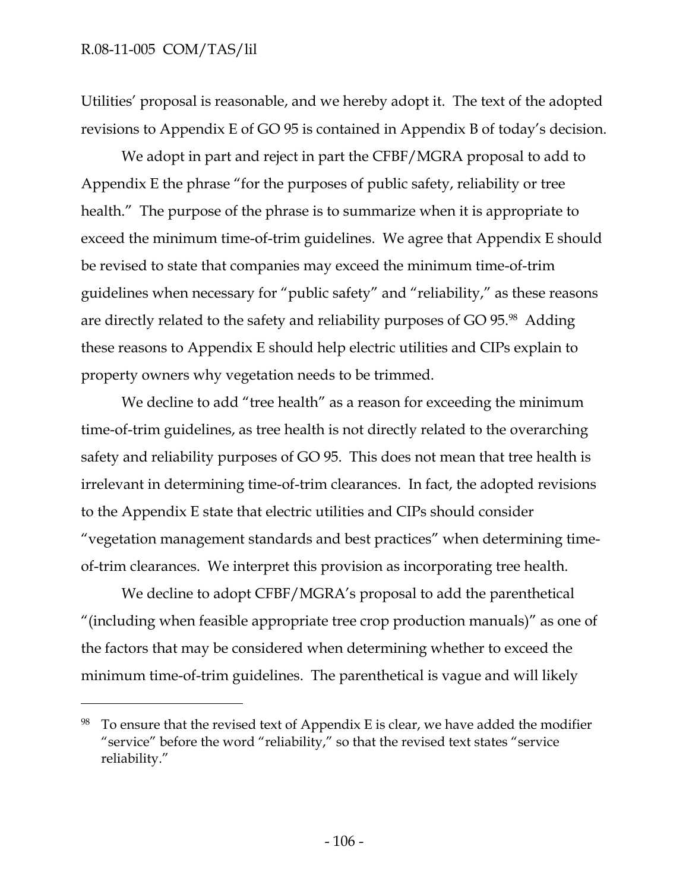Utilities' proposal is reasonable, and we hereby adopt it. The text of the adopted revisions to Appendix E of GO 95 is contained in Appendix B of today's decision.

We adopt in part and reject in part the CFBF/MGRA proposal to add to Appendix E the phrase "for the purposes of public safety, reliability or tree health." The purpose of the phrase is to summarize when it is appropriate to exceed the minimum time-of-trim guidelines. We agree that Appendix E should be revised to state that companies may exceed the minimum time-of-trim guidelines when necessary for "public safety" and "reliability," as these reasons are directly related to the safety and reliability purposes of GO 95.[98] Adding these reasons to Appendix E should help electric utilities and CIPs explain to property owners why vegetation needs to be trimmed.

We decline to add "tree health" as a reason for exceeding the minimum time-of-trim guidelines, as tree health is not directly related to the overarching safety and reliability purposes of GO 95. This does not mean that tree health is irrelevant in determining time-of-trim clearances. In fact, the adopted revisions to the Appendix E state that electric utilities and CIPs should consider "vegetation management standards and best practices" when determining time-of-trim clearances. We interpret this provision as incorporating tree health.

We decline to adopt CFBF/MGRA's proposal to add the parenthetical "(including when feasible appropriate tree crop production manuals)" as one of the factors that may be considered when determining whether to exceed the minimum time-of-trim guidelines. The parenthetical is vague and will likely

---

[98] To ensure that the revised text of Appendix E is clear, we have added the modifier "service" before the word "reliability," so that the revised text states "service reliability."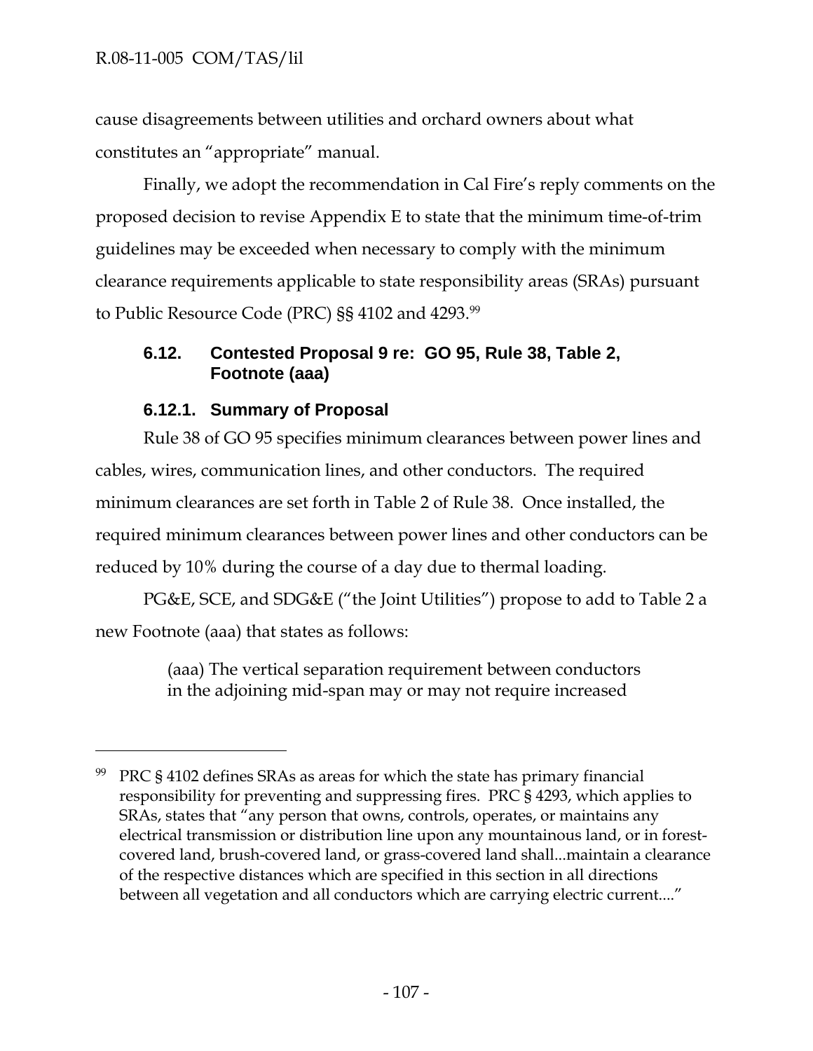cause disagreements between utilities and orchard owners about what constitutes an "appropriate" manual.

Finally, we adopt the recommendation in Cal Fire's reply comments on the proposed decision to revise Appendix E to state that the minimum time-of-trim guidelines may be exceeded when necessary to comply with the minimum clearance requirements applicable to state responsibility areas (SRAs) pursuant to Public Resource Code (PRC) §§ 4102 and 4293.[99]

### 6.12. Contested Proposal 9 re: GO 95, Rule 38, Table 2, Footnote (aaa)

#### 6.12.1. Summary of Proposal

Rule 38 of GO 95 specifies minimum clearances between power lines and cables, wires, communication lines, and other conductors. The required minimum clearances are set forth in Table 2 of Rule 38. Once installed, the required minimum clearances between power lines and other conductors can be reduced by 10% during the course of a day due to thermal loading.

PG&E, SCE, and SDG&E ("the Joint Utilities") propose to add to Table 2 a new Footnote (aaa) that states as follows:

> (aaa) The vertical separation requirement between conductors in the adjoining mid-span may or may not require increased

---

[99] PRC § 4102 defines SRAs as areas for which the state has primary financial responsibility for preventing and suppressing fires. PRC § 4293, which applies to SRAs, states that "any person that owns, controls, operates, or maintains any electrical transmission or distribution line upon any mountainous land, or in forest-covered land, brush-covered land, or grass-covered land shall...maintain a clearance of the respective distances which are specified in this section in all directions between all vegetation and all conductors which are carrying electric current...."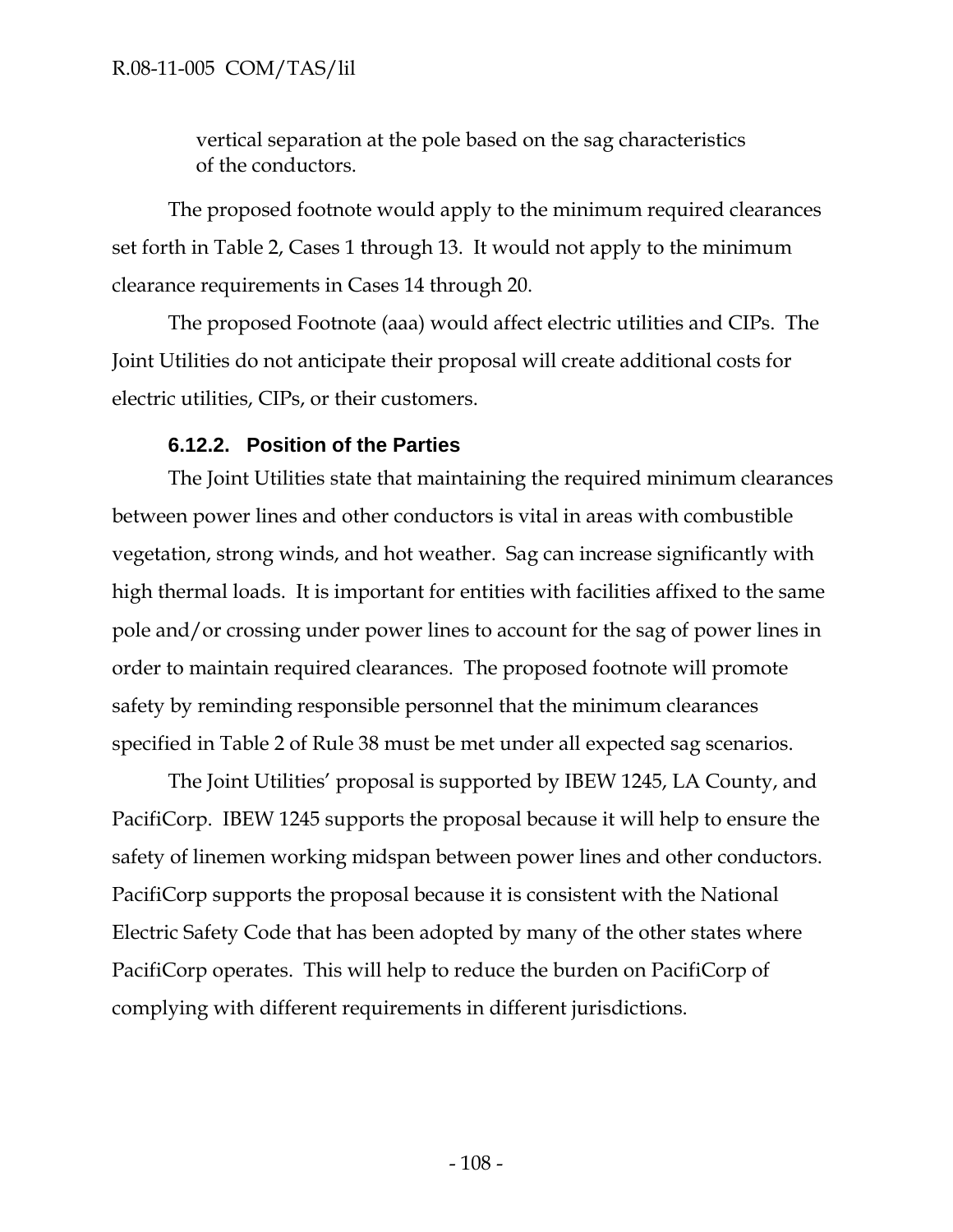vertical separation at the pole based on the sag characteristics of the conductors.

The proposed footnote would apply to the minimum required clearances set forth in Table 2, Cases 1 through 13. It would not apply to the minimum clearance requirements in Cases 14 through 20.

The proposed Footnote (aaa) would affect electric utilities and CIPs. The Joint Utilities do not anticipate their proposal will create additional costs for electric utilities, CIPs, or their customers.

### 6.12.2. Position of the Parties

The Joint Utilities state that maintaining the required minimum clearances between power lines and other conductors is vital in areas with combustible vegetation, strong winds, and hot weather. Sag can increase significantly with high thermal loads. It is important for entities with facilities affixed to the same pole and/or crossing under power lines to account for the sag of power lines in order to maintain required clearances. The proposed footnote will promote safety by reminding responsible personnel that the minimum clearances specified in Table 2 of Rule 38 must be met under all expected sag scenarios.

The Joint Utilities' proposal is supported by IBEW 1245, LA County, and PacifiCorp. IBEW 1245 supports the proposal because it will help to ensure the safety of linemen working midspan between power lines and other conductors. PacifiCorp supports the proposal because it is consistent with the National Electric Safety Code that has been adopted by many of the other states where PacifiCorp operates. This will help to reduce the burden on PacifiCorp of complying with different requirements in different jurisdictions.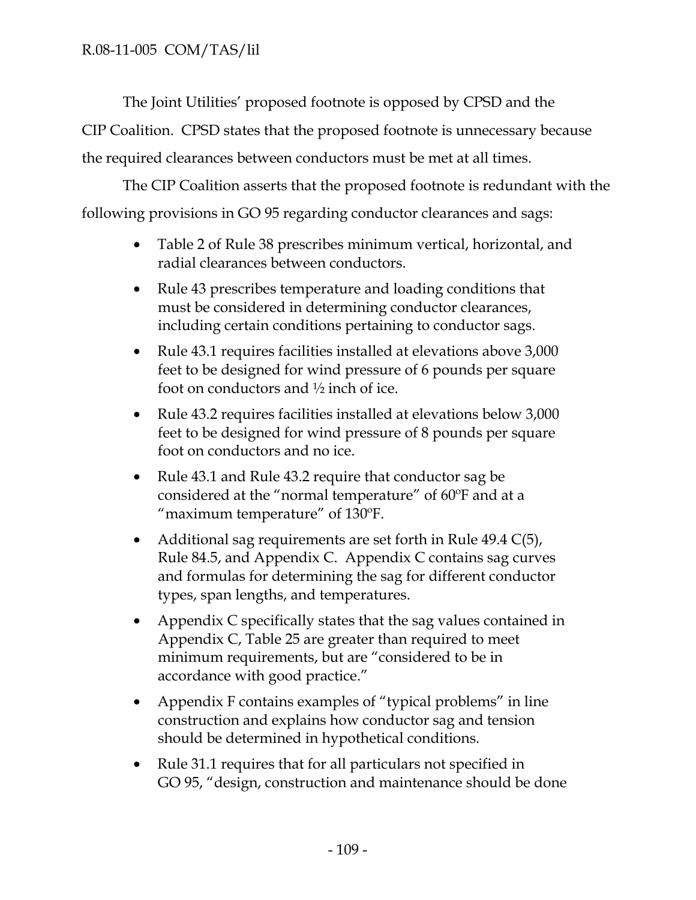The Joint Utilities' proposed footnote is opposed by CPSD and the CIP Coalition. CPSD states that the proposed footnote is unnecessary because the required clearances between conductors must be met at all times.

The CIP Coalition asserts that the proposed footnote is redundant with the following provisions in GO 95 regarding conductor clearances and sags:

- Table 2 of Rule 38 prescribes minimum vertical, horizontal, and radial clearances between conductors.
- Rule 43 prescribes temperature and loading conditions that must be considered in determining conductor clearances, including certain conditions pertaining to conductor sags.
- Rule 43.1 requires facilities installed at elevations above 3,000 feet to be designed for wind pressure of 6 pounds per square foot on conductors and ½ inch of ice.
- Rule 43.2 requires facilities installed at elevations below 3,000 feet to be designed for wind pressure of 8 pounds per square foot on conductors and no ice.
- Rule 43.1 and Rule 43.2 require that conductor sag be considered at the "normal temperature" of 60ºF and at a "maximum temperature" of 130ºF.
- Additional sag requirements are set forth in Rule 49.4 C(5), Rule 84.5, and Appendix C. Appendix C contains sag curves and formulas for determining the sag for different conductor types, span lengths, and temperatures.
- Appendix C specifically states that the sag values contained in Appendix C, Table 25 are greater than required to meet minimum requirements, but are "considered to be in accordance with good practice."
- Appendix F contains examples of "typical problems" in line construction and explains how conductor sag and tension should be determined in hypothetical conditions.
- Rule 31.1 requires that for all particulars not specified in GO 95, "design, construction and maintenance should be done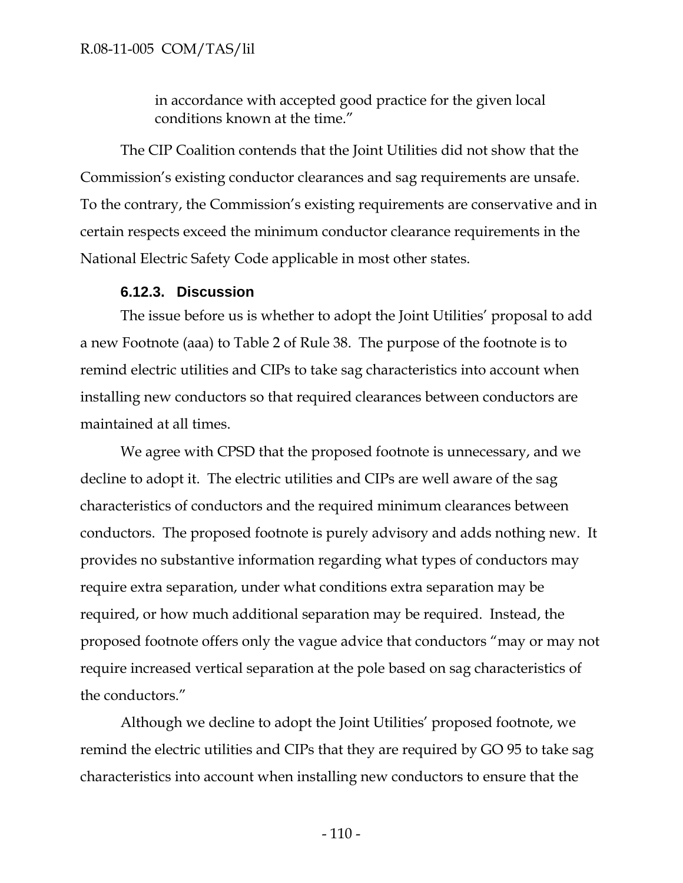in accordance with accepted good practice for the given local conditions known at the time."

The CIP Coalition contends that the Joint Utilities did not show that the Commission's existing conductor clearances and sag requirements are unsafe. To the contrary, the Commission's existing requirements are conservative and in certain respects exceed the minimum conductor clearance requirements in the National Electric Safety Code applicable in most other states.

### 6.12.3. Discussion

The issue before us is whether to adopt the Joint Utilities' proposal to add a new Footnote (aaa) to Table 2 of Rule 38. The purpose of the footnote is to remind electric utilities and CIPs to take sag characteristics into account when installing new conductors so that required clearances between conductors are maintained at all times.

We agree with CPSD that the proposed footnote is unnecessary, and we decline to adopt it. The electric utilities and CIPs are well aware of the sag characteristics of conductors and the required minimum clearances between conductors. The proposed footnote is purely advisory and adds nothing new. It provides no substantive information regarding what types of conductors may require extra separation, under what conditions extra separation may be required, or how much additional separation may be required. Instead, the proposed footnote offers only the vague advice that conductors "may or may not require increased vertical separation at the pole based on sag characteristics of the conductors."

Although we decline to adopt the Joint Utilities' proposed footnote, we remind the electric utilities and CIPs that they are required by GO 95 to take sag characteristics into account when installing new conductors to ensure that the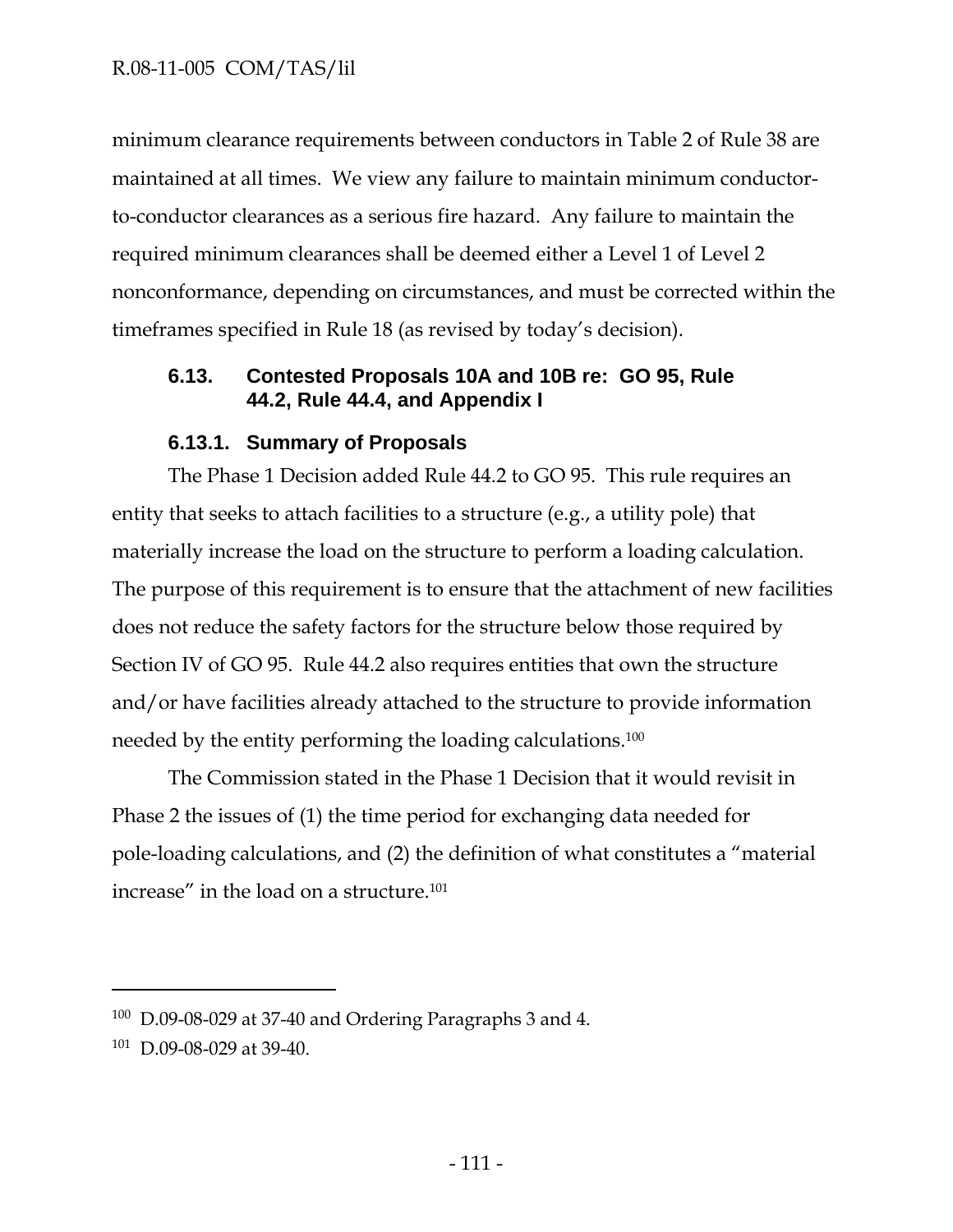minimum clearance requirements between conductors in Table 2 of Rule 38 are maintained at all times. We view any failure to maintain minimum conductor-to-conductor clearances as a serious fire hazard. Any failure to maintain the required minimum clearances shall be deemed either a Level 1 of Level 2 nonconformance, depending on circumstances, and must be corrected within the timeframes specified in Rule 18 (as revised by today's decision).

### 6.13. Contested Proposals 10A and 10B re: GO 95, Rule 44.2, Rule 44.4, and Appendix I

#### 6.13.1. Summary of Proposals

The Phase 1 Decision added Rule 44.2 to GO 95. This rule requires an entity that seeks to attach facilities to a structure (e.g., a utility pole) that materially increase the load on the structure to perform a loading calculation. The purpose of this requirement is to ensure that the attachment of new facilities does not reduce the safety factors for the structure below those required by Section IV of GO 95. Rule 44.2 also requires entities that own the structure and/or have facilities already attached to the structure to provide information needed by the entity performing the loading calculations.[100]

The Commission stated in the Phase 1 Decision that it would revisit in Phase 2 the issues of (1) the time period for exchanging data needed for pole-loading calculations, and (2) the definition of what constitutes a "material increase" in the load on a structure.[101]

---

[100] D.09-08-029 at 37-40 and Ordering Paragraphs 3 and 4.

[101] D.09-08-029 at 39-40.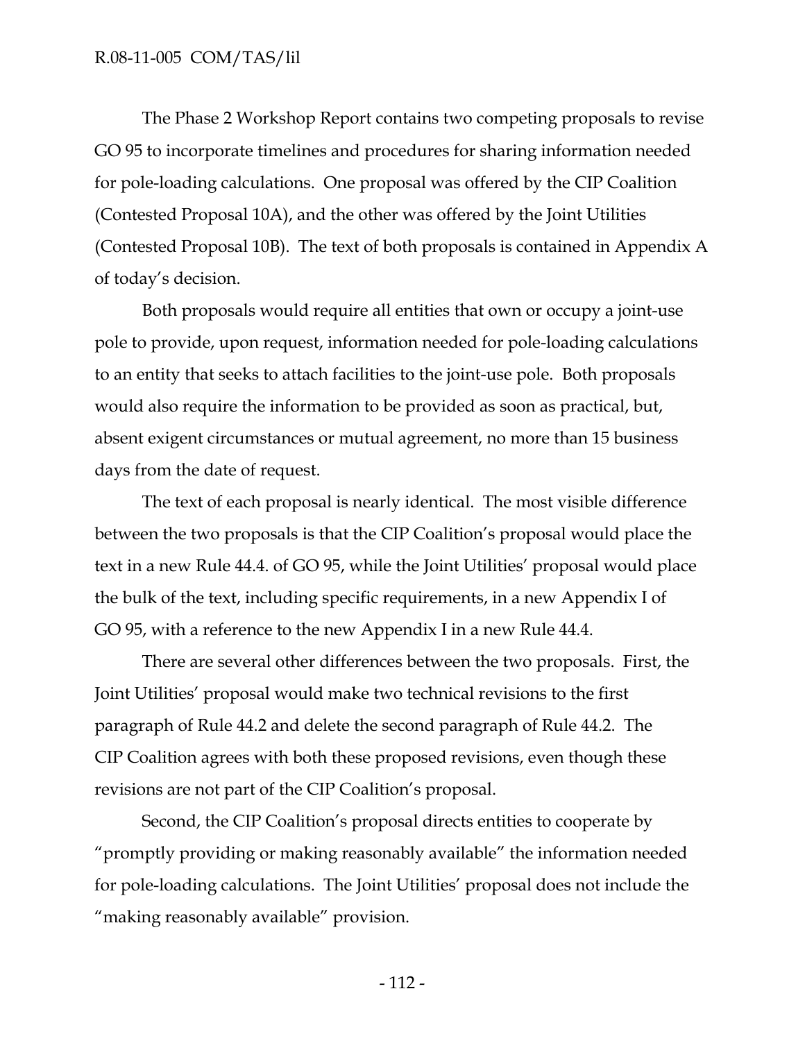The Phase 2 Workshop Report contains two competing proposals to revise GO 95 to incorporate timelines and procedures for sharing information needed for pole-loading calculations. One proposal was offered by the CIP Coalition (Contested Proposal 10A), and the other was offered by the Joint Utilities (Contested Proposal 10B). The text of both proposals is contained in Appendix A of today's decision.

Both proposals would require all entities that own or occupy a joint-use pole to provide, upon request, information needed for pole-loading calculations to an entity that seeks to attach facilities to the joint-use pole. Both proposals would also require the information to be provided as soon as practical, but, absent exigent circumstances or mutual agreement, no more than 15 business days from the date of request.

The text of each proposal is nearly identical. The most visible difference between the two proposals is that the CIP Coalition's proposal would place the text in a new Rule 44.4. of GO 95, while the Joint Utilities' proposal would place the bulk of the text, including specific requirements, in a new Appendix I of GO 95, with a reference to the new Appendix I in a new Rule 44.4.

There are several other differences between the two proposals. First, the Joint Utilities' proposal would make two technical revisions to the first paragraph of Rule 44.2 and delete the second paragraph of Rule 44.2. The CIP Coalition agrees with both these proposed revisions, even though these revisions are not part of the CIP Coalition's proposal.

Second, the CIP Coalition's proposal directs entities to cooperate by "promptly providing or making reasonably available" the information needed for pole-loading calculations. The Joint Utilities' proposal does not include the "making reasonably available" provision.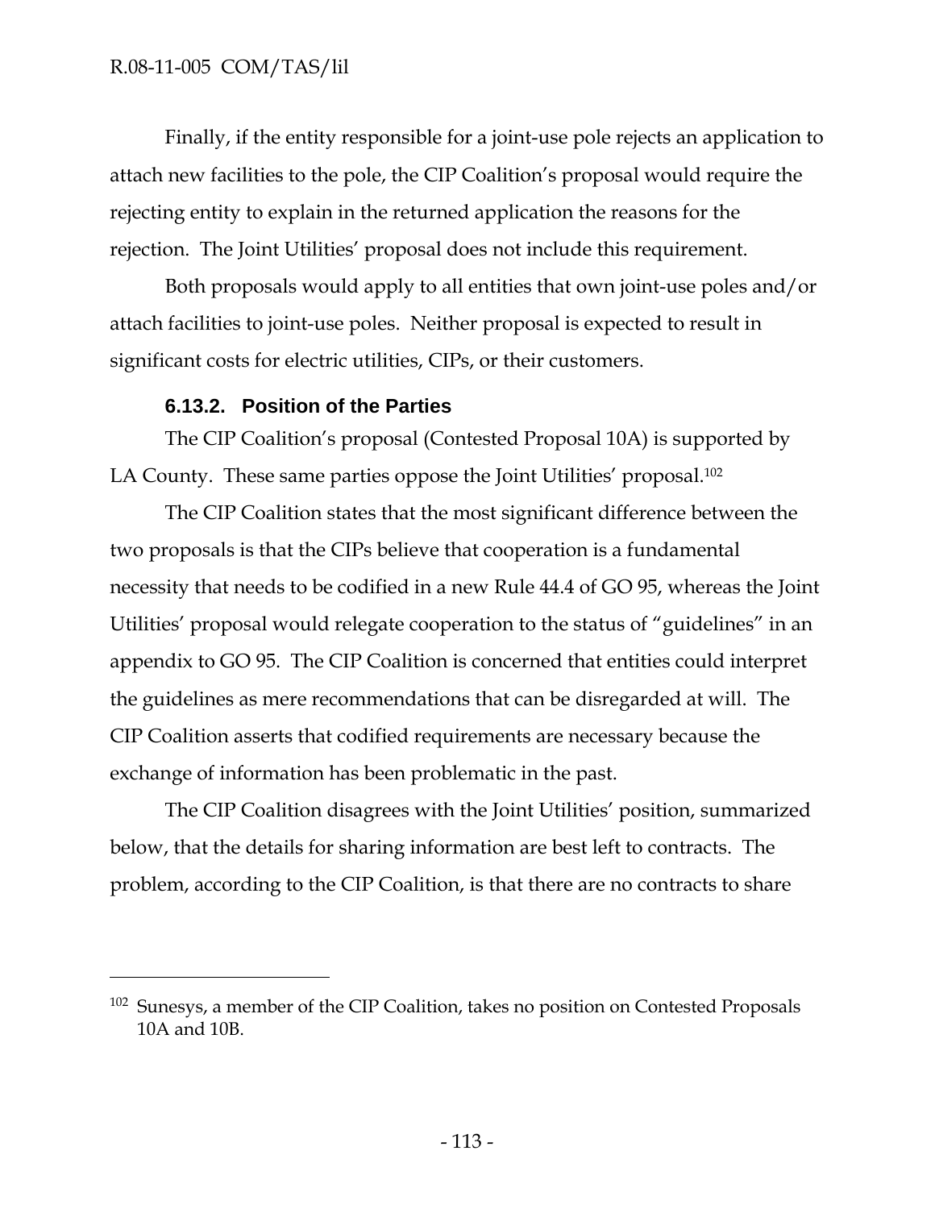Finally, if the entity responsible for a joint-use pole rejects an application to attach new facilities to the pole, the CIP Coalition's proposal would require the rejecting entity to explain in the returned application the reasons for the rejection. The Joint Utilities' proposal does not include this requirement.

Both proposals would apply to all entities that own joint-use poles and/or attach facilities to joint-use poles. Neither proposal is expected to result in significant costs for electric utilities, CIPs, or their customers.

### 6.13.2. Position of the Parties

The CIP Coalition's proposal (Contested Proposal 10A) is supported by LA County. These same parties oppose the Joint Utilities' proposal.[102]

The CIP Coalition states that the most significant difference between the two proposals is that the CIPs believe that cooperation is a fundamental necessity that needs to be codified in a new Rule 44.4 of GO 95, whereas the Joint Utilities' proposal would relegate cooperation to the status of "guidelines" in an appendix to GO 95. The CIP Coalition is concerned that entities could interpret the guidelines as mere recommendations that can be disregarded at will. The CIP Coalition asserts that codified requirements are necessary because the exchange of information has been problematic in the past.

The CIP Coalition disagrees with the Joint Utilities' position, summarized below, that the details for sharing information are best left to contracts. The problem, according to the CIP Coalition, is that there are no contracts to share

---

[102] Sunesys, a member of the CIP Coalition, takes no position on Contested Proposals 10A and 10B.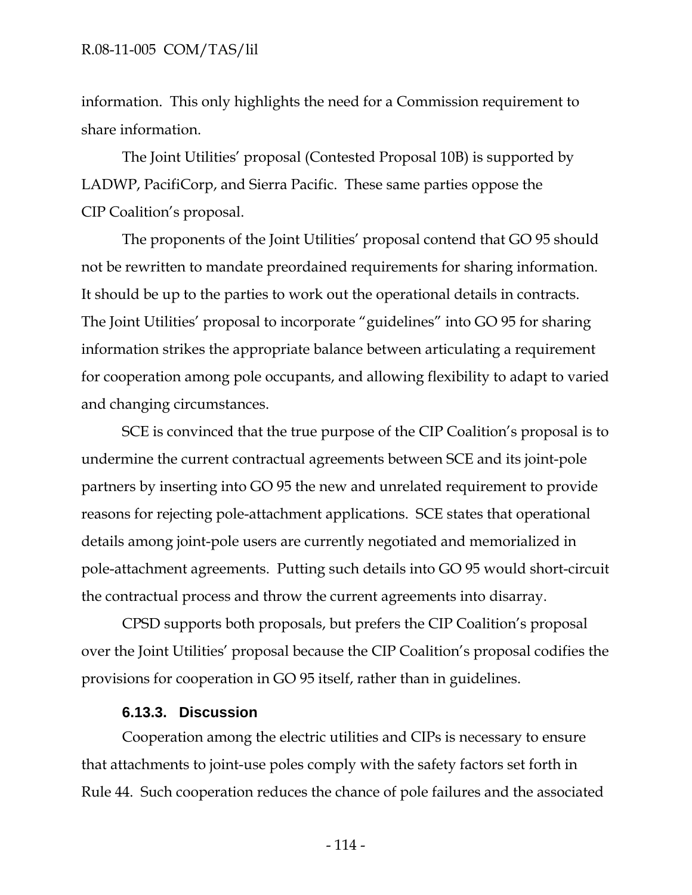information. This only highlights the need for a Commission requirement to share information.

The Joint Utilities' proposal (Contested Proposal 10B) is supported by LADWP, PacifiCorp, and Sierra Pacific. These same parties oppose the CIP Coalition's proposal.

The proponents of the Joint Utilities' proposal contend that GO 95 should not be rewritten to mandate preordained requirements for sharing information. It should be up to the parties to work out the operational details in contracts. The Joint Utilities' proposal to incorporate "guidelines" into GO 95 for sharing information strikes the appropriate balance between articulating a requirement for cooperation among pole occupants, and allowing flexibility to adapt to varied and changing circumstances.

SCE is convinced that the true purpose of the CIP Coalition's proposal is to undermine the current contractual agreements between SCE and its joint-pole partners by inserting into GO 95 the new and unrelated requirement to provide reasons for rejecting pole-attachment applications. SCE states that operational details among joint-pole users are currently negotiated and memorialized in pole-attachment agreements. Putting such details into GO 95 would short-circuit the contractual process and throw the current agreements into disarray.

CPSD supports both proposals, but prefers the CIP Coalition's proposal over the Joint Utilities' proposal because the CIP Coalition's proposal codifies the provisions for cooperation in GO 95 itself, rather than in guidelines.

#### 6.13.3. Discussion

Cooperation among the electric utilities and CIPs is necessary to ensure that attachments to joint-use poles comply with the safety factors set forth in Rule 44. Such cooperation reduces the chance of pole failures and the associated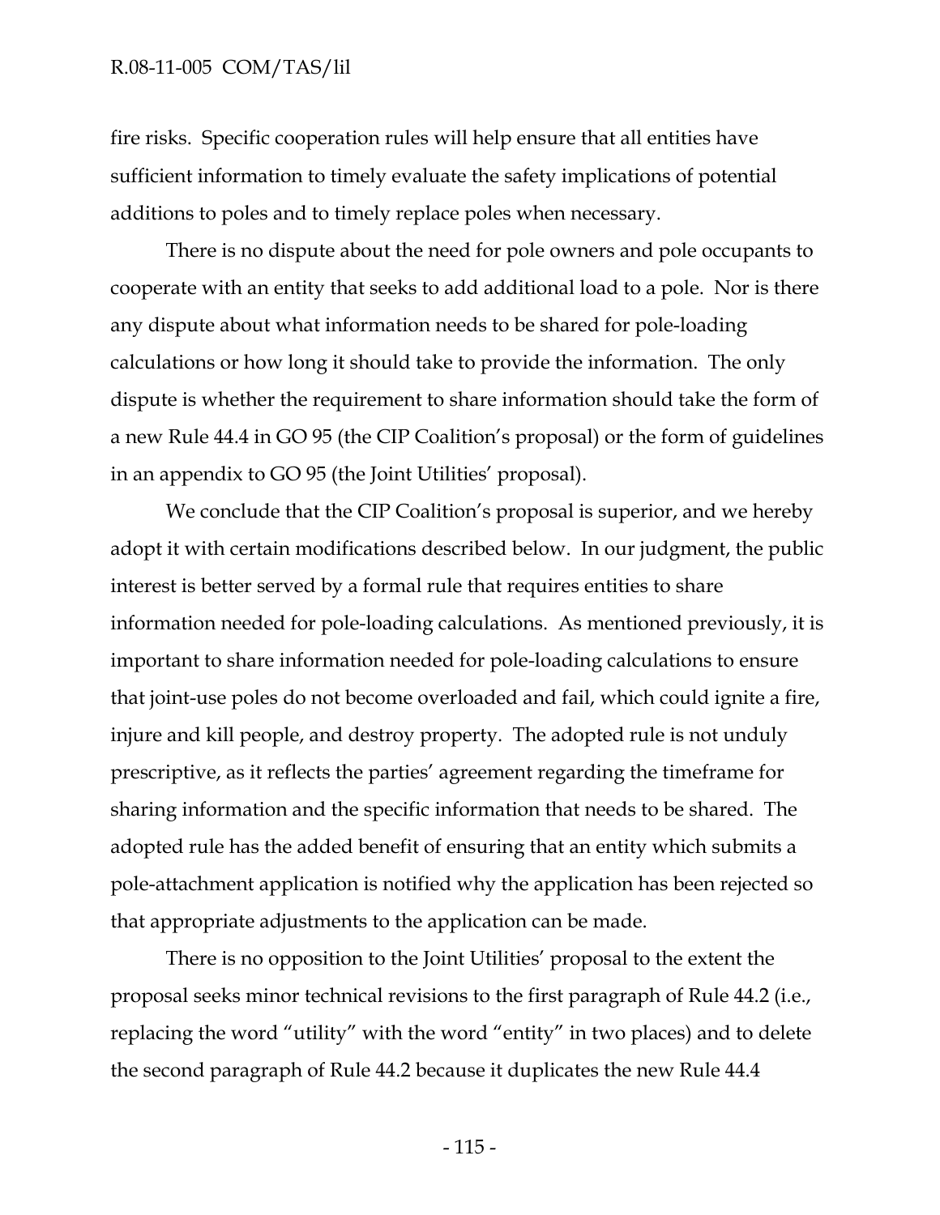fire risks. Specific cooperation rules will help ensure that all entities have sufficient information to timely evaluate the safety implications of potential additions to poles and to timely replace poles when necessary.

There is no dispute about the need for pole owners and pole occupants to cooperate with an entity that seeks to add additional load to a pole. Nor is there any dispute about what information needs to be shared for pole-loading calculations or how long it should take to provide the information. The only dispute is whether the requirement to share information should take the form of a new Rule 44.4 in GO 95 (the CIP Coalition's proposal) or the form of guidelines in an appendix to GO 95 (the Joint Utilities' proposal).

We conclude that the CIP Coalition's proposal is superior, and we hereby adopt it with certain modifications described below. In our judgment, the public interest is better served by a formal rule that requires entities to share information needed for pole-loading calculations. As mentioned previously, it is important to share information needed for pole-loading calculations to ensure that joint-use poles do not become overloaded and fail, which could ignite a fire, injure and kill people, and destroy property. The adopted rule is not unduly prescriptive, as it reflects the parties' agreement regarding the timeframe for sharing information and the specific information that needs to be shared. The adopted rule has the added benefit of ensuring that an entity which submits a pole-attachment application is notified why the application has been rejected so that appropriate adjustments to the application can be made.

There is no opposition to the Joint Utilities' proposal to the extent the proposal seeks minor technical revisions to the first paragraph of Rule 44.2 (i.e., replacing the word "utility" with the word "entity" in two places) and to delete the second paragraph of Rule 44.2 because it duplicates the new Rule 44.4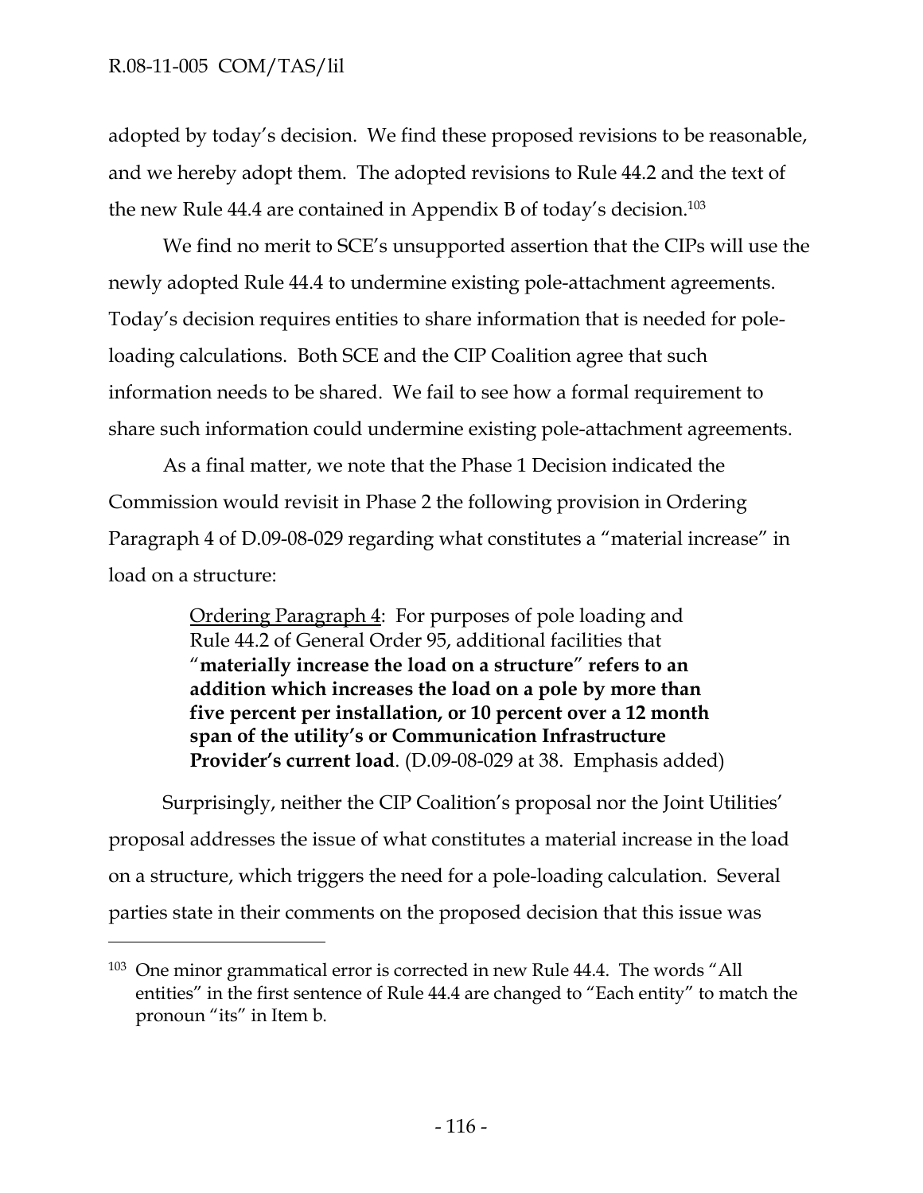adopted by today's decision. We find these proposed revisions to be reasonable, and we hereby adopt them. The adopted revisions to Rule 44.2 and the text of the new Rule 44.4 are contained in Appendix B of today's decision.[103]

We find no merit to SCE's unsupported assertion that the CIPs will use the newly adopted Rule 44.4 to undermine existing pole-attachment agreements. Today's decision requires entities to share information that is needed for pole-loading calculations. Both SCE and the CIP Coalition agree that such information needs to be shared. We fail to see how a formal requirement to share such information could undermine existing pole-attachment agreements.

As a final matter, we note that the Phase 1 Decision indicated the Commission would revisit in Phase 2 the following provision in Ordering Paragraph 4 of D.09-08-029 regarding what constitutes a "material increase" in load on a structure:

> <u>Ordering Paragraph 4</u>: For purposes of pole loading and Rule 44.2 of General Order 95, additional facilities that "**materially increase the load on a structure**" **refers to an addition which increases the load on a pole by more than five percent per installation, or 10 percent over a 12 month span of the utility's or Communication Infrastructure Provider's current load**. (D.09-08-029 at 38. Emphasis added)

Surprisingly, neither the CIP Coalition's proposal nor the Joint Utilities' proposal addresses the issue of what constitutes a material increase in the load on a structure, which triggers the need for a pole-loading calculation. Several parties state in their comments on the proposed decision that this issue was

---

[103] One minor grammatical error is corrected in new Rule 44.4. The words "All entities" in the first sentence of Rule 44.4 are changed to "Each entity" to match the pronoun "its" in Item b.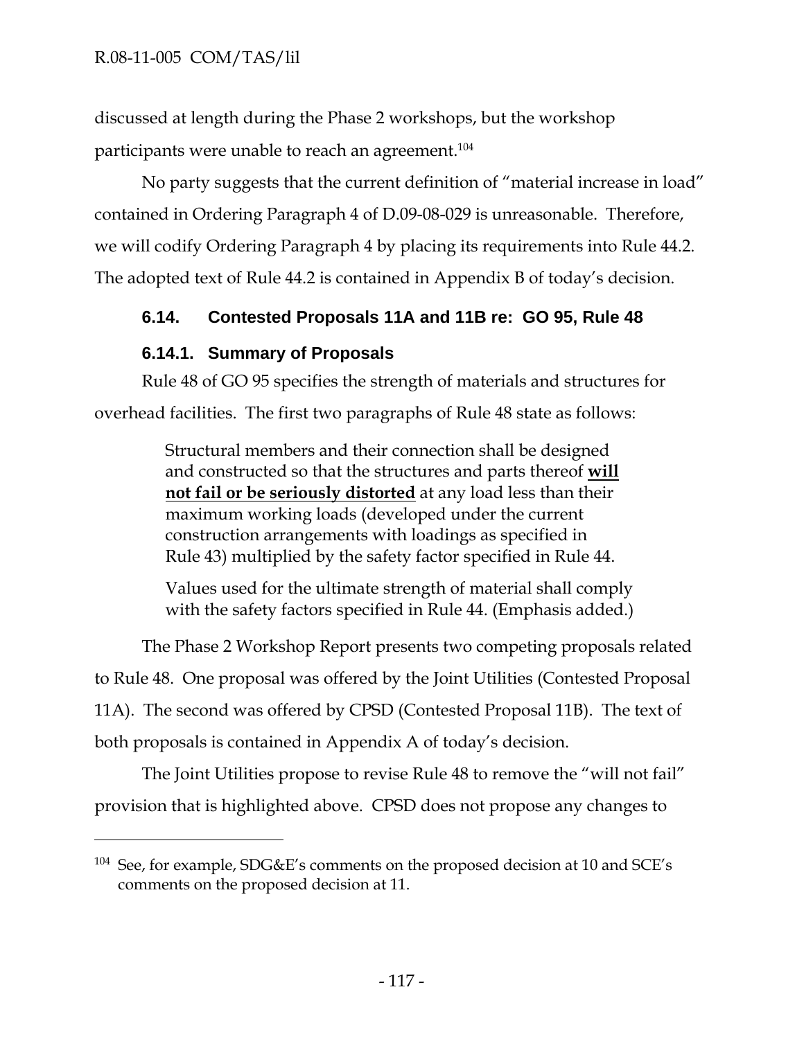discussed at length during the Phase 2 workshops, but the workshop participants were unable to reach an agreement.[104]

No party suggests that the current definition of "material increase in load" contained in Ordering Paragraph 4 of D.09-08-029 is unreasonable. Therefore, we will codify Ordering Paragraph 4 by placing its requirements into Rule 44.2. The adopted text of Rule 44.2 is contained in Appendix B of today's decision.

### 6.14. Contested Proposals 11A and 11B re: GO 95, Rule 48

#### 6.14.1. Summary of Proposals

Rule 48 of GO 95 specifies the strength of materials and structures for overhead facilities. The first two paragraphs of Rule 48 state as follows:

> Structural members and their connection shall be designed and constructed so that the structures and parts thereof **<u>will not fail or be seriously distorted</u>** at any load less than their maximum working loads (developed under the current construction arrangements with loadings as specified in Rule 43) multiplied by the safety factor specified in Rule 44.
>
> Values used for the ultimate strength of material shall comply with the safety factors specified in Rule 44. (Emphasis added.)

The Phase 2 Workshop Report presents two competing proposals related to Rule 48. One proposal was offered by the Joint Utilities (Contested Proposal 11A). The second was offered by CPSD (Contested Proposal 11B). The text of both proposals is contained in Appendix A of today's decision.

The Joint Utilities propose to revise Rule 48 to remove the "will not fail" provision that is highlighted above. CPSD does not propose any changes to

---

[104] See, for example, SDG&E's comments on the proposed decision at 10 and SCE's comments on the proposed decision at 11.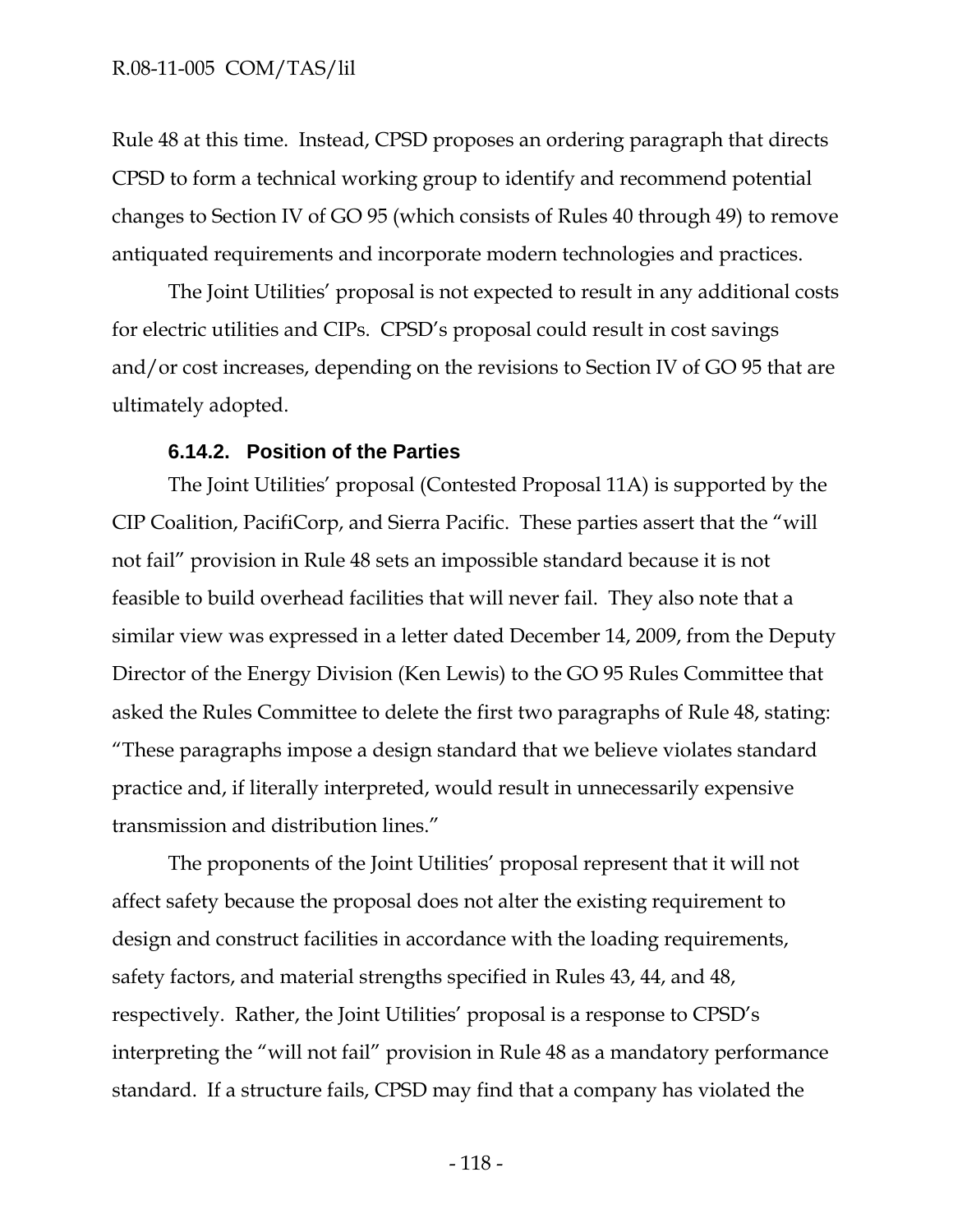Rule 48 at this time. Instead, CPSD proposes an ordering paragraph that directs CPSD to form a technical working group to identify and recommend potential changes to Section IV of GO 95 (which consists of Rules 40 through 49) to remove antiquated requirements and incorporate modern technologies and practices.

The Joint Utilities' proposal is not expected to result in any additional costs for electric utilities and CIPs. CPSD's proposal could result in cost savings and/or cost increases, depending on the revisions to Section IV of GO 95 that are ultimately adopted.

### 6.14.2. Position of the Parties

The Joint Utilities' proposal (Contested Proposal 11A) is supported by the CIP Coalition, PacifiCorp, and Sierra Pacific. These parties assert that the "will not fail" provision in Rule 48 sets an impossible standard because it is not feasible to build overhead facilities that will never fail. They also note that a similar view was expressed in a letter dated December 14, 2009, from the Deputy Director of the Energy Division (Ken Lewis) to the GO 95 Rules Committee that asked the Rules Committee to delete the first two paragraphs of Rule 48, stating: "These paragraphs impose a design standard that we believe violates standard practice and, if literally interpreted, would result in unnecessarily expensive transmission and distribution lines."

The proponents of the Joint Utilities' proposal represent that it will not affect safety because the proposal does not alter the existing requirement to design and construct facilities in accordance with the loading requirements, safety factors, and material strengths specified in Rules 43, 44, and 48, respectively. Rather, the Joint Utilities' proposal is a response to CPSD's interpreting the "will not fail" provision in Rule 48 as a mandatory performance standard. If a structure fails, CPSD may find that a company has violated the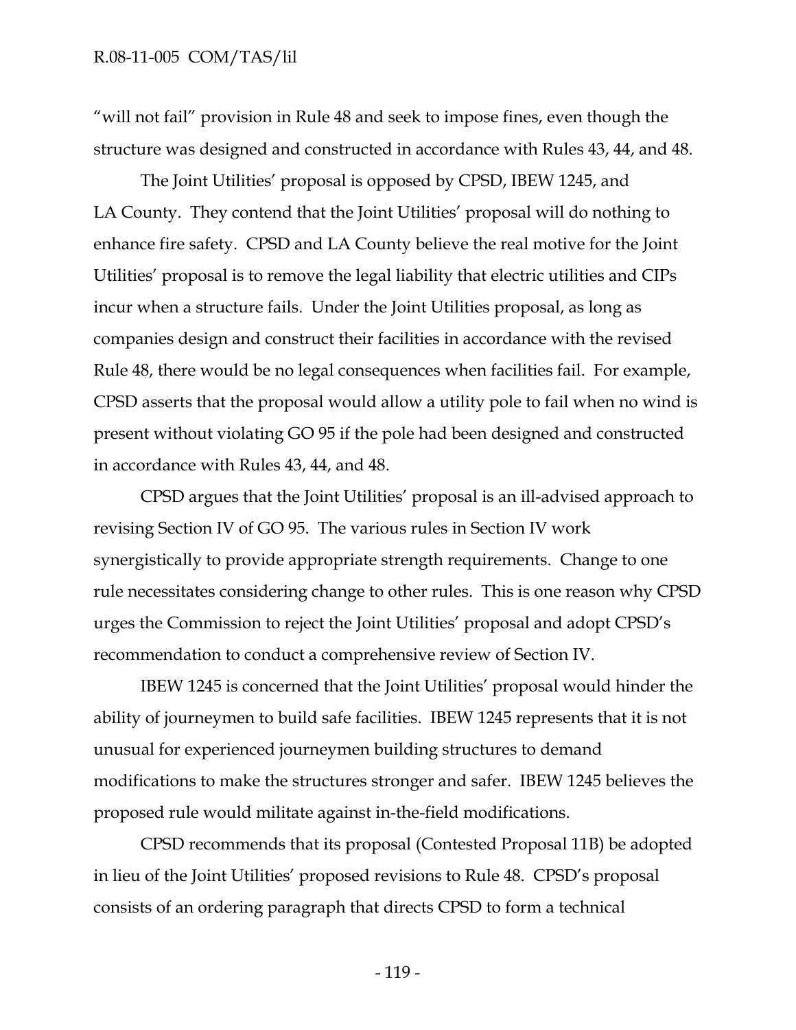"will not fail" provision in Rule 48 and seek to impose fines, even though the structure was designed and constructed in accordance with Rules 43, 44, and 48.

The Joint Utilities' proposal is opposed by CPSD, IBEW 1245, and LA County. They contend that the Joint Utilities' proposal will do nothing to enhance fire safety. CPSD and LA County believe the real motive for the Joint Utilities' proposal is to remove the legal liability that electric utilities and CIPs incur when a structure fails. Under the Joint Utilities proposal, as long as companies design and construct their facilities in accordance with the revised Rule 48, there would be no legal consequences when facilities fail. For example, CPSD asserts that the proposal would allow a utility pole to fail when no wind is present without violating GO 95 if the pole had been designed and constructed in accordance with Rules 43, 44, and 48.

CPSD argues that the Joint Utilities' proposal is an ill-advised approach to revising Section IV of GO 95. The various rules in Section IV work synergistically to provide appropriate strength requirements. Change to one rule necessitates considering change to other rules. This is one reason why CPSD urges the Commission to reject the Joint Utilities' proposal and adopt CPSD's recommendation to conduct a comprehensive review of Section IV.

IBEW 1245 is concerned that the Joint Utilities' proposal would hinder the ability of journeymen to build safe facilities. IBEW 1245 represents that it is not unusual for experienced journeymen building structures to demand modifications to make the structures stronger and safer. IBEW 1245 believes the proposed rule would militate against in-the-field modifications.

CPSD recommends that its proposal (Contested Proposal 11B) be adopted in lieu of the Joint Utilities' proposed revisions to Rule 48. CPSD's proposal consists of an ordering paragraph that directs CPSD to form a technical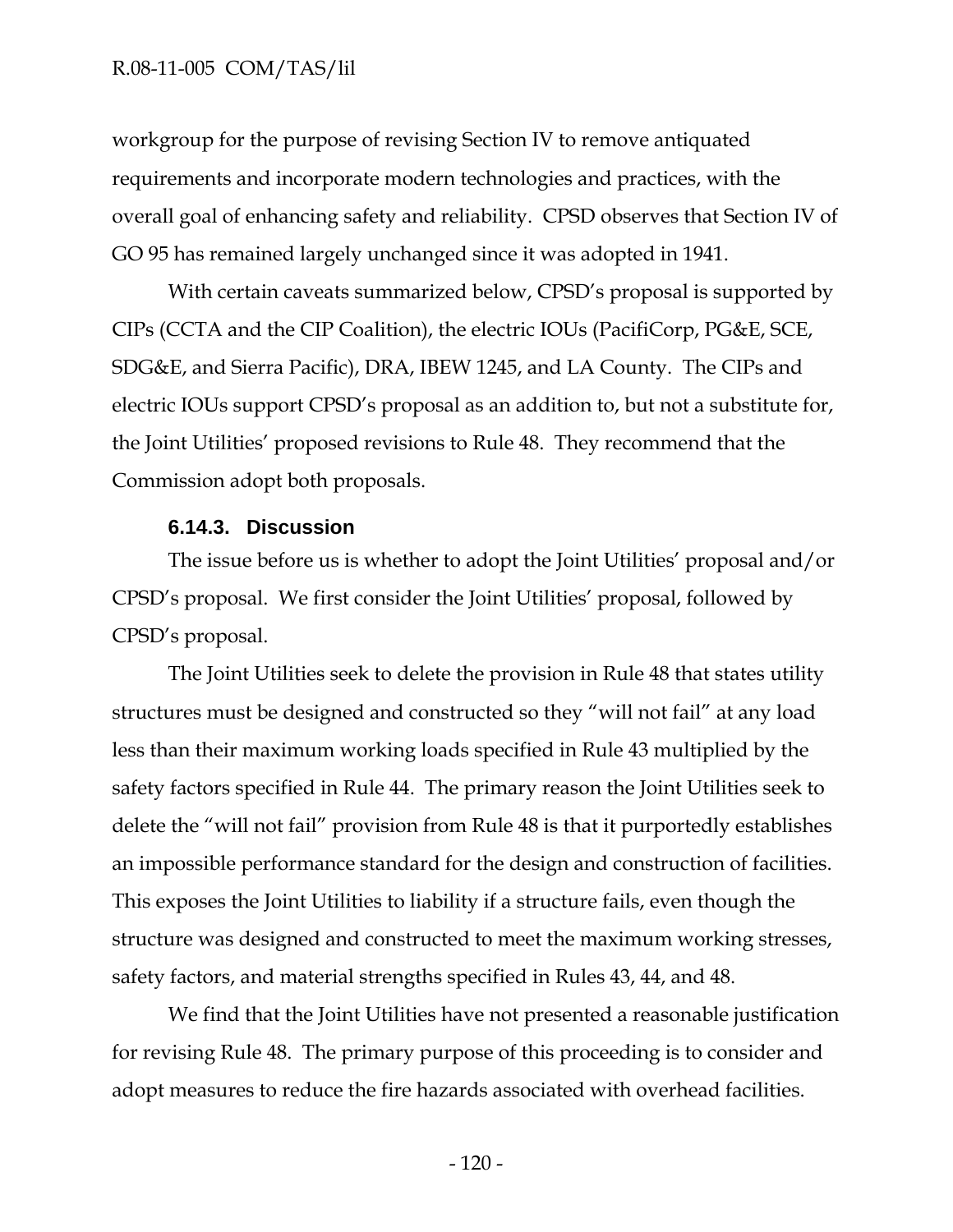workgroup for the purpose of revising Section IV to remove antiquated requirements and incorporate modern technologies and practices, with the overall goal of enhancing safety and reliability. CPSD observes that Section IV of GO 95 has remained largely unchanged since it was adopted in 1941.

With certain caveats summarized below, CPSD's proposal is supported by CIPs (CCTA and the CIP Coalition), the electric IOUs (PacifiCorp, PG&E, SCE, SDG&E, and Sierra Pacific), DRA, IBEW 1245, and LA County. The CIPs and electric IOUs support CPSD's proposal as an addition to, but not a substitute for, the Joint Utilities' proposed revisions to Rule 48. They recommend that the Commission adopt both proposals.

#### 6.14.3. Discussion

The issue before us is whether to adopt the Joint Utilities' proposal and/or CPSD's proposal. We first consider the Joint Utilities' proposal, followed by CPSD's proposal.

The Joint Utilities seek to delete the provision in Rule 48 that states utility structures must be designed and constructed so they "will not fail" at any load less than their maximum working loads specified in Rule 43 multiplied by the safety factors specified in Rule 44. The primary reason the Joint Utilities seek to delete the "will not fail" provision from Rule 48 is that it purportedly establishes an impossible performance standard for the design and construction of facilities. This exposes the Joint Utilities to liability if a structure fails, even though the structure was designed and constructed to meet the maximum working stresses, safety factors, and material strengths specified in Rules 43, 44, and 48.

We find that the Joint Utilities have not presented a reasonable justification for revising Rule 48. The primary purpose of this proceeding is to consider and adopt measures to reduce the fire hazards associated with overhead facilities.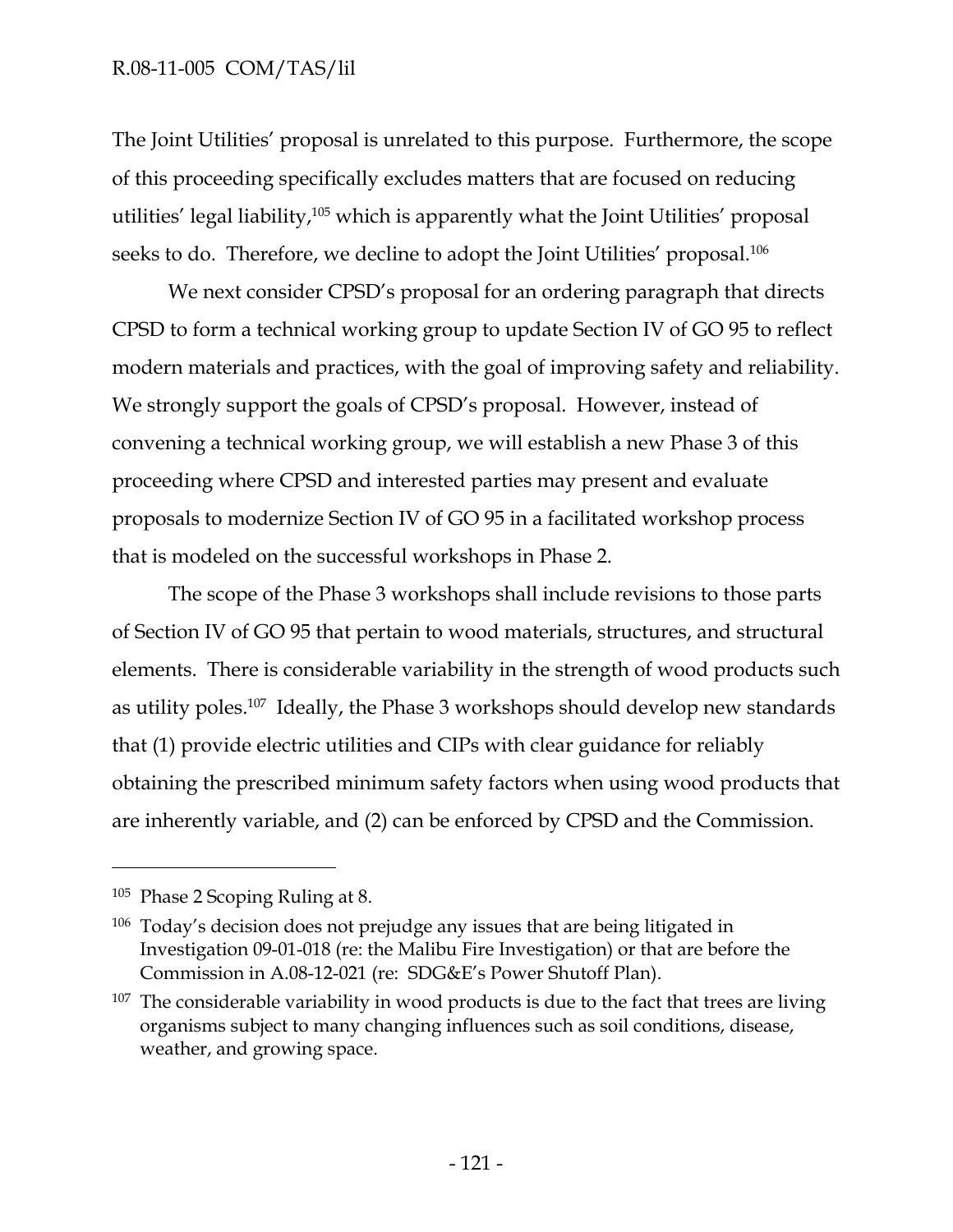The Joint Utilities' proposal is unrelated to this purpose. Furthermore, the scope of this proceeding specifically excludes matters that are focused on reducing utilities' legal liability,[105] which is apparently what the Joint Utilities' proposal seeks to do. Therefore, we decline to adopt the Joint Utilities' proposal.[106]

We next consider CPSD's proposal for an ordering paragraph that directs CPSD to form a technical working group to update Section IV of GO 95 to reflect modern materials and practices, with the goal of improving safety and reliability. We strongly support the goals of CPSD's proposal. However, instead of convening a technical working group, we will establish a new Phase 3 of this proceeding where CPSD and interested parties may present and evaluate proposals to modernize Section IV of GO 95 in a facilitated workshop process that is modeled on the successful workshops in Phase 2.

The scope of the Phase 3 workshops shall include revisions to those parts of Section IV of GO 95 that pertain to wood materials, structures, and structural elements. There is considerable variability in the strength of wood products such as utility poles.[107] Ideally, the Phase 3 workshops should develop new standards that (1) provide electric utilities and CIPs with clear guidance for reliably obtaining the prescribed minimum safety factors when using wood products that are inherently variable, and (2) can be enforced by CPSD and the Commission.

---

[105] Phase 2 Scoping Ruling at 8.

[106] Today's decision does not prejudge any issues that are being litigated in Investigation 09-01-018 (re: the Malibu Fire Investigation) or that are before the Commission in A.08-12-021 (re: SDG&E's Power Shutoff Plan).

[107] The considerable variability in wood products is due to the fact that trees are living organisms subject to many changing influences such as soil conditions, disease, weather, and growing space.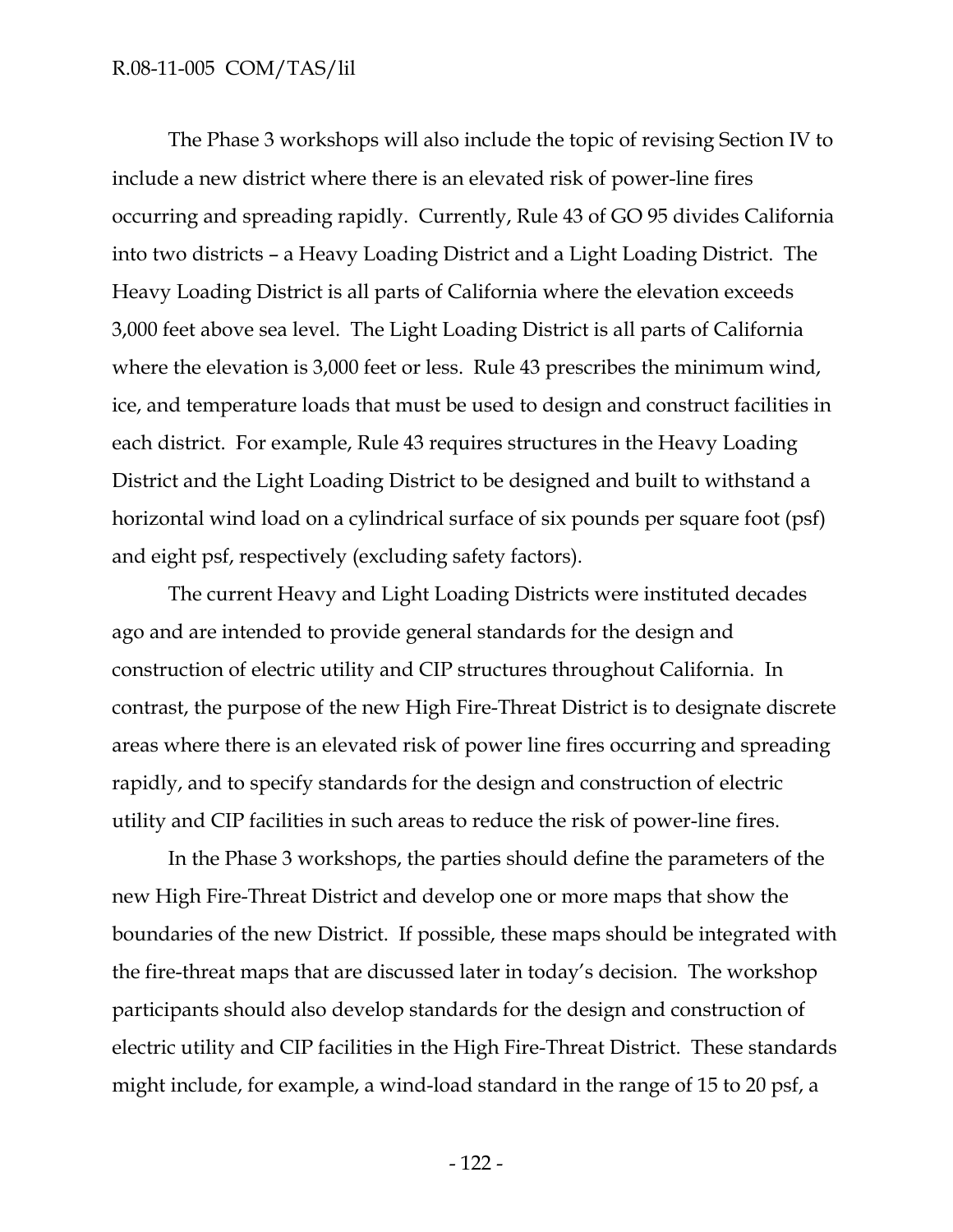The Phase 3 workshops will also include the topic of revising Section IV to include a new district where there is an elevated risk of power-line fires occurring and spreading rapidly. Currently, Rule 43 of GO 95 divides California into two districts – a Heavy Loading District and a Light Loading District. The Heavy Loading District is all parts of California where the elevation exceeds 3,000 feet above sea level. The Light Loading District is all parts of California where the elevation is 3,000 feet or less. Rule 43 prescribes the minimum wind, ice, and temperature loads that must be used to design and construct facilities in each district. For example, Rule 43 requires structures in the Heavy Loading District and the Light Loading District to be designed and built to withstand a horizontal wind load on a cylindrical surface of six pounds per square foot (psf) and eight psf, respectively (excluding safety factors).

The current Heavy and Light Loading Districts were instituted decades ago and are intended to provide general standards for the design and construction of electric utility and CIP structures throughout California. In contrast, the purpose of the new High Fire-Threat District is to designate discrete areas where there is an elevated risk of power line fires occurring and spreading rapidly, and to specify standards for the design and construction of electric utility and CIP facilities in such areas to reduce the risk of power-line fires.

In the Phase 3 workshops, the parties should define the parameters of the new High Fire-Threat District and develop one or more maps that show the boundaries of the new District. If possible, these maps should be integrated with the fire-threat maps that are discussed later in today's decision. The workshop participants should also develop standards for the design and construction of electric utility and CIP facilities in the High Fire-Threat District. These standards might include, for example, a wind-load standard in the range of 15 to 20 psf, a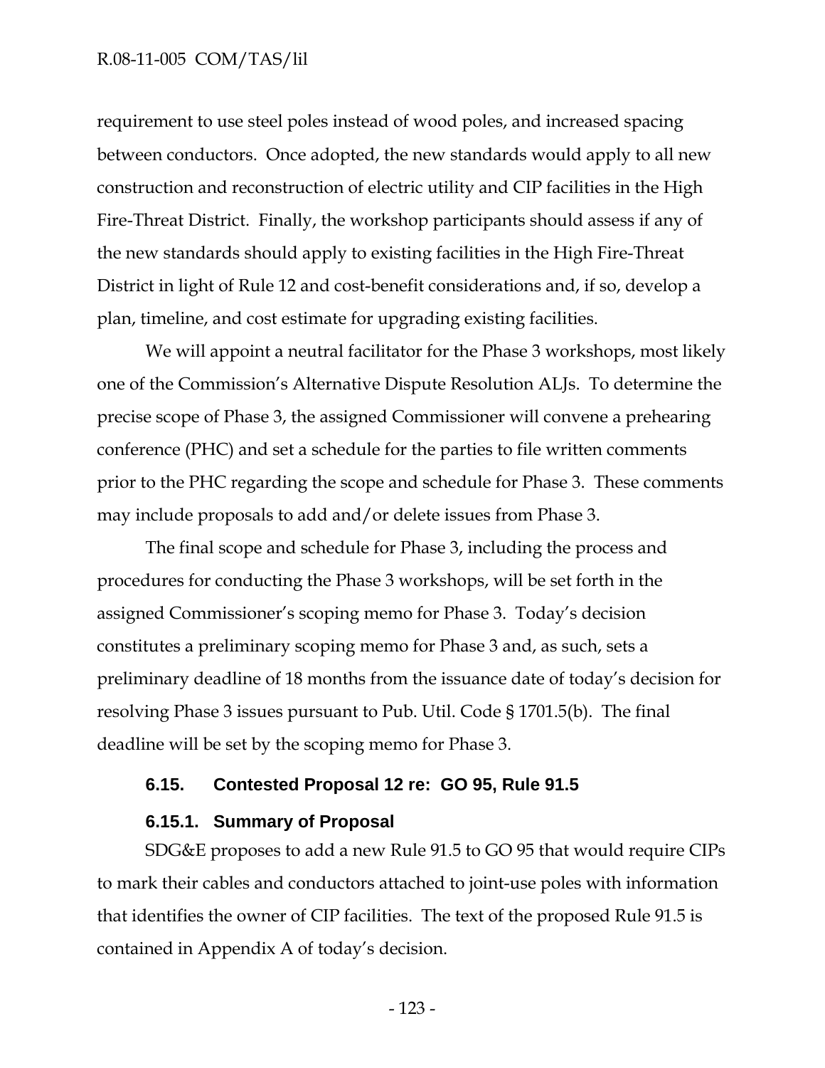requirement to use steel poles instead of wood poles, and increased spacing between conductors. Once adopted, the new standards would apply to all new construction and reconstruction of electric utility and CIP facilities in the High Fire-Threat District. Finally, the workshop participants should assess if any of the new standards should apply to existing facilities in the High Fire-Threat District in light of Rule 12 and cost-benefit considerations and, if so, develop a plan, timeline, and cost estimate for upgrading existing facilities.

We will appoint a neutral facilitator for the Phase 3 workshops, most likely one of the Commission's Alternative Dispute Resolution ALJs. To determine the precise scope of Phase 3, the assigned Commissioner will convene a prehearing conference (PHC) and set a schedule for the parties to file written comments prior to the PHC regarding the scope and schedule for Phase 3. These comments may include proposals to add and/or delete issues from Phase 3.

The final scope and schedule for Phase 3, including the process and procedures for conducting the Phase 3 workshops, will be set forth in the assigned Commissioner's scoping memo for Phase 3. Today's decision constitutes a preliminary scoping memo for Phase 3 and, as such, sets a preliminary deadline of 18 months from the issuance date of today's decision for resolving Phase 3 issues pursuant to Pub. Util. Code § 1701.5(b). The final deadline will be set by the scoping memo for Phase 3.

### 6.15. Contested Proposal 12 re: GO 95, Rule 91.5

#### 6.15.1. Summary of Proposal

SDG&E proposes to add a new Rule 91.5 to GO 95 that would require CIPs to mark their cables and conductors attached to joint-use poles with information that identifies the owner of CIP facilities. The text of the proposed Rule 91.5 is contained in Appendix A of today's decision.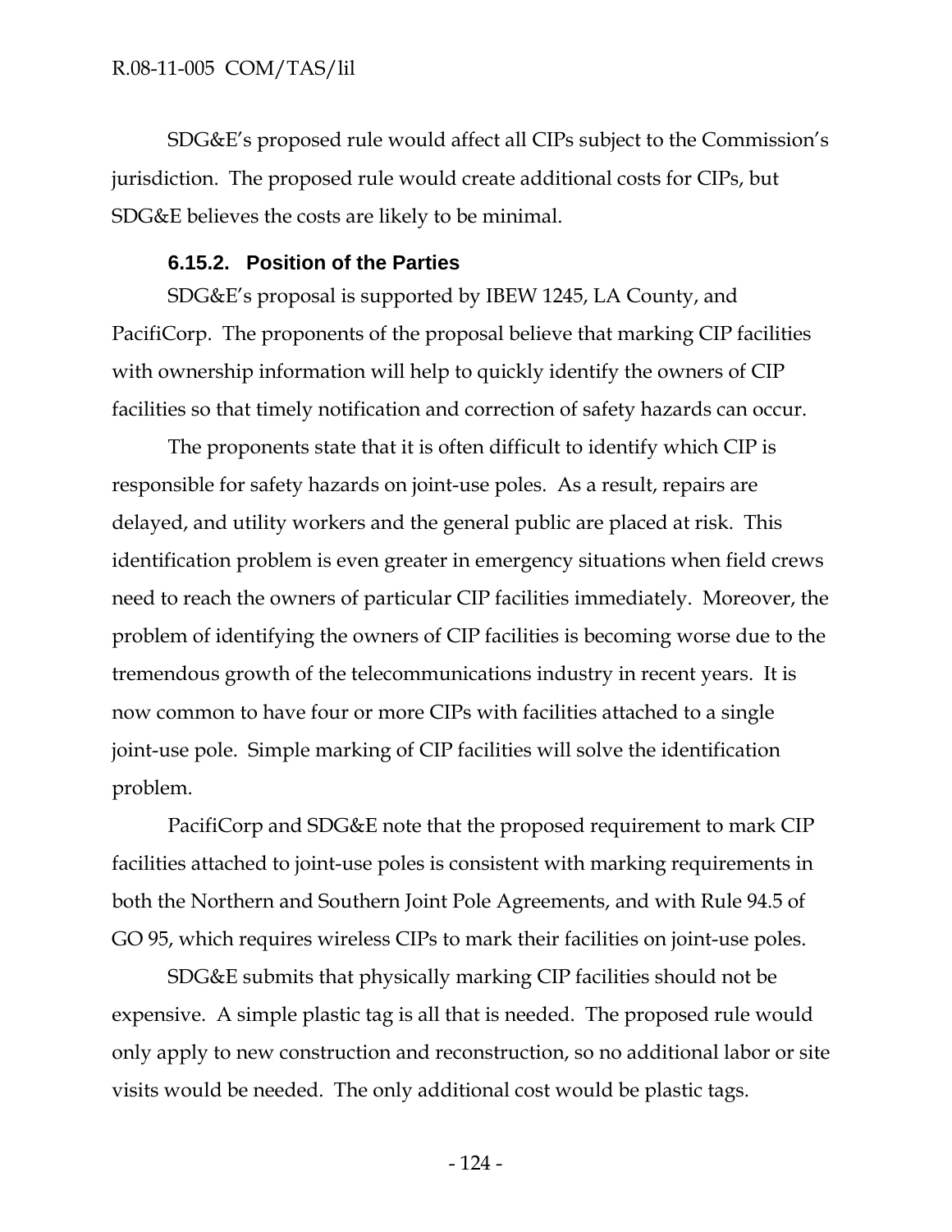SDG&E's proposed rule would affect all CIPs subject to the Commission's jurisdiction. The proposed rule would create additional costs for CIPs, but SDG&E believes the costs are likely to be minimal.

#### 6.15.2. Position of the Parties

SDG&E's proposal is supported by IBEW 1245, LA County, and PacifiCorp. The proponents of the proposal believe that marking CIP facilities with ownership information will help to quickly identify the owners of CIP facilities so that timely notification and correction of safety hazards can occur.

The proponents state that it is often difficult to identify which CIP is responsible for safety hazards on joint-use poles. As a result, repairs are delayed, and utility workers and the general public are placed at risk. This identification problem is even greater in emergency situations when field crews need to reach the owners of particular CIP facilities immediately. Moreover, the problem of identifying the owners of CIP facilities is becoming worse due to the tremendous growth of the telecommunications industry in recent years. It is now common to have four or more CIPs with facilities attached to a single joint-use pole. Simple marking of CIP facilities will solve the identification problem.

PacifiCorp and SDG&E note that the proposed requirement to mark CIP facilities attached to joint-use poles is consistent with marking requirements in both the Northern and Southern Joint Pole Agreements, and with Rule 94.5 of GO 95, which requires wireless CIPs to mark their facilities on joint-use poles.

SDG&E submits that physically marking CIP facilities should not be expensive. A simple plastic tag is all that is needed. The proposed rule would only apply to new construction and reconstruction, so no additional labor or site visits would be needed. The only additional cost would be plastic tags.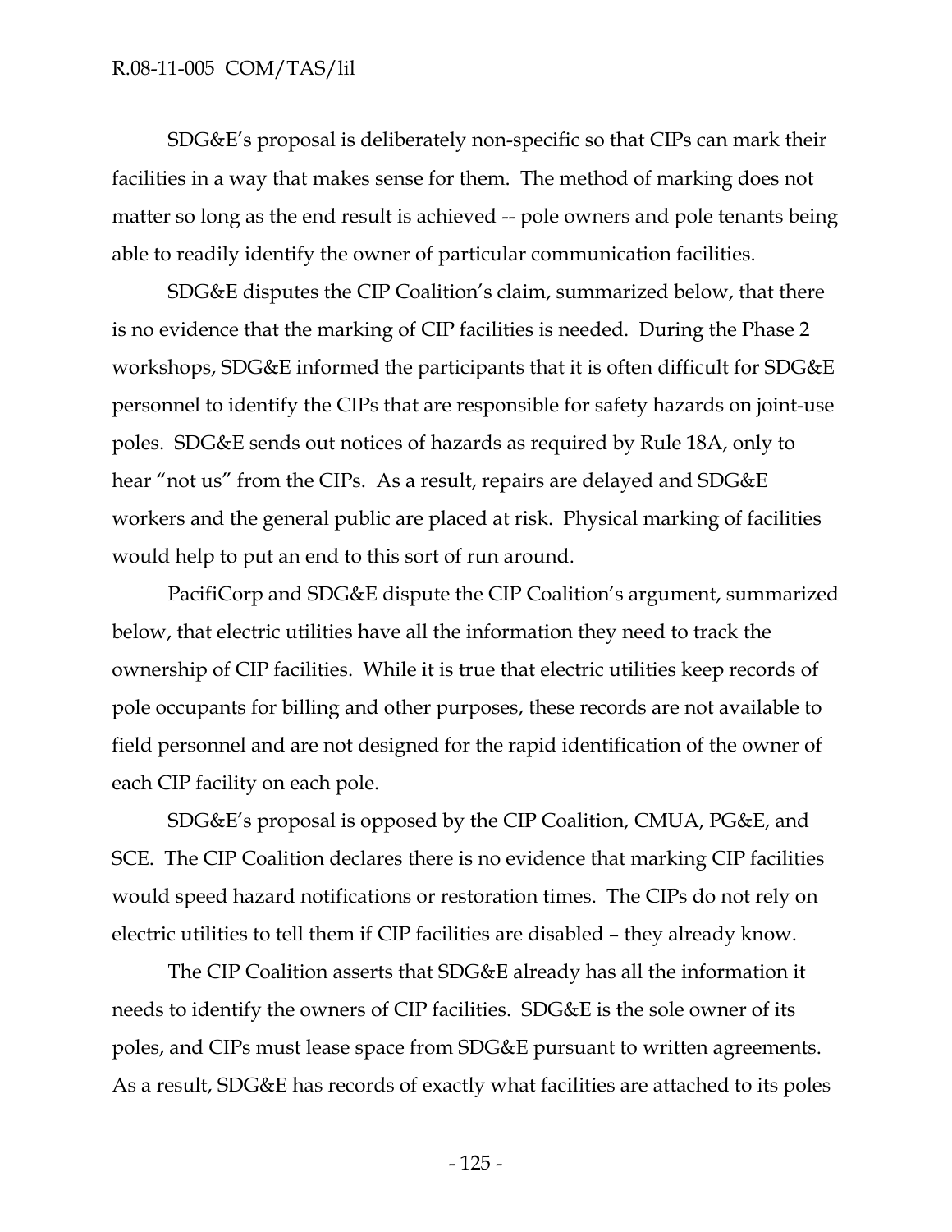SDG&E's proposal is deliberately non-specific so that CIPs can mark their facilities in a way that makes sense for them. The method of marking does not matter so long as the end result is achieved -- pole owners and pole tenants being able to readily identify the owner of particular communication facilities.

SDG&E disputes the CIP Coalition's claim, summarized below, that there is no evidence that the marking of CIP facilities is needed. During the Phase 2 workshops, SDG&E informed the participants that it is often difficult for SDG&E personnel to identify the CIPs that are responsible for safety hazards on joint-use poles. SDG&E sends out notices of hazards as required by Rule 18A, only to hear "not us" from the CIPs. As a result, repairs are delayed and SDG&E workers and the general public are placed at risk. Physical marking of facilities would help to put an end to this sort of run around.

PacifiCorp and SDG&E dispute the CIP Coalition's argument, summarized below, that electric utilities have all the information they need to track the ownership of CIP facilities. While it is true that electric utilities keep records of pole occupants for billing and other purposes, these records are not available to field personnel and are not designed for the rapid identification of the owner of each CIP facility on each pole.

SDG&E's proposal is opposed by the CIP Coalition, CMUA, PG&E, and SCE. The CIP Coalition declares there is no evidence that marking CIP facilities would speed hazard notifications or restoration times. The CIPs do not rely on electric utilities to tell them if CIP facilities are disabled – they already know.

The CIP Coalition asserts that SDG&E already has all the information it needs to identify the owners of CIP facilities. SDG&E is the sole owner of its poles, and CIPs must lease space from SDG&E pursuant to written agreements. As a result, SDG&E has records of exactly what facilities are attached to its poles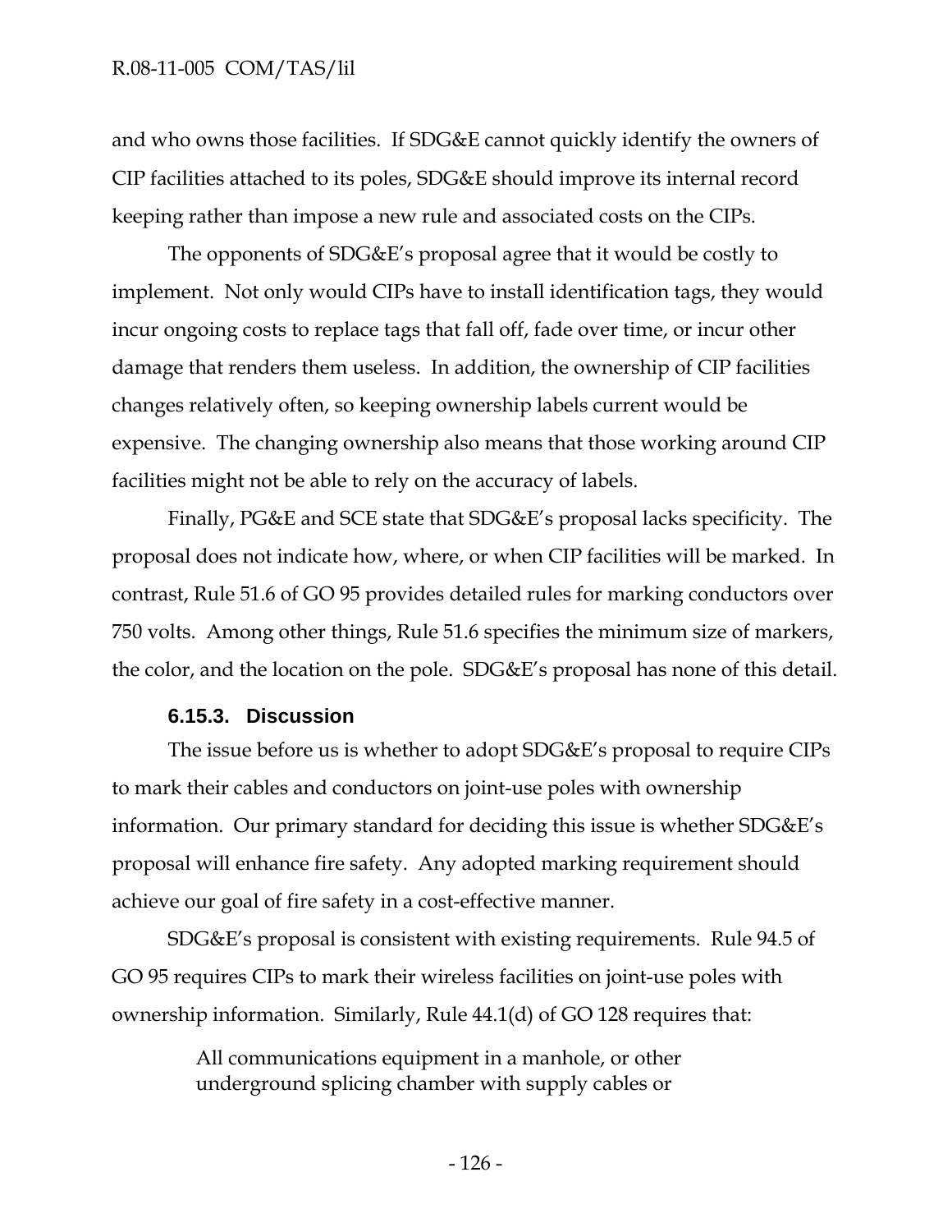and who owns those facilities. If SDG&E cannot quickly identify the owners of CIP facilities attached to its poles, SDG&E should improve its internal record keeping rather than impose a new rule and associated costs on the CIPs.

The opponents of SDG&E's proposal agree that it would be costly to implement. Not only would CIPs have to install identification tags, they would incur ongoing costs to replace tags that fall off, fade over time, or incur other damage that renders them useless. In addition, the ownership of CIP facilities changes relatively often, so keeping ownership labels current would be expensive. The changing ownership also means that those working around CIP facilities might not be able to rely on the accuracy of labels.

Finally, PG&E and SCE state that SDG&E's proposal lacks specificity. The proposal does not indicate how, where, or when CIP facilities will be marked. In contrast, Rule 51.6 of GO 95 provides detailed rules for marking conductors over 750 volts. Among other things, Rule 51.6 specifies the minimum size of markers, the color, and the location on the pole. SDG&E's proposal has none of this detail.

#### 6.15.3. Discussion

The issue before us is whether to adopt SDG&E's proposal to require CIPs to mark their cables and conductors on joint-use poles with ownership information. Our primary standard for deciding this issue is whether SDG&E's proposal will enhance fire safety. Any adopted marking requirement should achieve our goal of fire safety in a cost-effective manner.

SDG&E's proposal is consistent with existing requirements. Rule 94.5 of GO 95 requires CIPs to mark their wireless facilities on joint-use poles with ownership information. Similarly, Rule 44.1(d) of GO 128 requires that:

> All communications equipment in a manhole, or other underground splicing chamber with supply cables or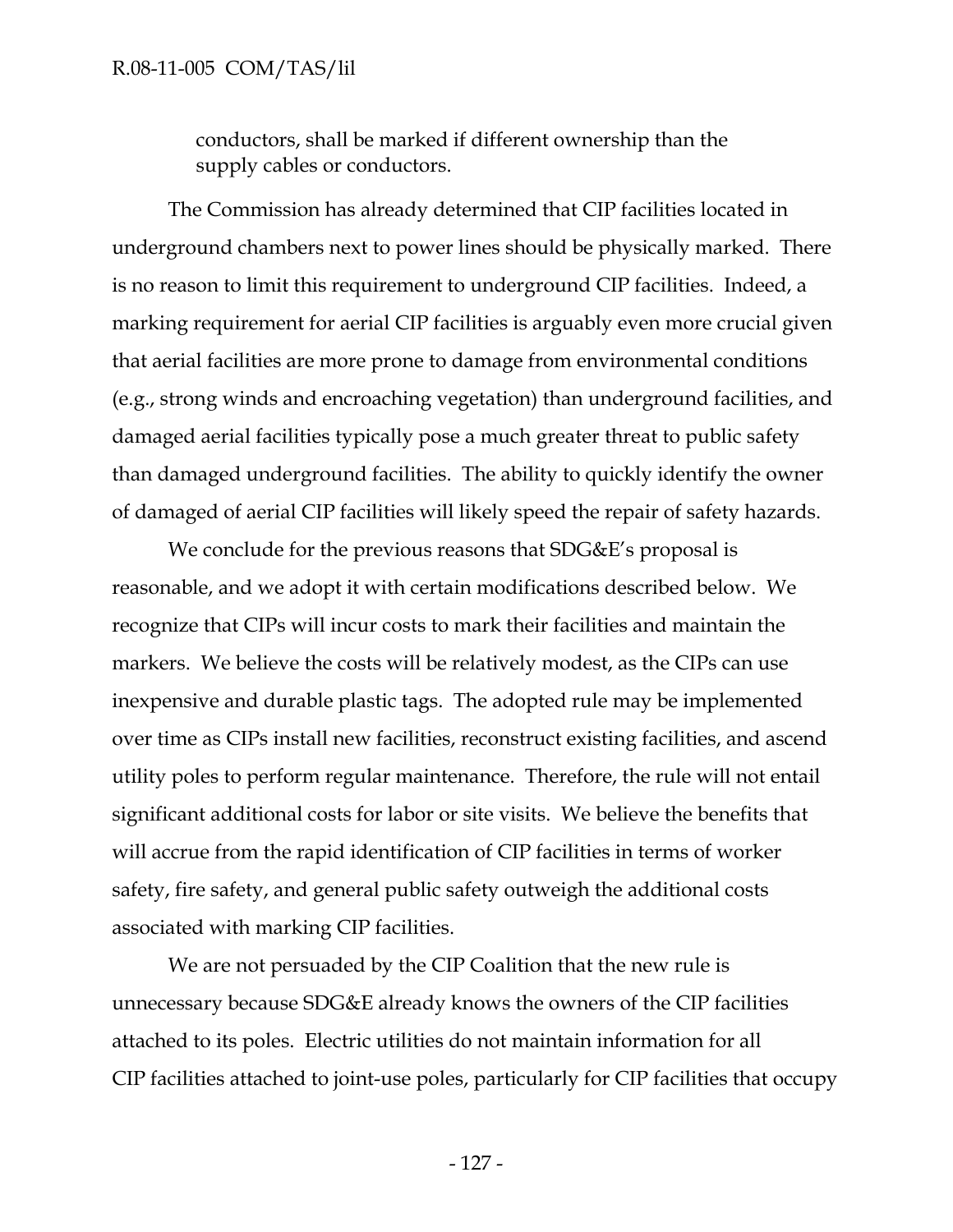> conductors, shall be marked if different ownership than the supply cables or conductors.

The Commission has already determined that CIP facilities located in underground chambers next to power lines should be physically marked. There is no reason to limit this requirement to underground CIP facilities. Indeed, a marking requirement for aerial CIP facilities is arguably even more crucial given that aerial facilities are more prone to damage from environmental conditions (e.g., strong winds and encroaching vegetation) than underground facilities, and damaged aerial facilities typically pose a much greater threat to public safety than damaged underground facilities. The ability to quickly identify the owner of damaged of aerial CIP facilities will likely speed the repair of safety hazards.

We conclude for the previous reasons that SDG&E's proposal is reasonable, and we adopt it with certain modifications described below. We recognize that CIPs will incur costs to mark their facilities and maintain the markers. We believe the costs will be relatively modest, as the CIPs can use inexpensive and durable plastic tags. The adopted rule may be implemented over time as CIPs install new facilities, reconstruct existing facilities, and ascend utility poles to perform regular maintenance. Therefore, the rule will not entail significant additional costs for labor or site visits. We believe the benefits that will accrue from the rapid identification of CIP facilities in terms of worker safety, fire safety, and general public safety outweigh the additional costs associated with marking CIP facilities.

We are not persuaded by the CIP Coalition that the new rule is unnecessary because SDG&E already knows the owners of the CIP facilities attached to its poles. Electric utilities do not maintain information for all CIP facilities attached to joint-use poles, particularly for CIP facilities that occupy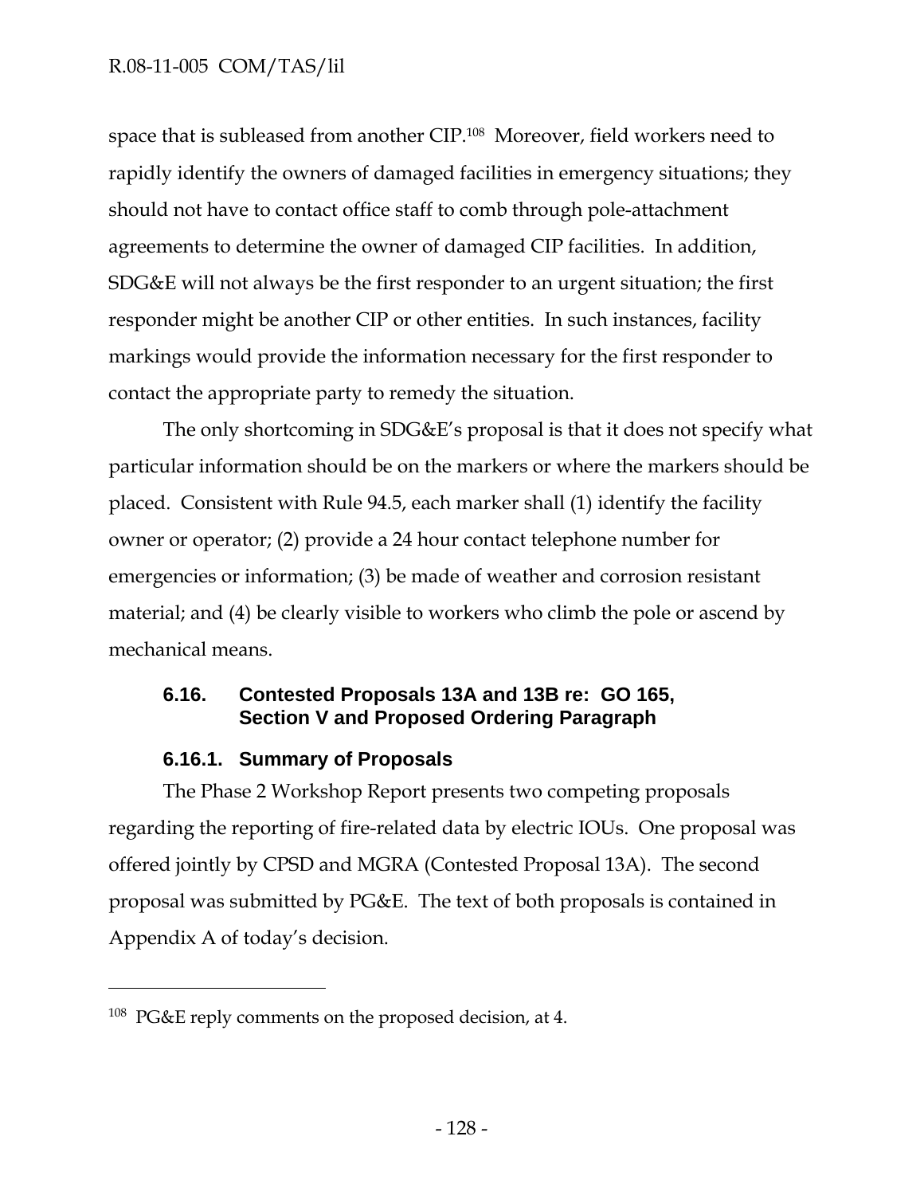space that is subleased from another CIP.[108] Moreover, field workers need to rapidly identify the owners of damaged facilities in emergency situations; they should not have to contact office staff to comb through pole-attachment agreements to determine the owner of damaged CIP facilities. In addition, SDG&E will not always be the first responder to an urgent situation; the first responder might be another CIP or other entities. In such instances, facility markings would provide the information necessary for the first responder to contact the appropriate party to remedy the situation.

The only shortcoming in SDG&E's proposal is that it does not specify what particular information should be on the markers or where the markers should be placed. Consistent with Rule 94.5, each marker shall (1) identify the facility owner or operator; (2) provide a 24 hour contact telephone number for emergencies or information; (3) be made of weather and corrosion resistant material; and (4) be clearly visible to workers who climb the pole or ascend by mechanical means.

### 6.16. Contested Proposals 13A and 13B re: GO 165, Section V and Proposed Ordering Paragraph

#### 6.16.1. Summary of Proposals

The Phase 2 Workshop Report presents two competing proposals regarding the reporting of fire-related data by electric IOUs. One proposal was offered jointly by CPSD and MGRA (Contested Proposal 13A). The second proposal was submitted by PG&E. The text of both proposals is contained in Appendix A of today's decision.

---

[108] PG&E reply comments on the proposed decision, at 4.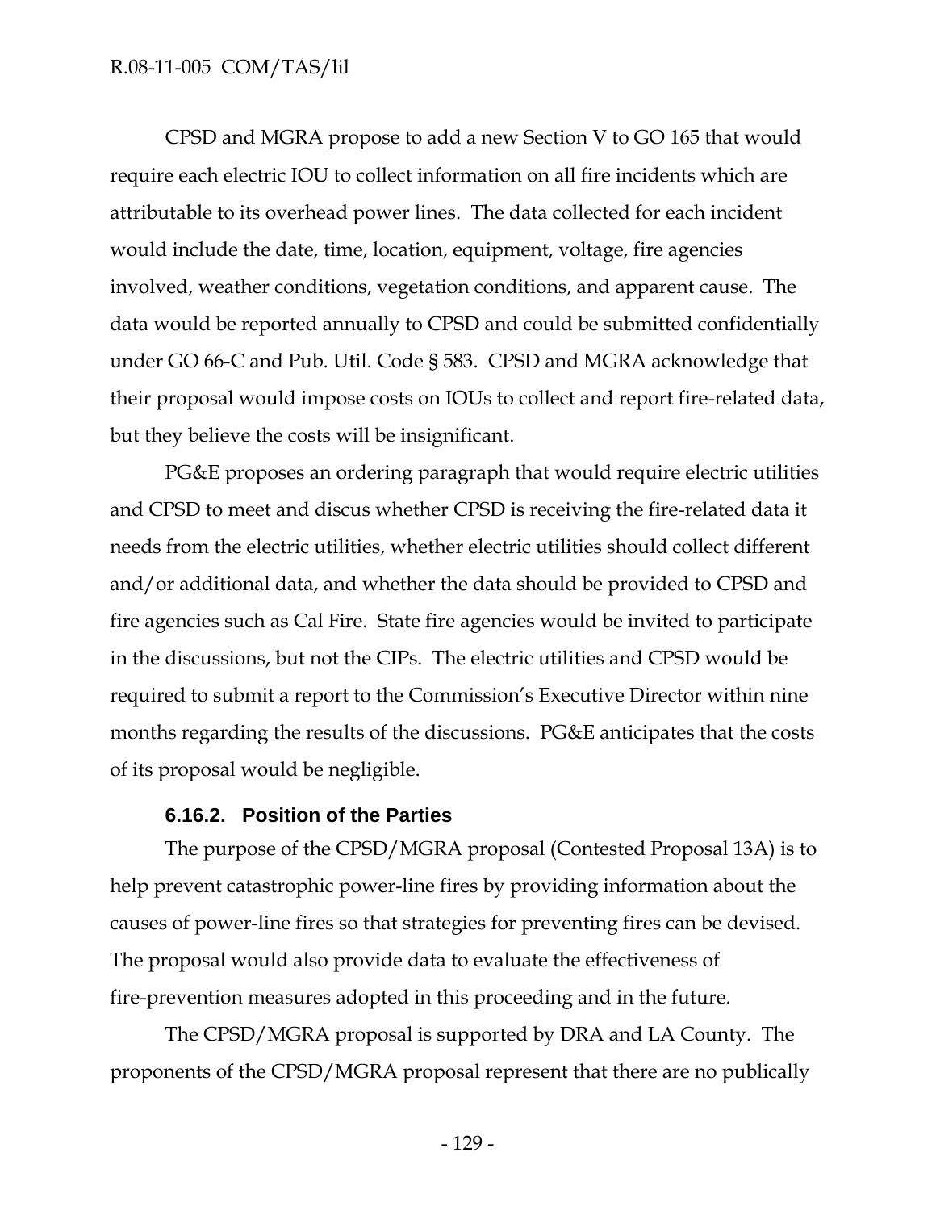CPSD and MGRA propose to add a new Section V to GO 165 that would require each electric IOU to collect information on all fire incidents which are attributable to its overhead power lines. The data collected for each incident would include the date, time, location, equipment, voltage, fire agencies involved, weather conditions, vegetation conditions, and apparent cause. The data would be reported annually to CPSD and could be submitted confidentially under GO 66-C and Pub. Util. Code § 583. CPSD and MGRA acknowledge that their proposal would impose costs on IOUs to collect and report fire-related data, but they believe the costs will be insignificant.

PG&E proposes an ordering paragraph that would require electric utilities and CPSD to meet and discus whether CPSD is receiving the fire-related data it needs from the electric utilities, whether electric utilities should collect different and/or additional data, and whether the data should be provided to CPSD and fire agencies such as Cal Fire. State fire agencies would be invited to participate in the discussions, but not the CIPs. The electric utilities and CPSD would be required to submit a report to the Commission's Executive Director within nine months regarding the results of the discussions. PG&E anticipates that the costs of its proposal would be negligible.

### 6.16.2. Position of the Parties

The purpose of the CPSD/MGRA proposal (Contested Proposal 13A) is to help prevent catastrophic power-line fires by providing information about the causes of power-line fires so that strategies for preventing fires can be devised. The proposal would also provide data to evaluate the effectiveness of fire-prevention measures adopted in this proceeding and in the future.

The CPSD/MGRA proposal is supported by DRA and LA County. The proponents of the CPSD/MGRA proposal represent that there are no publically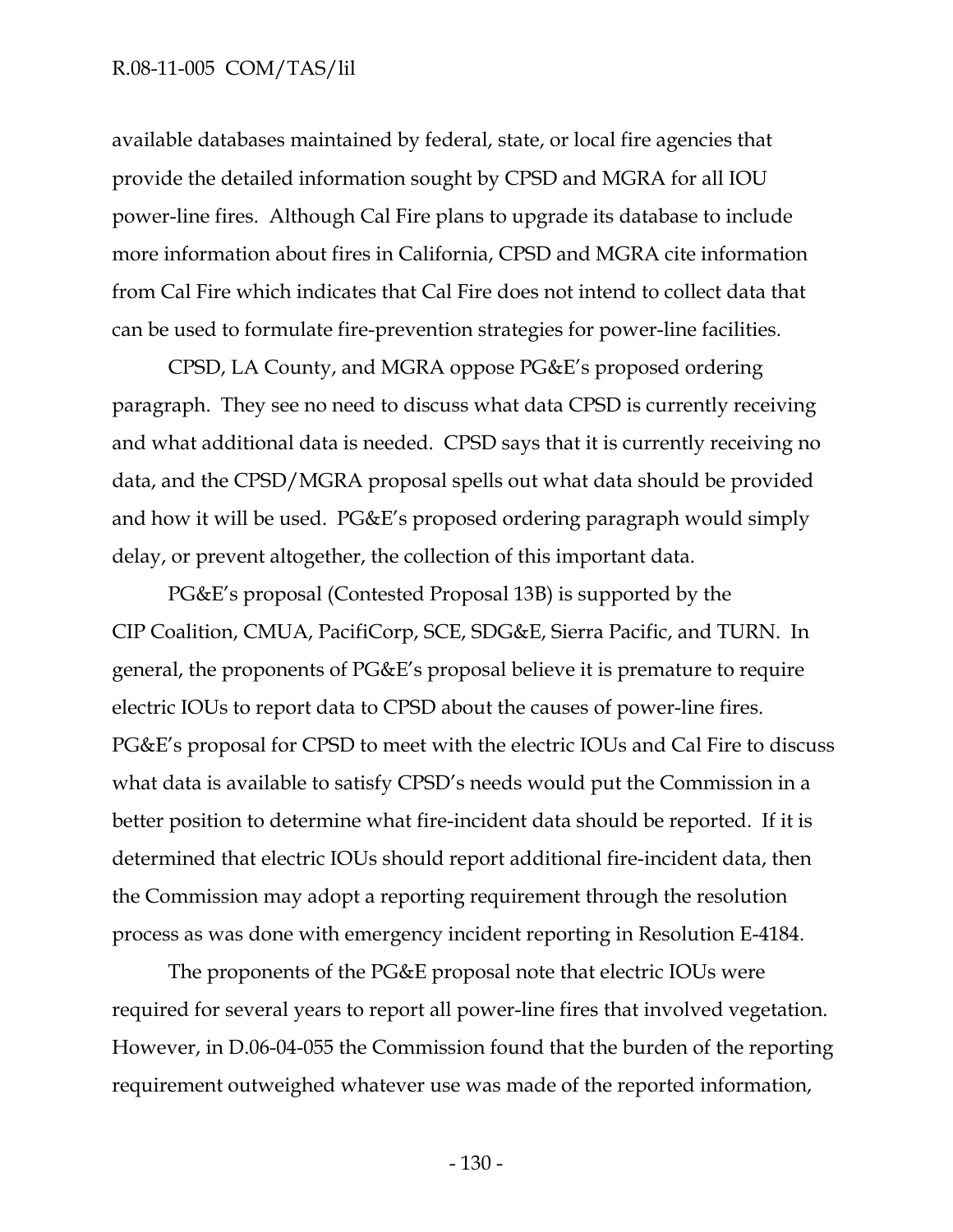available databases maintained by federal, state, or local fire agencies that provide the detailed information sought by CPSD and MGRA for all IOU power-line fires. Although Cal Fire plans to upgrade its database to include more information about fires in California, CPSD and MGRA cite information from Cal Fire which indicates that Cal Fire does not intend to collect data that can be used to formulate fire-prevention strategies for power-line facilities.

CPSD, LA County, and MGRA oppose PG&E's proposed ordering paragraph. They see no need to discuss what data CPSD is currently receiving and what additional data is needed. CPSD says that it is currently receiving no data, and the CPSD/MGRA proposal spells out what data should be provided and how it will be used. PG&E's proposed ordering paragraph would simply delay, or prevent altogether, the collection of this important data.

PG&E's proposal (Contested Proposal 13B) is supported by the CIP Coalition, CMUA, PacifiCorp, SCE, SDG&E, Sierra Pacific, and TURN. In general, the proponents of PG&E's proposal believe it is premature to require electric IOUs to report data to CPSD about the causes of power-line fires. PG&E's proposal for CPSD to meet with the electric IOUs and Cal Fire to discuss what data is available to satisfy CPSD's needs would put the Commission in a better position to determine what fire-incident data should be reported. If it is determined that electric IOUs should report additional fire-incident data, then the Commission may adopt a reporting requirement through the resolution process as was done with emergency incident reporting in Resolution E-4184.

The proponents of the PG&E proposal note that electric IOUs were required for several years to report all power-line fires that involved vegetation. However, in D.06-04-055 the Commission found that the burden of the reporting requirement outweighed whatever use was made of the reported information,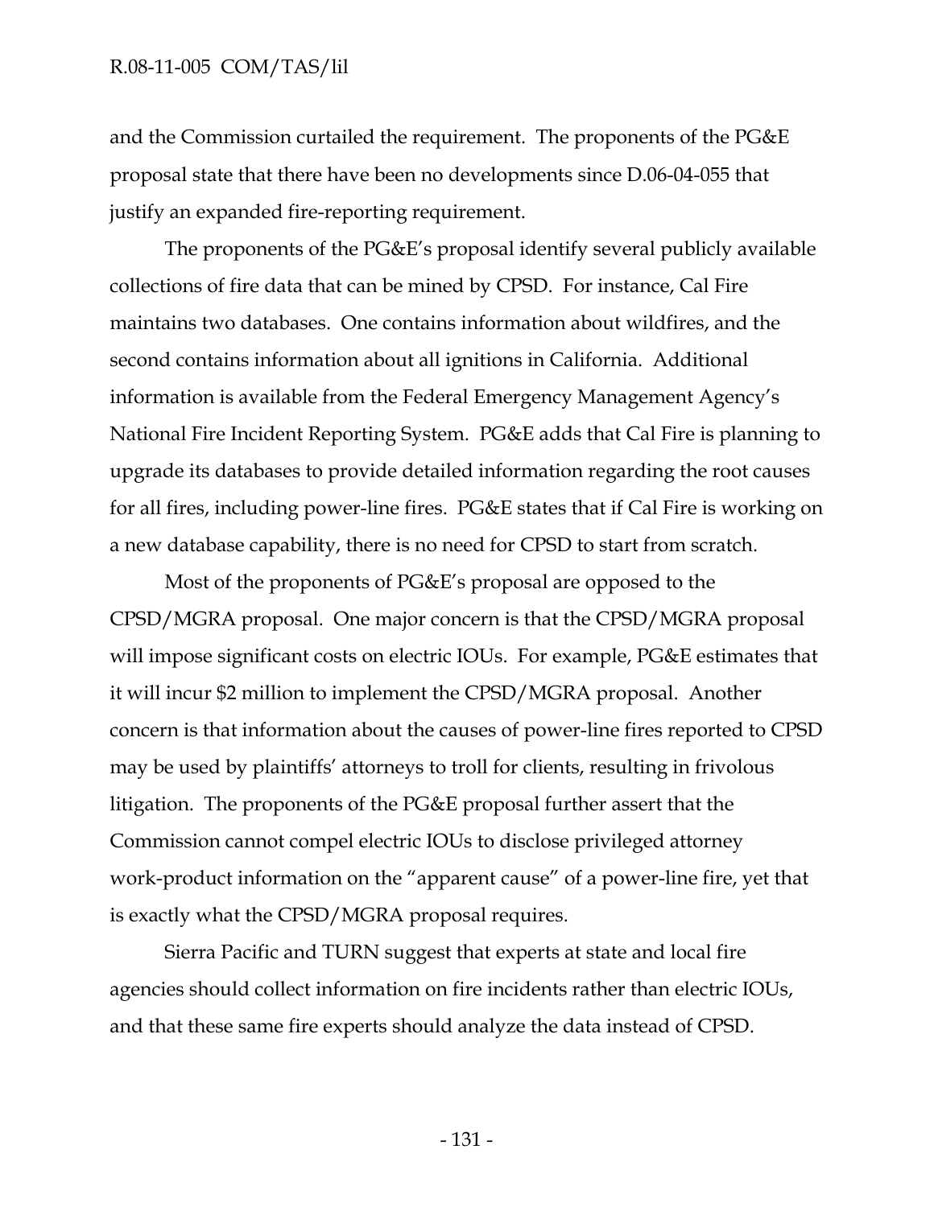and the Commission curtailed the requirement. The proponents of the PG&E proposal state that there have been no developments since D.06-04-055 that justify an expanded fire-reporting requirement.

The proponents of the PG&E's proposal identify several publicly available collections of fire data that can be mined by CPSD. For instance, Cal Fire maintains two databases. One contains information about wildfires, and the second contains information about all ignitions in California. Additional information is available from the Federal Emergency Management Agency's National Fire Incident Reporting System. PG&E adds that Cal Fire is planning to upgrade its databases to provide detailed information regarding the root causes for all fires, including power-line fires. PG&E states that if Cal Fire is working on a new database capability, there is no need for CPSD to start from scratch.

Most of the proponents of PG&E's proposal are opposed to the CPSD/MGRA proposal. One major concern is that the CPSD/MGRA proposal will impose significant costs on electric IOUs. For example, PG&E estimates that it will incur $2 million to implement the CPSD/MGRA proposal. Another concern is that information about the causes of power-line fires reported to CPSD may be used by plaintiffs' attorneys to troll for clients, resulting in frivolous litigation. The proponents of the PG&E proposal further assert that the Commission cannot compel electric IOUs to disclose privileged attorney work-product information on the "apparent cause" of a power-line fire, yet that is exactly what the CPSD/MGRA proposal requires.

Sierra Pacific and TURN suggest that experts at state and local fire agencies should collect information on fire incidents rather than electric IOUs, and that these same fire experts should analyze the data instead of CPSD.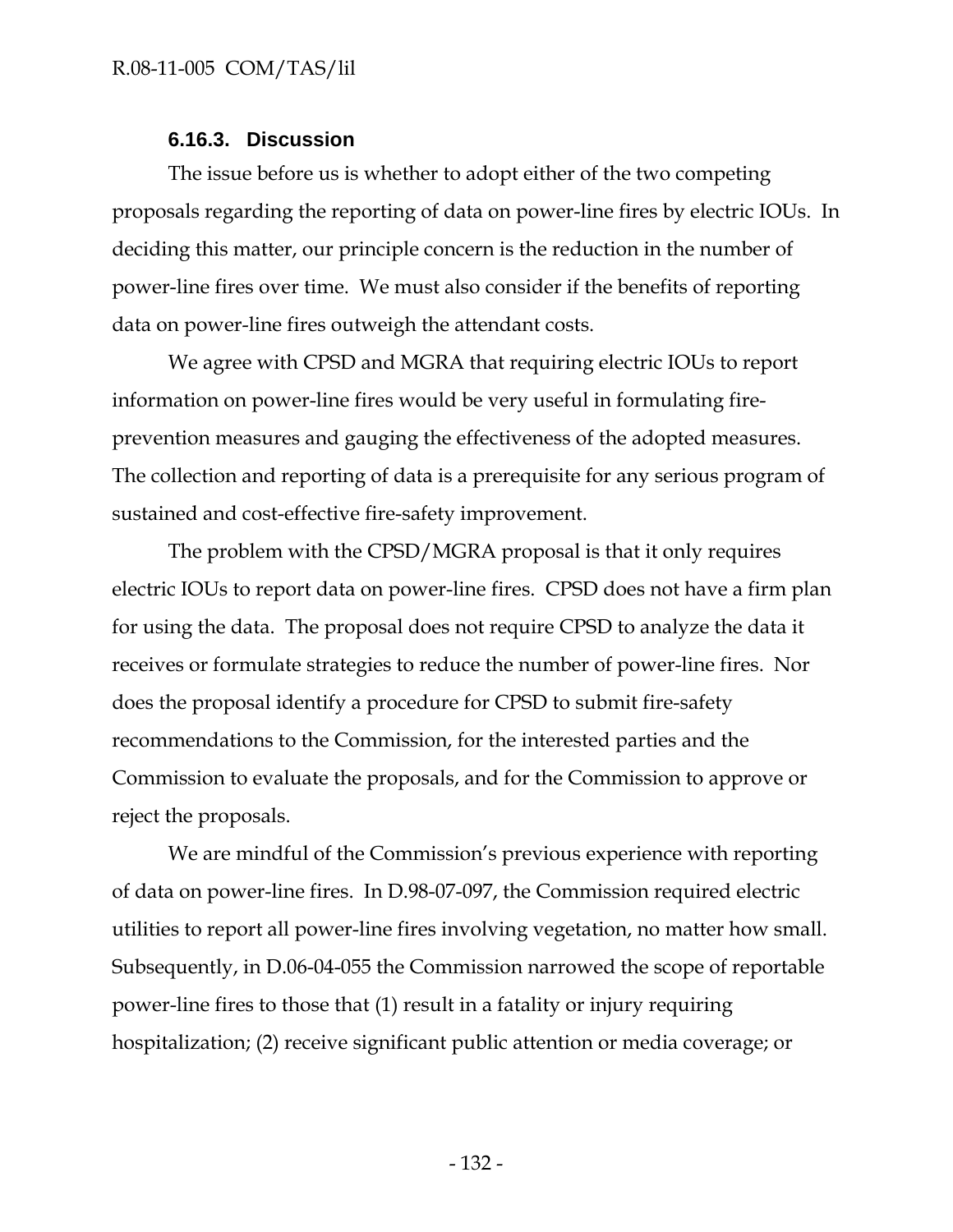### 6.16.3. Discussion

The issue before us is whether to adopt either of the two competing proposals regarding the reporting of data on power-line fires by electric IOUs. In deciding this matter, our principle concern is the reduction in the number of power-line fires over time. We must also consider if the benefits of reporting data on power-line fires outweigh the attendant costs.

We agree with CPSD and MGRA that requiring electric IOUs to report information on power-line fires would be very useful in formulating fire-prevention measures and gauging the effectiveness of the adopted measures. The collection and reporting of data is a prerequisite for any serious program of sustained and cost-effective fire-safety improvement.

The problem with the CPSD/MGRA proposal is that it only requires electric IOUs to report data on power-line fires. CPSD does not have a firm plan for using the data. The proposal does not require CPSD to analyze the data it receives or formulate strategies to reduce the number of power-line fires. Nor does the proposal identify a procedure for CPSD to submit fire-safety recommendations to the Commission, for the interested parties and the Commission to evaluate the proposals, and for the Commission to approve or reject the proposals.

We are mindful of the Commission's previous experience with reporting of data on power-line fires. In D.98-07-097, the Commission required electric utilities to report all power-line fires involving vegetation, no matter how small. Subsequently, in D.06-04-055 the Commission narrowed the scope of reportable power-line fires to those that (1) result in a fatality or injury requiring hospitalization; (2) receive significant public attention or media coverage; or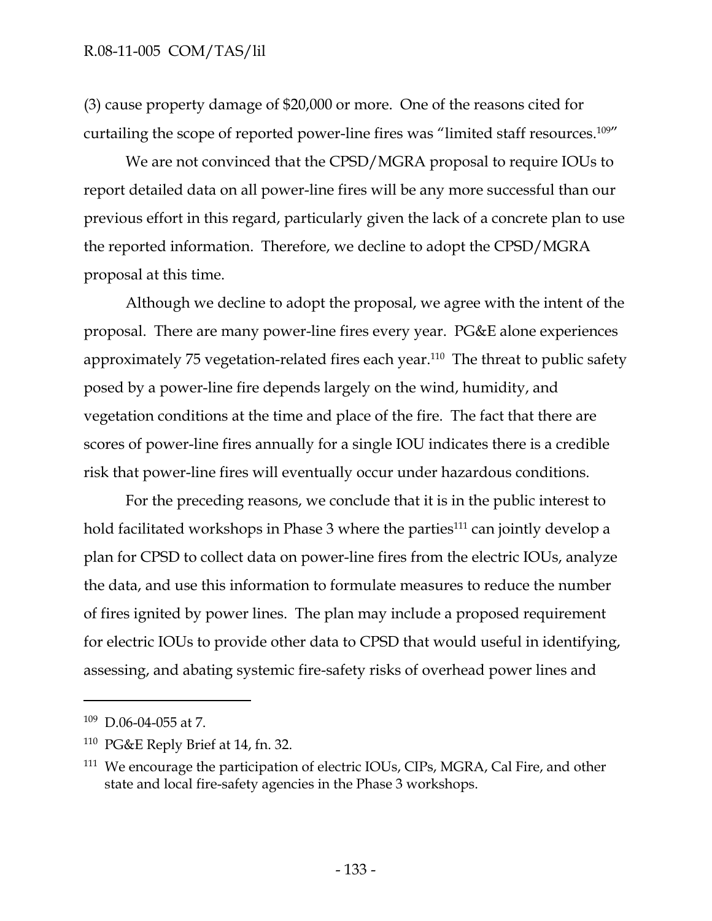(3) cause property damage of $20,000 or more. One of the reasons cited for curtailing the scope of reported power-line fires was "limited staff resources.[109]"

We are not convinced that the CPSD/MGRA proposal to require IOUs to report detailed data on all power-line fires will be any more successful than our previous effort in this regard, particularly given the lack of a concrete plan to use the reported information. Therefore, we decline to adopt the CPSD/MGRA proposal at this time.

Although we decline to adopt the proposal, we agree with the intent of the proposal. There are many power-line fires every year. PG&E alone experiences approximately 75 vegetation-related fires each year.[110] The threat to public safety posed by a power-line fire depends largely on the wind, humidity, and vegetation conditions at the time and place of the fire. The fact that there are scores of power-line fires annually for a single IOU indicates there is a credible risk that power-line fires will eventually occur under hazardous conditions.

For the preceding reasons, we conclude that it is in the public interest to hold facilitated workshops in Phase 3 where the parties[111] can jointly develop a plan for CPSD to collect data on power-line fires from the electric IOUs, analyze the data, and use this information to formulate measures to reduce the number of fires ignited by power lines. The plan may include a proposed requirement for electric IOUs to provide other data to CPSD that would useful in identifying, assessing, and abating systemic fire-safety risks of overhead power lines and

---

[109] D.06-04-055 at 7.

[110] PG&E Reply Brief at 14, fn. 32.

[111] We encourage the participation of electric IOUs, CIPs, MGRA, Cal Fire, and other state and local fire-safety agencies in the Phase 3 workshops.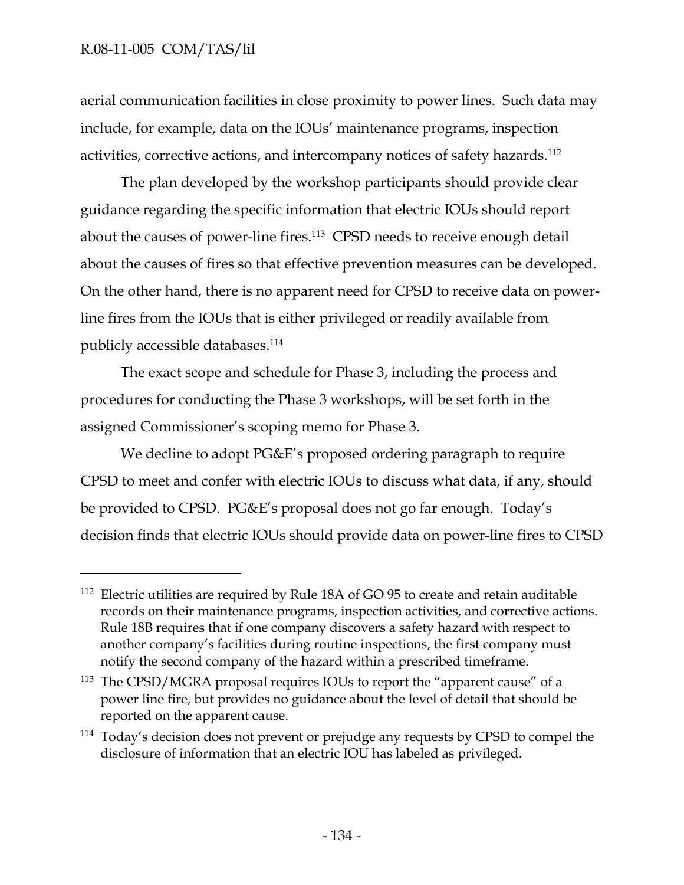aerial communication facilities in close proximity to power lines. Such data may include, for example, data on the IOUs' maintenance programs, inspection activities, corrective actions, and intercompany notices of safety hazards.[112]

The plan developed by the workshop participants should provide clear guidance regarding the specific information that electric IOUs should report about the causes of power-line fires.[113] CPSD needs to receive enough detail about the causes of fires so that effective prevention measures can be developed. On the other hand, there is no apparent need for CPSD to receive data on power-line fires from the IOUs that is either privileged or readily available from publicly accessible databases.[114]

The exact scope and schedule for Phase 3, including the process and procedures for conducting the Phase 3 workshops, will be set forth in the assigned Commissioner's scoping memo for Phase 3.

We decline to adopt PG&E's proposed ordering paragraph to require CPSD to meet and confer with electric IOUs to discuss what data, if any, should be provided to CPSD. PG&E's proposal does not go far enough. Today's decision finds that electric IOUs should provide data on power-line fires to CPSD

---

[112] Electric utilities are required by Rule 18A of GO 95 to create and retain auditable records on their maintenance programs, inspection activities, and corrective actions. Rule 18B requires that if one company discovers a safety hazard with respect to another company's facilities during routine inspections, the first company must notify the second company of the hazard within a prescribed timeframe.

[113] The CPSD/MGRA proposal requires IOUs to report the "apparent cause" of a power line fire, but provides no guidance about the level of detail that should be reported on the apparent cause.

[114] Today's decision does not prevent or prejudge any requests by CPSD to compel the disclosure of information that an electric IOU has labeled as privileged.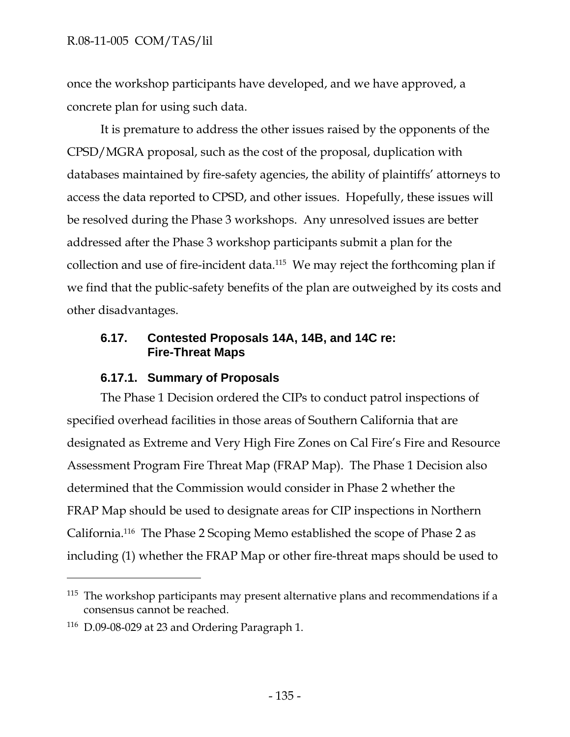once the workshop participants have developed, and we have approved, a concrete plan for using such data.

It is premature to address the other issues raised by the opponents of the CPSD/MGRA proposal, such as the cost of the proposal, duplication with databases maintained by fire-safety agencies, the ability of plaintiffs' attorneys to access the data reported to CPSD, and other issues. Hopefully, these issues will be resolved during the Phase 3 workshops. Any unresolved issues are better addressed after the Phase 3 workshop participants submit a plan for the collection and use of fire-incident data.[115] We may reject the forthcoming plan if we find that the public-safety benefits of the plan are outweighed by its costs and other disadvantages.

### 6.17. Contested Proposals 14A, 14B, and 14C re: Fire-Threat Maps

#### 6.17.1. Summary of Proposals

The Phase 1 Decision ordered the CIPs to conduct patrol inspections of specified overhead facilities in those areas of Southern California that are designated as Extreme and Very High Fire Zones on Cal Fire's Fire and Resource Assessment Program Fire Threat Map (FRAP Map). The Phase 1 Decision also determined that the Commission would consider in Phase 2 whether the FRAP Map should be used to designate areas for CIP inspections in Northern California.[116] The Phase 2 Scoping Memo established the scope of Phase 2 as including (1) whether the FRAP Map or other fire-threat maps should be used to

---

[115] The workshop participants may present alternative plans and recommendations if a consensus cannot be reached.

[116] D.09-08-029 at 23 and Ordering Paragraph 1.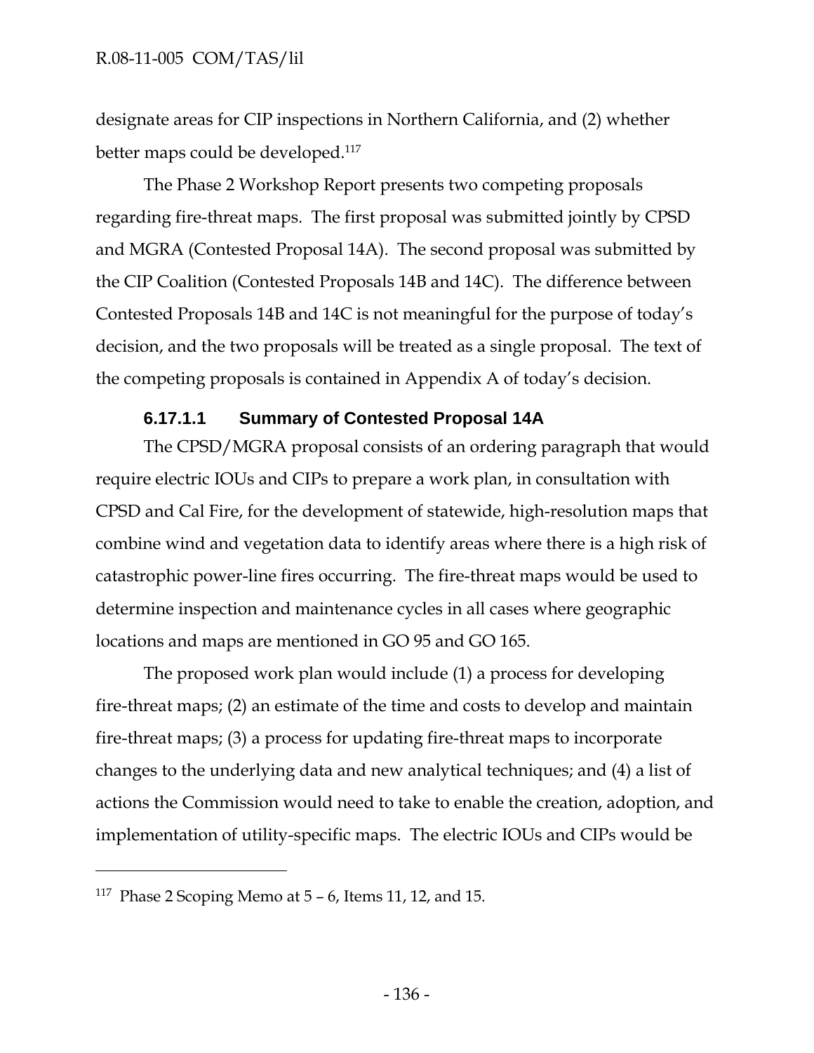designate areas for CIP inspections in Northern California, and (2) whether better maps could be developed.[117]

The Phase 2 Workshop Report presents two competing proposals regarding fire-threat maps. The first proposal was submitted jointly by CPSD and MGRA (Contested Proposal 14A). The second proposal was submitted by the CIP Coalition (Contested Proposals 14B and 14C). The difference between Contested Proposals 14B and 14C is not meaningful for the purpose of today's decision, and the two proposals will be treated as a single proposal. The text of the competing proposals is contained in Appendix A of today's decision.

#### 6.17.1.1 Summary of Contested Proposal 14A

The CPSD/MGRA proposal consists of an ordering paragraph that would require electric IOUs and CIPs to prepare a work plan, in consultation with CPSD and Cal Fire, for the development of statewide, high-resolution maps that combine wind and vegetation data to identify areas where there is a high risk of catastrophic power-line fires occurring. The fire-threat maps would be used to determine inspection and maintenance cycles in all cases where geographic locations and maps are mentioned in GO 95 and GO 165.

The proposed work plan would include (1) a process for developing fire-threat maps; (2) an estimate of the time and costs to develop and maintain fire-threat maps; (3) a process for updating fire-threat maps to incorporate changes to the underlying data and new analytical techniques; and (4) a list of actions the Commission would need to take to enable the creation, adoption, and implementation of utility-specific maps. The electric IOUs and CIPs would be

---

[117] Phase 2 Scoping Memo at 5 – 6, Items 11, 12, and 15.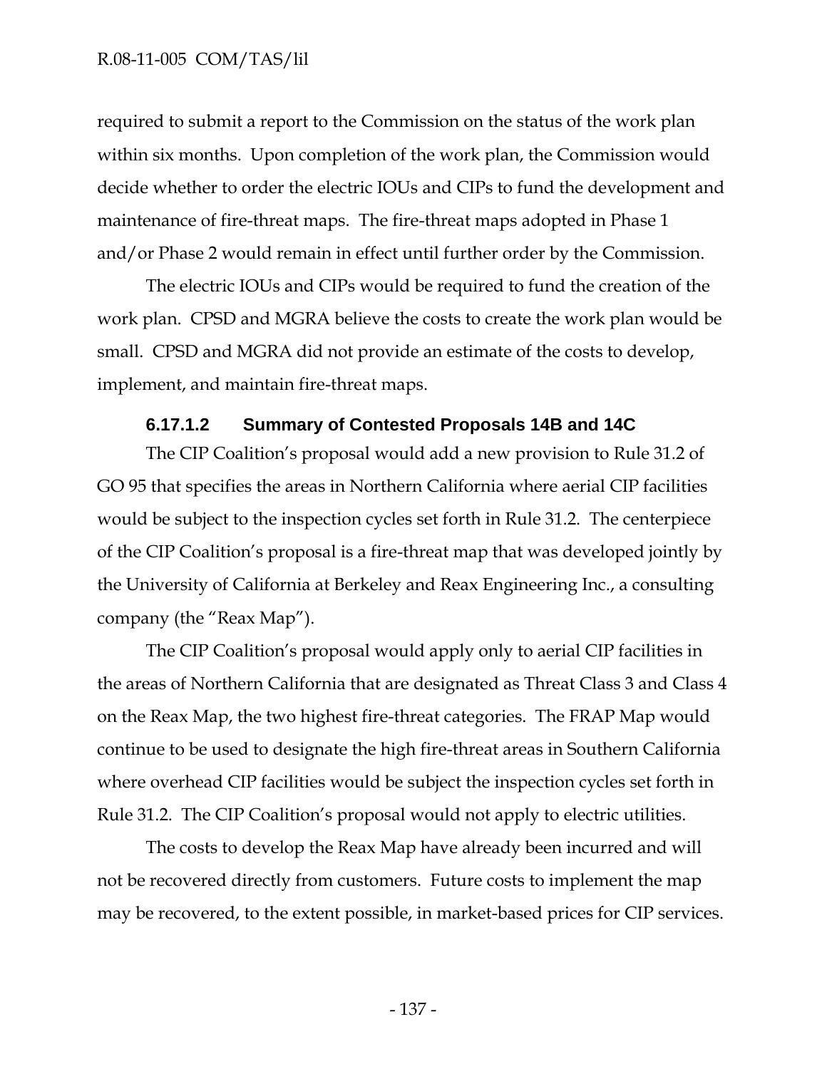required to submit a report to the Commission on the status of the work plan within six months. Upon completion of the work plan, the Commission would decide whether to order the electric IOUs and CIPs to fund the development and maintenance of fire-threat maps. The fire-threat maps adopted in Phase 1 and/or Phase 2 would remain in effect until further order by the Commission.

The electric IOUs and CIPs would be required to fund the creation of the work plan. CPSD and MGRA believe the costs to create the work plan would be small. CPSD and MGRA did not provide an estimate of the costs to develop, implement, and maintain fire-threat maps.

#### 6.17.1.2 Summary of Contested Proposals 14B and 14C

The CIP Coalition's proposal would add a new provision to Rule 31.2 of GO 95 that specifies the areas in Northern California where aerial CIP facilities would be subject to the inspection cycles set forth in Rule 31.2. The centerpiece of the CIP Coalition's proposal is a fire-threat map that was developed jointly by the University of California at Berkeley and Reax Engineering Inc., a consulting company (the "Reax Map").

The CIP Coalition's proposal would apply only to aerial CIP facilities in the areas of Northern California that are designated as Threat Class 3 and Class 4 on the Reax Map, the two highest fire-threat categories. The FRAP Map would continue to be used to designate the high fire-threat areas in Southern California where overhead CIP facilities would be subject the inspection cycles set forth in Rule 31.2. The CIP Coalition's proposal would not apply to electric utilities.

The costs to develop the Reax Map have already been incurred and will not be recovered directly from customers. Future costs to implement the map may be recovered, to the extent possible, in market-based prices for CIP services.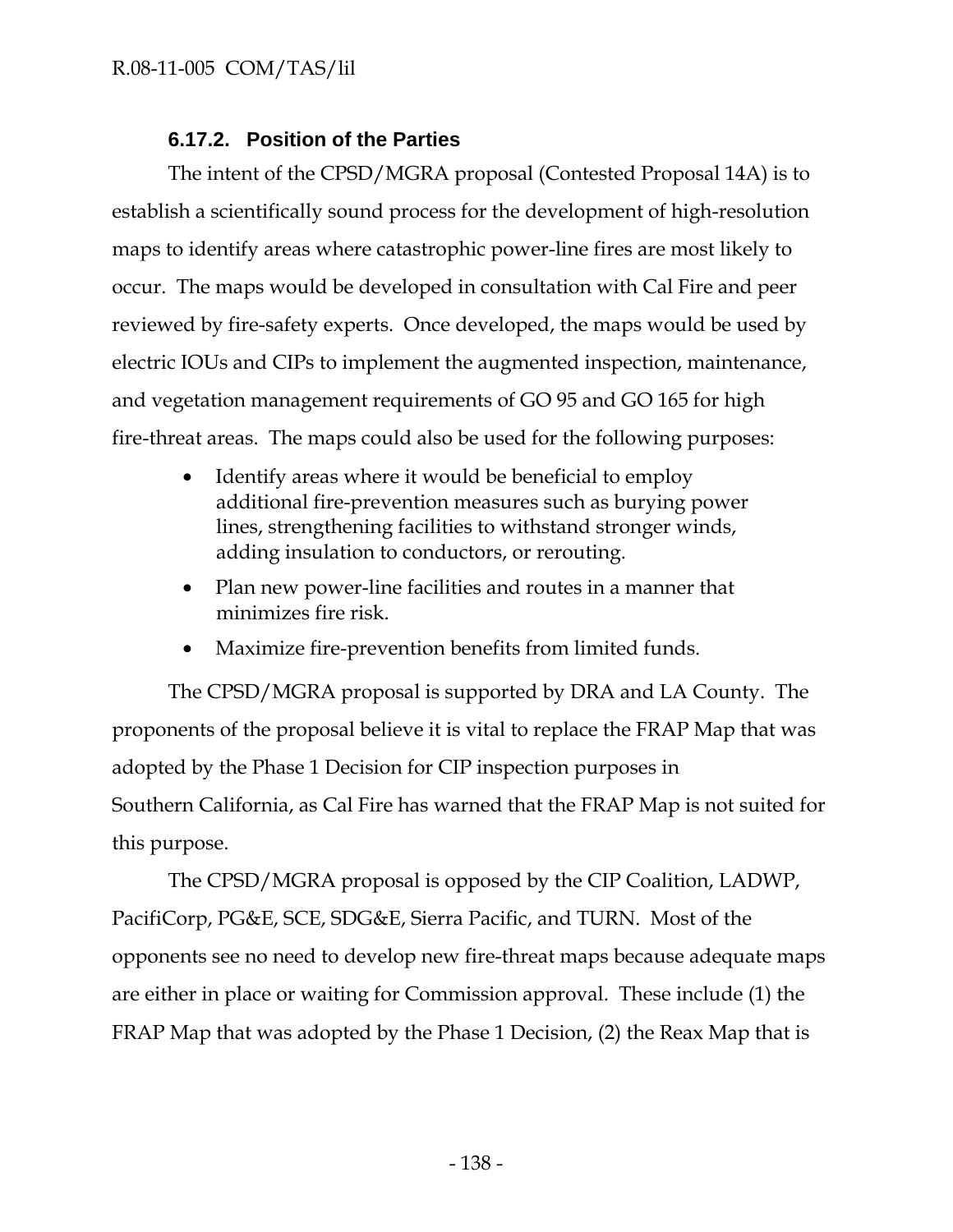### 6.17.2. Position of the Parties

The intent of the CPSD/MGRA proposal (Contested Proposal 14A) is to establish a scientifically sound process for the development of high-resolution maps to identify areas where catastrophic power-line fires are most likely to occur. The maps would be developed in consultation with Cal Fire and peer reviewed by fire-safety experts. Once developed, the maps would be used by electric IOUs and CIPs to implement the augmented inspection, maintenance, and vegetation management requirements of GO 95 and GO 165 for high fire-threat areas. The maps could also be used for the following purposes:

- Identify areas where it would be beneficial to employ additional fire-prevention measures such as burying power lines, strengthening facilities to withstand stronger winds, adding insulation to conductors, or rerouting.
- Plan new power-line facilities and routes in a manner that minimizes fire risk.
- Maximize fire-prevention benefits from limited funds.

The CPSD/MGRA proposal is supported by DRA and LA County. The proponents of the proposal believe it is vital to replace the FRAP Map that was adopted by the Phase 1 Decision for CIP inspection purposes in Southern California, as Cal Fire has warned that the FRAP Map is not suited for this purpose.

The CPSD/MGRA proposal is opposed by the CIP Coalition, LADWP, PacifiCorp, PG&E, SCE, SDG&E, Sierra Pacific, and TURN. Most of the opponents see no need to develop new fire-threat maps because adequate maps are either in place or waiting for Commission approval. These include (1) the FRAP Map that was adopted by the Phase 1 Decision, (2) the Reax Map that is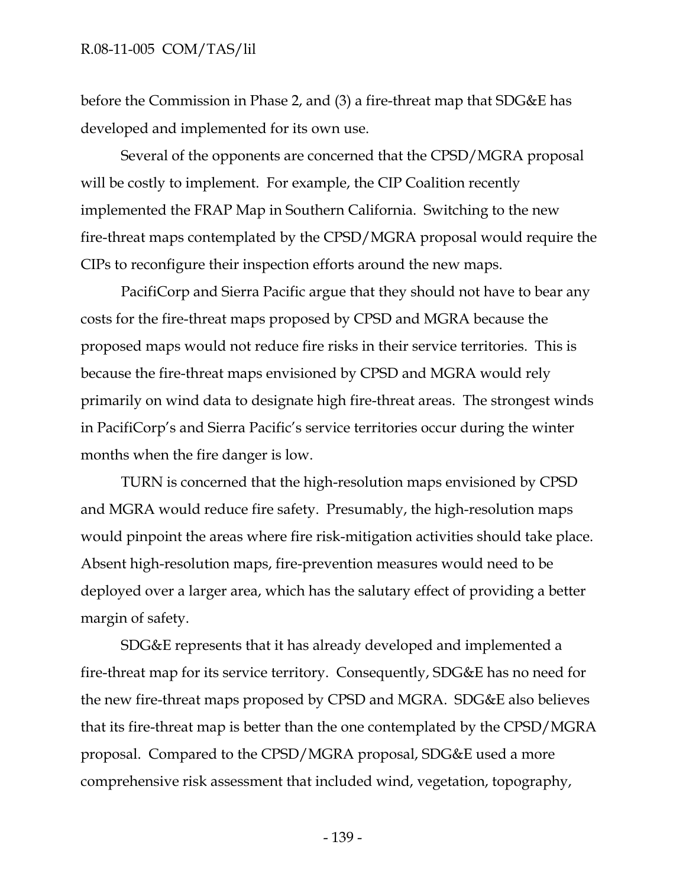before the Commission in Phase 2, and (3) a fire-threat map that SDG&E has developed and implemented for its own use.

Several of the opponents are concerned that the CPSD/MGRA proposal will be costly to implement. For example, the CIP Coalition recently implemented the FRAP Map in Southern California. Switching to the new fire-threat maps contemplated by the CPSD/MGRA proposal would require the CIPs to reconfigure their inspection efforts around the new maps.

PacifiCorp and Sierra Pacific argue that they should not have to bear any costs for the fire-threat maps proposed by CPSD and MGRA because the proposed maps would not reduce fire risks in their service territories. This is because the fire-threat maps envisioned by CPSD and MGRA would rely primarily on wind data to designate high fire-threat areas. The strongest winds in PacifiCorp's and Sierra Pacific's service territories occur during the winter months when the fire danger is low.

TURN is concerned that the high-resolution maps envisioned by CPSD and MGRA would reduce fire safety. Presumably, the high-resolution maps would pinpoint the areas where fire risk-mitigation activities should take place. Absent high-resolution maps, fire-prevention measures would need to be deployed over a larger area, which has the salutary effect of providing a better margin of safety.

SDG&E represents that it has already developed and implemented a fire-threat map for its service territory. Consequently, SDG&E has no need for the new fire-threat maps proposed by CPSD and MGRA. SDG&E also believes that its fire-threat map is better than the one contemplated by the CPSD/MGRA proposal. Compared to the CPSD/MGRA proposal, SDG&E used a more comprehensive risk assessment that included wind, vegetation, topography,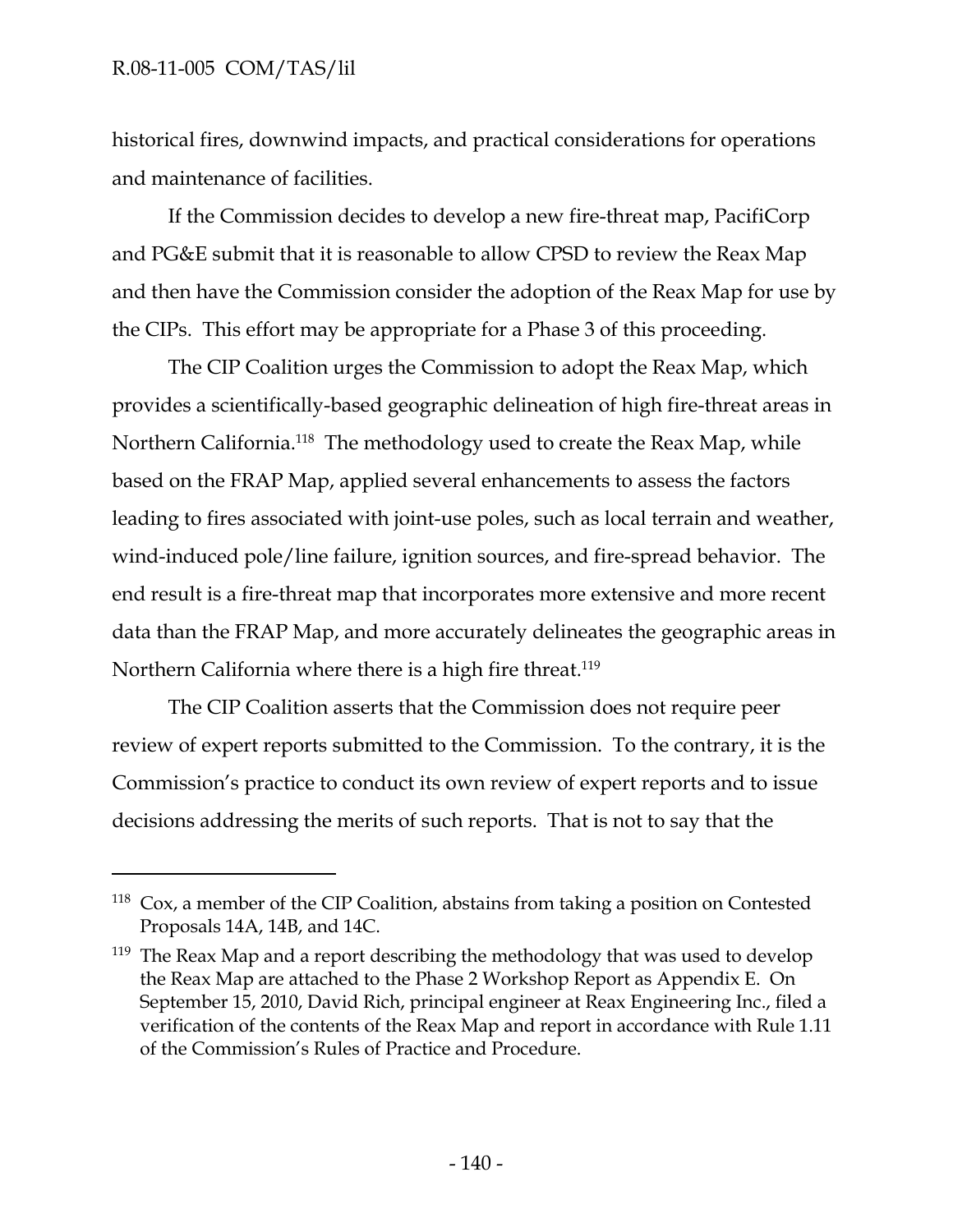historical fires, downwind impacts, and practical considerations for operations and maintenance of facilities.

If the Commission decides to develop a new fire-threat map, PacifiCorp and PG&E submit that it is reasonable to allow CPSD to review the Reax Map and then have the Commission consider the adoption of the Reax Map for use by the CIPs. This effort may be appropriate for a Phase 3 of this proceeding.

The CIP Coalition urges the Commission to adopt the Reax Map, which provides a scientifically-based geographic delineation of high fire-threat areas in Northern California.[118] The methodology used to create the Reax Map, while based on the FRAP Map, applied several enhancements to assess the factors leading to fires associated with joint-use poles, such as local terrain and weather, wind-induced pole/line failure, ignition sources, and fire-spread behavior. The end result is a fire-threat map that incorporates more extensive and more recent data than the FRAP Map, and more accurately delineates the geographic areas in Northern California where there is a high fire threat.[119]

The CIP Coalition asserts that the Commission does not require peer review of expert reports submitted to the Commission. To the contrary, it is the Commission's practice to conduct its own review of expert reports and to issue decisions addressing the merits of such reports. That is not to say that the

---

[118] Cox, a member of the CIP Coalition, abstains from taking a position on Contested Proposals 14A, 14B, and 14C.

[119] The Reax Map and a report describing the methodology that was used to develop the Reax Map are attached to the Phase 2 Workshop Report as Appendix E. On September 15, 2010, David Rich, principal engineer at Reax Engineering Inc., filed a verification of the contents of the Reax Map and report in accordance with Rule 1.11 of the Commission's Rules of Practice and Procedure.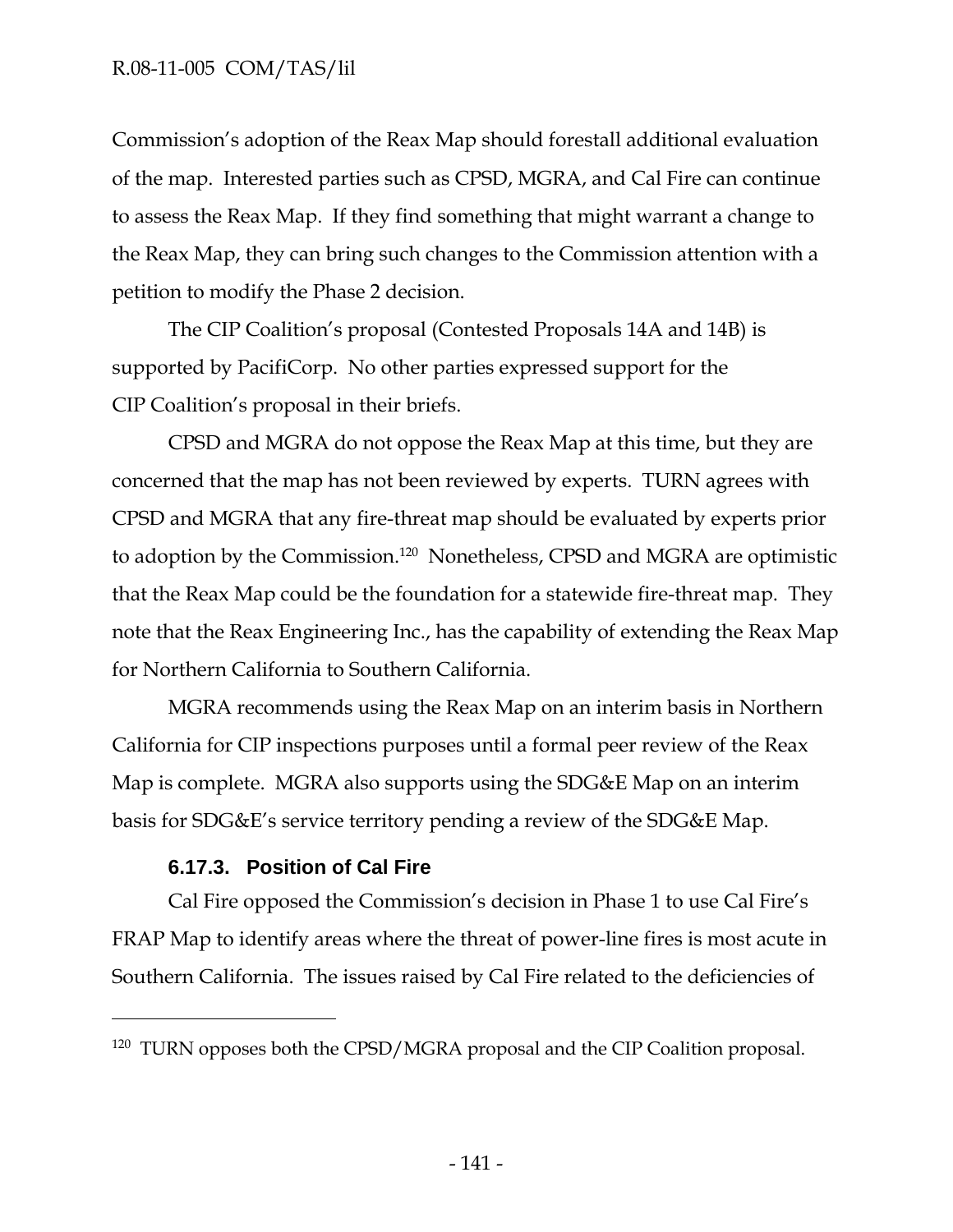Commission's adoption of the Reax Map should forestall additional evaluation of the map. Interested parties such as CPSD, MGRA, and Cal Fire can continue to assess the Reax Map. If they find something that might warrant a change to the Reax Map, they can bring such changes to the Commission attention with a petition to modify the Phase 2 decision.

The CIP Coalition's proposal (Contested Proposals 14A and 14B) is supported by PacifiCorp. No other parties expressed support for the CIP Coalition's proposal in their briefs.

CPSD and MGRA do not oppose the Reax Map at this time, but they are concerned that the map has not been reviewed by experts. TURN agrees with CPSD and MGRA that any fire-threat map should be evaluated by experts prior to adoption by the Commission.[120] Nonetheless, CPSD and MGRA are optimistic that the Reax Map could be the foundation for a statewide fire-threat map. They note that the Reax Engineering Inc., has the capability of extending the Reax Map for Northern California to Southern California.

MGRA recommends using the Reax Map on an interim basis in Northern California for CIP inspections purposes until a formal peer review of the Reax Map is complete. MGRA also supports using the SDG&E Map on an interim basis for SDG&E's service territory pending a review of the SDG&E Map.

### 6.17.3. Position of Cal Fire

Cal Fire opposed the Commission's decision in Phase 1 to use Cal Fire's FRAP Map to identify areas where the threat of power-line fires is most acute in Southern California. The issues raised by Cal Fire related to the deficiencies of

---

[120] TURN opposes both the CPSD/MGRA proposal and the CIP Coalition proposal.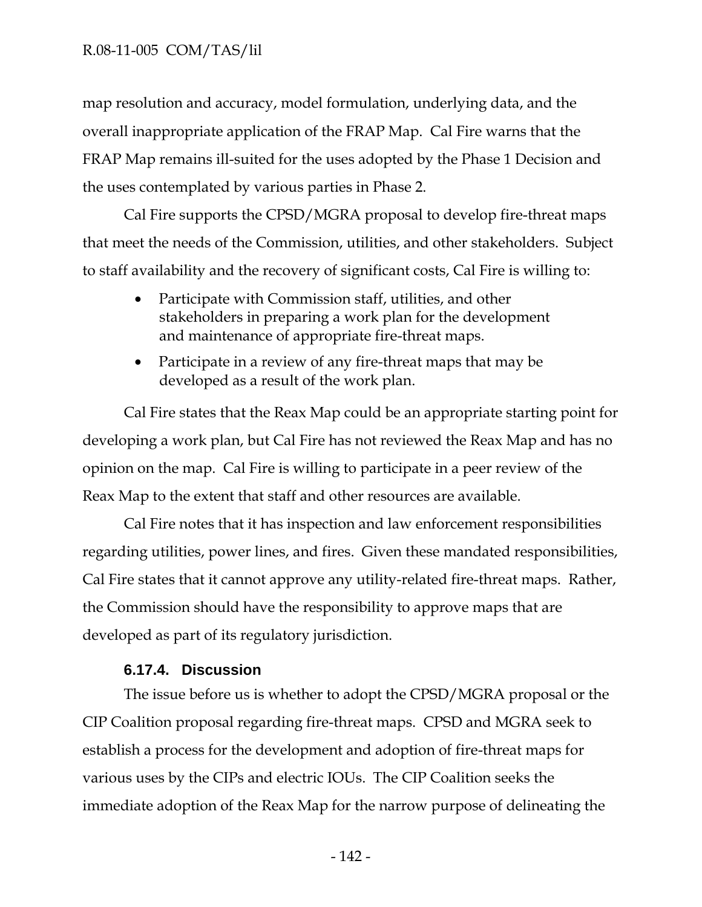map resolution and accuracy, model formulation, underlying data, and the overall inappropriate application of the FRAP Map. Cal Fire warns that the FRAP Map remains ill-suited for the uses adopted by the Phase 1 Decision and the uses contemplated by various parties in Phase 2.

Cal Fire supports the CPSD/MGRA proposal to develop fire-threat maps that meet the needs of the Commission, utilities, and other stakeholders. Subject to staff availability and the recovery of significant costs, Cal Fire is willing to:

- Participate with Commission staff, utilities, and other stakeholders in preparing a work plan for the development and maintenance of appropriate fire-threat maps.
- Participate in a review of any fire-threat maps that may be developed as a result of the work plan.

Cal Fire states that the Reax Map could be an appropriate starting point for developing a work plan, but Cal Fire has not reviewed the Reax Map and has no opinion on the map. Cal Fire is willing to participate in a peer review of the Reax Map to the extent that staff and other resources are available.

Cal Fire notes that it has inspection and law enforcement responsibilities regarding utilities, power lines, and fires. Given these mandated responsibilities, Cal Fire states that it cannot approve any utility-related fire-threat maps. Rather, the Commission should have the responsibility to approve maps that are developed as part of its regulatory jurisdiction.

#### 6.17.4. Discussion

The issue before us is whether to adopt the CPSD/MGRA proposal or the CIP Coalition proposal regarding fire-threat maps. CPSD and MGRA seek to establish a process for the development and adoption of fire-threat maps for various uses by the CIPs and electric IOUs. The CIP Coalition seeks the immediate adoption of the Reax Map for the narrow purpose of delineating the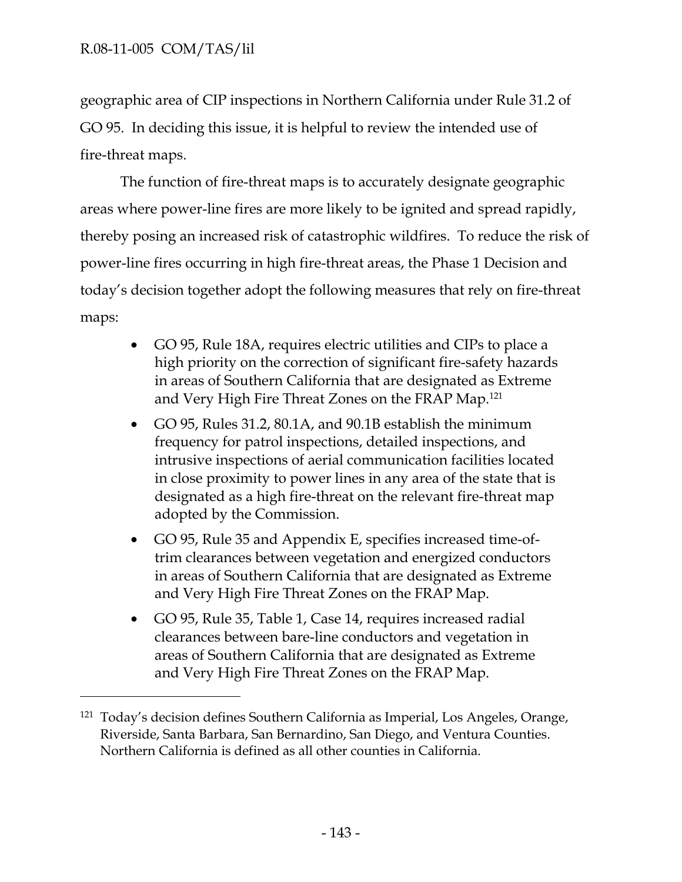geographic area of CIP inspections in Northern California under Rule 31.2 of GO 95. In deciding this issue, it is helpful to review the intended use of fire-threat maps.

The function of fire-threat maps is to accurately designate geographic areas where power-line fires are more likely to be ignited and spread rapidly, thereby posing an increased risk of catastrophic wildfires. To reduce the risk of power-line fires occurring in high fire-threat areas, the Phase 1 Decision and today's decision together adopt the following measures that rely on fire-threat maps:

- GO 95, Rule 18A, requires electric utilities and CIPs to place a high priority on the correction of significant fire-safety hazards in areas of Southern California that are designated as Extreme and Very High Fire Threat Zones on the FRAP Map.[121]
- GO 95, Rules 31.2, 80.1A, and 90.1B establish the minimum frequency for patrol inspections, detailed inspections, and intrusive inspections of aerial communication facilities located in close proximity to power lines in any area of the state that is designated as a high fire-threat on the relevant fire-threat map adopted by the Commission.
- GO 95, Rule 35 and Appendix E, specifies increased time-of-trim clearances between vegetation and energized conductors in areas of Southern California that are designated as Extreme and Very High Fire Threat Zones on the FRAP Map.
- GO 95, Rule 35, Table 1, Case 14, requires increased radial clearances between bare-line conductors and vegetation in areas of Southern California that are designated as Extreme and Very High Fire Threat Zones on the FRAP Map.

---

[121] Today's decision defines Southern California as Imperial, Los Angeles, Orange, Riverside, Santa Barbara, San Bernardino, San Diego, and Ventura Counties. Northern California is defined as all other counties in California.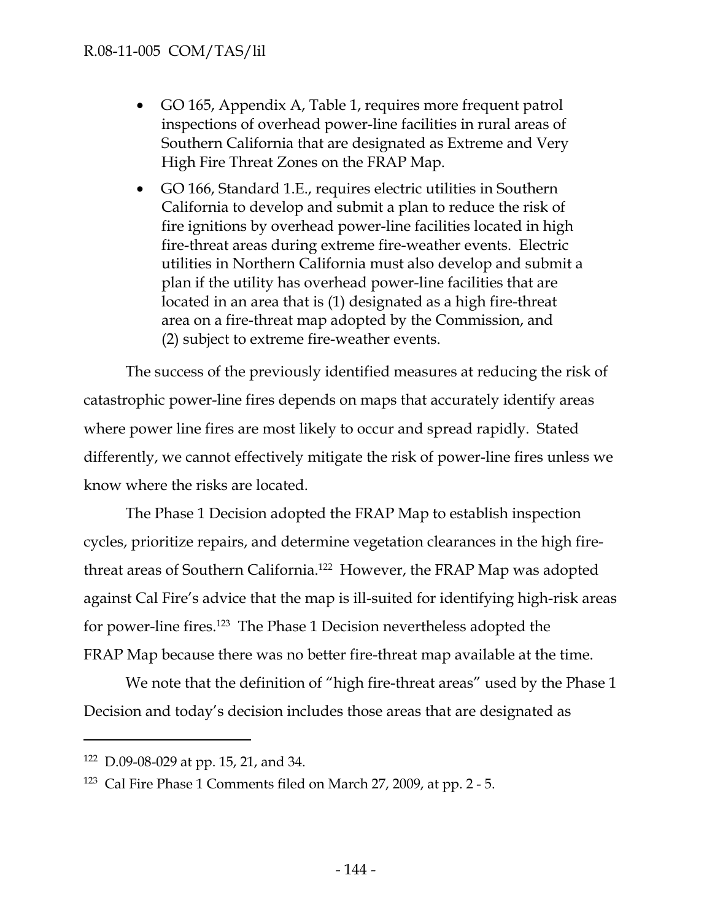- GO 165, Appendix A, Table 1, requires more frequent patrol inspections of overhead power-line facilities in rural areas of Southern California that are designated as Extreme and Very High Fire Threat Zones on the FRAP Map.
- GO 166, Standard 1.E., requires electric utilities in Southern California to develop and submit a plan to reduce the risk of fire ignitions by overhead power-line facilities located in high fire-threat areas during extreme fire-weather events. Electric utilities in Northern California must also develop and submit a plan if the utility has overhead power-line facilities that are located in an area that is (1) designated as a high fire-threat area on a fire-threat map adopted by the Commission, and (2) subject to extreme fire-weather events.

The success of the previously identified measures at reducing the risk of catastrophic power-line fires depends on maps that accurately identify areas where power line fires are most likely to occur and spread rapidly. Stated differently, we cannot effectively mitigate the risk of power-line fires unless we know where the risks are located.

The Phase 1 Decision adopted the FRAP Map to establish inspection cycles, prioritize repairs, and determine vegetation clearances in the high fire-threat areas of Southern California.[122] However, the FRAP Map was adopted against Cal Fire's advice that the map is ill-suited for identifying high-risk areas for power-line fires.[123] The Phase 1 Decision nevertheless adopted the FRAP Map because there was no better fire-threat map available at the time.

We note that the definition of "high fire-threat areas" used by the Phase 1 Decision and today's decision includes those areas that are designated as

---

[122] D.09-08-029 at pp. 15, 21, and 34.

[123] Cal Fire Phase 1 Comments filed on March 27, 2009, at pp. 2 - 5.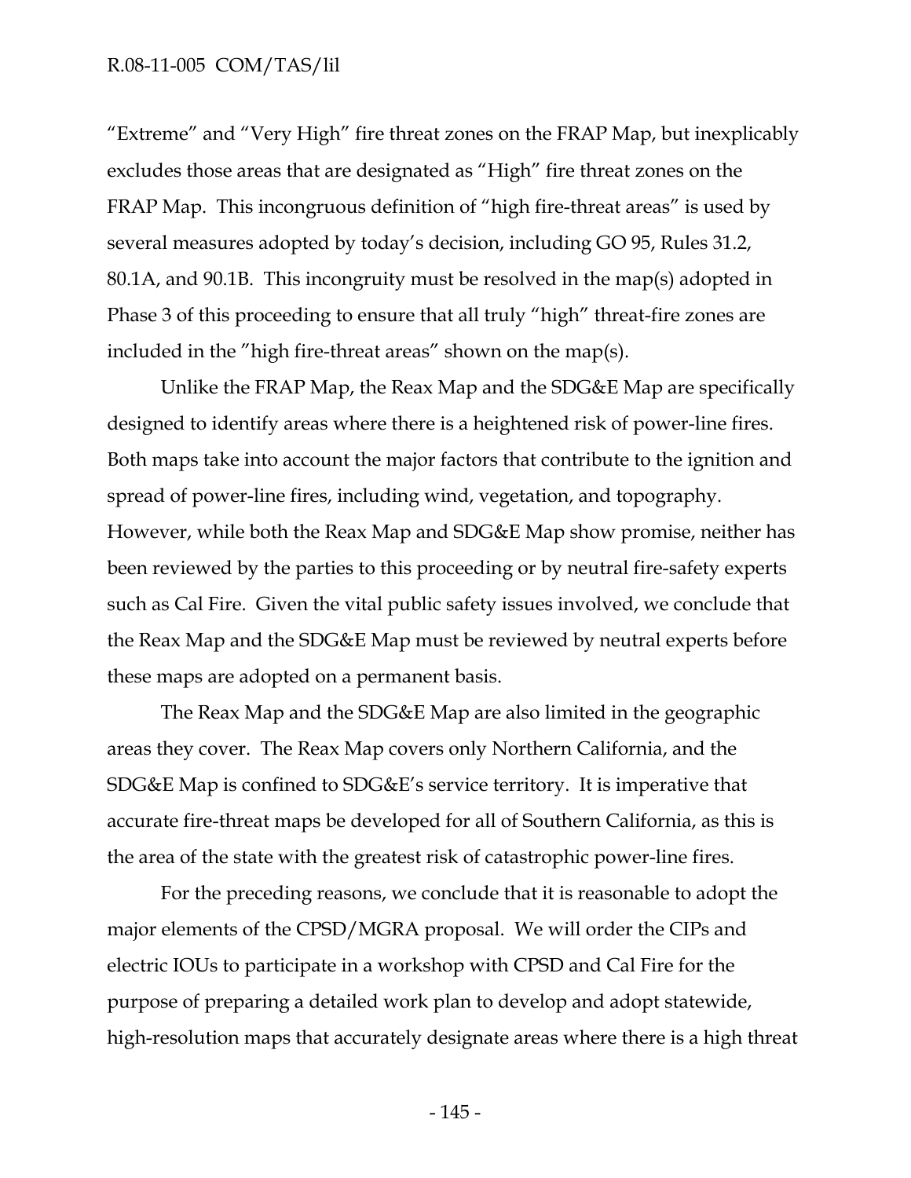"Extreme" and "Very High" fire threat zones on the FRAP Map, but inexplicably excludes those areas that are designated as "High" fire threat zones on the FRAP Map. This incongruous definition of "high fire-threat areas" is used by several measures adopted by today's decision, including GO 95, Rules 31.2, 80.1A, and 90.1B. This incongruity must be resolved in the map(s) adopted in Phase 3 of this proceeding to ensure that all truly "high" threat-fire zones are included in the "high fire-threat areas" shown on the map(s).

Unlike the FRAP Map, the Reax Map and the SDG&E Map are specifically designed to identify areas where there is a heightened risk of power-line fires. Both maps take into account the major factors that contribute to the ignition and spread of power-line fires, including wind, vegetation, and topography. However, while both the Reax Map and SDG&E Map show promise, neither has been reviewed by the parties to this proceeding or by neutral fire-safety experts such as Cal Fire. Given the vital public safety issues involved, we conclude that the Reax Map and the SDG&E Map must be reviewed by neutral experts before these maps are adopted on a permanent basis.

The Reax Map and the SDG&E Map are also limited in the geographic areas they cover. The Reax Map covers only Northern California, and the SDG&E Map is confined to SDG&E's service territory. It is imperative that accurate fire-threat maps be developed for all of Southern California, as this is the area of the state with the greatest risk of catastrophic power-line fires.

For the preceding reasons, we conclude that it is reasonable to adopt the major elements of the CPSD/MGRA proposal. We will order the CIPs and electric IOUs to participate in a workshop with CPSD and Cal Fire for the purpose of preparing a detailed work plan to develop and adopt statewide, high-resolution maps that accurately designate areas where there is a high threat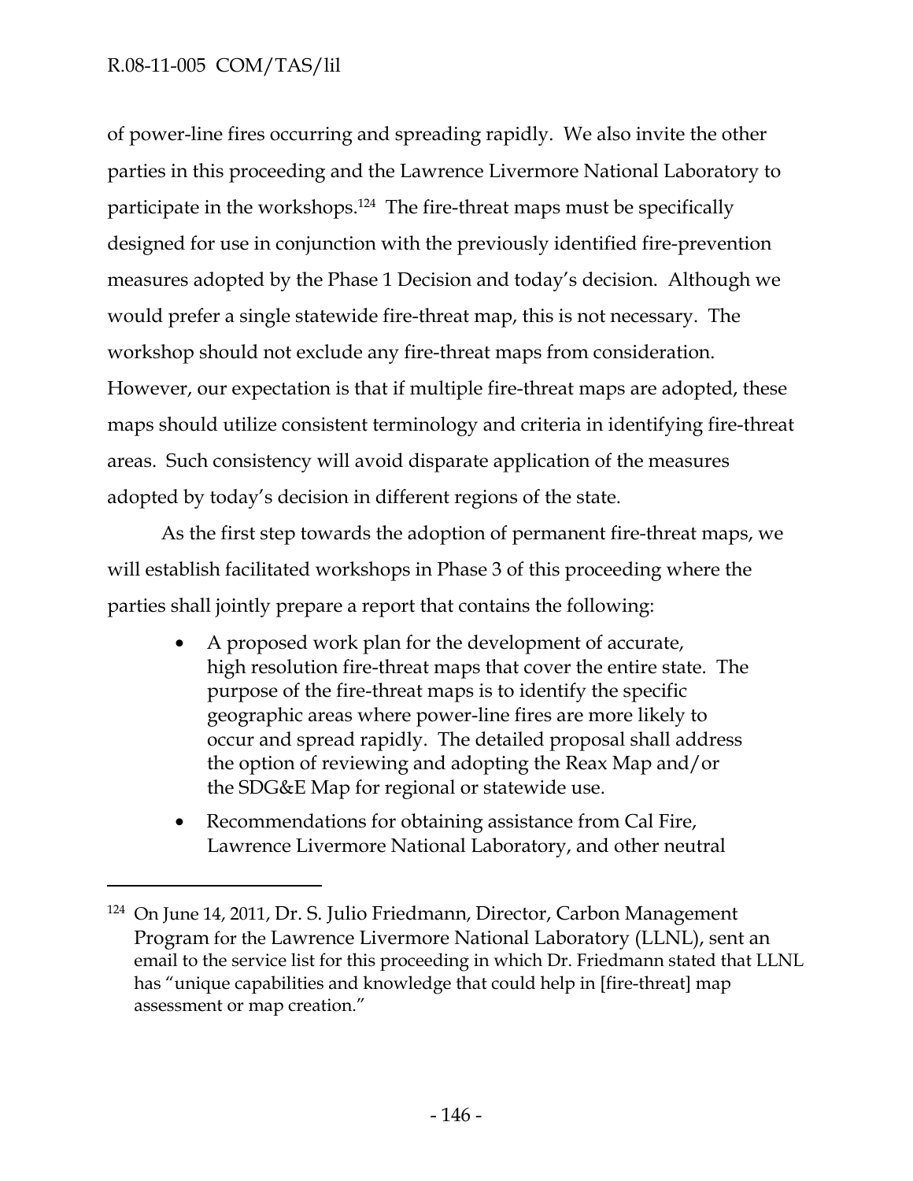of power-line fires occurring and spreading rapidly. We also invite the other parties in this proceeding and the Lawrence Livermore National Laboratory to participate in the workshops.[124] The fire-threat maps must be specifically designed for use in conjunction with the previously identified fire-prevention measures adopted by the Phase 1 Decision and today's decision. Although we would prefer a single statewide fire-threat map, this is not necessary. The workshop should not exclude any fire-threat maps from consideration. However, our expectation is that if multiple fire-threat maps are adopted, these maps should utilize consistent terminology and criteria in identifying fire-threat areas. Such consistency will avoid disparate application of the measures adopted by today's decision in different regions of the state.

As the first step towards the adoption of permanent fire-threat maps, we will establish facilitated workshops in Phase 3 of this proceeding where the parties shall jointly prepare a report that contains the following:

- A proposed work plan for the development of accurate, high resolution fire-threat maps that cover the entire state. The purpose of the fire-threat maps is to identify the specific geographic areas where power-line fires are more likely to occur and spread rapidly. The detailed proposal shall address the option of reviewing and adopting the Reax Map and/or the SDG&E Map for regional or statewide use.
- Recommendations for obtaining assistance from Cal Fire, Lawrence Livermore National Laboratory, and other neutral

---

[124] On June 14, 2011, Dr. S. Julio Friedmann, Director, Carbon Management Program for the Lawrence Livermore National Laboratory (LLNL), sent an email to the service list for this proceeding in which Dr. Friedmann stated that LLNL has "unique capabilities and knowledge that could help in [fire-threat] map assessment or map creation."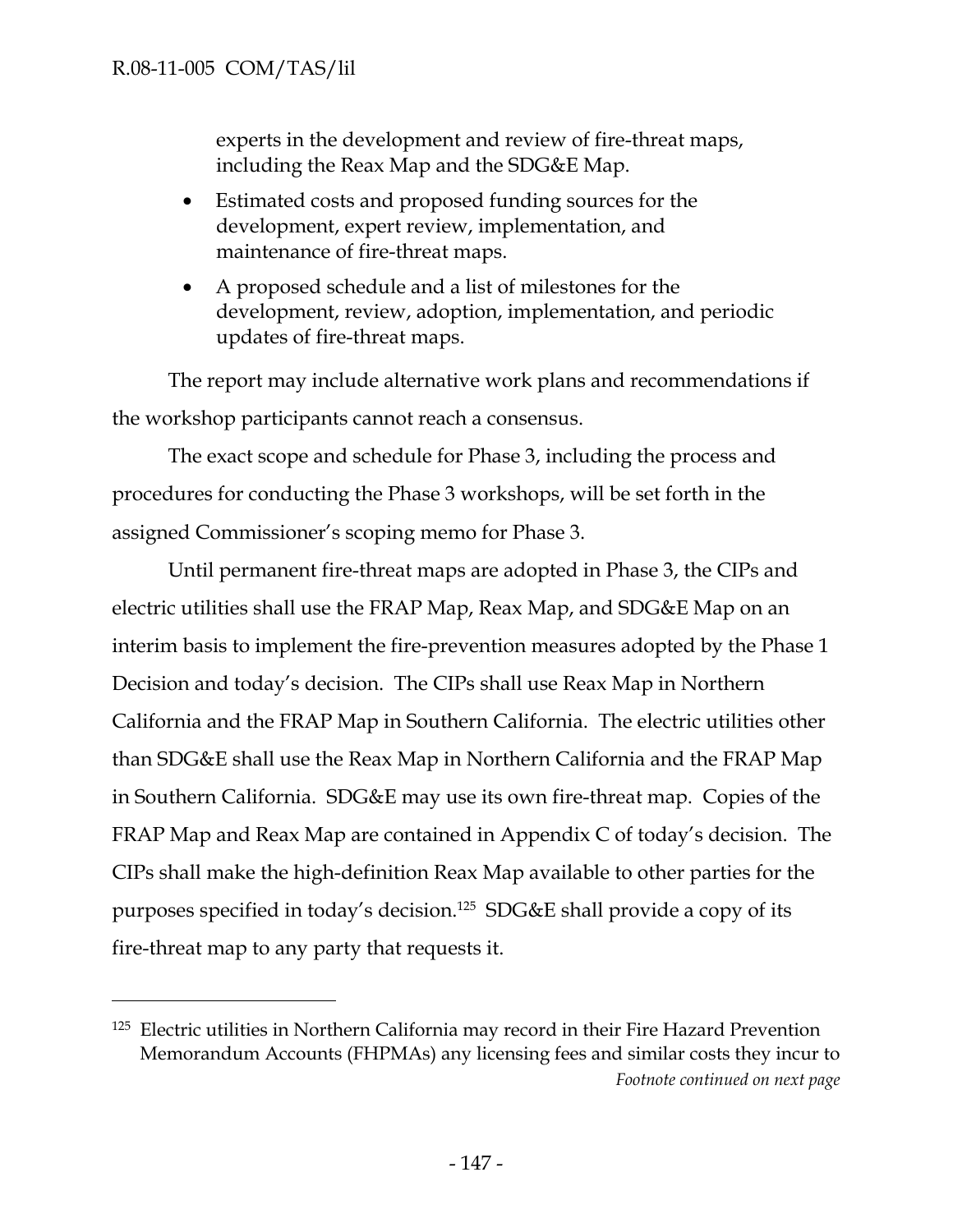experts in the development and review of fire-threat maps, including the Reax Map and the SDG&E Map.

- Estimated costs and proposed funding sources for the development, expert review, implementation, and maintenance of fire-threat maps.
- A proposed schedule and a list of milestones for the development, review, adoption, implementation, and periodic updates of fire-threat maps.

The report may include alternative work plans and recommendations if the workshop participants cannot reach a consensus.

The exact scope and schedule for Phase 3, including the process and procedures for conducting the Phase 3 workshops, will be set forth in the assigned Commissioner's scoping memo for Phase 3.

Until permanent fire-threat maps are adopted in Phase 3, the CIPs and electric utilities shall use the FRAP Map, Reax Map, and SDG&E Map on an interim basis to implement the fire-prevention measures adopted by the Phase 1 Decision and today's decision. The CIPs shall use Reax Map in Northern California and the FRAP Map in Southern California. The electric utilities other than SDG&E shall use the Reax Map in Northern California and the FRAP Map in Southern California. SDG&E may use its own fire-threat map. Copies of the FRAP Map and Reax Map are contained in Appendix C of today's decision. The CIPs shall make the high-definition Reax Map available to other parties for the purposes specified in today's decision.[125] SDG&E shall provide a copy of its fire-threat map to any party that requests it.

---

[125] Electric utilities in Northern California may record in their Fire Hazard Prevention Memorandum Accounts (FHPMAs) any licensing fees and similar costs they incur to

*Footnote continued on next page*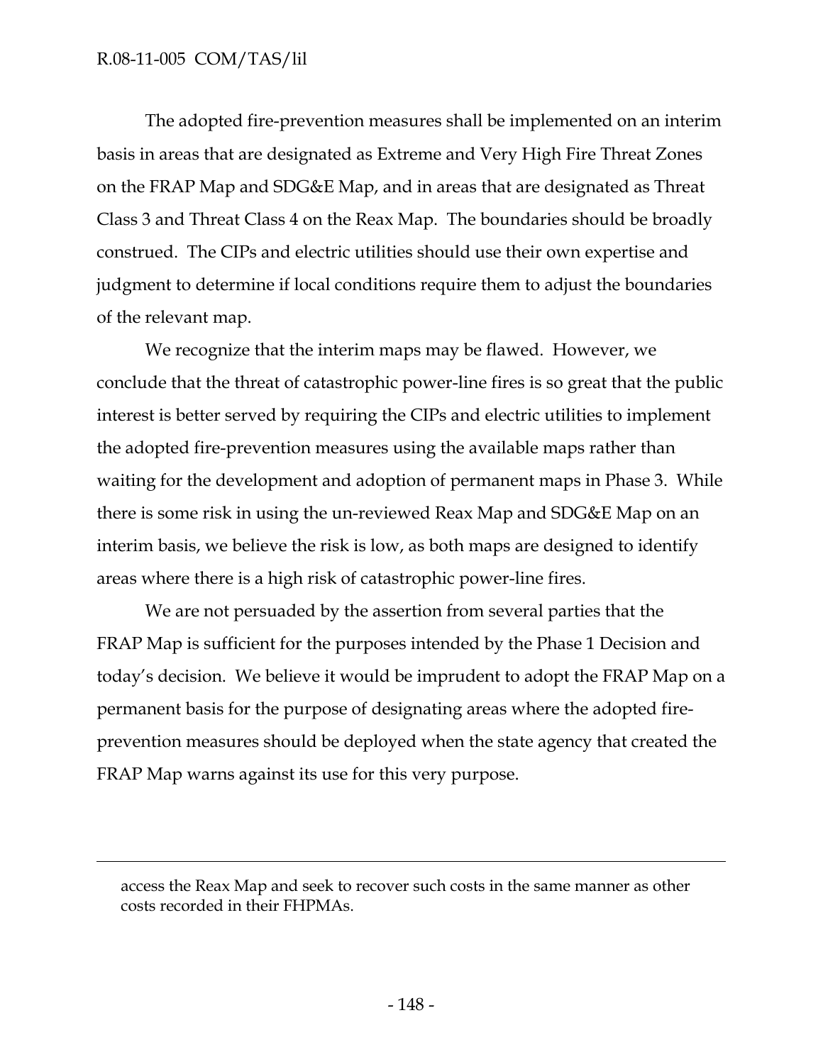The adopted fire-prevention measures shall be implemented on an interim basis in areas that are designated as Extreme and Very High Fire Threat Zones on the FRAP Map and SDG&E Map, and in areas that are designated as Threat Class 3 and Threat Class 4 on the Reax Map. The boundaries should be broadly construed. The CIPs and electric utilities should use their own expertise and judgment to determine if local conditions require them to adjust the boundaries of the relevant map.

We recognize that the interim maps may be flawed. However, we conclude that the threat of catastrophic power-line fires is so great that the public interest is better served by requiring the CIPs and electric utilities to implement the adopted fire-prevention measures using the available maps rather than waiting for the development and adoption of permanent maps in Phase 3. While there is some risk in using the un-reviewed Reax Map and SDG&E Map on an interim basis, we believe the risk is low, as both maps are designed to identify areas where there is a high risk of catastrophic power-line fires.

We are not persuaded by the assertion from several parties that the FRAP Map is sufficient for the purposes intended by the Phase 1 Decision and today's decision. We believe it would be imprudent to adopt the FRAP Map on a permanent basis for the purpose of designating areas where the adopted fire-prevention measures should be deployed when the state agency that created the FRAP Map warns against its use for this very purpose.

---

access the Reax Map and seek to recover such costs in the same manner as other costs recorded in their FHPMAs.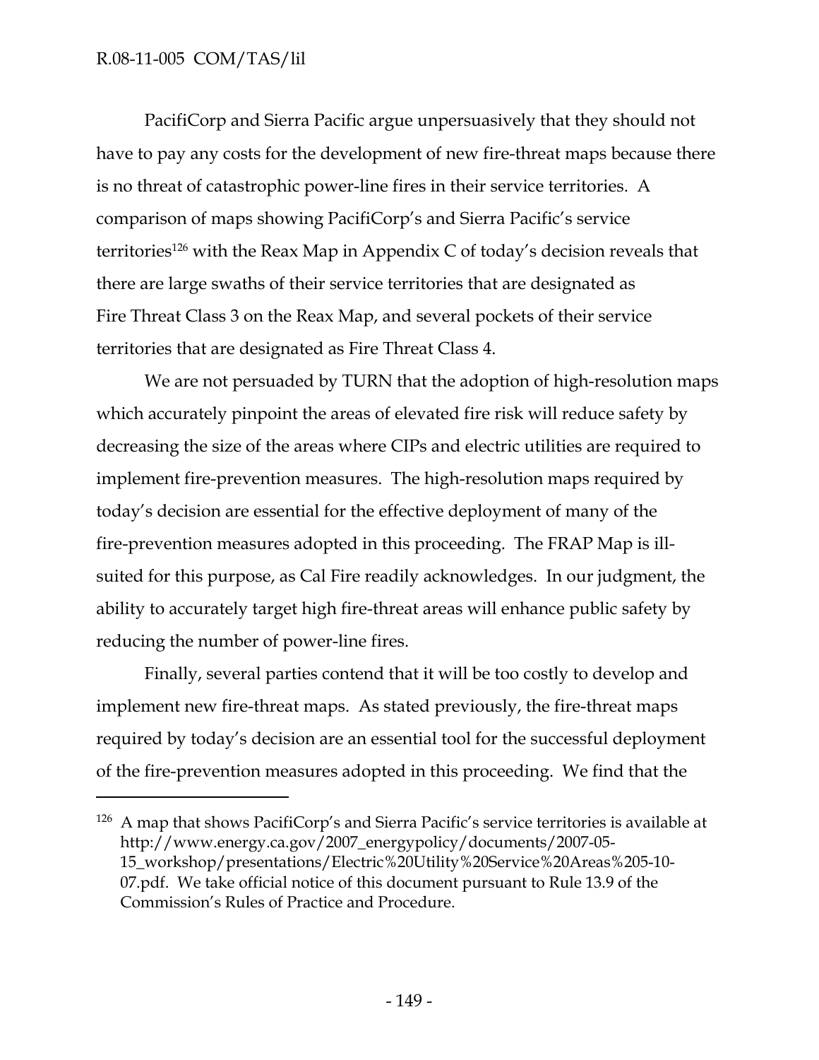PacifiCorp and Sierra Pacific argue unpersuasively that they should not have to pay any costs for the development of new fire-threat maps because there is no threat of catastrophic power-line fires in their service territories. A comparison of maps showing PacifiCorp's and Sierra Pacific's service territories[126] with the Reax Map in Appendix C of today's decision reveals that there are large swaths of their service territories that are designated as Fire Threat Class 3 on the Reax Map, and several pockets of their service territories that are designated as Fire Threat Class 4.

We are not persuaded by TURN that the adoption of high-resolution maps which accurately pinpoint the areas of elevated fire risk will reduce safety by decreasing the size of the areas where CIPs and electric utilities are required to implement fire-prevention measures. The high-resolution maps required by today's decision are essential for the effective deployment of many of the fire-prevention measures adopted in this proceeding. The FRAP Map is ill-suited for this purpose, as Cal Fire readily acknowledges. In our judgment, the ability to accurately target high fire-threat areas will enhance public safety by reducing the number of power-line fires.

Finally, several parties contend that it will be too costly to develop and implement new fire-threat maps. As stated previously, the fire-threat maps required by today's decision are an essential tool for the successful deployment of the fire-prevention measures adopted in this proceeding. We find that the

---

[126] A map that shows PacifiCorp's and Sierra Pacific's service territories is available at http://www.energy.ca.gov/2007_energypolicy/documents/2007-05-15_workshop/presentations/Electric%20Utility%20Service%20Areas%205-10-07.pdf. We take official notice of this document pursuant to Rule 13.9 of the Commission's Rules of Practice and Procedure.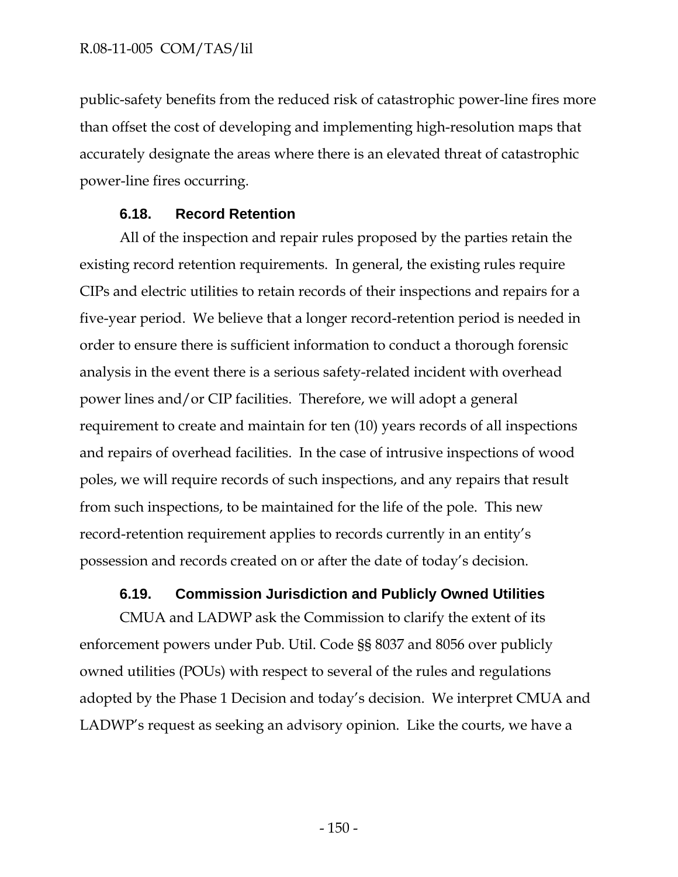public-safety benefits from the reduced risk of catastrophic power-line fires more than offset the cost of developing and implementing high-resolution maps that accurately designate the areas where there is an elevated threat of catastrophic power-line fires occurring.

### 6.18. Record Retention

All of the inspection and repair rules proposed by the parties retain the existing record retention requirements. In general, the existing rules require CIPs and electric utilities to retain records of their inspections and repairs for a five-year period. We believe that a longer record-retention period is needed in order to ensure there is sufficient information to conduct a thorough forensic analysis in the event there is a serious safety-related incident with overhead power lines and/or CIP facilities. Therefore, we will adopt a general requirement to create and maintain for ten (10) years records of all inspections and repairs of overhead facilities. In the case of intrusive inspections of wood poles, we will require records of such inspections, and any repairs that result from such inspections, to be maintained for the life of the pole. This new record-retention requirement applies to records currently in an entity's possession and records created on or after the date of today's decision.

### 6.19. Commission Jurisdiction and Publicly Owned Utilities

CMUA and LADWP ask the Commission to clarify the extent of its enforcement powers under Pub. Util. Code §§ 8037 and 8056 over publicly owned utilities (POUs) with respect to several of the rules and regulations adopted by the Phase 1 Decision and today's decision. We interpret CMUA and LADWP's request as seeking an advisory opinion. Like the courts, we have a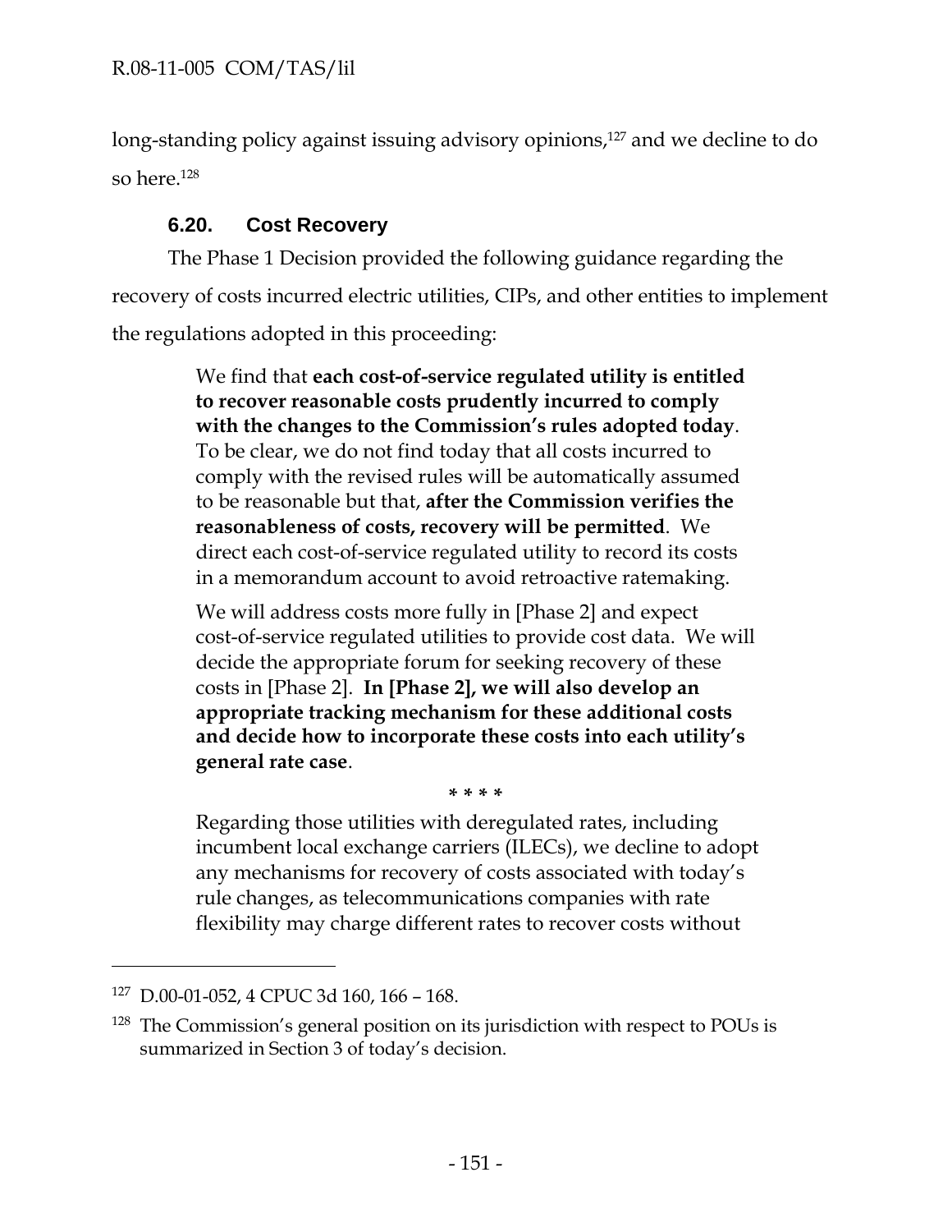long-standing policy against issuing advisory opinions,[127] and we decline to do so here.[128]

### 6.20. Cost Recovery

The Phase 1 Decision provided the following guidance regarding the recovery of costs incurred electric utilities, CIPs, and other entities to implement the regulations adopted in this proceeding:

> We find that **each cost-of-service regulated utility is entitled to recover reasonable costs prudently incurred to comply with the changes to the Commission's rules adopted today**. To be clear, we do not find today that all costs incurred to comply with the revised rules will be automatically assumed to be reasonable but that, **after the Commission verifies the reasonableness of costs, recovery will be permitted**. We direct each cost-of-service regulated utility to record its costs in a memorandum account to avoid retroactive ratemaking.
>
> We will address costs more fully in [Phase 2] and expect cost-of-service regulated utilities to provide cost data. We will decide the appropriate forum for seeking recovery of these costs in [Phase 2]. **In [Phase 2], we will also develop an appropriate tracking mechanism for these additional costs and decide how to incorporate these costs into each utility's general rate case**.
>
> \* \* \* \*
>
> Regarding those utilities with deregulated rates, including incumbent local exchange carriers (ILECs), we decline to adopt any mechanisms for recovery of costs associated with today's rule changes, as telecommunications companies with rate flexibility may charge different rates to recover costs without

---

[127] D.00-01-052, 4 CPUC 3d 160, 166 – 168.

[128] The Commission's general position on its jurisdiction with respect to POUs is summarized in Section 3 of today's decision.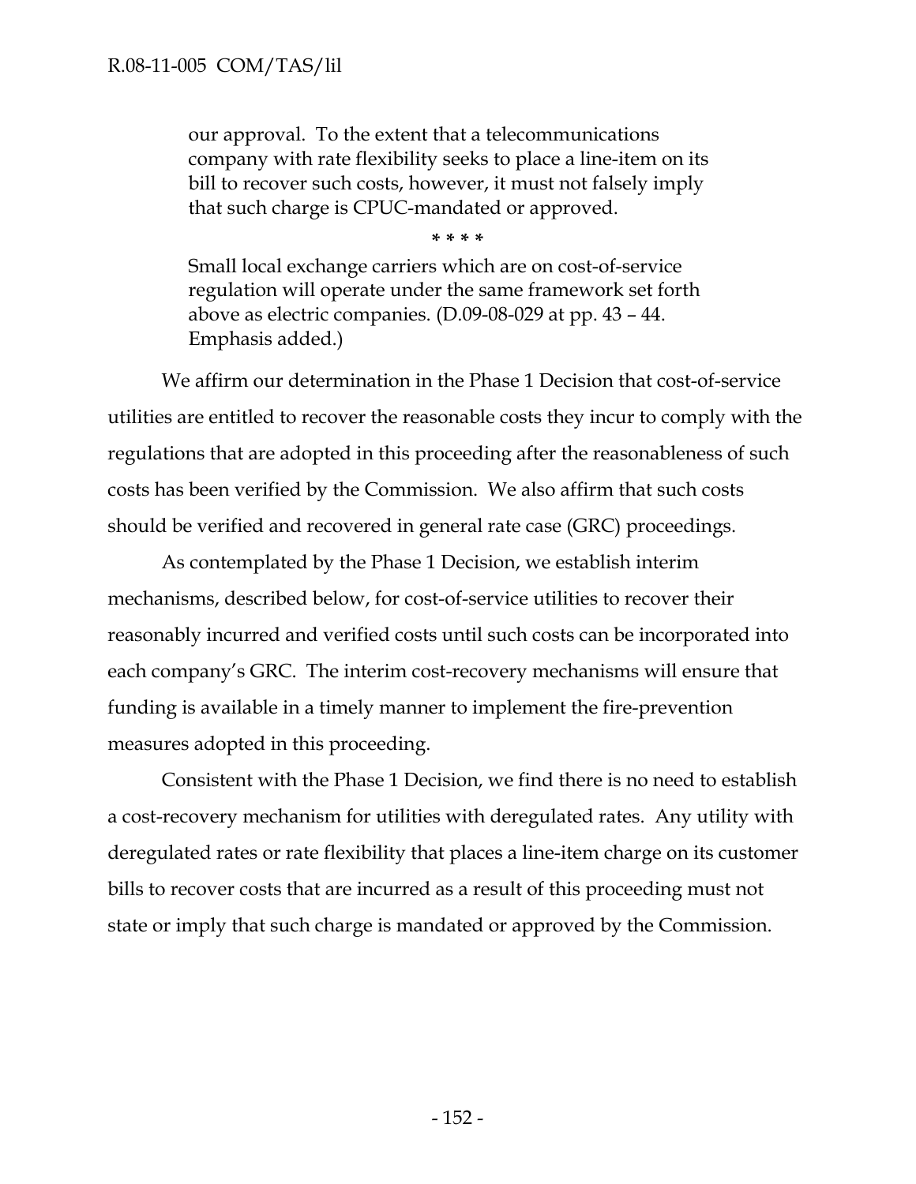> our approval. To the extent that a telecommunications company with rate flexibility seeks to place a line-item on its bill to recover such costs, however, it must not falsely imply that such charge is CPUC-mandated or approved.
>
> \* \* \* \*
>
> Small local exchange carriers which are on cost-of-service regulation will operate under the same framework set forth above as electric companies. (D.09-08-029 at pp. 43 – 44. Emphasis added.)

We affirm our determination in the Phase 1 Decision that cost-of-service utilities are entitled to recover the reasonable costs they incur to comply with the regulations that are adopted in this proceeding after the reasonableness of such costs has been verified by the Commission. We also affirm that such costs should be verified and recovered in general rate case (GRC) proceedings.

As contemplated by the Phase 1 Decision, we establish interim mechanisms, described below, for cost-of-service utilities to recover their reasonably incurred and verified costs until such costs can be incorporated into each company's GRC. The interim cost-recovery mechanisms will ensure that funding is available in a timely manner to implement the fire-prevention measures adopted in this proceeding.

Consistent with the Phase 1 Decision, we find there is no need to establish a cost-recovery mechanism for utilities with deregulated rates. Any utility with deregulated rates or rate flexibility that places a line-item charge on its customer bills to recover costs that are incurred as a result of this proceeding must not state or imply that such charge is mandated or approved by the Commission.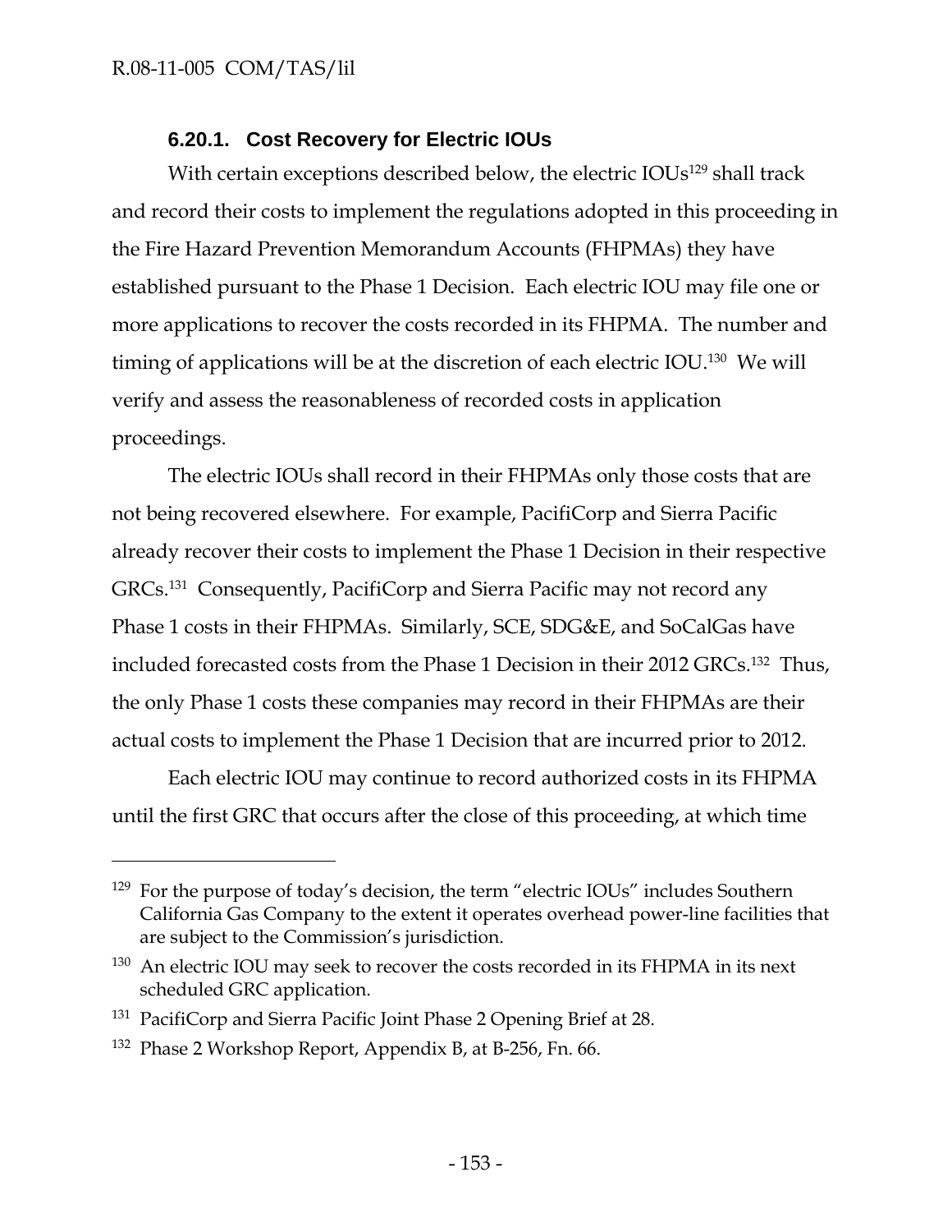### 6.20.1. Cost Recovery for Electric IOUs

With certain exceptions described below, the electric IOUs[129] shall track and record their costs to implement the regulations adopted in this proceeding in the Fire Hazard Prevention Memorandum Accounts (FHPMAs) they have established pursuant to the Phase 1 Decision. Each electric IOU may file one or more applications to recover the costs recorded in its FHPMA. The number and timing of applications will be at the discretion of each electric IOU.[130] We will verify and assess the reasonableness of recorded costs in application proceedings.

The electric IOUs shall record in their FHPMAs only those costs that are not being recovered elsewhere. For example, PacifiCorp and Sierra Pacific already recover their costs to implement the Phase 1 Decision in their respective GRCs.[131] Consequently, PacifiCorp and Sierra Pacific may not record any Phase 1 costs in their FHPMAs. Similarly, SCE, SDG&E, and SoCalGas have included forecasted costs from the Phase 1 Decision in their 2012 GRCs.[132] Thus, the only Phase 1 costs these companies may record in their FHPMAs are their actual costs to implement the Phase 1 Decision that are incurred prior to 2012.

Each electric IOU may continue to record authorized costs in its FHPMA until the first GRC that occurs after the close of this proceeding, at which time

---

[129] For the purpose of today's decision, the term "electric IOUs" includes Southern California Gas Company to the extent it operates overhead power-line facilities that are subject to the Commission's jurisdiction.

[130] An electric IOU may seek to recover the costs recorded in its FHPMA in its next scheduled GRC application.

[131] PacifiCorp and Sierra Pacific Joint Phase 2 Opening Brief at 28.

[132] Phase 2 Workshop Report, Appendix B, at B-256, Fn. 66.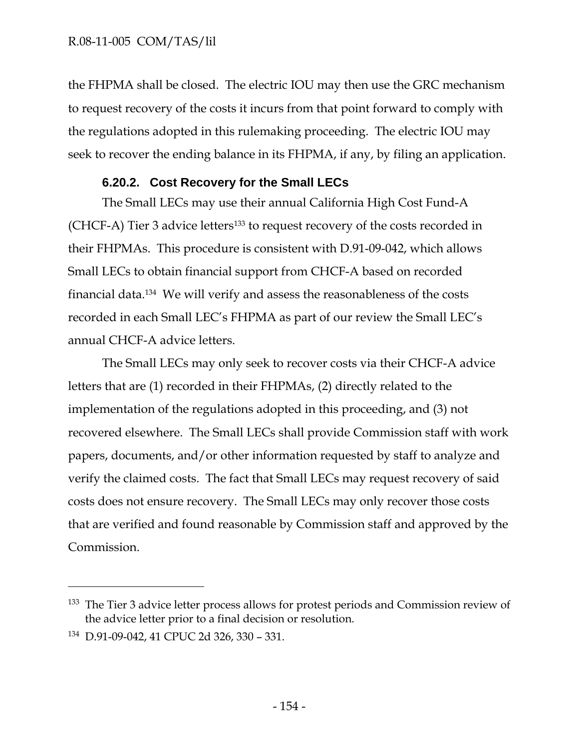the FHPMA shall be closed. The electric IOU may then use the GRC mechanism to request recovery of the costs it incurs from that point forward to comply with the regulations adopted in this rulemaking proceeding. The electric IOU may seek to recover the ending balance in its FHPMA, if any, by filing an application.

#### 6.20.2. Cost Recovery for the Small LECs

The Small LECs may use their annual California High Cost Fund-A (CHCF-A) Tier 3 advice letters[133] to request recovery of the costs recorded in their FHPMAs. This procedure is consistent with D.91-09-042, which allows Small LECs to obtain financial support from CHCF-A based on recorded financial data.[134] We will verify and assess the reasonableness of the costs recorded in each Small LEC's FHPMA as part of our review the Small LEC's annual CHCF-A advice letters.

The Small LECs may only seek to recover costs via their CHCF-A advice letters that are (1) recorded in their FHPMAs, (2) directly related to the implementation of the regulations adopted in this proceeding, and (3) not recovered elsewhere. The Small LECs shall provide Commission staff with work papers, documents, and/or other information requested by staff to analyze and verify the claimed costs. The fact that Small LECs may request recovery of said costs does not ensure recovery. The Small LECs may only recover those costs that are verified and found reasonable by Commission staff and approved by the Commission.

---

[133] The Tier 3 advice letter process allows for protest periods and Commission review of the advice letter prior to a final decision or resolution.

[134] D.91-09-042, 41 CPUC 2d 326, 330 – 331.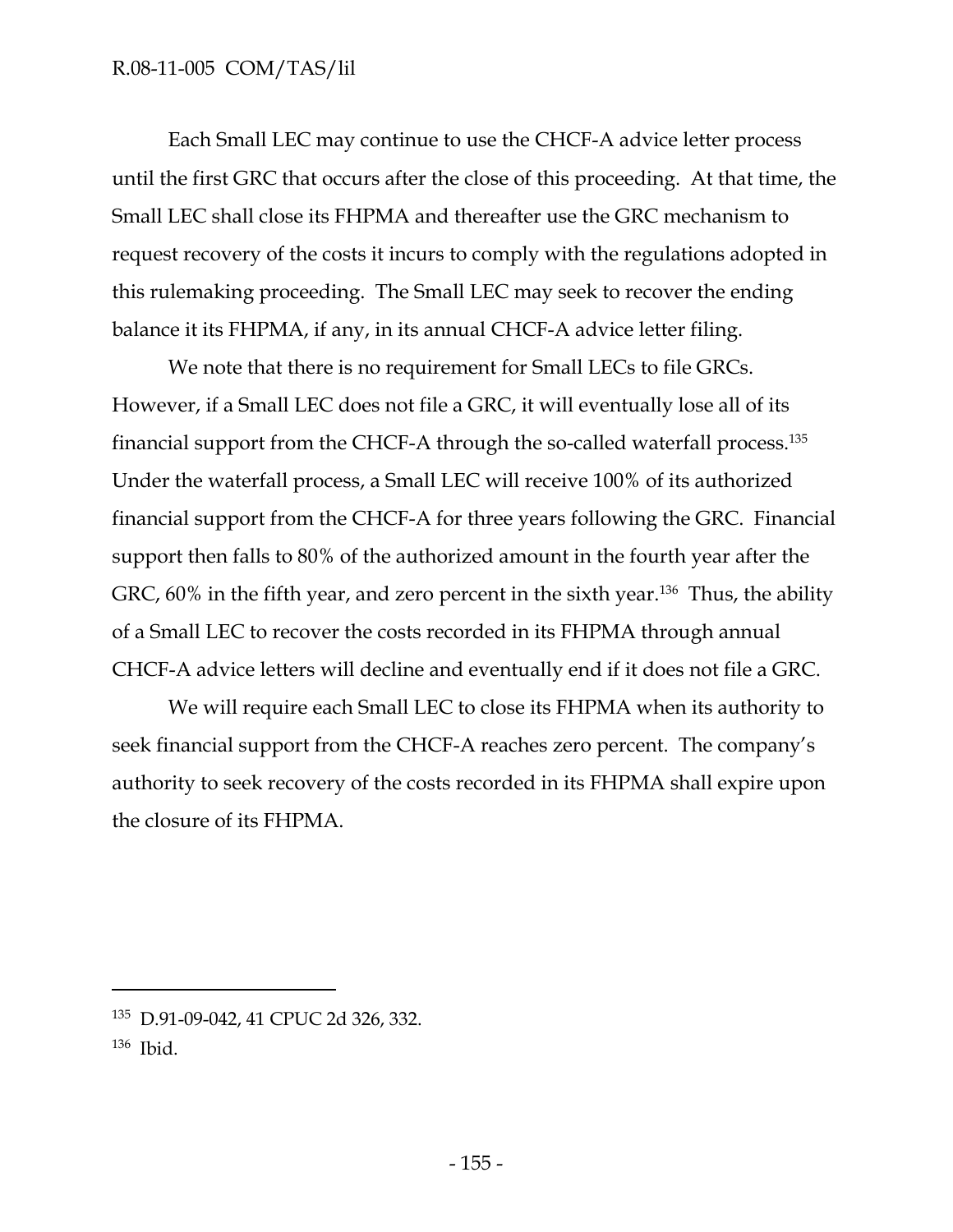Each Small LEC may continue to use the CHCF-A advice letter process until the first GRC that occurs after the close of this proceeding. At that time, the Small LEC shall close its FHPMA and thereafter use the GRC mechanism to request recovery of the costs it incurs to comply with the regulations adopted in this rulemaking proceeding. The Small LEC may seek to recover the ending balance it its FHPMA, if any, in its annual CHCF-A advice letter filing.

We note that there is no requirement for Small LECs to file GRCs. However, if a Small LEC does not file a GRC, it will eventually lose all of its financial support from the CHCF-A through the so-called waterfall process.[135] Under the waterfall process, a Small LEC will receive 100% of its authorized financial support from the CHCF-A for three years following the GRC. Financial support then falls to 80% of the authorized amount in the fourth year after the GRC, 60% in the fifth year, and zero percent in the sixth year.[136] Thus, the ability of a Small LEC to recover the costs recorded in its FHPMA through annual CHCF-A advice letters will decline and eventually end if it does not file a GRC.

We will require each Small LEC to close its FHPMA when its authority to seek financial support from the CHCF-A reaches zero percent. The company's authority to seek recovery of the costs recorded in its FHPMA shall expire upon the closure of its FHPMA.

---

[135] D.91-09-042, 41 CPUC 2d 326, 332.

[136] Ibid.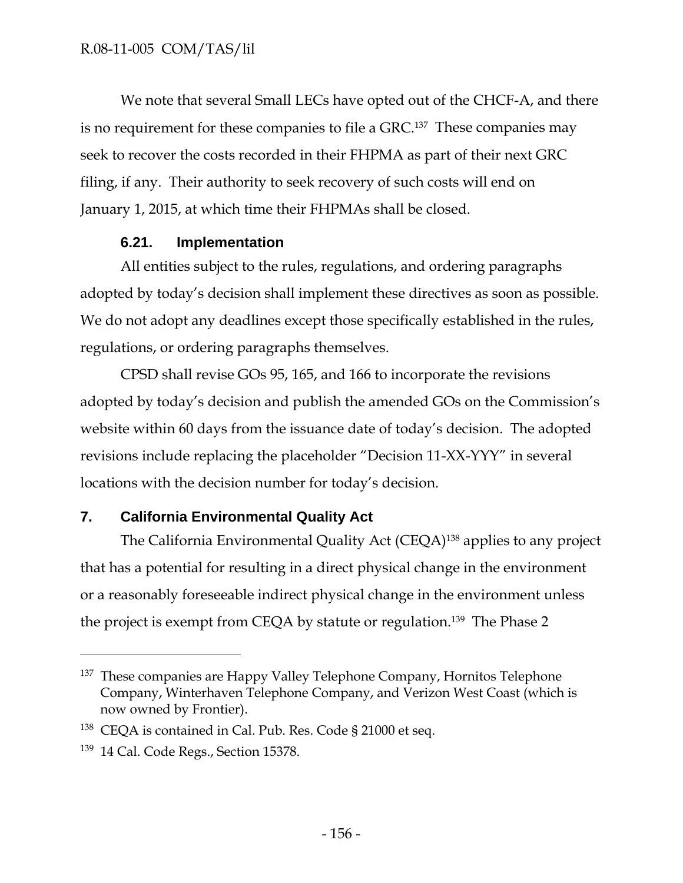We note that several Small LECs have opted out of the CHCF-A, and there is no requirement for these companies to file a GRC.[137] These companies may seek to recover the costs recorded in their FHPMA as part of their next GRC filing, if any. Their authority to seek recovery of such costs will end on January 1, 2015, at which time their FHPMAs shall be closed.

### 6.21. Implementation

All entities subject to the rules, regulations, and ordering paragraphs adopted by today's decision shall implement these directives as soon as possible. We do not adopt any deadlines except those specifically established in the rules, regulations, or ordering paragraphs themselves.

CPSD shall revise GOs 95, 165, and 166 to incorporate the revisions adopted by today's decision and publish the amended GOs on the Commission's website within 60 days from the issuance date of today's decision. The adopted revisions include replacing the placeholder "Decision 11-XX-YYY" in several locations with the decision number for today's decision.

## 7. California Environmental Quality Act

The California Environmental Quality Act (CEQA)[138] applies to any project that has a potential for resulting in a direct physical change in the environment or a reasonably foreseeable indirect physical change in the environment unless the project is exempt from CEQA by statute or regulation.[139] The Phase 2

---

[137] These companies are Happy Valley Telephone Company, Hornitos Telephone Company, Winterhaven Telephone Company, and Verizon West Coast (which is now owned by Frontier).

[138] CEQA is contained in Cal. Pub. Res. Code § 21000 et seq.

[139] 14 Cal. Code Regs., Section 15378.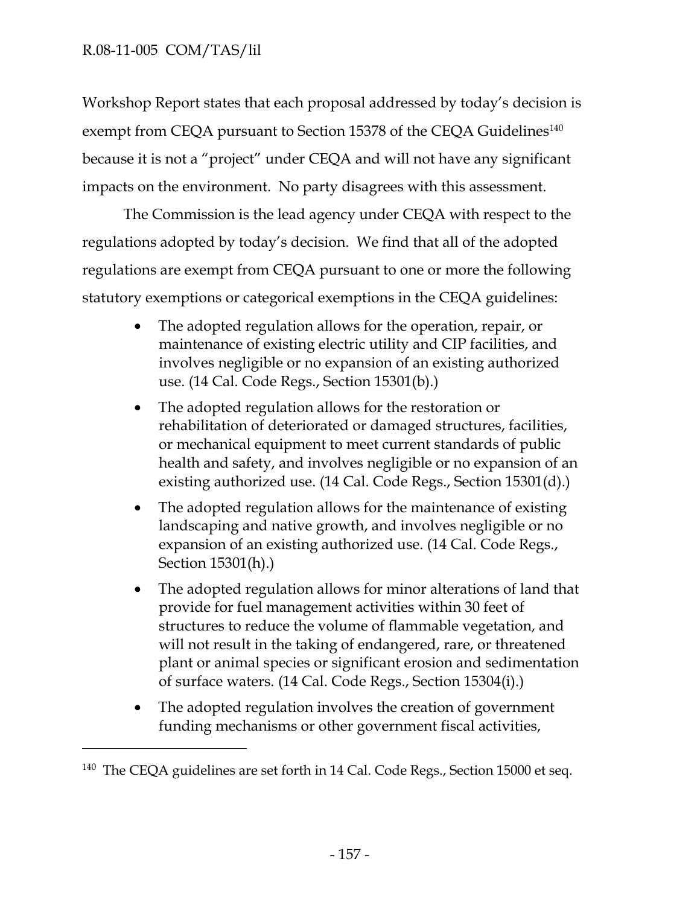Workshop Report states that each proposal addressed by today's decision is exempt from CEQA pursuant to Section 15378 of the CEQA Guidelines[140] because it is not a "project" under CEQA and will not have any significant impacts on the environment. No party disagrees with this assessment.

The Commission is the lead agency under CEQA with respect to the regulations adopted by today's decision. We find that all of the adopted regulations are exempt from CEQA pursuant to one or more the following statutory exemptions or categorical exemptions in the CEQA guidelines:

- The adopted regulation allows for the operation, repair, or maintenance of existing electric utility and CIP facilities, and involves negligible or no expansion of an existing authorized use. (14 Cal. Code Regs., Section 15301(b).)
- The adopted regulation allows for the restoration or rehabilitation of deteriorated or damaged structures, facilities, or mechanical equipment to meet current standards of public health and safety, and involves negligible or no expansion of an existing authorized use. (14 Cal. Code Regs., Section 15301(d).)
- The adopted regulation allows for the maintenance of existing landscaping and native growth, and involves negligible or no expansion of an existing authorized use. (14 Cal. Code Regs., Section 15301(h).)
- The adopted regulation allows for minor alterations of land that provide for fuel management activities within 30 feet of structures to reduce the volume of flammable vegetation, and will not result in the taking of endangered, rare, or threatened plant or animal species or significant erosion and sedimentation of surface waters. (14 Cal. Code Regs., Section 15304(i).)
- The adopted regulation involves the creation of government funding mechanisms or other government fiscal activities,

[140] The CEQA guidelines are set forth in 14 Cal. Code Regs., Section 15000 et seq.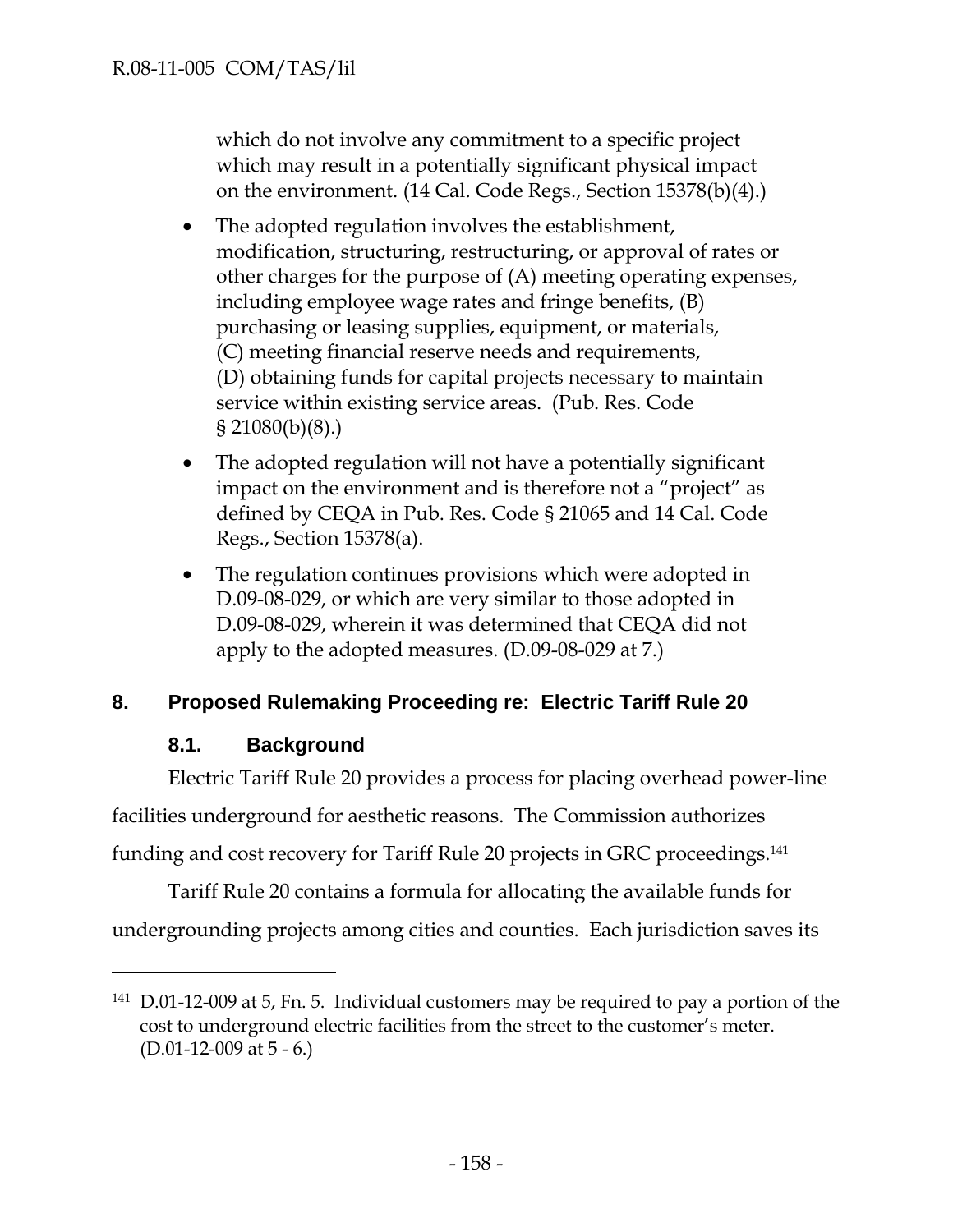which do not involve any commitment to a specific project which may result in a potentially significant physical impact on the environment. (14 Cal. Code Regs., Section 15378(b)(4).)

- The adopted regulation involves the establishment, modification, structuring, restructuring, or approval of rates or other charges for the purpose of (A) meeting operating expenses, including employee wage rates and fringe benefits, (B) purchasing or leasing supplies, equipment, or materials, (C) meeting financial reserve needs and requirements, (D) obtaining funds for capital projects necessary to maintain service within existing service areas. (Pub. Res. Code § 21080(b)(8).)
- The adopted regulation will not have a potentially significant impact on the environment and is therefore not a "project" as defined by CEQA in Pub. Res. Code § 21065 and 14 Cal. Code Regs., Section 15378(a).
- The regulation continues provisions which were adopted in D.09-08-029, or which are very similar to those adopted in D.09-08-029, wherein it was determined that CEQA did not apply to the adopted measures. (D.09-08-029 at 7.)

## 8. Proposed Rulemaking Proceeding re: Electric Tariff Rule 20

### 8.1. Background

Electric Tariff Rule 20 provides a process for placing overhead power-line facilities underground for aesthetic reasons. The Commission authorizes funding and cost recovery for Tariff Rule 20 projects in GRC proceedings.[141]

Tariff Rule 20 contains a formula for allocating the available funds for undergrounding projects among cities and counties. Each jurisdiction saves its

---

[141] D.01-12-009 at 5, Fn. 5. Individual customers may be required to pay a portion of the cost to underground electric facilities from the street to the customer's meter. (D.01-12-009 at 5 - 6.)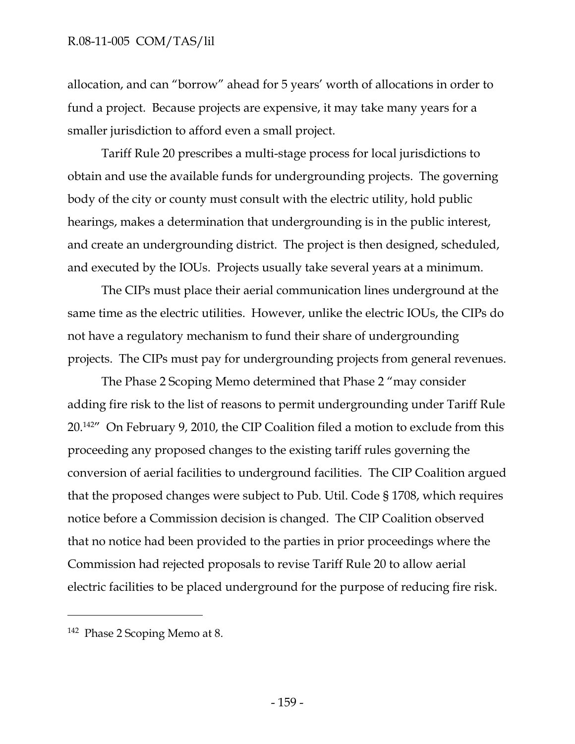allocation, and can "borrow" ahead for 5 years' worth of allocations in order to fund a project. Because projects are expensive, it may take many years for a smaller jurisdiction to afford even a small project.

Tariff Rule 20 prescribes a multi-stage process for local jurisdictions to obtain and use the available funds for undergrounding projects. The governing body of the city or county must consult with the electric utility, hold public hearings, makes a determination that undergrounding is in the public interest, and create an undergrounding district. The project is then designed, scheduled, and executed by the IOUs. Projects usually take several years at a minimum.

The CIPs must place their aerial communication lines underground at the same time as the electric utilities. However, unlike the electric IOUs, the CIPs do not have a regulatory mechanism to fund their share of undergrounding projects. The CIPs must pay for undergrounding projects from general revenues.

The Phase 2 Scoping Memo determined that Phase 2 "may consider adding fire risk to the list of reasons to permit undergrounding under Tariff Rule 20.[142]" On February 9, 2010, the CIP Coalition filed a motion to exclude from this proceeding any proposed changes to the existing tariff rules governing the conversion of aerial facilities to underground facilities. The CIP Coalition argued that the proposed changes were subject to Pub. Util. Code § 1708, which requires notice before a Commission decision is changed. The CIP Coalition observed that no notice had been provided to the parties in prior proceedings where the Commission had rejected proposals to revise Tariff Rule 20 to allow aerial electric facilities to be placed underground for the purpose of reducing fire risk.

---

[142] Phase 2 Scoping Memo at 8.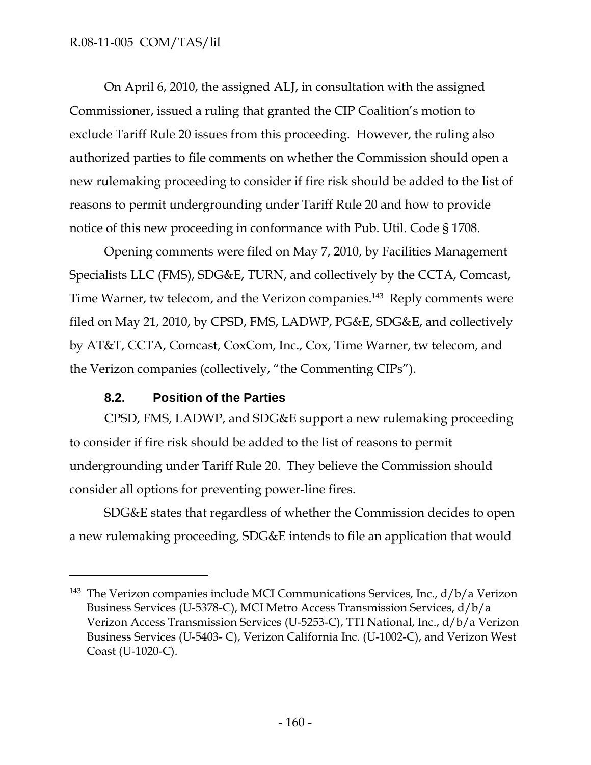On April 6, 2010, the assigned ALJ, in consultation with the assigned Commissioner, issued a ruling that granted the CIP Coalition's motion to exclude Tariff Rule 20 issues from this proceeding. However, the ruling also authorized parties to file comments on whether the Commission should open a new rulemaking proceeding to consider if fire risk should be added to the list of reasons to permit undergrounding under Tariff Rule 20 and how to provide notice of this new proceeding in conformance with Pub. Util. Code § 1708.

Opening comments were filed on May 7, 2010, by Facilities Management Specialists LLC (FMS), SDG&E, TURN, and collectively by the CCTA, Comcast, Time Warner, tw telecom, and the Verizon companies.[143] Reply comments were filed on May 21, 2010, by CPSD, FMS, LADWP, PG&E, SDG&E, and collectively by AT&T, CCTA, Comcast, CoxCom, Inc., Cox, Time Warner, tw telecom, and the Verizon companies (collectively, "the Commenting CIPs").

### 8.2. Position of the Parties

CPSD, FMS, LADWP, and SDG&E support a new rulemaking proceeding to consider if fire risk should be added to the list of reasons to permit undergrounding under Tariff Rule 20. They believe the Commission should consider all options for preventing power-line fires.

SDG&E states that regardless of whether the Commission decides to open a new rulemaking proceeding, SDG&E intends to file an application that would

---

[143] The Verizon companies include MCI Communications Services, Inc., d/b/a Verizon Business Services (U-5378-C), MCI Metro Access Transmission Services, d/b/a Verizon Access Transmission Services (U-5253-C), TTI National, Inc., d/b/a Verizon Business Services (U-5403- C), Verizon California Inc. (U-1002-C), and Verizon West Coast (U-1020-C).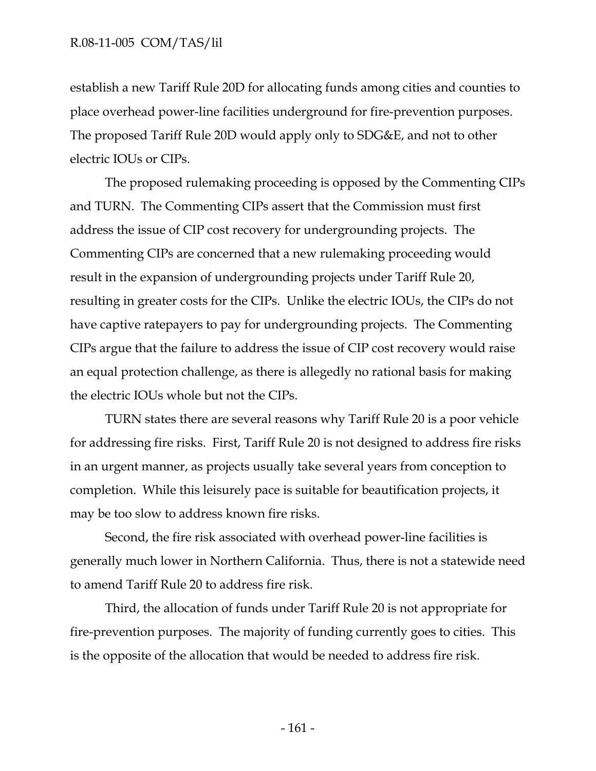establish a new Tariff Rule 20D for allocating funds among cities and counties to place overhead power-line facilities underground for fire-prevention purposes. The proposed Tariff Rule 20D would apply only to SDG&E, and not to other electric IOUs or CIPs.

The proposed rulemaking proceeding is opposed by the Commenting CIPs and TURN. The Commenting CIPs assert that the Commission must first address the issue of CIP cost recovery for undergrounding projects. The Commenting CIPs are concerned that a new rulemaking proceeding would result in the expansion of undergrounding projects under Tariff Rule 20, resulting in greater costs for the CIPs. Unlike the electric IOUs, the CIPs do not have captive ratepayers to pay for undergrounding projects. The Commenting CIPs argue that the failure to address the issue of CIP cost recovery would raise an equal protection challenge, as there is allegedly no rational basis for making the electric IOUs whole but not the CIPs.

TURN states there are several reasons why Tariff Rule 20 is a poor vehicle for addressing fire risks. First, Tariff Rule 20 is not designed to address fire risks in an urgent manner, as projects usually take several years from conception to completion. While this leisurely pace is suitable for beautification projects, it may be too slow to address known fire risks.

Second, the fire risk associated with overhead power-line facilities is generally much lower in Northern California. Thus, there is not a statewide need to amend Tariff Rule 20 to address fire risk.

Third, the allocation of funds under Tariff Rule 20 is not appropriate for fire-prevention purposes. The majority of funding currently goes to cities. This is the opposite of the allocation that would be needed to address fire risk.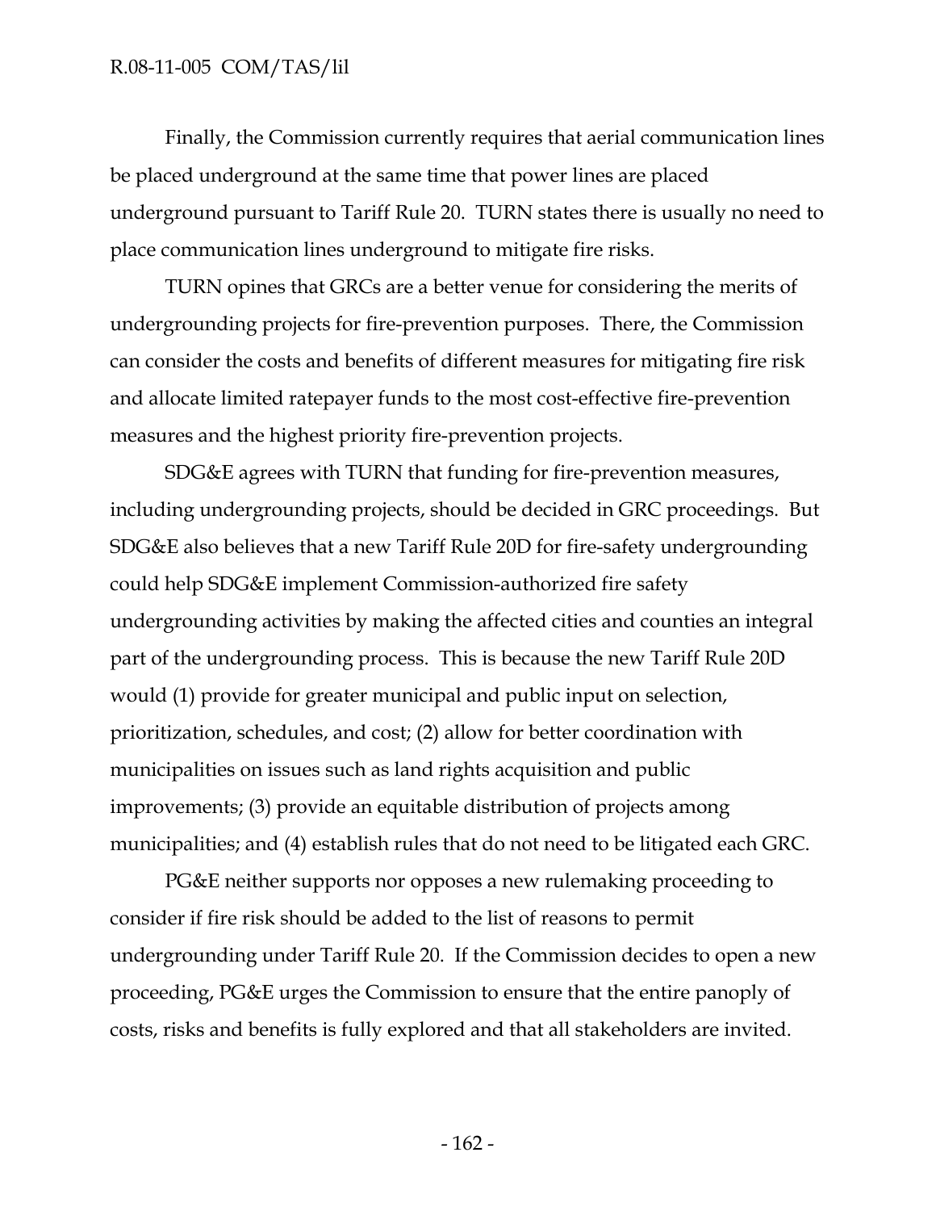Finally, the Commission currently requires that aerial communication lines be placed underground at the same time that power lines are placed underground pursuant to Tariff Rule 20. TURN states there is usually no need to place communication lines underground to mitigate fire risks.

TURN opines that GRCs are a better venue for considering the merits of undergrounding projects for fire-prevention purposes. There, the Commission can consider the costs and benefits of different measures for mitigating fire risk and allocate limited ratepayer funds to the most cost-effective fire-prevention measures and the highest priority fire-prevention projects.

SDG&E agrees with TURN that funding for fire-prevention measures, including undergrounding projects, should be decided in GRC proceedings. But SDG&E also believes that a new Tariff Rule 20D for fire-safety undergrounding could help SDG&E implement Commission-authorized fire safety undergrounding activities by making the affected cities and counties an integral part of the undergrounding process. This is because the new Tariff Rule 20D would (1) provide for greater municipal and public input on selection, prioritization, schedules, and cost; (2) allow for better coordination with municipalities on issues such as land rights acquisition and public improvements; (3) provide an equitable distribution of projects among municipalities; and (4) establish rules that do not need to be litigated each GRC.

PG&E neither supports nor opposes a new rulemaking proceeding to consider if fire risk should be added to the list of reasons to permit undergrounding under Tariff Rule 20. If the Commission decides to open a new proceeding, PG&E urges the Commission to ensure that the entire panoply of costs, risks and benefits is fully explored and that all stakeholders are invited.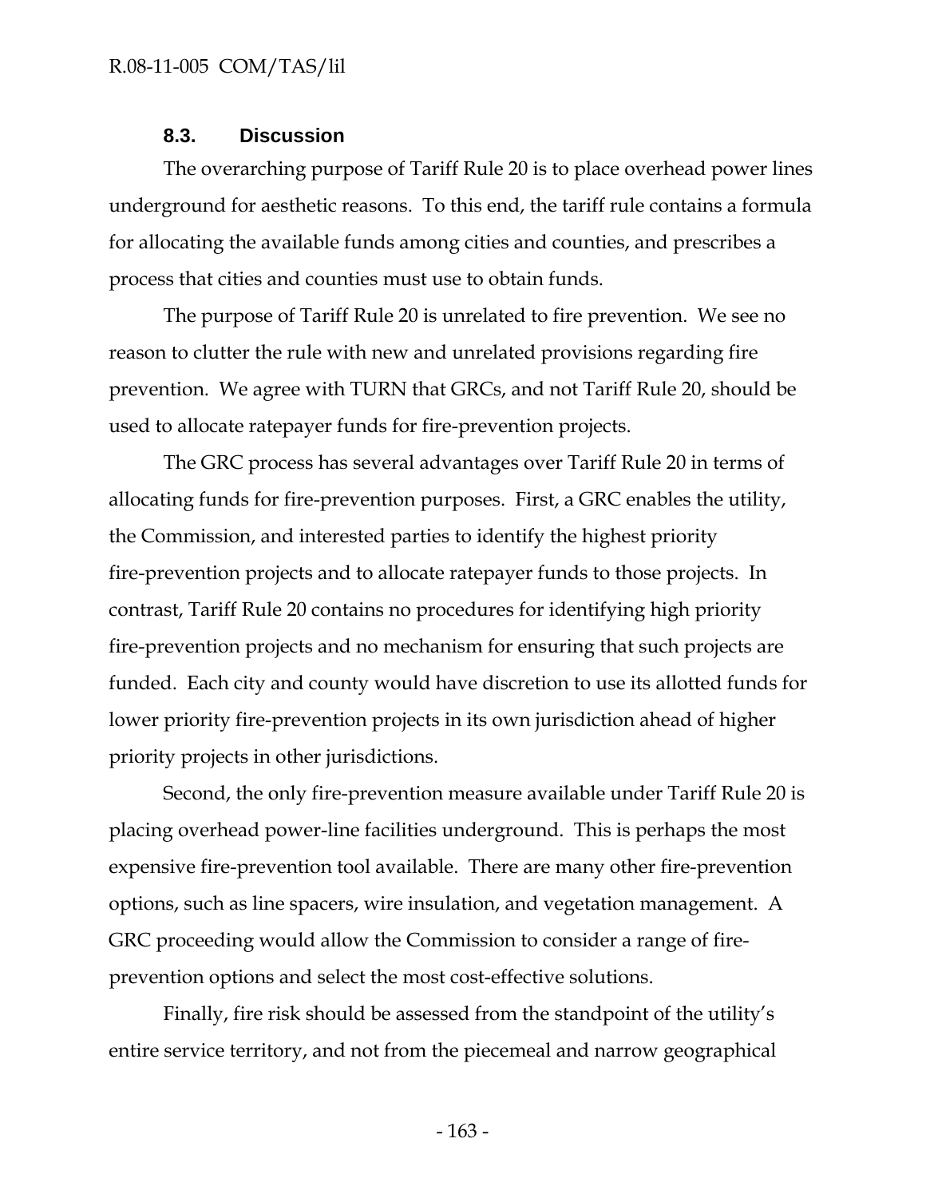### 8.3. Discussion

The overarching purpose of Tariff Rule 20 is to place overhead power lines underground for aesthetic reasons. To this end, the tariff rule contains a formula for allocating the available funds among cities and counties, and prescribes a process that cities and counties must use to obtain funds.

The purpose of Tariff Rule 20 is unrelated to fire prevention. We see no reason to clutter the rule with new and unrelated provisions regarding fire prevention. We agree with TURN that GRCs, and not Tariff Rule 20, should be used to allocate ratepayer funds for fire-prevention projects.

The GRC process has several advantages over Tariff Rule 20 in terms of allocating funds for fire-prevention purposes. First, a GRC enables the utility, the Commission, and interested parties to identify the highest priority fire-prevention projects and to allocate ratepayer funds to those projects. In contrast, Tariff Rule 20 contains no procedures for identifying high priority fire-prevention projects and no mechanism for ensuring that such projects are funded. Each city and county would have discretion to use its allotted funds for lower priority fire-prevention projects in its own jurisdiction ahead of higher priority projects in other jurisdictions.

Second, the only fire-prevention measure available under Tariff Rule 20 is placing overhead power-line facilities underground. This is perhaps the most expensive fire-prevention tool available. There are many other fire-prevention options, such as line spacers, wire insulation, and vegetation management. A GRC proceeding would allow the Commission to consider a range of fire-prevention options and select the most cost-effective solutions.

Finally, fire risk should be assessed from the standpoint of the utility's entire service territory, and not from the piecemeal and narrow geographical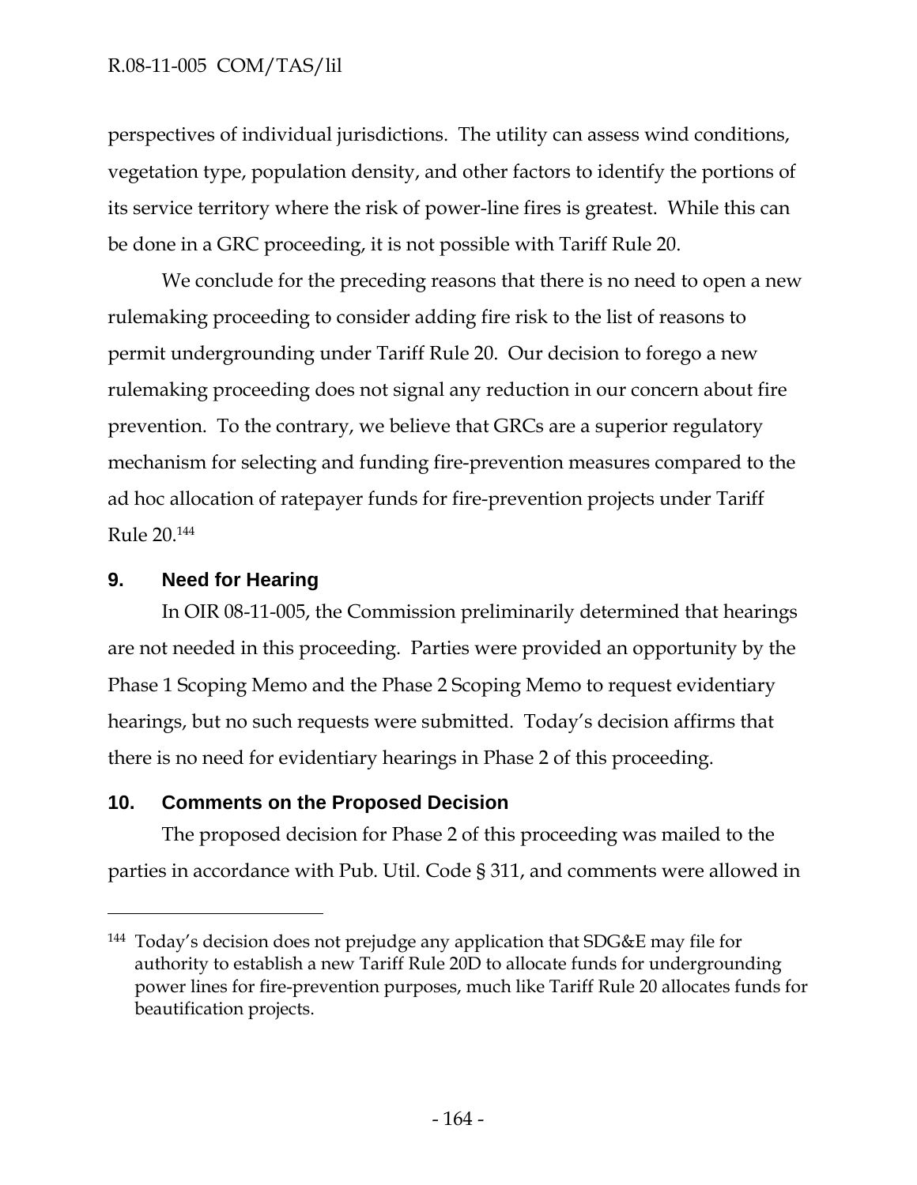perspectives of individual jurisdictions. The utility can assess wind conditions, vegetation type, population density, and other factors to identify the portions of its service territory where the risk of power-line fires is greatest. While this can be done in a GRC proceeding, it is not possible with Tariff Rule 20.

We conclude for the preceding reasons that there is no need to open a new rulemaking proceeding to consider adding fire risk to the list of reasons to permit undergrounding under Tariff Rule 20. Our decision to forego a new rulemaking proceeding does not signal any reduction in our concern about fire prevention. To the contrary, we believe that GRCs are a superior regulatory mechanism for selecting and funding fire-prevention measures compared to the ad hoc allocation of ratepayer funds for fire-prevention projects under Tariff Rule 20.[144]

## 9. Need for Hearing

In OIR 08-11-005, the Commission preliminarily determined that hearings are not needed in this proceeding. Parties were provided an opportunity by the Phase 1 Scoping Memo and the Phase 2 Scoping Memo to request evidentiary hearings, but no such requests were submitted. Today's decision affirms that there is no need for evidentiary hearings in Phase 2 of this proceeding.

## 10. Comments on the Proposed Decision

The proposed decision for Phase 2 of this proceeding was mailed to the parties in accordance with Pub. Util. Code § 311, and comments were allowed in

---

[144] Today's decision does not prejudge any application that SDG&E may file for authority to establish a new Tariff Rule 20D to allocate funds for undergrounding power lines for fire-prevention purposes, much like Tariff Rule 20 allocates funds for beautification projects.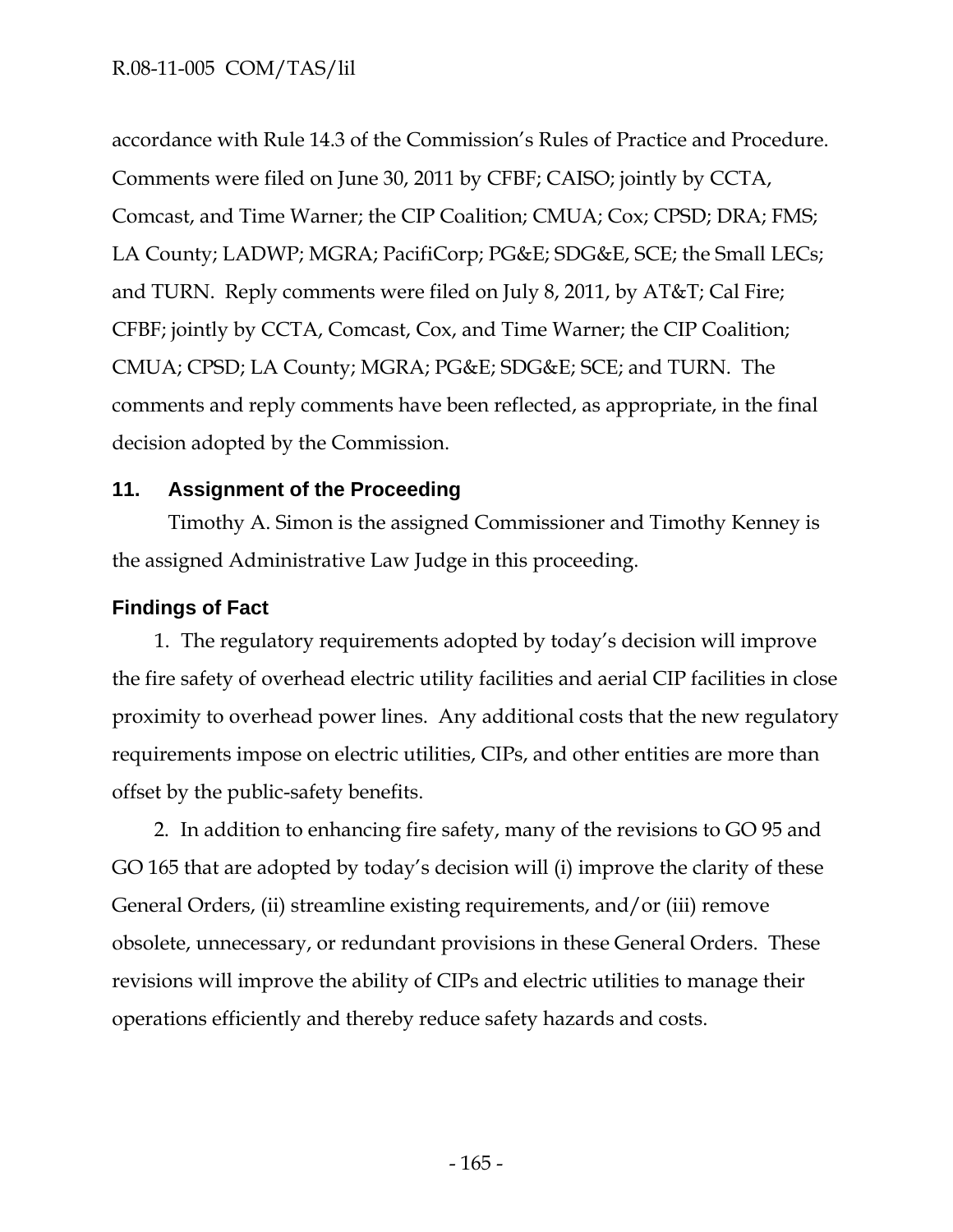accordance with Rule 14.3 of the Commission's Rules of Practice and Procedure. Comments were filed on June 30, 2011 by CFBF; CAISO; jointly by CCTA, Comcast, and Time Warner; the CIP Coalition; CMUA; Cox; CPSD; DRA; FMS; LA County; LADWP; MGRA; PacifiCorp; PG&E; SDG&E, SCE; the Small LECs; and TURN. Reply comments were filed on July 8, 2011, by AT&T; Cal Fire; CFBF; jointly by CCTA, Comcast, Cox, and Time Warner; the CIP Coalition; CMUA; CPSD; LA County; MGRA; PG&E; SDG&E; SCE; and TURN. The comments and reply comments have been reflected, as appropriate, in the final decision adopted by the Commission.

## 11. Assignment of the Proceeding

Timothy A. Simon is the assigned Commissioner and Timothy Kenney is the assigned Administrative Law Judge in this proceeding.

## Findings of Fact

1. The regulatory requirements adopted by today's decision will improve the fire safety of overhead electric utility facilities and aerial CIP facilities in close proximity to overhead power lines. Any additional costs that the new regulatory requirements impose on electric utilities, CIPs, and other entities are more than offset by the public-safety benefits.

2. In addition to enhancing fire safety, many of the revisions to GO 95 and GO 165 that are adopted by today's decision will (i) improve the clarity of these General Orders, (ii) streamline existing requirements, and/or (iii) remove obsolete, unnecessary, or redundant provisions in these General Orders. These revisions will improve the ability of CIPs and electric utilities to manage their operations efficiently and thereby reduce safety hazards and costs.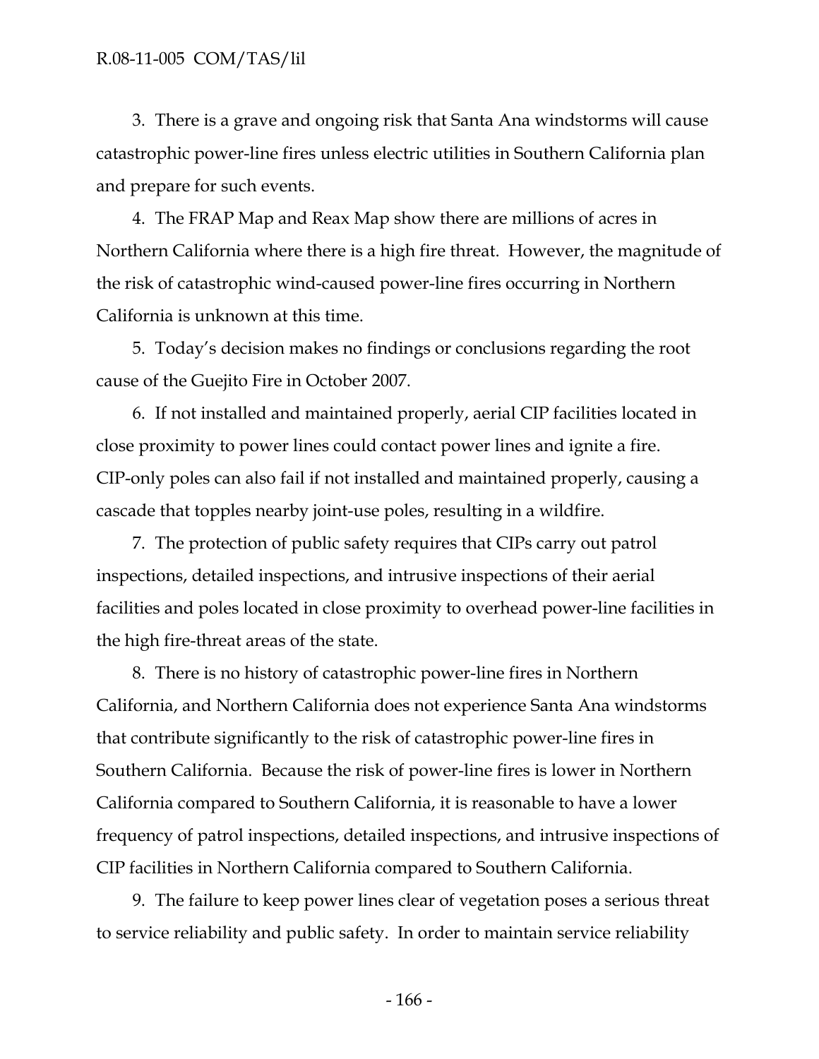3. There is a grave and ongoing risk that Santa Ana windstorms will cause catastrophic power-line fires unless electric utilities in Southern California plan and prepare for such events.

4. The FRAP Map and Reax Map show there are millions of acres in Northern California where there is a high fire threat. However, the magnitude of the risk of catastrophic wind-caused power-line fires occurring in Northern California is unknown at this time.

5. Today's decision makes no findings or conclusions regarding the root cause of the Guejito Fire in October 2007.

6. If not installed and maintained properly, aerial CIP facilities located in close proximity to power lines could contact power lines and ignite a fire. CIP-only poles can also fail if not installed and maintained properly, causing a cascade that topples nearby joint-use poles, resulting in a wildfire.

7. The protection of public safety requires that CIPs carry out patrol inspections, detailed inspections, and intrusive inspections of their aerial facilities and poles located in close proximity to overhead power-line facilities in the high fire-threat areas of the state.

8. There is no history of catastrophic power-line fires in Northern California, and Northern California does not experience Santa Ana windstorms that contribute significantly to the risk of catastrophic power-line fires in Southern California. Because the risk of power-line fires is lower in Northern California compared to Southern California, it is reasonable to have a lower frequency of patrol inspections, detailed inspections, and intrusive inspections of CIP facilities in Northern California compared to Southern California.

9. The failure to keep power lines clear of vegetation poses a serious threat to service reliability and public safety. In order to maintain service reliability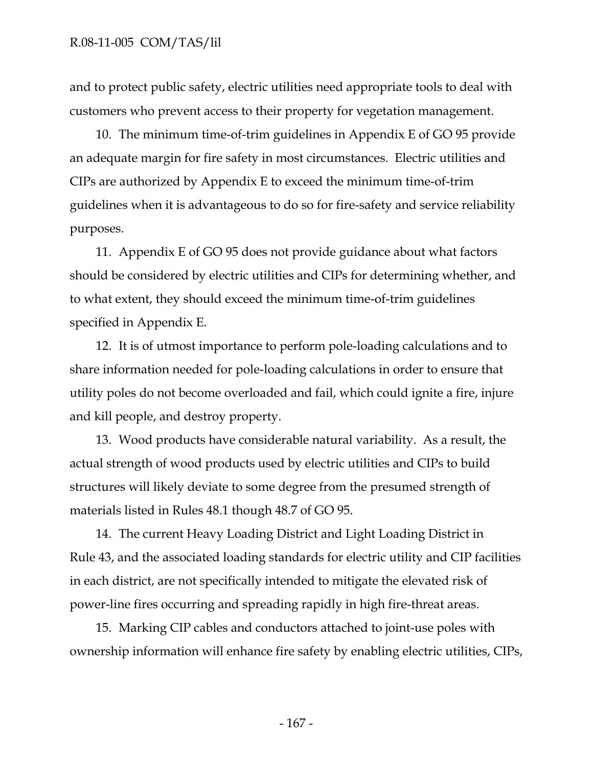and to protect public safety, electric utilities need appropriate tools to deal with customers who prevent access to their property for vegetation management.

10. The minimum time-of-trim guidelines in Appendix E of GO 95 provide an adequate margin for fire safety in most circumstances. Electric utilities and CIPs are authorized by Appendix E to exceed the minimum time-of-trim guidelines when it is advantageous to do so for fire-safety and service reliability purposes.

11. Appendix E of GO 95 does not provide guidance about what factors should be considered by electric utilities and CIPs for determining whether, and to what extent, they should exceed the minimum time-of-trim guidelines specified in Appendix E.

12. It is of utmost importance to perform pole-loading calculations and to share information needed for pole-loading calculations in order to ensure that utility poles do not become overloaded and fail, which could ignite a fire, injure and kill people, and destroy property.

13. Wood products have considerable natural variability. As a result, the actual strength of wood products used by electric utilities and CIPs to build structures will likely deviate to some degree from the presumed strength of materials listed in Rules 48.1 though 48.7 of GO 95.

14. The current Heavy Loading District and Light Loading District in Rule 43, and the associated loading standards for electric utility and CIP facilities in each district, are not specifically intended to mitigate the elevated risk of power-line fires occurring and spreading rapidly in high fire-threat areas.

15. Marking CIP cables and conductors attached to joint-use poles with ownership information will enhance fire safety by enabling electric utilities, CIPs,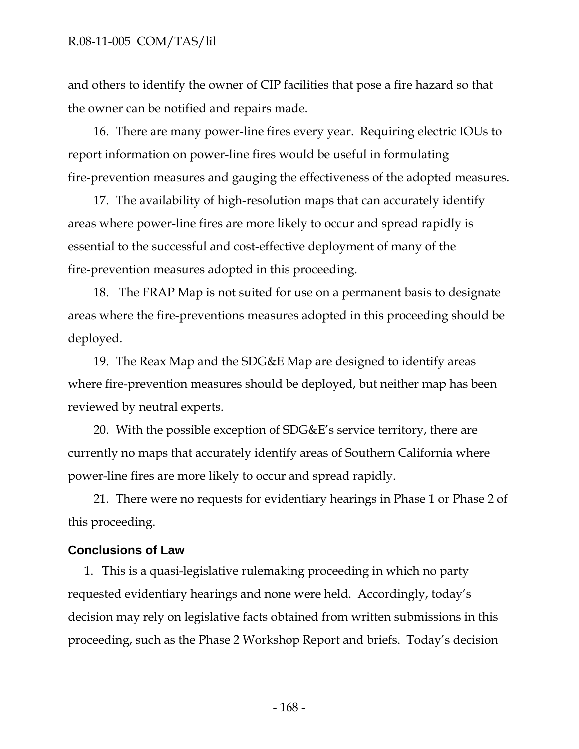and others to identify the owner of CIP facilities that pose a fire hazard so that the owner can be notified and repairs made.

16. There are many power-line fires every year. Requiring electric IOUs to report information on power-line fires would be useful in formulating fire-prevention measures and gauging the effectiveness of the adopted measures.

17. The availability of high-resolution maps that can accurately identify areas where power-line fires are more likely to occur and spread rapidly is essential to the successful and cost-effective deployment of many of the fire-prevention measures adopted in this proceeding.

18. The FRAP Map is not suited for use on a permanent basis to designate areas where the fire-preventions measures adopted in this proceeding should be deployed.

19. The Reax Map and the SDG&E Map are designed to identify areas where fire-prevention measures should be deployed, but neither map has been reviewed by neutral experts.

20. With the possible exception of SDG&E's service territory, there are currently no maps that accurately identify areas of Southern California where power-line fires are more likely to occur and spread rapidly.

21. There were no requests for evidentiary hearings in Phase 1 or Phase 2 of this proceeding.

## Conclusions of Law

1. This is a quasi-legislative rulemaking proceeding in which no party requested evidentiary hearings and none were held. Accordingly, today's decision may rely on legislative facts obtained from written submissions in this proceeding, such as the Phase 2 Workshop Report and briefs. Today's decision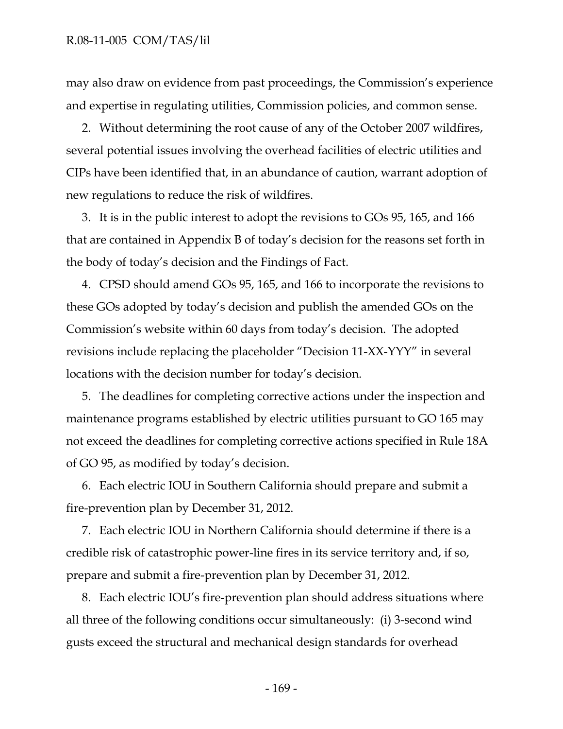may also draw on evidence from past proceedings, the Commission's experience and expertise in regulating utilities, Commission policies, and common sense.

2. Without determining the root cause of any of the October 2007 wildfires, several potential issues involving the overhead facilities of electric utilities and CIPs have been identified that, in an abundance of caution, warrant adoption of new regulations to reduce the risk of wildfires.

3. It is in the public interest to adopt the revisions to GOs 95, 165, and 166 that are contained in Appendix B of today's decision for the reasons set forth in the body of today's decision and the Findings of Fact.

4. CPSD should amend GOs 95, 165, and 166 to incorporate the revisions to these GOs adopted by today's decision and publish the amended GOs on the Commission's website within 60 days from today's decision. The adopted revisions include replacing the placeholder "Decision 11-XX-YYY" in several locations with the decision number for today's decision.

5. The deadlines for completing corrective actions under the inspection and maintenance programs established by electric utilities pursuant to GO 165 may not exceed the deadlines for completing corrective actions specified in Rule 18A of GO 95, as modified by today's decision.

6. Each electric IOU in Southern California should prepare and submit a fire-prevention plan by December 31, 2012.

7. Each electric IOU in Northern California should determine if there is a credible risk of catastrophic power-line fires in its service territory and, if so, prepare and submit a fire-prevention plan by December 31, 2012.

8. Each electric IOU's fire-prevention plan should address situations where all three of the following conditions occur simultaneously: (i) 3-second wind gusts exceed the structural and mechanical design standards for overhead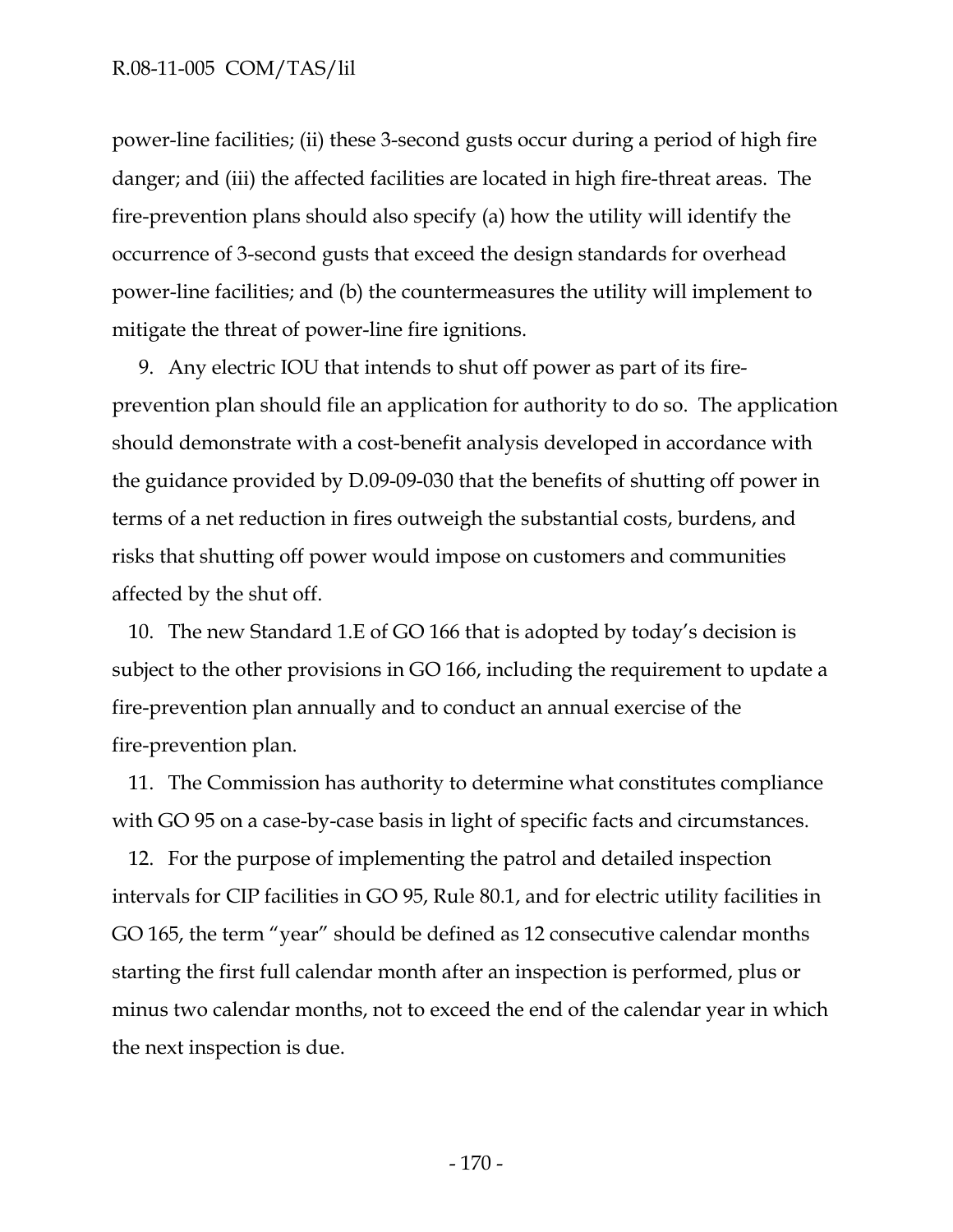power-line facilities; (ii) these 3-second gusts occur during a period of high fire danger; and (iii) the affected facilities are located in high fire-threat areas. The fire-prevention plans should also specify (a) how the utility will identify the occurrence of 3-second gusts that exceed the design standards for overhead power-line facilities; and (b) the countermeasures the utility will implement to mitigate the threat of power-line fire ignitions.

9. Any electric IOU that intends to shut off power as part of its fire-prevention plan should file an application for authority to do so. The application should demonstrate with a cost-benefit analysis developed in accordance with the guidance provided by D.09-09-030 that the benefits of shutting off power in terms of a net reduction in fires outweigh the substantial costs, burdens, and risks that shutting off power would impose on customers and communities affected by the shut off.

10. The new Standard 1.E of GO 166 that is adopted by today's decision is subject to the other provisions in GO 166, including the requirement to update a fire-prevention plan annually and to conduct an annual exercise of the fire-prevention plan.

11. The Commission has authority to determine what constitutes compliance with GO 95 on a case-by-case basis in light of specific facts and circumstances.

12. For the purpose of implementing the patrol and detailed inspection intervals for CIP facilities in GO 95, Rule 80.1, and for electric utility facilities in GO 165, the term "year" should be defined as 12 consecutive calendar months starting the first full calendar month after an inspection is performed, plus or minus two calendar months, not to exceed the end of the calendar year in which the next inspection is due.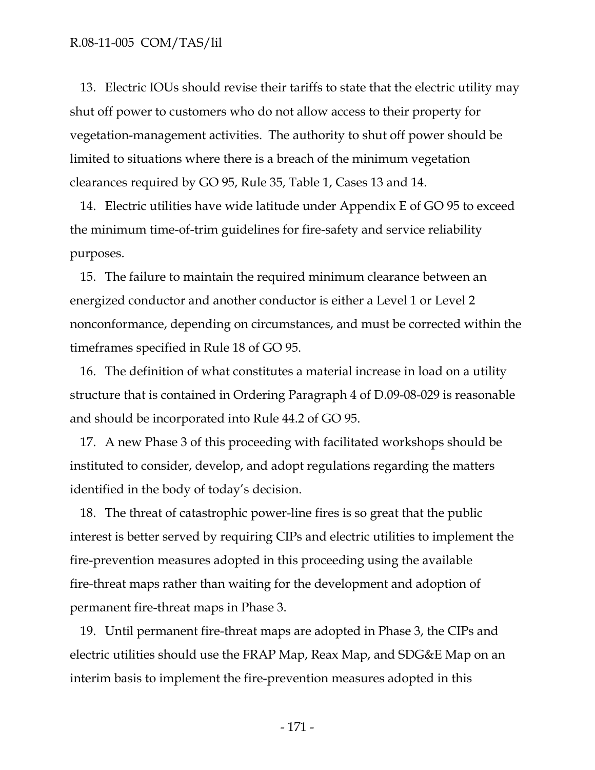13. Electric IOUs should revise their tariffs to state that the electric utility may shut off power to customers who do not allow access to their property for vegetation-management activities. The authority to shut off power should be limited to situations where there is a breach of the minimum vegetation clearances required by GO 95, Rule 35, Table 1, Cases 13 and 14.

14. Electric utilities have wide latitude under Appendix E of GO 95 to exceed the minimum time-of-trim guidelines for fire-safety and service reliability purposes.

15. The failure to maintain the required minimum clearance between an energized conductor and another conductor is either a Level 1 or Level 2 nonconformance, depending on circumstances, and must be corrected within the timeframes specified in Rule 18 of GO 95.

16. The definition of what constitutes a material increase in load on a utility structure that is contained in Ordering Paragraph 4 of D.09-08-029 is reasonable and should be incorporated into Rule 44.2 of GO 95.

17. A new Phase 3 of this proceeding with facilitated workshops should be instituted to consider, develop, and adopt regulations regarding the matters identified in the body of today's decision.

18. The threat of catastrophic power-line fires is so great that the public interest is better served by requiring CIPs and electric utilities to implement the fire-prevention measures adopted in this proceeding using the available fire-threat maps rather than waiting for the development and adoption of permanent fire-threat maps in Phase 3.

19. Until permanent fire-threat maps are adopted in Phase 3, the CIPs and electric utilities should use the FRAP Map, Reax Map, and SDG&E Map on an interim basis to implement the fire-prevention measures adopted in this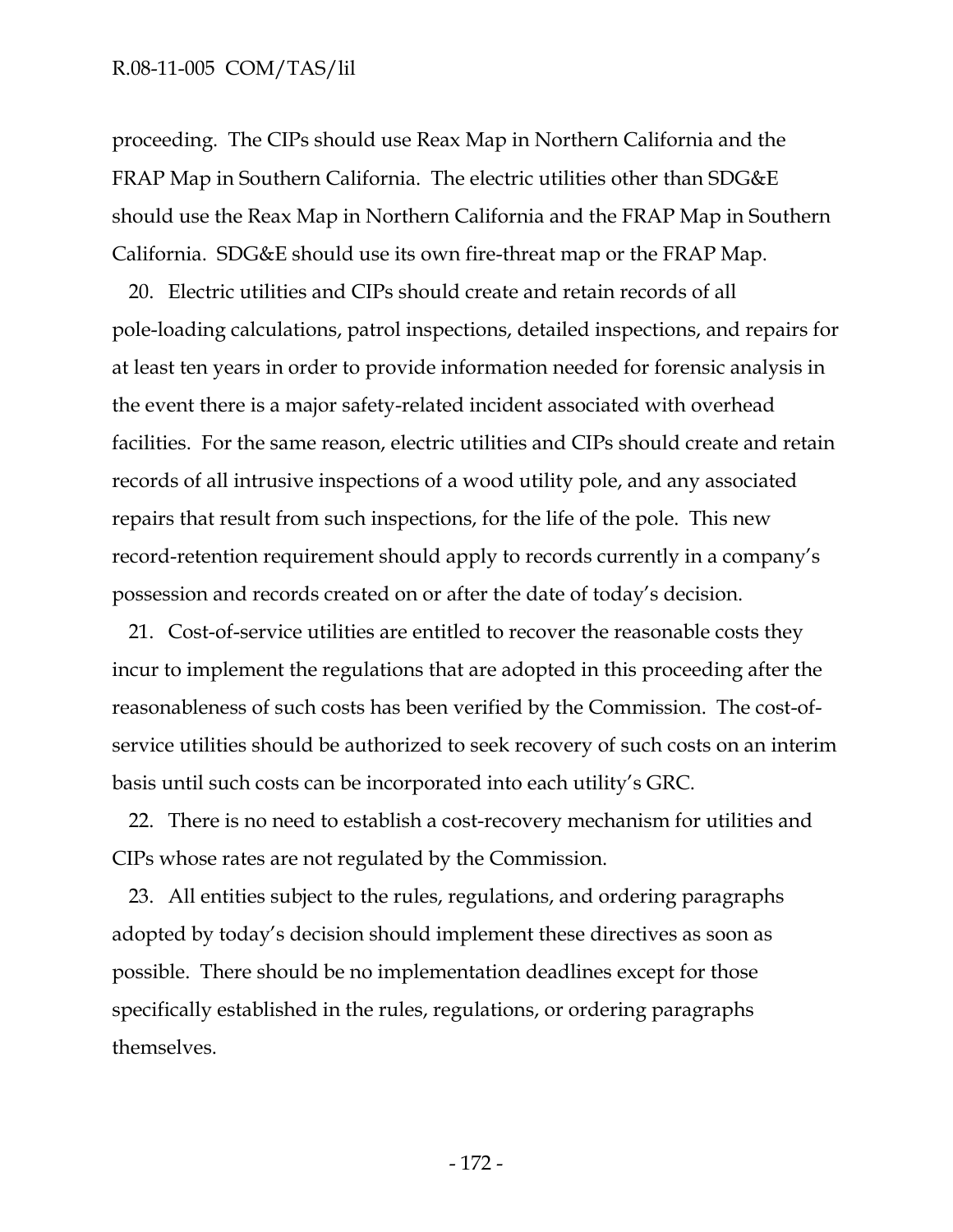proceeding. The CIPs should use Reax Map in Northern California and the FRAP Map in Southern California. The electric utilities other than SDG&E should use the Reax Map in Northern California and the FRAP Map in Southern California. SDG&E should use its own fire-threat map or the FRAP Map.

20. Electric utilities and CIPs should create and retain records of all pole-loading calculations, patrol inspections, detailed inspections, and repairs for at least ten years in order to provide information needed for forensic analysis in the event there is a major safety-related incident associated with overhead facilities. For the same reason, electric utilities and CIPs should create and retain records of all intrusive inspections of a wood utility pole, and any associated repairs that result from such inspections, for the life of the pole. This new record-retention requirement should apply to records currently in a company's possession and records created on or after the date of today's decision.

21. Cost-of-service utilities are entitled to recover the reasonable costs they incur to implement the regulations that are adopted in this proceeding after the reasonableness of such costs has been verified by the Commission. The cost-of-service utilities should be authorized to seek recovery of such costs on an interim basis until such costs can be incorporated into each utility's GRC.

22. There is no need to establish a cost-recovery mechanism for utilities and CIPs whose rates are not regulated by the Commission.

23. All entities subject to the rules, regulations, and ordering paragraphs adopted by today's decision should implement these directives as soon as possible. There should be no implementation deadlines except for those specifically established in the rules, regulations, or ordering paragraphs themselves.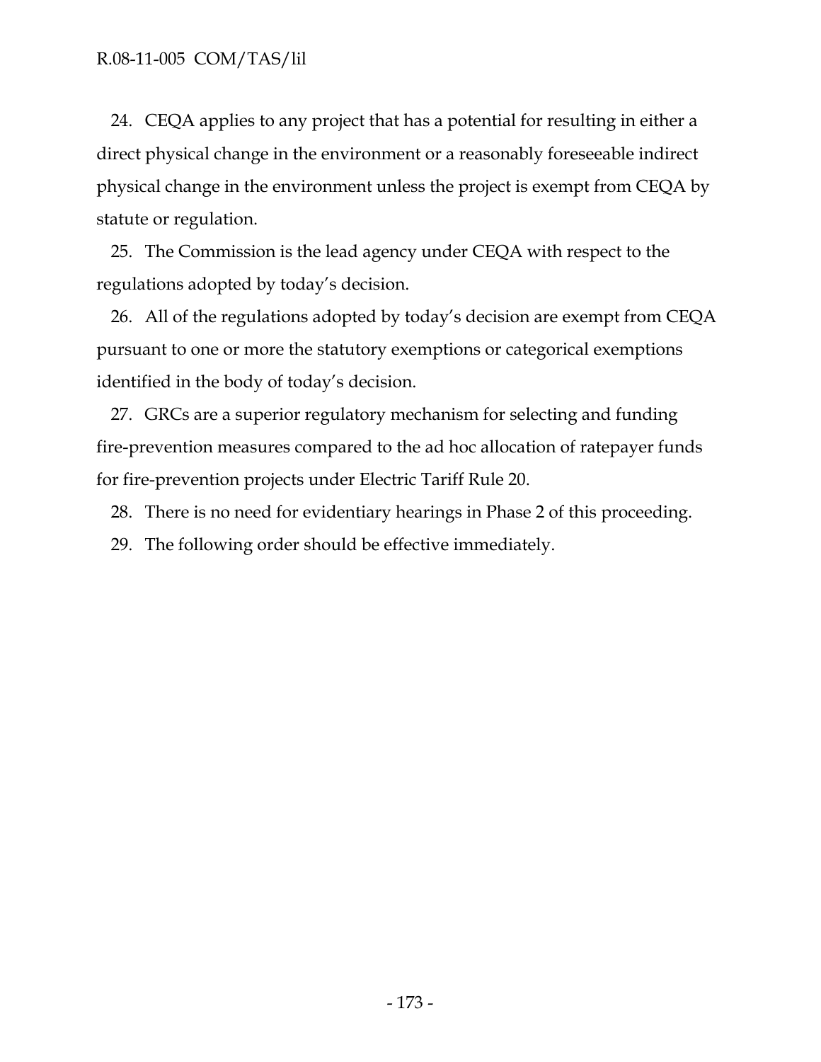24. CEQA applies to any project that has a potential for resulting in either a direct physical change in the environment or a reasonably foreseeable indirect physical change in the environment unless the project is exempt from CEQA by statute or regulation.

25. The Commission is the lead agency under CEQA with respect to the regulations adopted by today's decision.

26. All of the regulations adopted by today's decision are exempt from CEQA pursuant to one or more the statutory exemptions or categorical exemptions identified in the body of today's decision.

27. GRCs are a superior regulatory mechanism for selecting and funding fire-prevention measures compared to the ad hoc allocation of ratepayer funds for fire-prevention projects under Electric Tariff Rule 20.

28. There is no need for evidentiary hearings in Phase 2 of this proceeding.

29. The following order should be effective immediately.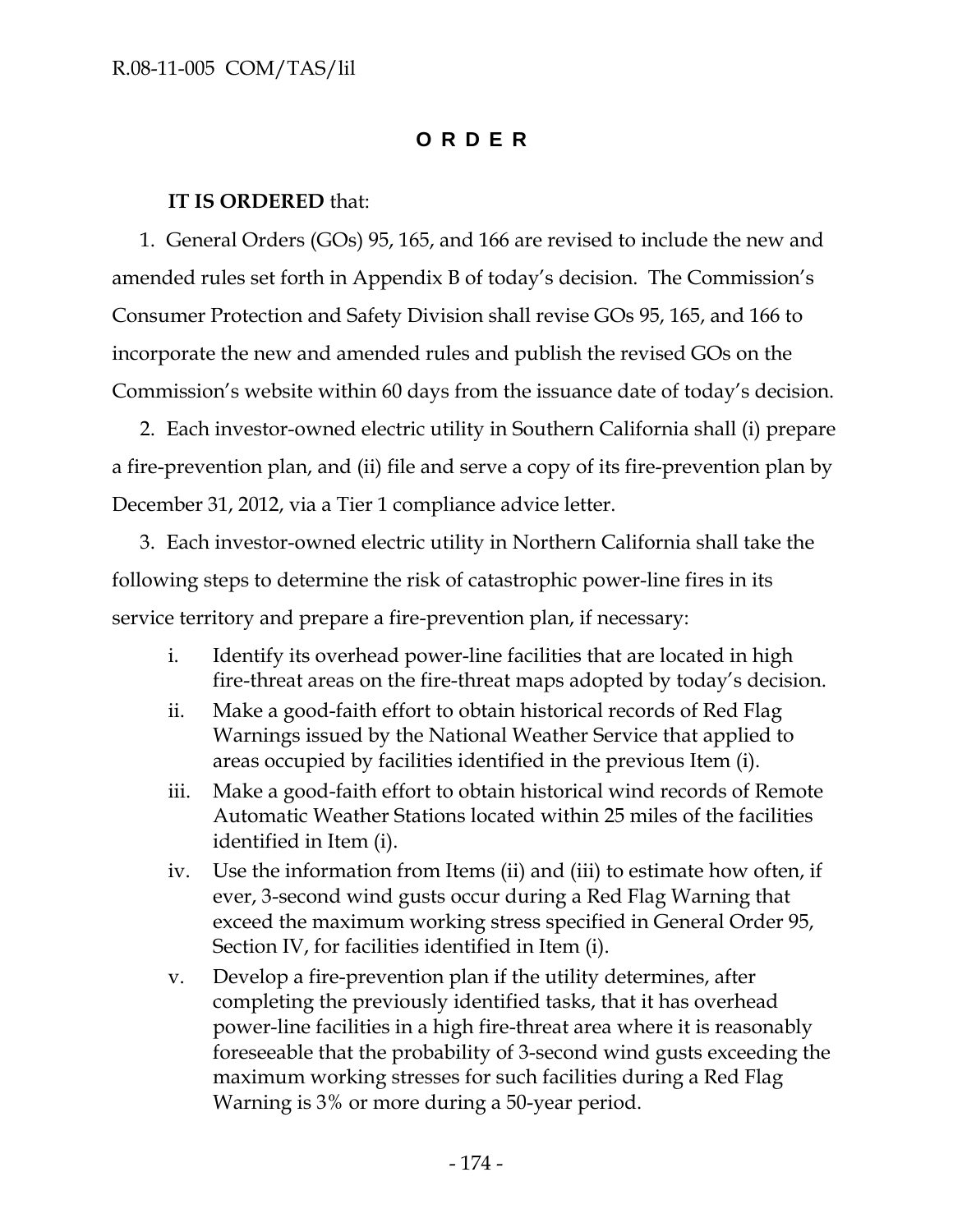## ORDER

**IT IS ORDERED** that:

1. General Orders (GOs) 95, 165, and 166 are revised to include the new and amended rules set forth in Appendix B of today's decision. The Commission's Consumer Protection and Safety Division shall revise GOs 95, 165, and 166 to incorporate the new and amended rules and publish the revised GOs on the Commission's website within 60 days from the issuance date of today's decision.

2. Each investor-owned electric utility in Southern California shall (i) prepare a fire-prevention plan, and (ii) file and serve a copy of its fire-prevention plan by December 31, 2012, via a Tier 1 compliance advice letter.

3. Each investor-owned electric utility in Northern California shall take the following steps to determine the risk of catastrophic power-line fires in its service territory and prepare a fire-prevention plan, if necessary:

   i. Identify its overhead power-line facilities that are located in high fire-threat areas on the fire-threat maps adopted by today's decision.

   ii. Make a good-faith effort to obtain historical records of Red Flag Warnings issued by the National Weather Service that applied to areas occupied by facilities identified in the previous Item (i).

   iii. Make a good-faith effort to obtain historical wind records of Remote Automatic Weather Stations located within 25 miles of the facilities identified in Item (i).

   iv. Use the information from Items (ii) and (iii) to estimate how often, if ever, 3-second wind gusts occur during a Red Flag Warning that exceed the maximum working stress specified in General Order 95, Section IV, for facilities identified in Item (i).

   v. Develop a fire-prevention plan if the utility determines, after completing the previously identified tasks, that it has overhead power-line facilities in a high fire-threat area where it is reasonably foreseeable that the probability of 3-second wind gusts exceeding the maximum working stresses for such facilities during a Red Flag Warning is 3% or more during a 50-year period.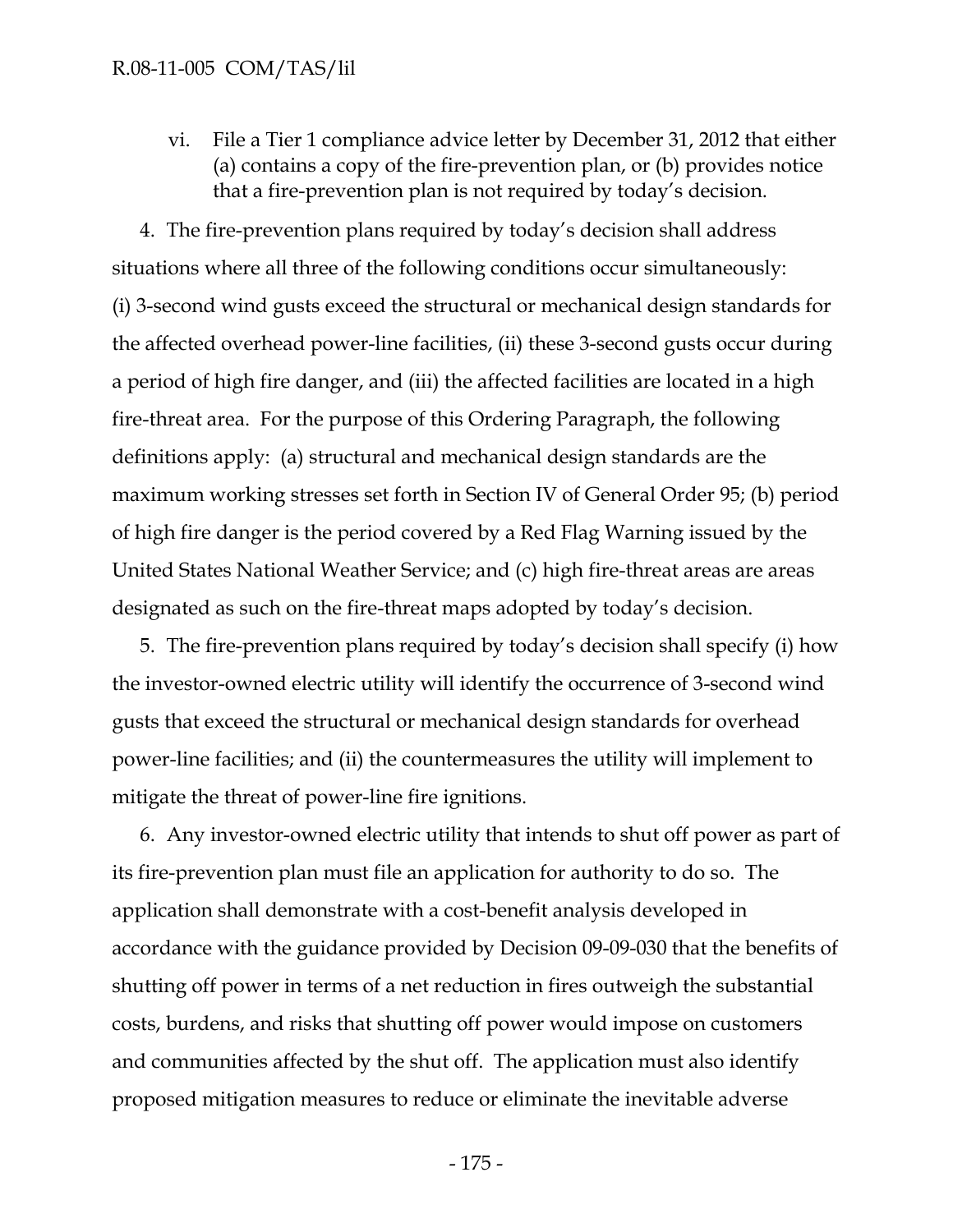vi. File a Tier 1 compliance advice letter by December 31, 2012 that either (a) contains a copy of the fire-prevention plan, or (b) provides notice that a fire-prevention plan is not required by today's decision.

4. The fire-prevention plans required by today's decision shall address situations where all three of the following conditions occur simultaneously: (i) 3-second wind gusts exceed the structural or mechanical design standards for the affected overhead power-line facilities, (ii) these 3-second gusts occur during a period of high fire danger, and (iii) the affected facilities are located in a high fire-threat area. For the purpose of this Ordering Paragraph, the following definitions apply: (a) structural and mechanical design standards are the maximum working stresses set forth in Section IV of General Order 95; (b) period of high fire danger is the period covered by a Red Flag Warning issued by the United States National Weather Service; and (c) high fire-threat areas are areas designated as such on the fire-threat maps adopted by today's decision.

5. The fire-prevention plans required by today's decision shall specify (i) how the investor-owned electric utility will identify the occurrence of 3-second wind gusts that exceed the structural or mechanical design standards for overhead power-line facilities; and (ii) the countermeasures the utility will implement to mitigate the threat of power-line fire ignitions.

6. Any investor-owned electric utility that intends to shut off power as part of its fire-prevention plan must file an application for authority to do so. The application shall demonstrate with a cost-benefit analysis developed in accordance with the guidance provided by Decision 09-09-030 that the benefits of shutting off power in terms of a net reduction in fires outweigh the substantial costs, burdens, and risks that shutting off power would impose on customers and communities affected by the shut off. The application must also identify proposed mitigation measures to reduce or eliminate the inevitable adverse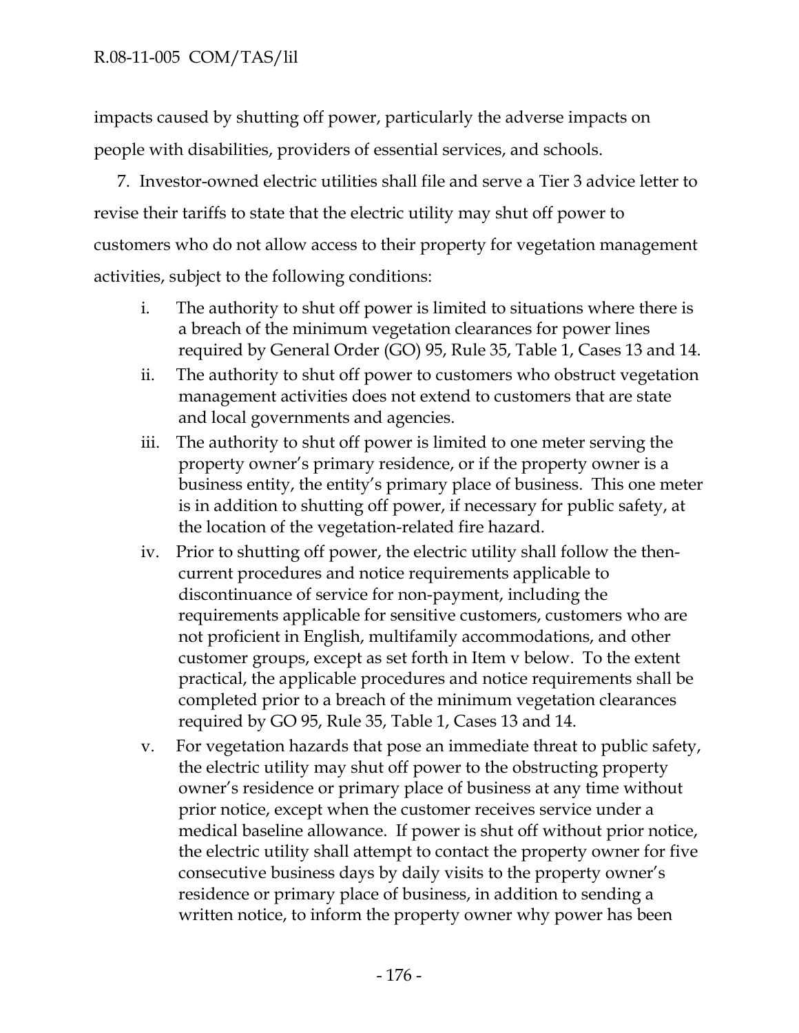impacts caused by shutting off power, particularly the adverse impacts on people with disabilities, providers of essential services, and schools.

7. Investor-owned electric utilities shall file and serve a Tier 3 advice letter to revise their tariffs to state that the electric utility may shut off power to customers who do not allow access to their property for vegetation management activities, subject to the following conditions:

i. The authority to shut off power is limited to situations where there is a breach of the minimum vegetation clearances for power lines required by General Order (GO) 95, Rule 35, Table 1, Cases 13 and 14.

ii. The authority to shut off power to customers who obstruct vegetation management activities does not extend to customers that are state and local governments and agencies.

iii. The authority to shut off power is limited to one meter serving the property owner's primary residence, or if the property owner is a business entity, the entity's primary place of business. This one meter is in addition to shutting off power, if necessary for public safety, at the location of the vegetation-related fire hazard.

iv. Prior to shutting off power, the electric utility shall follow the then-current procedures and notice requirements applicable to discontinuance of service for non-payment, including the requirements applicable for sensitive customers, customers who are not proficient in English, multifamily accommodations, and other customer groups, except as set forth in Item v below. To the extent practical, the applicable procedures and notice requirements shall be completed prior to a breach of the minimum vegetation clearances required by GO 95, Rule 35, Table 1, Cases 13 and 14.

v. For vegetation hazards that pose an immediate threat to public safety, the electric utility may shut off power to the obstructing property owner's residence or primary place of business at any time without prior notice, except when the customer receives service under a medical baseline allowance. If power is shut off without prior notice, the electric utility shall attempt to contact the property owner for five consecutive business days by daily visits to the property owner's residence or primary place of business, in addition to sending a written notice, to inform the property owner why power has been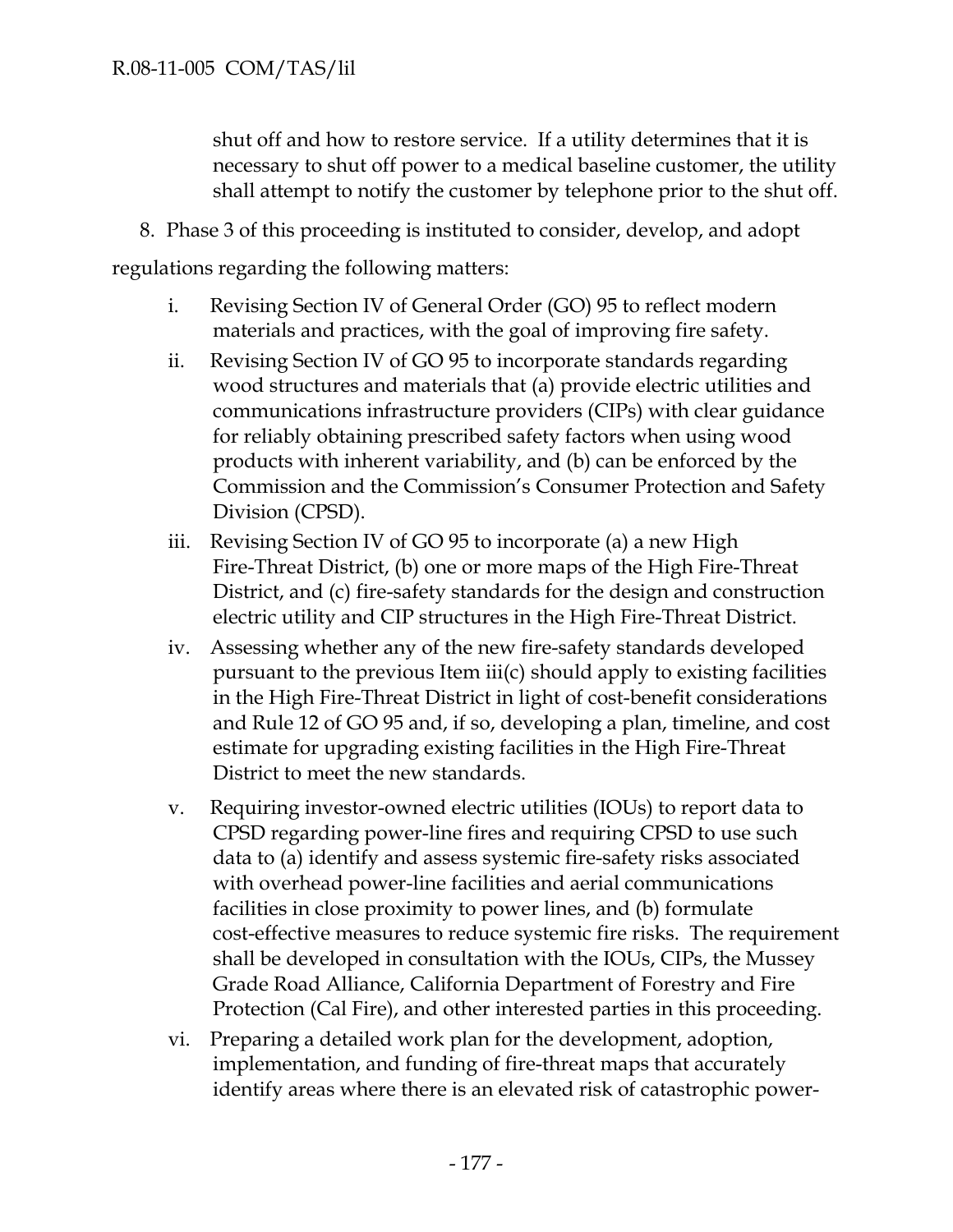shut off and how to restore service. If a utility determines that it is necessary to shut off power to a medical baseline customer, the utility shall attempt to notify the customer by telephone prior to the shut off.

8. Phase 3 of this proceeding is instituted to consider, develop, and adopt regulations regarding the following matters:

i. Revising Section IV of General Order (GO) 95 to reflect modern materials and practices, with the goal of improving fire safety.

ii. Revising Section IV of GO 95 to incorporate standards regarding wood structures and materials that (a) provide electric utilities and communications infrastructure providers (CIPs) with clear guidance for reliably obtaining prescribed safety factors when using wood products with inherent variability, and (b) can be enforced by the Commission and the Commission's Consumer Protection and Safety Division (CPSD).

iii. Revising Section IV of GO 95 to incorporate (a) a new High Fire-Threat District, (b) one or more maps of the High Fire-Threat District, and (c) fire-safety standards for the design and construction electric utility and CIP structures in the High Fire-Threat District.

iv. Assessing whether any of the new fire-safety standards developed pursuant to the previous Item iii(c) should apply to existing facilities in the High Fire-Threat District in light of cost-benefit considerations and Rule 12 of GO 95 and, if so, developing a plan, timeline, and cost estimate for upgrading existing facilities in the High Fire-Threat District to meet the new standards.

v. Requiring investor-owned electric utilities (IOUs) to report data to CPSD regarding power-line fires and requiring CPSD to use such data to (a) identify and assess systemic fire-safety risks associated with overhead power-line facilities and aerial communications facilities in close proximity to power lines, and (b) formulate cost-effective measures to reduce systemic fire risks. The requirement shall be developed in consultation with the IOUs, CIPs, the Mussey Grade Road Alliance, California Department of Forestry and Fire Protection (Cal Fire), and other interested parties in this proceeding.

vi. Preparing a detailed work plan for the development, adoption, implementation, and funding of fire-threat maps that accurately identify areas where there is an elevated risk of catastrophic power-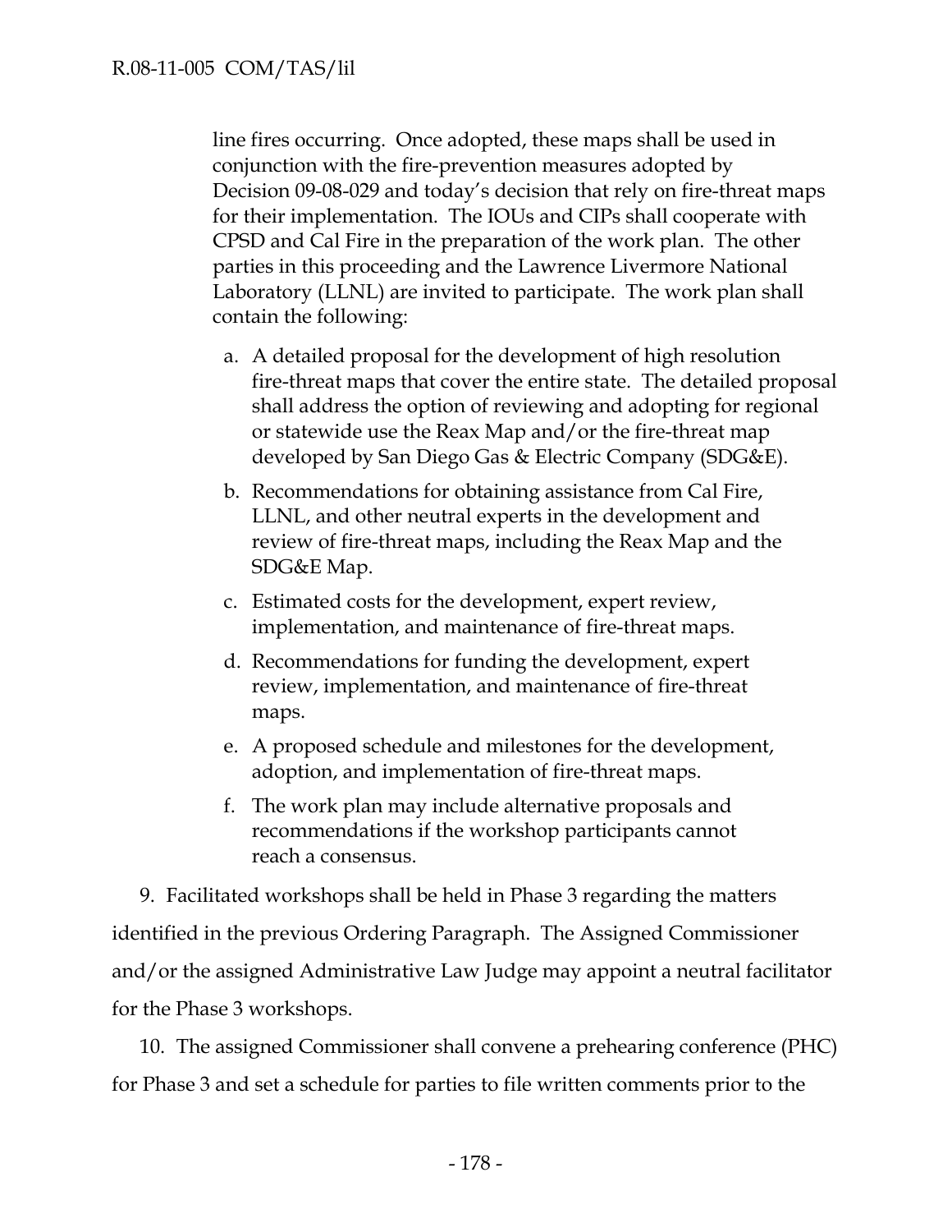line fires occurring. Once adopted, these maps shall be used in conjunction with the fire-prevention measures adopted by Decision 09-08-029 and today's decision that rely on fire-threat maps for their implementation. The IOUs and CIPs shall cooperate with CPSD and Cal Fire in the preparation of the work plan. The other parties in this proceeding and the Lawrence Livermore National Laboratory (LLNL) are invited to participate. The work plan shall contain the following:

a. A detailed proposal for the development of high resolution fire-threat maps that cover the entire state. The detailed proposal shall address the option of reviewing and adopting for regional or statewide use the Reax Map and/or the fire-threat map developed by San Diego Gas & Electric Company (SDG&E).

b. Recommendations for obtaining assistance from Cal Fire, LLNL, and other neutral experts in the development and review of fire-threat maps, including the Reax Map and the SDG&E Map.

c. Estimated costs for the development, expert review, implementation, and maintenance of fire-threat maps.

d. Recommendations for funding the development, expert review, implementation, and maintenance of fire-threat maps.

e. A proposed schedule and milestones for the development, adoption, and implementation of fire-threat maps.

f. The work plan may include alternative proposals and recommendations if the workshop participants cannot reach a consensus.

9. Facilitated workshops shall be held in Phase 3 regarding the matters identified in the previous Ordering Paragraph. The Assigned Commissioner and/or the assigned Administrative Law Judge may appoint a neutral facilitator for the Phase 3 workshops.

10. The assigned Commissioner shall convene a prehearing conference (PHC) for Phase 3 and set a schedule for parties to file written comments prior to the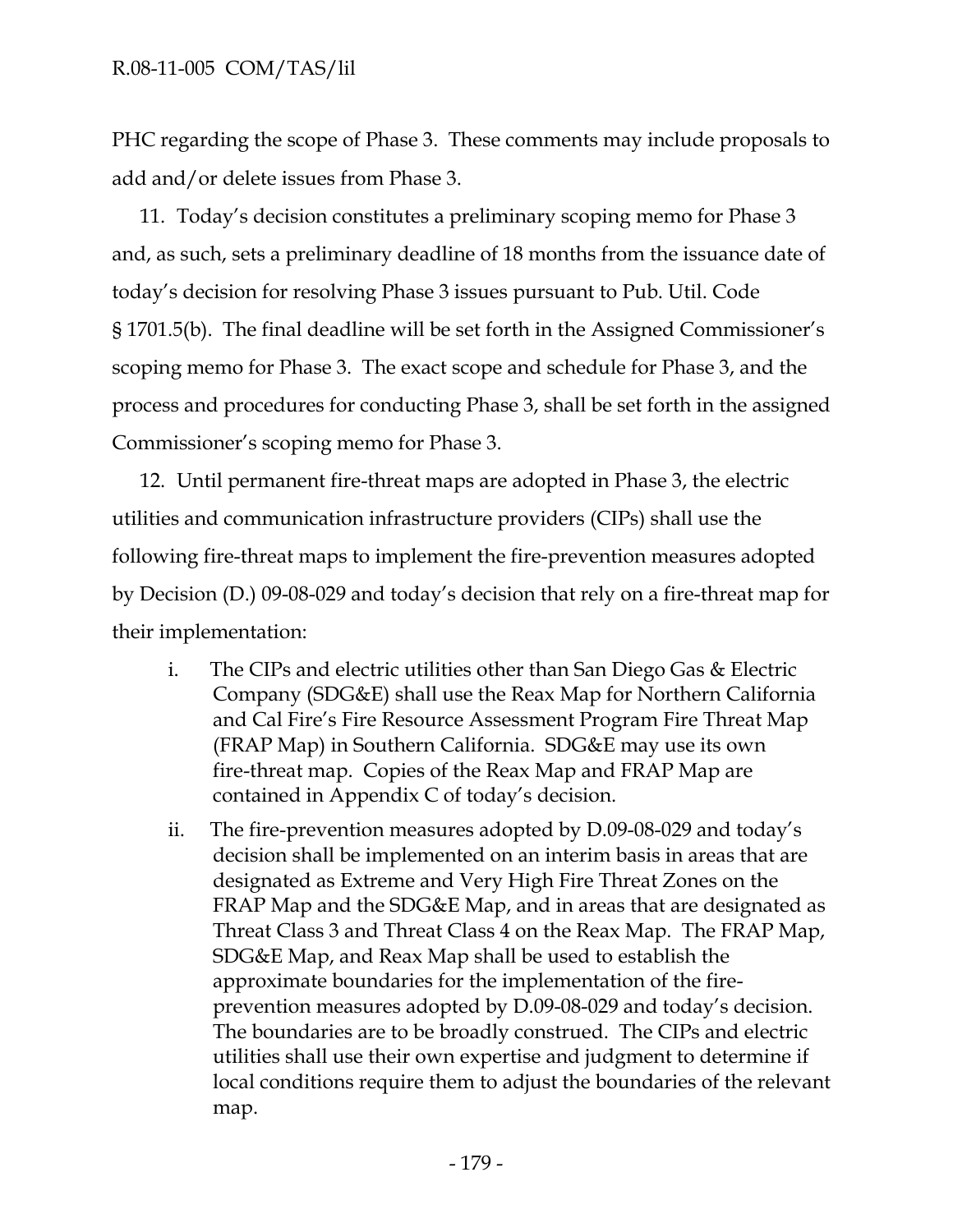PHC regarding the scope of Phase 3. These comments may include proposals to add and/or delete issues from Phase 3.

11. Today's decision constitutes a preliminary scoping memo for Phase 3 and, as such, sets a preliminary deadline of 18 months from the issuance date of today's decision for resolving Phase 3 issues pursuant to Pub. Util. Code § 1701.5(b). The final deadline will be set forth in the Assigned Commissioner's scoping memo for Phase 3. The exact scope and schedule for Phase 3, and the process and procedures for conducting Phase 3, shall be set forth in the assigned Commissioner's scoping memo for Phase 3.

12. Until permanent fire-threat maps are adopted in Phase 3, the electric utilities and communication infrastructure providers (CIPs) shall use the following fire-threat maps to implement the fire-prevention measures adopted by Decision (D.) 09-08-029 and today's decision that rely on a fire-threat map for their implementation:

i. The CIPs and electric utilities other than San Diego Gas & Electric Company (SDG&E) shall use the Reax Map for Northern California and Cal Fire's Fire Resource Assessment Program Fire Threat Map (FRAP Map) in Southern California. SDG&E may use its own fire-threat map. Copies of the Reax Map and FRAP Map are contained in Appendix C of today's decision.

ii. The fire-prevention measures adopted by D.09-08-029 and today's decision shall be implemented on an interim basis in areas that are designated as Extreme and Very High Fire Threat Zones on the FRAP Map and the SDG&E Map, and in areas that are designated as Threat Class 3 and Threat Class 4 on the Reax Map. The FRAP Map, SDG&E Map, and Reax Map shall be used to establish the approximate boundaries for the implementation of the fire-prevention measures adopted by D.09-08-029 and today's decision. The boundaries are to be broadly construed. The CIPs and electric utilities shall use their own expertise and judgment to determine if local conditions require them to adjust the boundaries of the relevant map.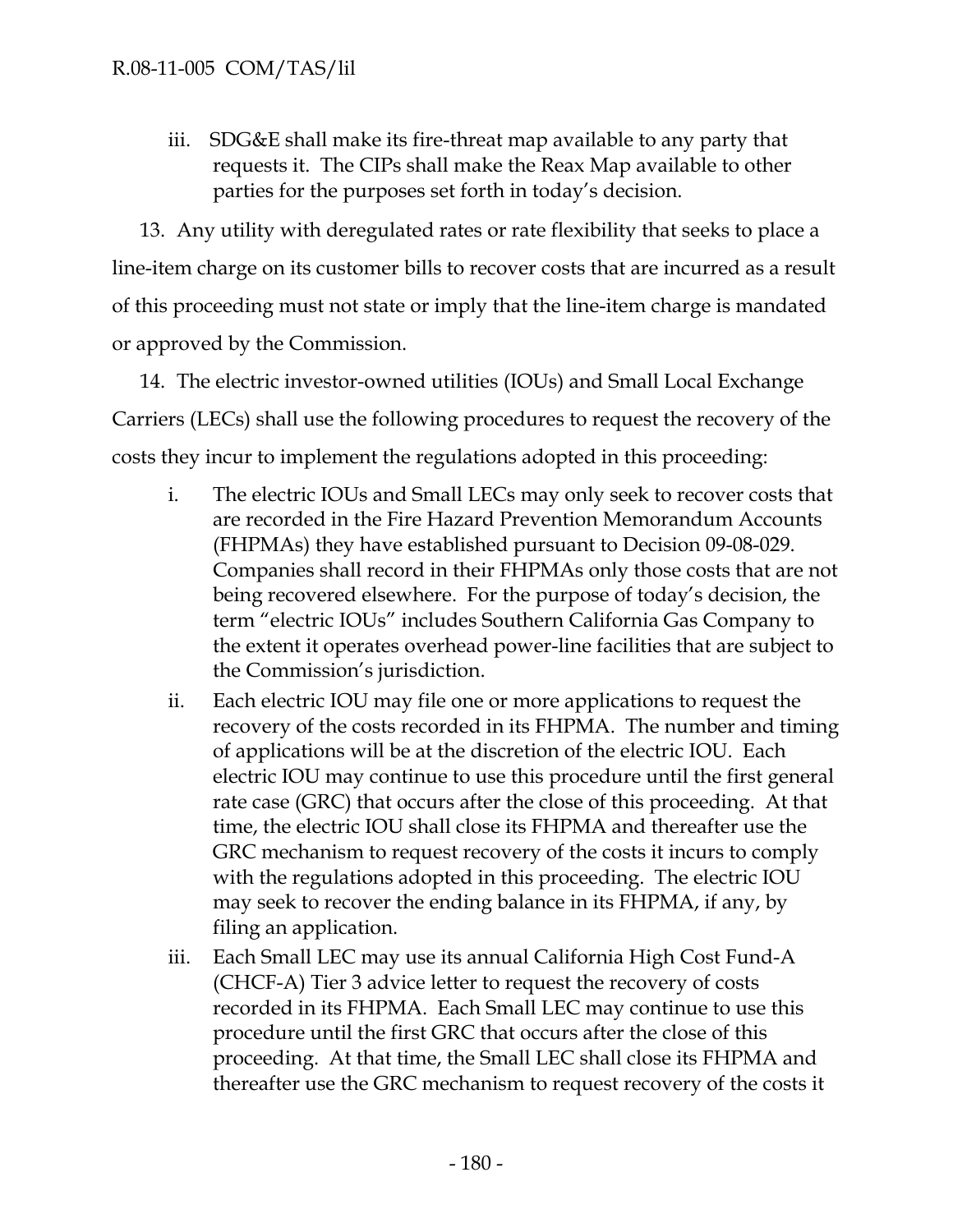iii. SDG&E shall make its fire-threat map available to any party that requests it. The CIPs shall make the Reax Map available to other parties for the purposes set forth in today's decision.

13. Any utility with deregulated rates or rate flexibility that seeks to place a line-item charge on its customer bills to recover costs that are incurred as a result of this proceeding must not state or imply that the line-item charge is mandated or approved by the Commission.

14. The electric investor-owned utilities (IOUs) and Small Local Exchange Carriers (LECs) shall use the following procedures to request the recovery of the costs they incur to implement the regulations adopted in this proceeding:

i. The electric IOUs and Small LECs may only seek to recover costs that are recorded in the Fire Hazard Prevention Memorandum Accounts (FHPMAs) they have established pursuant to Decision 09-08-029. Companies shall record in their FHPMAs only those costs that are not being recovered elsewhere. For the purpose of today's decision, the term "electric IOUs" includes Southern California Gas Company to the extent it operates overhead power-line facilities that are subject to the Commission's jurisdiction.

ii. Each electric IOU may file one or more applications to request the recovery of the costs recorded in its FHPMA. The number and timing of applications will be at the discretion of the electric IOU. Each electric IOU may continue to use this procedure until the first general rate case (GRC) that occurs after the close of this proceeding. At that time, the electric IOU shall close its FHPMA and thereafter use the GRC mechanism to request recovery of the costs it incurs to comply with the regulations adopted in this proceeding. The electric IOU may seek to recover the ending balance in its FHPMA, if any, by filing an application.

iii. Each Small LEC may use its annual California High Cost Fund-A (CHCF-A) Tier 3 advice letter to request the recovery of costs recorded in its FHPMA. Each Small LEC may continue to use this procedure until the first GRC that occurs after the close of this proceeding. At that time, the Small LEC shall close its FHPMA and thereafter use the GRC mechanism to request recovery of the costs it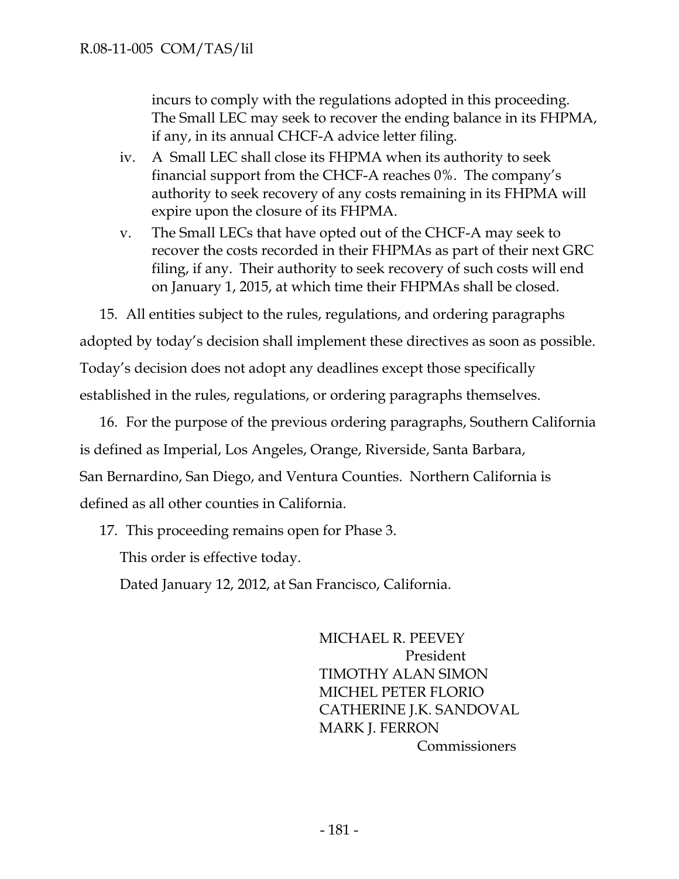incurs to comply with the regulations adopted in this proceeding. The Small LEC may seek to recover the ending balance in its FHPMA, if any, in its annual CHCF-A advice letter filing.

iv. A Small LEC shall close its FHPMA when its authority to seek financial support from the CHCF-A reaches 0%. The company's authority to seek recovery of any costs remaining in its FHPMA will expire upon the closure of its FHPMA.

v. The Small LECs that have opted out of the CHCF-A may seek to recover the costs recorded in their FHPMAs as part of their next GRC filing, if any. Their authority to seek recovery of such costs will end on January 1, 2015, at which time their FHPMAs shall be closed.

15. All entities subject to the rules, regulations, and ordering paragraphs adopted by today's decision shall implement these directives as soon as possible. Today's decision does not adopt any deadlines except those specifically established in the rules, regulations, or ordering paragraphs themselves.

16. For the purpose of the previous ordering paragraphs, Southern California is defined as Imperial, Los Angeles, Orange, Riverside, Santa Barbara, San Bernardino, San Diego, and Ventura Counties. Northern California is defined as all other counties in California.

17. This proceeding remains open for Phase 3.

This order is effective today.

Dated January 12, 2012, at San Francisco, California.

MICHAEL R. PEEVEY
President
TIMOTHY ALAN SIMON
MICHEL PETER FLORIO
CATHERINE J.K. SANDOVAL
MARK J. FERRON
Commissioners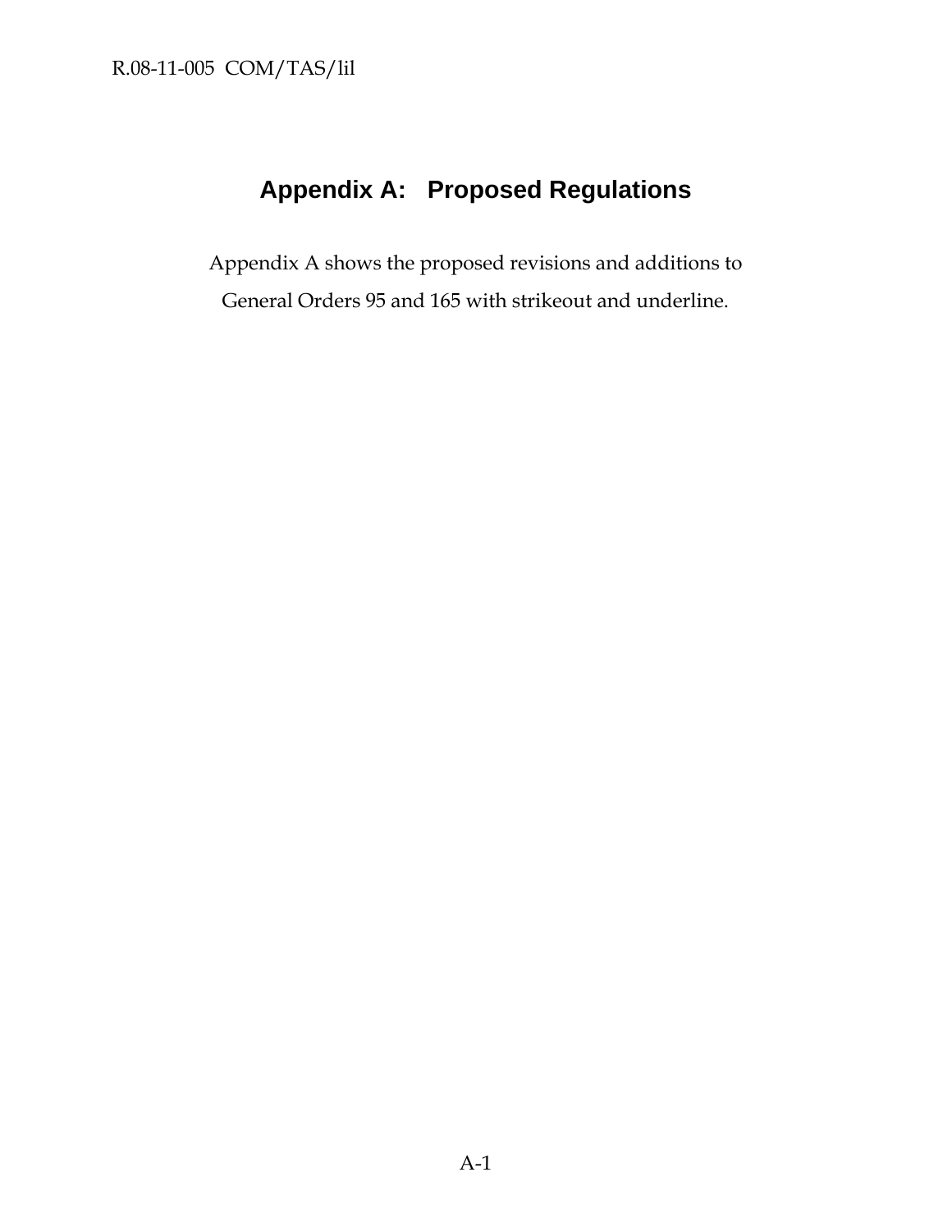# Appendix A: Proposed Regulations

Appendix A shows the proposed revisions and additions to General Orders 95 and 165 with strikeout and underline.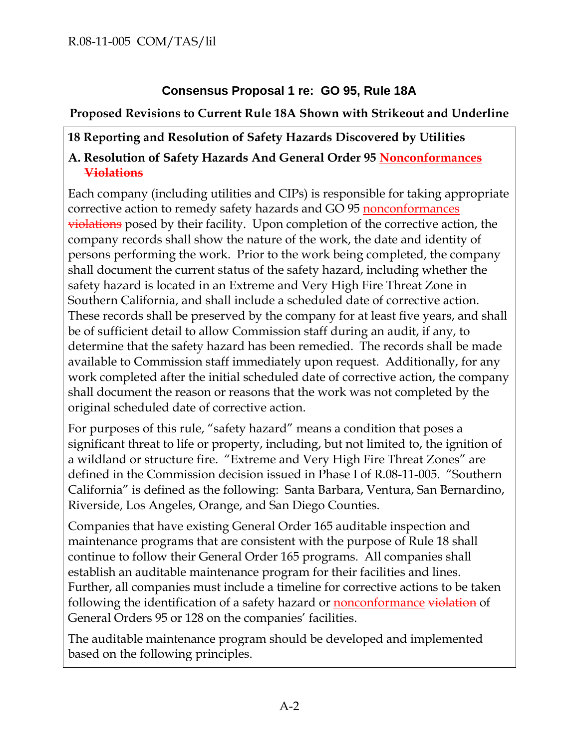## Consensus Proposal 1 re: GO 95, Rule 18A

**Proposed Revisions to Current Rule 18A Shown with Strikeout and Underline**

**18 Reporting and Resolution of Safety Hazards Discovered by Utilities**

**A. Resolution of Safety Hazards And General Order 95 <u>Nonconformances</u> ~~Violations~~**

Each company (including utilities and CIPs) is responsible for taking appropriate corrective action to remedy safety hazards and GO 95 <u>nonconformances</u> ~~violations~~ posed by their facility. Upon completion of the corrective action, the company records shall show the nature of the work, the date and identity of persons performing the work. Prior to the work being completed, the company shall document the current status of the safety hazard, including whether the safety hazard is located in an Extreme and Very High Fire Threat Zone in Southern California, and shall include a scheduled date of corrective action. These records shall be preserved by the company for at least five years, and shall be of sufficient detail to allow Commission staff during an audit, if any, to determine that the safety hazard has been remedied. The records shall be made available to Commission staff immediately upon request. Additionally, for any work completed after the initial scheduled date of corrective action, the company shall document the reason or reasons that the work was not completed by the original scheduled date of corrective action.

For purposes of this rule, "safety hazard" means a condition that poses a significant threat to life or property, including, but not limited to, the ignition of a wildland or structure fire. "Extreme and Very High Fire Threat Zones" are defined in the Commission decision issued in Phase I of R.08-11-005. "Southern California" is defined as the following: Santa Barbara, Ventura, San Bernardino, Riverside, Los Angeles, Orange, and San Diego Counties.

Companies that have existing General Order 165 auditable inspection and maintenance programs that are consistent with the purpose of Rule 18 shall continue to follow their General Order 165 programs. All companies shall establish an auditable maintenance program for their facilities and lines. Further, all companies must include a timeline for corrective actions to be taken following the identification of a safety hazard or <u>nonconformance</u> ~~violation~~ of General Orders 95 or 128 on the companies' facilities.

The auditable maintenance program should be developed and implemented based on the following principles.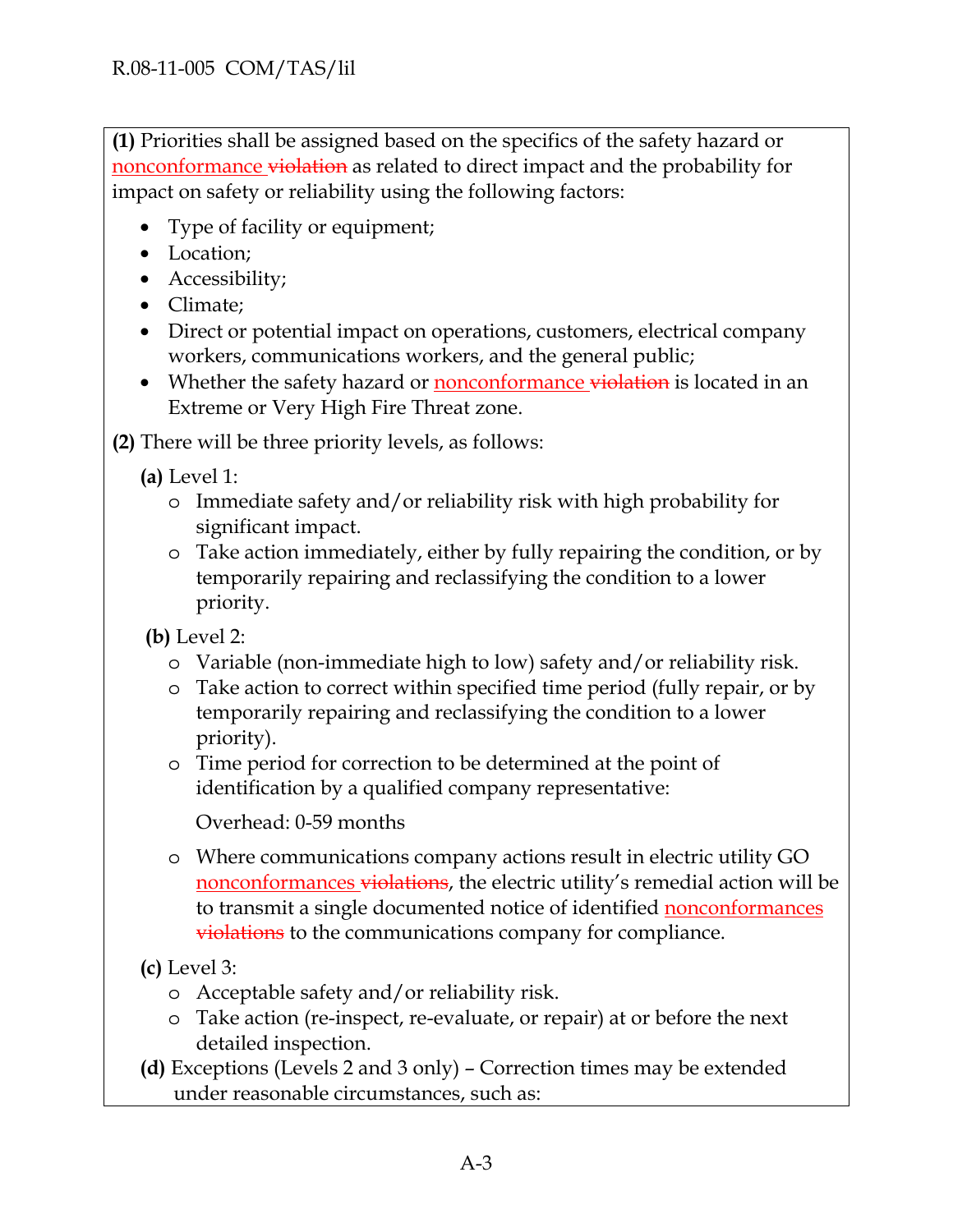**(1)** Priorities shall be assigned based on the specifics of the safety hazard or nonconformance ~~violation~~ as related to direct impact and the probability for impact on safety or reliability using the following factors:

- Type of facility or equipment;
- Location;
- Accessibility;
- Climate;
- Direct or potential impact on operations, customers, electrical company workers, communications workers, and the general public;
- Whether the safety hazard or nonconformance ~~violation~~ is located in an Extreme or Very High Fire Threat zone.

**(2)** There will be three priority levels, as follows:

**(a)** Level 1:

- Immediate safety and/or reliability risk with high probability for significant impact.
- Take action immediately, either by fully repairing the condition, or by temporarily repairing and reclassifying the condition to a lower priority.

**(b)** Level 2:

- Variable (non-immediate high to low) safety and/or reliability risk.
- Take action to correct within specified time period (fully repair, or by temporarily repairing and reclassifying the condition to a lower priority).
- Time period for correction to be determined at the point of identification by a qualified company representative:

  Overhead: 0-59 months

- Where communications company actions result in electric utility GO nonconformances ~~violations~~, the electric utility's remedial action will be to transmit a single documented notice of identified nonconformances ~~violations~~ to the communications company for compliance.

**(c)** Level 3:

- Acceptable safety and/or reliability risk.
- Take action (re-inspect, re-evaluate, or repair) at or before the next detailed inspection.

**(d)** Exceptions (Levels 2 and 3 only) – Correction times may be extended under reasonable circumstances, such as: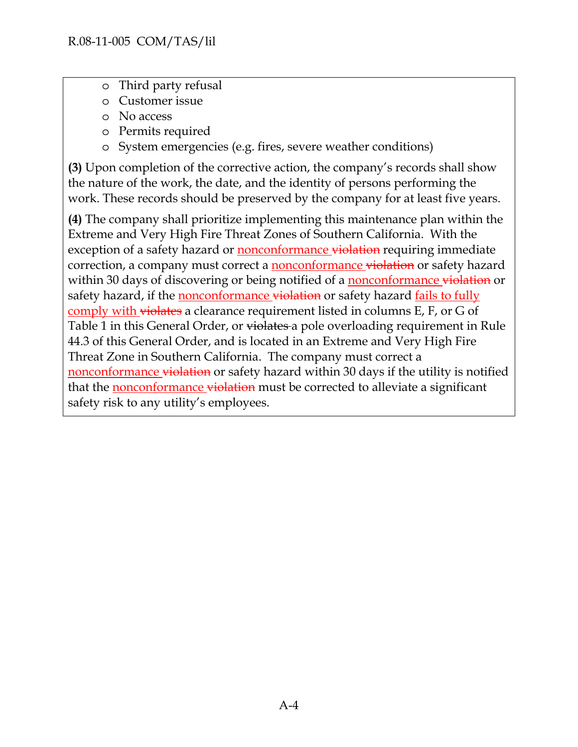- Third party refusal
- Customer issue
- No access
- Permits required
- System emergencies (e.g. fires, severe weather conditions)

**(3)** Upon completion of the corrective action, the company's records shall show the nature of the work, the date, and the identity of persons performing the work. These records should be preserved by the company for at least five years.

**(4)** The company shall prioritize implementing this maintenance plan within the Extreme and Very High Fire Threat Zones of Southern California. With the exception of a safety hazard or <u>nonconformance</u> ~~violation~~ requiring immediate correction, a company must correct a <u>nonconformance</u> ~~violation~~ or safety hazard within 30 days of discovering or being notified of a <u>nonconformance</u> ~~violation~~ or safety hazard, if the <u>nonconformance</u> ~~violation~~ or safety hazard <u>fails to fully comply with</u> ~~violates~~ a clearance requirement listed in columns E, F, or G of Table 1 in this General Order, or ~~violates~~ a pole overloading requirement in Rule 44.3 of this General Order, and is located in an Extreme and Very High Fire Threat Zone in Southern California. The company must correct a <u>nonconformance</u> ~~violation~~ or safety hazard within 30 days if the utility is notified that the <u>nonconformance</u> ~~violation~~ must be corrected to alleviate a significant safety risk to any utility's employees.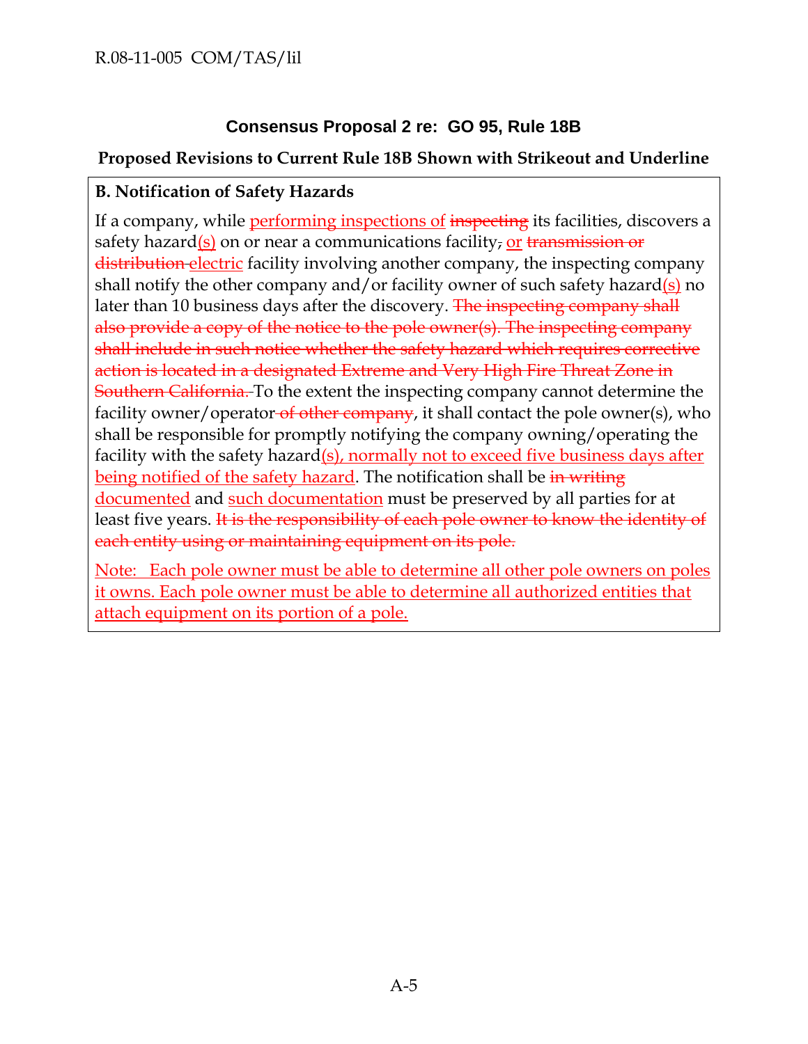## Consensus Proposal 2 re: GO 95, Rule 18B

### Proposed Revisions to Current Rule 18B Shown with Strikeout and Underline

**B. Notification of Safety Hazards**

If a company, while <u>performing inspections of</u> ~~inspecting~~ its facilities, discovers a safety hazard<u>(s)</u> on or near a communications facility~~,~~ <u>or</u> ~~transmission or distribution~~ <u>electric</u> facility involving another company, the inspecting company shall notify the other company and/or facility owner of such safety hazard<u>(s)</u> no later than 10 business days after the discovery. ~~The inspecting company shall also provide a copy of the notice to the pole owner(s). The inspecting company shall include in such notice whether the safety hazard which requires corrective action is located in a designated Extreme and Very High Fire Threat Zone in Southern California.~~ To the extent the inspecting company cannot determine the facility owner/operator ~~of other company~~, it shall contact the pole owner(s), who shall be responsible for promptly notifying the company owning/operating the facility with the safety hazard<u>(s), normally not to exceed five business days after being notified of the safety hazard</u>. The notification shall be ~~in writing~~ <u>documented</u> and <u>such documentation</u> must be preserved by all parties for at least five years. ~~It is the responsibility of each pole owner to know the identity of each entity using or maintaining equipment on its pole.~~

<u>Note: Each pole owner must be able to determine all other pole owners on poles it owns. Each pole owner must be able to determine all authorized entities that attach equipment on its portion of a pole.</u>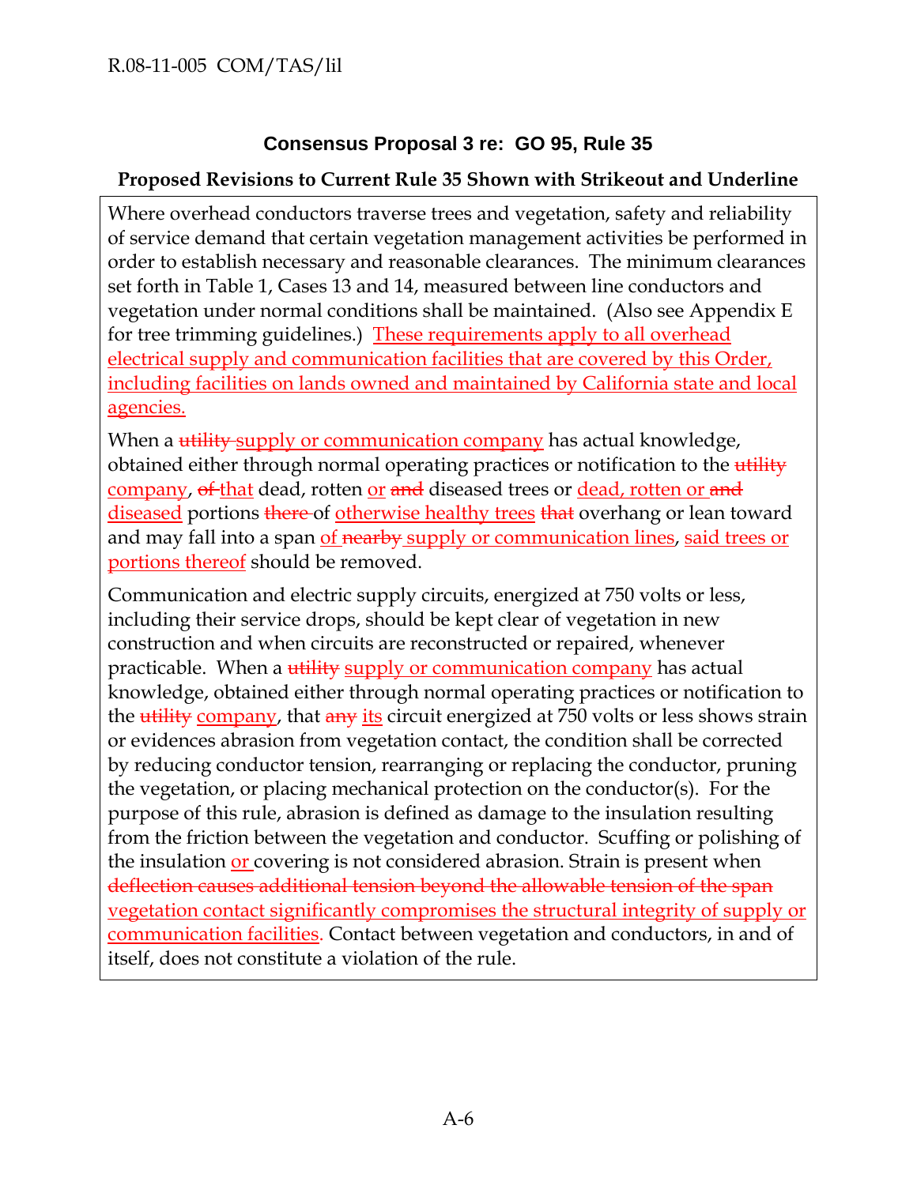## Consensus Proposal 3 re: GO 95, Rule 35

### Proposed Revisions to Current Rule 35 Shown with Strikeout and Underline

Where overhead conductors traverse trees and vegetation, safety and reliability of service demand that certain vegetation management activities be performed in order to establish necessary and reasonable clearances. The minimum clearances set forth in Table 1, Cases 13 and 14, measured between line conductors and vegetation under normal conditions shall be maintained. (Also see Appendix E for tree trimming guidelines.) <u>These requirements apply to all overhead electrical supply and communication facilities that are covered by this Order, including facilities on lands owned and maintained by California state and local agencies.</u>

When a ~~utility~~ <u>supply or communication company</u> has actual knowledge, obtained either through normal operating practices or notification to the ~~utility~~ <u>company</u>, ~~of~~ <u>that</u> dead, rotten <u>or</u> ~~and~~ diseased trees or <u>dead, rotten or</u> ~~and~~ <u>diseased</u> portions ~~there~~ of <u>otherwise healthy trees</u> ~~that~~ overhang or lean toward and may fall into a span <u>of</u> ~~nearby~~ <u>supply or communication lines</u>, <u>said trees or portions thereof</u> should be removed.

Communication and electric supply circuits, energized at 750 volts or less, including their service drops, should be kept clear of vegetation in new construction and when circuits are reconstructed or repaired, whenever practicable. When a ~~utility~~ <u>supply or communication company</u> has actual knowledge, obtained either through normal operating practices or notification to the ~~utility~~ <u>company</u>, that ~~any~~ <u>its</u> circuit energized at 750 volts or less shows strain or evidences abrasion from vegetation contact, the condition shall be corrected by reducing conductor tension, rearranging or replacing the conductor, pruning the vegetation, or placing mechanical protection on the conductor(s). For the purpose of this rule, abrasion is defined as damage to the insulation resulting from the friction between the vegetation and conductor. Scuffing or polishing of the insulation <u>or</u> covering is not considered abrasion. Strain is present when ~~deflection causes additional tension beyond the allowable tension of the span~~ <u>vegetation contact significantly compromises the structural integrity of supply or communication facilities</u>. Contact between vegetation and conductors, in and of itself, does not constitute a violation of the rule.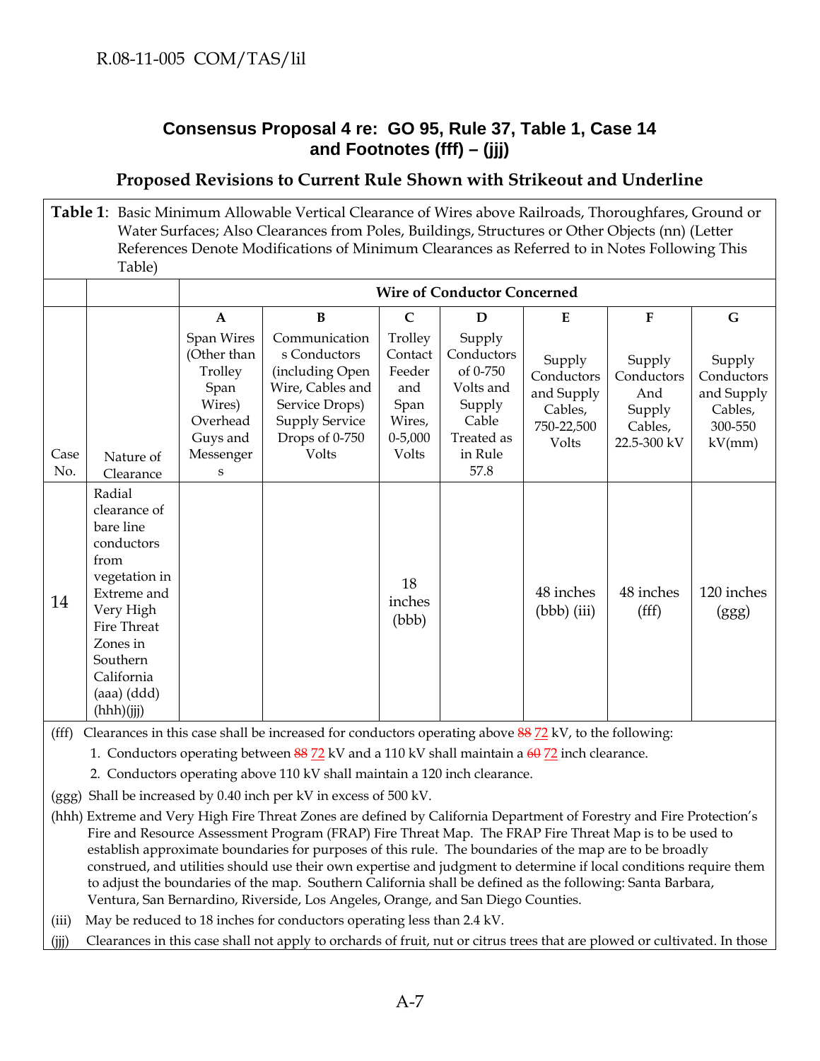## Consensus Proposal 4 re: GO 95, Rule 37, Table 1, Case 14 and Footnotes (fff) – (jjj)

### Proposed Revisions to Current Rule Shown with Strikeout and Underline

**Table 1**: Basic Minimum Allowable Vertical Clearance of Wires above Railroads, Thoroughfares, Ground or Water Surfaces; Also Clearances from Poles, Buildings, Structures or Other Objects (nn) (Letter References Denote Modifications of Minimum Clearances as Referred to in Notes Following This Table)

| | | Wire of Conductor Concerned | | | | | | |
|---|---|---|---|---|---|---|---|---|
| | | **A** | **B** | **C** | **D** | **E** | **F** | **G** |
| Case No. | Nature of Clearance | Span Wires (Other than Trolley Span Wires) Overhead Guys and Messengers | Communications Conductors (including Open Wire, Cables and Service Drops) Supply Service Drops of 0-750 Volts | Trolley Contact Feeder and Span Wires, 0-5,000 Volts | Supply Conductors of 0-750 Volts and Supply Cable Treated as in Rule 57.8 | Supply Conductors and Supply Cables, 750-22,500 Volts | Supply Conductors And Supply Cables, 22.5-300 kV | Supply Conductors and Supply Cables, 300-550 kV(mm) |
| 14 | Radial clearance of bare line conductors from vegetation in Extreme and Very High Fire Threat Zones in Southern California (aaa) (ddd) (hhh)(jjj) | | | 18 inches (bbb) | | 48 inches (bbb) (iii) | 48 inches (fff) | 120 inches (ggg) |

(fff) Clearances in this case shall be increased for conductors operating above ~~88~~ <u>72</u> kV, to the following:

1. Conductors operating between ~~88~~ <u>72</u> kV and a 110 kV shall maintain a ~~60~~ <u>72</u> inch clearance.
2. Conductors operating above 110 kV shall maintain a 120 inch clearance.

(ggg) Shall be increased by 0.40 inch per kV in excess of 500 kV.

(hhh) Extreme and Very High Fire Threat Zones are defined by California Department of Forestry and Fire Protection's Fire and Resource Assessment Program (FRAP) Fire Threat Map. The FRAP Fire Threat Map is to be used to establish approximate boundaries for purposes of this rule. The boundaries of the map are to be broadly construed, and utilities should use their own expertise and judgment to determine if local conditions require them to adjust the boundaries of the map. Southern California shall be defined as the following: Santa Barbara, Ventura, San Bernardino, Riverside, Los Angeles, Orange, and San Diego Counties.

(iii) May be reduced to 18 inches for conductors operating less than 2.4 kV.

(jjj) Clearances in this case shall not apply to orchards of fruit, nut or citrus trees that are plowed or cultivated. In those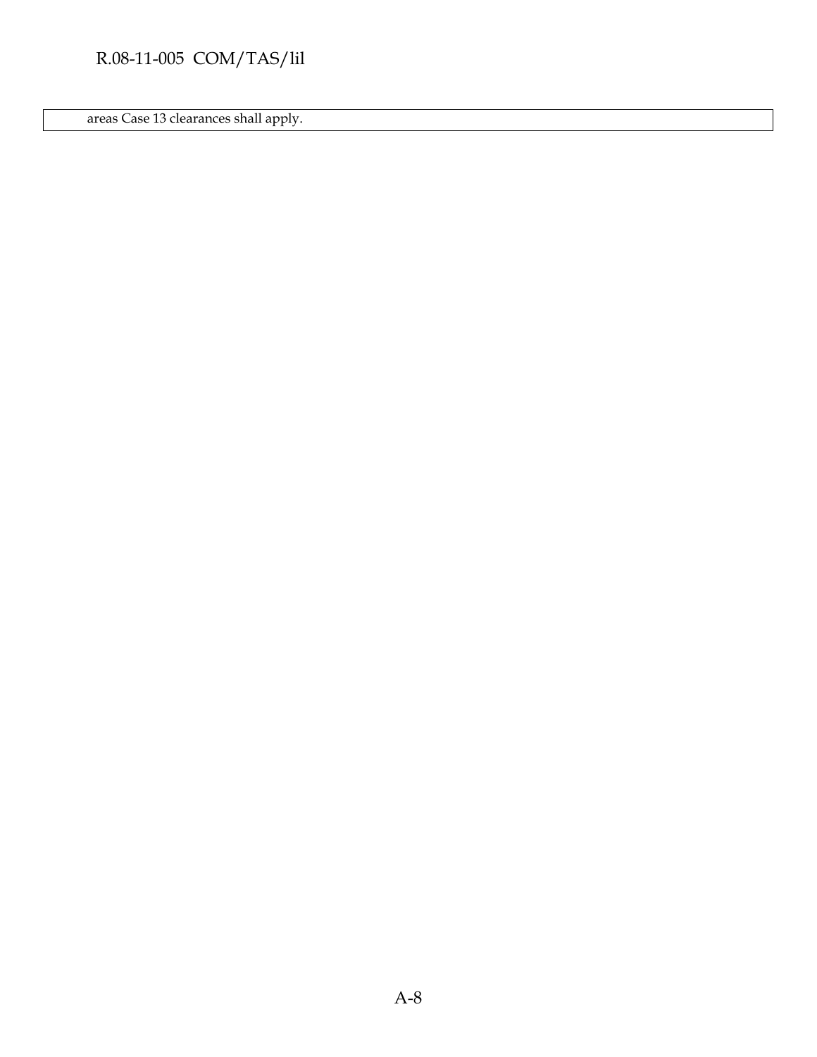| areas Case 13 clearances shall apply. |
|---|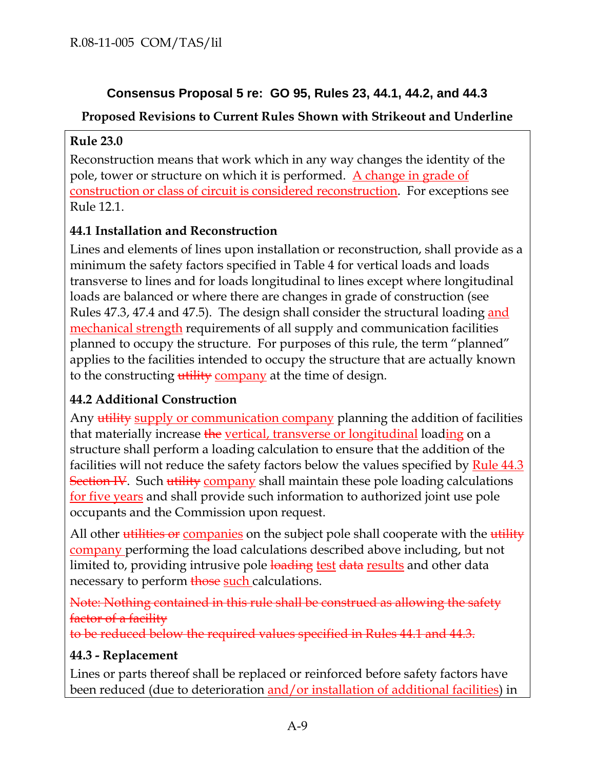### Consensus Proposal 5 re: GO 95, Rules 23, 44.1, 44.2, and 44.3

**Proposed Revisions to Current Rules Shown with Strikeout and Underline**

**Rule 23.0**

Reconstruction means that work which in any way changes the identity of the pole, tower or structure on which it is performed. <u>A change in grade of construction or class of circuit is considered reconstruction</u>. For exceptions see Rule 12.1.

**44.1 Installation and Reconstruction**

Lines and elements of lines upon installation or reconstruction, shall provide as a minimum the safety factors specified in Table 4 for vertical loads and loads transverse to lines and for loads longitudinal to lines except where longitudinal loads are balanced or where there are changes in grade of construction (see Rules 47.3, 47.4 and 47.5). The design shall consider the structural loading <u>and mechanical strength</u> requirements of all supply and communication facilities planned to occupy the structure. For purposes of this rule, the term "planned" applies to the facilities intended to occupy the structure that are actually known to the constructing ~~utility~~ <u>company</u> at the time of design.

**44.2 Additional Construction**

Any ~~utility~~ <u>supply or communication company</u> planning the addition of facilities that materially increase ~~the~~ <u>vertical, transverse or longitudinal</u> load<u>ing</u> on a structure shall perform a loading calculation to ensure that the addition of the facilities will not reduce the safety factors below the values specified by <u>Rule 44.3</u> ~~Section IV~~. Such ~~utility~~ <u>company</u> shall maintain these pole loading calculations <u>for five years</u> and shall provide such information to authorized joint use pole occupants and the Commission upon request.

All other ~~utilities or~~ <u>companies</u> on the subject pole shall cooperate with the ~~utility~~ <u>company</u> performing the load calculations described above including, but not limited to, providing intrusive pole ~~loading~~ <u>test</u> ~~data~~ <u>results</u> and other data necessary to perform ~~those~~ <u>such</u> calculations.

~~Note: Nothing contained in this rule shall be construed as allowing the safety factor of a facility to be reduced below the required values specified in Rules 44.1 and 44.3.~~

**44.3 - Replacement**

Lines or parts thereof shall be replaced or reinforced before safety factors have been reduced (due to deterioration <u>and/or installation of additional facilities</u>) in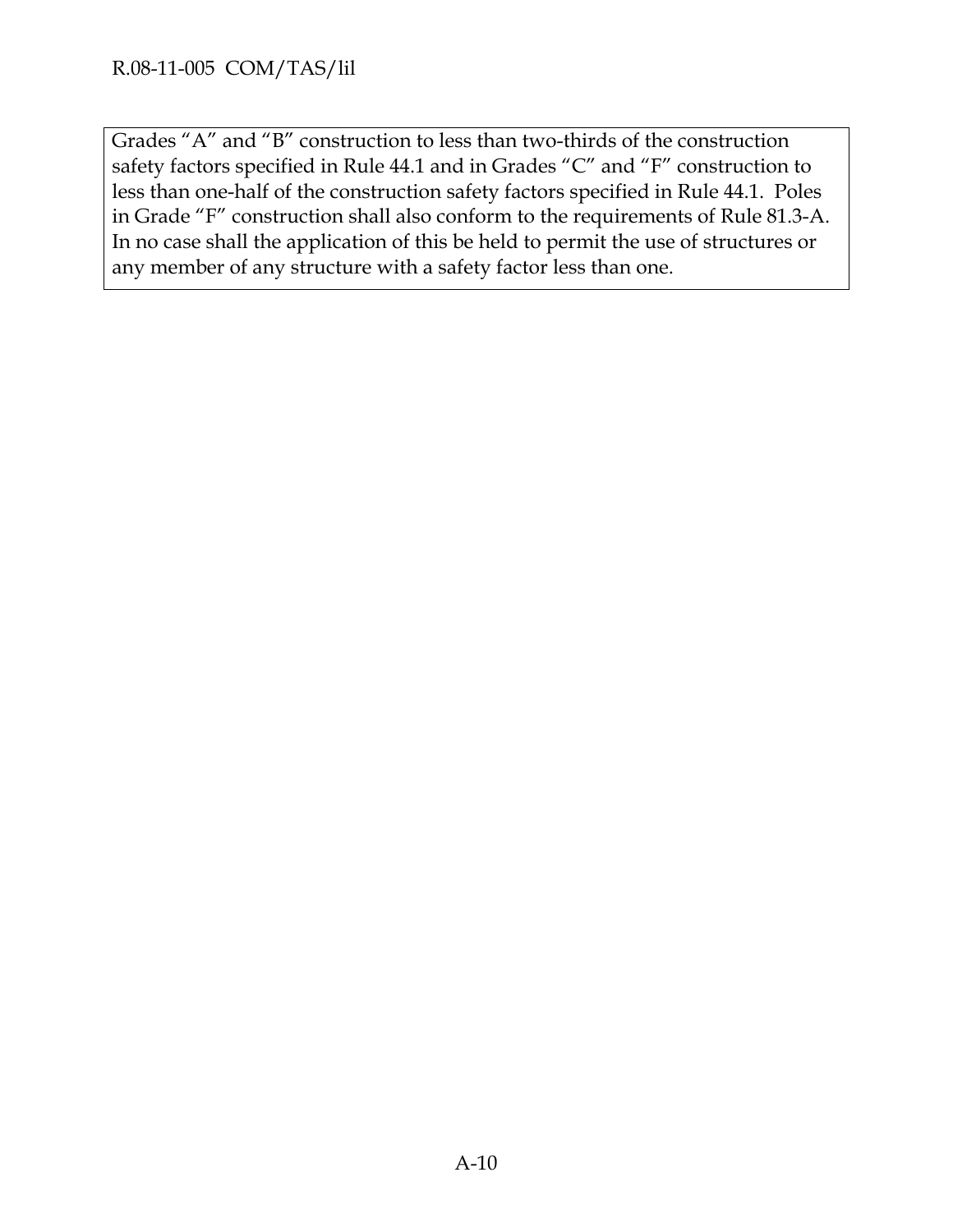Grades "A" and "B" construction to less than two-thirds of the construction safety factors specified in Rule 44.1 and in Grades "C" and "F" construction to less than one-half of the construction safety factors specified in Rule 44.1. Poles in Grade "F" construction shall also conform to the requirements of Rule 81.3-A. In no case shall the application of this be held to permit the use of structures or any member of any structure with a safety factor less than one.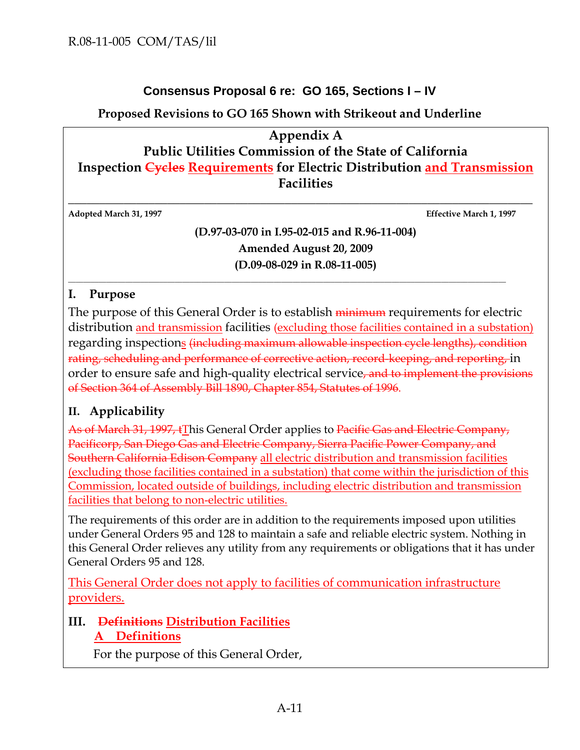## Consensus Proposal 6 re: GO 165, Sections I – IV

**Proposed Revisions to GO 165 Shown with Strikeout and Underline**

# Appendix A
# Public Utilities Commission of the State of California
# Inspection ~~Cycles~~ <u>Requirements</u> for Electric Distribution <u>and Transmission</u> Facilities

---

**Adopted March 31, 1997** **Effective March 1, 1997**

**(D.97-03-070 in I.95-02-015 and R.96-11-004)**
**Amended August 20, 2009**
**(D.09-08-029 in R.08-11-005)**

---

## I. Purpose

The purpose of this General Order is to establish ~~minimum~~ requirements for electric distribution <u>and transmission</u> facilities <u>(excluding those facilities contained in a substation)</u> regarding inspection<u>s</u> ~~(including maximum allowable inspection cycle lengths), condition rating, scheduling and performance of corrective action, record-keeping, and reporting,~~ in order to ensure safe and high-quality electrical service~~, and to implement the provisions of Section 364 of Assembly Bill 1890, Chapter 854, Statutes of 1996~~.

## II. Applicability

~~As of March 31, 1997, t~~<u>T</u>his General Order applies to ~~Pacific Gas and Electric Company, Pacificorp, San Diego Gas and Electric Company, Sierra Pacific Power Company, and Southern California Edison Company~~ <u>all electric distribution and transmission facilities (excluding those facilities contained in a substation) that come within the jurisdiction of this Commission, located outside of buildings, including electric distribution and transmission facilities that belong to non-electric utilities.</u>

The requirements of this order are in addition to the requirements imposed upon utilities under General Orders 95 and 128 to maintain a safe and reliable electric system. Nothing in this General Order relieves any utility from any requirements or obligations that it has under General Orders 95 and 128.

<u>This General Order does not apply to facilities of communication infrastructure providers.</u>

## III. ~~Definitions~~ <u>Distribution Facilities</u>

### <u>A Definitions</u>

For the purpose of this General Order,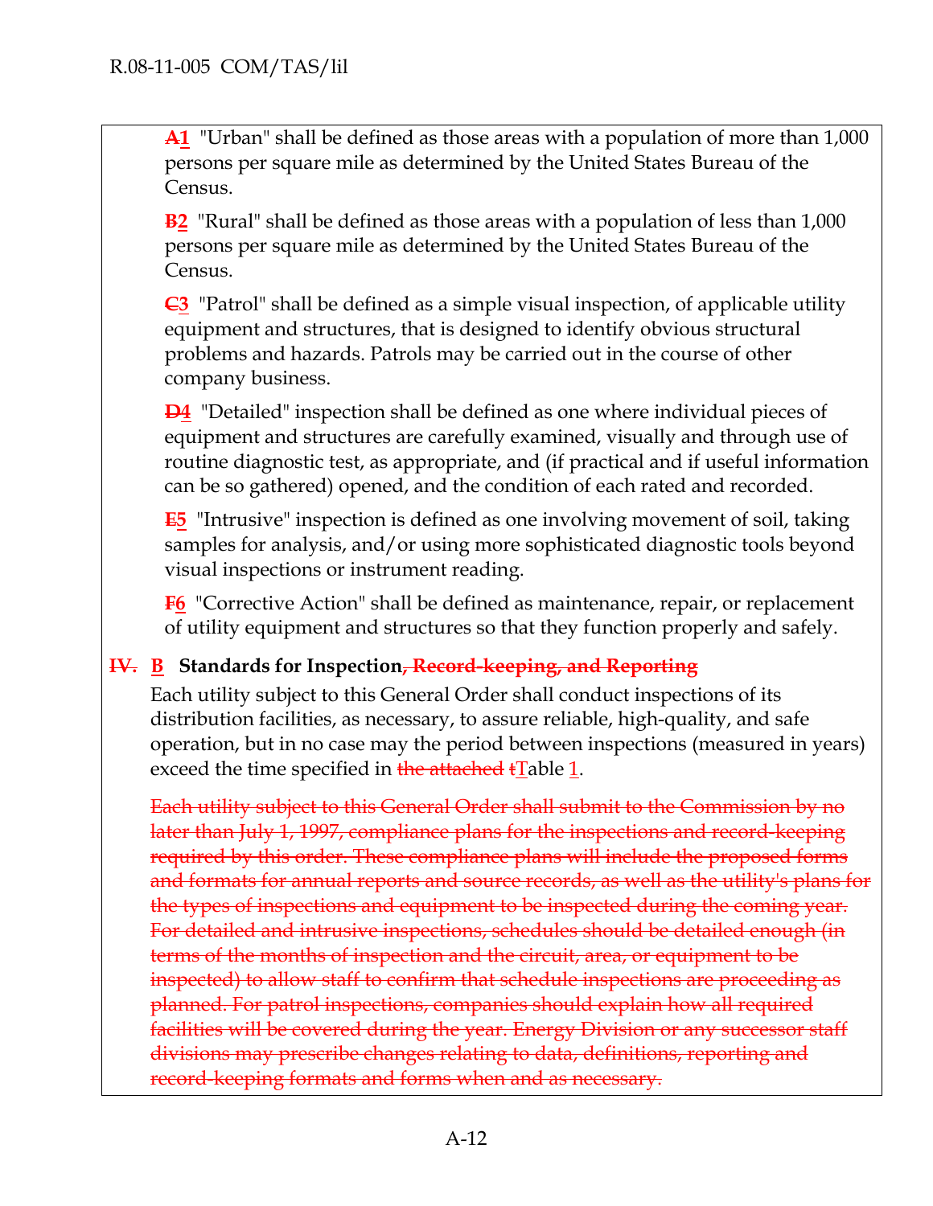~~A~~1 "Urban" shall be defined as those areas with a population of more than 1,000 persons per square mile as determined by the United States Bureau of the Census.

~~B~~2 "Rural" shall be defined as those areas with a population of less than 1,000 persons per square mile as determined by the United States Bureau of the Census.

~~C~~3 "Patrol" shall be defined as a simple visual inspection, of applicable utility equipment and structures, that is designed to identify obvious structural problems and hazards. Patrols may be carried out in the course of other company business.

~~D~~4 "Detailed" inspection shall be defined as one where individual pieces of equipment and structures are carefully examined, visually and through use of routine diagnostic test, as appropriate, and (if practical and if useful information can be so gathered) opened, and the condition of each rated and recorded.

~~E~~5 "Intrusive" inspection is defined as one involving movement of soil, taking samples for analysis, and/or using more sophisticated diagnostic tools beyond visual inspections or instrument reading.

~~F~~6 "Corrective Action" shall be defined as maintenance, repair, or replacement of utility equipment and structures so that they function properly and safely.

**~~IV.~~ B Standards for Inspection~~, Record-keeping, and Reporting~~**

Each utility subject to this General Order shall conduct inspections of its distribution facilities, as necessary, to assure reliable, high-quality, and safe operation, but in no case may the period between inspections (measured in years) exceed the time specified in ~~the attached~~ ~~t~~Table 1.

~~Each utility subject to this General Order shall submit to the Commission by no later than July 1, 1997, compliance plans for the inspections and record-keeping required by this order. These compliance plans will include the proposed forms and formats for annual reports and source records, as well as the utility's plans for the types of inspections and equipment to be inspected during the coming year. For detailed and intrusive inspections, schedules should be detailed enough (in terms of the months of inspection and the circuit, area, or equipment to be inspected) to allow staff to confirm that schedule inspections are proceeding as planned. For patrol inspections, companies should explain how all required facilities will be covered during the year. Energy Division or any successor staff divisions may prescribe changes relating to data, definitions, reporting and record-keeping formats and forms when and as necessary.~~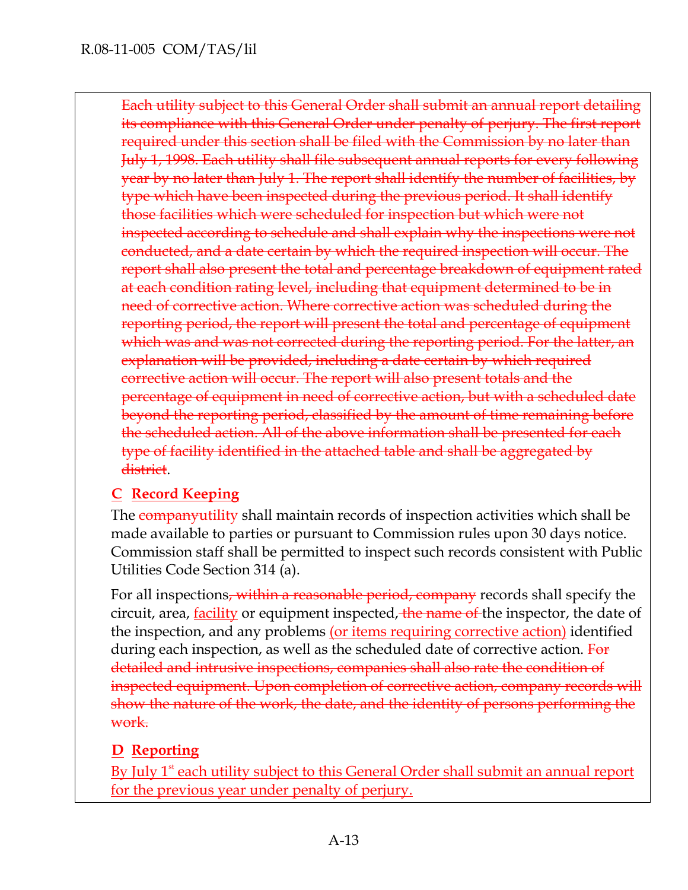~~Each utility subject to this General Order shall submit an annual report detailing its compliance with this General Order under penalty of perjury. The first report required under this section shall be filed with the Commission by no later than July 1, 1998. Each utility shall file subsequent annual reports for every following year by no later than July 1. The report shall identify the number of facilities, by type which have been inspected during the previous period. It shall identify those facilities which were scheduled for inspection but which were not inspected according to schedule and shall explain why the inspections were not conducted, and a date certain by which the required inspection will occur. The report shall also present the total and percentage breakdown of equipment rated at each condition rating level, including that equipment determined to be in need of corrective action. Where corrective action was scheduled during the reporting period, the report will present the total and percentage of equipment which was and was not corrected during the reporting period. For the latter, an explanation will be provided, including a date certain by which required corrective action will occur. The report will also present totals and the percentage of equipment in need of corrective action, but with a scheduled date beyond the reporting period, classified by the amount of time remaining before the scheduled action. All of the above information shall be presented for each type of facility identified in the attached table and shall be aggregated by district~~.

**C Record Keeping**

The ~~company~~utility shall maintain records of inspection activities which shall be made available to parties or pursuant to Commission rules upon 30 days notice. Commission staff shall be permitted to inspect such records consistent with Public Utilities Code Section 314 (a).

For all inspections~~, within a reasonable period, company~~ records shall specify the circuit, area, facility or equipment inspected, ~~the name of~~ the inspector, the date of the inspection, and any problems (or items requiring corrective action) identified during each inspection, as well as the scheduled date of corrective action. ~~For detailed and intrusive inspections, companies shall also rate the condition of inspected equipment. Upon completion of corrective action, company records will show the nature of the work, the date, and the identity of persons performing the work.~~

**D Reporting**

By July 1st each utility subject to this General Order shall submit an annual report for the previous year under penalty of perjury.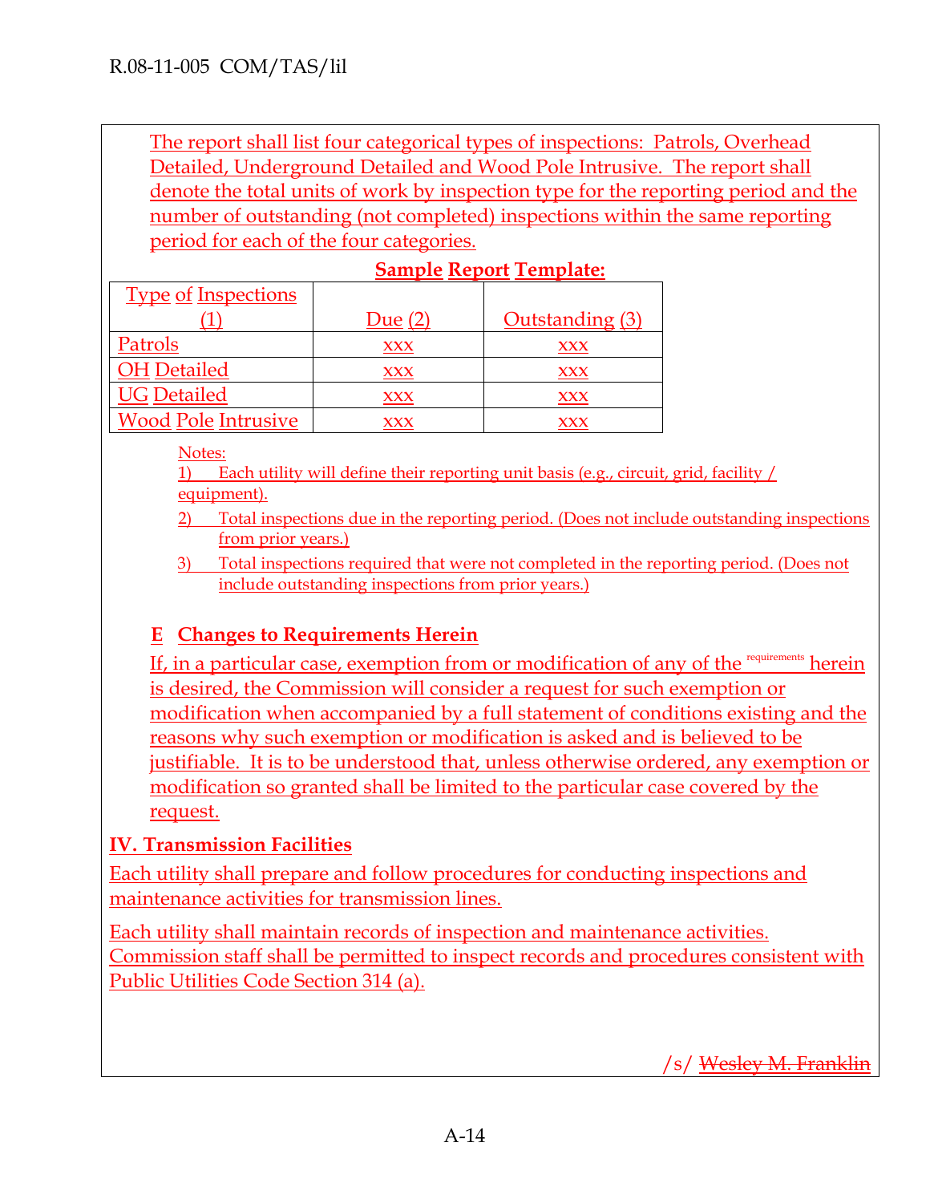The report shall list four categorical types of inspections: Patrols, Overhead Detailed, Underground Detailed and Wood Pole Intrusive. The report shall denote the total units of work by inspection type for the reporting period and the number of outstanding (not completed) inspections within the same reporting period for each of the four categories.

**Sample Report Template:**

| Type of Inspections (1) | Due (2) | Outstanding (3) |
|---|---|---|
| Patrols | xxx | xxx |
| OH Detailed | xxx | xxx |
| UG Detailed | xxx | xxx |
| Wood Pole Intrusive | xxx | xxx |

Notes:

1) Each utility will define their reporting unit basis (e.g., circuit, grid, facility / equipment).
2) Total inspections due in the reporting period. (Does not include outstanding inspections from prior years.)
3) Total inspections required that were not completed in the reporting period. (Does not include outstanding inspections from prior years.)

### E Changes to Requirements Herein

If, in a particular case, exemption from or modification of any of the requirements herein is desired, the Commission will consider a request for such exemption or modification when accompanied by a full statement of conditions existing and the reasons why such exemption or modification is asked and is believed to be justifiable. It is to be understood that, unless otherwise ordered, any exemption or modification so granted shall be limited to the particular case covered by the request.

## IV. Transmission Facilities

Each utility shall prepare and follow procedures for conducting inspections and maintenance activities for transmission lines.

Each utility shall maintain records of inspection and maintenance activities. Commission staff shall be permitted to inspect records and procedures consistent with Public Utilities Code Section 314 (a).

/s/ ~~Wesley M. Franklin~~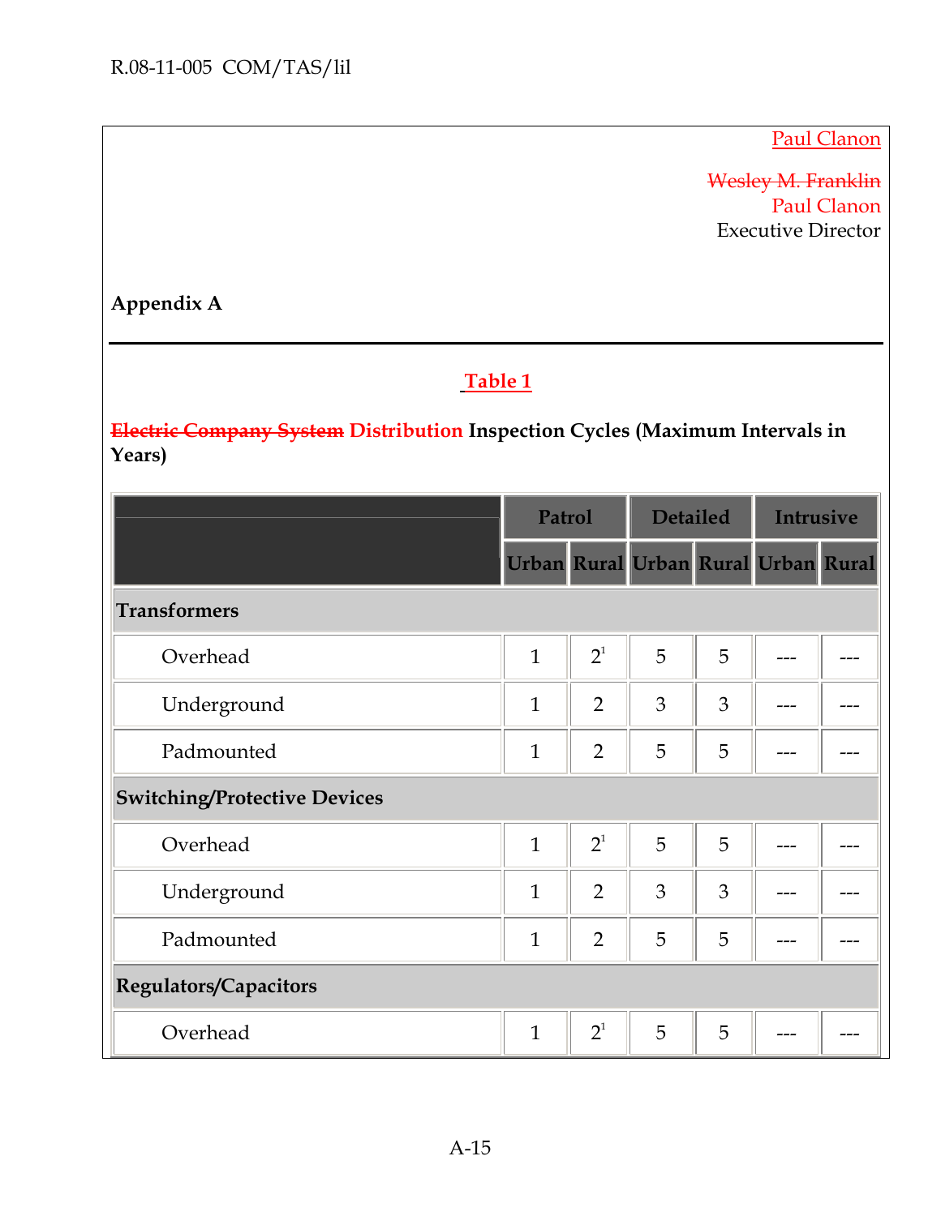Paul Clanon

~~Wesley M. Franklin~~
Paul Clanon
Executive Director

**Appendix A**

---

**Table 1**

**~~Electric Company System~~ Distribution Inspection Cycles (Maximum Intervals in Years)**

| | Patrol | | Detailed | | Intrusive | |
|---|---|---|---|---|---|---|
| | Urban | Rural | Urban | Rural | Urban | Rural |
| **Transformers** | | | | | | |
| Overhead | 1 | 2[1] | 5 | 5 | --- | --- |
| Underground | 1 | 2 | 3 | 3 | --- | --- |
| Padmounted | 1 | 2 | 5 | 5 | --- | --- |
| **Switching/Protective Devices** | | | | | | |
| Overhead | 1 | 2[1] | 5 | 5 | --- | --- |
| Underground | 1 | 2 | 3 | 3 | --- | --- |
| Padmounted | 1 | 2 | 5 | 5 | --- | --- |
| **Regulators/Capacitors** | | | | | | |
| Overhead | 1 | 2[1] | 5 | 5 | --- | --- |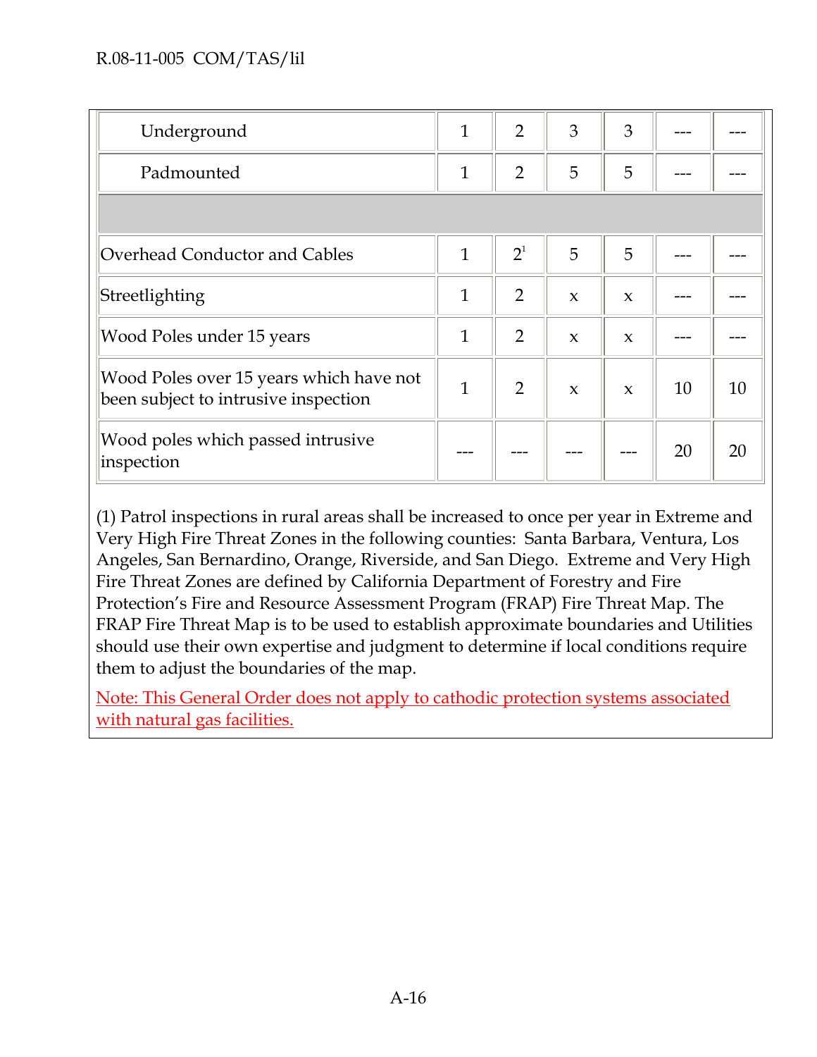| | | | | | | |
|---|---|---|---|---|---|---|
| Underground | 1 | 2 | 3 | 3 | --- | --- |
| Padmounted | 1 | 2 | 5 | 5 | --- | --- |
| | | | | | | |
| Overhead Conductor and Cables | 1 | 2[1] | 5 | 5 | --- | --- |
| Streetlighting | 1 | 2 | x | x | --- | --- |
| Wood Poles under 15 years | 1 | 2 | x | x | --- | --- |
| Wood Poles over 15 years which have not been subject to intrusive inspection | 1 | 2 | x | x | 10 | 10 |
| Wood poles which passed intrusive inspection | --- | --- | --- | --- | 20 | 20 |

(1) Patrol inspections in rural areas shall be increased to once per year in Extreme and Very High Fire Threat Zones in the following counties: Santa Barbara, Ventura, Los Angeles, San Bernardino, Orange, Riverside, and San Diego. Extreme and Very High Fire Threat Zones are defined by California Department of Forestry and Fire Protection's Fire and Resource Assessment Program (FRAP) Fire Threat Map. The FRAP Fire Threat Map is to be used to establish approximate boundaries and Utilities should use their own expertise and judgment to determine if local conditions require them to adjust the boundaries of the map.

Note: This General Order does not apply to cathodic protection systems associated with natural gas facilities.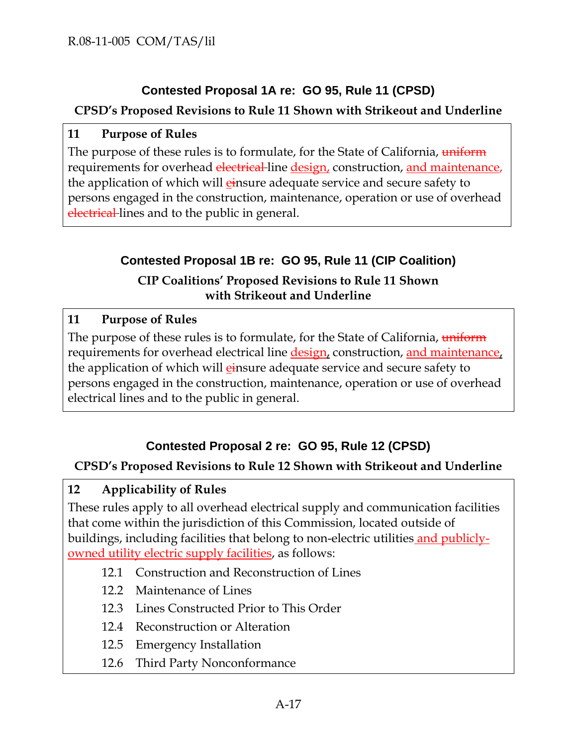R.08-11-005 COM/TAS/lil

## Contested Proposal 1A re: GO 95, Rule 11 (CPSD)

### CPSD's Proposed Revisions to Rule 11 Shown with Strikeout and Underline

| **11 Purpose of Rules** |
|---|
| The purpose of these rules is to formulate, for the State of California, ~~uniform~~ requirements for overhead ~~electrical~~ line <u>design,</u> construction, <u>and maintenance,</u> the application of which will <u>e</u>~~i~~nsure adequate service and secure safety to persons engaged in the construction, maintenance, operation or use of overhead ~~electrical~~ lines and to the public in general. |

## Contested Proposal 1B re: GO 95, Rule 11 (CIP Coalition)

### CIP Coalitions' Proposed Revisions to Rule 11 Shown with Strikeout and Underline

| **11 Purpose of Rules** |
|---|
| The purpose of these rules is to formulate, for the State of California, ~~uniform~~ requirements for overhead electrical line <u>design,</u> construction, <u>and maintenance,</u> the application of which will <u>e</u>~~i~~nsure adequate service and secure safety to persons engaged in the construction, maintenance, operation or use of overhead electrical lines and to the public in general. |

## Contested Proposal 2 re: GO 95, Rule 12 (CPSD)

### CPSD's Proposed Revisions to Rule 12 Shown with Strikeout and Underline

**12 Applicability of Rules**

These rules apply to all overhead electrical supply and communication facilities that come within the jurisdiction of this Commission, located outside of buildings, including facilities that belong to non-electric utilities <u>and publicly-owned utility electric supply facilities</u>, as follows:

- 12.1 Construction and Reconstruction of Lines
- 12.2 Maintenance of Lines
- 12.3 Lines Constructed Prior to This Order
- 12.4 Reconstruction or Alteration
- 12.5 Emergency Installation
- 12.6 Third Party Nonconformance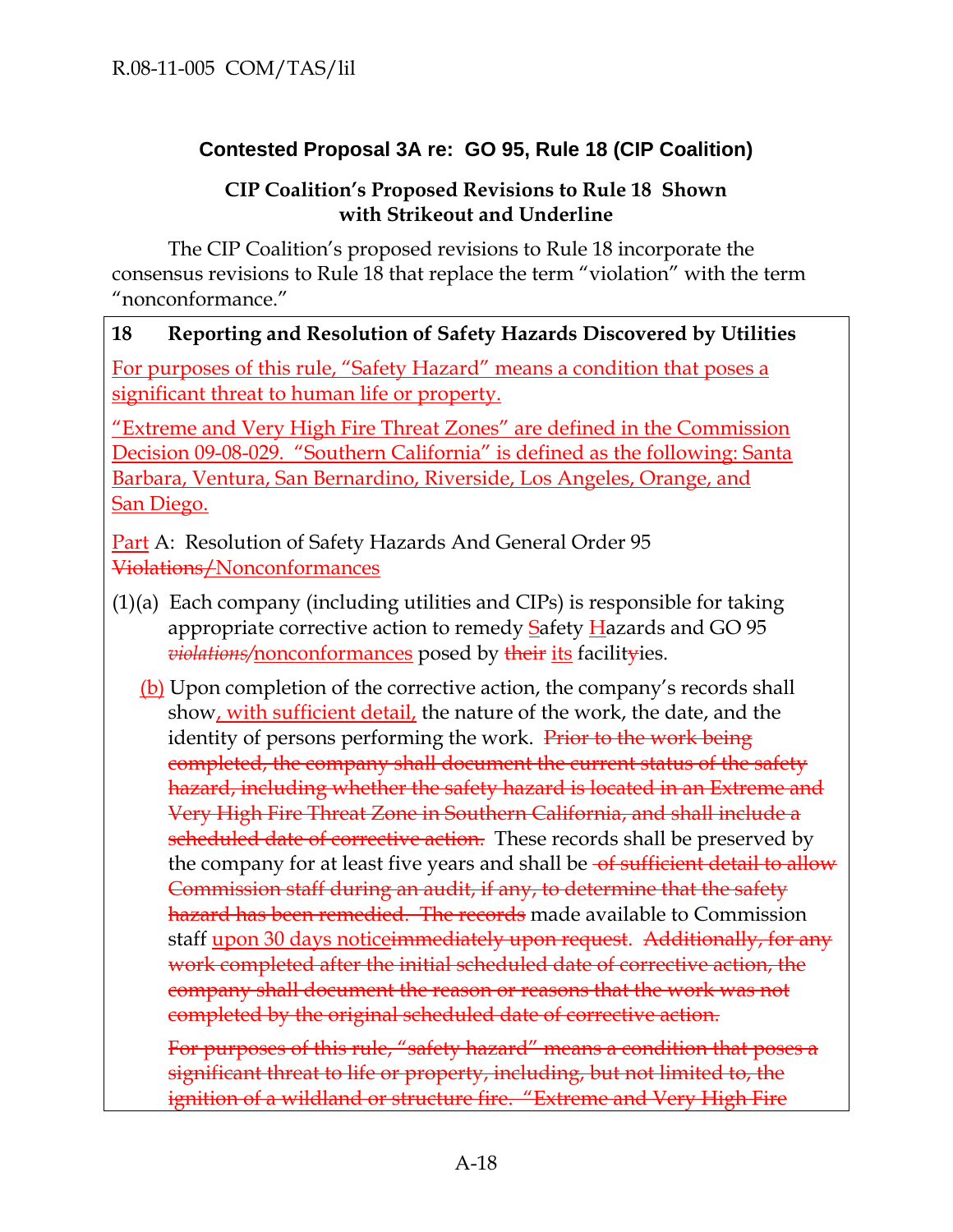## Contested Proposal 3A re: GO 95, Rule 18 (CIP Coalition)

### CIP Coalition's Proposed Revisions to Rule 18 Shown with Strikeout and Underline

The CIP Coalition's proposed revisions to Rule 18 incorporate the consensus revisions to Rule 18 that replace the term "violation" with the term "nonconformance."

**18 Reporting and Resolution of Safety Hazards Discovered by Utilities**

<u>For purposes of this rule, "Safety Hazard" means a condition that poses a significant threat to human life or property.</u>

<u>"Extreme and Very High Fire Threat Zones" are defined in the Commission Decision 09-08-029. "Southern California" is defined as the following: Santa Barbara, Ventura, San Bernardino, Riverside, Los Angeles, Orange, and San Diego.</u>

<u>Part</u> A: Resolution of Safety Hazards And General Order 95 ~~Violations/~~<u>Nonconformances</u>

(1)(a) Each company (including utilities and CIPs) is responsible for taking appropriate corrective action to remedy <u>S</u>afety <u>H</u>azards and GO 95 ~~*violations/*~~<u>nonconformances</u> posed by ~~their~~ <u>its</u> facilit~~y~~ies.

<u>(b)</u> Upon completion of the corrective action, the company's records shall show<u>, with sufficient detail,</u> the nature of the work, the date, and the identity of persons performing the work. ~~Prior to the work being completed, the company shall document the current status of the safety hazard, including whether the safety hazard is located in an Extreme and Very High Fire Threat Zone in Southern California, and shall include a scheduled date of corrective action.~~ These records shall be preserved by the company for at least five years and shall be ~~of sufficient detail to allow Commission staff during an audit, if any, to determine that the safety hazard has been remedied. The records~~ made available to Commission staff <u>upon 30 days notice</u>~~immediately upon request~~. ~~Additionally, for any work completed after the initial scheduled date of corrective action, the company shall document the reason or reasons that the work was not completed by the original scheduled date of corrective action.~~

~~For purposes of this rule, "safety hazard" means a condition that poses a significant threat to life or property, including, but not limited to, the ignition of a wildland or structure fire. "Extreme and Very High Fire~~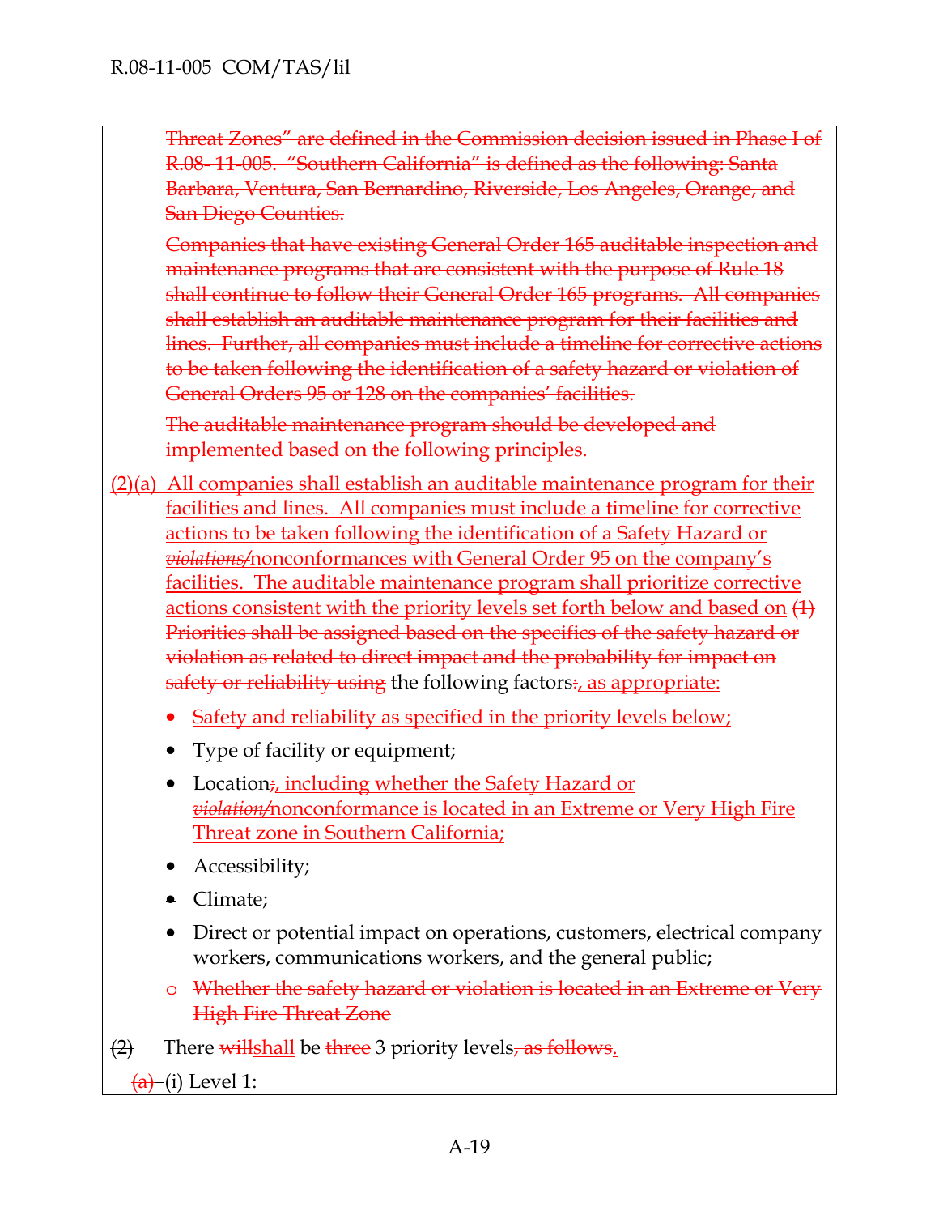~~Threat Zones" are defined in the Commission decision issued in Phase I of R.08- 11-005. "Southern California" is defined as the following: Santa Barbara, Ventura, San Bernardino, Riverside, Los Angeles, Orange, and San Diego Counties.~~

~~Companies that have existing General Order 165 auditable inspection and maintenance programs that are consistent with the purpose of Rule 18 shall continue to follow their General Order 165 programs. All companies shall establish an auditable maintenance program for their facilities and lines. Further, all companies must include a timeline for corrective actions to be taken following the identification of a safety hazard or violation of General Orders 95 or 128 on the companies' facilities.~~

~~The auditable maintenance program should be developed and implemented based on the following principles.~~

<u>(2)(a) All companies shall establish an auditable maintenance program for their facilities and lines. All companies must include a timeline for corrective actions to be taken following the identification of a Safety Hazard or ~~*violations*~~/nonconformances with General Order 95 on the company's facilities. The auditable maintenance program shall prioritize corrective actions consistent with the priority levels set forth below and based on</u> ~~(1) Priorities shall be assigned based on the specifics of the safety hazard or violation as related to direct impact and the probability for impact on safety or reliability using~~ the following factors~~:~~<u>, as appropriate:</u>

- <u>Safety and reliability as specified in the priority levels below;</u>
- Type of facility or equipment;
- Location~~;~~<u>, including whether the Safety Hazard or ~~*violation*~~/nonconformance is located in an Extreme or Very High Fire Threat zone in Southern California;</u>
- Accessibility;
- Climate;
- Direct or potential impact on operations, customers, electrical company workers, communications workers, and the general public;
- ~~Whether the safety hazard or violation is located in an Extreme or Very High Fire Threat Zone~~

~~(2)~~ There ~~will~~<u>shall</u> be ~~three~~ 3 priority levels~~, as follows~~<u>.</u>

~~(a)~~ (i) Level 1: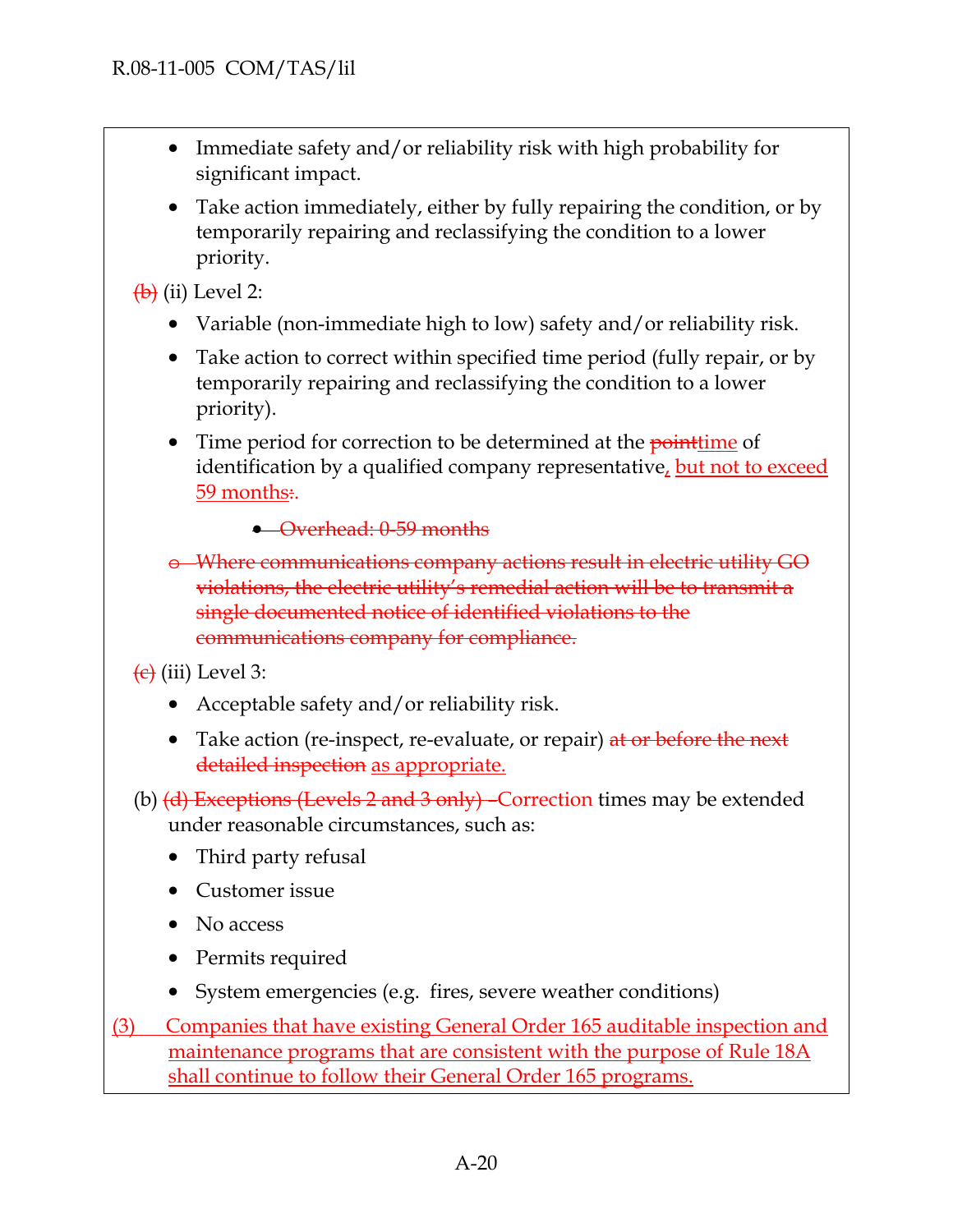- Immediate safety and/or reliability risk with high probability for significant impact.
- Take action immediately, either by fully repairing the condition, or by temporarily repairing and reclassifying the condition to a lower priority.

~~(b)~~ (ii) Level 2:

- Variable (non-immediate high to low) safety and/or reliability risk.
- Take action to correct within specified time period (fully repair, or by temporarily repairing and reclassifying the condition to a lower priority).
- Time period for correction to be determined at the ~~point~~time of identification by a qualified company representative, but not to exceed 59 months~~:~~.
  - ~~Overhead: 0-59 months~~

~~o Where communications company actions result in electric utility GO violations, the electric utility's remedial action will be to transmit a single documented notice of identified violations to the communications company for compliance.~~

~~(c)~~ (iii) Level 3:

- Acceptable safety and/or reliability risk.
- Take action (re-inspect, re-evaluate, or repair) ~~at or before the next detailed inspection~~ as appropriate.

(b) ~~(d) Exceptions (Levels 2 and 3 only) –~~Correction times may be extended under reasonable circumstances, such as:

- Third party refusal
- Customer issue
- No access
- Permits required
- System emergencies (e.g. fires, severe weather conditions)

(3) Companies that have existing General Order 165 auditable inspection and maintenance programs that are consistent with the purpose of Rule 18A shall continue to follow their General Order 165 programs.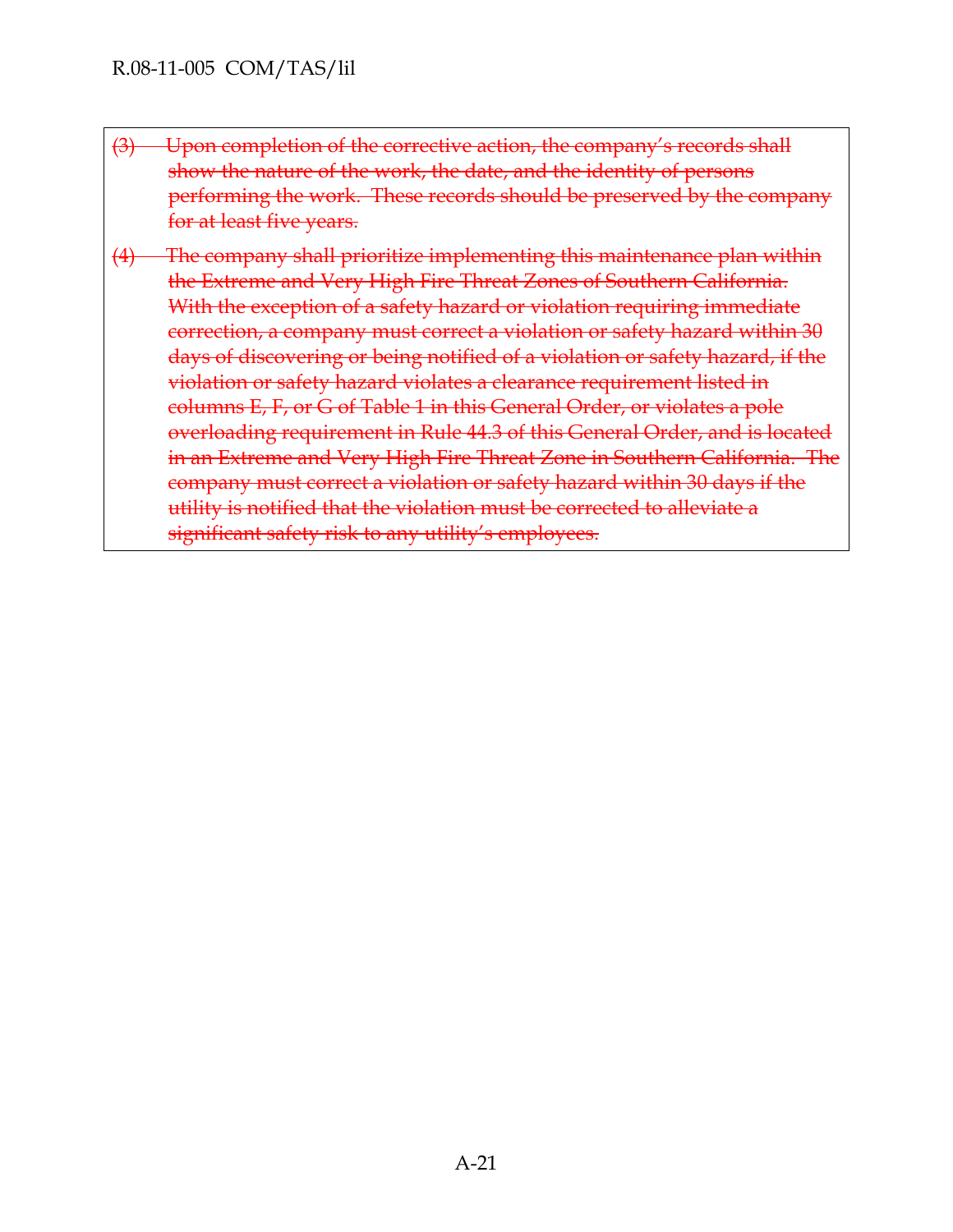~~(3) Upon completion of the corrective action, the company's records shall show the nature of the work, the date, and the identity of persons performing the work. These records should be preserved by the company for at least five years.~~

~~(4) The company shall prioritize implementing this maintenance plan within the Extreme and Very High Fire Threat Zones of Southern California. With the exception of a safety hazard or violation requiring immediate correction, a company must correct a violation or safety hazard within 30 days of discovering or being notified of a violation or safety hazard, if the violation or safety hazard violates a clearance requirement listed in columns E, F, or G of Table 1 in this General Order, or violates a pole overloading requirement in Rule 44.3 of this General Order, and is located in an Extreme and Very High Fire Threat Zone in Southern California. The company must correct a violation or safety hazard within 30 days if the utility is notified that the violation must be corrected to alleviate a significant safety risk to any utility's employees.~~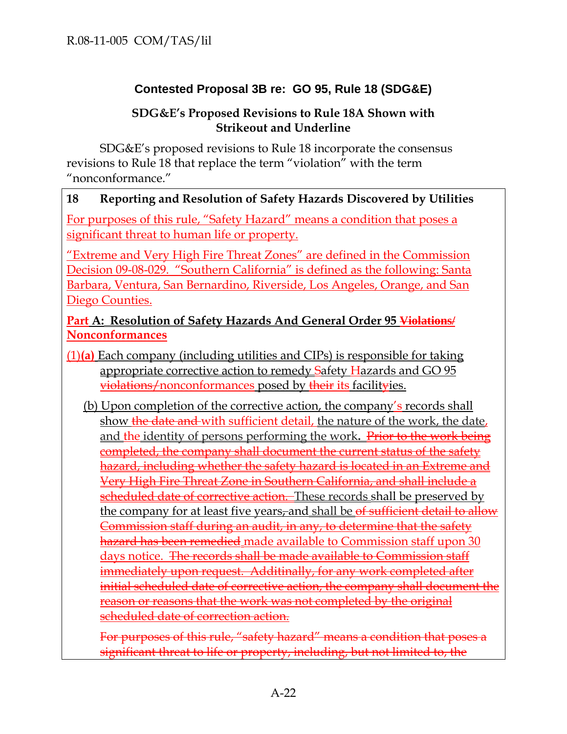## Contested Proposal 3B re: GO 95, Rule 18 (SDG&E)

### SDG&E's Proposed Revisions to Rule 18A Shown with Strikeout and Underline

SDG&E's proposed revisions to Rule 18 incorporate the consensus revisions to Rule 18 that replace the term "violation" with the term "nonconformance."

**18 Reporting and Resolution of Safety Hazards Discovered by Utilities**

<u>For purposes of this rule, "Safety Hazard" means a condition that poses a significant threat to human life or property.</u>

<u>"Extreme and Very High Fire Threat Zones" are defined in the Commission Decision 09-08-029. "Southern California" is defined as the following: Santa Barbara, Ventura, San Bernardino, Riverside, Los Angeles, Orange, and San Diego Counties.</u>

**<u>Part A: Resolution of Safety Hazards And General Order 95 ~~Violations~~/ Nonconformances</u>**

<u>(1)</u>**~~(a)~~** <u>Each company (including utilities and CIPs) is responsible for taking appropriate corrective action to remedy Safety Hazards and GO 95 ~~violations/~~nonconformances posed by ~~their~~ its facilit~~y~~ies.</u>

<u>(b) Upon completion of the corrective action, the company's records shall show ~~the date and~~ with sufficient detail, the nature of the work, the date, and the identity of persons performing the work.</u> ~~Prior to the work being completed, the company shall document the current status of the safety hazard, including whether the safety hazard is located in an Extreme and Very High Fire Threat Zone in Southern California, and shall include a scheduled date of corrective action.~~ <u>These records</u> shall be preserved by the company for at least five years~~, and~~ <u>shall be</u> ~~of sufficient detail to allow Commission staff during an audit, in any, to determine that the safety hazard has been remedied~~ <u>made available to Commission staff upon 30 days notice.</u> ~~The records shall be made available to Commission staff immediately upon request. Additinally, for any work completed after initial scheduled date of corrective action, the company shall document the reason or reasons that the work was not completed by the original scheduled date of correction action.~~

~~For purposes of this rule, "safety hazard" means a condition that poses a significant threat to life or property, including, but not limited to, the~~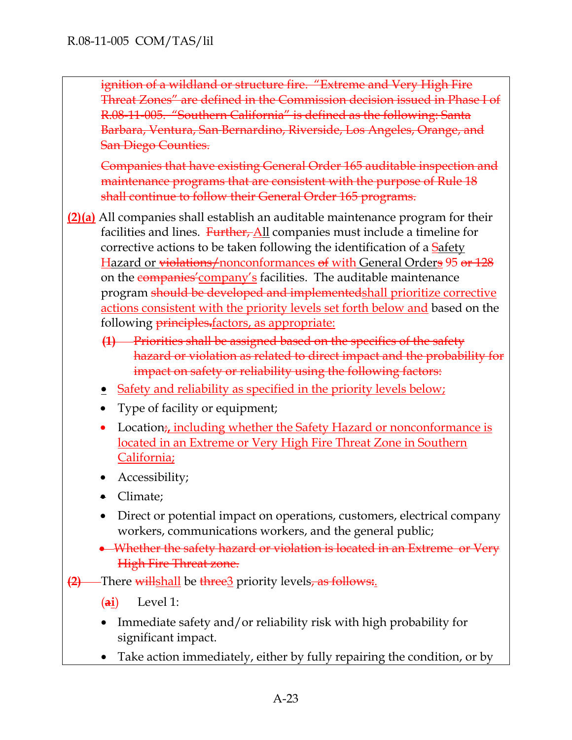~~ignition of a wildland or structure fire. "Extreme and Very High Fire Threat Zones" are defined in the Commission decision issued in Phase I of R.08-11-005. "Southern California" is defined as the following: Santa Barbara, Ventura, San Bernardino, Riverside, Los Angeles, Orange, and San Diego Counties.~~

~~Companies that have existing General Order 165 auditable inspection and maintenance programs that are consistent with the purpose of Rule 18 shall continue to follow their General Order 165 programs.~~

**(2)(a)** All companies shall establish an auditable maintenance program for their facilities and lines. ~~Further,~~ All companies must include a timeline for corrective actions to be taken following the identification of a Safety Hazard or ~~violations/~~nonconformances ~~of~~ with General Order~~s~~ 95 ~~or 128~~ on the ~~companies'~~company's facilities. The auditable maintenance program ~~should be developed and implemented~~shall prioritize corrective actions consistent with the priority levels set forth below and based on the following ~~principles.~~factors, as appropriate:

~~**(1)** Priorities shall be assigned based on the specifics of the safety hazard or violation as related to direct impact and the probability for impact on safety or reliability using the following factors:~~

- Safety and reliability as specified in the priority levels below;
- Type of facility or equipment;
- Location~~;~~, including whether the Safety Hazard or nonconformance is located in an Extreme or Very High Fire Threat Zone in Southern California;
- Accessibility;
- Climate;
- Direct or potential impact on operations, customers, electrical company workers, communications workers, and the general public;
- ~~Whether the safety hazard or violation is located in an Extreme or Very High Fire Threat zone.~~

~~**(2)**~~ There ~~will~~shall be ~~three~~3 priority levels~~, as follows:~~.

(~~a~~i) Level 1:

- Immediate safety and/or reliability risk with high probability for significant impact.
- Take action immediately, either by fully repairing the condition, or by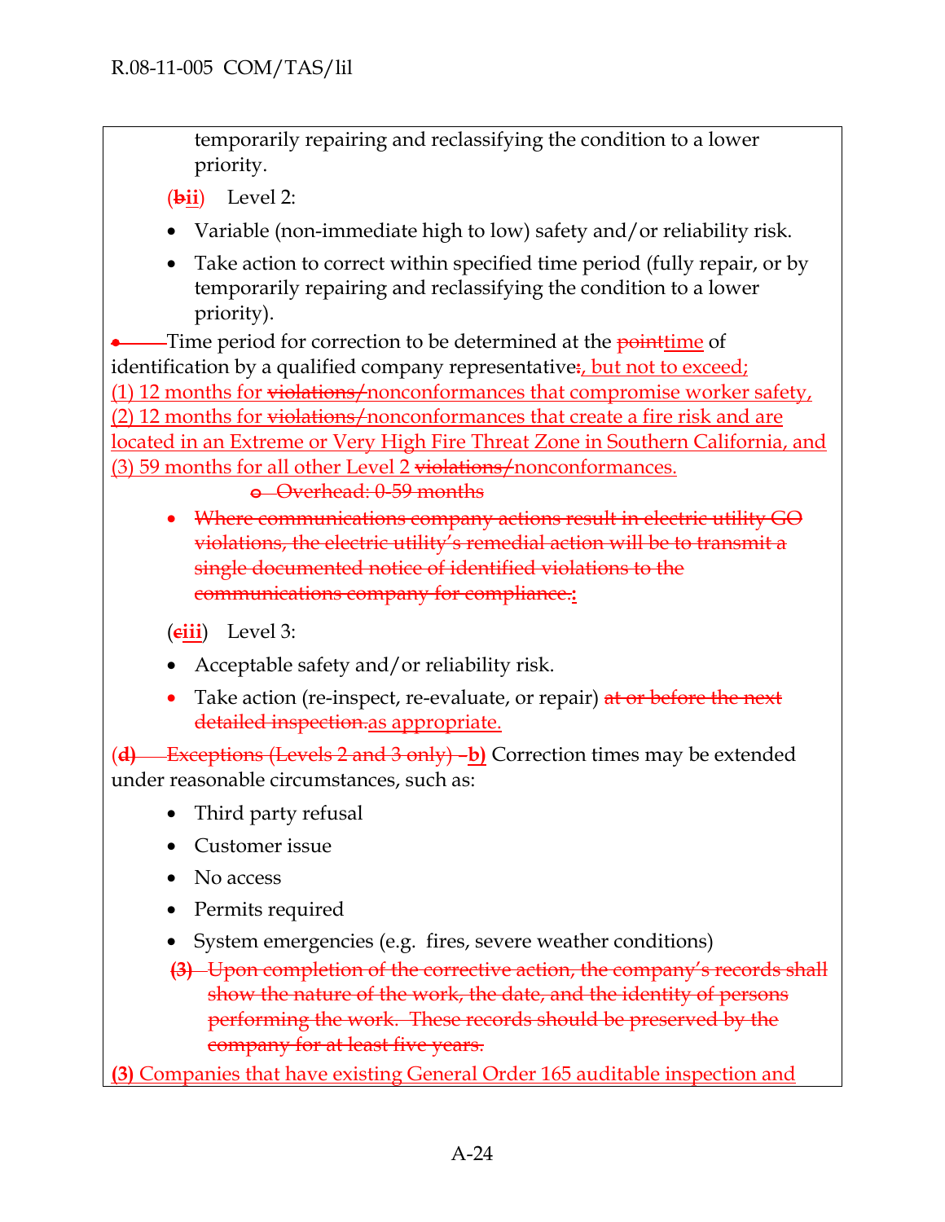temporarily repairing and reclassifying the condition to a lower priority.

(~~b~~ii) Level 2:

- Variable (non-immediate high to low) safety and/or reliability risk.
- Take action to correct within specified time period (fully repair, or by temporarily repairing and reclassifying the condition to a lower priority).

~~•~~ Time period for correction to be determined at the ~~point~~time of identification by a qualified company representative~~:~~, but not to exceed; (1) 12 months for ~~violations/~~nonconformances that compromise worker safety, (2) 12 months for ~~violations/~~nonconformances that create a fire risk and are located in an Extreme or Very High Fire Threat Zone in Southern California, and (3) 59 months for all other Level 2 ~~violations/~~nonconformances.

- ~~Overhead: 0-59 months~~

- ~~Where communications company actions result in electric utility GO violations, the electric utility's remedial action will be to transmit a single documented notice of identified violations to the communications company for compliance.~~:

(~~c~~iii) Level 3:

- Acceptable safety and/or reliability risk.
- Take action (re-inspect, re-evaluate, or repair) ~~at or before the next detailed inspection.~~as appropriate.

(~~d~~) ~~Exceptions (Levels 2 and 3 only)~~ – b) Correction times may be extended under reasonable circumstances, such as:

- Third party refusal
- Customer issue
- No access
- Permits required
- System emergencies (e.g. fires, severe weather conditions)

~~(3) Upon completion of the corrective action, the company's records shall show the nature of the work, the date, and the identity of persons performing the work. These records should be preserved by the company for at least five years.~~

**(3)** Companies that have existing General Order 165 auditable inspection and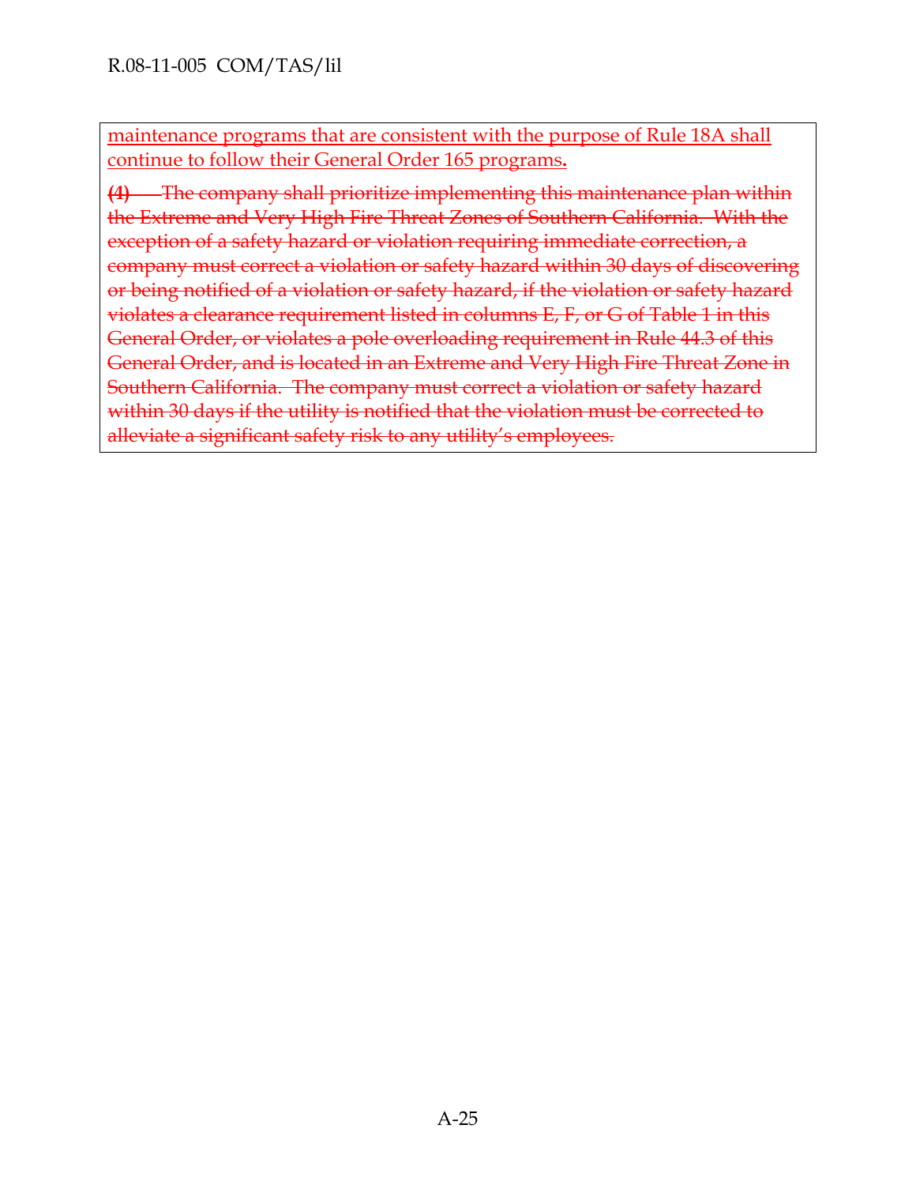<u>maintenance programs that are consistent with the purpose of Rule 18A shall continue to follow their General Order 165 programs</u>**.**

~~**(4)** The company shall prioritize implementing this maintenance plan within the Extreme and Very High Fire Threat Zones of Southern California. With the exception of a safety hazard or violation requiring immediate correction, a company must correct a violation or safety hazard within 30 days of discovering or being notified of a violation or safety hazard, if the violation or safety hazard violates a clearance requirement listed in columns E, F, or G of Table 1 in this General Order, or violates a pole overloading requirement in Rule 44.3 of this General Order, and is located in an Extreme and Very High Fire Threat Zone in Southern California. The company must correct a violation or safety hazard within 30 days if the utility is notified that the violation must be corrected to alleviate a significant safety risk to any utility's employees.~~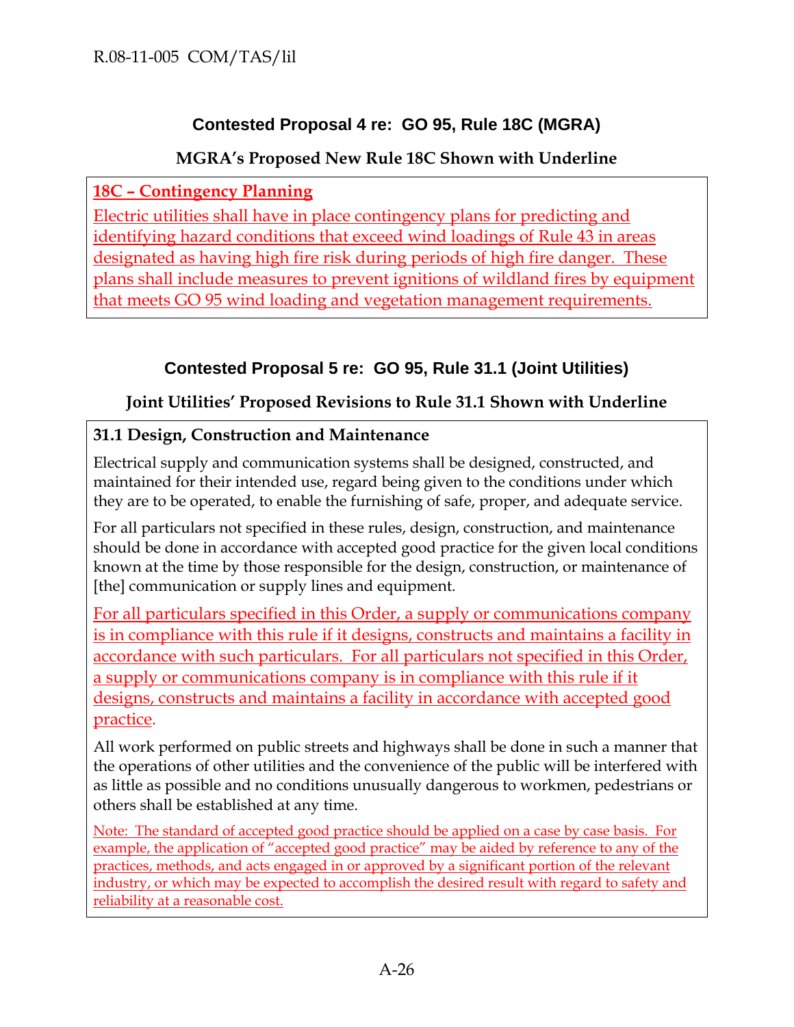## Contested Proposal 4 re: GO 95, Rule 18C (MGRA)

### MGRA's Proposed New Rule 18C Shown with Underline

**18C – Contingency Planning**

Electric utilities shall have in place contingency plans for predicting and identifying hazard conditions that exceed wind loadings of Rule 43 in areas designated as having high fire risk during periods of high fire danger. These plans shall include measures to prevent ignitions of wildland fires by equipment that meets GO 95 wind loading and vegetation management requirements.

## Contested Proposal 5 re: GO 95, Rule 31.1 (Joint Utilities)

### Joint Utilities' Proposed Revisions to Rule 31.1 Shown with Underline

**31.1 Design, Construction and Maintenance**

Electrical supply and communication systems shall be designed, constructed, and maintained for their intended use, regard being given to the conditions under which they are to be operated, to enable the furnishing of safe, proper, and adequate service.

For all particulars not specified in these rules, design, construction, and maintenance should be done in accordance with accepted good practice for the given local conditions known at the time by those responsible for the design, construction, or maintenance of [the] communication or supply lines and equipment.

For all particulars specified in this Order, a supply or communications company is in compliance with this rule if it designs, constructs and maintains a facility in accordance with such particulars. For all particulars not specified in this Order, a supply or communications company is in compliance with this rule if it designs, constructs and maintains a facility in accordance with accepted good practice.

All work performed on public streets and highways shall be done in such a manner that the operations of other utilities and the convenience of the public will be interfered with as little as possible and no conditions unusually dangerous to workmen, pedestrians or others shall be established at any time.

Note: The standard of accepted good practice should be applied on a case by case basis. For example, the application of "accepted good practice" may be aided by reference to any of the practices, methods, and acts engaged in or approved by a significant portion of the relevant industry, or which may be expected to accomplish the desired result with regard to safety and reliability at a reasonable cost.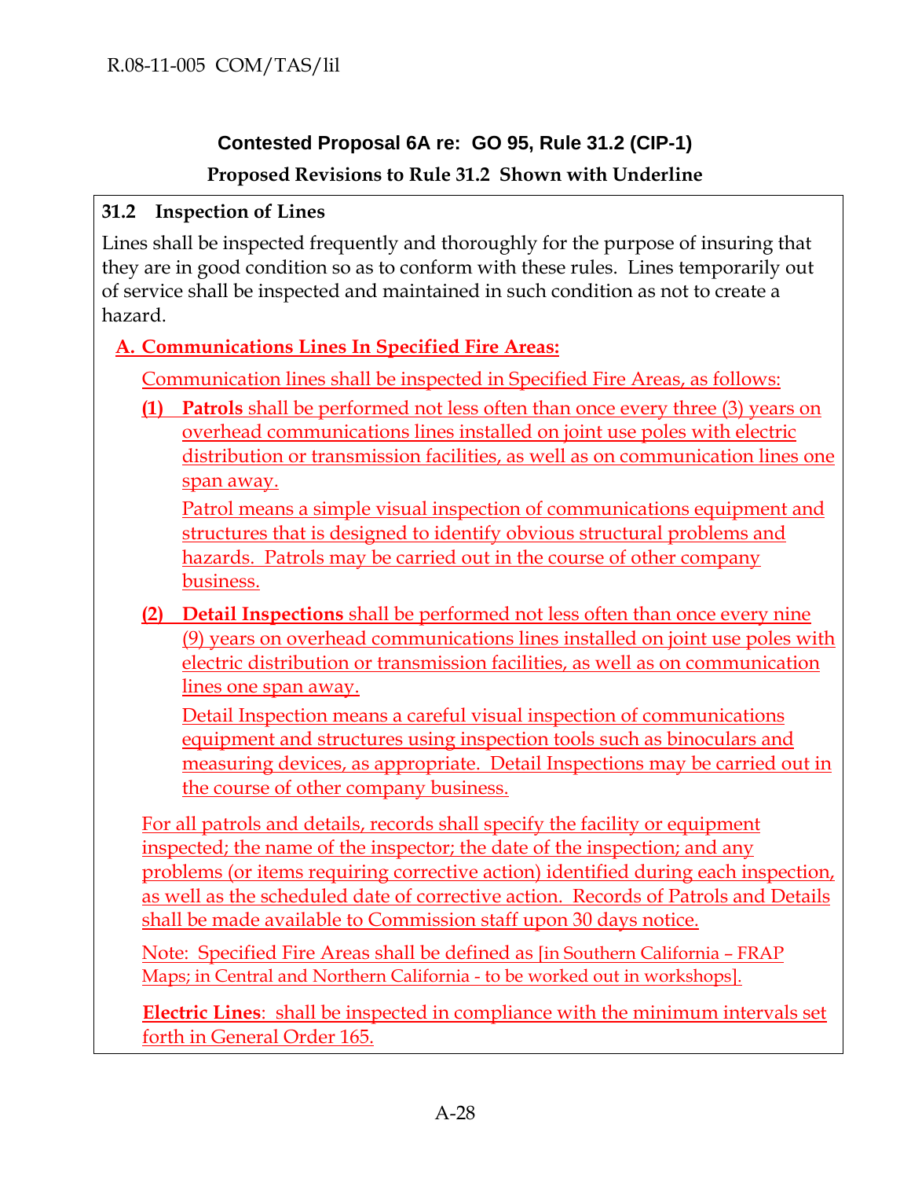## Contested Proposal 6A re: GO 95, Rule 31.2 (CIP-1)

### Proposed Revisions to Rule 31.2 Shown with Underline

**31.2 Inspection of Lines**

Lines shall be inspected frequently and thoroughly for the purpose of insuring that they are in good condition so as to conform with these rules. Lines temporarily out of service shall be inspected and maintained in such condition as not to create a hazard.

<u>**A. Communications Lines In Specified Fire Areas:**</u>

<u>Communication lines shall be inspected in Specified Fire Areas, as follows:</u>

<u>**(1) Patrols** shall be performed not less often than once every three (3) years on overhead communications lines installed on joint use poles with electric distribution or transmission facilities, as well as on communication lines one span away.</u>

<u>Patrol means a simple visual inspection of communications equipment and structures that is designed to identify obvious structural problems and hazards. Patrols may be carried out in the course of other company business.</u>

<u>**(2) Detail Inspections** shall be performed not less often than once every nine (9) years on overhead communications lines installed on joint use poles with electric distribution or transmission facilities, as well as on communication lines one span away.</u>

<u>Detail Inspection means a careful visual inspection of communications equipment and structures using inspection tools such as binoculars and measuring devices, as appropriate. Detail Inspections may be carried out in the course of other company business.</u>

<u>For all patrols and details, records shall specify the facility or equipment inspected; the name of the inspector; the date of the inspection; and any problems (or items requiring corrective action) identified during each inspection, as well as the scheduled date of corrective action. Records of Patrols and Details shall be made available to Commission staff upon 30 days notice.</u>

<u>Note: Specified Fire Areas shall be defined as [in Southern California – FRAP Maps; in Central and Northern California - to be worked out in workshops].</u>

<u>**Electric Lines**: shall be inspected in compliance with the minimum intervals set forth in General Order 165.</u>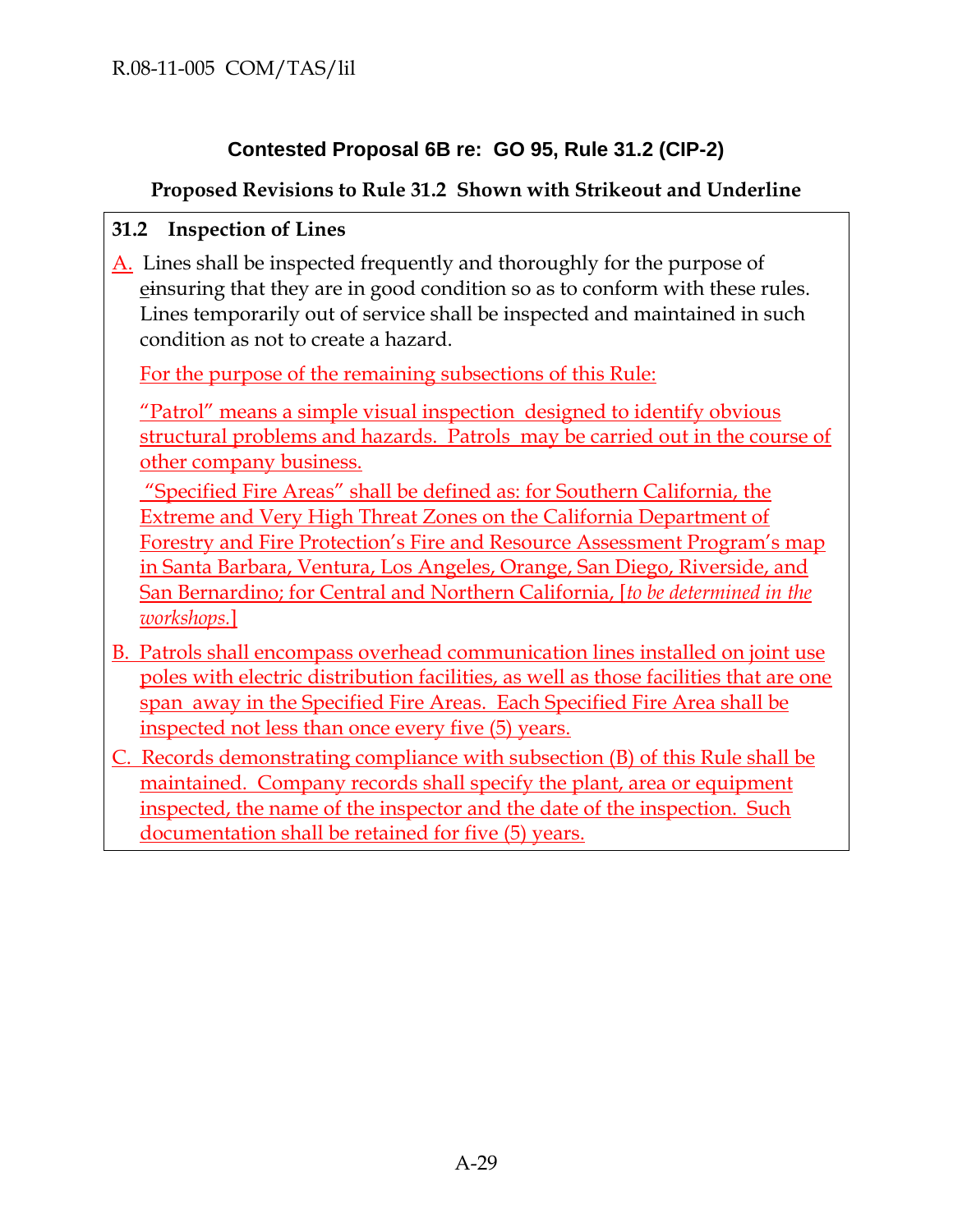## Contested Proposal 6B re: GO 95, Rule 31.2 (CIP-2)

### Proposed Revisions to Rule 31.2 Shown with Strikeout and Underline

**31.2 Inspection of Lines**

A. Lines shall be inspected frequently and thoroughly for the purpose of eiensuring that they are in good condition so as to conform with these rules. Lines temporarily out of service shall be inspected and maintained in such condition as not to create a hazard.

For the purpose of the remaining subsections of this Rule:

"Patrol" means a simple visual inspection designed to identify obvious structural problems and hazards. Patrols may be carried out in the course of other company business.

"Specified Fire Areas" shall be defined as: for Southern California, the Extreme and Very High Threat Zones on the California Department of Forestry and Fire Protection's Fire and Resource Assessment Program's map in Santa Barbara, Ventura, Los Angeles, Orange, San Diego, Riverside, and San Bernardino; for Central and Northern California, [*to be determined in the workshops.*]

B. Patrols shall encompass overhead communication lines installed on joint use poles with electric distribution facilities, as well as those facilities that are one span away in the Specified Fire Areas. Each Specified Fire Area shall be inspected not less than once every five (5) years.

C. Records demonstrating compliance with subsection (B) of this Rule shall be maintained. Company records shall specify the plant, area or equipment inspected, the name of the inspector and the date of the inspection. Such documentation shall be retained for five (5) years.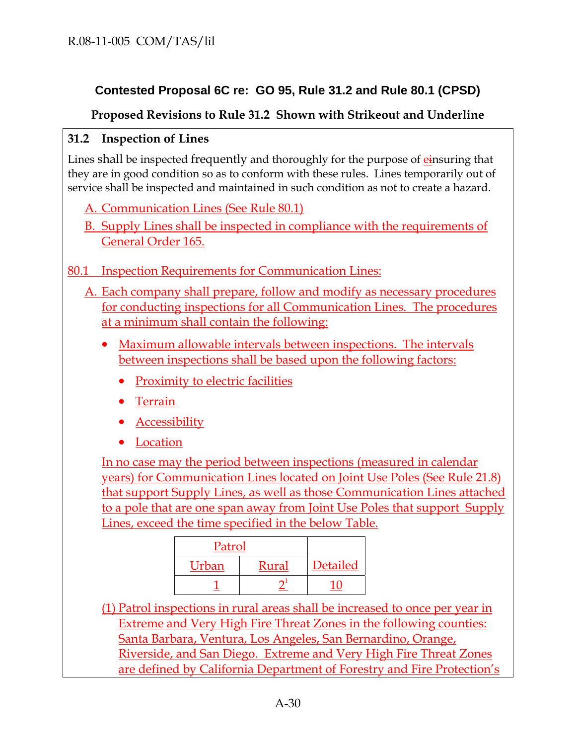## Contested Proposal 6C re: GO 95, Rule 31.2 and Rule 80.1 (CPSD)

### Proposed Revisions to Rule 31.2 Shown with Strikeout and Underline

**31.2 Inspection of Lines**

Lines shall be inspected frequently and thoroughly for the purpose of eiinsuring that they are in good condition so as to conform with these rules. Lines temporarily out of service shall be inspected and maintained in such condition as not to create a hazard.

A. Communication Lines (See Rule 80.1)

B. Supply Lines shall be inspected in compliance with the requirements of General Order 165.

80.1 Inspection Requirements for Communication Lines:

A. Each company shall prepare, follow and modify as necessary procedures for conducting inspections for all Communication Lines. The procedures at a minimum shall contain the following:

- Maximum allowable intervals between inspections. The intervals between inspections shall be based upon the following factors:
  - Proximity to electric facilities
  - Terrain
  - Accessibility
  - Location

In no case may the period between inspections (measured in calendar years) for Communication Lines located on Joint Use Poles (See Rule 21.8) that support Supply Lines, as well as those Communication Lines attached to a pole that are one span away from Joint Use Poles that support Supply Lines, exceed the time specified in the below Table.

| Patrol | | Detailed |
|---|---|---|
| Urban | Rural | |
| 1 | 2[1] | 10 |

(1) Patrol inspections in rural areas shall be increased to once per year in Extreme and Very High Fire Threat Zones in the following counties: Santa Barbara, Ventura, Los Angeles, San Bernardino, Orange, Riverside, and San Diego. Extreme and Very High Fire Threat Zones are defined by California Department of Forestry and Fire Protection's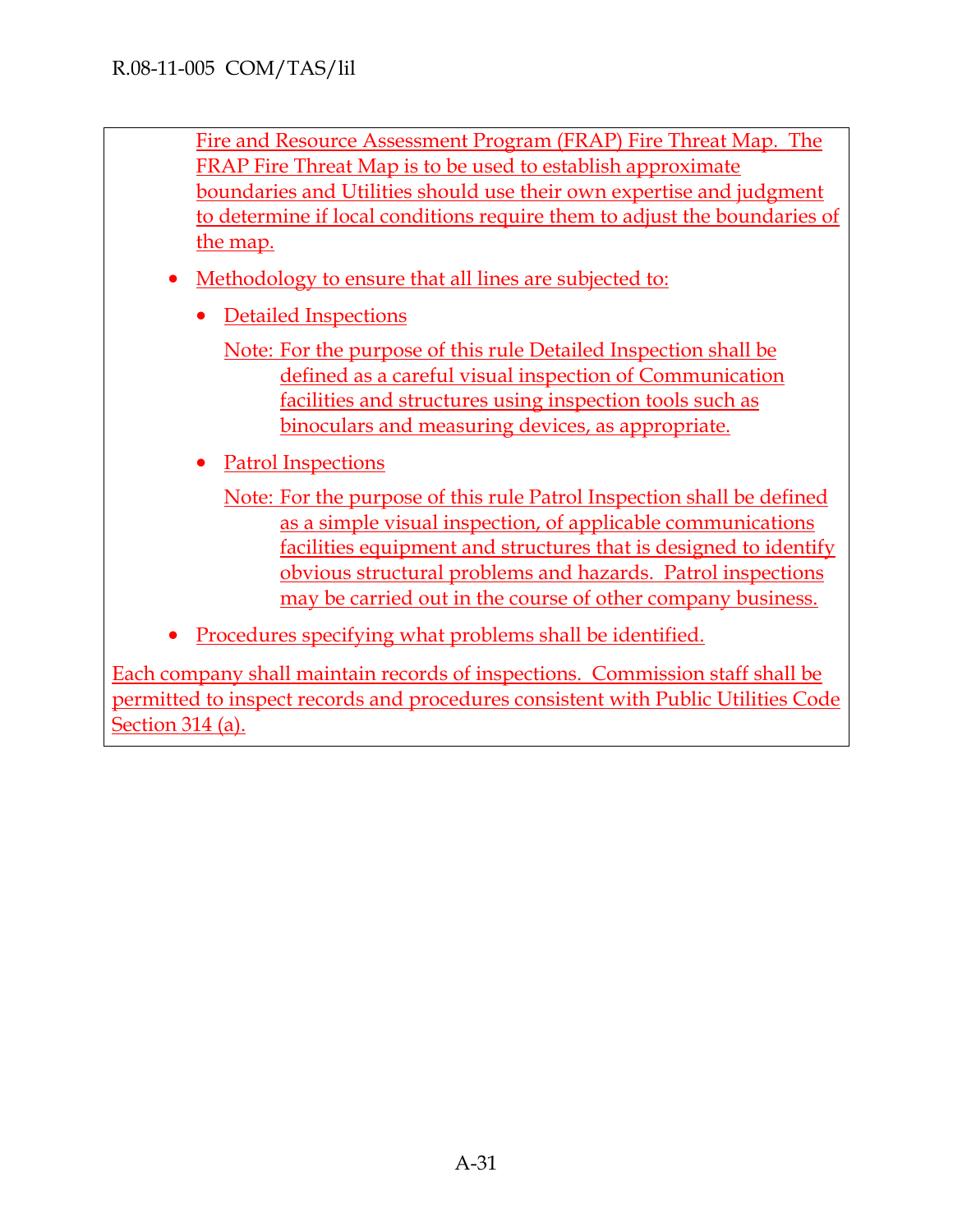Fire and Resource Assessment Program (FRAP) Fire Threat Map. The FRAP Fire Threat Map is to be used to establish approximate boundaries and Utilities should use their own expertise and judgment to determine if local conditions require them to adjust the boundaries of the map.

- Methodology to ensure that all lines are subjected to:
  - Detailed Inspections

    Note: For the purpose of this rule Detailed Inspection shall be defined as a careful visual inspection of Communication facilities and structures using inspection tools such as binoculars and measuring devices, as appropriate.
  - Patrol Inspections

    Note: For the purpose of this rule Patrol Inspection shall be defined as a simple visual inspection, of applicable communications facilities equipment and structures that is designed to identify obvious structural problems and hazards. Patrol inspections may be carried out in the course of other company business.
- Procedures specifying what problems shall be identified.

Each company shall maintain records of inspections. Commission staff shall be permitted to inspect records and procedures consistent with Public Utilities Code Section 314 (a).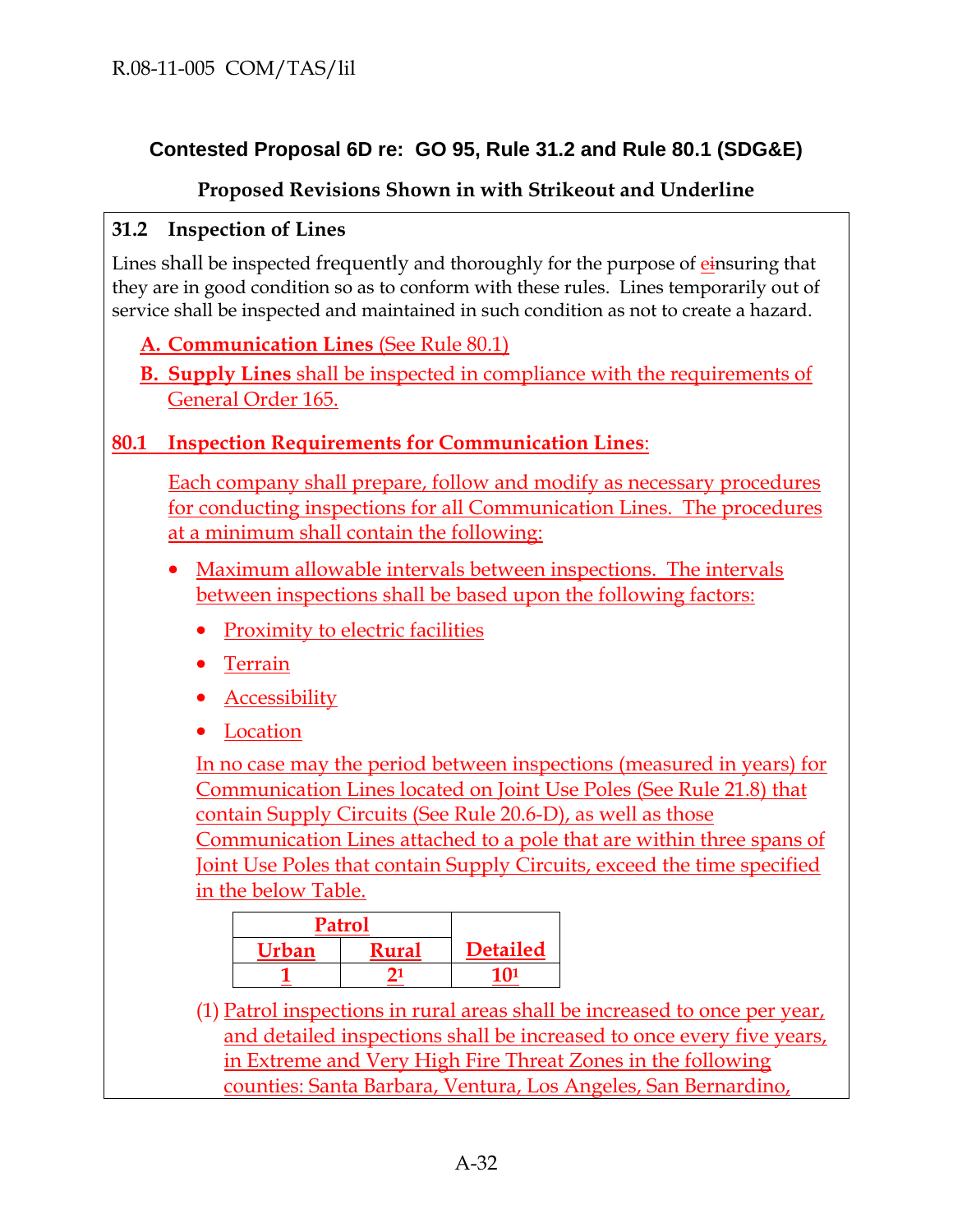R.08-11-005 COM/TAS/lil

### Contested Proposal 6D re: GO 95, Rule 31.2 and Rule 80.1 (SDG&E)

**Proposed Revisions Shown in with Strikeout and Underline**

**31.2 Inspection of Lines**

Lines shall be inspected frequently and thoroughly for the purpose of ~~e~~insuring that they are in good condition so as to conform with these rules. Lines temporarily out of service shall be inspected and maintained in such condition as not to create a hazard.

**A. Communication Lines** (See Rule 80.1)

**B. Supply Lines** shall be inspected in compliance with the requirements of General Order 165.

**80.1 Inspection Requirements for Communication Lines**:

Each company shall prepare, follow and modify as necessary procedures for conducting inspections for all Communication Lines. The procedures at a minimum shall contain the following:

- Maximum allowable intervals between inspections. The intervals between inspections shall be based upon the following factors:
  - Proximity to electric facilities
  - Terrain
  - Accessibility
  - Location

  In no case may the period between inspections (measured in years) for Communication Lines located on Joint Use Poles (See Rule 21.8) that contain Supply Circuits (See Rule 20.6-D), as well as those Communication Lines attached to a pole that are within three spans of Joint Use Poles that contain Supply Circuits, exceed the time specified in the below Table.

| Patrol | | Detailed |
|---|---|---|
| Urban | Rural | |
| 1 | 2[1] | 10[1] |

(1) Patrol inspections in rural areas shall be increased to once per year, and detailed inspections shall be increased to once every five years, in Extreme and Very High Fire Threat Zones in the following counties: Santa Barbara, Ventura, Los Angeles, San Bernardino,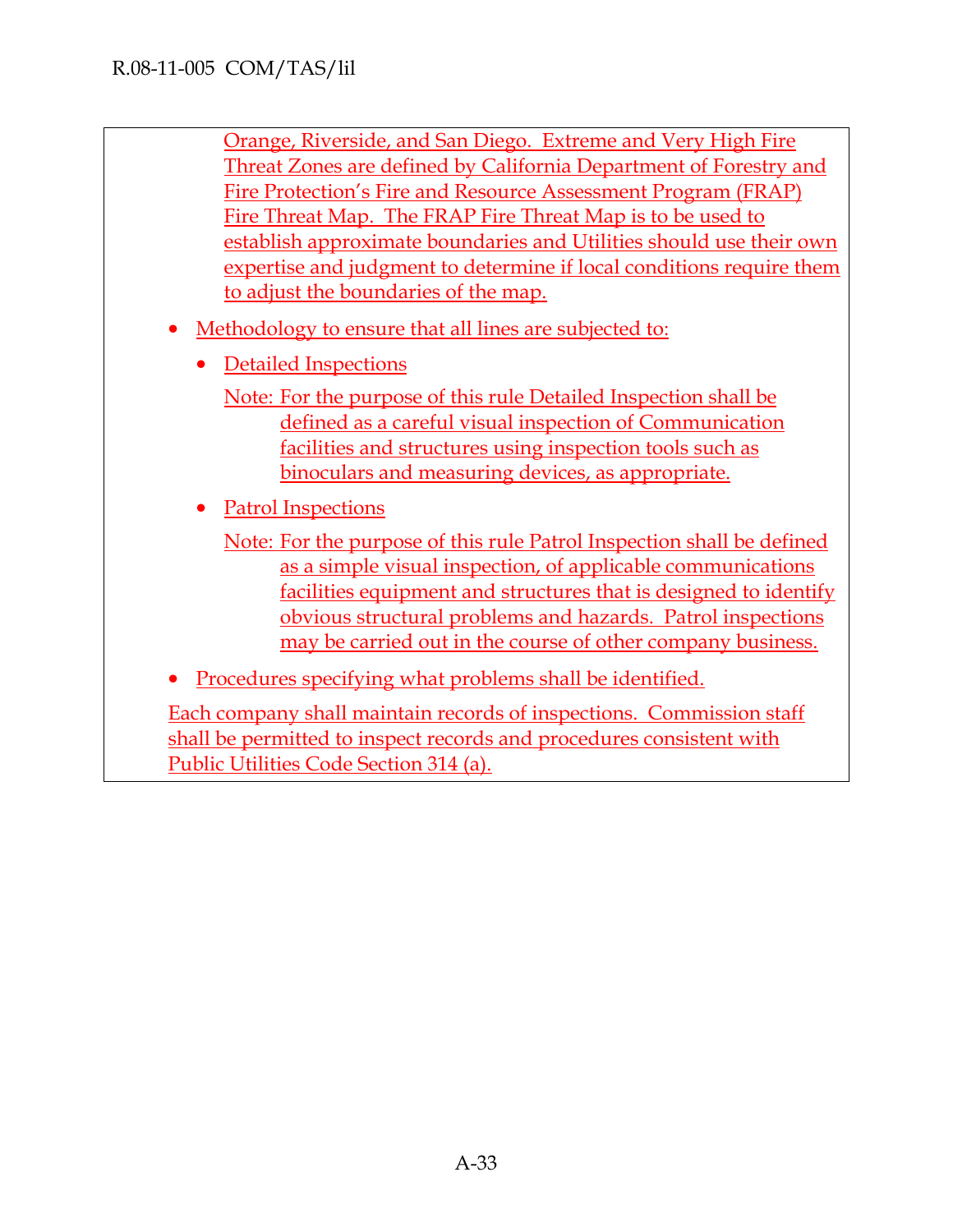Orange, Riverside, and San Diego. Extreme and Very High Fire Threat Zones are defined by California Department of Forestry and Fire Protection's Fire and Resource Assessment Program (FRAP) Fire Threat Map. The FRAP Fire Threat Map is to be used to establish approximate boundaries and Utilities should use their own expertise and judgment to determine if local conditions require them to adjust the boundaries of the map.

- Methodology to ensure that all lines are subjected to:
  - Detailed Inspections

    Note: For the purpose of this rule Detailed Inspection shall be defined as a careful visual inspection of Communication facilities and structures using inspection tools such as binoculars and measuring devices, as appropriate.

  - Patrol Inspections

    Note: For the purpose of this rule Patrol Inspection shall be defined as a simple visual inspection, of applicable communications facilities equipment and structures that is designed to identify obvious structural problems and hazards. Patrol inspections may be carried out in the course of other company business.

- Procedures specifying what problems shall be identified.

Each company shall maintain records of inspections. Commission staff shall be permitted to inspect records and procedures consistent with Public Utilities Code Section 314 (a).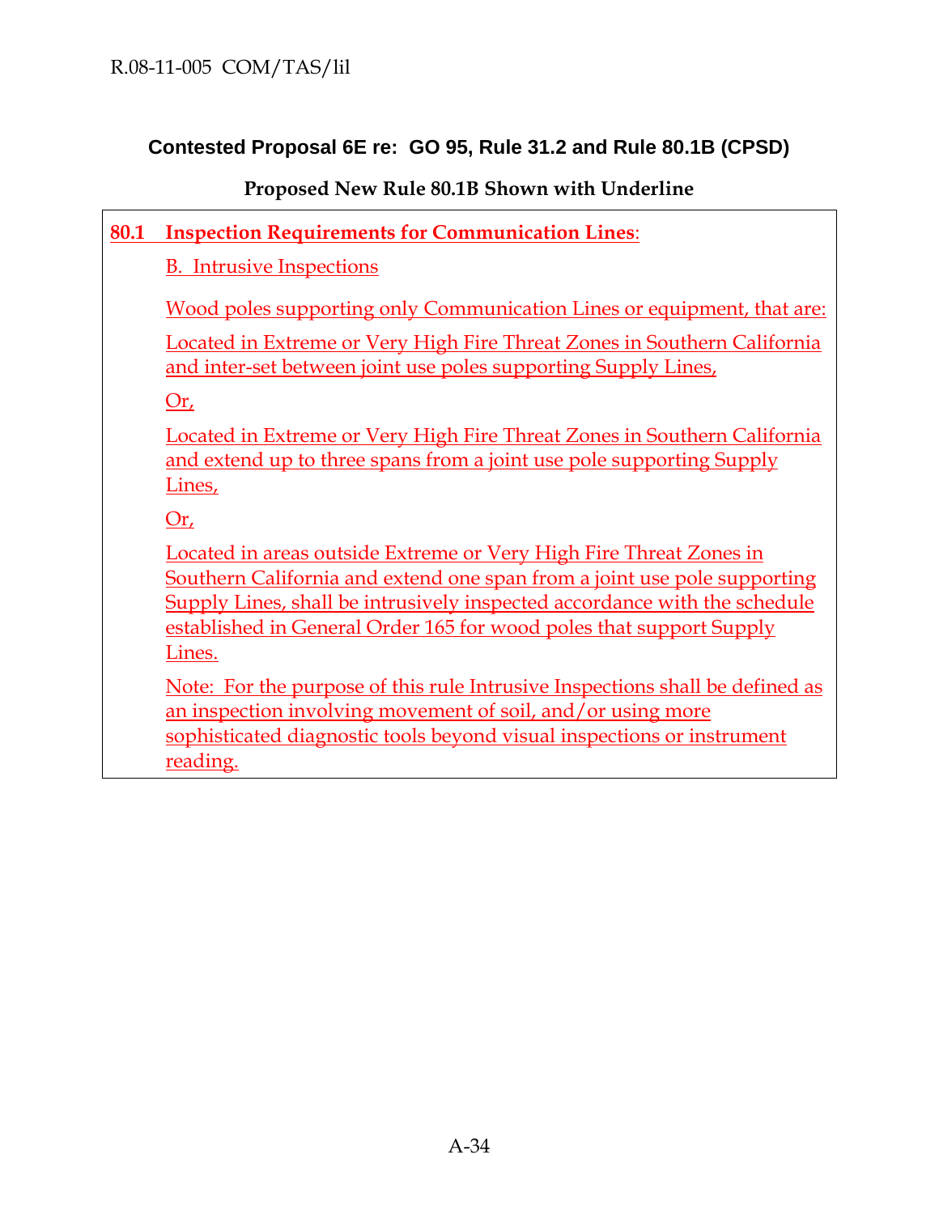**Contested Proposal 6E re: GO 95, Rule 31.2 and Rule 80.1B (CPSD)**

**Proposed New Rule 80.1B Shown with Underline**

**80.1 Inspection Requirements for Communication Lines**:

B. Intrusive Inspections

Wood poles supporting only Communication Lines or equipment, that are:

Located in Extreme or Very High Fire Threat Zones in Southern California and inter-set between joint use poles supporting Supply Lines,

Or,

Located in Extreme or Very High Fire Threat Zones in Southern California and extend up to three spans from a joint use pole supporting Supply Lines,

Or,

Located in areas outside Extreme or Very High Fire Threat Zones in Southern California and extend one span from a joint use pole supporting Supply Lines, shall be intrusively inspected accordance with the schedule established in General Order 165 for wood poles that support Supply Lines.

Note: For the purpose of this rule Intrusive Inspections shall be defined as an inspection involving movement of soil, and/or using more sophisticated diagnostic tools beyond visual inspections or instrument reading.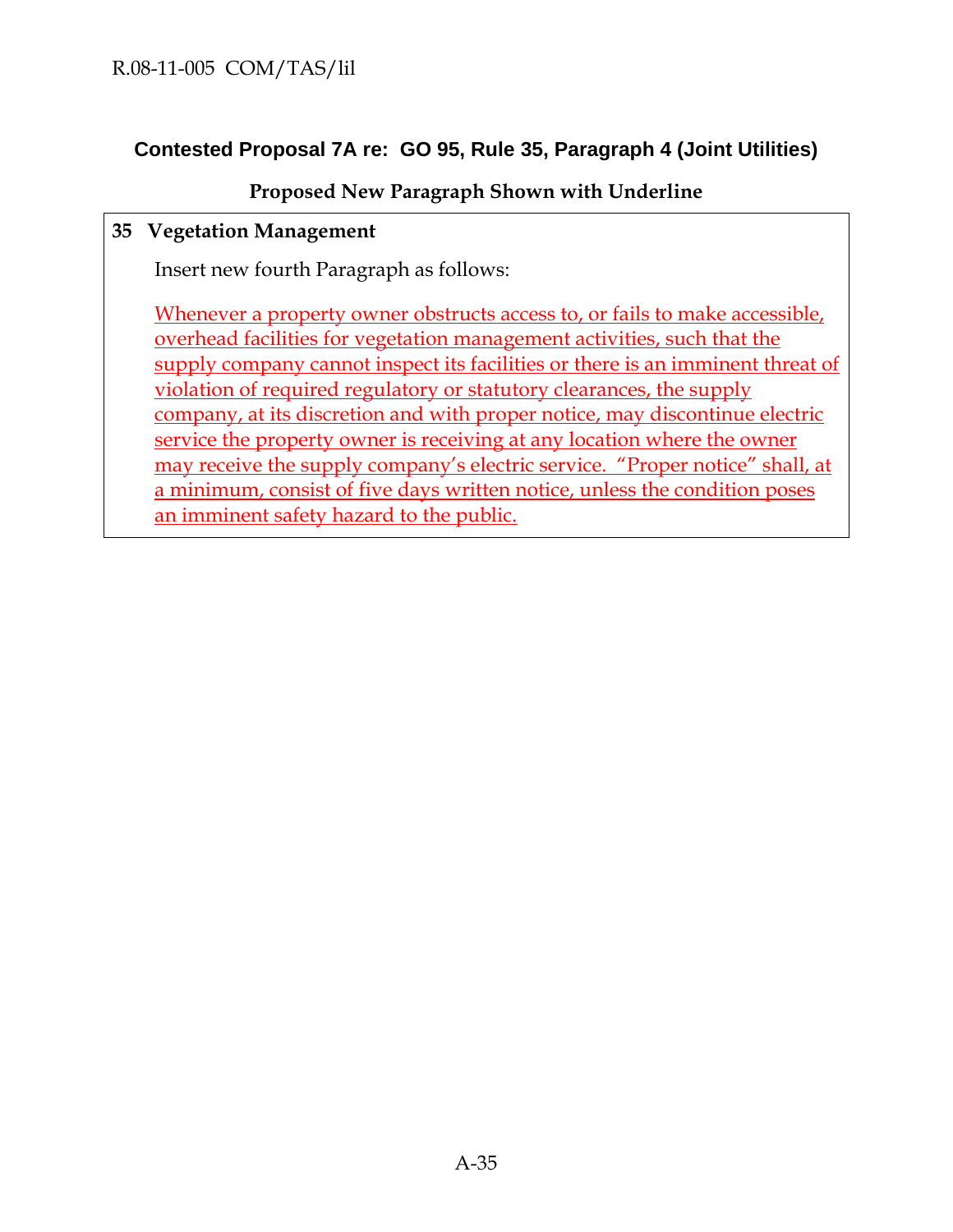### Contested Proposal 7A re: GO 95, Rule 35, Paragraph 4 (Joint Utilities)

**Proposed New Paragraph Shown with Underline**

**35 Vegetation Management**

Insert new fourth Paragraph as follows:

<u>Whenever a property owner obstructs access to, or fails to make accessible, overhead facilities for vegetation management activities, such that the supply company cannot inspect its facilities or there is an imminent threat of violation of required regulatory or statutory clearances, the supply company, at its discretion and with proper notice, may discontinue electric service the property owner is receiving at any location where the owner may receive the supply company's electric service. "Proper notice" shall, at a minimum, consist of five days written notice, unless the condition poses an imminent safety hazard to the public.</u>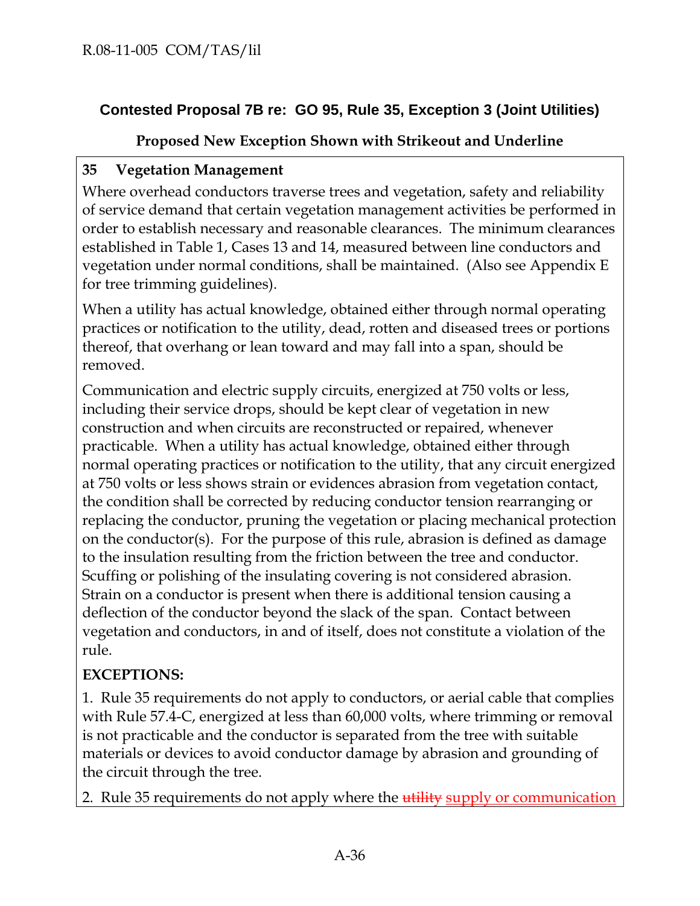## Contested Proposal 7B re: GO 95, Rule 35, Exception 3 (Joint Utilities)

**Proposed New Exception Shown with Strikeout and Underline**

**35 Vegetation Management**

Where overhead conductors traverse trees and vegetation, safety and reliability of service demand that certain vegetation management activities be performed in order to establish necessary and reasonable clearances. The minimum clearances established in Table 1, Cases 13 and 14, measured between line conductors and vegetation under normal conditions, shall be maintained. (Also see Appendix E for tree trimming guidelines).

When a utility has actual knowledge, obtained either through normal operating practices or notification to the utility, dead, rotten and diseased trees or portions thereof, that overhang or lean toward and may fall into a span, should be removed.

Communication and electric supply circuits, energized at 750 volts or less, including their service drops, should be kept clear of vegetation in new construction and when circuits are reconstructed or repaired, whenever practicable. When a utility has actual knowledge, obtained either through normal operating practices or notification to the utility, that any circuit energized at 750 volts or less shows strain or evidences abrasion from vegetation contact, the condition shall be corrected by reducing conductor tension rearranging or replacing the conductor, pruning the vegetation or placing mechanical protection on the conductor(s). For the purpose of this rule, abrasion is defined as damage to the insulation resulting from the friction between the tree and conductor. Scuffing or polishing of the insulating covering is not considered abrasion. Strain on a conductor is present when there is additional tension causing a deflection of the conductor beyond the slack of the span. Contact between vegetation and conductors, in and of itself, does not constitute a violation of the rule.

**EXCEPTIONS:**

1. Rule 35 requirements do not apply to conductors, or aerial cable that complies with Rule 57.4-C, energized at less than 60,000 volts, where trimming or removal is not practicable and the conductor is separated from the tree with suitable materials or devices to avoid conductor damage by abrasion and grounding of the circuit through the tree.

2. Rule 35 requirements do not apply where the ~~utility~~ <u>supply or communication</u>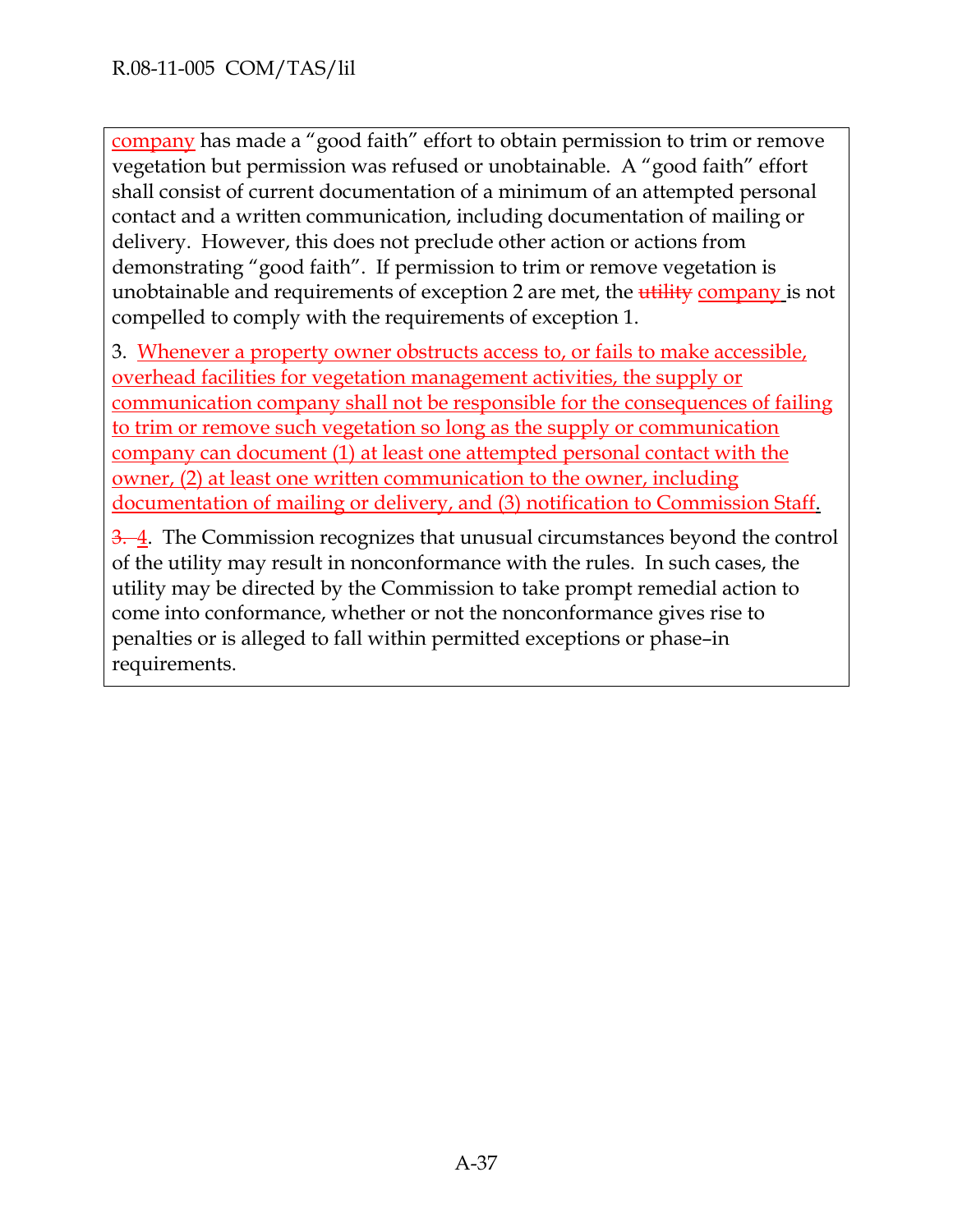company has made a "good faith" effort to obtain permission to trim or remove vegetation but permission was refused or unobtainable. A "good faith" effort shall consist of current documentation of a minimum of an attempted personal contact and a written communication, including documentation of mailing or delivery. However, this does not preclude other action or actions from demonstrating "good faith". If permission to trim or remove vegetation is unobtainable and requirements of exception 2 are met, the ~~utility~~ company is not compelled to comply with the requirements of exception 1.

3. Whenever a property owner obstructs access to, or fails to make accessible, overhead facilities for vegetation management activities, the supply or communication company shall not be responsible for the consequences of failing to trim or remove such vegetation so long as the supply or communication company can document (1) at least one attempted personal contact with the owner, (2) at least one written communication to the owner, including documentation of mailing or delivery, and (3) notification to Commission Staff.

~~3.~~ 4. The Commission recognizes that unusual circumstances beyond the control of the utility may result in nonconformance with the rules. In such cases, the utility may be directed by the Commission to take prompt remedial action to come into conformance, whether or not the nonconformance gives rise to penalties or is alleged to fall within permitted exceptions or phase–in requirements.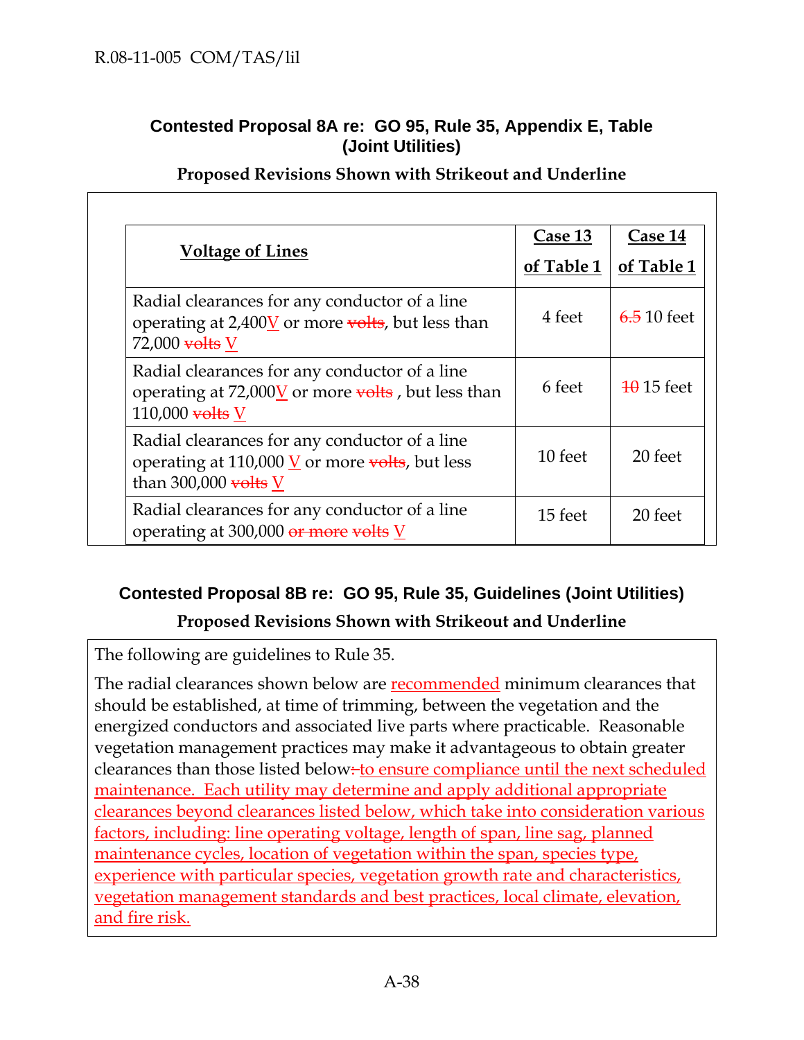### Contested Proposal 8A re: GO 95, Rule 35, Appendix E, Table (Joint Utilities)

**Proposed Revisions Shown with Strikeout and Underline**

| Voltage of Lines | Case 13 of Table 1 | Case 14 of Table 1 |
|---|---|---|
| Radial clearances for any conductor of a line operating at 2,400<u>V</u> or more ~~volts~~, but less than 72,000 ~~volts~~ <u>V</u> | 4 feet | ~~6.5~~ 10 feet |
| Radial clearances for any conductor of a line operating at 72,000<u>V</u> or more ~~volts~~ , but less than 110,000 ~~volts~~ <u>V</u> | 6 feet | ~~10~~ 15 feet |
| Radial clearances for any conductor of a line operating at 110,000 <u>V</u> or more ~~volts~~, but less than 300,000 ~~volts~~ <u>V</u> | 10 feet | 20 feet |
| Radial clearances for any conductor of a line operating at 300,000 ~~or more volts~~ <u>V</u> | 15 feet | 20 feet |

### Contested Proposal 8B re: GO 95, Rule 35, Guidelines (Joint Utilities)

**Proposed Revisions Shown with Strikeout and Underline**

The following are guidelines to Rule 35.

The radial clearances shown below are <u>recommended</u> minimum clearances that should be established, at time of trimming, between the vegetation and the energized conductors and associated live parts where practicable. Reasonable vegetation management practices may make it advantageous to obtain greater clearances than those listed below~~:~~ <u>to ensure compliance until the next scheduled maintenance. Each utility may determine and apply additional appropriate clearances beyond clearances listed below, which take into consideration various factors, including: line operating voltage, length of span, line sag, planned maintenance cycles, location of vegetation within the span, species type, experience with particular species, vegetation growth rate and characteristics, vegetation management standards and best practices, local climate, elevation, and fire risk.</u>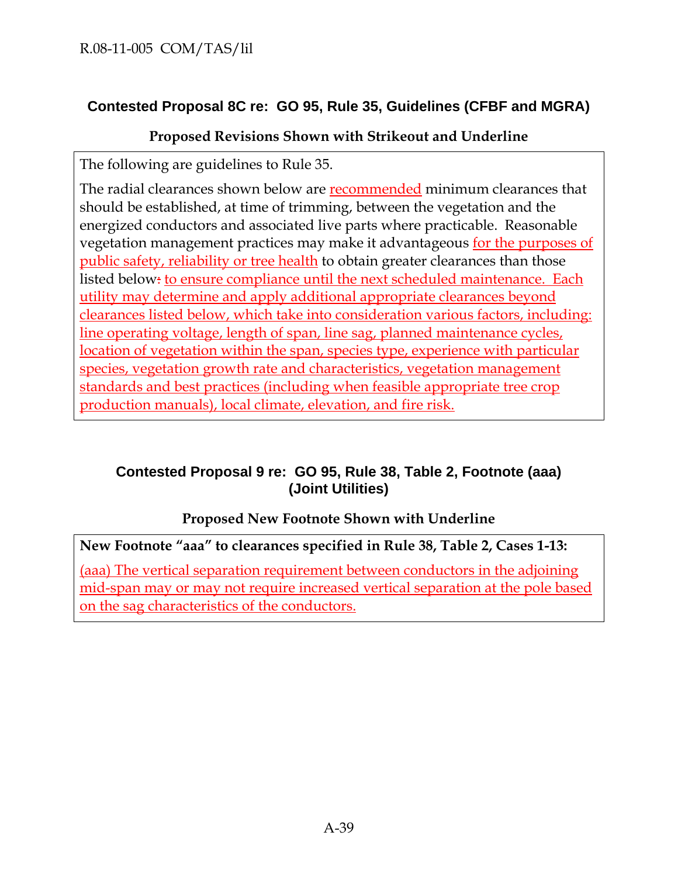### Contested Proposal 8C re: GO 95, Rule 35, Guidelines (CFBF and MGRA)

**Proposed Revisions Shown with Strikeout and Underline**

The following are guidelines to Rule 35.

The radial clearances shown below are <u>recommended</u> minimum clearances that should be established, at time of trimming, between the vegetation and the energized conductors and associated live parts where practicable. Reasonable vegetation management practices may make it advantageous <u>for the purposes of public safety, reliability or tree health</u> to obtain greater clearances than those listed below~~:~~ <u>to ensure compliance until the next scheduled maintenance. Each utility may determine and apply additional appropriate clearances beyond clearances listed below, which take into consideration various factors, including: line operating voltage, length of span, line sag, planned maintenance cycles, location of vegetation within the span, species type, experience with particular species, vegetation growth rate and characteristics, vegetation management standards and best practices (including when feasible appropriate tree crop production manuals), local climate, elevation, and fire risk.</u>

### Contested Proposal 9 re: GO 95, Rule 38, Table 2, Footnote (aaa) (Joint Utilities)

**Proposed New Footnote Shown with Underline**

**New Footnote "aaa" to clearances specified in Rule 38, Table 2, Cases 1-13:**

<u>(aaa) The vertical separation requirement between conductors in the adjoining mid-span may or may not require increased vertical separation at the pole based on the sag characteristics of the conductors.</u>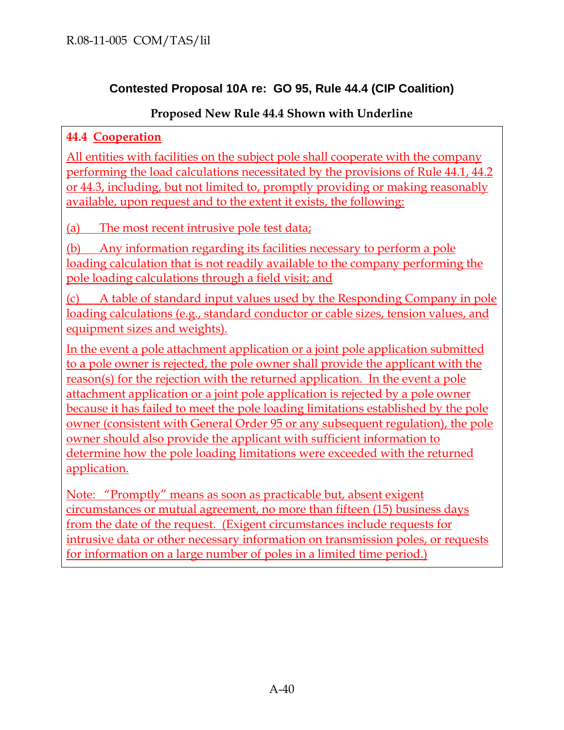**Contested Proposal 10A re: GO 95, Rule 44.4 (CIP Coalition)**

**Proposed New Rule 44.4 Shown with Underline**

**44.4 Cooperation**

All entities with facilities on the subject pole shall cooperate with the company performing the load calculations necessitated by the provisions of Rule 44.1, 44.2 or 44.3, including, but not limited to, promptly providing or making reasonably available, upon request and to the extent it exists, the following:

(a) The most recent intrusive pole test data;

(b) Any information regarding its facilities necessary to perform a pole loading calculation that is not readily available to the company performing the pole loading calculations through a field visit; and

(c) A table of standard input values used by the Responding Company in pole loading calculations (e.g., standard conductor or cable sizes, tension values, and equipment sizes and weights).

In the event a pole attachment application or a joint pole application submitted to a pole owner is rejected, the pole owner shall provide the applicant with the reason(s) for the rejection with the returned application. In the event a pole attachment application or a joint pole application is rejected by a pole owner because it has failed to meet the pole loading limitations established by the pole owner (consistent with General Order 95 or any subsequent regulation), the pole owner should also provide the applicant with sufficient information to determine how the pole loading limitations were exceeded with the returned application.

Note: "Promptly" means as soon as practicable but, absent exigent circumstances or mutual agreement, no more than fifteen (15) business days from the date of the request. (Exigent circumstances include requests for intrusive data or other necessary information on transmission poles, or requests for information on a large number of poles in a limited time period.)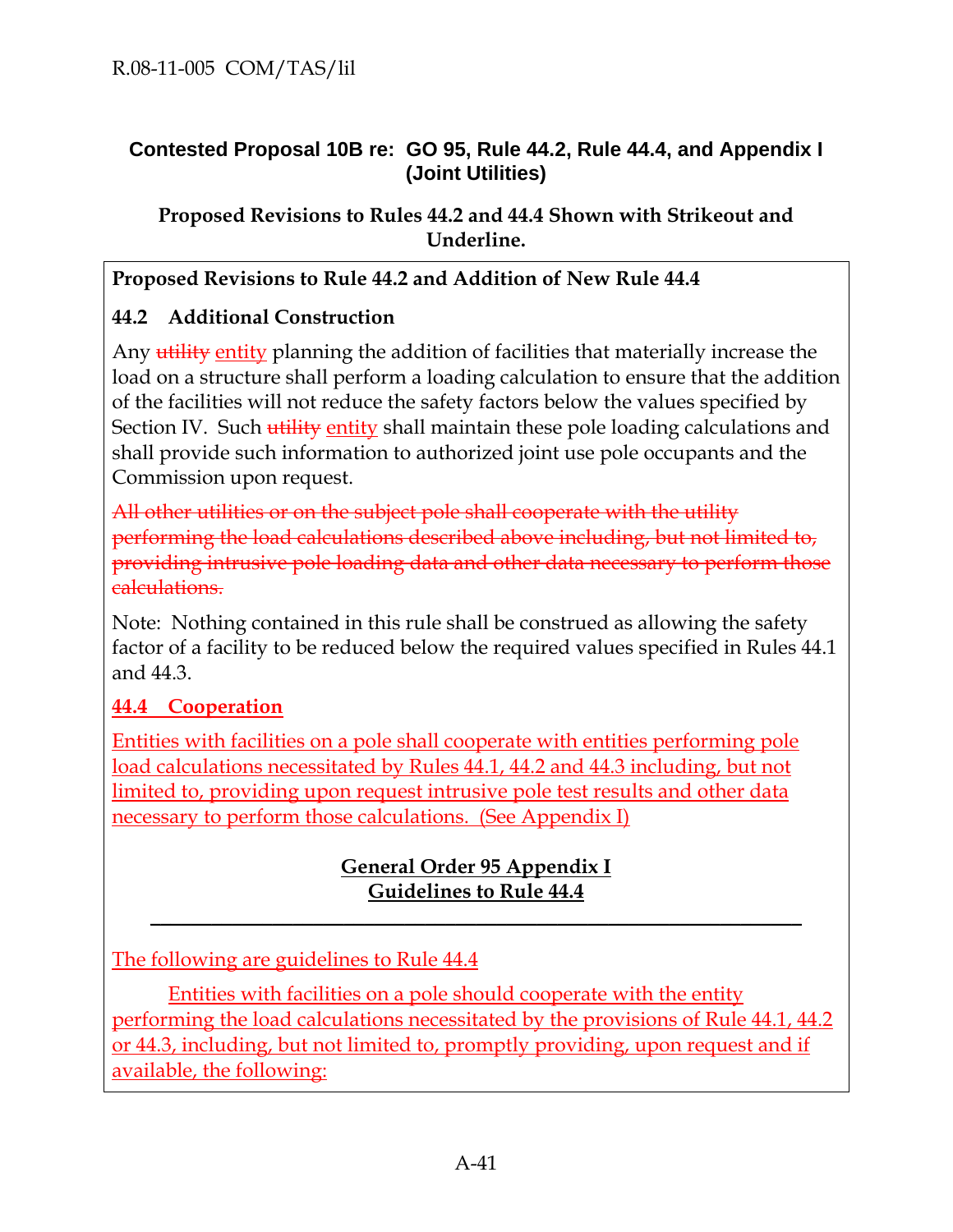## Contested Proposal 10B re: GO 95, Rule 44.2, Rule 44.4, and Appendix I (Joint Utilities)

### Proposed Revisions to Rules 44.2 and 44.4 Shown with Strikeout and Underline.

**Proposed Revisions to Rule 44.2 and Addition of New Rule 44.4**

**44.2 Additional Construction**

Any ~~utility~~ <u>entity</u> planning the addition of facilities that materially increase the load on a structure shall perform a loading calculation to ensure that the addition of the facilities will not reduce the safety factors below the values specified by Section IV. Such ~~utility~~ <u>entity</u> shall maintain these pole loading calculations and shall provide such information to authorized joint use pole occupants and the Commission upon request.

~~All other utilities or on the subject pole shall cooperate with the utility performing the load calculations described above including, but not limited to, providing intrusive pole loading data and other data necessary to perform those calculations.~~

Note: Nothing contained in this rule shall be construed as allowing the safety factor of a facility to be reduced below the required values specified in Rules 44.1 and 44.3.

<u>**44.4 Cooperation**</u>

<u>Entities with facilities on a pole shall cooperate with entities performing pole load calculations necessitated by Rules 44.1, 44.2 and 44.3 including, but not limited to, providing upon request intrusive pole test results and other data necessary to perform those calculations. (See Appendix I)</u>

<u>**General Order 95 Appendix I**</u>
<u>**Guidelines to Rule 44.4**</u>

---

<u>The following are guidelines to Rule 44.4</u>

<u>Entities with facilities on a pole should cooperate with the entity performing the load calculations necessitated by the provisions of Rule 44.1, 44.2 or 44.3, including, but not limited to, promptly providing, upon request and if available, the following:</u>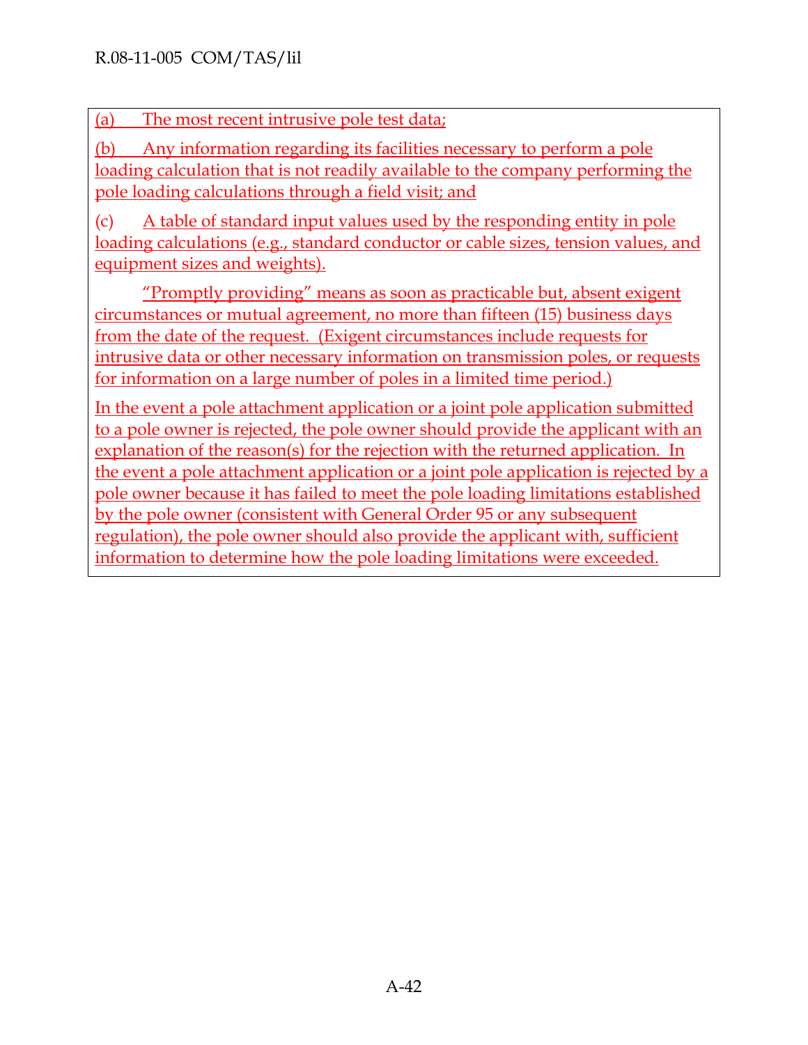(a) The most recent intrusive pole test data;

(b) Any information regarding its facilities necessary to perform a pole loading calculation that is not readily available to the company performing the pole loading calculations through a field visit; and

(c) A table of standard input values used by the responding entity in pole loading calculations (e.g., standard conductor or cable sizes, tension values, and equipment sizes and weights).

"Promptly providing" means as soon as practicable but, absent exigent circumstances or mutual agreement, no more than fifteen (15) business days from the date of the request. (Exigent circumstances include requests for intrusive data or other necessary information on transmission poles, or requests for information on a large number of poles in a limited time period.)

In the event a pole attachment application or a joint pole application submitted to a pole owner is rejected, the pole owner should provide the applicant with an explanation of the reason(s) for the rejection with the returned application. In the event a pole attachment application or a joint pole application is rejected by a pole owner because it has failed to meet the pole loading limitations established by the pole owner (consistent with General Order 95 or any subsequent regulation), the pole owner should also provide the applicant with, sufficient information to determine how the pole loading limitations were exceeded.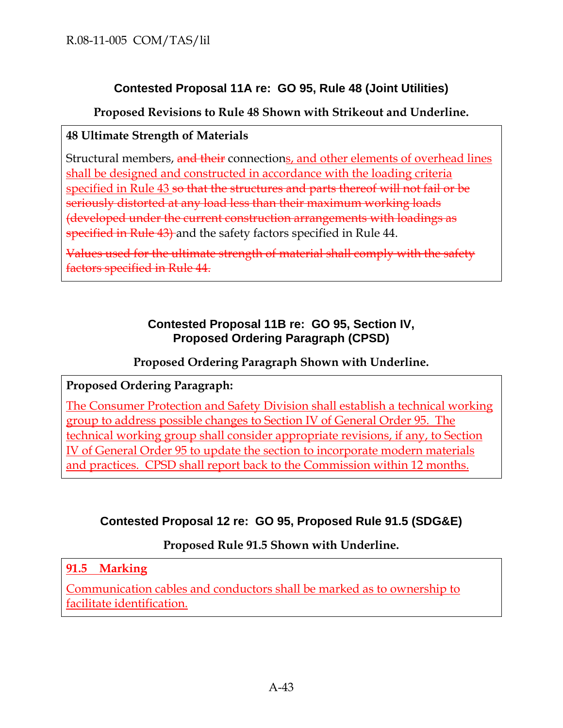## Contested Proposal 11A re: GO 95, Rule 48 (Joint Utilities)

**Proposed Revisions to Rule 48 Shown with Strikeout and Underline.**

> **48 Ultimate Strength of Materials**
>
> Structural members, ~~and their~~ connection<u>s, and other elements of overhead lines shall be designed and constructed in accordance with the loading criteria specified in Rule 43</u> ~~so that the structures and parts thereof will not fail or be seriously distorted at any load less than their maximum working loads (developed under the current construction arrangements with loadings as specified in Rule 43)~~ and the safety factors specified in Rule 44.
>
> ~~Values used for the ultimate strength of material shall comply with the safety factors specified in Rule 44.~~

## Contested Proposal 11B re: GO 95, Section IV, Proposed Ordering Paragraph (CPSD)

**Proposed Ordering Paragraph Shown with Underline.**

> **Proposed Ordering Paragraph:**
>
> <u>The Consumer Protection and Safety Division shall establish a technical working group to address possible changes to Section IV of General Order 95. The technical working group shall consider appropriate revisions, if any, to Section IV of General Order 95 to update the section to incorporate modern materials and practices. CPSD shall report back to the Commission within 12 months.</u>

## Contested Proposal 12 re: GO 95, Proposed Rule 91.5 (SDG&E)

**Proposed Rule 91.5 Shown with Underline.**

> **<u>91.5 Marking</u>**
>
> <u>Communication cables and conductors shall be marked as to ownership to facilitate identification.</u>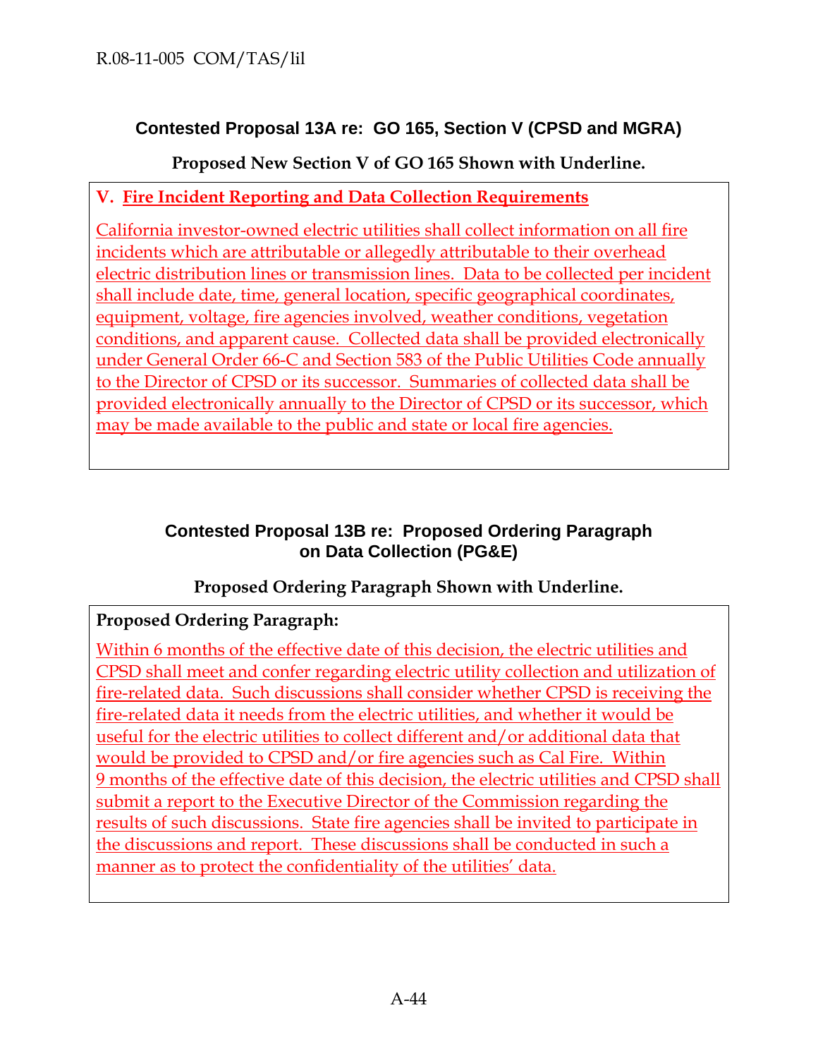### Contested Proposal 13A re: GO 165, Section V (CPSD and MGRA)

**Proposed New Section V of GO 165 Shown with Underline.**

**V. <u>Fire Incident Reporting and Data Collection Requirements</u>**

<u>California investor-owned electric utilities shall collect information on all fire incidents which are attributable or allegedly attributable to their overhead electric distribution lines or transmission lines. Data to be collected per incident shall include date, time, general location, specific geographical coordinates, equipment, voltage, fire agencies involved, weather conditions, vegetation conditions, and apparent cause. Collected data shall be provided electronically under General Order 66-C and Section 583 of the Public Utilities Code annually to the Director of CPSD or its successor. Summaries of collected data shall be provided electronically annually to the Director of CPSD or its successor, which may be made available to the public and state or local fire agencies.</u>

### Contested Proposal 13B re: Proposed Ordering Paragraph on Data Collection (PG&E)

**Proposed Ordering Paragraph Shown with Underline.**

**Proposed Ordering Paragraph:**

<u>Within 6 months of the effective date of this decision, the electric utilities and CPSD shall meet and confer regarding electric utility collection and utilization of fire-related data. Such discussions shall consider whether CPSD is receiving the fire-related data it needs from the electric utilities, and whether it would be useful for the electric utilities to collect different and/or additional data that would be provided to CPSD and/or fire agencies such as Cal Fire. Within 9 months of the effective date of this decision, the electric utilities and CPSD shall submit a report to the Executive Director of the Commission regarding the results of such discussions. State fire agencies shall be invited to participate in the discussions and report. These discussions shall be conducted in such a manner as to protect the confidentiality of the utilities' data.</u>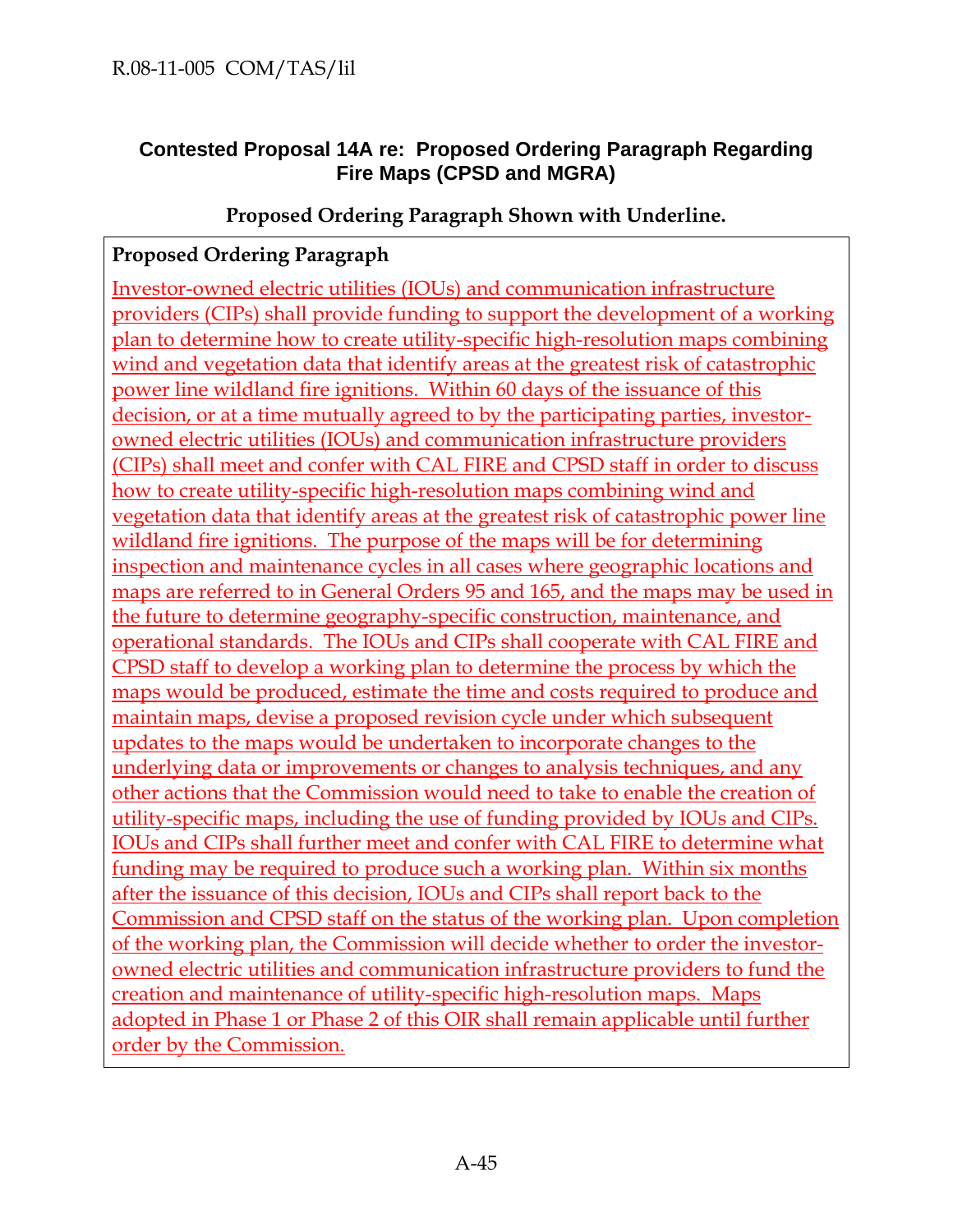### Contested Proposal 14A re: Proposed Ordering Paragraph Regarding Fire Maps (CPSD and MGRA)

**Proposed Ordering Paragraph Shown with Underline.**

**Proposed Ordering Paragraph**

<u>Investor-owned electric utilities (IOUs) and communication infrastructure providers (CIPs) shall provide funding to support the development of a working plan to determine how to create utility-specific high-resolution maps combining wind and vegetation data that identify areas at the greatest risk of catastrophic power line wildland fire ignitions. Within 60 days of the issuance of this decision, or at a time mutually agreed to by the participating parties, investor-owned electric utilities (IOUs) and communication infrastructure providers (CIPs) shall meet and confer with CAL FIRE and CPSD staff in order to discuss how to create utility-specific high-resolution maps combining wind and vegetation data that identify areas at the greatest risk of catastrophic power line wildland fire ignitions. The purpose of the maps will be for determining inspection and maintenance cycles in all cases where geographic locations and maps are referred to in General Orders 95 and 165, and the maps may be used in the future to determine geography-specific construction, maintenance, and operational standards. The IOUs and CIPs shall cooperate with CAL FIRE and CPSD staff to develop a working plan to determine the process by which the maps would be produced, estimate the time and costs required to produce and maintain maps, devise a proposed revision cycle under which subsequent updates to the maps would be undertaken to incorporate changes to the underlying data or improvements or changes to analysis techniques, and any other actions that the Commission would need to take to enable the creation of utility-specific maps, including the use of funding provided by IOUs and CIPs. IOUs and CIPs shall further meet and confer with CAL FIRE to determine what funding may be required to produce such a working plan. Within six months after the issuance of this decision, IOUs and CIPs shall report back to the Commission and CPSD staff on the status of the working plan. Upon completion of the working plan, the Commission will decide whether to order the investor-owned electric utilities and communication infrastructure providers to fund the creation and maintenance of utility-specific high-resolution maps. Maps adopted in Phase 1 or Phase 2 of this OIR shall remain applicable until further order by the Commission.</u>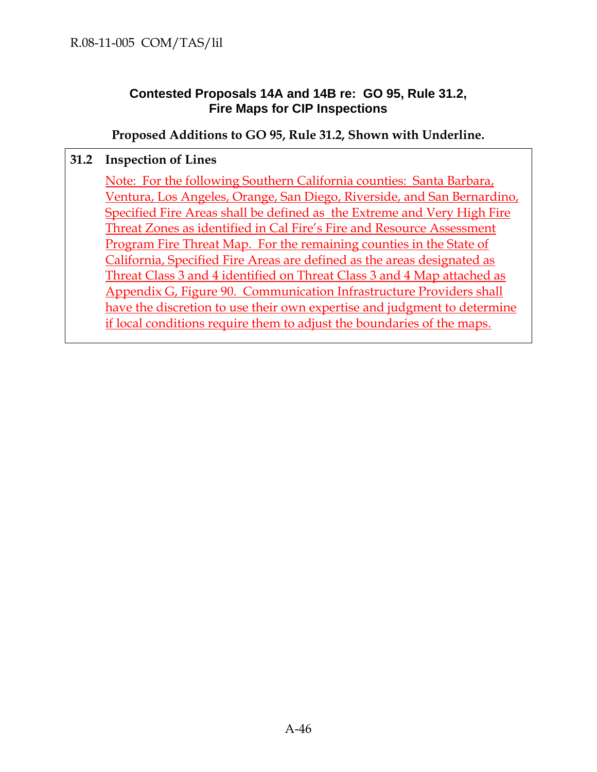## Contested Proposals 14A and 14B re: GO 95, Rule 31.2, Fire Maps for CIP Inspections

**Proposed Additions to GO 95, Rule 31.2, Shown with Underline.**

**31.2 Inspection of Lines**

<u>Note: For the following Southern California counties: Santa Barbara, Ventura, Los Angeles, Orange, San Diego, Riverside, and San Bernardino, Specified Fire Areas shall be defined as the Extreme and Very High Fire Threat Zones as identified in Cal Fire's Fire and Resource Assessment Program Fire Threat Map. For the remaining counties in the State of California, Specified Fire Areas are defined as the areas designated as Threat Class 3 and 4 identified on Threat Class 3 and 4 Map attached as Appendix G, Figure 90. Communication Infrastructure Providers shall have the discretion to use their own expertise and judgment to determine if local conditions require them to adjust the boundaries of the maps.</u>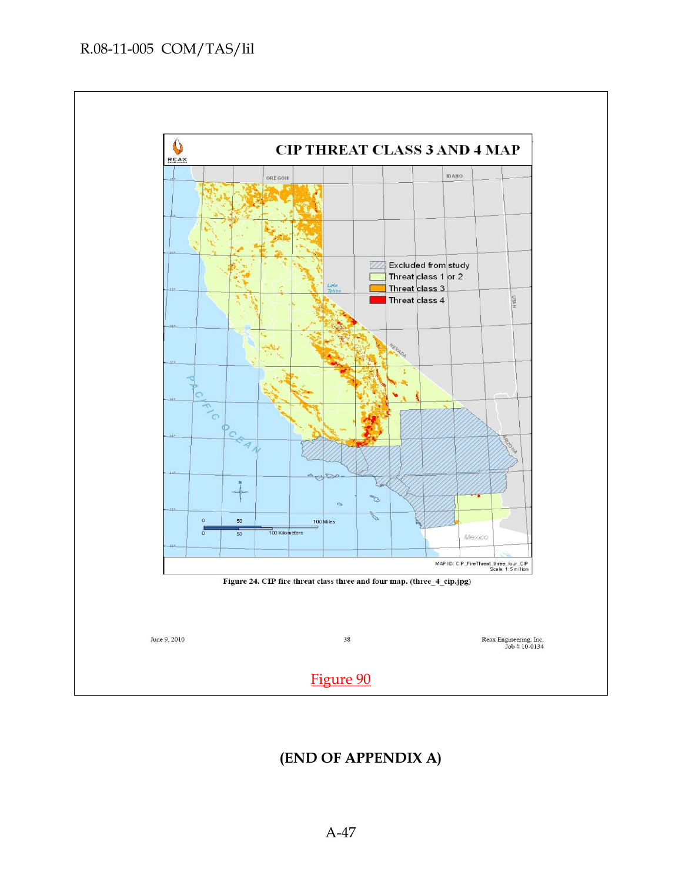CIP THREAT CLASS 3 AND 4 MAP

Figure 24. CIP fire threat class three and four map. (three_4_cip.jpg)

June 9, 2010 | 38 | Reax Engineering, Inc. Job # 10-0134

Figure 90

**(END OF APPENDIX A)**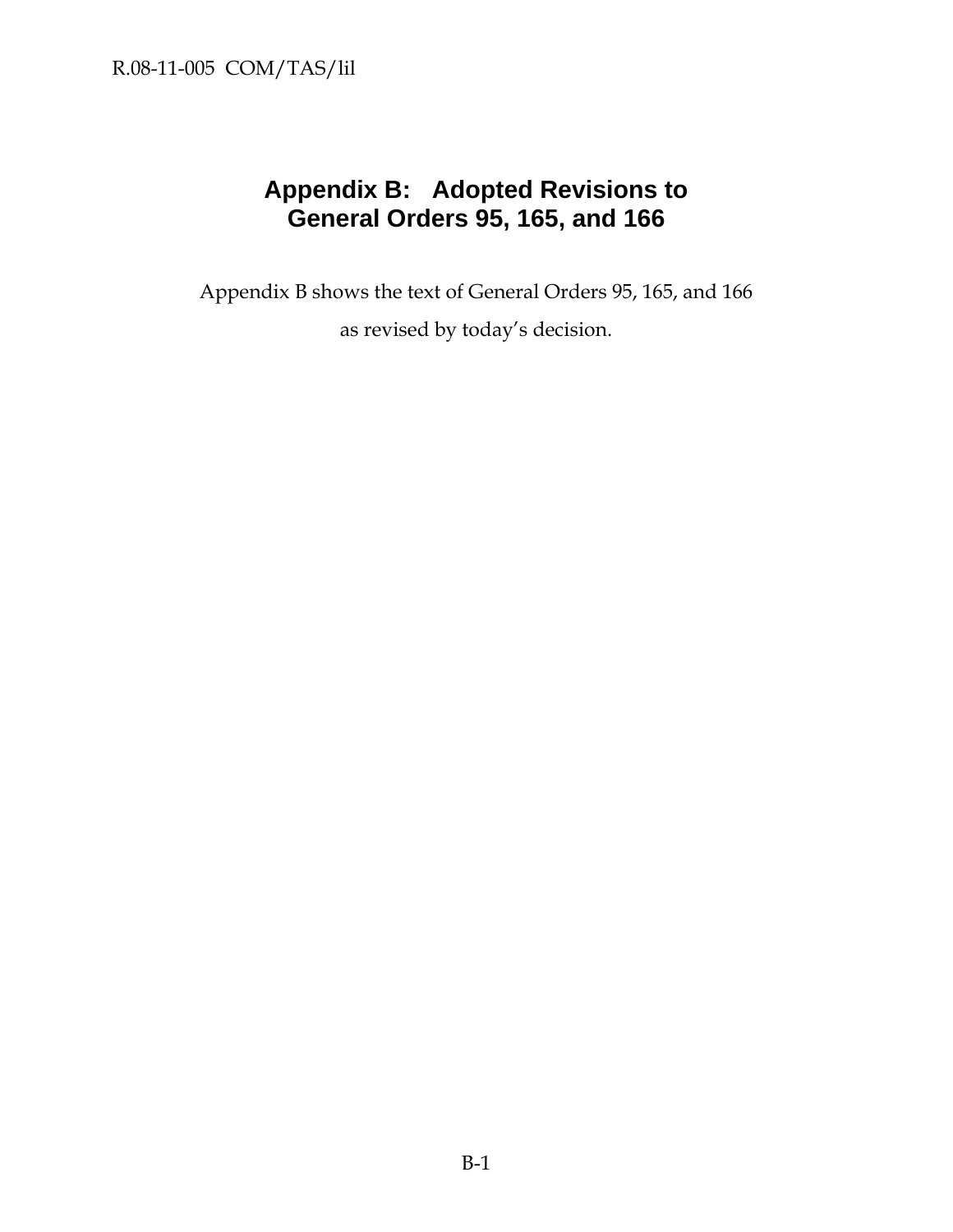# Appendix B: Adopted Revisions to General Orders 95, 165, and 166

Appendix B shows the text of General Orders 95, 165, and 166 as revised by today's decision.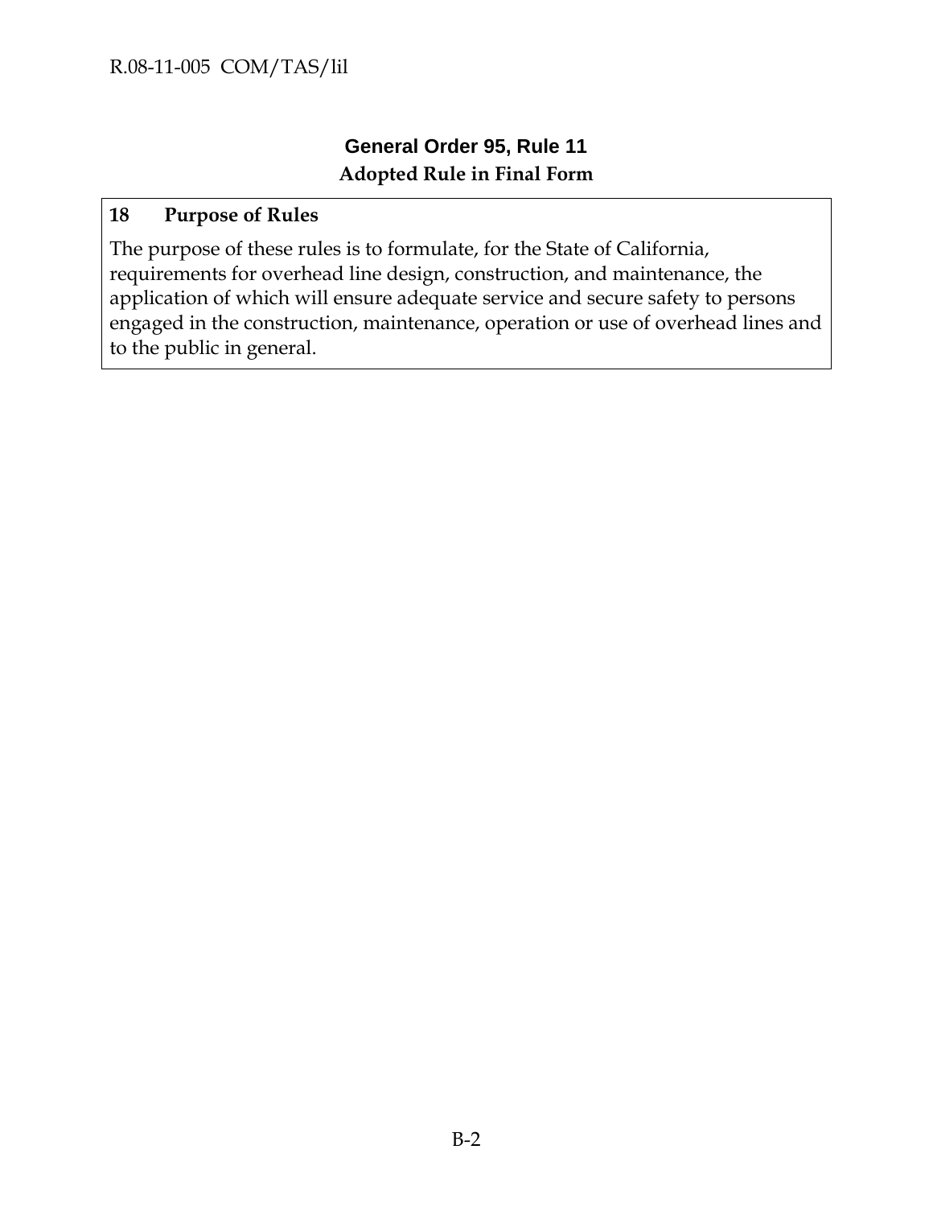## General Order 95, Rule 11

**Adopted Rule in Final Form**

**18 Purpose of Rules**

The purpose of these rules is to formulate, for the State of California, requirements for overhead line design, construction, and maintenance, the application of which will ensure adequate service and secure safety to persons engaged in the construction, maintenance, operation or use of overhead lines and to the public in general.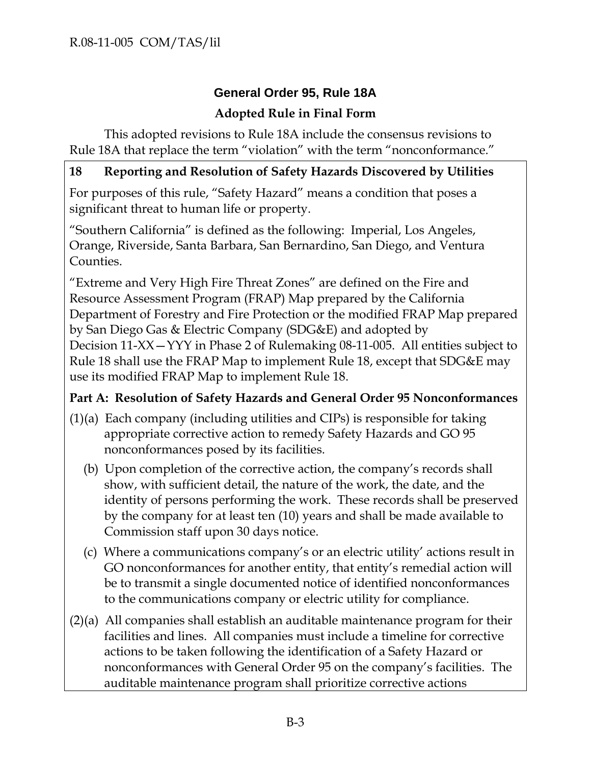## General Order 95, Rule 18A

### Adopted Rule in Final Form

This adopted revisions to Rule 18A include the consensus revisions to Rule 18A that replace the term "violation" with the term "nonconformance."

**18 Reporting and Resolution of Safety Hazards Discovered by Utilities**

For purposes of this rule, "Safety Hazard" means a condition that poses a significant threat to human life or property.

"Southern California" is defined as the following: Imperial, Los Angeles, Orange, Riverside, Santa Barbara, San Bernardino, San Diego, and Ventura Counties.

"Extreme and Very High Fire Threat Zones" are defined on the Fire and Resource Assessment Program (FRAP) Map prepared by the California Department of Forestry and Fire Protection or the modified FRAP Map prepared by San Diego Gas & Electric Company (SDG&E) and adopted by Decision 11-XX—YYY in Phase 2 of Rulemaking 08-11-005. All entities subject to Rule 18 shall use the FRAP Map to implement Rule 18, except that SDG&E may use its modified FRAP Map to implement Rule 18.

**Part A: Resolution of Safety Hazards and General Order 95 Nonconformances**

(1)(a) Each company (including utilities and CIPs) is responsible for taking appropriate corrective action to remedy Safety Hazards and GO 95 nonconformances posed by its facilities.

(b) Upon completion of the corrective action, the company's records shall show, with sufficient detail, the nature of the work, the date, and the identity of persons performing the work. These records shall be preserved by the company for at least ten (10) years and shall be made available to Commission staff upon 30 days notice.

(c) Where a communications company's or an electric utility' actions result in GO nonconformances for another entity, that entity's remedial action will be to transmit a single documented notice of identified nonconformances to the communications company or electric utility for compliance.

(2)(a) All companies shall establish an auditable maintenance program for their facilities and lines. All companies must include a timeline for corrective actions to be taken following the identification of a Safety Hazard or nonconformances with General Order 95 on the company's facilities. The auditable maintenance program shall prioritize corrective actions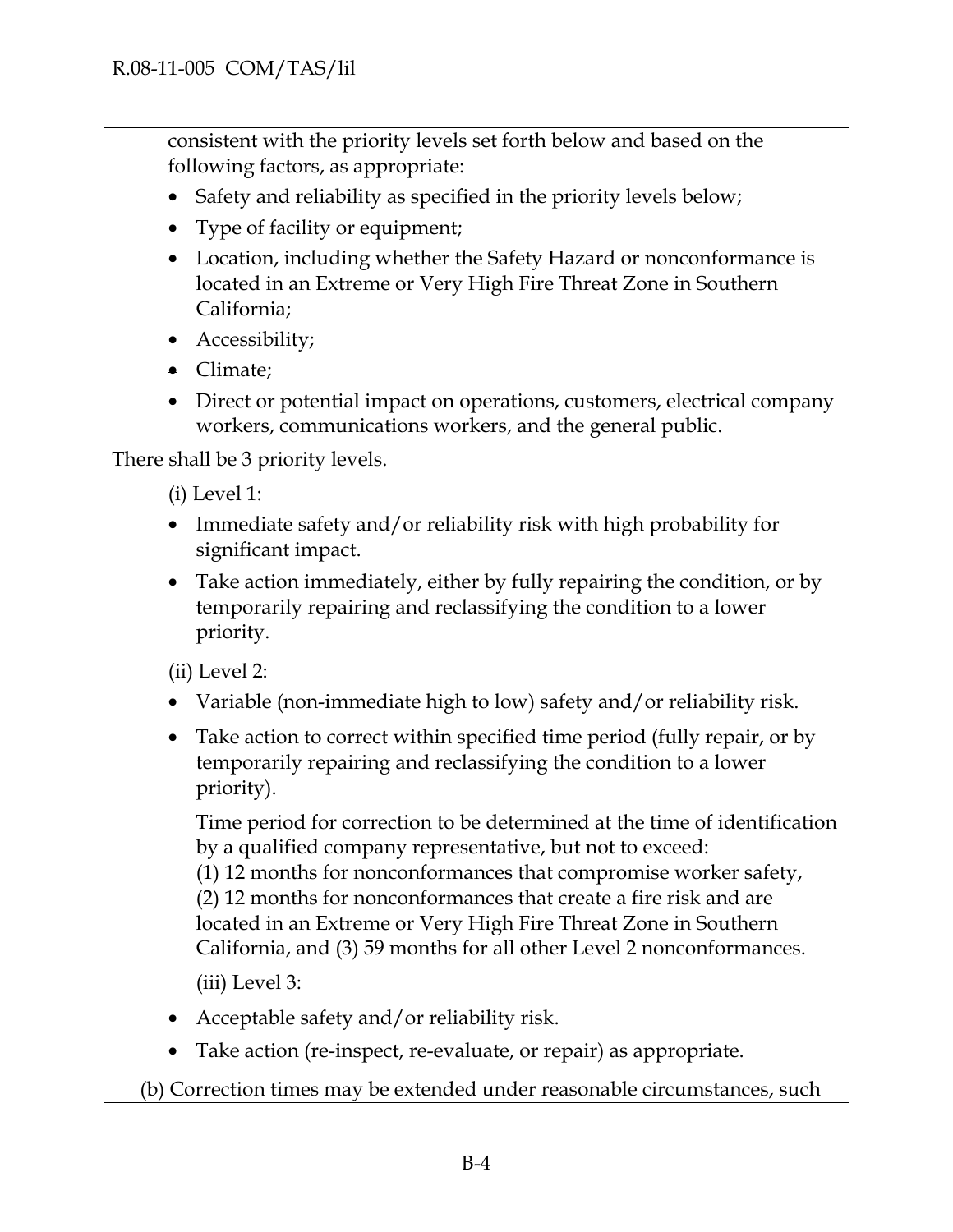consistent with the priority levels set forth below and based on the following factors, as appropriate:

- Safety and reliability as specified in the priority levels below;
- Type of facility or equipment;
- Location, including whether the Safety Hazard or nonconformance is located in an Extreme or Very High Fire Threat Zone in Southern California;
- Accessibility;
- Climate;
- Direct or potential impact on operations, customers, electrical company workers, communications workers, and the general public.

There shall be 3 priority levels.

(i) Level 1:

- Immediate safety and/or reliability risk with high probability for significant impact.
- Take action immediately, either by fully repairing the condition, or by temporarily repairing and reclassifying the condition to a lower priority.

(ii) Level 2:

- Variable (non-immediate high to low) safety and/or reliability risk.
- Take action to correct within specified time period (fully repair, or by temporarily repairing and reclassifying the condition to a lower priority).

Time period for correction to be determined at the time of identification by a qualified company representative, but not to exceed: (1) 12 months for nonconformances that compromise worker safety, (2) 12 months for nonconformances that create a fire risk and are located in an Extreme or Very High Fire Threat Zone in Southern California, and (3) 59 months for all other Level 2 nonconformances.

(iii) Level 3:

- Acceptable safety and/or reliability risk.
- Take action (re-inspect, re-evaluate, or repair) as appropriate.

(b) Correction times may be extended under reasonable circumstances, such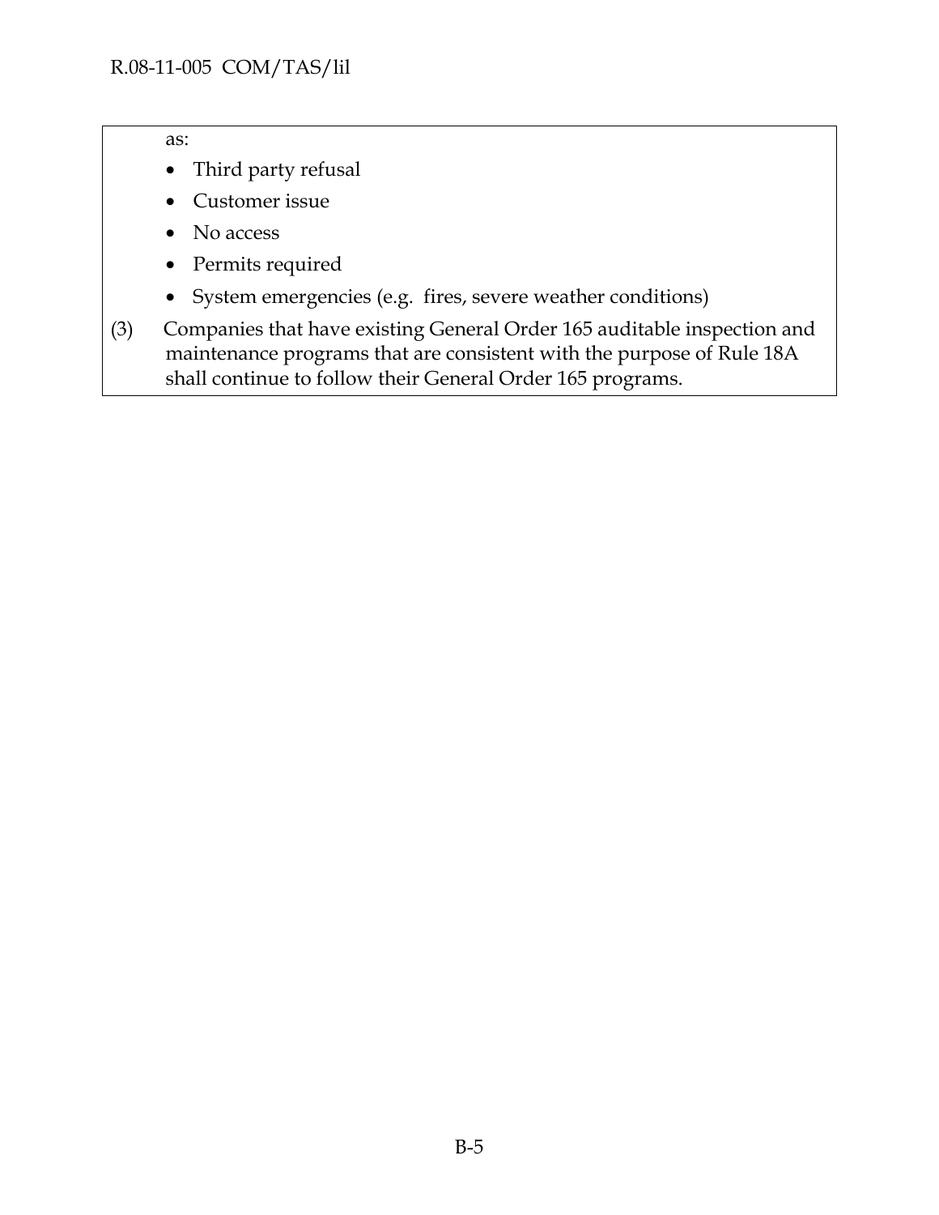as:

- Third party refusal
- Customer issue
- No access
- Permits required
- System emergencies (e.g. fires, severe weather conditions)

(3) Companies that have existing General Order 165 auditable inspection and maintenance programs that are consistent with the purpose of Rule 18A shall continue to follow their General Order 165 programs.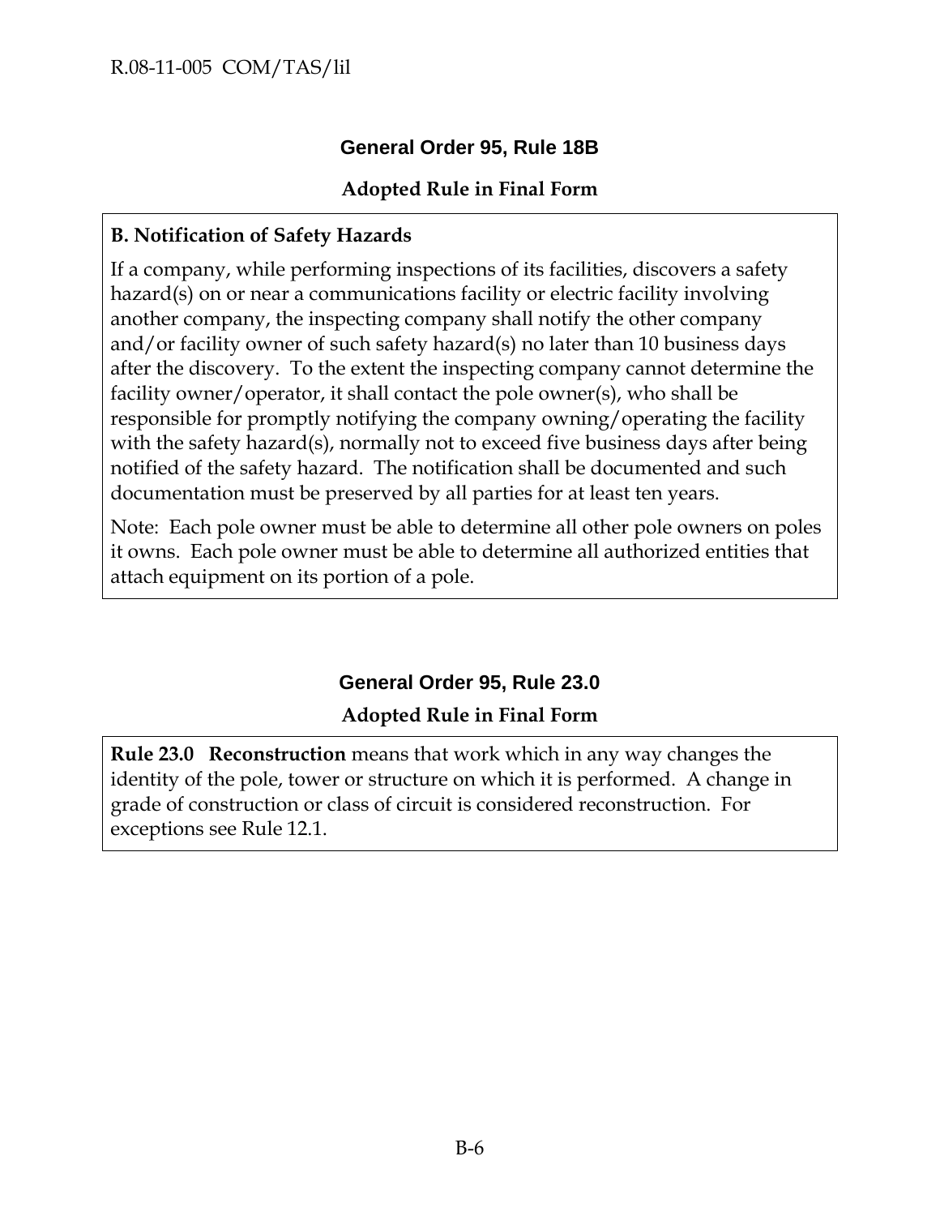## General Order 95, Rule 18B

**Adopted Rule in Final Form**

**B. Notification of Safety Hazards**

If a company, while performing inspections of its facilities, discovers a safety hazard(s) on or near a communications facility or electric facility involving another company, the inspecting company shall notify the other company and/or facility owner of such safety hazard(s) no later than 10 business days after the discovery. To the extent the inspecting company cannot determine the facility owner/operator, it shall contact the pole owner(s), who shall be responsible for promptly notifying the company owning/operating the facility with the safety hazard(s), normally not to exceed five business days after being notified of the safety hazard. The notification shall be documented and such documentation must be preserved by all parties for at least ten years.

Note: Each pole owner must be able to determine all other pole owners on poles it owns. Each pole owner must be able to determine all authorized entities that attach equipment on its portion of a pole.

## General Order 95, Rule 23.0

**Adopted Rule in Final Form**

**Rule 23.0 Reconstruction** means that work which in any way changes the identity of the pole, tower or structure on which it is performed. A change in grade of construction or class of circuit is considered reconstruction. For exceptions see Rule 12.1.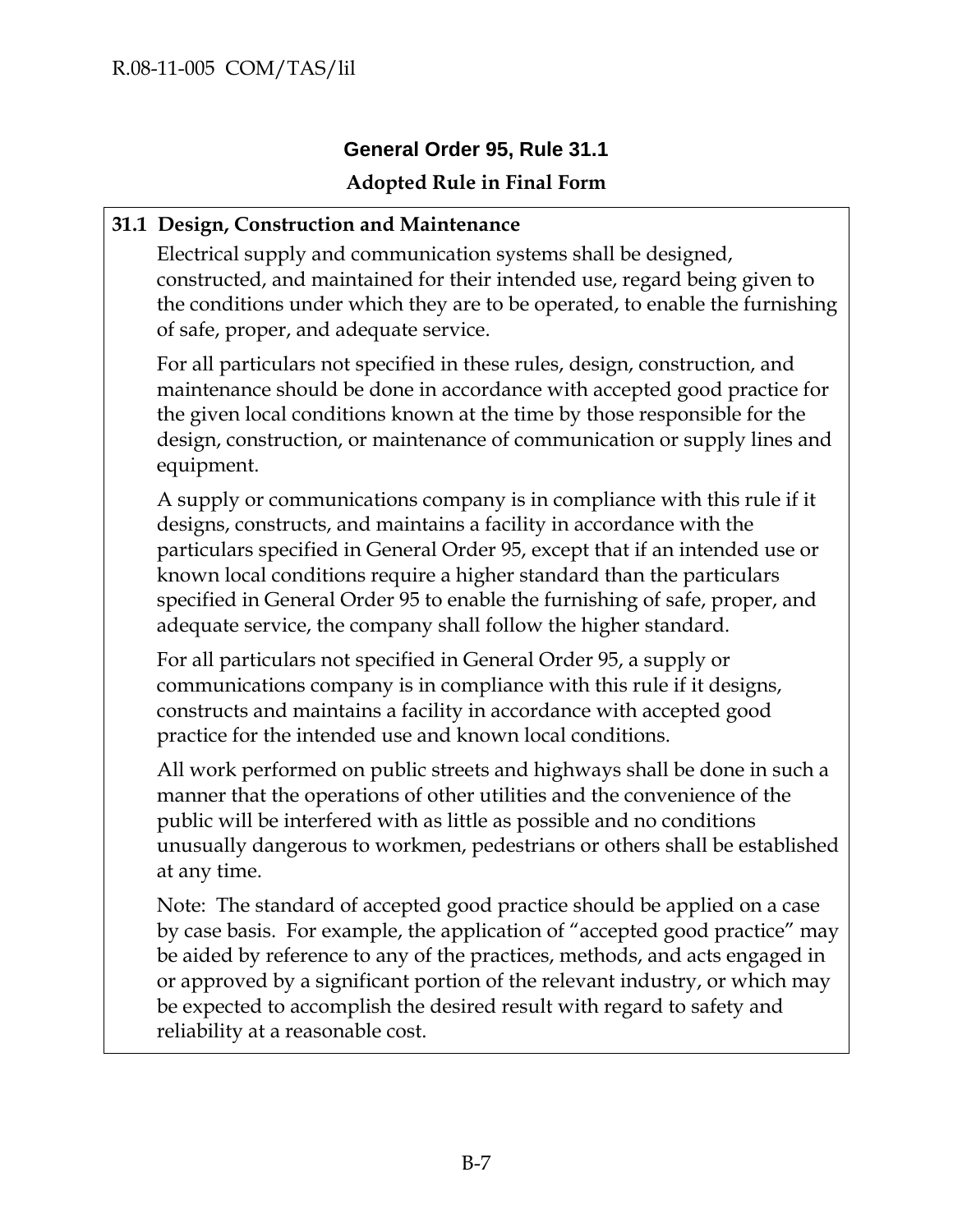## General Order 95, Rule 31.1

### Adopted Rule in Final Form

**31.1 Design, Construction and Maintenance**

Electrical supply and communication systems shall be designed, constructed, and maintained for their intended use, regard being given to the conditions under which they are to be operated, to enable the furnishing of safe, proper, and adequate service.

For all particulars not specified in these rules, design, construction, and maintenance should be done in accordance with accepted good practice for the given local conditions known at the time by those responsible for the design, construction, or maintenance of communication or supply lines and equipment.

A supply or communications company is in compliance with this rule if it designs, constructs, and maintains a facility in accordance with the particulars specified in General Order 95, except that if an intended use or known local conditions require a higher standard than the particulars specified in General Order 95 to enable the furnishing of safe, proper, and adequate service, the company shall follow the higher standard.

For all particulars not specified in General Order 95, a supply or communications company is in compliance with this rule if it designs, constructs and maintains a facility in accordance with accepted good practice for the intended use and known local conditions.

All work performed on public streets and highways shall be done in such a manner that the operations of other utilities and the convenience of the public will be interfered with as little as possible and no conditions unusually dangerous to workmen, pedestrians or others shall be established at any time.

Note: The standard of accepted good practice should be applied on a case by case basis. For example, the application of "accepted good practice" may be aided by reference to any of the practices, methods, and acts engaged in or approved by a significant portion of the relevant industry, or which may be expected to accomplish the desired result with regard to safety and reliability at a reasonable cost.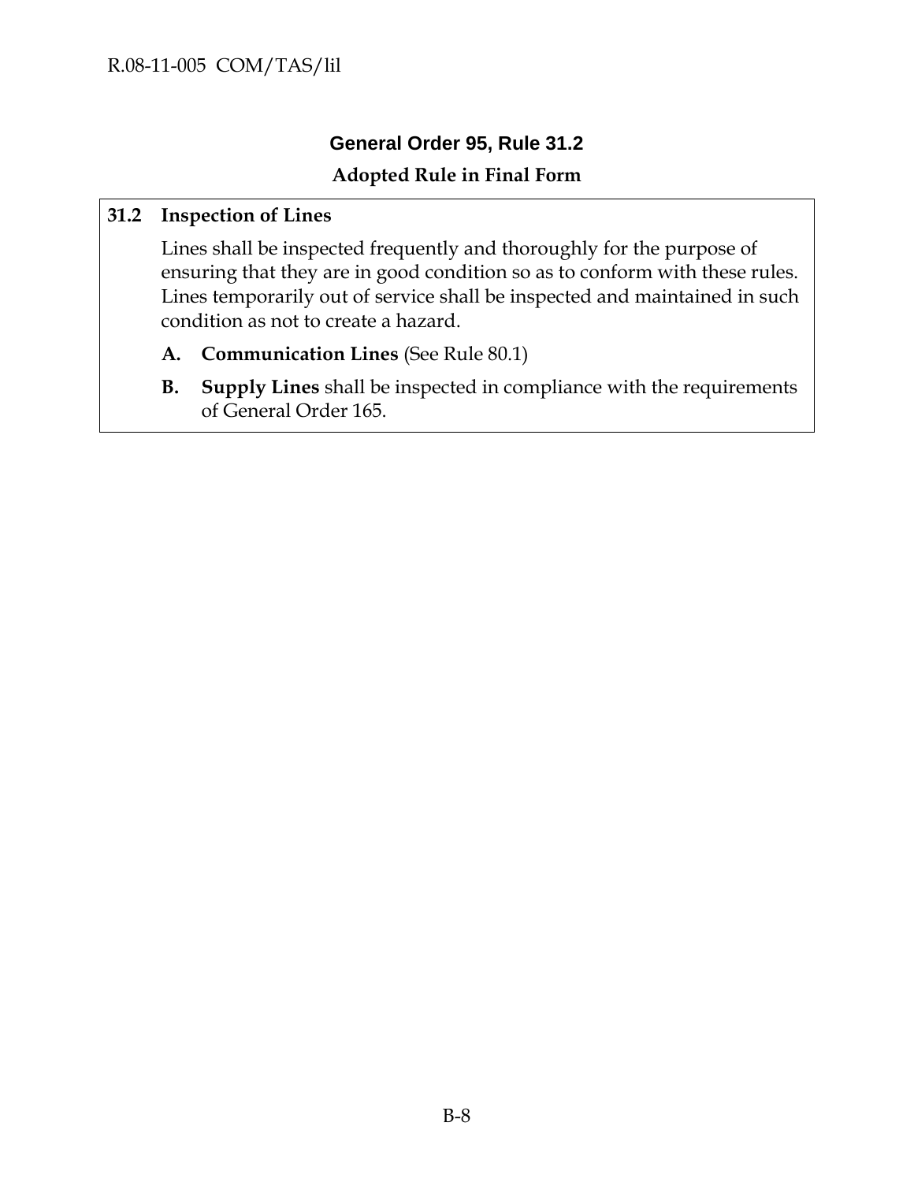## General Order 95, Rule 31.2

**Adopted Rule in Final Form**

**31.2 Inspection of Lines**

Lines shall be inspected frequently and thoroughly for the purpose of ensuring that they are in good condition so as to conform with these rules. Lines temporarily out of service shall be inspected and maintained in such condition as not to create a hazard.

**A. Communication Lines** (See Rule 80.1)

**B. Supply Lines** shall be inspected in compliance with the requirements of General Order 165.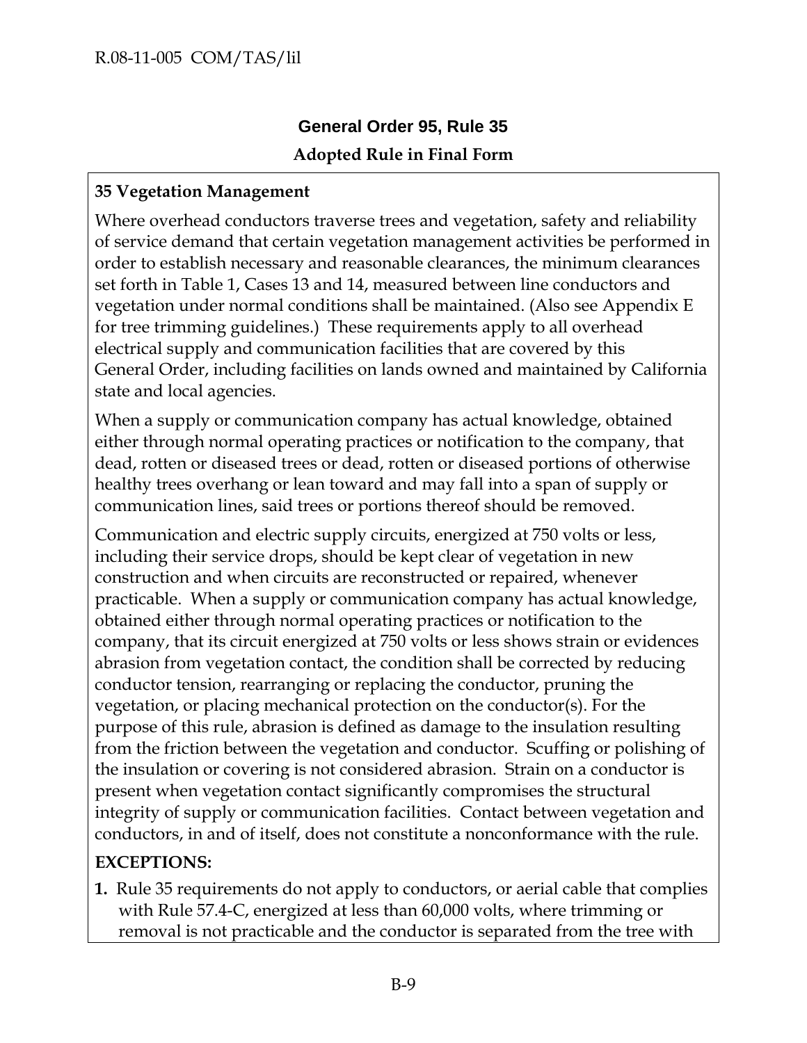## General Order 95, Rule 35

**Adopted Rule in Final Form**

**35 Vegetation Management**

Where overhead conductors traverse trees and vegetation, safety and reliability of service demand that certain vegetation management activities be performed in order to establish necessary and reasonable clearances, the minimum clearances set forth in Table 1, Cases 13 and 14, measured between line conductors and vegetation under normal conditions shall be maintained. (Also see Appendix E for tree trimming guidelines.) These requirements apply to all overhead electrical supply and communication facilities that are covered by this General Order, including facilities on lands owned and maintained by California state and local agencies.

When a supply or communication company has actual knowledge, obtained either through normal operating practices or notification to the company, that dead, rotten or diseased trees or dead, rotten or diseased portions of otherwise healthy trees overhang or lean toward and may fall into a span of supply or communication lines, said trees or portions thereof should be removed.

Communication and electric supply circuits, energized at 750 volts or less, including their service drops, should be kept clear of vegetation in new construction and when circuits are reconstructed or repaired, whenever practicable. When a supply or communication company has actual knowledge, obtained either through normal operating practices or notification to the company, that its circuit energized at 750 volts or less shows strain or evidences abrasion from vegetation contact, the condition shall be corrected by reducing conductor tension, rearranging or replacing the conductor, pruning the vegetation, or placing mechanical protection on the conductor(s). For the purpose of this rule, abrasion is defined as damage to the insulation resulting from the friction between the vegetation and conductor. Scuffing or polishing of the insulation or covering is not considered abrasion. Strain on a conductor is present when vegetation contact significantly compromises the structural integrity of supply or communication facilities. Contact between vegetation and conductors, in and of itself, does not constitute a nonconformance with the rule.

**EXCEPTIONS:**

1. Rule 35 requirements do not apply to conductors, or aerial cable that complies with Rule 57.4-C, energized at less than 60,000 volts, where trimming or removal is not practicable and the conductor is separated from the tree with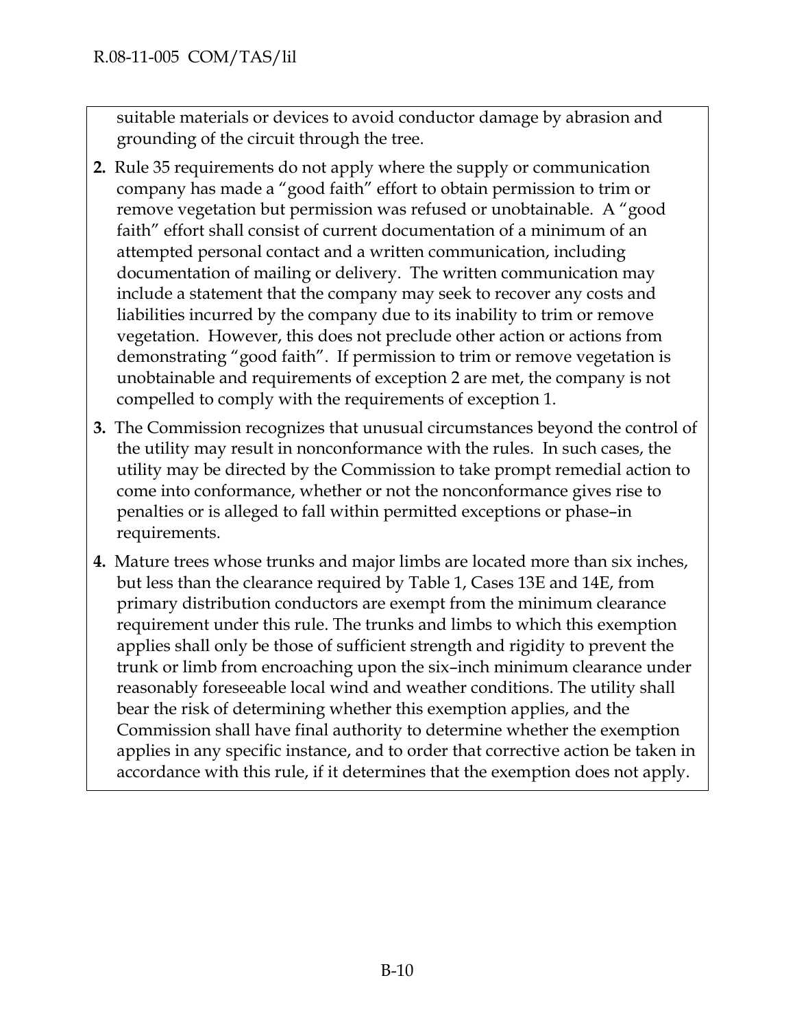suitable materials or devices to avoid conductor damage by abrasion and grounding of the circuit through the tree.

**2.** Rule 35 requirements do not apply where the supply or communication company has made a "good faith" effort to obtain permission to trim or remove vegetation but permission was refused or unobtainable. A "good faith" effort shall consist of current documentation of a minimum of an attempted personal contact and a written communication, including documentation of mailing or delivery. The written communication may include a statement that the company may seek to recover any costs and liabilities incurred by the company due to its inability to trim or remove vegetation. However, this does not preclude other action or actions from demonstrating "good faith". If permission to trim or remove vegetation is unobtainable and requirements of exception 2 are met, the company is not compelled to comply with the requirements of exception 1.

**3.** The Commission recognizes that unusual circumstances beyond the control of the utility may result in nonconformance with the rules. In such cases, the utility may be directed by the Commission to take prompt remedial action to come into conformance, whether or not the nonconformance gives rise to penalties or is alleged to fall within permitted exceptions or phase–in requirements.

**4.** Mature trees whose trunks and major limbs are located more than six inches, but less than the clearance required by Table 1, Cases 13E and 14E, from primary distribution conductors are exempt from the minimum clearance requirement under this rule. The trunks and limbs to which this exemption applies shall only be those of sufficient strength and rigidity to prevent the trunk or limb from encroaching upon the six–inch minimum clearance under reasonably foreseeable local wind and weather conditions. The utility shall bear the risk of determining whether this exemption applies, and the Commission shall have final authority to determine whether the exemption applies in any specific instance, and to order that corrective action be taken in accordance with this rule, if it determines that the exemption does not apply.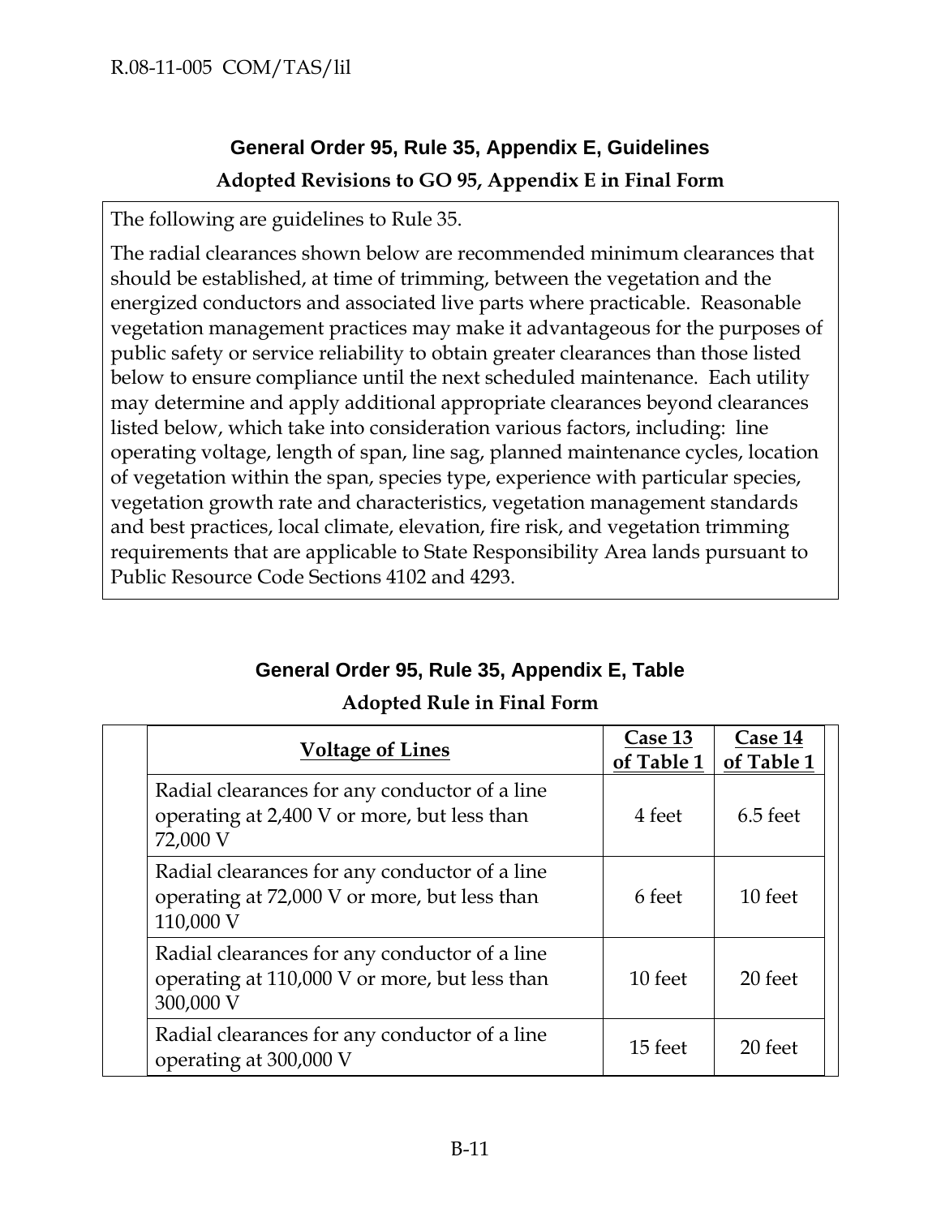## General Order 95, Rule 35, Appendix E, Guidelines

**Adopted Revisions to GO 95, Appendix E in Final Form**

The following are guidelines to Rule 35.

The radial clearances shown below are recommended minimum clearances that should be established, at time of trimming, between the vegetation and the energized conductors and associated live parts where practicable. Reasonable vegetation management practices may make it advantageous for the purposes of public safety or service reliability to obtain greater clearances than those listed below to ensure compliance until the next scheduled maintenance. Each utility may determine and apply additional appropriate clearances beyond clearances listed below, which take into consideration various factors, including: line operating voltage, length of span, line sag, planned maintenance cycles, location of vegetation within the span, species type, experience with particular species, vegetation growth rate and characteristics, vegetation management standards and best practices, local climate, elevation, fire risk, and vegetation trimming requirements that are applicable to State Responsibility Area lands pursuant to Public Resource Code Sections 4102 and 4293.

## General Order 95, Rule 35, Appendix E, Table

**Adopted Rule in Final Form**

| Voltage of Lines | Case 13 of Table 1 | Case 14 of Table 1 |
|---|---|---|
| Radial clearances for any conductor of a line operating at 2,400 V or more, but less than 72,000 V | 4 feet | 6.5 feet |
| Radial clearances for any conductor of a line operating at 72,000 V or more, but less than 110,000 V | 6 feet | 10 feet |
| Radial clearances for any conductor of a line operating at 110,000 V or more, but less than 300,000 V | 10 feet | 20 feet |
| Radial clearances for any conductor of a line operating at 300,000 V | 15 feet | 20 feet |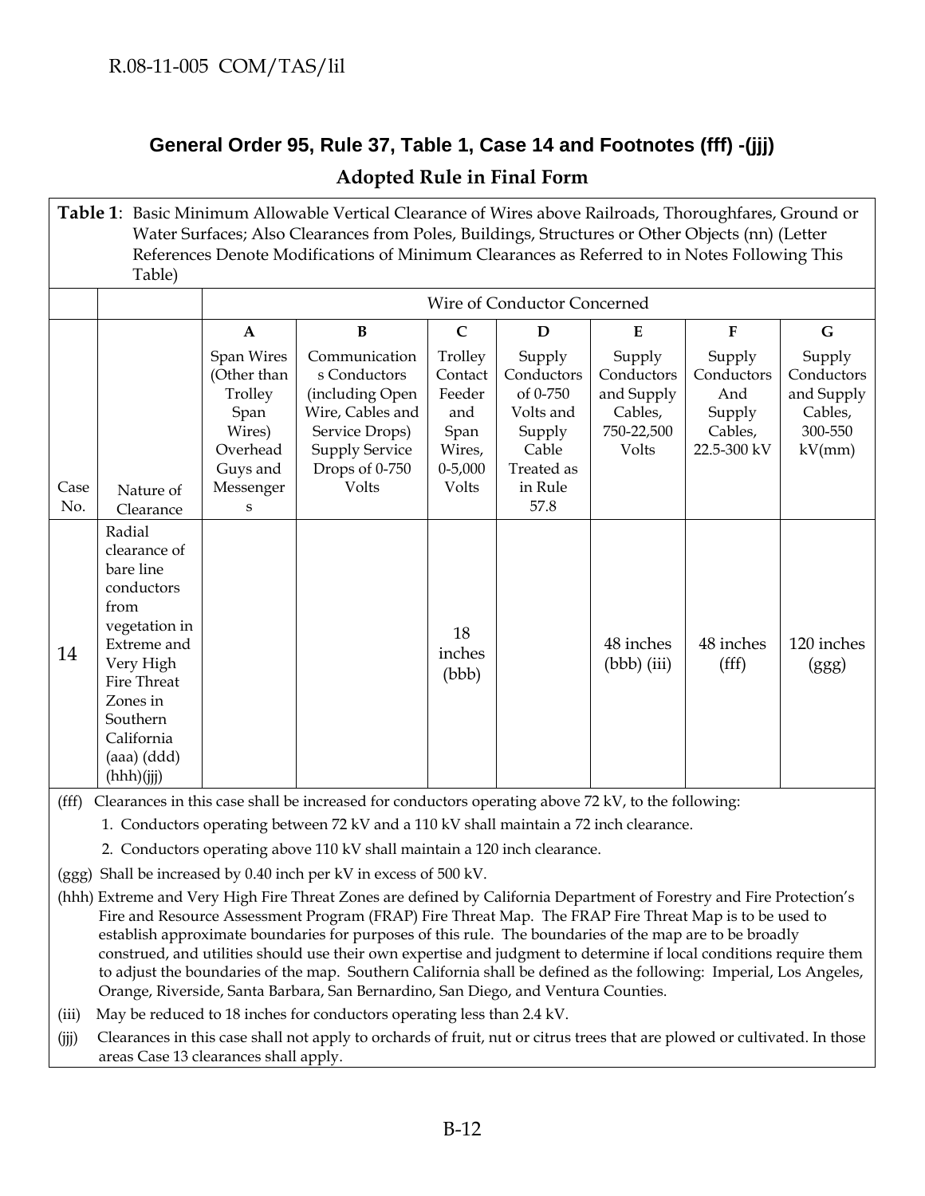## General Order 95, Rule 37, Table 1, Case 14 and Footnotes (fff) -(jjj)

### Adopted Rule in Final Form

**Table 1**: Basic Minimum Allowable Vertical Clearance of Wires above Railroads, Thoroughfares, Ground or Water Surfaces; Also Clearances from Poles, Buildings, Structures or Other Objects (nn) (Letter References Denote Modifications of Minimum Clearances as Referred to in Notes Following This Table)

| | | Wire of Conductor Concerned | | | | | | |
|---|---|---|---|---|---|---|---|---|
| | | **A** | **B** | **C** | **D** | **E** | **F** | **G** |
| Case No. | Nature of Clearance | Span Wires (Other than Trolley Span Wires) Overhead Guys and Messengers | Communications Conductors (including Open Wire, Cables and Service Drops) Supply Service Drops of 0-750 Volts | Trolley Contact Feeder and Span Wires, 0-5,000 Volts | Supply Conductors of 0-750 Volts and Supply Cable Treated as in Rule 57.8 | Supply Conductors and Supply Cables, 750-22,500 Volts | Supply Conductors And Supply Cables, 22.5-300 kV | Supply Conductors and Supply Cables, 300-550 kV(mm) |
| 14 | Radial clearance of bare line conductors from vegetation in Extreme and Very High Fire Threat Zones in Southern California (aaa) (ddd) (hhh)(jjj) | | | 18 inches (bbb) | | 48 inches (bbb) (iii) | 48 inches (fff) | 120 inches (ggg) |

(fff) Clearances in this case shall be increased for conductors operating above 72 kV, to the following:

1. Conductors operating between 72 kV and a 110 kV shall maintain a 72 inch clearance.
2. Conductors operating above 110 kV shall maintain a 120 inch clearance.

(ggg) Shall be increased by 0.40 inch per kV in excess of 500 kV.

(hhh) Extreme and Very High Fire Threat Zones are defined by California Department of Forestry and Fire Protection's Fire and Resource Assessment Program (FRAP) Fire Threat Map. The FRAP Fire Threat Map is to be used to establish approximate boundaries for purposes of this rule. The boundaries of the map are to be broadly construed, and utilities should use their own expertise and judgment to determine if local conditions require them to adjust the boundaries of the map. Southern California shall be defined as the following: Imperial, Los Angeles, Orange, Riverside, Santa Barbara, San Bernardino, San Diego, and Ventura Counties.

(iii) May be reduced to 18 inches for conductors operating less than 2.4 kV.

(jjj) Clearances in this case shall not apply to orchards of fruit, nut or citrus trees that are plowed or cultivated. In those areas Case 13 clearances shall apply.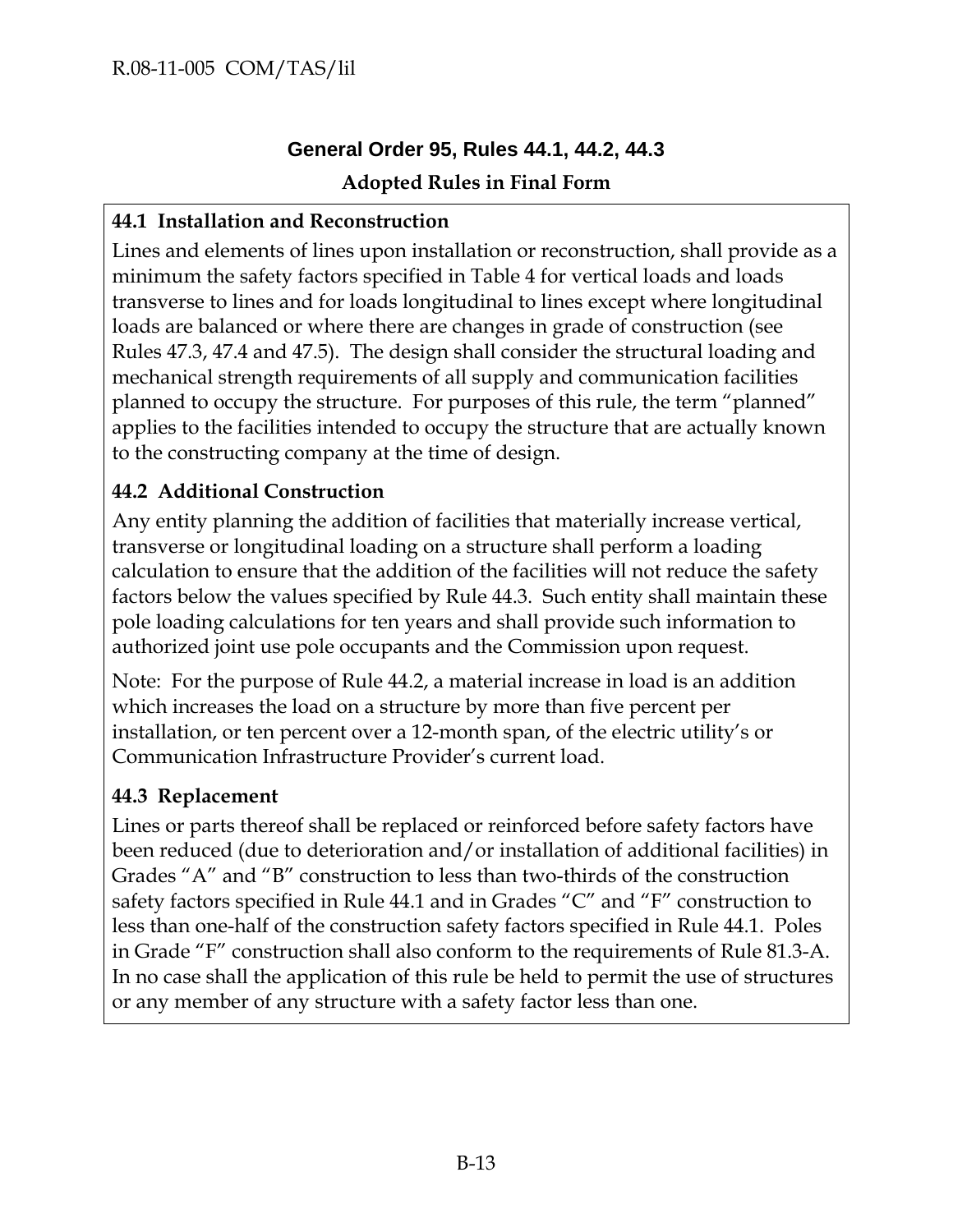## General Order 95, Rules 44.1, 44.2, 44.3

**Adopted Rules in Final Form**

**44.1 Installation and Reconstruction**

Lines and elements of lines upon installation or reconstruction, shall provide as a minimum the safety factors specified in Table 4 for vertical loads and loads transverse to lines and for loads longitudinal to lines except where longitudinal loads are balanced or where there are changes in grade of construction (see Rules 47.3, 47.4 and 47.5). The design shall consider the structural loading and mechanical strength requirements of all supply and communication facilities planned to occupy the structure. For purposes of this rule, the term "planned" applies to the facilities intended to occupy the structure that are actually known to the constructing company at the time of design.

**44.2 Additional Construction**

Any entity planning the addition of facilities that materially increase vertical, transverse or longitudinal loading on a structure shall perform a loading calculation to ensure that the addition of the facilities will not reduce the safety factors below the values specified by Rule 44.3. Such entity shall maintain these pole loading calculations for ten years and shall provide such information to authorized joint use pole occupants and the Commission upon request.

Note: For the purpose of Rule 44.2, a material increase in load is an addition which increases the load on a structure by more than five percent per installation, or ten percent over a 12-month span, of the electric utility's or Communication Infrastructure Provider's current load.

**44.3 Replacement**

Lines or parts thereof shall be replaced or reinforced before safety factors have been reduced (due to deterioration and/or installation of additional facilities) in Grades "A" and "B" construction to less than two-thirds of the construction safety factors specified in Rule 44.1 and in Grades "C" and "F" construction to less than one-half of the construction safety factors specified in Rule 44.1. Poles in Grade "F" construction shall also conform to the requirements of Rule 81.3-A. In no case shall the application of this rule be held to permit the use of structures or any member of any structure with a safety factor less than one.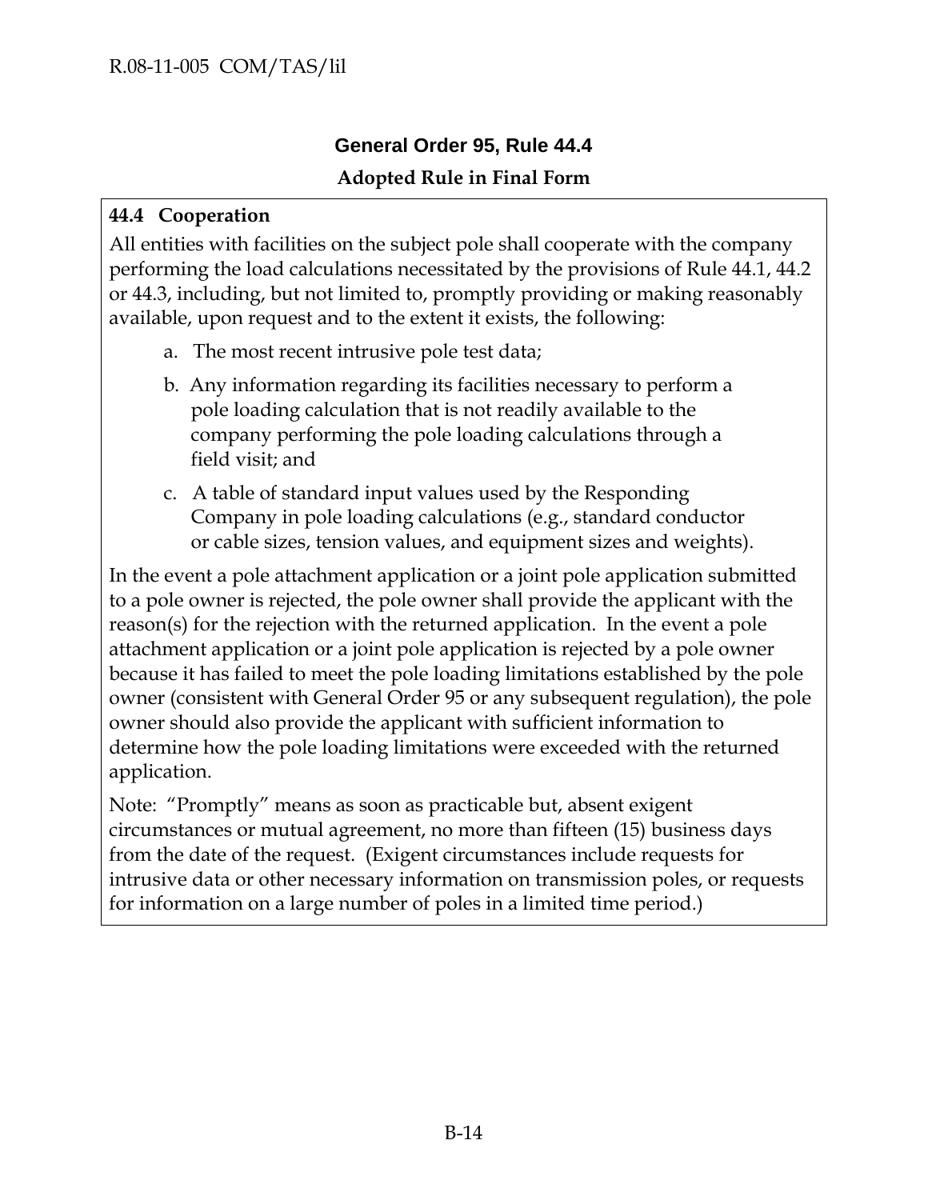## General Order 95, Rule 44.4

**Adopted Rule in Final Form**

**44.4 Cooperation**

All entities with facilities on the subject pole shall cooperate with the company performing the load calculations necessitated by the provisions of Rule 44.1, 44.2 or 44.3, including, but not limited to, promptly providing or making reasonably available, upon request and to the extent it exists, the following:

a. The most recent intrusive pole test data;

b. Any information regarding its facilities necessary to perform a pole loading calculation that is not readily available to the company performing the pole loading calculations through a field visit; and

c. A table of standard input values used by the Responding Company in pole loading calculations (e.g., standard conductor or cable sizes, tension values, and equipment sizes and weights).

In the event a pole attachment application or a joint pole application submitted to a pole owner is rejected, the pole owner shall provide the applicant with the reason(s) for the rejection with the returned application. In the event a pole attachment application or a joint pole application is rejected by a pole owner because it has failed to meet the pole loading limitations established by the pole owner (consistent with General Order 95 or any subsequent regulation), the pole owner should also provide the applicant with sufficient information to determine how the pole loading limitations were exceeded with the returned application.

Note: "Promptly" means as soon as practicable but, absent exigent circumstances or mutual agreement, no more than fifteen (15) business days from the date of the request. (Exigent circumstances include requests for intrusive data or other necessary information on transmission poles, or requests for information on a large number of poles in a limited time period.)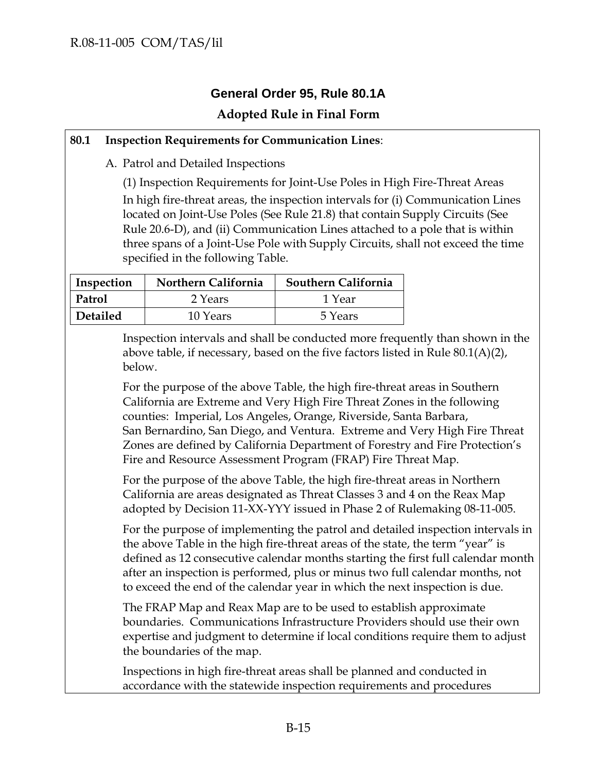## General Order 95, Rule 80.1A

### Adopted Rule in Final Form

**80.1 Inspection Requirements for Communication Lines**:

A. Patrol and Detailed Inspections

(1) Inspection Requirements for Joint-Use Poles in High Fire-Threat Areas

In high fire-threat areas, the inspection intervals for (i) Communication Lines located on Joint-Use Poles (See Rule 21.8) that contain Supply Circuits (See Rule 20.6-D), and (ii) Communication Lines attached to a pole that is within three spans of a Joint-Use Pole with Supply Circuits, shall not exceed the time specified in the following Table.

| Inspection | Northern California | Southern California |
|---|---|---|
| **Patrol** | 2 Years | 1 Year |
| **Detailed** | 10 Years | 5 Years |

Inspection intervals and shall be conducted more frequently than shown in the above table, if necessary, based on the five factors listed in Rule 80.1(A)(2), below.

For the purpose of the above Table, the high fire-threat areas in Southern California are Extreme and Very High Fire Threat Zones in the following counties: Imperial, Los Angeles, Orange, Riverside, Santa Barbara, San Bernardino, San Diego, and Ventura. Extreme and Very High Fire Threat Zones are defined by California Department of Forestry and Fire Protection's Fire and Resource Assessment Program (FRAP) Fire Threat Map.

For the purpose of the above Table, the high fire-threat areas in Northern California are areas designated as Threat Classes 3 and 4 on the Reax Map adopted by Decision 11-XX-YYY issued in Phase 2 of Rulemaking 08-11-005.

For the purpose of implementing the patrol and detailed inspection intervals in the above Table in the high fire-threat areas of the state, the term "year" is defined as 12 consecutive calendar months starting the first full calendar month after an inspection is performed, plus or minus two full calendar months, not to exceed the end of the calendar year in which the next inspection is due.

The FRAP Map and Reax Map are to be used to establish approximate boundaries. Communications Infrastructure Providers should use their own expertise and judgment to determine if local conditions require them to adjust the boundaries of the map.

Inspections in high fire-threat areas shall be planned and conducted in accordance with the statewide inspection requirements and procedures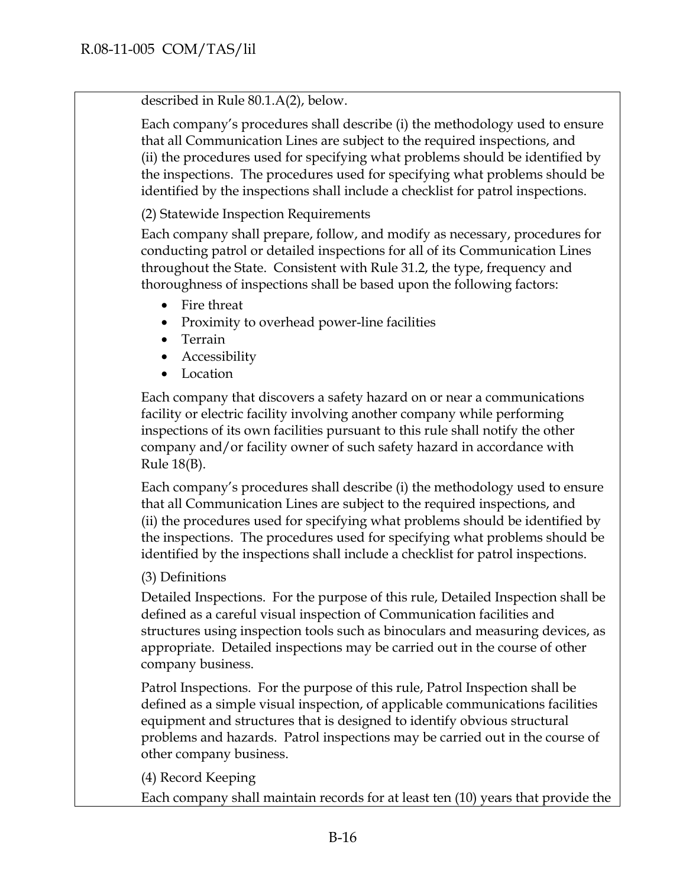described in Rule 80.1.A(2), below.

Each company's procedures shall describe (i) the methodology used to ensure that all Communication Lines are subject to the required inspections, and (ii) the procedures used for specifying what problems should be identified by the inspections. The procedures used for specifying what problems should be identified by the inspections shall include a checklist for patrol inspections.

(2) Statewide Inspection Requirements

Each company shall prepare, follow, and modify as necessary, procedures for conducting patrol or detailed inspections for all of its Communication Lines throughout the State. Consistent with Rule 31.2, the type, frequency and thoroughness of inspections shall be based upon the following factors:

- Fire threat
- Proximity to overhead power-line facilities
- Terrain
- Accessibility
- Location

Each company that discovers a safety hazard on or near a communications facility or electric facility involving another company while performing inspections of its own facilities pursuant to this rule shall notify the other company and/or facility owner of such safety hazard in accordance with Rule 18(B).

Each company's procedures shall describe (i) the methodology used to ensure that all Communication Lines are subject to the required inspections, and (ii) the procedures used for specifying what problems should be identified by the inspections. The procedures used for specifying what problems should be identified by the inspections shall include a checklist for patrol inspections.

(3) Definitions

Detailed Inspections. For the purpose of this rule, Detailed Inspection shall be defined as a careful visual inspection of Communication facilities and structures using inspection tools such as binoculars and measuring devices, as appropriate. Detailed inspections may be carried out in the course of other company business.

Patrol Inspections. For the purpose of this rule, Patrol Inspection shall be defined as a simple visual inspection, of applicable communications facilities equipment and structures that is designed to identify obvious structural problems and hazards. Patrol inspections may be carried out in the course of other company business.

(4) Record Keeping

Each company shall maintain records for at least ten (10) years that provide the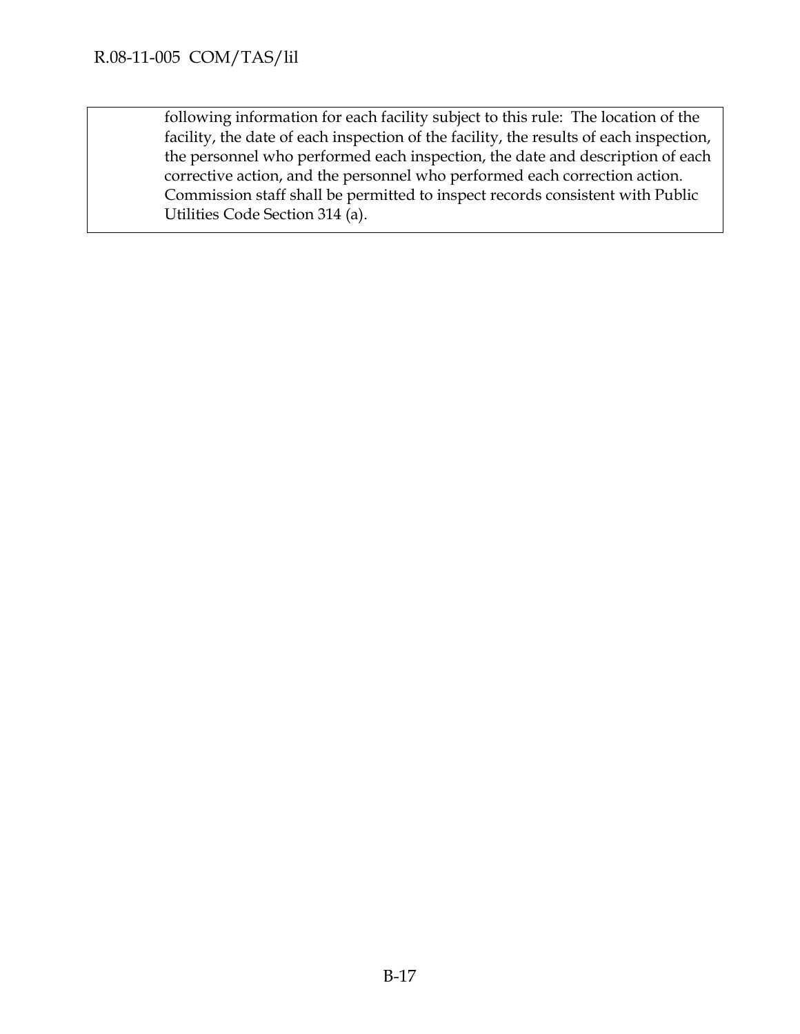following information for each facility subject to this rule: The location of the facility, the date of each inspection of the facility, the results of each inspection, the personnel who performed each inspection, the date and description of each corrective action, and the personnel who performed each correction action. Commission staff shall be permitted to inspect records consistent with Public Utilities Code Section 314 (a).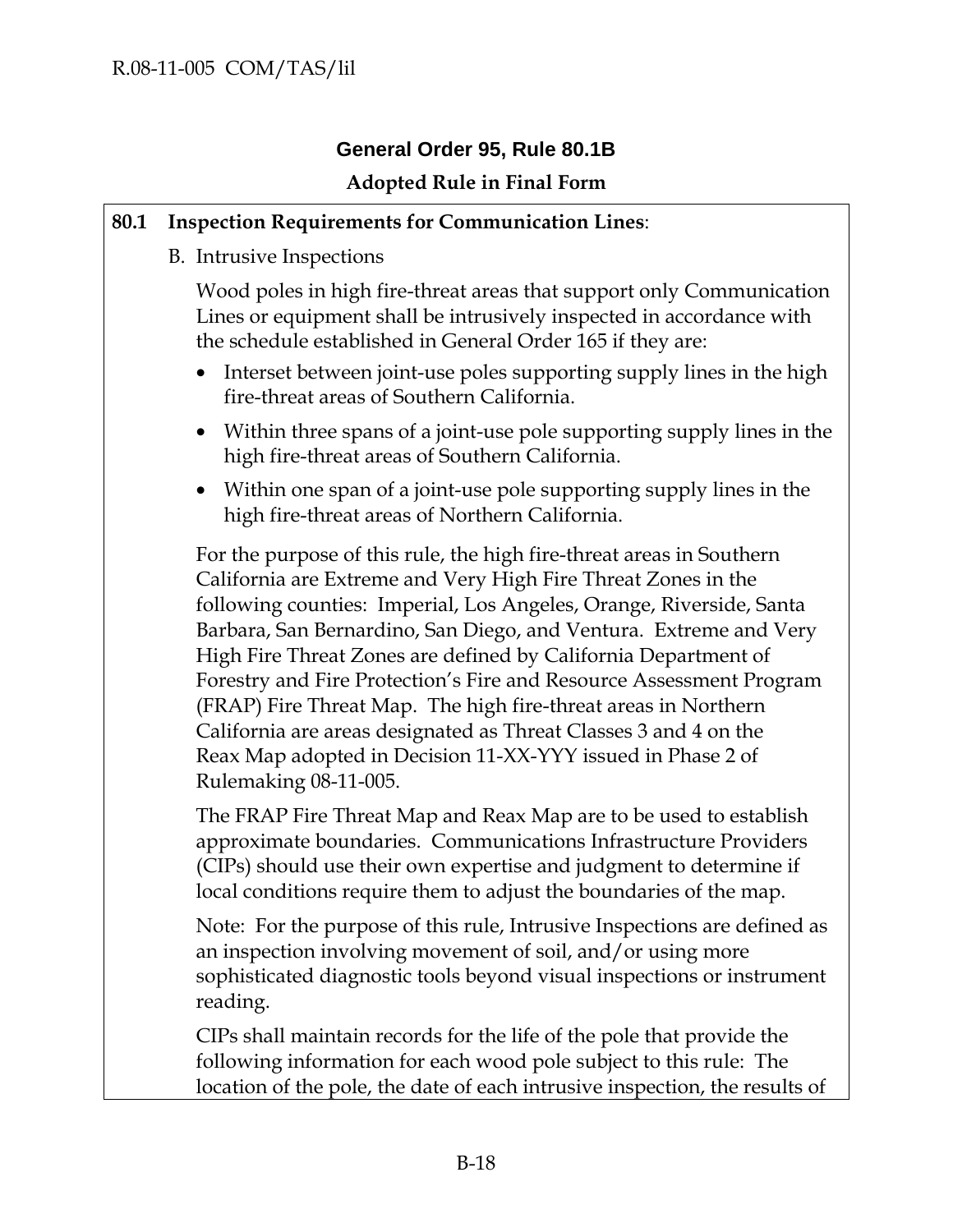## General Order 95, Rule 80.1B

### Adopted Rule in Final Form

**80.1 Inspection Requirements for Communication Lines**:

B. Intrusive Inspections

Wood poles in high fire-threat areas that support only Communication Lines or equipment shall be intrusively inspected in accordance with the schedule established in General Order 165 if they are:

- Interset between joint-use poles supporting supply lines in the high fire-threat areas of Southern California.
- Within three spans of a joint-use pole supporting supply lines in the high fire-threat areas of Southern California.
- Within one span of a joint-use pole supporting supply lines in the high fire-threat areas of Northern California.

For the purpose of this rule, the high fire-threat areas in Southern California are Extreme and Very High Fire Threat Zones in the following counties: Imperial, Los Angeles, Orange, Riverside, Santa Barbara, San Bernardino, San Diego, and Ventura. Extreme and Very High Fire Threat Zones are defined by California Department of Forestry and Fire Protection's Fire and Resource Assessment Program (FRAP) Fire Threat Map. The high fire-threat areas in Northern California are areas designated as Threat Classes 3 and 4 on the Reax Map adopted in Decision 11-XX-YYY issued in Phase 2 of Rulemaking 08-11-005.

The FRAP Fire Threat Map and Reax Map are to be used to establish approximate boundaries. Communications Infrastructure Providers (CIPs) should use their own expertise and judgment to determine if local conditions require them to adjust the boundaries of the map.

Note: For the purpose of this rule, Intrusive Inspections are defined as an inspection involving movement of soil, and/or using more sophisticated diagnostic tools beyond visual inspections or instrument reading.

CIPs shall maintain records for the life of the pole that provide the following information for each wood pole subject to this rule: The location of the pole, the date of each intrusive inspection, the results of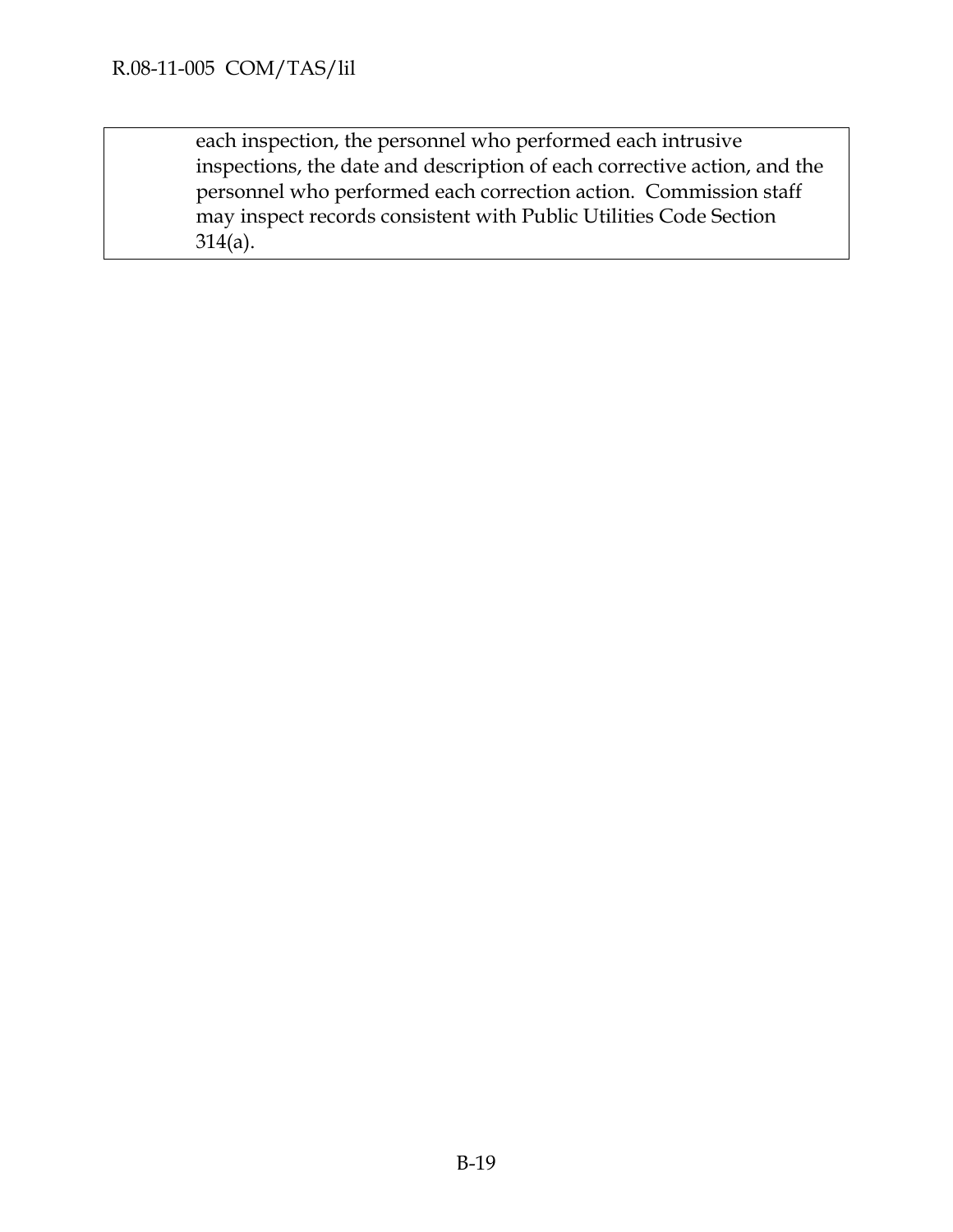| | each inspection, the personnel who performed each intrusive inspections, the date and description of each corrective action, and the personnel who performed each correction action. Commission staff may inspect records consistent with Public Utilities Code Section 314(a). |
|---|---|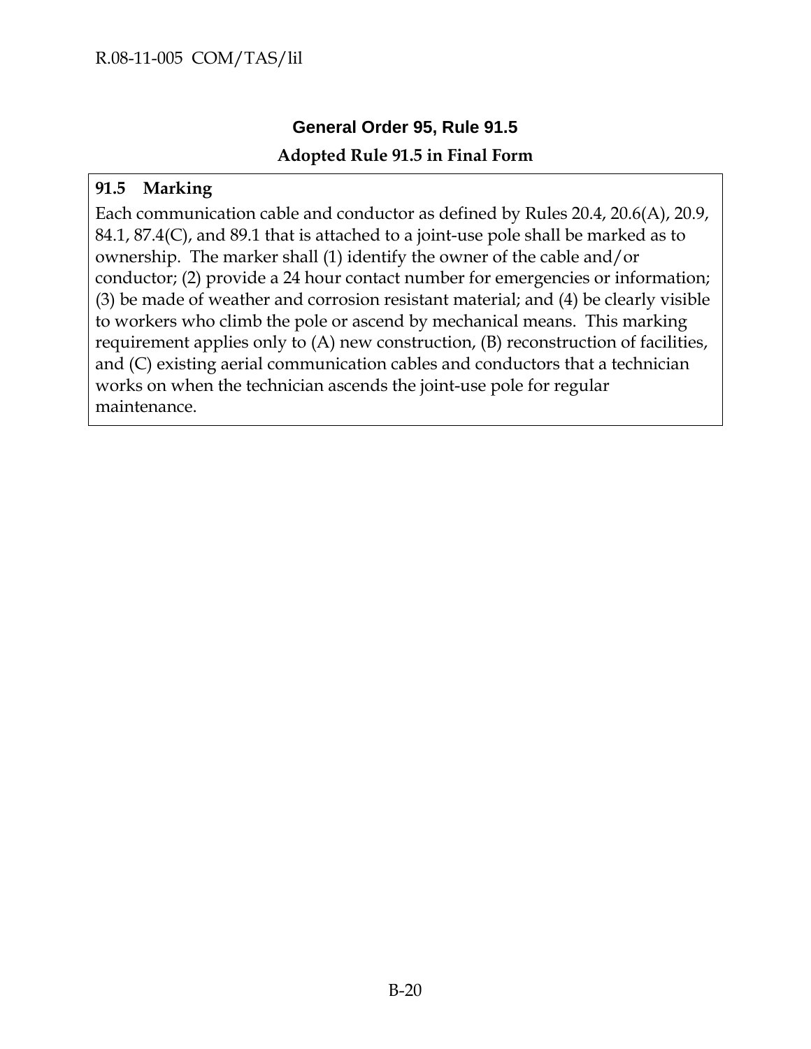## General Order 95, Rule 91.5

### Adopted Rule 91.5 in Final Form

**91.5 Marking**

Each communication cable and conductor as defined by Rules 20.4, 20.6(A), 20.9, 84.1, 87.4(C), and 89.1 that is attached to a joint-use pole shall be marked as to ownership. The marker shall (1) identify the owner of the cable and/or conductor; (2) provide a 24 hour contact number for emergencies or information; (3) be made of weather and corrosion resistant material; and (4) be clearly visible to workers who climb the pole or ascend by mechanical means. This marking requirement applies only to (A) new construction, (B) reconstruction of facilities, and (C) existing aerial communication cables and conductors that a technician works on when the technician ascends the joint-use pole for regular maintenance.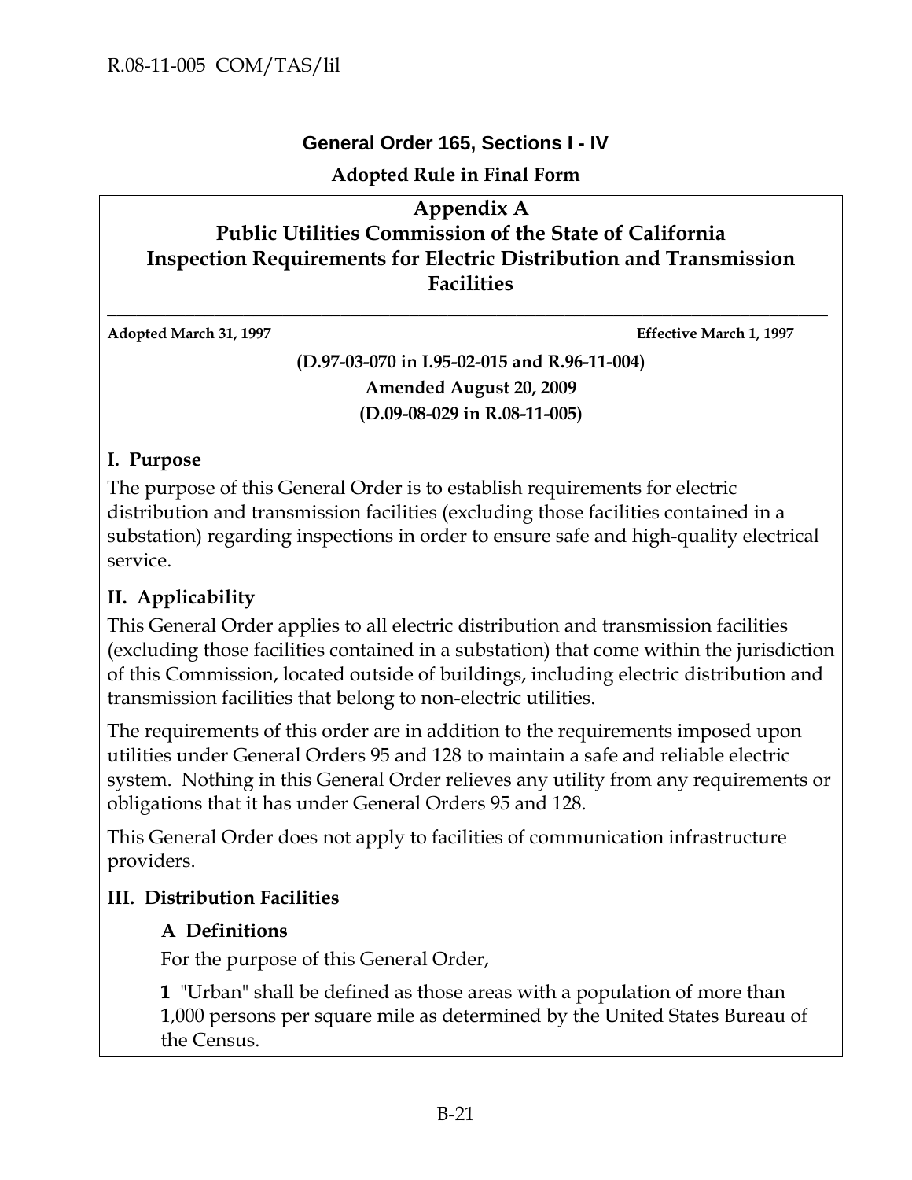**General Order 165, Sections I - IV**

**Adopted Rule in Final Form**

# Appendix A
# Public Utilities Commission of the State of California
# Inspection Requirements for Electric Distribution and Transmission Facilities

**Adopted March 31, 1997** **Effective March 1, 1997**

**(D.97-03-070 in I.95-02-015 and R.96-11-004)**

**Amended August 20, 2009**

**(D.09-08-029 in R.08-11-005)**

## I. Purpose

The purpose of this General Order is to establish requirements for electric distribution and transmission facilities (excluding those facilities contained in a substation) regarding inspections in order to ensure safe and high-quality electrical service.

## II. Applicability

This General Order applies to all electric distribution and transmission facilities (excluding those facilities contained in a substation) that come within the jurisdiction of this Commission, located outside of buildings, including electric distribution and transmission facilities that belong to non-electric utilities.

The requirements of this order are in addition to the requirements imposed upon utilities under General Orders 95 and 128 to maintain a safe and reliable electric system. Nothing in this General Order relieves any utility from any requirements or obligations that it has under General Orders 95 and 128.

This General Order does not apply to facilities of communication infrastructure providers.

## III. Distribution Facilities

### A Definitions

For the purpose of this General Order,

**1** "Urban" shall be defined as those areas with a population of more than 1,000 persons per square mile as determined by the United States Bureau of the Census.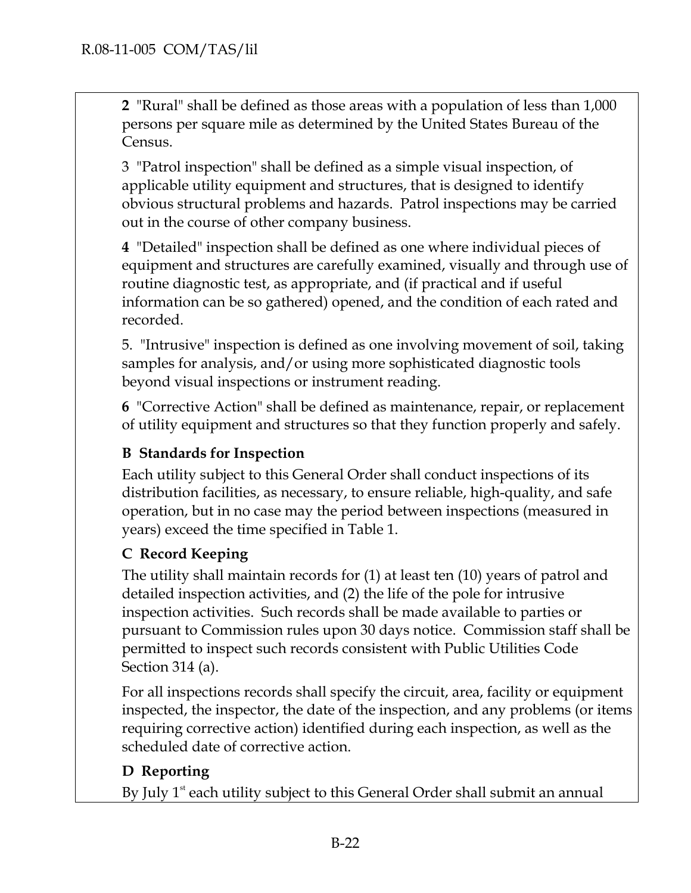**2** "Rural" shall be defined as those areas with a population of less than 1,000 persons per square mile as determined by the United States Bureau of the Census.

3 "Patrol inspection" shall be defined as a simple visual inspection, of applicable utility equipment and structures, that is designed to identify obvious structural problems and hazards. Patrol inspections may be carried out in the course of other company business.

**4** "Detailed" inspection shall be defined as one where individual pieces of equipment and structures are carefully examined, visually and through use of routine diagnostic test, as appropriate, and (if practical and if useful information can be so gathered) opened, and the condition of each rated and recorded.

5. "Intrusive" inspection is defined as one involving movement of soil, taking samples for analysis, and/or using more sophisticated diagnostic tools beyond visual inspections or instrument reading.

**6** "Corrective Action" shall be defined as maintenance, repair, or replacement of utility equipment and structures so that they function properly and safely.

### B Standards for Inspection

Each utility subject to this General Order shall conduct inspections of its distribution facilities, as necessary, to ensure reliable, high-quality, and safe operation, but in no case may the period between inspections (measured in years) exceed the time specified in Table 1.

### C Record Keeping

The utility shall maintain records for (1) at least ten (10) years of patrol and detailed inspection activities, and (2) the life of the pole for intrusive inspection activities. Such records shall be made available to parties or pursuant to Commission rules upon 30 days notice. Commission staff shall be permitted to inspect such records consistent with Public Utilities Code Section 314 (a).

For all inspections records shall specify the circuit, area, facility or equipment inspected, the inspector, the date of the inspection, and any problems (or items requiring corrective action) identified during each inspection, as well as the scheduled date of corrective action.

### D Reporting

By July 1st each utility subject to this General Order shall submit an annual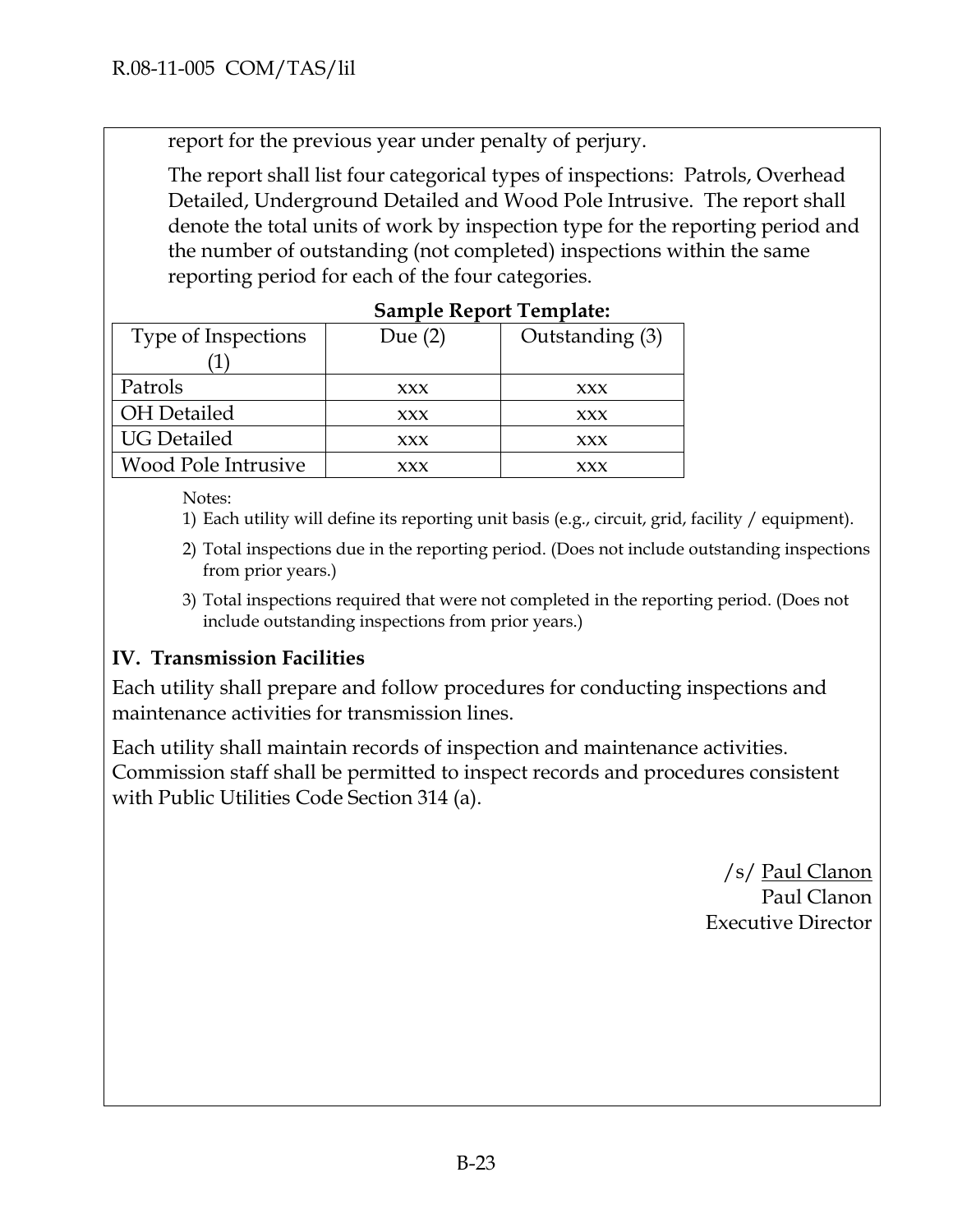report for the previous year under penalty of perjury.

The report shall list four categorical types of inspections: Patrols, Overhead Detailed, Underground Detailed and Wood Pole Intrusive. The report shall denote the total units of work by inspection type for the reporting period and the number of outstanding (not completed) inspections within the same reporting period for each of the four categories.

**Sample Report Template:**

| Type of Inspections (1) | Due (2) | Outstanding (3) |
|---|---|---|
| Patrols | xxx | xxx |
| OH Detailed | xxx | xxx |
| UG Detailed | xxx | xxx |
| Wood Pole Intrusive | xxx | xxx |

Notes:

1) Each utility will define its reporting unit basis (e.g., circuit, grid, facility / equipment).
2) Total inspections due in the reporting period. (Does not include outstanding inspections from prior years.)
3) Total inspections required that were not completed in the reporting period. (Does not include outstanding inspections from prior years.)

## IV. Transmission Facilities

Each utility shall prepare and follow procedures for conducting inspections and maintenance activities for transmission lines.

Each utility shall maintain records of inspection and maintenance activities. Commission staff shall be permitted to inspect records and procedures consistent with Public Utilities Code Section 314 (a).

/s/ Paul Clanon
Paul Clanon
Executive Director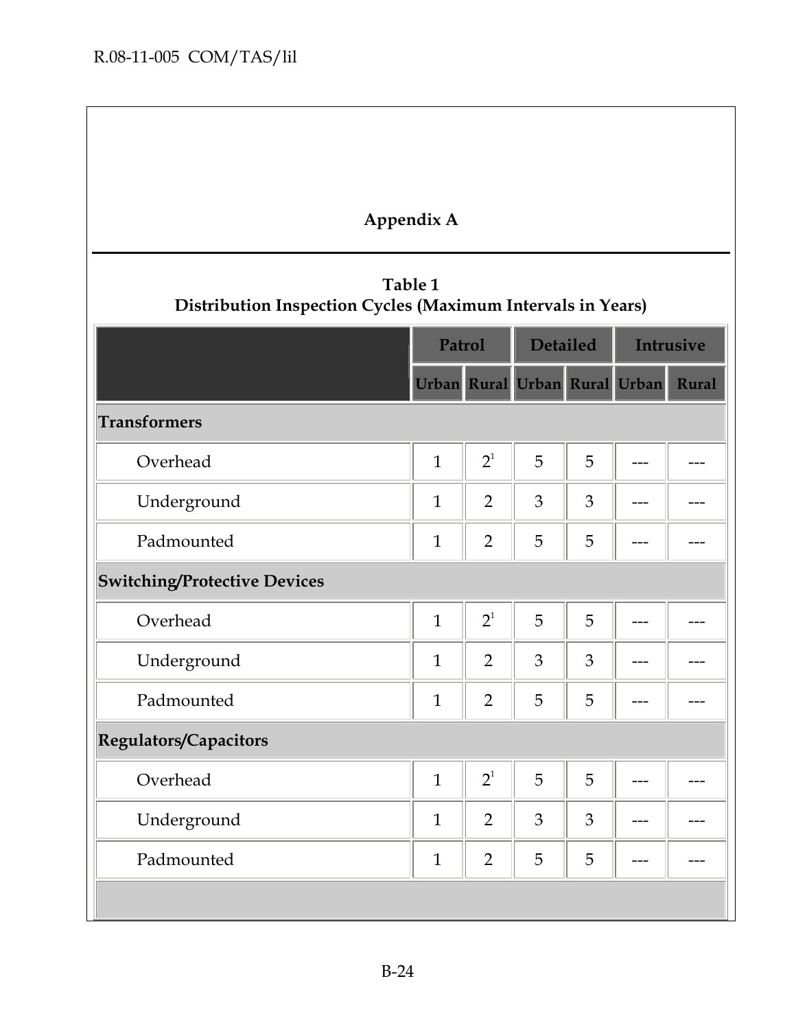## Appendix A

**Table 1**
**Distribution Inspection Cycles (Maximum Intervals in Years)**

| | Patrol | | Detailed | | Intrusive | |
|---|---|---|---|---|---|---|
| | Urban | Rural | Urban | Rural | Urban | Rural |
| **Transformers** | | | | | | |
| Overhead | 1 | 2[1] | 5 | 5 | --- | --- |
| Underground | 1 | 2 | 3 | 3 | --- | --- |
| Padmounted | 1 | 2 | 5 | 5 | --- | --- |
| **Switching/Protective Devices** | | | | | | |
| Overhead | 1 | 2[1] | 5 | 5 | --- | --- |
| Underground | 1 | 2 | 3 | 3 | --- | --- |
| Padmounted | 1 | 2 | 5 | 5 | --- | --- |
| **Regulators/Capacitors** | | | | | | |
| Overhead | 1 | 2[1] | 5 | 5 | --- | --- |
| Underground | 1 | 2 | 3 | 3 | --- | --- |
| Padmounted | 1 | 2 | 5 | 5 | --- | --- |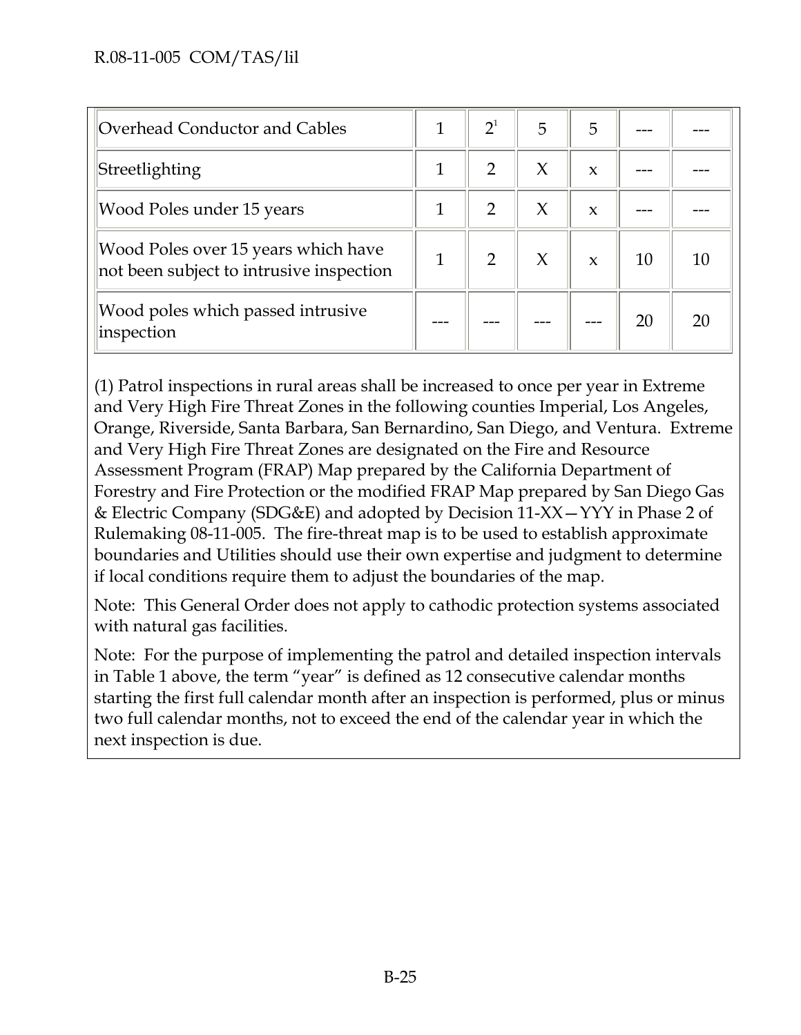| Overhead Conductor and Cables | 1 | 2[1] | 5 | 5 | --- | --- |
|---|---|---|---|---|---|---|
| Streetlighting | 1 | 2 | X | x | --- | --- |
| Wood Poles under 15 years | 1 | 2 | X | x | --- | --- |
| Wood Poles over 15 years which have not been subject to intrusive inspection | 1 | 2 | X | x | 10 | 10 |
| Wood poles which passed intrusive inspection | --- | --- | --- | --- | 20 | 20 |

(1) Patrol inspections in rural areas shall be increased to once per year in Extreme and Very High Fire Threat Zones in the following counties Imperial, Los Angeles, Orange, Riverside, Santa Barbara, San Bernardino, San Diego, and Ventura. Extreme and Very High Fire Threat Zones are designated on the Fire and Resource Assessment Program (FRAP) Map prepared by the California Department of Forestry and Fire Protection or the modified FRAP Map prepared by San Diego Gas & Electric Company (SDG&E) and adopted by Decision 11-XX—YYY in Phase 2 of Rulemaking 08-11-005. The fire-threat map is to be used to establish approximate boundaries and Utilities should use their own expertise and judgment to determine if local conditions require them to adjust the boundaries of the map.

Note: This General Order does not apply to cathodic protection systems associated with natural gas facilities.

Note: For the purpose of implementing the patrol and detailed inspection intervals in Table 1 above, the term "year" is defined as 12 consecutive calendar months starting the first full calendar month after an inspection is performed, plus or minus two full calendar months, not to exceed the end of the calendar year in which the next inspection is due.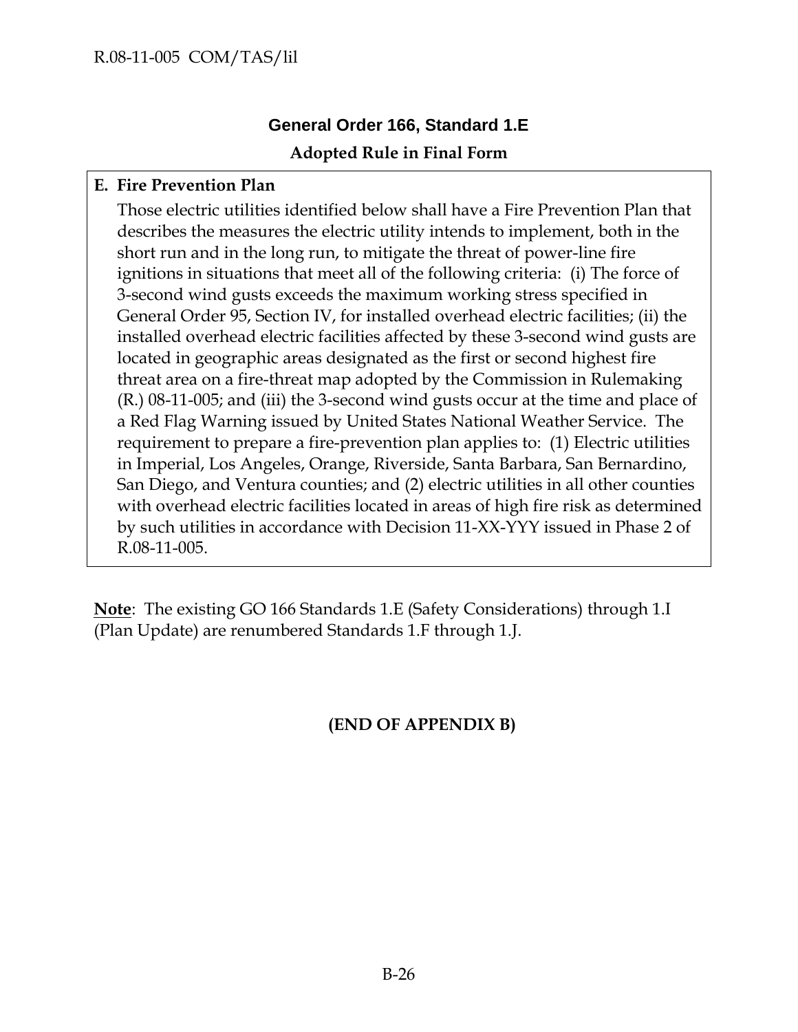## General Order 166, Standard 1.E

### Adopted Rule in Final Form

**E. Fire Prevention Plan**

Those electric utilities identified below shall have a Fire Prevention Plan that describes the measures the electric utility intends to implement, both in the short run and in the long run, to mitigate the threat of power-line fire ignitions in situations that meet all of the following criteria: (i) The force of 3-second wind gusts exceeds the maximum working stress specified in General Order 95, Section IV, for installed overhead electric facilities; (ii) the installed overhead electric facilities affected by these 3-second wind gusts are located in geographic areas designated as the first or second highest fire threat area on a fire-threat map adopted by the Commission in Rulemaking (R.) 08-11-005; and (iii) the 3-second wind gusts occur at the time and place of a Red Flag Warning issued by United States National Weather Service. The requirement to prepare a fire-prevention plan applies to: (1) Electric utilities in Imperial, Los Angeles, Orange, Riverside, Santa Barbara, San Bernardino, San Diego, and Ventura counties; and (2) electric utilities in all other counties with overhead electric facilities located in areas of high fire risk as determined by such utilities in accordance with Decision 11-XX-YYY issued in Phase 2 of R.08-11-005.

**Note**: The existing GO 166 Standards 1.E (Safety Considerations) through 1.I (Plan Update) are renumbered Standards 1.F through 1.J.

**(END OF APPENDIX B)**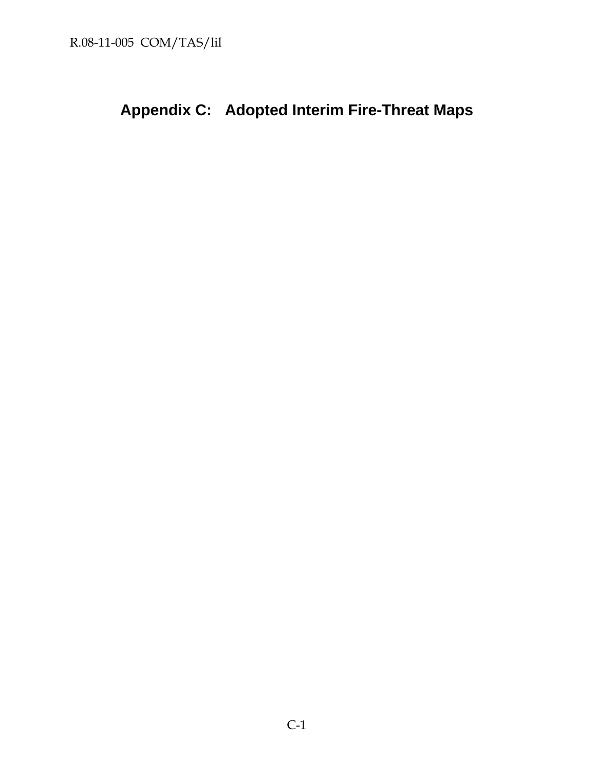# Appendix C: Adopted Interim Fire-Threat Maps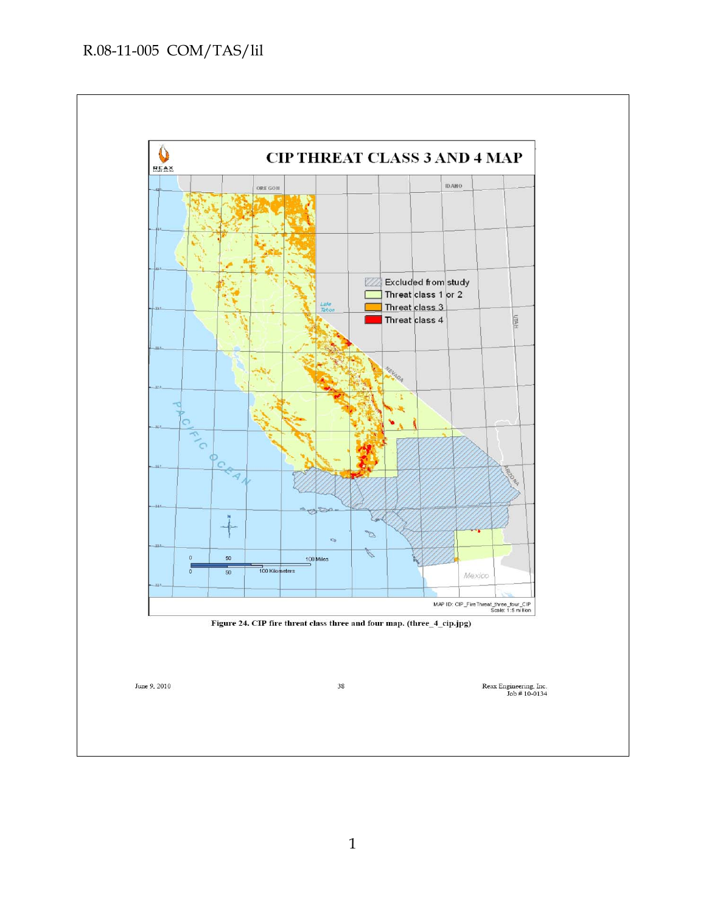Figure 24. CIP fire threat class three and four map. (three_4_cip.jpg)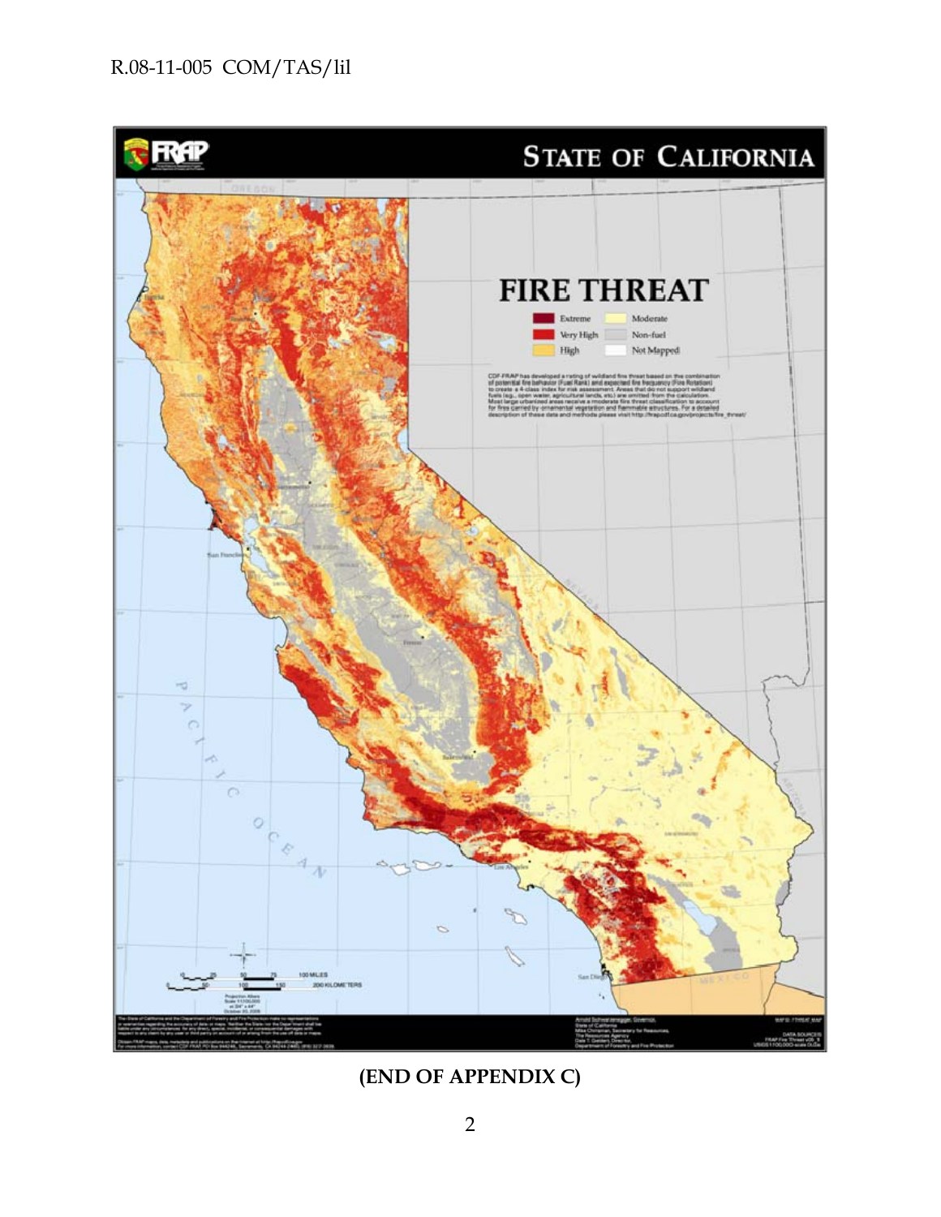STATE OF CALIFORNIA

FIRE THREAT

Extreme

Very High

High

Moderate

Non-fuel

Not Mapped

CDF-FRAP has developed a rating of wildland fire threat based on the combination of potential fire behavior (Fuel Rank) and expected fire frequency (Fire Rotation) to create a 4-class index for risk assessment. Areas that do not support wildland fuels (e.g., open water, agricultural lands, etc.) are omitted from the calculation. Most large urbanized areas receive a moderate fire threat classification to account for fires carried by ornamental vegetation and flammable structures. For a detailed description of these data and methods please visit http://frap.cdf.ca.gov/projects/fire_threat/

PACIFIC OCEAN

San Francisco

Fresno

Bakersfield

Los Angeles

San Diego

OREGON

NEVADA

ARIZONA

MEXICO

100 MILES

200 KILOMETERS

**(END OF APPENDIX C)**